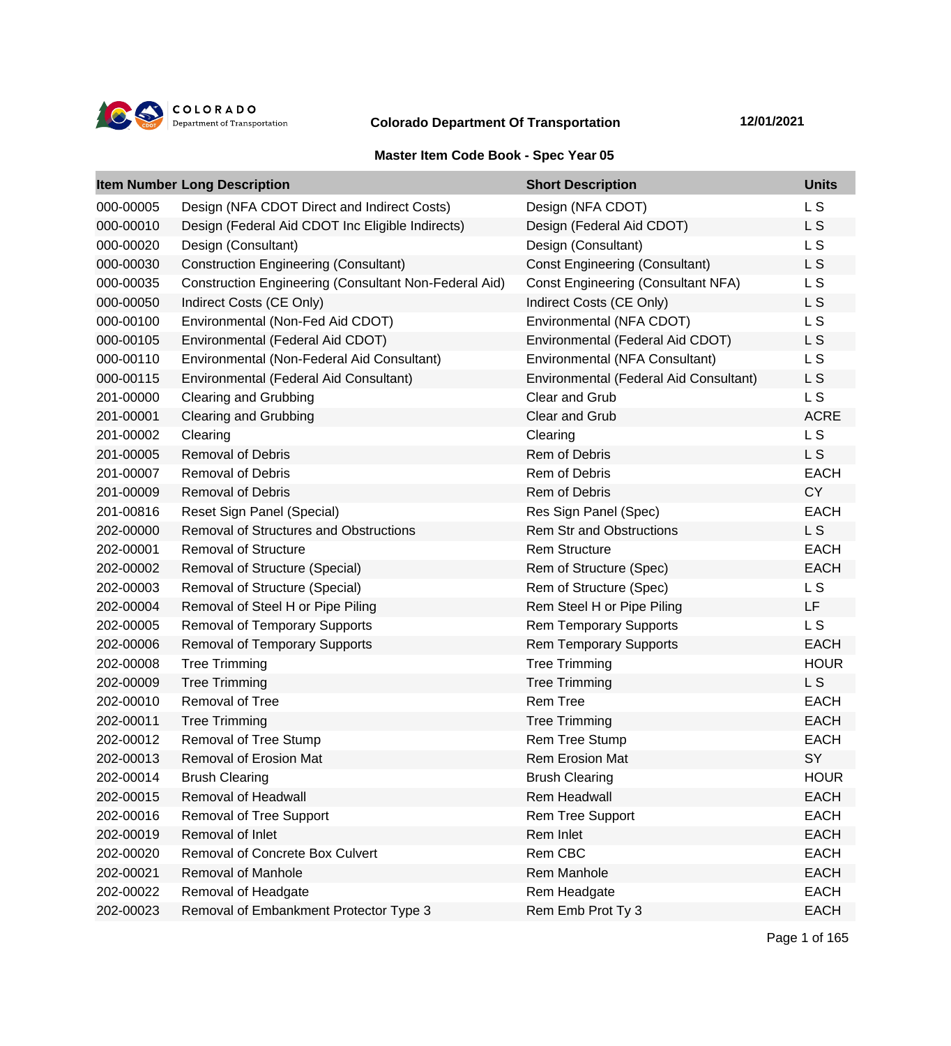COLORADO
Department of Transportation

**Colorado Department Of Transportation** **12/01/2021**

## Master Item Code Book - Spec Year 05

| Item Number | Long Description | Short Description | Units |
|---|---|---|---|
| 000-00005 | Design (NFA CDOT Direct and Indirect Costs) | Design (NFA CDOT) | L S |
| 000-00010 | Design (Federal Aid CDOT Inc Eligible Indirects) | Design (Federal Aid CDOT) | L S |
| 000-00020 | Design (Consultant) | Design (Consultant) | L S |
| 000-00030 | Construction Engineering (Consultant) | Const Engineering (Consultant) | L S |
| 000-00035 | Construction Engineering (Consultant Non-Federal Aid) | Const Engineering (Consultant NFA) | L S |
| 000-00050 | Indirect Costs (CE Only) | Indirect Costs (CE Only) | L S |
| 000-00100 | Environmental (Non-Fed Aid CDOT) | Environmental (NFA CDOT) | L S |
| 000-00105 | Environmental (Federal Aid CDOT) | Environmental (Federal Aid CDOT) | L S |
| 000-00110 | Environmental (Non-Federal Aid Consultant) | Environmental (NFA Consultant) | L S |
| 000-00115 | Environmental (Federal Aid Consultant) | Environmental (Federal Aid Consultant) | L S |
| 201-00000 | Clearing and Grubbing | Clear and Grub | L S |
| 201-00001 | Clearing and Grubbing | Clear and Grub | ACRE |
| 201-00002 | Clearing | Clearing | L S |
| 201-00005 | Removal of Debris | Rem of Debris | L S |
| 201-00007 | Removal of Debris | Rem of Debris | EACH |
| 201-00009 | Removal of Debris | Rem of Debris | CY |
| 201-00816 | Reset Sign Panel (Special) | Res Sign Panel (Spec) | EACH |
| 202-00000 | Removal of Structures and Obstructions | Rem Str and Obstructions | L S |
| 202-00001 | Removal of Structure | Rem Structure | EACH |
| 202-00002 | Removal of Structure (Special) | Rem of Structure (Spec) | EACH |
| 202-00003 | Removal of Structure (Special) | Rem of Structure (Spec) | L S |
| 202-00004 | Removal of Steel H or Pipe Piling | Rem Steel H or Pipe Piling | LF |
| 202-00005 | Removal of Temporary Supports | Rem Temporary Supports | L S |
| 202-00006 | Removal of Temporary Supports | Rem Temporary Supports | EACH |
| 202-00008 | Tree Trimming | Tree Trimming | HOUR |
| 202-00009 | Tree Trimming | Tree Trimming | L S |
| 202-00010 | Removal of Tree | Rem Tree | EACH |
| 202-00011 | Tree Trimming | Tree Trimming | EACH |
| 202-00012 | Removal of Tree Stump | Rem Tree Stump | EACH |
| 202-00013 | Removal of Erosion Mat | Rem Erosion Mat | SY |
| 202-00014 | Brush Clearing | Brush Clearing | HOUR |
| 202-00015 | Removal of Headwall | Rem Headwall | EACH |
| 202-00016 | Removal of Tree Support | Rem Tree Support | EACH |
| 202-00019 | Removal of Inlet | Rem Inlet | EACH |
| 202-00020 | Removal of Concrete Box Culvert | Rem CBC | EACH |
| 202-00021 | Removal of Manhole | Rem Manhole | EACH |
| 202-00022 | Removal of Headgate | Rem Headgate | EACH |
| 202-00023 | Removal of Embankment Protector Type 3 | Rem Emb Prot Ty 3 | EACH |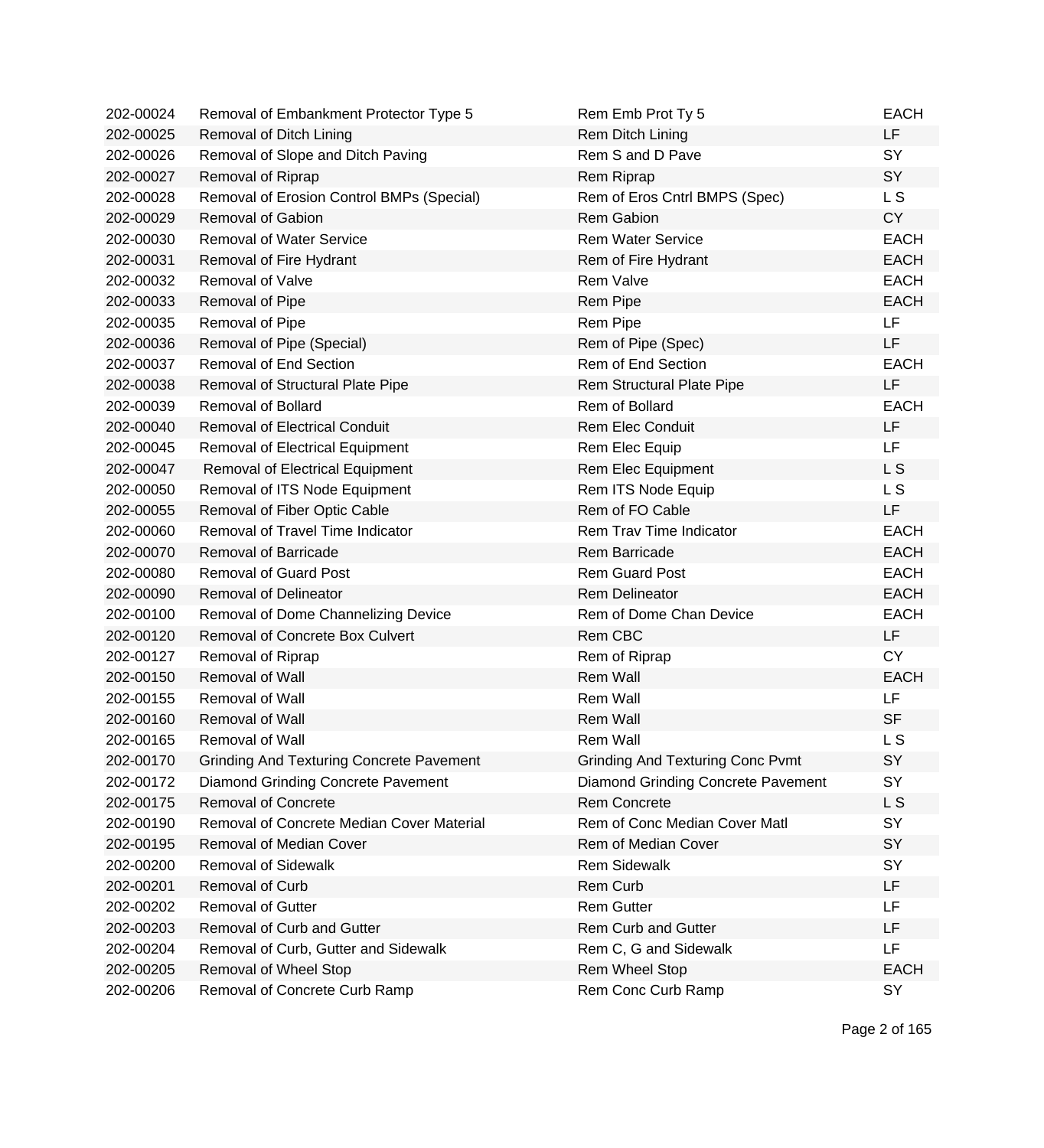| | | | |
|---|---|---|---|
| 202-00024 | Removal of Embankment Protector Type 5 | Rem Emb Prot Ty 5 | EACH |
| 202-00025 | Removal of Ditch Lining | Rem Ditch Lining | LF |
| 202-00026 | Removal of Slope and Ditch Paving | Rem S and D Pave | SY |
| 202-00027 | Removal of Riprap | Rem Riprap | SY |
| 202-00028 | Removal of Erosion Control BMPs (Special) | Rem of Eros Cntrl BMPS (Spec) | L S |
| 202-00029 | Removal of Gabion | Rem Gabion | CY |
| 202-00030 | Removal of Water Service | Rem Water Service | EACH |
| 202-00031 | Removal of Fire Hydrant | Rem of Fire Hydrant | EACH |
| 202-00032 | Removal of Valve | Rem Valve | EACH |
| 202-00033 | Removal of Pipe | Rem Pipe | EACH |
| 202-00035 | Removal of Pipe | Rem Pipe | LF |
| 202-00036 | Removal of Pipe (Special) | Rem of Pipe (Spec) | LF |
| 202-00037 | Removal of End Section | Rem of End Section | EACH |
| 202-00038 | Removal of Structural Plate Pipe | Rem Structural Plate Pipe | LF |
| 202-00039 | Removal of Bollard | Rem of Bollard | EACH |
| 202-00040 | Removal of Electrical Conduit | Rem Elec Conduit | LF |
| 202-00045 | Removal of Electrical Equipment | Rem Elec Equip | LF |
| 202-00047 | Removal of Electrical Equipment | Rem Elec Equipment | L S |
| 202-00050 | Removal of ITS Node Equipment | Rem ITS Node Equip | L S |
| 202-00055 | Removal of Fiber Optic Cable | Rem of FO Cable | LF |
| 202-00060 | Removal of Travel Time Indicator | Rem Trav Time Indicator | EACH |
| 202-00070 | Removal of Barricade | Rem Barricade | EACH |
| 202-00080 | Removal of Guard Post | Rem Guard Post | EACH |
| 202-00090 | Removal of Delineator | Rem Delineator | EACH |
| 202-00100 | Removal of Dome Channelizing Device | Rem of Dome Chan Device | EACH |
| 202-00120 | Removal of Concrete Box Culvert | Rem CBC | LF |
| 202-00127 | Removal of Riprap | Rem of Riprap | CY |
| 202-00150 | Removal of Wall | Rem Wall | EACH |
| 202-00155 | Removal of Wall | Rem Wall | LF |
| 202-00160 | Removal of Wall | Rem Wall | SF |
| 202-00165 | Removal of Wall | Rem Wall | L S |
| 202-00170 | Grinding And Texturing Concrete Pavement | Grinding And Texturing Conc Pvmt | SY |
| 202-00172 | Diamond Grinding Concrete Pavement | Diamond Grinding Concrete Pavement | SY |
| 202-00175 | Removal of Concrete | Rem Concrete | L S |
| 202-00190 | Removal of Concrete Median Cover Material | Rem of Conc Median Cover Matl | SY |
| 202-00195 | Removal of Median Cover | Rem of Median Cover | SY |
| 202-00200 | Removal of Sidewalk | Rem Sidewalk | SY |
| 202-00201 | Removal of Curb | Rem Curb | LF |
| 202-00202 | Removal of Gutter | Rem Gutter | LF |
| 202-00203 | Removal of Curb and Gutter | Rem Curb and Gutter | LF |
| 202-00204 | Removal of Curb, Gutter and Sidewalk | Rem C, G and Sidewalk | LF |
| 202-00205 | Removal of Wheel Stop | Rem Wheel Stop | EACH |
| 202-00206 | Removal of Concrete Curb Ramp | Rem Conc Curb Ramp | SY |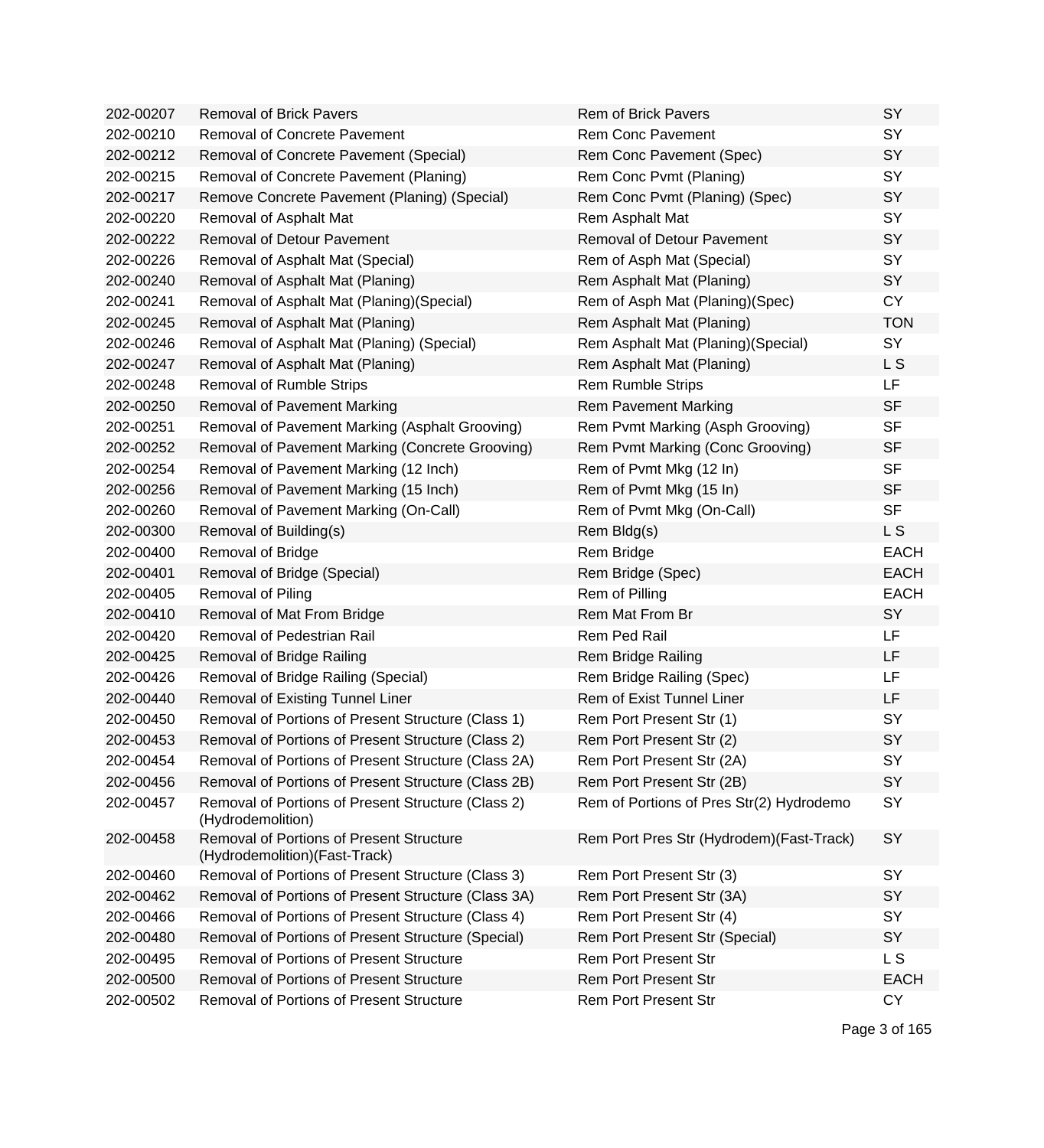| | | | |
|---|---|---|---|
| 202-00207 | Removal of Brick Pavers | Rem of Brick Pavers | SY |
| 202-00210 | Removal of Concrete Pavement | Rem Conc Pavement | SY |
| 202-00212 | Removal of Concrete Pavement (Special) | Rem Conc Pavement (Spec) | SY |
| 202-00215 | Removal of Concrete Pavement (Planing) | Rem Conc Pvmt (Planing) | SY |
| 202-00217 | Remove Concrete Pavement (Planing) (Special) | Rem Conc Pvmt (Planing) (Spec) | SY |
| 202-00220 | Removal of Asphalt Mat | Rem Asphalt Mat | SY |
| 202-00222 | Removal of Detour Pavement | Removal of Detour Pavement | SY |
| 202-00226 | Removal of Asphalt Mat (Special) | Rem of Asph Mat (Special) | SY |
| 202-00240 | Removal of Asphalt Mat (Planing) | Rem Asphalt Mat (Planing) | SY |
| 202-00241 | Removal of Asphalt Mat (Planing)(Special) | Rem of Asph Mat (Planing)(Spec) | CY |
| 202-00245 | Removal of Asphalt Mat (Planing) | Rem Asphalt Mat (Planing) | TON |
| 202-00246 | Removal of Asphalt Mat (Planing) (Special) | Rem Asphalt Mat (Planing)(Special) | SY |
| 202-00247 | Removal of Asphalt Mat (Planing) | Rem Asphalt Mat (Planing) | L S |
| 202-00248 | Removal of Rumble Strips | Rem Rumble Strips | LF |
| 202-00250 | Removal of Pavement Marking | Rem Pavement Marking | SF |
| 202-00251 | Removal of Pavement Marking (Asphalt Grooving) | Rem Pvmt Marking (Asph Grooving) | SF |
| 202-00252 | Removal of Pavement Marking (Concrete Grooving) | Rem Pvmt Marking (Conc Grooving) | SF |
| 202-00254 | Removal of Pavement Marking (12 Inch) | Rem of Pvmt Mkg (12 In) | SF |
| 202-00256 | Removal of Pavement Marking (15 Inch) | Rem of Pvmt Mkg (15 In) | SF |
| 202-00260 | Removal of Pavement Marking (On-Call) | Rem of Pvmt Mkg (On-Call) | SF |
| 202-00300 | Removal of Building(s) | Rem Bldg(s) | L S |
| 202-00400 | Removal of Bridge | Rem Bridge | EACH |
| 202-00401 | Removal of Bridge (Special) | Rem Bridge (Spec) | EACH |
| 202-00405 | Removal of Piling | Rem of Pilling | EACH |
| 202-00410 | Removal of Mat From Bridge | Rem Mat From Br | SY |
| 202-00420 | Removal of Pedestrian Rail | Rem Ped Rail | LF |
| 202-00425 | Removal of Bridge Railing | Rem Bridge Railing | LF |
| 202-00426 | Removal of Bridge Railing (Special) | Rem Bridge Railing (Spec) | LF |
| 202-00440 | Removal of Existing Tunnel Liner | Rem of Exist Tunnel Liner | LF |
| 202-00450 | Removal of Portions of Present Structure (Class 1) | Rem Port Present Str (1) | SY |
| 202-00453 | Removal of Portions of Present Structure (Class 2) | Rem Port Present Str (2) | SY |
| 202-00454 | Removal of Portions of Present Structure (Class 2A) | Rem Port Present Str (2A) | SY |
| 202-00456 | Removal of Portions of Present Structure (Class 2B) | Rem Port Present Str (2B) | SY |
| 202-00457 | Removal of Portions of Present Structure (Class 2) (Hydrodemolition) | Rem of Portions of Pres Str(2) Hydrodemo | SY |
| 202-00458 | Removal of Portions of Present Structure (Hydrodemolition)(Fast-Track) | Rem Port Pres Str (Hydrodem)(Fast-Track) | SY |
| 202-00460 | Removal of Portions of Present Structure (Class 3) | Rem Port Present Str (3) | SY |
| 202-00462 | Removal of Portions of Present Structure (Class 3A) | Rem Port Present Str (3A) | SY |
| 202-00466 | Removal of Portions of Present Structure (Class 4) | Rem Port Present Str (4) | SY |
| 202-00480 | Removal of Portions of Present Structure (Special) | Rem Port Present Str (Special) | SY |
| 202-00495 | Removal of Portions of Present Structure | Rem Port Present Str | L S |
| 202-00500 | Removal of Portions of Present Structure | Rem Port Present Str | EACH |
| 202-00502 | Removal of Portions of Present Structure | Rem Port Present Str | CY |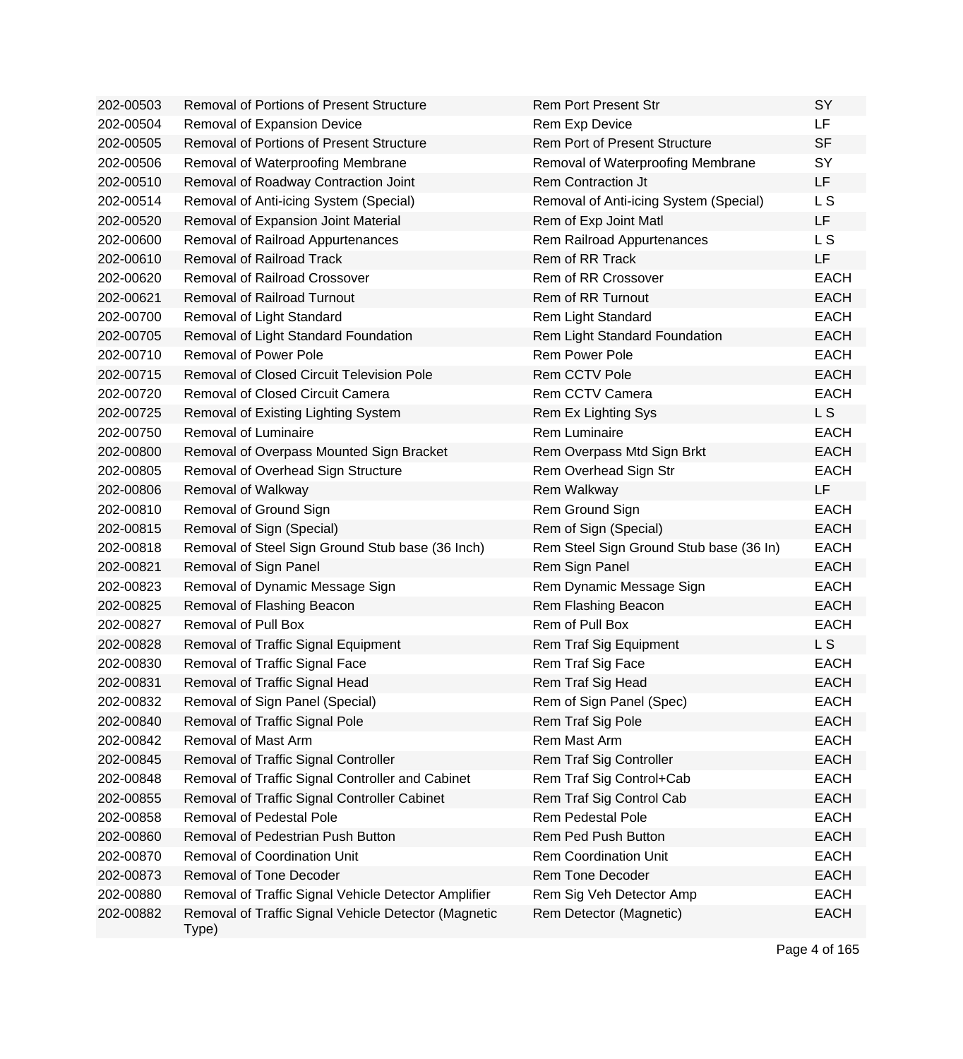| | | | |
|---|---|---|---|
| 202-00503 | Removal of Portions of Present Structure | Rem Port Present Str | SY |
| 202-00504 | Removal of Expansion Device | Rem Exp Device | LF |
| 202-00505 | Removal of Portions of Present Structure | Rem Port of Present Structure | SF |
| 202-00506 | Removal of Waterproofing Membrane | Removal of Waterproofing Membrane | SY |
| 202-00510 | Removal of Roadway Contraction Joint | Rem Contraction Jt | LF |
| 202-00514 | Removal of Anti-icing System (Special) | Removal of Anti-icing System (Special) | L S |
| 202-00520 | Removal of Expansion Joint Material | Rem of Exp Joint Matl | LF |
| 202-00600 | Removal of Railroad Appurtenances | Rem Railroad Appurtenances | L S |
| 202-00610 | Removal of Railroad Track | Rem of RR Track | LF |
| 202-00620 | Removal of Railroad Crossover | Rem of RR Crossover | EACH |
| 202-00621 | Removal of Railroad Turnout | Rem of RR Turnout | EACH |
| 202-00700 | Removal of Light Standard | Rem Light Standard | EACH |
| 202-00705 | Removal of Light Standard Foundation | Rem Light Standard Foundation | EACH |
| 202-00710 | Removal of Power Pole | Rem Power Pole | EACH |
| 202-00715 | Removal of Closed Circuit Television Pole | Rem CCTV Pole | EACH |
| 202-00720 | Removal of Closed Circuit Camera | Rem CCTV Camera | EACH |
| 202-00725 | Removal of Existing Lighting System | Rem Ex Lighting Sys | L S |
| 202-00750 | Removal of Luminaire | Rem Luminaire | EACH |
| 202-00800 | Removal of Overpass Mounted Sign Bracket | Rem Overpass Mtd Sign Brkt | EACH |
| 202-00805 | Removal of Overhead Sign Structure | Rem Overhead Sign Str | EACH |
| 202-00806 | Removal of Walkway | Rem Walkway | LF |
| 202-00810 | Removal of Ground Sign | Rem Ground Sign | EACH |
| 202-00815 | Removal of Sign (Special) | Rem of Sign (Special) | EACH |
| 202-00818 | Removal of Steel Sign Ground Stub base (36 Inch) | Rem Steel Sign Ground Stub base (36 In) | EACH |
| 202-00821 | Removal of Sign Panel | Rem Sign Panel | EACH |
| 202-00823 | Removal of Dynamic Message Sign | Rem Dynamic Message Sign | EACH |
| 202-00825 | Removal of Flashing Beacon | Rem Flashing Beacon | EACH |
| 202-00827 | Removal of Pull Box | Rem of Pull Box | EACH |
| 202-00828 | Removal of Traffic Signal Equipment | Rem Traf Sig Equipment | L S |
| 202-00830 | Removal of Traffic Signal Face | Rem Traf Sig Face | EACH |
| 202-00831 | Removal of Traffic Signal Head | Rem Traf Sig Head | EACH |
| 202-00832 | Removal of Sign Panel (Special) | Rem of Sign Panel (Spec) | EACH |
| 202-00840 | Removal of Traffic Signal Pole | Rem Traf Sig Pole | EACH |
| 202-00842 | Removal of Mast Arm | Rem Mast Arm | EACH |
| 202-00845 | Removal of Traffic Signal Controller | Rem Traf Sig Controller | EACH |
| 202-00848 | Removal of Traffic Signal Controller and Cabinet | Rem Traf Sig Control+Cab | EACH |
| 202-00855 | Removal of Traffic Signal Controller Cabinet | Rem Traf Sig Control Cab | EACH |
| 202-00858 | Removal of Pedestal Pole | Rem Pedestal Pole | EACH |
| 202-00860 | Removal of Pedestrian Push Button | Rem Ped Push Button | EACH |
| 202-00870 | Removal of Coordination Unit | Rem Coordination Unit | EACH |
| 202-00873 | Removal of Tone Decoder | Rem Tone Decoder | EACH |
| 202-00880 | Removal of Traffic Signal Vehicle Detector Amplifier | Rem Sig Veh Detector Amp | EACH |
| 202-00882 | Removal of Traffic Signal Vehicle Detector (Magnetic Type) | Rem Detector (Magnetic) | EACH |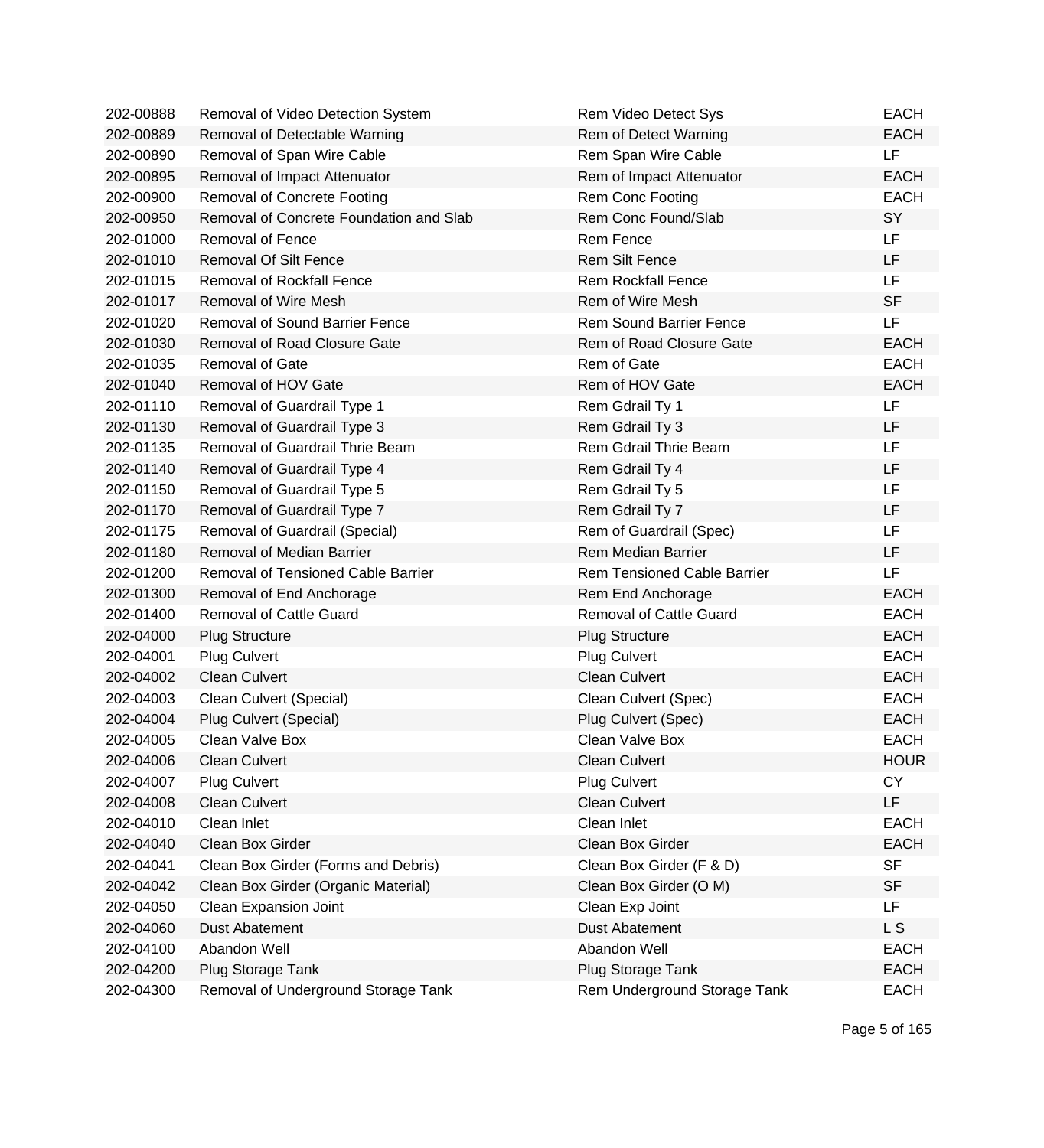| | | | |
|---|---|---|---|
| 202-00888 | Removal of Video Detection System | Rem Video Detect Sys | EACH |
| 202-00889 | Removal of Detectable Warning | Rem of Detect Warning | EACH |
| 202-00890 | Removal of Span Wire Cable | Rem Span Wire Cable | LF |
| 202-00895 | Removal of Impact Attenuator | Rem of Impact Attenuator | EACH |
| 202-00900 | Removal of Concrete Footing | Rem Conc Footing | EACH |
| 202-00950 | Removal of Concrete Foundation and Slab | Rem Conc Found/Slab | SY |
| 202-01000 | Removal of Fence | Rem Fence | LF |
| 202-01010 | Removal Of Silt Fence | Rem Silt Fence | LF |
| 202-01015 | Removal of Rockfall Fence | Rem Rockfall Fence | LF |
| 202-01017 | Removal of Wire Mesh | Rem of Wire Mesh | SF |
| 202-01020 | Removal of Sound Barrier Fence | Rem Sound Barrier Fence | LF |
| 202-01030 | Removal of Road Closure Gate | Rem of Road Closure Gate | EACH |
| 202-01035 | Removal of Gate | Rem of Gate | EACH |
| 202-01040 | Removal of HOV Gate | Rem of HOV Gate | EACH |
| 202-01110 | Removal of Guardrail Type 1 | Rem Gdrail Ty 1 | LF |
| 202-01130 | Removal of Guardrail Type 3 | Rem Gdrail Ty 3 | LF |
| 202-01135 | Removal of Guardrail Thrie Beam | Rem Gdrail Thrie Beam | LF |
| 202-01140 | Removal of Guardrail Type 4 | Rem Gdrail Ty 4 | LF |
| 202-01150 | Removal of Guardrail Type 5 | Rem Gdrail Ty 5 | LF |
| 202-01170 | Removal of Guardrail Type 7 | Rem Gdrail Ty 7 | LF |
| 202-01175 | Removal of Guardrail (Special) | Rem of Guardrail (Spec) | LF |
| 202-01180 | Removal of Median Barrier | Rem Median Barrier | LF |
| 202-01200 | Removal of Tensioned Cable Barrier | Rem Tensioned Cable Barrier | LF |
| 202-01300 | Removal of End Anchorage | Rem End Anchorage | EACH |
| 202-01400 | Removal of Cattle Guard | Removal of Cattle Guard | EACH |
| 202-04000 | Plug Structure | Plug Structure | EACH |
| 202-04001 | Plug Culvert | Plug Culvert | EACH |
| 202-04002 | Clean Culvert | Clean Culvert | EACH |
| 202-04003 | Clean Culvert (Special) | Clean Culvert (Spec) | EACH |
| 202-04004 | Plug Culvert (Special) | Plug Culvert (Spec) | EACH |
| 202-04005 | Clean Valve Box | Clean Valve Box | EACH |
| 202-04006 | Clean Culvert | Clean Culvert | HOUR |
| 202-04007 | Plug Culvert | Plug Culvert | CY |
| 202-04008 | Clean Culvert | Clean Culvert | LF |
| 202-04010 | Clean Inlet | Clean Inlet | EACH |
| 202-04040 | Clean Box Girder | Clean Box Girder | EACH |
| 202-04041 | Clean Box Girder (Forms and Debris) | Clean Box Girder (F & D) | SF |
| 202-04042 | Clean Box Girder (Organic Material) | Clean Box Girder (O M) | SF |
| 202-04050 | Clean Expansion Joint | Clean Exp Joint | LF |
| 202-04060 | Dust Abatement | Dust Abatement | L S |
| 202-04100 | Abandon Well | Abandon Well | EACH |
| 202-04200 | Plug Storage Tank | Plug Storage Tank | EACH |
| 202-04300 | Removal of Underground Storage Tank | Rem Underground Storage Tank | EACH |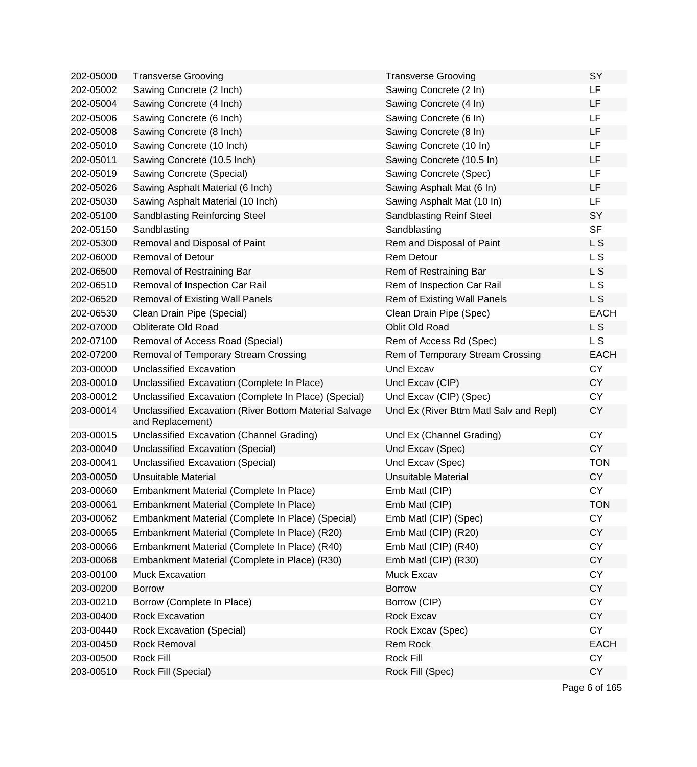| | | | |
|---|---|---|---|
| 202-05000 | Transverse Grooving | Transverse Grooving | SY |
| 202-05002 | Sawing Concrete (2 Inch) | Sawing Concrete (2 In) | LF |
| 202-05004 | Sawing Concrete (4 Inch) | Sawing Concrete (4 In) | LF |
| 202-05006 | Sawing Concrete (6 Inch) | Sawing Concrete (6 In) | LF |
| 202-05008 | Sawing Concrete (8 Inch) | Sawing Concrete (8 In) | LF |
| 202-05010 | Sawing Concrete (10 Inch) | Sawing Concrete (10 In) | LF |
| 202-05011 | Sawing Concrete (10.5 Inch) | Sawing Concrete (10.5 In) | LF |
| 202-05019 | Sawing Concrete (Special) | Sawing Concrete (Spec) | LF |
| 202-05026 | Sawing Asphalt Material (6 Inch) | Sawing Asphalt Mat (6 In) | LF |
| 202-05030 | Sawing Asphalt Material (10 Inch) | Sawing Asphalt Mat (10 In) | LF |
| 202-05100 | Sandblasting Reinforcing Steel | Sandblasting Reinf Steel | SY |
| 202-05150 | Sandblasting | Sandblasting | SF |
| 202-05300 | Removal and Disposal of Paint | Rem and Disposal of Paint | L S |
| 202-06000 | Removal of Detour | Rem Detour | L S |
| 202-06500 | Removal of Restraining Bar | Rem of Restraining Bar | L S |
| 202-06510 | Removal of Inspection Car Rail | Rem of Inspection Car Rail | L S |
| 202-06520 | Removal of Existing Wall Panels | Rem of Existing Wall Panels | L S |
| 202-06530 | Clean Drain Pipe (Special) | Clean Drain Pipe (Spec) | EACH |
| 202-07000 | Obliterate Old Road | Oblit Old Road | L S |
| 202-07100 | Removal of Access Road (Special) | Rem of Access Rd (Spec) | L S |
| 202-07200 | Removal of Temporary Stream Crossing | Rem of Temporary Stream Crossing | EACH |
| 203-00000 | Unclassified Excavation | Uncl Excav | CY |
| 203-00010 | Unclassified Excavation (Complete In Place) | Uncl Excav (CIP) | CY |
| 203-00012 | Unclassified Excavation (Complete In Place) (Special) | Uncl Excav (CIP) (Spec) | CY |
| 203-00014 | Unclassified Excavation (River Bottom Material Salvage and Replacement) | Uncl Ex (River Bttm Matl Salv and Repl) | CY |
| 203-00015 | Unclassified Excavation (Channel Grading) | Uncl Ex (Channel Grading) | CY |
| 203-00040 | Unclassified Excavation (Special) | Uncl Excav (Spec) | CY |
| 203-00041 | Unclassified Excavation (Special) | Uncl Excav (Spec) | TON |
| 203-00050 | Unsuitable Material | Unsuitable Material | CY |
| 203-00060 | Embankment Material (Complete In Place) | Emb Matl (CIP) | CY |
| 203-00061 | Embankment Material (Complete In Place) | Emb Matl (CIP) | TON |
| 203-00062 | Embankment Material (Complete In Place) (Special) | Emb Matl (CIP) (Spec) | CY |
| 203-00065 | Embankment Material (Complete In Place) (R20) | Emb Matl (CIP) (R20) | CY |
| 203-00066 | Embankment Material (Complete In Place) (R40) | Emb Matl (CIP) (R40) | CY |
| 203-00068 | Embankment Material (Complete in Place) (R30) | Emb Matl (CIP) (R30) | CY |
| 203-00100 | Muck Excavation | Muck Excav | CY |
| 203-00200 | Borrow | Borrow | CY |
| 203-00210 | Borrow (Complete In Place) | Borrow (CIP) | CY |
| 203-00400 | Rock Excavation | Rock Excav | CY |
| 203-00440 | Rock Excavation (Special) | Rock Excav (Spec) | CY |
| 203-00450 | Rock Removal | Rem Rock | EACH |
| 203-00500 | Rock Fill | Rock Fill | CY |
| 203-00510 | Rock Fill (Special) | Rock Fill (Spec) | CY |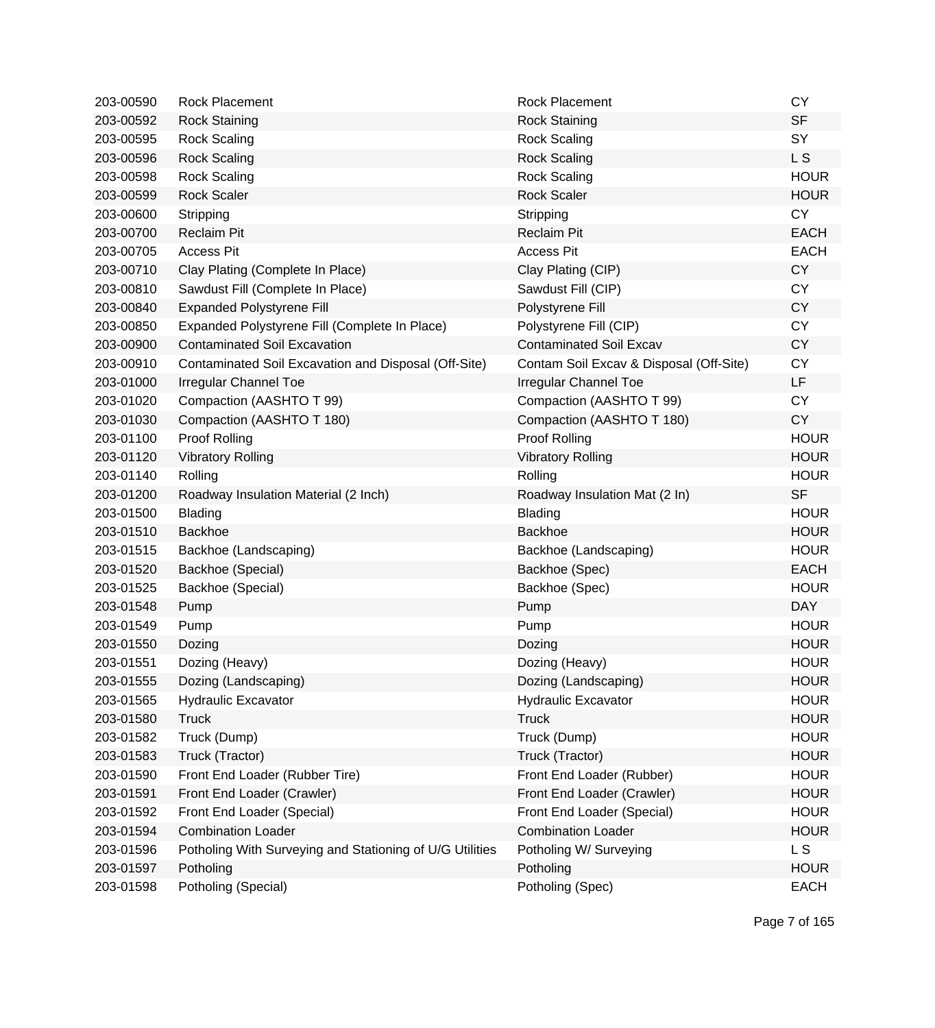| | | | |
|---|---|---|---|
| 203-00590 | Rock Placement | Rock Placement | CY |
| 203-00592 | Rock Staining | Rock Staining | SF |
| 203-00595 | Rock Scaling | Rock Scaling | SY |
| 203-00596 | Rock Scaling | Rock Scaling | L S |
| 203-00598 | Rock Scaling | Rock Scaling | HOUR |
| 203-00599 | Rock Scaler | Rock Scaler | HOUR |
| 203-00600 | Stripping | Stripping | CY |
| 203-00700 | Reclaim Pit | Reclaim Pit | EACH |
| 203-00705 | Access Pit | Access Pit | EACH |
| 203-00710 | Clay Plating (Complete In Place) | Clay Plating (CIP) | CY |
| 203-00810 | Sawdust Fill (Complete In Place) | Sawdust Fill (CIP) | CY |
| 203-00840 | Expanded Polystyrene Fill | Polystyrene Fill | CY |
| 203-00850 | Expanded Polystyrene Fill (Complete In Place) | Polystyrene Fill (CIP) | CY |
| 203-00900 | Contaminated Soil Excavation | Contaminated Soil Excav | CY |
| 203-00910 | Contaminated Soil Excavation and Disposal (Off-Site) | Contam Soil Excav & Disposal (Off-Site) | CY |
| 203-01000 | Irregular Channel Toe | Irregular Channel Toe | LF |
| 203-01020 | Compaction (AASHTO T 99) | Compaction (AASHTO T 99) | CY |
| 203-01030 | Compaction (AASHTO T 180) | Compaction (AASHTO T 180) | CY |
| 203-01100 | Proof Rolling | Proof Rolling | HOUR |
| 203-01120 | Vibratory Rolling | Vibratory Rolling | HOUR |
| 203-01140 | Rolling | Rolling | HOUR |
| 203-01200 | Roadway Insulation Material (2 Inch) | Roadway Insulation Mat (2 In) | SF |
| 203-01500 | Blading | Blading | HOUR |
| 203-01510 | Backhoe | Backhoe | HOUR |
| 203-01515 | Backhoe (Landscaping) | Backhoe (Landscaping) | HOUR |
| 203-01520 | Backhoe (Special) | Backhoe (Spec) | EACH |
| 203-01525 | Backhoe (Special) | Backhoe (Spec) | HOUR |
| 203-01548 | Pump | Pump | DAY |
| 203-01549 | Pump | Pump | HOUR |
| 203-01550 | Dozing | Dozing | HOUR |
| 203-01551 | Dozing (Heavy) | Dozing (Heavy) | HOUR |
| 203-01555 | Dozing (Landscaping) | Dozing (Landscaping) | HOUR |
| 203-01565 | Hydraulic Excavator | Hydraulic Excavator | HOUR |
| 203-01580 | Truck | Truck | HOUR |
| 203-01582 | Truck (Dump) | Truck (Dump) | HOUR |
| 203-01583 | Truck (Tractor) | Truck (Tractor) | HOUR |
| 203-01590 | Front End Loader (Rubber Tire) | Front End Loader (Rubber) | HOUR |
| 203-01591 | Front End Loader (Crawler) | Front End Loader (Crawler) | HOUR |
| 203-01592 | Front End Loader (Special) | Front End Loader (Special) | HOUR |
| 203-01594 | Combination Loader | Combination Loader | HOUR |
| 203-01596 | Potholing With Surveying and Stationing of U/G Utilities | Potholing W/ Surveying | L S |
| 203-01597 | Potholing | Potholing | HOUR |
| 203-01598 | Potholing (Special) | Potholing (Spec) | EACH |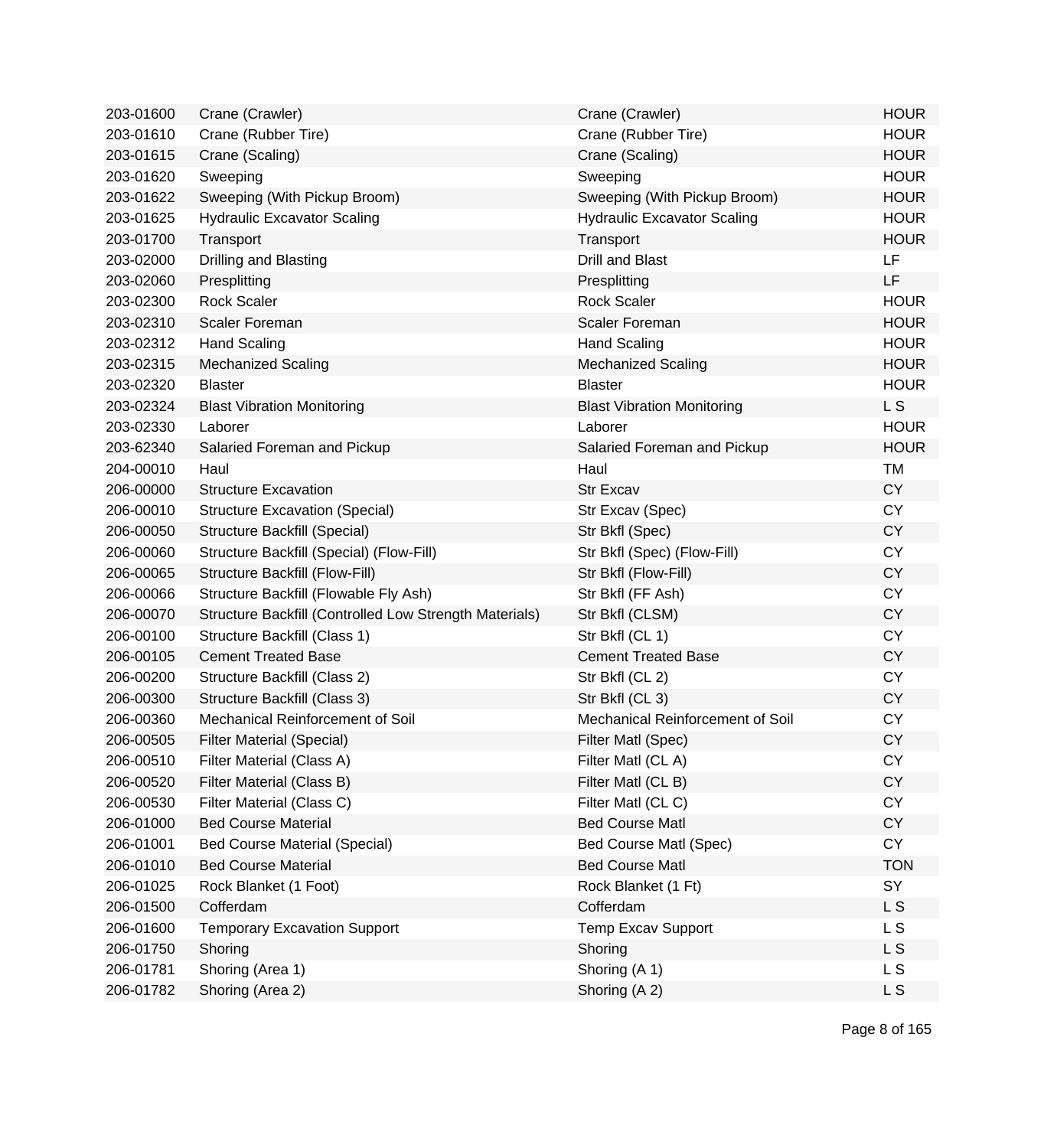| 203-01600 | Crane (Crawler) | Crane (Crawler) | HOUR |
|---|---|---|---|
| 203-01610 | Crane (Rubber Tire) | Crane (Rubber Tire) | HOUR |
| 203-01615 | Crane (Scaling) | Crane (Scaling) | HOUR |
| 203-01620 | Sweeping | Sweeping | HOUR |
| 203-01622 | Sweeping (With Pickup Broom) | Sweeping (With Pickup Broom) | HOUR |
| 203-01625 | Hydraulic Excavator Scaling | Hydraulic Excavator Scaling | HOUR |
| 203-01700 | Transport | Transport | HOUR |
| 203-02000 | Drilling and Blasting | Drill and Blast | LF |
| 203-02060 | Presplitting | Presplitting | LF |
| 203-02300 | Rock Scaler | Rock Scaler | HOUR |
| 203-02310 | Scaler Foreman | Scaler Foreman | HOUR |
| 203-02312 | Hand Scaling | Hand Scaling | HOUR |
| 203-02315 | Mechanized Scaling | Mechanized Scaling | HOUR |
| 203-02320 | Blaster | Blaster | HOUR |
| 203-02324 | Blast Vibration Monitoring | Blast Vibration Monitoring | L S |
| 203-02330 | Laborer | Laborer | HOUR |
| 203-62340 | Salaried Foreman and Pickup | Salaried Foreman and Pickup | HOUR |
| 204-00010 | Haul | Haul | TM |
| 206-00000 | Structure Excavation | Str Excav | CY |
| 206-00010 | Structure Excavation (Special) | Str Excav (Spec) | CY |
| 206-00050 | Structure Backfill (Special) | Str Bkfl (Spec) | CY |
| 206-00060 | Structure Backfill (Special) (Flow-Fill) | Str Bkfl (Spec) (Flow-Fill) | CY |
| 206-00065 | Structure Backfill (Flow-Fill) | Str Bkfl (Flow-Fill) | CY |
| 206-00066 | Structure Backfill (Flowable Fly Ash) | Str Bkfl (FF Ash) | CY |
| 206-00070 | Structure Backfill (Controlled Low Strength Materials) | Str Bkfl (CLSM) | CY |
| 206-00100 | Structure Backfill (Class 1) | Str Bkfl (CL 1) | CY |
| 206-00105 | Cement Treated Base | Cement Treated Base | CY |
| 206-00200 | Structure Backfill (Class 2) | Str Bkfl (CL 2) | CY |
| 206-00300 | Structure Backfill (Class 3) | Str Bkfl (CL 3) | CY |
| 206-00360 | Mechanical Reinforcement of Soil | Mechanical Reinforcement of Soil | CY |
| 206-00505 | Filter Material (Special) | Filter Matl (Spec) | CY |
| 206-00510 | Filter Material (Class A) | Filter Matl (CL A) | CY |
| 206-00520 | Filter Material (Class B) | Filter Matl (CL B) | CY |
| 206-00530 | Filter Material (Class C) | Filter Matl (CL C) | CY |
| 206-01000 | Bed Course Material | Bed Course Matl | CY |
| 206-01001 | Bed Course Material (Special) | Bed Course Matl (Spec) | CY |
| 206-01010 | Bed Course Material | Bed Course Matl | TON |
| 206-01025 | Rock Blanket (1 Foot) | Rock Blanket (1 Ft) | SY |
| 206-01500 | Cofferdam | Cofferdam | L S |
| 206-01600 | Temporary Excavation Support | Temp Excav Support | L S |
| 206-01750 | Shoring | Shoring | L S |
| 206-01781 | Shoring (Area 1) | Shoring (A 1) | L S |
| 206-01782 | Shoring (Area 2) | Shoring (A 2) | L S |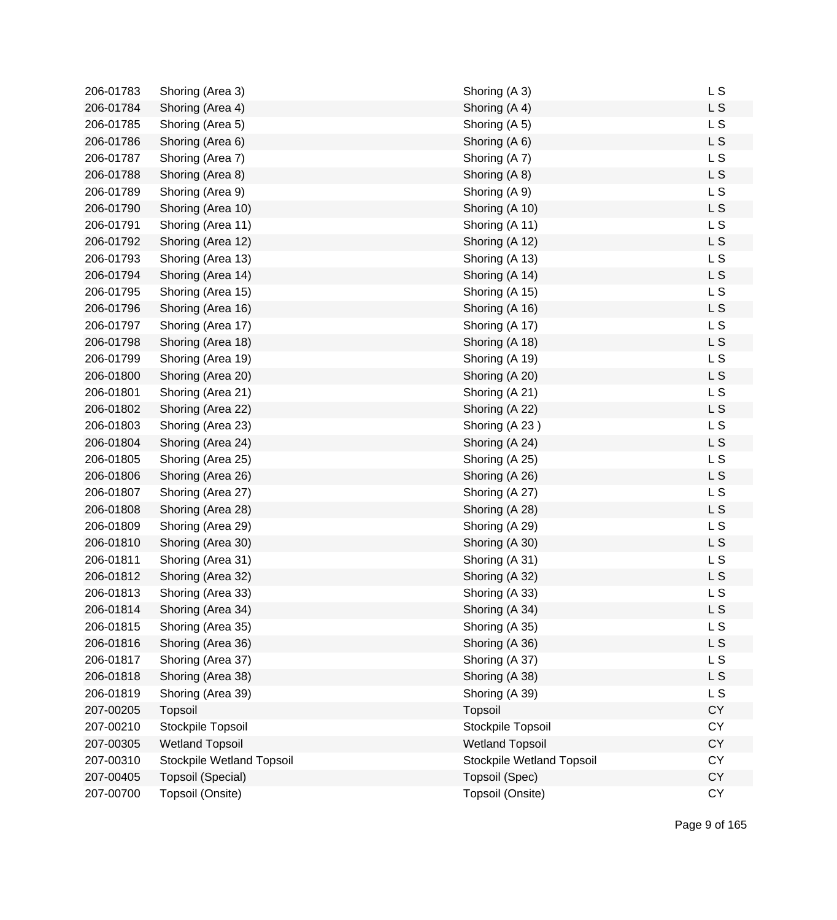| | | | |
|---|---|---|---|
| 206-01783 | Shoring (Area 3) | Shoring (A 3) | L S |
| 206-01784 | Shoring (Area 4) | Shoring (A 4) | L S |
| 206-01785 | Shoring (Area 5) | Shoring (A 5) | L S |
| 206-01786 | Shoring (Area 6) | Shoring (A 6) | L S |
| 206-01787 | Shoring (Area 7) | Shoring (A 7) | L S |
| 206-01788 | Shoring (Area 8) | Shoring (A 8) | L S |
| 206-01789 | Shoring (Area 9) | Shoring (A 9) | L S |
| 206-01790 | Shoring (Area 10) | Shoring (A 10) | L S |
| 206-01791 | Shoring (Area 11) | Shoring (A 11) | L S |
| 206-01792 | Shoring (Area 12) | Shoring (A 12) | L S |
| 206-01793 | Shoring (Area 13) | Shoring (A 13) | L S |
| 206-01794 | Shoring (Area 14) | Shoring (A 14) | L S |
| 206-01795 | Shoring (Area 15) | Shoring (A 15) | L S |
| 206-01796 | Shoring (Area 16) | Shoring (A 16) | L S |
| 206-01797 | Shoring (Area 17) | Shoring (A 17) | L S |
| 206-01798 | Shoring (Area 18) | Shoring (A 18) | L S |
| 206-01799 | Shoring (Area 19) | Shoring (A 19) | L S |
| 206-01800 | Shoring (Area 20) | Shoring (A 20) | L S |
| 206-01801 | Shoring (Area 21) | Shoring (A 21) | L S |
| 206-01802 | Shoring (Area 22) | Shoring (A 22) | L S |
| 206-01803 | Shoring (Area 23) | Shoring (A 23 ) | L S |
| 206-01804 | Shoring (Area 24) | Shoring (A 24) | L S |
| 206-01805 | Shoring (Area 25) | Shoring (A 25) | L S |
| 206-01806 | Shoring (Area 26) | Shoring (A 26) | L S |
| 206-01807 | Shoring (Area 27) | Shoring (A 27) | L S |
| 206-01808 | Shoring (Area 28) | Shoring (A 28) | L S |
| 206-01809 | Shoring (Area 29) | Shoring (A 29) | L S |
| 206-01810 | Shoring (Area 30) | Shoring (A 30) | L S |
| 206-01811 | Shoring (Area 31) | Shoring (A 31) | L S |
| 206-01812 | Shoring (Area 32) | Shoring (A 32) | L S |
| 206-01813 | Shoring (Area 33) | Shoring (A 33) | L S |
| 206-01814 | Shoring (Area 34) | Shoring (A 34) | L S |
| 206-01815 | Shoring (Area 35) | Shoring (A 35) | L S |
| 206-01816 | Shoring (Area 36) | Shoring (A 36) | L S |
| 206-01817 | Shoring (Area 37) | Shoring (A 37) | L S |
| 206-01818 | Shoring (Area 38) | Shoring (A 38) | L S |
| 206-01819 | Shoring (Area 39) | Shoring (A 39) | L S |
| 207-00205 | Topsoil | Topsoil | CY |
| 207-00210 | Stockpile Topsoil | Stockpile Topsoil | CY |
| 207-00305 | Wetland Topsoil | Wetland Topsoil | CY |
| 207-00310 | Stockpile Wetland Topsoil | Stockpile Wetland Topsoil | CY |
| 207-00405 | Topsoil (Special) | Topsoil (Spec) | CY |
| 207-00700 | Topsoil (Onsite) | Topsoil (Onsite) | CY |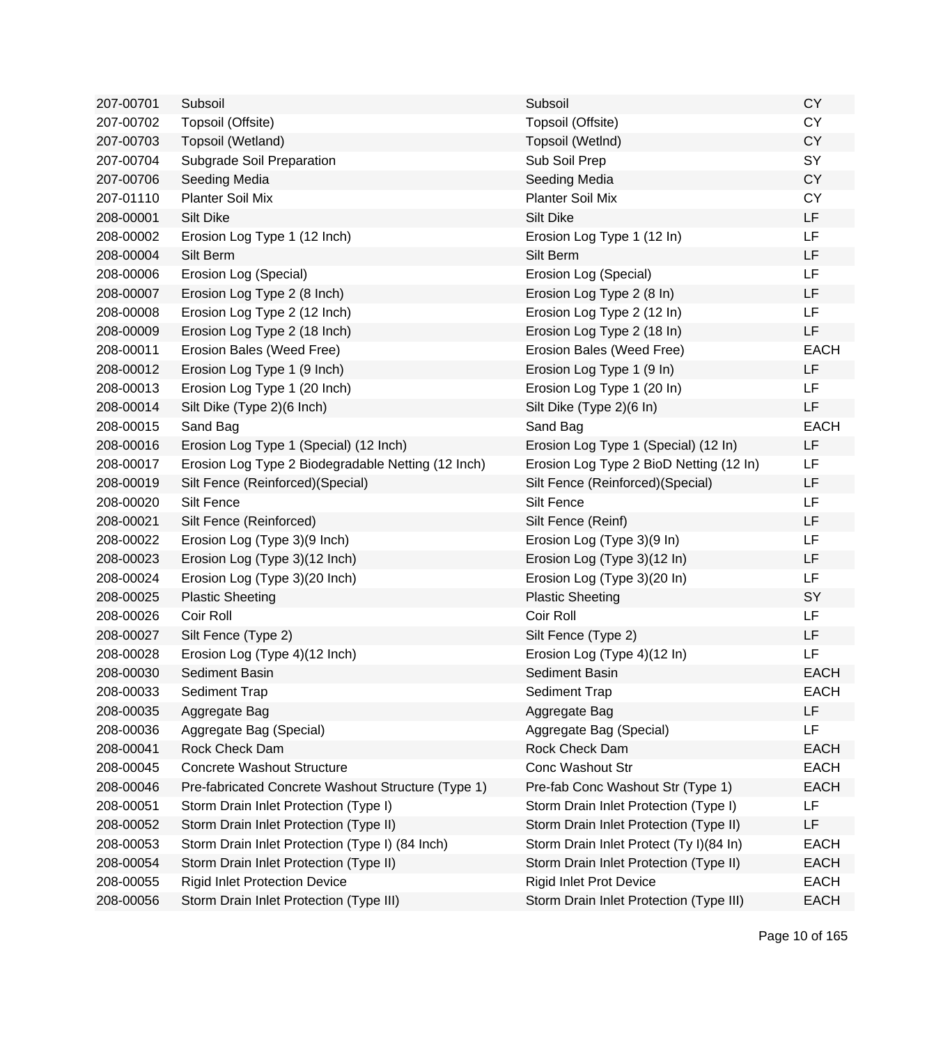| | | | |
|---|---|---|---|
| 207-00701 | Subsoil | Subsoil | CY |
| 207-00702 | Topsoil (Offsite) | Topsoil (Offsite) | CY |
| 207-00703 | Topsoil (Wetland) | Topsoil (Wetlnd) | CY |
| 207-00704 | Subgrade Soil Preparation | Sub Soil Prep | SY |
| 207-00706 | Seeding Media | Seeding Media | CY |
| 207-01110 | Planter Soil Mix | Planter Soil Mix | CY |
| 208-00001 | Silt Dike | Silt Dike | LF |
| 208-00002 | Erosion Log Type 1 (12 Inch) | Erosion Log Type 1 (12 In) | LF |
| 208-00004 | Silt Berm | Silt Berm | LF |
| 208-00006 | Erosion Log (Special) | Erosion Log (Special) | LF |
| 208-00007 | Erosion Log Type 2 (8 Inch) | Erosion Log Type 2 (8 In) | LF |
| 208-00008 | Erosion Log Type 2 (12 Inch) | Erosion Log Type 2 (12 In) | LF |
| 208-00009 | Erosion Log Type 2 (18 Inch) | Erosion Log Type 2 (18 In) | LF |
| 208-00011 | Erosion Bales (Weed Free) | Erosion Bales (Weed Free) | EACH |
| 208-00012 | Erosion Log Type 1 (9 Inch) | Erosion Log Type 1 (9 In) | LF |
| 208-00013 | Erosion Log Type 1 (20 Inch) | Erosion Log Type 1 (20 In) | LF |
| 208-00014 | Silt Dike (Type 2)(6 Inch) | Silt Dike (Type 2)(6 In) | LF |
| 208-00015 | Sand Bag | Sand Bag | EACH |
| 208-00016 | Erosion Log Type 1 (Special) (12 Inch) | Erosion Log Type 1 (Special) (12 In) | LF |
| 208-00017 | Erosion Log Type 2 Biodegradable Netting (12 Inch) | Erosion Log Type 2 BioD Netting (12 In) | LF |
| 208-00019 | Silt Fence (Reinforced)(Special) | Silt Fence (Reinforced)(Special) | LF |
| 208-00020 | Silt Fence | Silt Fence | LF |
| 208-00021 | Silt Fence (Reinforced) | Silt Fence (Reinf) | LF |
| 208-00022 | Erosion Log (Type 3)(9 Inch) | Erosion Log (Type 3)(9 In) | LF |
| 208-00023 | Erosion Log (Type 3)(12 Inch) | Erosion Log (Type 3)(12 In) | LF |
| 208-00024 | Erosion Log (Type 3)(20 Inch) | Erosion Log (Type 3)(20 In) | LF |
| 208-00025 | Plastic Sheeting | Plastic Sheeting | SY |
| 208-00026 | Coir Roll | Coir Roll | LF |
| 208-00027 | Silt Fence (Type 2) | Silt Fence (Type 2) | LF |
| 208-00028 | Erosion Log (Type 4)(12 Inch) | Erosion Log (Type 4)(12 In) | LF |
| 208-00030 | Sediment Basin | Sediment Basin | EACH |
| 208-00033 | Sediment Trap | Sediment Trap | EACH |
| 208-00035 | Aggregate Bag | Aggregate Bag | LF |
| 208-00036 | Aggregate Bag (Special) | Aggregate Bag (Special) | LF |
| 208-00041 | Rock Check Dam | Rock Check Dam | EACH |
| 208-00045 | Concrete Washout Structure | Conc Washout Str | EACH |
| 208-00046 | Pre-fabricated Concrete Washout Structure (Type 1) | Pre-fab Conc Washout Str (Type 1) | EACH |
| 208-00051 | Storm Drain Inlet Protection (Type I) | Storm Drain Inlet Protection (Type I) | LF |
| 208-00052 | Storm Drain Inlet Protection (Type II) | Storm Drain Inlet Protection (Type II) | LF |
| 208-00053 | Storm Drain Inlet Protection (Type I) (84 Inch) | Storm Drain Inlet Protect (Ty I)(84 In) | EACH |
| 208-00054 | Storm Drain Inlet Protection (Type II) | Storm Drain Inlet Protection (Type II) | EACH |
| 208-00055 | Rigid Inlet Protection Device | Rigid Inlet Prot Device | EACH |
| 208-00056 | Storm Drain Inlet Protection (Type III) | Storm Drain Inlet Protection (Type III) | EACH |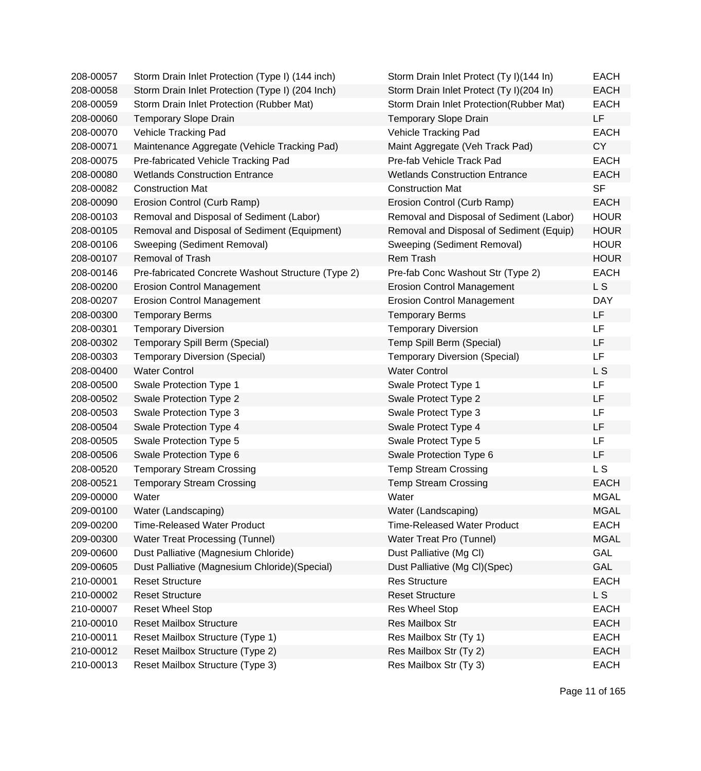| | | | |
|---|---|---|---|
| 208-00057 | Storm Drain Inlet Protection (Type I) (144 inch) | Storm Drain Inlet Protect (Ty I)(144 In) | EACH |
| 208-00058 | Storm Drain Inlet Protection (Type I) (204 Inch) | Storm Drain Inlet Protect (Ty I)(204 In) | EACH |
| 208-00059 | Storm Drain Inlet Protection (Rubber Mat) | Storm Drain Inlet Protection(Rubber Mat) | EACH |
| 208-00060 | Temporary Slope Drain | Temporary Slope Drain | LF |
| 208-00070 | Vehicle Tracking Pad | Vehicle Tracking Pad | EACH |
| 208-00071 | Maintenance Aggregate (Vehicle Tracking Pad) | Maint Aggregate (Veh Track Pad) | CY |
| 208-00075 | Pre-fabricated Vehicle Tracking Pad | Pre-fab Vehicle Track Pad | EACH |
| 208-00080 | Wetlands Construction Entrance | Wetlands Construction Entrance | EACH |
| 208-00082 | Construction Mat | Construction Mat | SF |
| 208-00090 | Erosion Control (Curb Ramp) | Erosion Control (Curb Ramp) | EACH |
| 208-00103 | Removal and Disposal of Sediment (Labor) | Removal and Disposal of Sediment (Labor) | HOUR |
| 208-00105 | Removal and Disposal of Sediment (Equipment) | Removal and Disposal of Sediment (Equip) | HOUR |
| 208-00106 | Sweeping (Sediment Removal) | Sweeping (Sediment Removal) | HOUR |
| 208-00107 | Removal of Trash | Rem Trash | HOUR |
| 208-00146 | Pre-fabricated Concrete Washout Structure (Type 2) | Pre-fab Conc Washout Str (Type 2) | EACH |
| 208-00200 | Erosion Control Management | Erosion Control Management | L S |
| 208-00207 | Erosion Control Management | Erosion Control Management | DAY |
| 208-00300 | Temporary Berms | Temporary Berms | LF |
| 208-00301 | Temporary Diversion | Temporary Diversion | LF |
| 208-00302 | Temporary Spill Berm (Special) | Temp Spill Berm (Special) | LF |
| 208-00303 | Temporary Diversion (Special) | Temporary Diversion (Special) | LF |
| 208-00400 | Water Control | Water Control | L S |
| 208-00500 | Swale Protection Type 1 | Swale Protect Type 1 | LF |
| 208-00502 | Swale Protection Type 2 | Swale Protect Type 2 | LF |
| 208-00503 | Swale Protection Type 3 | Swale Protect Type 3 | LF |
| 208-00504 | Swale Protection Type 4 | Swale Protect Type 4 | LF |
| 208-00505 | Swale Protection Type 5 | Swale Protect Type 5 | LF |
| 208-00506 | Swale Protection Type 6 | Swale Protection Type 6 | LF |
| 208-00520 | Temporary Stream Crossing | Temp Stream Crossing | L S |
| 208-00521 | Temporary Stream Crossing | Temp Stream Crossing | EACH |
| 209-00000 | Water | Water | MGAL |
| 209-00100 | Water (Landscaping) | Water (Landscaping) | MGAL |
| 209-00200 | Time-Released Water Product | Time-Released Water Product | EACH |
| 209-00300 | Water Treat Processing (Tunnel) | Water Treat Pro (Tunnel) | MGAL |
| 209-00600 | Dust Palliative (Magnesium Chloride) | Dust Palliative (Mg Cl) | GAL |
| 209-00605 | Dust Palliative (Magnesium Chloride)(Special) | Dust Palliative (Mg Cl)(Spec) | GAL |
| 210-00001 | Reset Structure | Res Structure | EACH |
| 210-00002 | Reset Structure | Reset Structure | L S |
| 210-00007 | Reset Wheel Stop | Res Wheel Stop | EACH |
| 210-00010 | Reset Mailbox Structure | Res Mailbox Str | EACH |
| 210-00011 | Reset Mailbox Structure (Type 1) | Res Mailbox Str (Ty 1) | EACH |
| 210-00012 | Reset Mailbox Structure (Type 2) | Res Mailbox Str (Ty 2) | EACH |
| 210-00013 | Reset Mailbox Structure (Type 3) | Res Mailbox Str (Ty 3) | EACH |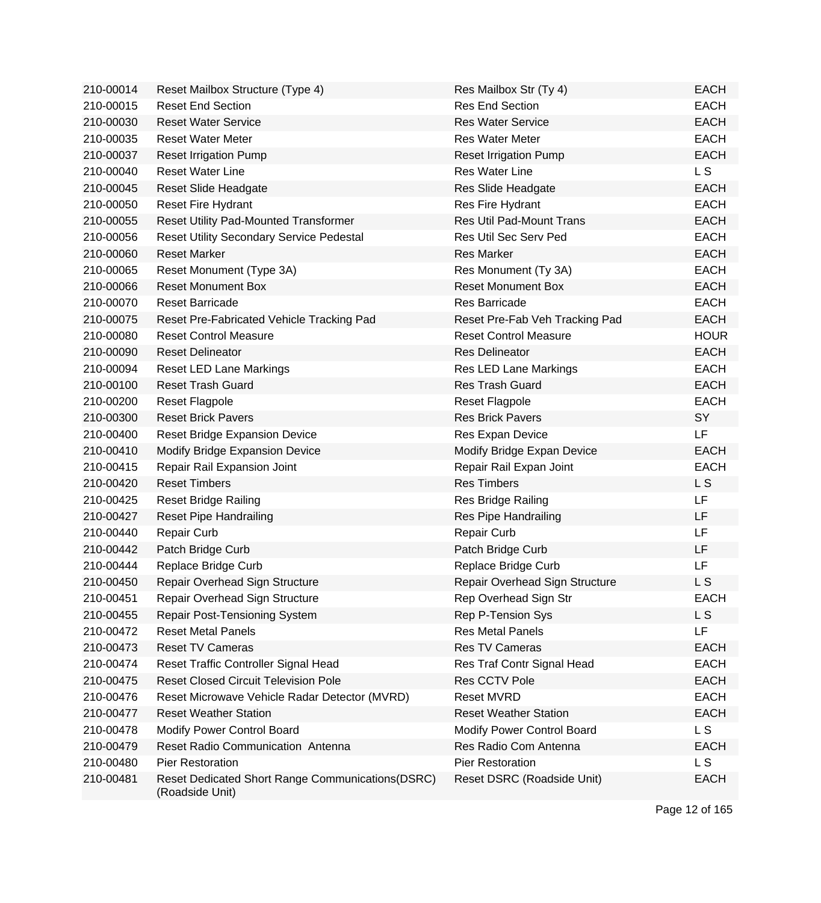| | | | |
|---|---|---|---|
| 210-00014 | Reset Mailbox Structure (Type 4) | Res Mailbox Str (Ty 4) | EACH |
| 210-00015 | Reset End Section | Res End Section | EACH |
| 210-00030 | Reset Water Service | Res Water Service | EACH |
| 210-00035 | Reset Water Meter | Res Water Meter | EACH |
| 210-00037 | Reset Irrigation Pump | Reset Irrigation Pump | EACH |
| 210-00040 | Reset Water Line | Res Water Line | L S |
| 210-00045 | Reset Slide Headgate | Res Slide Headgate | EACH |
| 210-00050 | Reset Fire Hydrant | Res Fire Hydrant | EACH |
| 210-00055 | Reset Utility Pad-Mounted Transformer | Res Util Pad-Mount Trans | EACH |
| 210-00056 | Reset Utility Secondary Service Pedestal | Res Util Sec Serv Ped | EACH |
| 210-00060 | Reset Marker | Res Marker | EACH |
| 210-00065 | Reset Monument (Type 3A) | Res Monument (Ty 3A) | EACH |
| 210-00066 | Reset Monument Box | Reset Monument Box | EACH |
| 210-00070 | Reset Barricade | Res Barricade | EACH |
| 210-00075 | Reset Pre-Fabricated Vehicle Tracking Pad | Reset Pre-Fab Veh Tracking Pad | EACH |
| 210-00080 | Reset Control Measure | Reset Control Measure | HOUR |
| 210-00090 | Reset Delineator | Res Delineator | EACH |
| 210-00094 | Reset LED Lane Markings | Res LED Lane Markings | EACH |
| 210-00100 | Reset Trash Guard | Res Trash Guard | EACH |
| 210-00200 | Reset Flagpole | Reset Flagpole | EACH |
| 210-00300 | Reset Brick Pavers | Res Brick Pavers | SY |
| 210-00400 | Reset Bridge Expansion Device | Res Expan Device | LF |
| 210-00410 | Modify Bridge Expansion Device | Modify Bridge Expan Device | EACH |
| 210-00415 | Repair Rail Expansion Joint | Repair Rail Expan Joint | EACH |
| 210-00420 | Reset Timbers | Res Timbers | L S |
| 210-00425 | Reset Bridge Railing | Res Bridge Railing | LF |
| 210-00427 | Reset Pipe Handrailing | Res Pipe Handrailing | LF |
| 210-00440 | Repair Curb | Repair Curb | LF |
| 210-00442 | Patch Bridge Curb | Patch Bridge Curb | LF |
| 210-00444 | Replace Bridge Curb | Replace Bridge Curb | LF |
| 210-00450 | Repair Overhead Sign Structure | Repair Overhead Sign Structure | L S |
| 210-00451 | Repair Overhead Sign Structure | Rep Overhead Sign Str | EACH |
| 210-00455 | Repair Post-Tensioning System | Rep P-Tension Sys | L S |
| 210-00472 | Reset Metal Panels | Res Metal Panels | LF |
| 210-00473 | Reset TV Cameras | Res TV Cameras | EACH |
| 210-00474 | Reset Traffic Controller Signal Head | Res Traf Contr Signal Head | EACH |
| 210-00475 | Reset Closed Circuit Television Pole | Res CCTV Pole | EACH |
| 210-00476 | Reset Microwave Vehicle Radar Detector (MVRD) | Reset MVRD | EACH |
| 210-00477 | Reset Weather Station | Reset Weather Station | EACH |
| 210-00478 | Modify Power Control Board | Modify Power Control Board | L S |
| 210-00479 | Reset Radio Communication Antenna | Res Radio Com Antenna | EACH |
| 210-00480 | Pier Restoration | Pier Restoration | L S |
| 210-00481 | Reset Dedicated Short Range Communications(DSRC) (Roadside Unit) | Reset DSRC (Roadside Unit) | EACH |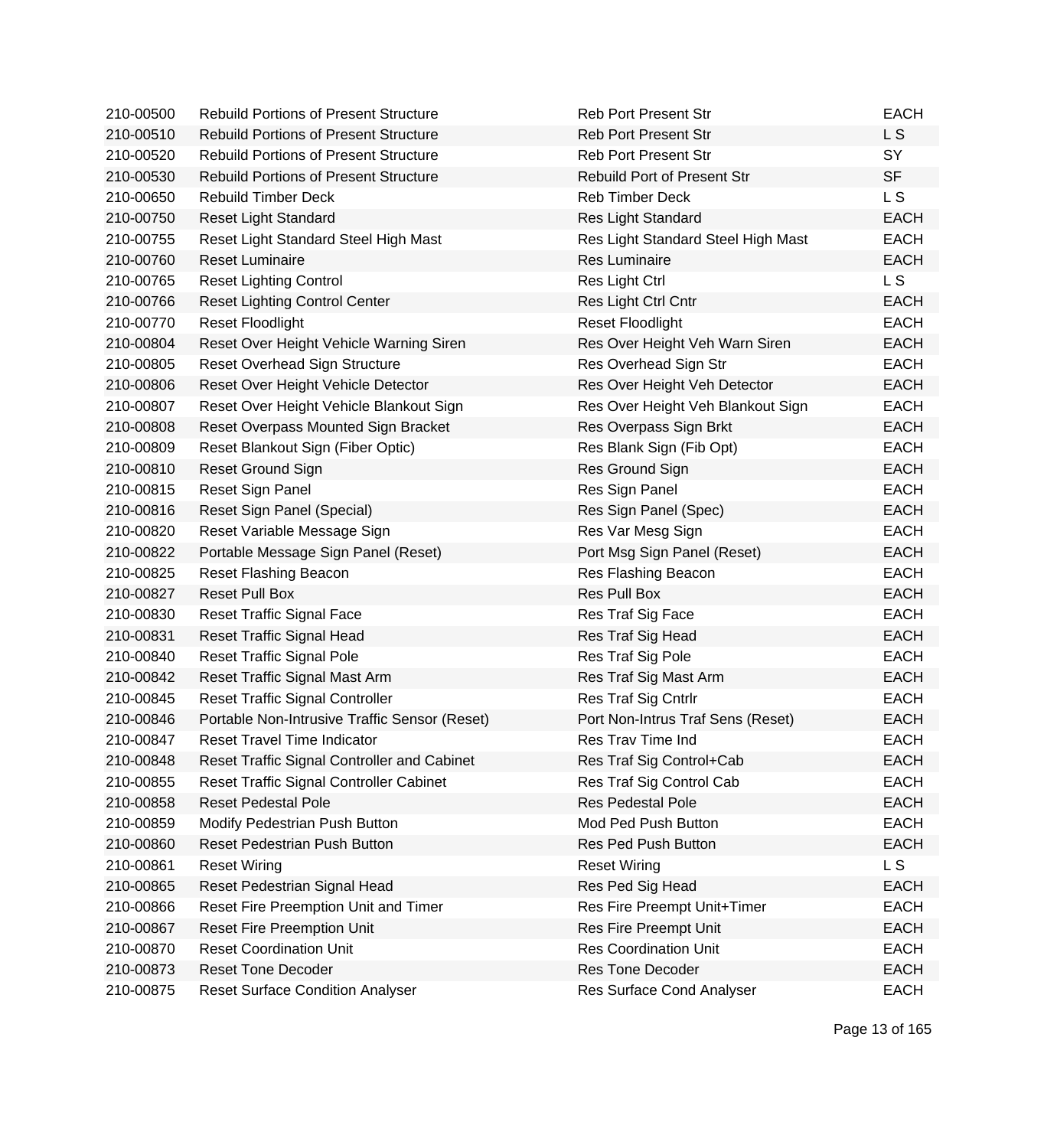| | | | |
|---|---|---|---|
| 210-00500 | Rebuild Portions of Present Structure | Reb Port Present Str | EACH |
| 210-00510 | Rebuild Portions of Present Structure | Reb Port Present Str | L S |
| 210-00520 | Rebuild Portions of Present Structure | Reb Port Present Str | SY |
| 210-00530 | Rebuild Portions of Present Structure | Rebuild Port of Present Str | SF |
| 210-00650 | Rebuild Timber Deck | Reb Timber Deck | L S |
| 210-00750 | Reset Light Standard | Res Light Standard | EACH |
| 210-00755 | Reset Light Standard Steel High Mast | Res Light Standard Steel High Mast | EACH |
| 210-00760 | Reset Luminaire | Res Luminaire | EACH |
| 210-00765 | Reset Lighting Control | Res Light Ctrl | L S |
| 210-00766 | Reset Lighting Control Center | Res Light Ctrl Cntr | EACH |
| 210-00770 | Reset Floodlight | Reset Floodlight | EACH |
| 210-00804 | Reset Over Height Vehicle Warning Siren | Res Over Height Veh Warn Siren | EACH |
| 210-00805 | Reset Overhead Sign Structure | Res Overhead Sign Str | EACH |
| 210-00806 | Reset Over Height Vehicle Detector | Res Over Height Veh Detector | EACH |
| 210-00807 | Reset Over Height Vehicle Blankout Sign | Res Over Height Veh Blankout Sign | EACH |
| 210-00808 | Reset Overpass Mounted Sign Bracket | Res Overpass Sign Brkt | EACH |
| 210-00809 | Reset Blankout Sign (Fiber Optic) | Res Blank Sign (Fib Opt) | EACH |
| 210-00810 | Reset Ground Sign | Res Ground Sign | EACH |
| 210-00815 | Reset Sign Panel | Res Sign Panel | EACH |
| 210-00816 | Reset Sign Panel (Special) | Res Sign Panel (Spec) | EACH |
| 210-00820 | Reset Variable Message Sign | Res Var Mesg Sign | EACH |
| 210-00822 | Portable Message Sign Panel (Reset) | Port Msg Sign Panel (Reset) | EACH |
| 210-00825 | Reset Flashing Beacon | Res Flashing Beacon | EACH |
| 210-00827 | Reset Pull Box | Res Pull Box | EACH |
| 210-00830 | Reset Traffic Signal Face | Res Traf Sig Face | EACH |
| 210-00831 | Reset Traffic Signal Head | Res Traf Sig Head | EACH |
| 210-00840 | Reset Traffic Signal Pole | Res Traf Sig Pole | EACH |
| 210-00842 | Reset Traffic Signal Mast Arm | Res Traf Sig Mast Arm | EACH |
| 210-00845 | Reset Traffic Signal Controller | Res Traf Sig Cntrlr | EACH |
| 210-00846 | Portable Non-Intrusive Traffic Sensor (Reset) | Port Non-Intrus Traf Sens (Reset) | EACH |
| 210-00847 | Reset Travel Time Indicator | Res Trav Time Ind | EACH |
| 210-00848 | Reset Traffic Signal Controller and Cabinet | Res Traf Sig Control+Cab | EACH |
| 210-00855 | Reset Traffic Signal Controller Cabinet | Res Traf Sig Control Cab | EACH |
| 210-00858 | Reset Pedestal Pole | Res Pedestal Pole | EACH |
| 210-00859 | Modify Pedestrian Push Button | Mod Ped Push Button | EACH |
| 210-00860 | Reset Pedestrian Push Button | Res Ped Push Button | EACH |
| 210-00861 | Reset Wiring | Reset Wiring | L S |
| 210-00865 | Reset Pedestrian Signal Head | Res Ped Sig Head | EACH |
| 210-00866 | Reset Fire Preemption Unit and Timer | Res Fire Preempt Unit+Timer | EACH |
| 210-00867 | Reset Fire Preemption Unit | Res Fire Preempt Unit | EACH |
| 210-00870 | Reset Coordination Unit | Res Coordination Unit | EACH |
| 210-00873 | Reset Tone Decoder | Res Tone Decoder | EACH |
| 210-00875 | Reset Surface Condition Analyser | Res Surface Cond Analyser | EACH |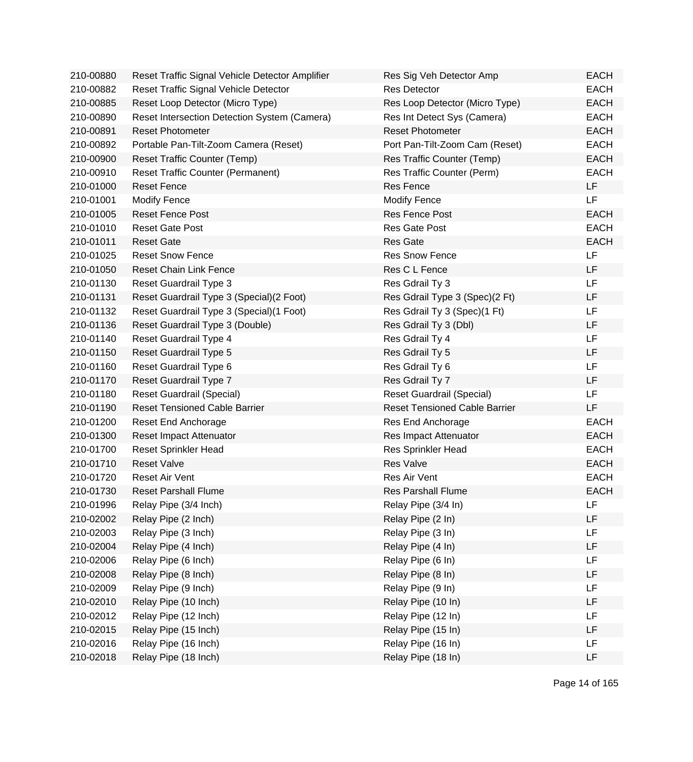| | | | |
|---|---|---|---|
| 210-00880 | Reset Traffic Signal Vehicle Detector Amplifier | Res Sig Veh Detector Amp | EACH |
| 210-00882 | Reset Traffic Signal Vehicle Detector | Res Detector | EACH |
| 210-00885 | Reset Loop Detector (Micro Type) | Res Loop Detector (Micro Type) | EACH |
| 210-00890 | Reset Intersection Detection System (Camera) | Res Int Detect Sys (Camera) | EACH |
| 210-00891 | Reset Photometer | Reset Photometer | EACH |
| 210-00892 | Portable Pan-Tilt-Zoom Camera (Reset) | Port Pan-Tilt-Zoom Cam (Reset) | EACH |
| 210-00900 | Reset Traffic Counter (Temp) | Res Traffic Counter (Temp) | EACH |
| 210-00910 | Reset Traffic Counter (Permanent) | Res Traffic Counter (Perm) | EACH |
| 210-01000 | Reset Fence | Res Fence | LF |
| 210-01001 | Modify Fence | Modify Fence | LF |
| 210-01005 | Reset Fence Post | Res Fence Post | EACH |
| 210-01010 | Reset Gate Post | Res Gate Post | EACH |
| 210-01011 | Reset Gate | Res Gate | EACH |
| 210-01025 | Reset Snow Fence | Res Snow Fence | LF |
| 210-01050 | Reset Chain Link Fence | Res C L Fence | LF |
| 210-01130 | Reset Guardrail Type 3 | Res Gdrail Ty 3 | LF |
| 210-01131 | Reset Guardrail Type 3 (Special)(2 Foot) | Res Gdrail Type 3 (Spec)(2 Ft) | LF |
| 210-01132 | Reset Guardrail Type 3 (Special)(1 Foot) | Res Gdrail Ty 3 (Spec)(1 Ft) | LF |
| 210-01136 | Reset Guardrail Type 3 (Double) | Res Gdrail Ty 3 (Dbl) | LF |
| 210-01140 | Reset Guardrail Type 4 | Res Gdrail Ty 4 | LF |
| 210-01150 | Reset Guardrail Type 5 | Res Gdrail Ty 5 | LF |
| 210-01160 | Reset Guardrail Type 6 | Res Gdrail Ty 6 | LF |
| 210-01170 | Reset Guardrail Type 7 | Res Gdrail Ty 7 | LF |
| 210-01180 | Reset Guardrail (Special) | Reset Guardrail (Special) | LF |
| 210-01190 | Reset Tensioned Cable Barrier | Reset Tensioned Cable Barrier | LF |
| 210-01200 | Reset End Anchorage | Res End Anchorage | EACH |
| 210-01300 | Reset Impact Attenuator | Res Impact Attenuator | EACH |
| 210-01700 | Reset Sprinkler Head | Res Sprinkler Head | EACH |
| 210-01710 | Reset Valve | Res Valve | EACH |
| 210-01720 | Reset Air Vent | Res Air Vent | EACH |
| 210-01730 | Reset Parshall Flume | Res Parshall Flume | EACH |
| 210-01996 | Relay Pipe (3/4 Inch) | Relay Pipe (3/4 In) | LF |
| 210-02002 | Relay Pipe (2 Inch) | Relay Pipe (2 In) | LF |
| 210-02003 | Relay Pipe (3 Inch) | Relay Pipe (3 In) | LF |
| 210-02004 | Relay Pipe (4 Inch) | Relay Pipe (4 In) | LF |
| 210-02006 | Relay Pipe (6 Inch) | Relay Pipe (6 In) | LF |
| 210-02008 | Relay Pipe (8 Inch) | Relay Pipe (8 In) | LF |
| 210-02009 | Relay Pipe (9 Inch) | Relay Pipe (9 In) | LF |
| 210-02010 | Relay Pipe (10 Inch) | Relay Pipe (10 In) | LF |
| 210-02012 | Relay Pipe (12 Inch) | Relay Pipe (12 In) | LF |
| 210-02015 | Relay Pipe (15 Inch) | Relay Pipe (15 In) | LF |
| 210-02016 | Relay Pipe (16 Inch) | Relay Pipe (16 In) | LF |
| 210-02018 | Relay Pipe (18 Inch) | Relay Pipe (18 In) | LF |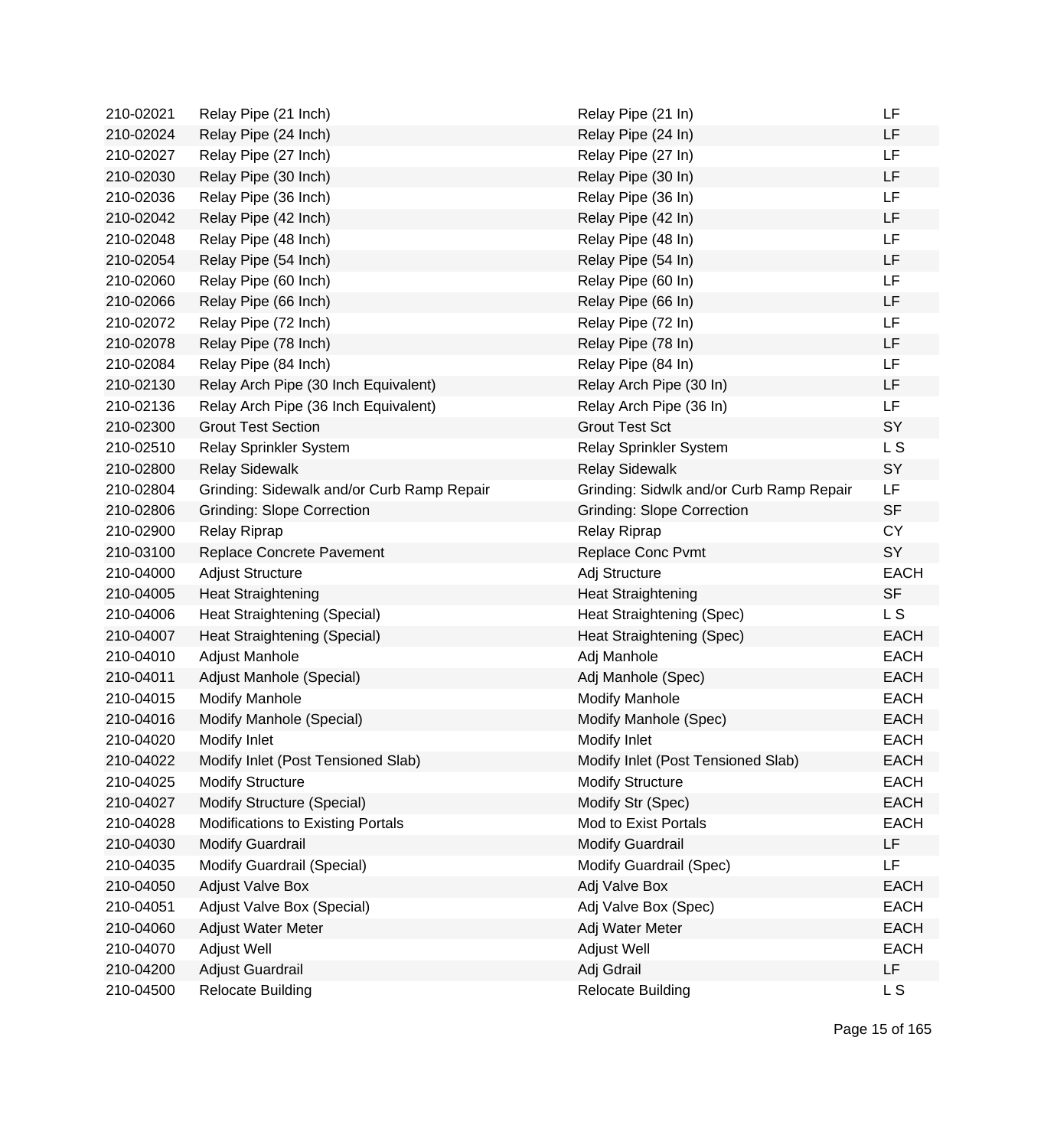| | | | |
|---|---|---|---|
| 210-02021 | Relay Pipe (21 Inch) | Relay Pipe (21 In) | LF |
| 210-02024 | Relay Pipe (24 Inch) | Relay Pipe (24 In) | LF |
| 210-02027 | Relay Pipe (27 Inch) | Relay Pipe (27 In) | LF |
| 210-02030 | Relay Pipe (30 Inch) | Relay Pipe (30 In) | LF |
| 210-02036 | Relay Pipe (36 Inch) | Relay Pipe (36 In) | LF |
| 210-02042 | Relay Pipe (42 Inch) | Relay Pipe (42 In) | LF |
| 210-02048 | Relay Pipe (48 Inch) | Relay Pipe (48 In) | LF |
| 210-02054 | Relay Pipe (54 Inch) | Relay Pipe (54 In) | LF |
| 210-02060 | Relay Pipe (60 Inch) | Relay Pipe (60 In) | LF |
| 210-02066 | Relay Pipe (66 Inch) | Relay Pipe (66 In) | LF |
| 210-02072 | Relay Pipe (72 Inch) | Relay Pipe (72 In) | LF |
| 210-02078 | Relay Pipe (78 Inch) | Relay Pipe (78 In) | LF |
| 210-02084 | Relay Pipe (84 Inch) | Relay Pipe (84 In) | LF |
| 210-02130 | Relay Arch Pipe (30 Inch Equivalent) | Relay Arch Pipe (30 In) | LF |
| 210-02136 | Relay Arch Pipe (36 Inch Equivalent) | Relay Arch Pipe (36 In) | LF |
| 210-02300 | Grout Test Section | Grout Test Sct | SY |
| 210-02510 | Relay Sprinkler System | Relay Sprinkler System | L S |
| 210-02800 | Relay Sidewalk | Relay Sidewalk | SY |
| 210-02804 | Grinding: Sidewalk and/or Curb Ramp Repair | Grinding: Sidwlk and/or Curb Ramp Repair | LF |
| 210-02806 | Grinding: Slope Correction | Grinding: Slope Correction | SF |
| 210-02900 | Relay Riprap | Relay Riprap | CY |
| 210-03100 | Replace Concrete Pavement | Replace Conc Pvmt | SY |
| 210-04000 | Adjust Structure | Adj Structure | EACH |
| 210-04005 | Heat Straightening | Heat Straightening | SF |
| 210-04006 | Heat Straightening (Special) | Heat Straightening (Spec) | L S |
| 210-04007 | Heat Straightening (Special) | Heat Straightening (Spec) | EACH |
| 210-04010 | Adjust Manhole | Adj Manhole | EACH |
| 210-04011 | Adjust Manhole (Special) | Adj Manhole (Spec) | EACH |
| 210-04015 | Modify Manhole | Modify Manhole | EACH |
| 210-04016 | Modify Manhole (Special) | Modify Manhole (Spec) | EACH |
| 210-04020 | Modify Inlet | Modify Inlet | EACH |
| 210-04022 | Modify Inlet (Post Tensioned Slab) | Modify Inlet (Post Tensioned Slab) | EACH |
| 210-04025 | Modify Structure | Modify Structure | EACH |
| 210-04027 | Modify Structure (Special) | Modify Str (Spec) | EACH |
| 210-04028 | Modifications to Existing Portals | Mod to Exist Portals | EACH |
| 210-04030 | Modify Guardrail | Modify Guardrail | LF |
| 210-04035 | Modify Guardrail (Special) | Modify Guardrail (Spec) | LF |
| 210-04050 | Adjust Valve Box | Adj Valve Box | EACH |
| 210-04051 | Adjust Valve Box (Special) | Adj Valve Box (Spec) | EACH |
| 210-04060 | Adjust Water Meter | Adj Water Meter | EACH |
| 210-04070 | Adjust Well | Adjust Well | EACH |
| 210-04200 | Adjust Guardrail | Adj Gdrail | LF |
| 210-04500 | Relocate Building | Relocate Building | L S |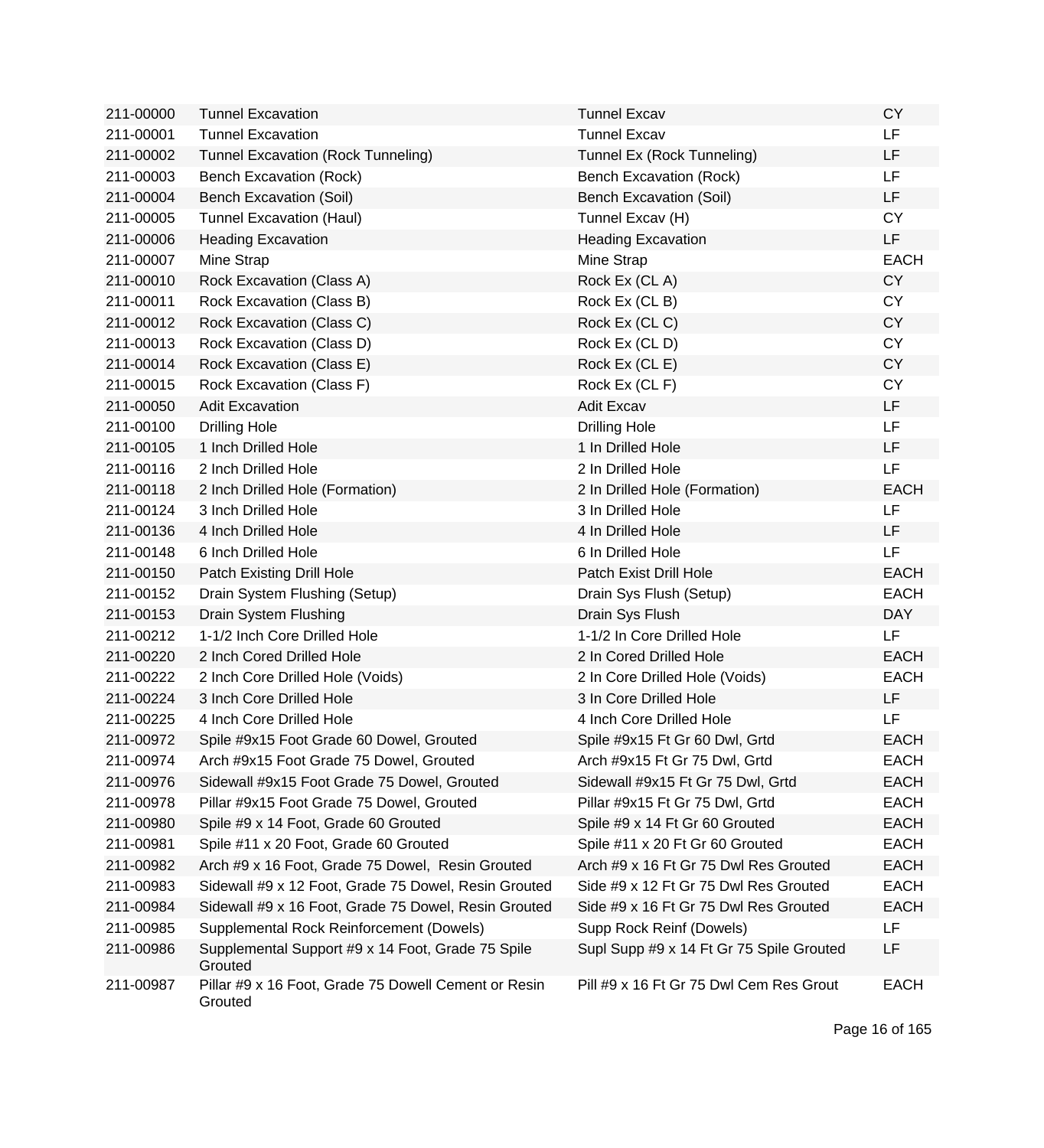| | | | |
|---|---|---|---|
| 211-00000 | Tunnel Excavation | Tunnel Excav | CY |
| 211-00001 | Tunnel Excavation | Tunnel Excav | LF |
| 211-00002 | Tunnel Excavation (Rock Tunneling) | Tunnel Ex (Rock Tunneling) | LF |
| 211-00003 | Bench Excavation (Rock) | Bench Excavation (Rock) | LF |
| 211-00004 | Bench Excavation (Soil) | Bench Excavation (Soil) | LF |
| 211-00005 | Tunnel Excavation (Haul) | Tunnel Excav (H) | CY |
| 211-00006 | Heading Excavation | Heading Excavation | LF |
| 211-00007 | Mine Strap | Mine Strap | EACH |
| 211-00010 | Rock Excavation (Class A) | Rock Ex (CL A) | CY |
| 211-00011 | Rock Excavation (Class B) | Rock Ex (CL B) | CY |
| 211-00012 | Rock Excavation (Class C) | Rock Ex (CL C) | CY |
| 211-00013 | Rock Excavation (Class D) | Rock Ex (CL D) | CY |
| 211-00014 | Rock Excavation (Class E) | Rock Ex (CL E) | CY |
| 211-00015 | Rock Excavation (Class F) | Rock Ex (CL F) | CY |
| 211-00050 | Adit Excavation | Adit Excav | LF |
| 211-00100 | Drilling Hole | Drilling Hole | LF |
| 211-00105 | 1 Inch Drilled Hole | 1 In Drilled Hole | LF |
| 211-00116 | 2 Inch Drilled Hole | 2 In Drilled Hole | LF |
| 211-00118 | 2 Inch Drilled Hole (Formation) | 2 In Drilled Hole (Formation) | EACH |
| 211-00124 | 3 Inch Drilled Hole | 3 In Drilled Hole | LF |
| 211-00136 | 4 Inch Drilled Hole | 4 In Drilled Hole | LF |
| 211-00148 | 6 Inch Drilled Hole | 6 In Drilled Hole | LF |
| 211-00150 | Patch Existing Drill Hole | Patch Exist Drill Hole | EACH |
| 211-00152 | Drain System Flushing (Setup) | Drain Sys Flush (Setup) | EACH |
| 211-00153 | Drain System Flushing | Drain Sys Flush | DAY |
| 211-00212 | 1-1/2 Inch Core Drilled Hole | 1-1/2 In Core Drilled Hole | LF |
| 211-00220 | 2 Inch Cored Drilled Hole | 2 In Cored Drilled Hole | EACH |
| 211-00222 | 2 Inch Core Drilled Hole (Voids) | 2 In Core Drilled Hole (Voids) | EACH |
| 211-00224 | 3 Inch Core Drilled Hole | 3 In Core Drilled Hole | LF |
| 211-00225 | 4 Inch Core Drilled Hole | 4 Inch Core Drilled Hole | LF |
| 211-00972 | Spile #9x15 Foot Grade 60 Dowel, Grouted | Spile #9x15 Ft Gr 60 Dwl, Grtd | EACH |
| 211-00974 | Arch #9x15 Foot Grade 75 Dowel, Grouted | Arch #9x15 Ft Gr 75 Dwl, Grtd | EACH |
| 211-00976 | Sidewall #9x15 Foot Grade 75 Dowel, Grouted | Sidewall #9x15 Ft Gr 75 Dwl, Grtd | EACH |
| 211-00978 | Pillar #9x15 Foot Grade 75 Dowel, Grouted | Pillar #9x15 Ft Gr 75 Dwl, Grtd | EACH |
| 211-00980 | Spile #9 x 14 Foot, Grade 60 Grouted | Spile #9 x 14 Ft Gr 60 Grouted | EACH |
| 211-00981 | Spile #11 x 20 Foot, Grade 60 Grouted | Spile #11 x 20 Ft Gr 60 Grouted | EACH |
| 211-00982 | Arch #9 x 16 Foot, Grade 75 Dowel, Resin Grouted | Arch #9 x 16 Ft Gr 75 Dwl Res Grouted | EACH |
| 211-00983 | Sidewall #9 x 12 Foot, Grade 75 Dowel, Resin Grouted | Side #9 x 12 Ft Gr 75 Dwl Res Grouted | EACH |
| 211-00984 | Sidewall #9 x 16 Foot, Grade 75 Dowel, Resin Grouted | Side #9 x 16 Ft Gr 75 Dwl Res Grouted | EACH |
| 211-00985 | Supplemental Rock Reinforcement (Dowels) | Supp Rock Reinf (Dowels) | LF |
| 211-00986 | Supplemental Support #9 x 14 Foot, Grade 75 Spile Grouted | Supl Supp #9 x 14 Ft Gr 75 Spile Grouted | LF |
| 211-00987 | Pillar #9 x 16 Foot, Grade 75 Dowell Cement or Resin Grouted | Pill #9 x 16 Ft Gr 75 Dwl Cem Res Grout | EACH |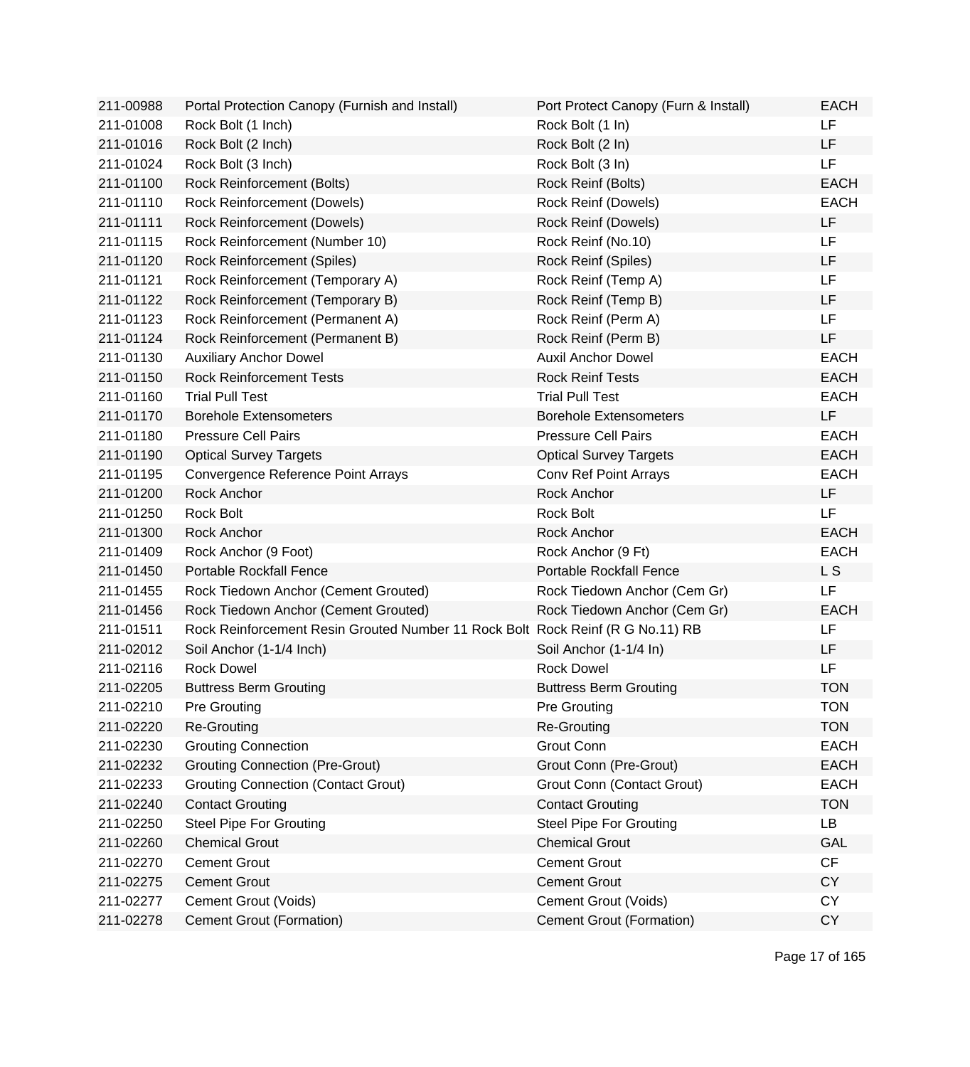| | | | |
|---|---|---|---|
| 211-00988 | Portal Protection Canopy (Furnish and Install) | Port Protect Canopy (Furn & Install) | EACH |
| 211-01008 | Rock Bolt (1 Inch) | Rock Bolt (1 In) | LF |
| 211-01016 | Rock Bolt (2 Inch) | Rock Bolt (2 In) | LF |
| 211-01024 | Rock Bolt (3 Inch) | Rock Bolt (3 In) | LF |
| 211-01100 | Rock Reinforcement (Bolts) | Rock Reinf (Bolts) | EACH |
| 211-01110 | Rock Reinforcement (Dowels) | Rock Reinf (Dowels) | EACH |
| 211-01111 | Rock Reinforcement (Dowels) | Rock Reinf (Dowels) | LF |
| 211-01115 | Rock Reinforcement (Number 10) | Rock Reinf (No.10) | LF |
| 211-01120 | Rock Reinforcement (Spiles) | Rock Reinf (Spiles) | LF |
| 211-01121 | Rock Reinforcement (Temporary A) | Rock Reinf (Temp A) | LF |
| 211-01122 | Rock Reinforcement (Temporary B) | Rock Reinf (Temp B) | LF |
| 211-01123 | Rock Reinforcement (Permanent A) | Rock Reinf (Perm A) | LF |
| 211-01124 | Rock Reinforcement (Permanent B) | Rock Reinf (Perm B) | LF |
| 211-01130 | Auxiliary Anchor Dowel | Auxil Anchor Dowel | EACH |
| 211-01150 | Rock Reinforcement Tests | Rock Reinf Tests | EACH |
| 211-01160 | Trial Pull Test | Trial Pull Test | EACH |
| 211-01170 | Borehole Extensometers | Borehole Extensometers | LF |
| 211-01180 | Pressure Cell Pairs | Pressure Cell Pairs | EACH |
| 211-01190 | Optical Survey Targets | Optical Survey Targets | EACH |
| 211-01195 | Convergence Reference Point Arrays | Conv Ref Point Arrays | EACH |
| 211-01200 | Rock Anchor | Rock Anchor | LF |
| 211-01250 | Rock Bolt | Rock Bolt | LF |
| 211-01300 | Rock Anchor | Rock Anchor | EACH |
| 211-01409 | Rock Anchor (9 Foot) | Rock Anchor (9 Ft) | EACH |
| 211-01450 | Portable Rockfall Fence | Portable Rockfall Fence | L S |
| 211-01455 | Rock Tiedown Anchor (Cement Grouted) | Rock Tiedown Anchor (Cem Gr) | LF |
| 211-01456 | Rock Tiedown Anchor (Cement Grouted) | Rock Tiedown Anchor (Cem Gr) | EACH |
| 211-01511 | Rock Reinforcement Resin Grouted Number 11 Rock Bolt | Rock Reinf (R G No.11) RB | LF |
| 211-02012 | Soil Anchor (1-1/4 Inch) | Soil Anchor (1-1/4 In) | LF |
| 211-02116 | Rock Dowel | Rock Dowel | LF |
| 211-02205 | Buttress Berm Grouting | Buttress Berm Grouting | TON |
| 211-02210 | Pre Grouting | Pre Grouting | TON |
| 211-02220 | Re-Grouting | Re-Grouting | TON |
| 211-02230 | Grouting Connection | Grout Conn | EACH |
| 211-02232 | Grouting Connection (Pre-Grout) | Grout Conn (Pre-Grout) | EACH |
| 211-02233 | Grouting Connection (Contact Grout) | Grout Conn (Contact Grout) | EACH |
| 211-02240 | Contact Grouting | Contact Grouting | TON |
| 211-02250 | Steel Pipe For Grouting | Steel Pipe For Grouting | LB |
| 211-02260 | Chemical Grout | Chemical Grout | GAL |
| 211-02270 | Cement Grout | Cement Grout | CF |
| 211-02275 | Cement Grout | Cement Grout | CY |
| 211-02277 | Cement Grout (Voids) | Cement Grout (Voids) | CY |
| 211-02278 | Cement Grout (Formation) | Cement Grout (Formation) | CY |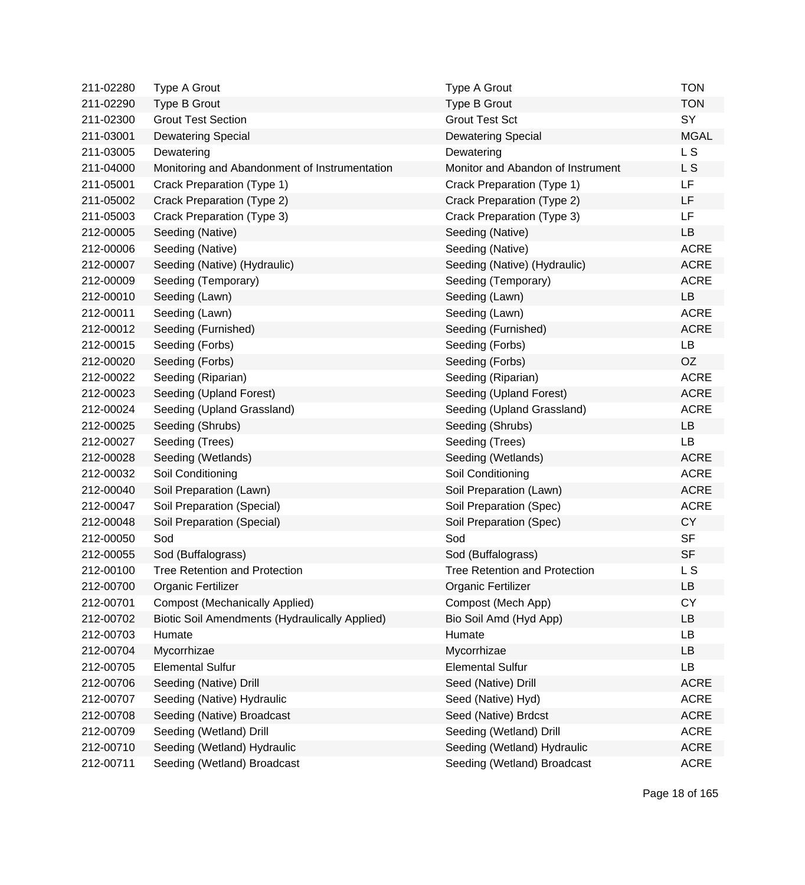| | | | |
|---|---|---|---|
| 211-02280 | Type A Grout | Type A Grout | TON |
| 211-02290 | Type B Grout | Type B Grout | TON |
| 211-02300 | Grout Test Section | Grout Test Sct | SY |
| 211-03001 | Dewatering Special | Dewatering Special | MGAL |
| 211-03005 | Dewatering | Dewatering | L S |
| 211-04000 | Monitoring and Abandonment of Instrumentation | Monitor and Abandon of Instrument | L S |
| 211-05001 | Crack Preparation (Type 1) | Crack Preparation (Type 1) | LF |
| 211-05002 | Crack Preparation (Type 2) | Crack Preparation (Type 2) | LF |
| 211-05003 | Crack Preparation (Type 3) | Crack Preparation (Type 3) | LF |
| 212-00005 | Seeding (Native) | Seeding (Native) | LB |
| 212-00006 | Seeding (Native) | Seeding (Native) | ACRE |
| 212-00007 | Seeding (Native) (Hydraulic) | Seeding (Native) (Hydraulic) | ACRE |
| 212-00009 | Seeding (Temporary) | Seeding (Temporary) | ACRE |
| 212-00010 | Seeding (Lawn) | Seeding (Lawn) | LB |
| 212-00011 | Seeding (Lawn) | Seeding (Lawn) | ACRE |
| 212-00012 | Seeding (Furnished) | Seeding (Furnished) | ACRE |
| 212-00015 | Seeding (Forbs) | Seeding (Forbs) | LB |
| 212-00020 | Seeding (Forbs) | Seeding (Forbs) | OZ |
| 212-00022 | Seeding (Riparian) | Seeding (Riparian) | ACRE |
| 212-00023 | Seeding (Upland Forest) | Seeding (Upland Forest) | ACRE |
| 212-00024 | Seeding (Upland Grassland) | Seeding (Upland Grassland) | ACRE |
| 212-00025 | Seeding (Shrubs) | Seeding (Shrubs) | LB |
| 212-00027 | Seeding (Trees) | Seeding (Trees) | LB |
| 212-00028 | Seeding (Wetlands) | Seeding (Wetlands) | ACRE |
| 212-00032 | Soil Conditioning | Soil Conditioning | ACRE |
| 212-00040 | Soil Preparation (Lawn) | Soil Preparation (Lawn) | ACRE |
| 212-00047 | Soil Preparation (Special) | Soil Preparation (Spec) | ACRE |
| 212-00048 | Soil Preparation (Special) | Soil Preparation (Spec) | CY |
| 212-00050 | Sod | Sod | SF |
| 212-00055 | Sod (Buffalograss) | Sod (Buffalograss) | SF |
| 212-00100 | Tree Retention and Protection | Tree Retention and Protection | L S |
| 212-00700 | Organic Fertilizer | Organic Fertilizer | LB |
| 212-00701 | Compost (Mechanically Applied) | Compost (Mech App) | CY |
| 212-00702 | Biotic Soil Amendments (Hydraulically Applied) | Bio Soil Amd (Hyd App) | LB |
| 212-00703 | Humate | Humate | LB |
| 212-00704 | Mycorrhizae | Mycorrhizae | LB |
| 212-00705 | Elemental Sulfur | Elemental Sulfur | LB |
| 212-00706 | Seeding (Native) Drill | Seed (Native) Drill | ACRE |
| 212-00707 | Seeding (Native) Hydraulic | Seed (Native) Hyd) | ACRE |
| 212-00708 | Seeding (Native) Broadcast | Seed (Native) Brdcst | ACRE |
| 212-00709 | Seeding (Wetland) Drill | Seeding (Wetland) Drill | ACRE |
| 212-00710 | Seeding (Wetland) Hydraulic | Seeding (Wetland) Hydraulic | ACRE |
| 212-00711 | Seeding (Wetland) Broadcast | Seeding (Wetland) Broadcast | ACRE |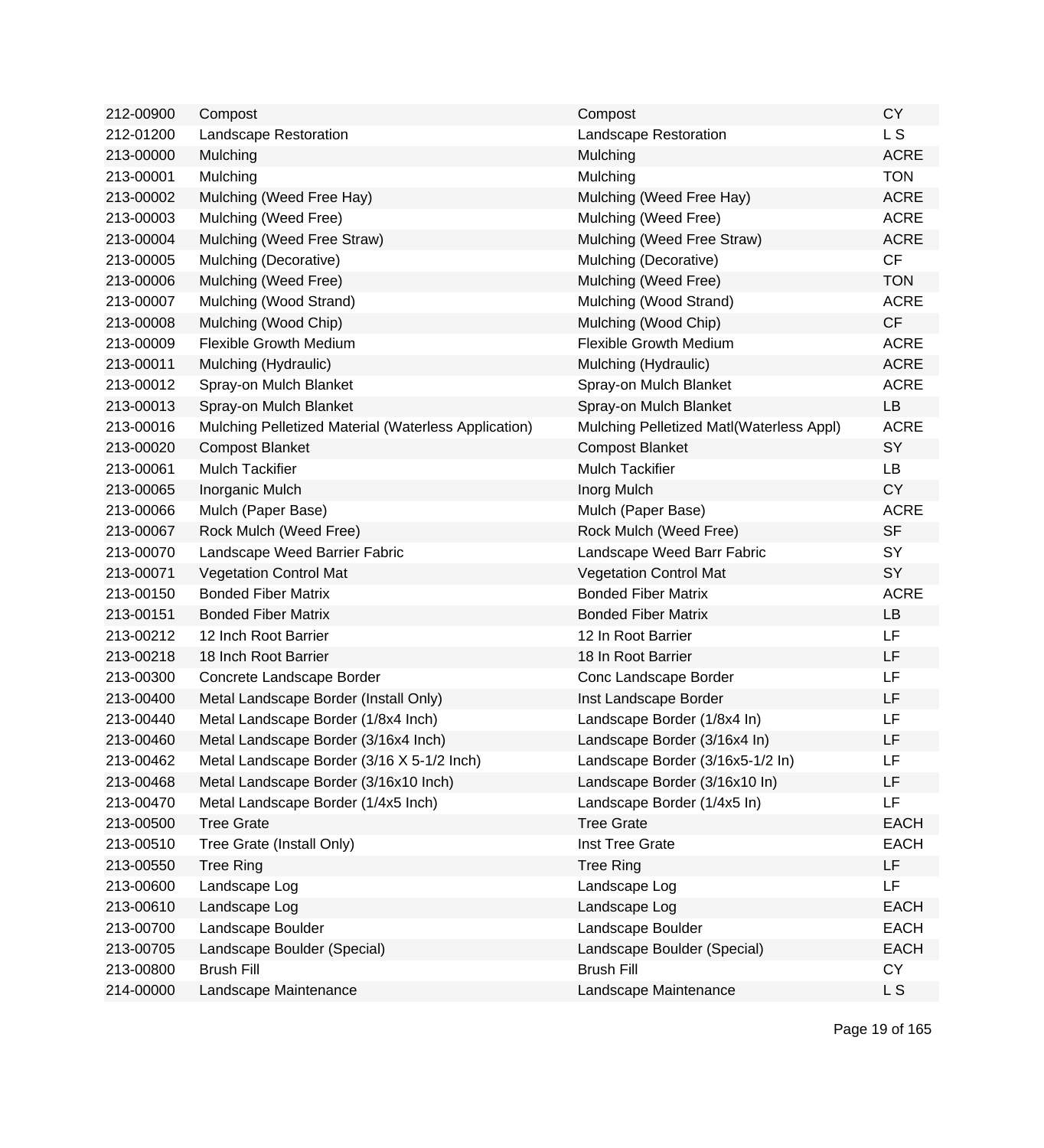| | | | |
|---|---|---|---|
| 212-00900 | Compost | Compost | CY |
| 212-01200 | Landscape Restoration | Landscape Restoration | L S |
| 213-00000 | Mulching | Mulching | ACRE |
| 213-00001 | Mulching | Mulching | TON |
| 213-00002 | Mulching (Weed Free Hay) | Mulching (Weed Free Hay) | ACRE |
| 213-00003 | Mulching (Weed Free) | Mulching (Weed Free) | ACRE |
| 213-00004 | Mulching (Weed Free Straw) | Mulching (Weed Free Straw) | ACRE |
| 213-00005 | Mulching (Decorative) | Mulching (Decorative) | CF |
| 213-00006 | Mulching (Weed Free) | Mulching (Weed Free) | TON |
| 213-00007 | Mulching (Wood Strand) | Mulching (Wood Strand) | ACRE |
| 213-00008 | Mulching (Wood Chip) | Mulching (Wood Chip) | CF |
| 213-00009 | Flexible Growth Medium | Flexible Growth Medium | ACRE |
| 213-00011 | Mulching (Hydraulic) | Mulching (Hydraulic) | ACRE |
| 213-00012 | Spray-on Mulch Blanket | Spray-on Mulch Blanket | ACRE |
| 213-00013 | Spray-on Mulch Blanket | Spray-on Mulch Blanket | LB |
| 213-00016 | Mulching Pelletized Material (Waterless Application) | Mulching Pelletized Matl(Waterless Appl) | ACRE |
| 213-00020 | Compost Blanket | Compost Blanket | SY |
| 213-00061 | Mulch Tackifier | Mulch Tackifier | LB |
| 213-00065 | Inorganic Mulch | Inorg Mulch | CY |
| 213-00066 | Mulch (Paper Base) | Mulch (Paper Base) | ACRE |
| 213-00067 | Rock Mulch (Weed Free) | Rock Mulch (Weed Free) | SF |
| 213-00070 | Landscape Weed Barrier Fabric | Landscape Weed Barr Fabric | SY |
| 213-00071 | Vegetation Control Mat | Vegetation Control Mat | SY |
| 213-00150 | Bonded Fiber Matrix | Bonded Fiber Matrix | ACRE |
| 213-00151 | Bonded Fiber Matrix | Bonded Fiber Matrix | LB |
| 213-00212 | 12 Inch Root Barrier | 12 In Root Barrier | LF |
| 213-00218 | 18 Inch Root Barrier | 18 In Root Barrier | LF |
| 213-00300 | Concrete Landscape Border | Conc Landscape Border | LF |
| 213-00400 | Metal Landscape Border (Install Only) | Inst Landscape Border | LF |
| 213-00440 | Metal Landscape Border (1/8x4 Inch) | Landscape Border (1/8x4 In) | LF |
| 213-00460 | Metal Landscape Border (3/16x4 Inch) | Landscape Border (3/16x4 In) | LF |
| 213-00462 | Metal Landscape Border (3/16 X 5-1/2 Inch) | Landscape Border (3/16x5-1/2 In) | LF |
| 213-00468 | Metal Landscape Border (3/16x10 Inch) | Landscape Border (3/16x10 In) | LF |
| 213-00470 | Metal Landscape Border (1/4x5 Inch) | Landscape Border (1/4x5 In) | LF |
| 213-00500 | Tree Grate | Tree Grate | EACH |
| 213-00510 | Tree Grate (Install Only) | Inst Tree Grate | EACH |
| 213-00550 | Tree Ring | Tree Ring | LF |
| 213-00600 | Landscape Log | Landscape Log | LF |
| 213-00610 | Landscape Log | Landscape Log | EACH |
| 213-00700 | Landscape Boulder | Landscape Boulder | EACH |
| 213-00705 | Landscape Boulder (Special) | Landscape Boulder (Special) | EACH |
| 213-00800 | Brush Fill | Brush Fill | CY |
| 214-00000 | Landscape Maintenance | Landscape Maintenance | L S |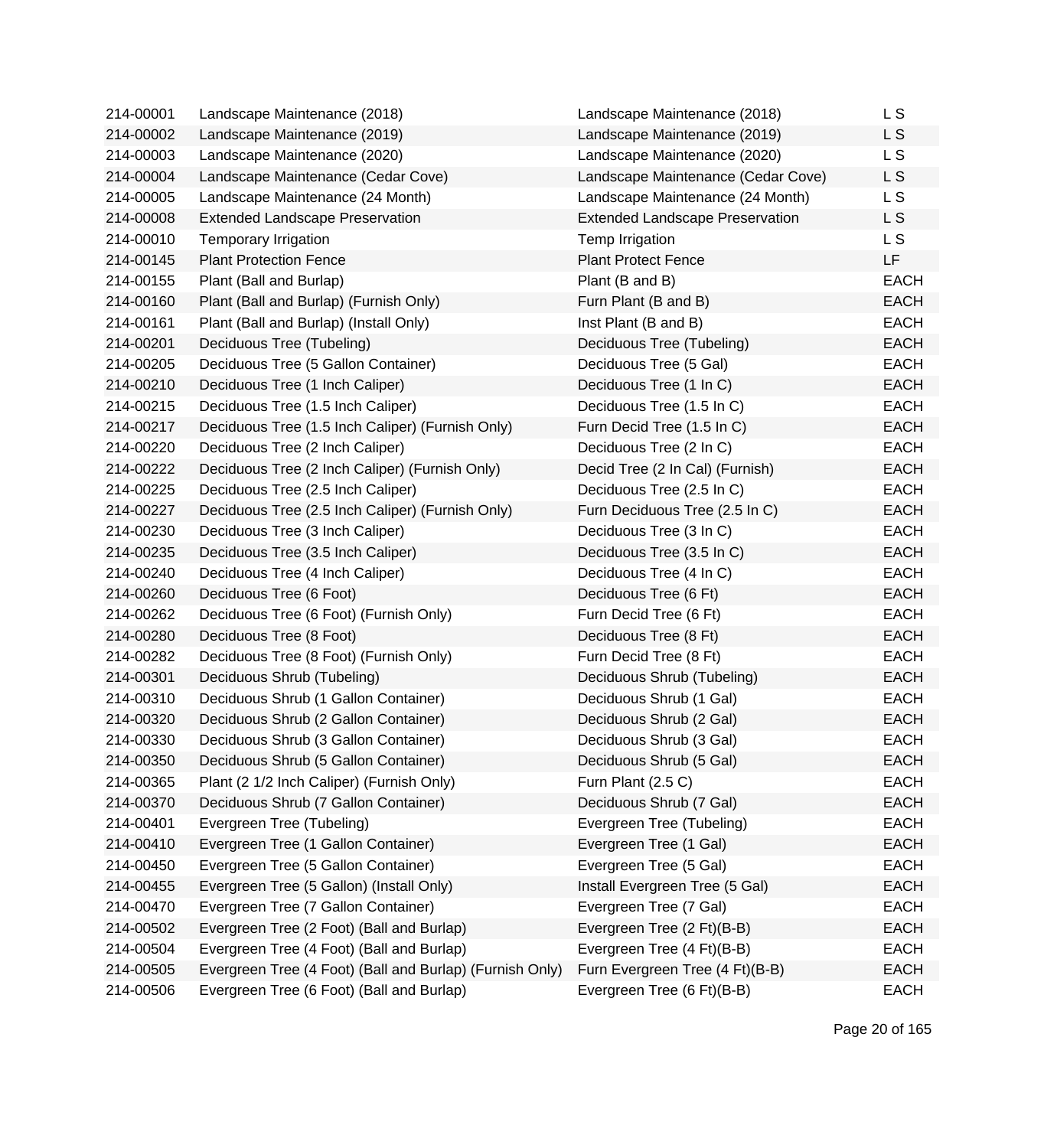| | | | |
|---|---|---|---|
| 214-00001 | Landscape Maintenance (2018) | Landscape Maintenance (2018) | L S |
| 214-00002 | Landscape Maintenance (2019) | Landscape Maintenance (2019) | L S |
| 214-00003 | Landscape Maintenance (2020) | Landscape Maintenance (2020) | L S |
| 214-00004 | Landscape Maintenance (Cedar Cove) | Landscape Maintenance (Cedar Cove) | L S |
| 214-00005 | Landscape Maintenance (24 Month) | Landscape Maintenance (24 Month) | L S |
| 214-00008 | Extended Landscape Preservation | Extended Landscape Preservation | L S |
| 214-00010 | Temporary Irrigation | Temp Irrigation | L S |
| 214-00145 | Plant Protection Fence | Plant Protect Fence | LF |
| 214-00155 | Plant (Ball and Burlap) | Plant (B and B) | EACH |
| 214-00160 | Plant (Ball and Burlap) (Furnish Only) | Furn Plant (B and B) | EACH |
| 214-00161 | Plant (Ball and Burlap) (Install Only) | Inst Plant (B and B) | EACH |
| 214-00201 | Deciduous Tree (Tubeling) | Deciduous Tree (Tubeling) | EACH |
| 214-00205 | Deciduous Tree (5 Gallon Container) | Deciduous Tree (5 Gal) | EACH |
| 214-00210 | Deciduous Tree (1 Inch Caliper) | Deciduous Tree (1 In C) | EACH |
| 214-00215 | Deciduous Tree (1.5 Inch Caliper) | Deciduous Tree (1.5 In C) | EACH |
| 214-00217 | Deciduous Tree (1.5 Inch Caliper) (Furnish Only) | Furn Decid Tree (1.5 In C) | EACH |
| 214-00220 | Deciduous Tree (2 Inch Caliper) | Deciduous Tree (2 In C) | EACH |
| 214-00222 | Deciduous Tree (2 Inch Caliper) (Furnish Only) | Decid Tree (2 In Cal) (Furnish) | EACH |
| 214-00225 | Deciduous Tree (2.5 Inch Caliper) | Deciduous Tree (2.5 In C) | EACH |
| 214-00227 | Deciduous Tree (2.5 Inch Caliper) (Furnish Only) | Furn Deciduous Tree (2.5 In C) | EACH |
| 214-00230 | Deciduous Tree (3 Inch Caliper) | Deciduous Tree (3 In C) | EACH |
| 214-00235 | Deciduous Tree (3.5 Inch Caliper) | Deciduous Tree (3.5 In C) | EACH |
| 214-00240 | Deciduous Tree (4 Inch Caliper) | Deciduous Tree (4 In C) | EACH |
| 214-00260 | Deciduous Tree (6 Foot) | Deciduous Tree (6 Ft) | EACH |
| 214-00262 | Deciduous Tree (6 Foot) (Furnish Only) | Furn Decid Tree (6 Ft) | EACH |
| 214-00280 | Deciduous Tree (8 Foot) | Deciduous Tree (8 Ft) | EACH |
| 214-00282 | Deciduous Tree (8 Foot) (Furnish Only) | Furn Decid Tree (8 Ft) | EACH |
| 214-00301 | Deciduous Shrub (Tubeling) | Deciduous Shrub (Tubeling) | EACH |
| 214-00310 | Deciduous Shrub (1 Gallon Container) | Deciduous Shrub (1 Gal) | EACH |
| 214-00320 | Deciduous Shrub (2 Gallon Container) | Deciduous Shrub (2 Gal) | EACH |
| 214-00330 | Deciduous Shrub (3 Gallon Container) | Deciduous Shrub (3 Gal) | EACH |
| 214-00350 | Deciduous Shrub (5 Gallon Container) | Deciduous Shrub (5 Gal) | EACH |
| 214-00365 | Plant (2 1/2 Inch Caliper) (Furnish Only) | Furn Plant (2.5 C) | EACH |
| 214-00370 | Deciduous Shrub (7 Gallon Container) | Deciduous Shrub (7 Gal) | EACH |
| 214-00401 | Evergreen Tree (Tubeling) | Evergreen Tree (Tubeling) | EACH |
| 214-00410 | Evergreen Tree (1 Gallon Container) | Evergreen Tree (1 Gal) | EACH |
| 214-00450 | Evergreen Tree (5 Gallon Container) | Evergreen Tree (5 Gal) | EACH |
| 214-00455 | Evergreen Tree (5 Gallon) (Install Only) | Install Evergreen Tree (5 Gal) | EACH |
| 214-00470 | Evergreen Tree (7 Gallon Container) | Evergreen Tree (7 Gal) | EACH |
| 214-00502 | Evergreen Tree (2 Foot) (Ball and Burlap) | Evergreen Tree (2 Ft)(B-B) | EACH |
| 214-00504 | Evergreen Tree (4 Foot) (Ball and Burlap) | Evergreen Tree (4 Ft)(B-B) | EACH |
| 214-00505 | Evergreen Tree (4 Foot) (Ball and Burlap) (Furnish Only) | Furn Evergreen Tree (4 Ft)(B-B) | EACH |
| 214-00506 | Evergreen Tree (6 Foot) (Ball and Burlap) | Evergreen Tree (6 Ft)(B-B) | EACH |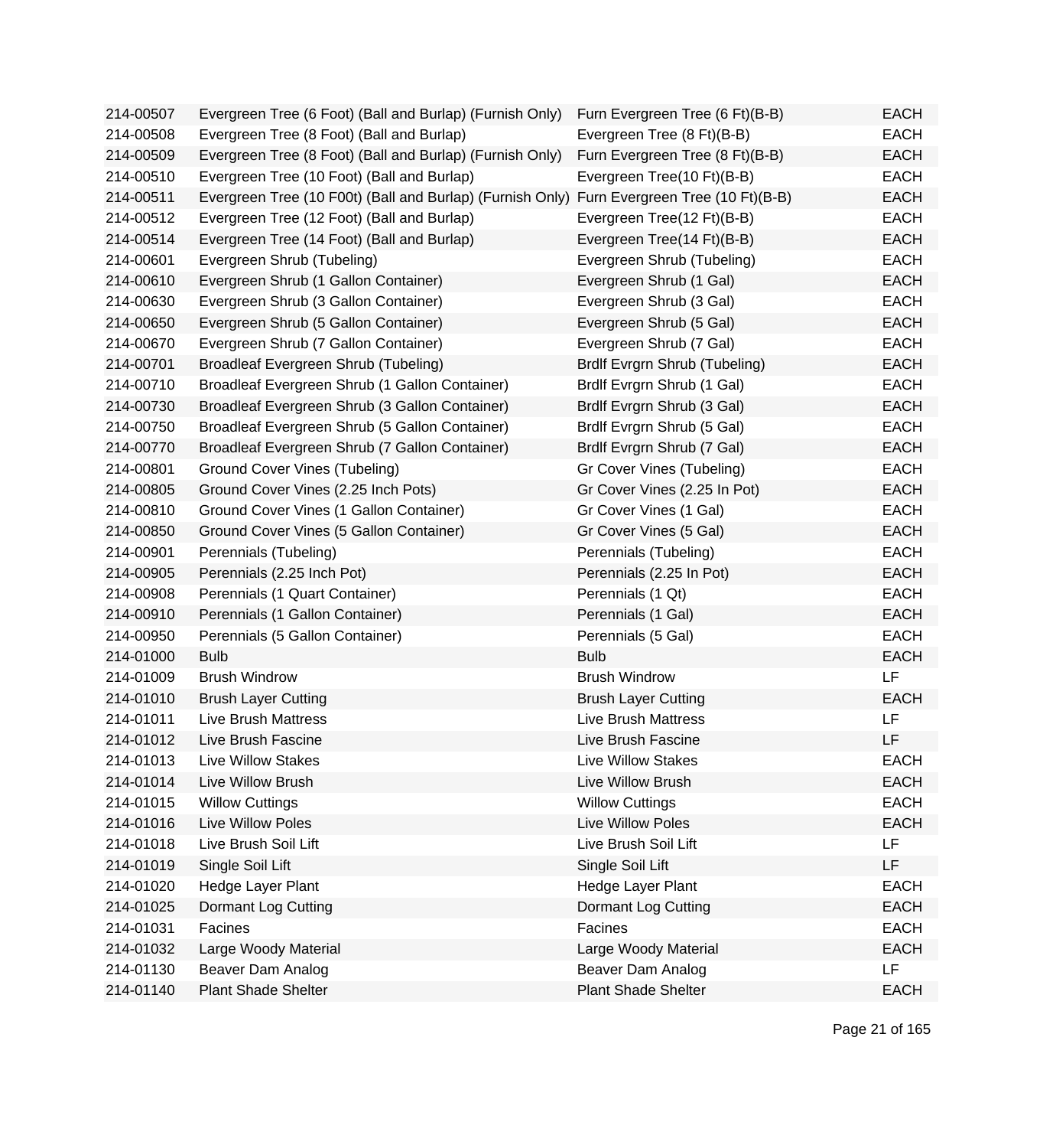| | | | |
|---|---|---|---|
| 214-00507 | Evergreen Tree (6 Foot) (Ball and Burlap) (Furnish Only) | Furn Evergreen Tree (6 Ft)(B-B) | EACH |
| 214-00508 | Evergreen Tree (8 Foot) (Ball and Burlap) | Evergreen Tree (8 Ft)(B-B) | EACH |
| 214-00509 | Evergreen Tree (8 Foot) (Ball and Burlap) (Furnish Only) | Furn Evergreen Tree (8 Ft)(B-B) | EACH |
| 214-00510 | Evergreen Tree (10 Foot) (Ball and Burlap) | Evergreen Tree(10 Ft)(B-B) | EACH |
| 214-00511 | Evergreen Tree (10 F00t) (Ball and Burlap) (Furnish Only) | Furn Evergreen Tree (10 Ft)(B-B) | EACH |
| 214-00512 | Evergreen Tree (12 Foot) (Ball and Burlap) | Evergreen Tree(12 Ft)(B-B) | EACH |
| 214-00514 | Evergreen Tree (14 Foot) (Ball and Burlap) | Evergreen Tree(14 Ft)(B-B) | EACH |
| 214-00601 | Evergreen Shrub (Tubeling) | Evergreen Shrub (Tubeling) | EACH |
| 214-00610 | Evergreen Shrub (1 Gallon Container) | Evergreen Shrub (1 Gal) | EACH |
| 214-00630 | Evergreen Shrub (3 Gallon Container) | Evergreen Shrub (3 Gal) | EACH |
| 214-00650 | Evergreen Shrub (5 Gallon Container) | Evergreen Shrub (5 Gal) | EACH |
| 214-00670 | Evergreen Shrub (7 Gallon Container) | Evergreen Shrub (7 Gal) | EACH |
| 214-00701 | Broadleaf Evergreen Shrub (Tubeling) | Brdlf Evrgrn Shrub (Tubeling) | EACH |
| 214-00710 | Broadleaf Evergreen Shrub (1 Gallon Container) | Brdlf Evrgrn Shrub (1 Gal) | EACH |
| 214-00730 | Broadleaf Evergreen Shrub (3 Gallon Container) | Brdlf Evrgrn Shrub (3 Gal) | EACH |
| 214-00750 | Broadleaf Evergreen Shrub (5 Gallon Container) | Brdlf Evrgrn Shrub (5 Gal) | EACH |
| 214-00770 | Broadleaf Evergreen Shrub (7 Gallon Container) | Brdlf Evrgrn Shrub (7 Gal) | EACH |
| 214-00801 | Ground Cover Vines (Tubeling) | Gr Cover Vines (Tubeling) | EACH |
| 214-00805 | Ground Cover Vines (2.25 Inch Pots) | Gr Cover Vines (2.25 In Pot) | EACH |
| 214-00810 | Ground Cover Vines (1 Gallon Container) | Gr Cover Vines (1 Gal) | EACH |
| 214-00850 | Ground Cover Vines (5 Gallon Container) | Gr Cover Vines (5 Gal) | EACH |
| 214-00901 | Perennials (Tubeling) | Perennials (Tubeling) | EACH |
| 214-00905 | Perennials (2.25 Inch Pot) | Perennials (2.25 In Pot) | EACH |
| 214-00908 | Perennials (1 Quart Container) | Perennials (1 Qt) | EACH |
| 214-00910 | Perennials (1 Gallon Container) | Perennials (1 Gal) | EACH |
| 214-00950 | Perennials (5 Gallon Container) | Perennials (5 Gal) | EACH |
| 214-01000 | Bulb | Bulb | EACH |
| 214-01009 | Brush Windrow | Brush Windrow | LF |
| 214-01010 | Brush Layer Cutting | Brush Layer Cutting | EACH |
| 214-01011 | Live Brush Mattress | Live Brush Mattress | LF |
| 214-01012 | Live Brush Fascine | Live Brush Fascine | LF |
| 214-01013 | Live Willow Stakes | Live Willow Stakes | EACH |
| 214-01014 | Live Willow Brush | Live Willow Brush | EACH |
| 214-01015 | Willow Cuttings | Willow Cuttings | EACH |
| 214-01016 | Live Willow Poles | Live Willow Poles | EACH |
| 214-01018 | Live Brush Soil Lift | Live Brush Soil Lift | LF |
| 214-01019 | Single Soil Lift | Single Soil Lift | LF |
| 214-01020 | Hedge Layer Plant | Hedge Layer Plant | EACH |
| 214-01025 | Dormant Log Cutting | Dormant Log Cutting | EACH |
| 214-01031 | Facines | Facines | EACH |
| 214-01032 | Large Woody Material | Large Woody Material | EACH |
| 214-01130 | Beaver Dam Analog | Beaver Dam Analog | LF |
| 214-01140 | Plant Shade Shelter | Plant Shade Shelter | EACH |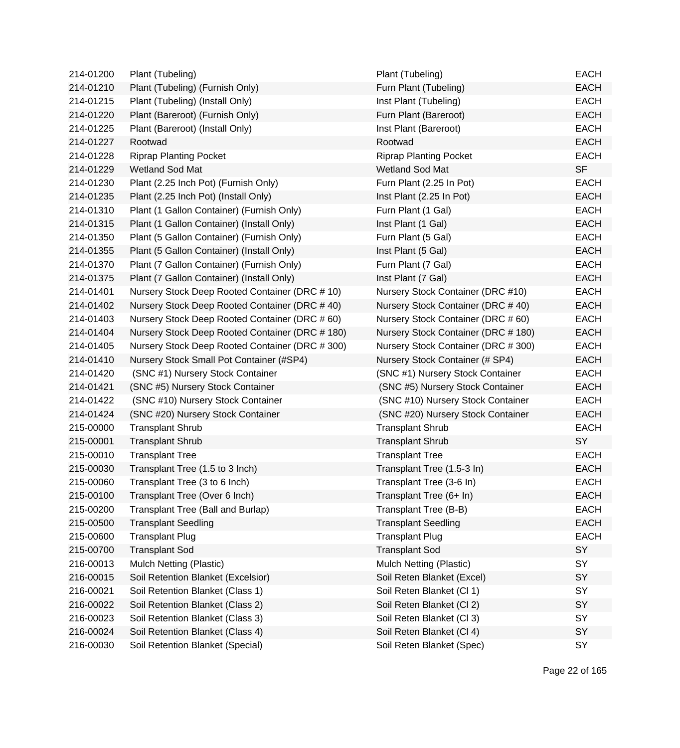| | | | |
|---|---|---|---|
| 214-01200 | Plant (Tubeling) | Plant (Tubeling) | EACH |
| 214-01210 | Plant (Tubeling) (Furnish Only) | Furn Plant (Tubeling) | EACH |
| 214-01215 | Plant (Tubeling) (Install Only) | Inst Plant (Tubeling) | EACH |
| 214-01220 | Plant (Bareroot) (Furnish Only) | Furn Plant (Bareroot) | EACH |
| 214-01225 | Plant (Bareroot) (Install Only) | Inst Plant (Bareroot) | EACH |
| 214-01227 | Rootwad | Rootwad | EACH |
| 214-01228 | Riprap Planting Pocket | Riprap Planting Pocket | EACH |
| 214-01229 | Wetland Sod Mat | Wetland Sod Mat | SF |
| 214-01230 | Plant (2.25 Inch Pot) (Furnish Only) | Furn Plant (2.25 In Pot) | EACH |
| 214-01235 | Plant (2.25 Inch Pot) (Install Only) | Inst Plant (2.25 In Pot) | EACH |
| 214-01310 | Plant (1 Gallon Container) (Furnish Only) | Furn Plant (1 Gal) | EACH |
| 214-01315 | Plant (1 Gallon Container) (Install Only) | Inst Plant (1 Gal) | EACH |
| 214-01350 | Plant (5 Gallon Container) (Furnish Only) | Furn Plant (5 Gal) | EACH |
| 214-01355 | Plant (5 Gallon Container) (Install Only) | Inst Plant (5 Gal) | EACH |
| 214-01370 | Plant (7 Gallon Container) (Furnish Only) | Furn Plant (7 Gal) | EACH |
| 214-01375 | Plant (7 Gallon Container) (Install Only) | Inst Plant (7 Gal) | EACH |
| 214-01401 | Nursery Stock Deep Rooted Container (DRC # 10) | Nursery Stock Container (DRC #10) | EACH |
| 214-01402 | Nursery Stock Deep Rooted Container (DRC # 40) | Nursery Stock Container (DRC # 40) | EACH |
| 214-01403 | Nursery Stock Deep Rooted Container (DRC # 60) | Nursery Stock Container (DRC # 60) | EACH |
| 214-01404 | Nursery Stock Deep Rooted Container (DRC # 180) | Nursery Stock Container (DRC # 180) | EACH |
| 214-01405 | Nursery Stock Deep Rooted Container (DRC # 300) | Nursery Stock Container (DRC # 300) | EACH |
| 214-01410 | Nursery Stock Small Pot Container (#SP4) | Nursery Stock Container (# SP4) | EACH |
| 214-01420 | (SNC #1) Nursery Stock Container | (SNC #1) Nursery Stock Container | EACH |
| 214-01421 | (SNC #5) Nursery Stock Container | (SNC #5) Nursery Stock Container | EACH |
| 214-01422 | (SNC #10) Nursery Stock Container | (SNC #10) Nursery Stock Container | EACH |
| 214-01424 | (SNC #20) Nursery Stock Container | (SNC #20) Nursery Stock Container | EACH |
| 215-00000 | Transplant Shrub | Transplant Shrub | EACH |
| 215-00001 | Transplant Shrub | Transplant Shrub | SY |
| 215-00010 | Transplant Tree | Transplant Tree | EACH |
| 215-00030 | Transplant Tree (1.5 to 3 Inch) | Transplant Tree (1.5-3 In) | EACH |
| 215-00060 | Transplant Tree (3 to 6 Inch) | Transplant Tree (3-6 In) | EACH |
| 215-00100 | Transplant Tree (Over 6 Inch) | Transplant Tree (6+ In) | EACH |
| 215-00200 | Transplant Tree (Ball and Burlap) | Transplant Tree (B-B) | EACH |
| 215-00500 | Transplant Seedling | Transplant Seedling | EACH |
| 215-00600 | Transplant Plug | Transplant Plug | EACH |
| 215-00700 | Transplant Sod | Transplant Sod | SY |
| 216-00013 | Mulch Netting (Plastic) | Mulch Netting (Plastic) | SY |
| 216-00015 | Soil Retention Blanket (Excelsior) | Soil Reten Blanket (Excel) | SY |
| 216-00021 | Soil Retention Blanket (Class 1) | Soil Reten Blanket (Cl 1) | SY |
| 216-00022 | Soil Retention Blanket (Class 2) | Soil Reten Blanket (Cl 2) | SY |
| 216-00023 | Soil Retention Blanket (Class 3) | Soil Reten Blanket (Cl 3) | SY |
| 216-00024 | Soil Retention Blanket (Class 4) | Soil Reten Blanket (Cl 4) | SY |
| 216-00030 | Soil Retention Blanket (Special) | Soil Reten Blanket (Spec) | SY |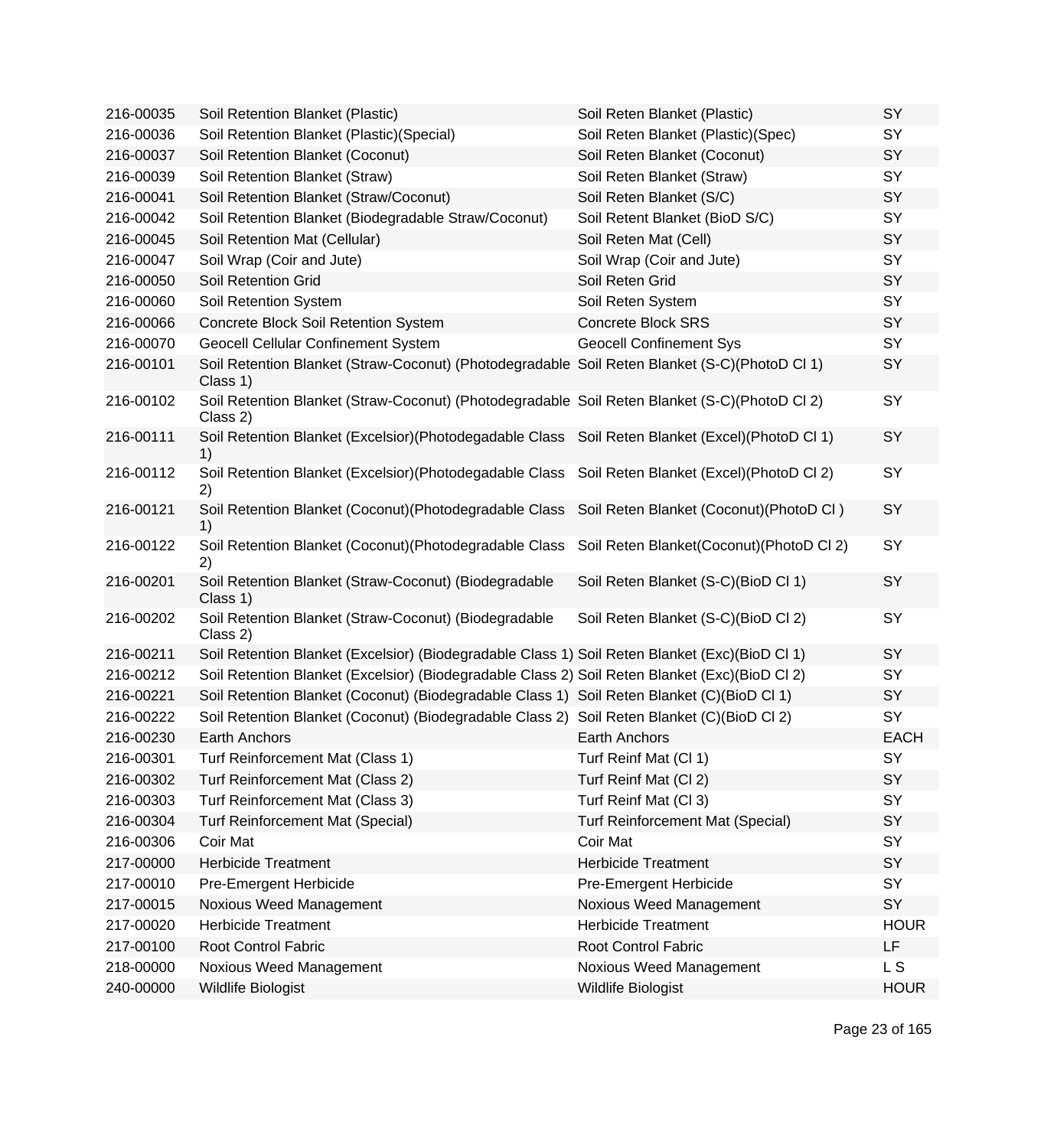| | | | |
|---|---|---|---|
| 216-00035 | Soil Retention Blanket (Plastic) | Soil Reten Blanket (Plastic) | SY |
| 216-00036 | Soil Retention Blanket (Plastic)(Special) | Soil Reten Blanket (Plastic)(Spec) | SY |
| 216-00037 | Soil Retention Blanket (Coconut) | Soil Reten Blanket (Coconut) | SY |
| 216-00039 | Soil Retention Blanket (Straw) | Soil Reten Blanket (Straw) | SY |
| 216-00041 | Soil Retention Blanket (Straw/Coconut) | Soil Reten Blanket (S/C) | SY |
| 216-00042 | Soil Retention Blanket (Biodegradable Straw/Coconut) | Soil Retent Blanket (BioD S/C) | SY |
| 216-00045 | Soil Retention Mat (Cellular) | Soil Reten Mat (Cell) | SY |
| 216-00047 | Soil Wrap (Coir and Jute) | Soil Wrap (Coir and Jute) | SY |
| 216-00050 | Soil Retention Grid | Soil Reten Grid | SY |
| 216-00060 | Soil Retention System | Soil Reten System | SY |
| 216-00066 | Concrete Block Soil Retention System | Concrete Block SRS | SY |
| 216-00070 | Geocell Cellular Confinement System | Geocell Confinement Sys | SY |
| 216-00101 | Soil Retention Blanket (Straw-Coconut) (Photodegradable Class 1) | Soil Reten Blanket (S-C)(PhotoD Cl 1) | SY |
| 216-00102 | Soil Retention Blanket (Straw-Coconut) (Photodegradable Class 2) | Soil Reten Blanket (S-C)(PhotoD Cl 2) | SY |
| 216-00111 | Soil Retention Blanket (Excelsior)(Photodegadable Class 1) | Soil Reten Blanket (Excel)(PhotoD Cl 1) | SY |
| 216-00112 | Soil Retention Blanket (Excelsior)(Photodegadable Class 2) | Soil Reten Blanket (Excel)(PhotoD Cl 2) | SY |
| 216-00121 | Soil Retention Blanket (Coconut)(Photodegradable Class 1) | Soil Reten Blanket (Coconut)(PhotoD Cl ) | SY |
| 216-00122 | Soil Retention Blanket (Coconut)(Photodegradable Class 2) | Soil Reten Blanket(Coconut)(PhotoD Cl 2) | SY |
| 216-00201 | Soil Retention Blanket (Straw-Coconut) (Biodegradable Class 1) | Soil Reten Blanket (S-C)(BioD Cl 1) | SY |
| 216-00202 | Soil Retention Blanket (Straw-Coconut) (Biodegradable Class 2) | Soil Reten Blanket (S-C)(BioD Cl 2) | SY |
| 216-00211 | Soil Retention Blanket (Excelsior) (Biodegradable Class 1) | Soil Reten Blanket (Exc)(BioD Cl 1) | SY |
| 216-00212 | Soil Retention Blanket (Excelsior) (Biodegradable Class 2) | Soil Reten Blanket (Exc)(BioD Cl 2) | SY |
| 216-00221 | Soil Retention Blanket (Coconut) (Biodegradable Class 1) | Soil Reten Blanket (C)(BioD Cl 1) | SY |
| 216-00222 | Soil Retention Blanket (Coconut) (Biodegradable Class 2) | Soil Reten Blanket (C)(BioD Cl 2) | SY |
| 216-00230 | Earth Anchors | Earth Anchors | EACH |
| 216-00301 | Turf Reinforcement Mat (Class 1) | Turf Reinf Mat (Cl 1) | SY |
| 216-00302 | Turf Reinforcement Mat (Class 2) | Turf Reinf Mat (Cl 2) | SY |
| 216-00303 | Turf Reinforcement Mat (Class 3) | Turf Reinf Mat (Cl 3) | SY |
| 216-00304 | Turf Reinforcement Mat (Special) | Turf Reinforcement Mat (Special) | SY |
| 216-00306 | Coir Mat | Coir Mat | SY |
| 217-00000 | Herbicide Treatment | Herbicide Treatment | SY |
| 217-00010 | Pre-Emergent Herbicide | Pre-Emergent Herbicide | SY |
| 217-00015 | Noxious Weed Management | Noxious Weed Management | SY |
| 217-00020 | Herbicide Treatment | Herbicide Treatment | HOUR |
| 217-00100 | Root Control Fabric | Root Control Fabric | LF |
| 218-00000 | Noxious Weed Management | Noxious Weed Management | L S |
| 240-00000 | Wildlife Biologist | Wildlife Biologist | HOUR |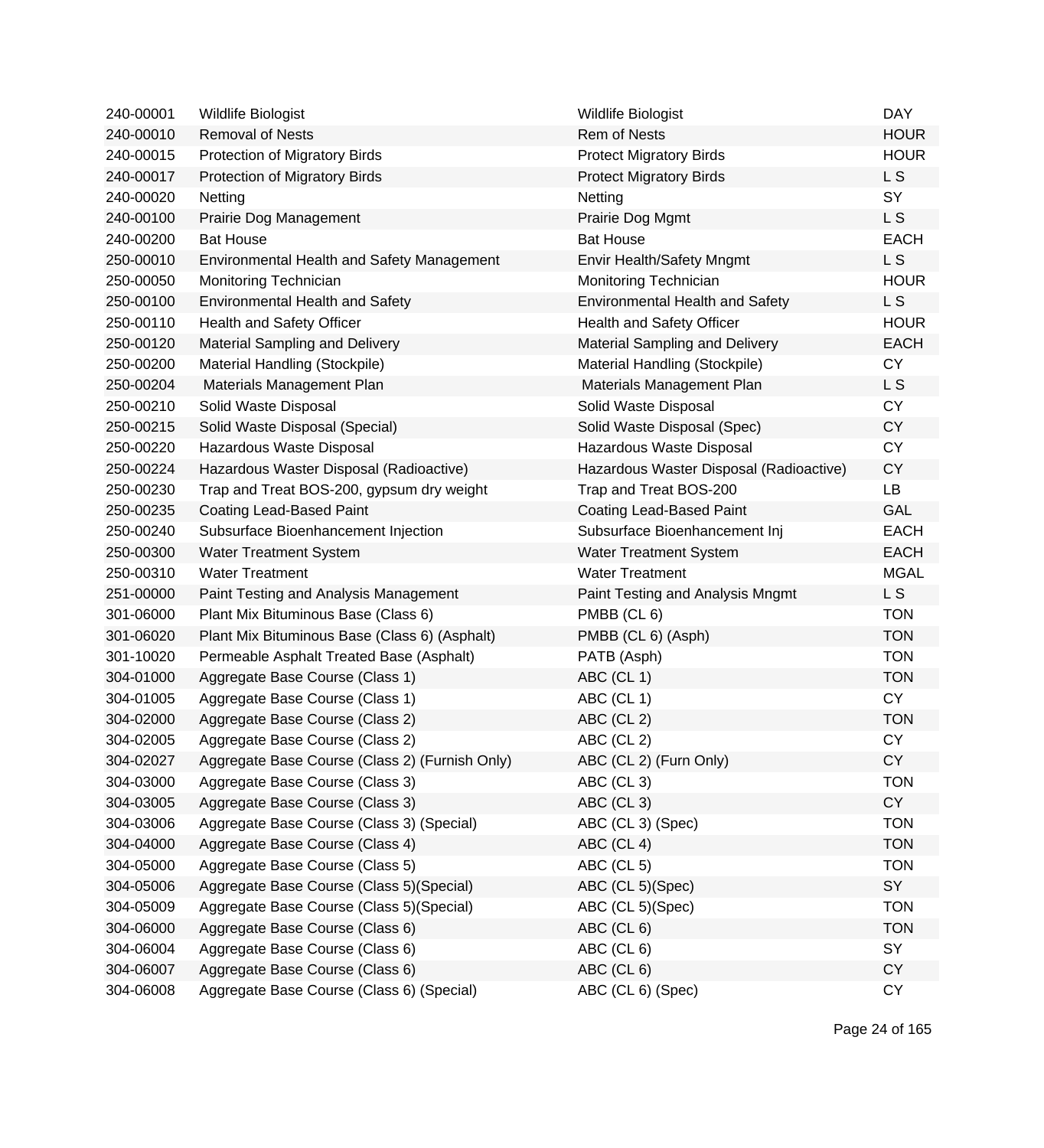| | | | |
|---|---|---|---|
| 240-00001 | Wildlife Biologist | Wildlife Biologist | DAY |
| 240-00010 | Removal of Nests | Rem of Nests | HOUR |
| 240-00015 | Protection of Migratory Birds | Protect Migratory Birds | HOUR |
| 240-00017 | Protection of Migratory Birds | Protect Migratory Birds | L S |
| 240-00020 | Netting | Netting | SY |
| 240-00100 | Prairie Dog Management | Prairie Dog Mgmt | L S |
| 240-00200 | Bat House | Bat House | EACH |
| 250-00010 | Environmental Health and Safety Management | Envir Health/Safety Mngmt | L S |
| 250-00050 | Monitoring Technician | Monitoring Technician | HOUR |
| 250-00100 | Environmental Health and Safety | Environmental Health and Safety | L S |
| 250-00110 | Health and Safety Officer | Health and Safety Officer | HOUR |
| 250-00120 | Material Sampling and Delivery | Material Sampling and Delivery | EACH |
| 250-00200 | Material Handling (Stockpile) | Material Handling (Stockpile) | CY |
| 250-00204 | Materials Management Plan | Materials Management Plan | L S |
| 250-00210 | Solid Waste Disposal | Solid Waste Disposal | CY |
| 250-00215 | Solid Waste Disposal (Special) | Solid Waste Disposal (Spec) | CY |
| 250-00220 | Hazardous Waste Disposal | Hazardous Waste Disposal | CY |
| 250-00224 | Hazardous Waster Disposal (Radioactive) | Hazardous Waster Disposal (Radioactive) | CY |
| 250-00230 | Trap and Treat BOS-200, gypsum dry weight | Trap and Treat BOS-200 | LB |
| 250-00235 | Coating Lead-Based Paint | Coating Lead-Based Paint | GAL |
| 250-00240 | Subsurface Bioenhancement Injection | Subsurface Bioenhancement Inj | EACH |
| 250-00300 | Water Treatment System | Water Treatment System | EACH |
| 250-00310 | Water Treatment | Water Treatment | MGAL |
| 251-00000 | Paint Testing and Analysis Management | Paint Testing and Analysis Mngmt | L S |
| 301-06000 | Plant Mix Bituminous Base (Class 6) | PMBB (CL 6) | TON |
| 301-06020 | Plant Mix Bituminous Base (Class 6) (Asphalt) | PMBB (CL 6) (Asph) | TON |
| 301-10020 | Permeable Asphalt Treated Base (Asphalt) | PATB (Asph) | TON |
| 304-01000 | Aggregate Base Course (Class 1) | ABC (CL 1) | TON |
| 304-01005 | Aggregate Base Course (Class 1) | ABC (CL 1) | CY |
| 304-02000 | Aggregate Base Course (Class 2) | ABC (CL 2) | TON |
| 304-02005 | Aggregate Base Course (Class 2) | ABC (CL 2) | CY |
| 304-02027 | Aggregate Base Course (Class 2) (Furnish Only) | ABC (CL 2) (Furn Only) | CY |
| 304-03000 | Aggregate Base Course (Class 3) | ABC (CL 3) | TON |
| 304-03005 | Aggregate Base Course (Class 3) | ABC (CL 3) | CY |
| 304-03006 | Aggregate Base Course (Class 3) (Special) | ABC (CL 3) (Spec) | TON |
| 304-04000 | Aggregate Base Course (Class 4) | ABC (CL 4) | TON |
| 304-05000 | Aggregate Base Course (Class 5) | ABC (CL 5) | TON |
| 304-05006 | Aggregate Base Course (Class 5)(Special) | ABC (CL 5)(Spec) | SY |
| 304-05009 | Aggregate Base Course (Class 5)(Special) | ABC (CL 5)(Spec) | TON |
| 304-06000 | Aggregate Base Course (Class 6) | ABC (CL 6) | TON |
| 304-06004 | Aggregate Base Course (Class 6) | ABC (CL 6) | SY |
| 304-06007 | Aggregate Base Course (Class 6) | ABC (CL 6) | CY |
| 304-06008 | Aggregate Base Course (Class 6) (Special) | ABC (CL 6) (Spec) | CY |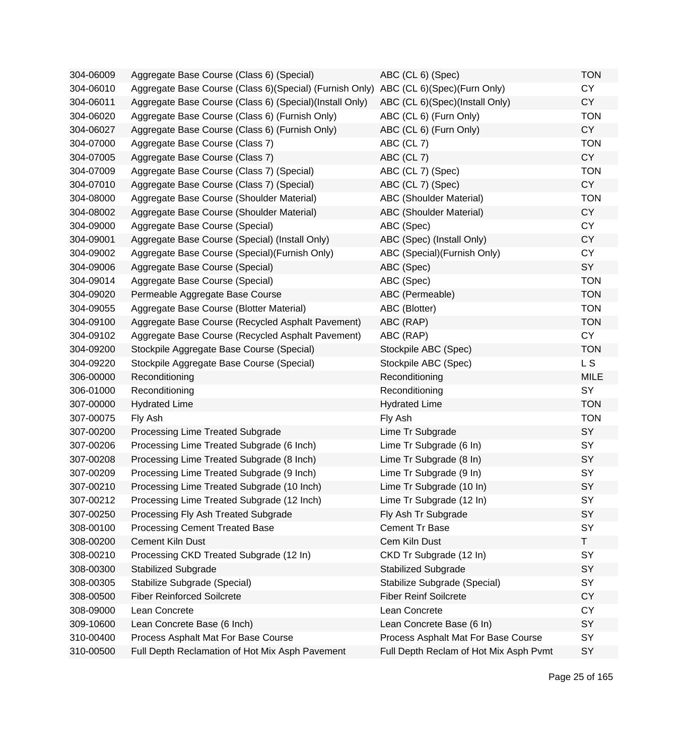| | | | |
|---|---|---|---|
| 304-06009 | Aggregate Base Course (Class 6) (Special) | ABC (CL 6) (Spec) | TON |
| 304-06010 | Aggregate Base Course (Class 6)(Special) (Furnish Only) | ABC (CL 6)(Spec)(Furn Only) | CY |
| 304-06011 | Aggregate Base Course (Class 6) (Special)(Install Only) | ABC (CL 6)(Spec)(Install Only) | CY |
| 304-06020 | Aggregate Base Course (Class 6) (Furnish Only) | ABC (CL 6) (Furn Only) | TON |
| 304-06027 | Aggregate Base Course (Class 6) (Furnish Only) | ABC (CL 6) (Furn Only) | CY |
| 304-07000 | Aggregate Base Course (Class 7) | ABC (CL 7) | TON |
| 304-07005 | Aggregate Base Course (Class 7) | ABC (CL 7) | CY |
| 304-07009 | Aggregate Base Course (Class 7) (Special) | ABC (CL 7) (Spec) | TON |
| 304-07010 | Aggregate Base Course (Class 7) (Special) | ABC (CL 7) (Spec) | CY |
| 304-08000 | Aggregate Base Course (Shoulder Material) | ABC (Shoulder Material) | TON |
| 304-08002 | Aggregate Base Course (Shoulder Material) | ABC (Shoulder Material) | CY |
| 304-09000 | Aggregate Base Course (Special) | ABC (Spec) | CY |
| 304-09001 | Aggregate Base Course (Special) (Install Only) | ABC (Spec) (Install Only) | CY |
| 304-09002 | Aggregate Base Course (Special)(Furnish Only) | ABC (Special)(Furnish Only) | CY |
| 304-09006 | Aggregate Base Course (Special) | ABC (Spec) | SY |
| 304-09014 | Aggregate Base Course (Special) | ABC (Spec) | TON |
| 304-09020 | Permeable Aggregate Base Course | ABC (Permeable) | TON |
| 304-09055 | Aggregate Base Course (Blotter Material) | ABC (Blotter) | TON |
| 304-09100 | Aggregate Base Course (Recycled Asphalt Pavement) | ABC (RAP) | TON |
| 304-09102 | Aggregate Base Course (Recycled Asphalt Pavement) | ABC (RAP) | CY |
| 304-09200 | Stockpile Aggregate Base Course (Special) | Stockpile ABC (Spec) | TON |
| 304-09220 | Stockpile Aggregate Base Course (Special) | Stockpile ABC (Spec) | L S |
| 306-00000 | Reconditioning | Reconditioning | MILE |
| 306-01000 | Reconditioning | Reconditioning | SY |
| 307-00000 | Hydrated Lime | Hydrated Lime | TON |
| 307-00075 | Fly Ash | Fly Ash | TON |
| 307-00200 | Processing Lime Treated Subgrade | Lime Tr Subgrade | SY |
| 307-00206 | Processing Lime Treated Subgrade (6 Inch) | Lime Tr Subgrade (6 In) | SY |
| 307-00208 | Processing Lime Treated Subgrade (8 Inch) | Lime Tr Subgrade (8 In) | SY |
| 307-00209 | Processing Lime Treated Subgrade (9 Inch) | Lime Tr Subgrade (9 In) | SY |
| 307-00210 | Processing Lime Treated Subgrade (10 Inch) | Lime Tr Subgrade (10 In) | SY |
| 307-00212 | Processing Lime Treated Subgrade (12 Inch) | Lime Tr Subgrade (12 In) | SY |
| 307-00250 | Processing Fly Ash Treated Subgrade | Fly Ash Tr Subgrade | SY |
| 308-00100 | Processing Cement Treated Base | Cement Tr Base | SY |
| 308-00200 | Cement Kiln Dust | Cem Kiln Dust | T |
| 308-00210 | Processing CKD Treated Subgrade (12 In) | CKD Tr Subgrade (12 In) | SY |
| 308-00300 | Stabilized Subgrade | Stabilized Subgrade | SY |
| 308-00305 | Stabilize Subgrade (Special) | Stabilize Subgrade (Special) | SY |
| 308-00500 | Fiber Reinforced Soilcrete | Fiber Reinf Soilcrete | CY |
| 308-09000 | Lean Concrete | Lean Concrete | CY |
| 309-10600 | Lean Concrete Base (6 Inch) | Lean Concrete Base (6 In) | SY |
| 310-00400 | Process Asphalt Mat For Base Course | Process Asphalt Mat For Base Course | SY |
| 310-00500 | Full Depth Reclamation of Hot Mix Asph Pavement | Full Depth Reclam of Hot Mix Asph Pvmt | SY |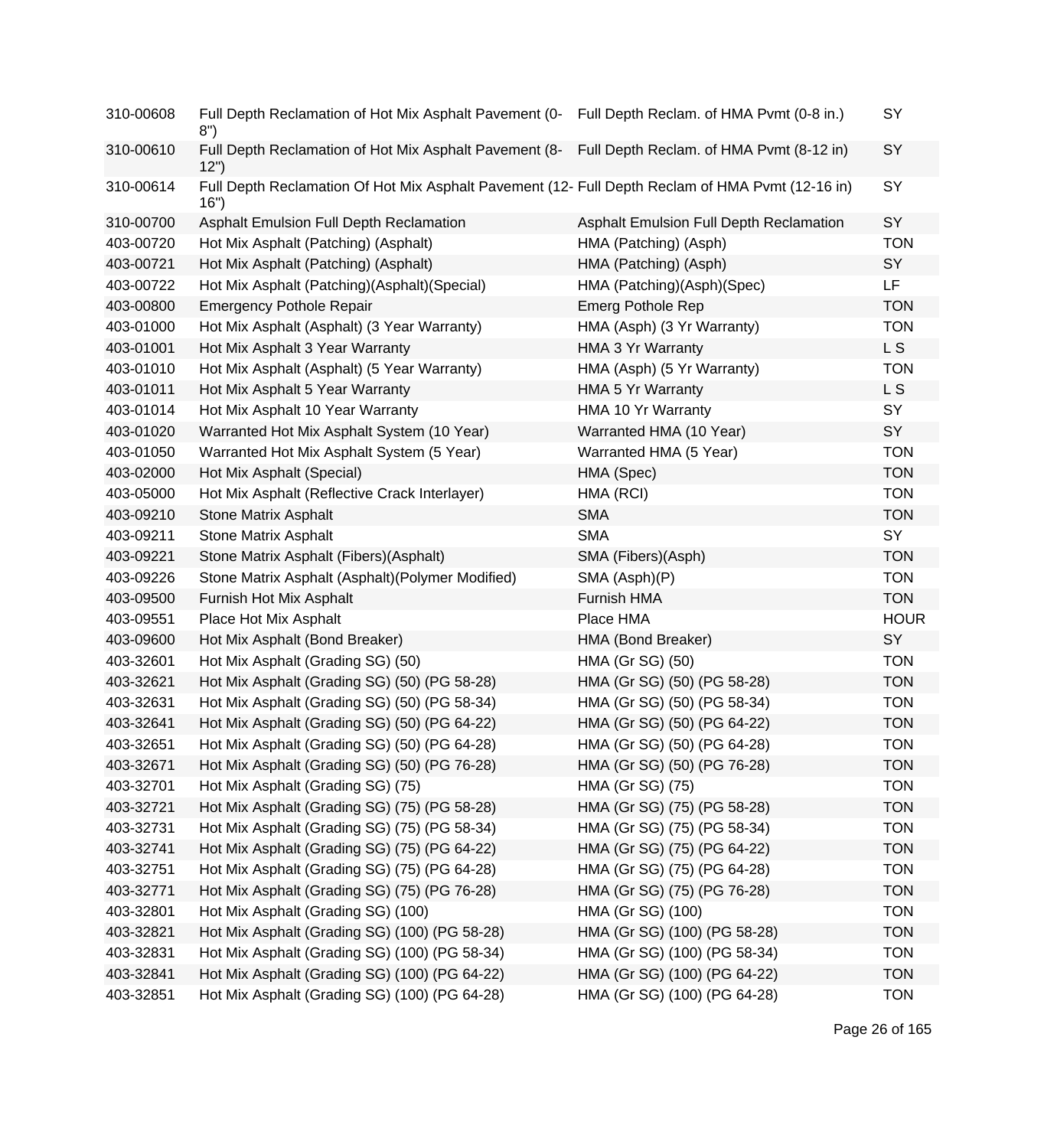| | | | |
|---|---|---|---|
| 310-00608 | Full Depth Reclamation of Hot Mix Asphalt Pavement (0-8") | Full Depth Reclam. of HMA Pvmt (0-8 in.) | SY |
| 310-00610 | Full Depth Reclamation of Hot Mix Asphalt Pavement (8-12") | Full Depth Reclam. of HMA Pvmt (8-12 in) | SY |
| 310-00614 | Full Depth Reclamation Of Hot Mix Asphalt Pavement (12-16") | Full Depth Reclam of HMA Pvmt (12-16 in) | SY |
| 310-00700 | Asphalt Emulsion Full Depth Reclamation | Asphalt Emulsion Full Depth Reclamation | SY |
| 403-00720 | Hot Mix Asphalt (Patching) (Asphalt) | HMA (Patching) (Asph) | TON |
| 403-00721 | Hot Mix Asphalt (Patching) (Asphalt) | HMA (Patching) (Asph) | SY |
| 403-00722 | Hot Mix Asphalt (Patching)(Asphalt)(Special) | HMA (Patching)(Asph)(Spec) | LF |
| 403-00800 | Emergency Pothole Repair | Emerg Pothole Rep | TON |
| 403-01000 | Hot Mix Asphalt (Asphalt) (3 Year Warranty) | HMA (Asph) (3 Yr Warranty) | TON |
| 403-01001 | Hot Mix Asphalt 3 Year Warranty | HMA 3 Yr Warranty | L S |
| 403-01010 | Hot Mix Asphalt (Asphalt) (5 Year Warranty) | HMA (Asph) (5 Yr Warranty) | TON |
| 403-01011 | Hot Mix Asphalt 5 Year Warranty | HMA 5 Yr Warranty | L S |
| 403-01014 | Hot Mix Asphalt 10 Year Warranty | HMA 10 Yr Warranty | SY |
| 403-01020 | Warranted Hot Mix Asphalt System (10 Year) | Warranted HMA (10 Year) | SY |
| 403-01050 | Warranted Hot Mix Asphalt System (5 Year) | Warranted HMA (5 Year) | TON |
| 403-02000 | Hot Mix Asphalt (Special) | HMA (Spec) | TON |
| 403-05000 | Hot Mix Asphalt (Reflective Crack Interlayer) | HMA (RCI) | TON |
| 403-09210 | Stone Matrix Asphalt | SMA | TON |
| 403-09211 | Stone Matrix Asphalt | SMA | SY |
| 403-09221 | Stone Matrix Asphalt (Fibers)(Asphalt) | SMA (Fibers)(Asph) | TON |
| 403-09226 | Stone Matrix Asphalt (Asphalt)(Polymer Modified) | SMA (Asph)(P) | TON |
| 403-09500 | Furnish Hot Mix Asphalt | Furnish HMA | TON |
| 403-09551 | Place Hot Mix Asphalt | Place HMA | HOUR |
| 403-09600 | Hot Mix Asphalt (Bond Breaker) | HMA (Bond Breaker) | SY |
| 403-32601 | Hot Mix Asphalt (Grading SG) (50) | HMA (Gr SG) (50) | TON |
| 403-32621 | Hot Mix Asphalt (Grading SG) (50) (PG 58-28) | HMA (Gr SG) (50) (PG 58-28) | TON |
| 403-32631 | Hot Mix Asphalt (Grading SG) (50) (PG 58-34) | HMA (Gr SG) (50) (PG 58-34) | TON |
| 403-32641 | Hot Mix Asphalt (Grading SG) (50) (PG 64-22) | HMA (Gr SG) (50) (PG 64-22) | TON |
| 403-32651 | Hot Mix Asphalt (Grading SG) (50) (PG 64-28) | HMA (Gr SG) (50) (PG 64-28) | TON |
| 403-32671 | Hot Mix Asphalt (Grading SG) (50) (PG 76-28) | HMA (Gr SG) (50) (PG 76-28) | TON |
| 403-32701 | Hot Mix Asphalt (Grading SG) (75) | HMA (Gr SG) (75) | TON |
| 403-32721 | Hot Mix Asphalt (Grading SG) (75) (PG 58-28) | HMA (Gr SG) (75) (PG 58-28) | TON |
| 403-32731 | Hot Mix Asphalt (Grading SG) (75) (PG 58-34) | HMA (Gr SG) (75) (PG 58-34) | TON |
| 403-32741 | Hot Mix Asphalt (Grading SG) (75) (PG 64-22) | HMA (Gr SG) (75) (PG 64-22) | TON |
| 403-32751 | Hot Mix Asphalt (Grading SG) (75) (PG 64-28) | HMA (Gr SG) (75) (PG 64-28) | TON |
| 403-32771 | Hot Mix Asphalt (Grading SG) (75) (PG 76-28) | HMA (Gr SG) (75) (PG 76-28) | TON |
| 403-32801 | Hot Mix Asphalt (Grading SG) (100) | HMA (Gr SG) (100) | TON |
| 403-32821 | Hot Mix Asphalt (Grading SG) (100) (PG 58-28) | HMA (Gr SG) (100) (PG 58-28) | TON |
| 403-32831 | Hot Mix Asphalt (Grading SG) (100) (PG 58-34) | HMA (Gr SG) (100) (PG 58-34) | TON |
| 403-32841 | Hot Mix Asphalt (Grading SG) (100) (PG 64-22) | HMA (Gr SG) (100) (PG 64-22) | TON |
| 403-32851 | Hot Mix Asphalt (Grading SG) (100) (PG 64-28) | HMA (Gr SG) (100) (PG 64-28) | TON |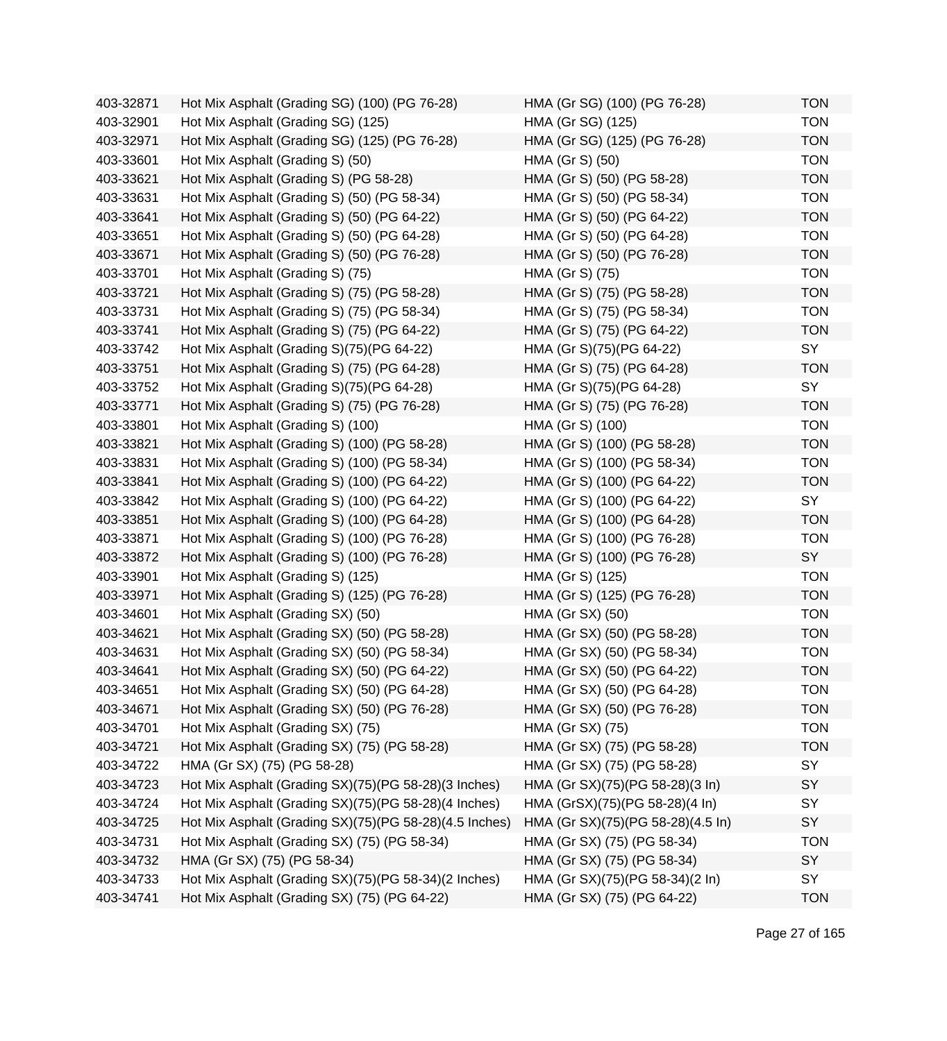| | | | |
|---|---|---|---|
| 403-32871 | Hot Mix Asphalt (Grading SG) (100) (PG 76-28) | HMA (Gr SG) (100) (PG 76-28) | TON |
| 403-32901 | Hot Mix Asphalt (Grading SG) (125) | HMA (Gr SG) (125) | TON |
| 403-32971 | Hot Mix Asphalt (Grading SG) (125) (PG 76-28) | HMA (Gr SG) (125) (PG 76-28) | TON |
| 403-33601 | Hot Mix Asphalt (Grading S) (50) | HMA (Gr S) (50) | TON |
| 403-33621 | Hot Mix Asphalt (Grading S) (PG 58-28) | HMA (Gr S) (50) (PG 58-28) | TON |
| 403-33631 | Hot Mix Asphalt (Grading S) (50) (PG 58-34) | HMA (Gr S) (50) (PG 58-34) | TON |
| 403-33641 | Hot Mix Asphalt (Grading S) (50) (PG 64-22) | HMA (Gr S) (50) (PG 64-22) | TON |
| 403-33651 | Hot Mix Asphalt (Grading S) (50) (PG 64-28) | HMA (Gr S) (50) (PG 64-28) | TON |
| 403-33671 | Hot Mix Asphalt (Grading S) (50) (PG 76-28) | HMA (Gr S) (50) (PG 76-28) | TON |
| 403-33701 | Hot Mix Asphalt (Grading S) (75) | HMA (Gr S) (75) | TON |
| 403-33721 | Hot Mix Asphalt (Grading S) (75) (PG 58-28) | HMA (Gr S) (75) (PG 58-28) | TON |
| 403-33731 | Hot Mix Asphalt (Grading S) (75) (PG 58-34) | HMA (Gr S) (75) (PG 58-34) | TON |
| 403-33741 | Hot Mix Asphalt (Grading S) (75) (PG 64-22) | HMA (Gr S) (75) (PG 64-22) | TON |
| 403-33742 | Hot Mix Asphalt (Grading S)(75)(PG 64-22) | HMA (Gr S)(75)(PG 64-22) | SY |
| 403-33751 | Hot Mix Asphalt (Grading S) (75) (PG 64-28) | HMA (Gr S) (75) (PG 64-28) | TON |
| 403-33752 | Hot Mix Asphalt (Grading S)(75)(PG 64-28) | HMA (Gr S)(75)(PG 64-28) | SY |
| 403-33771 | Hot Mix Asphalt (Grading S) (75) (PG 76-28) | HMA (Gr S) (75) (PG 76-28) | TON |
| 403-33801 | Hot Mix Asphalt (Grading S) (100) | HMA (Gr S) (100) | TON |
| 403-33821 | Hot Mix Asphalt (Grading S) (100) (PG 58-28) | HMA (Gr S) (100) (PG 58-28) | TON |
| 403-33831 | Hot Mix Asphalt (Grading S) (100) (PG 58-34) | HMA (Gr S) (100) (PG 58-34) | TON |
| 403-33841 | Hot Mix Asphalt (Grading S) (100) (PG 64-22) | HMA (Gr S) (100) (PG 64-22) | TON |
| 403-33842 | Hot Mix Asphalt (Grading S) (100) (PG 64-22) | HMA (Gr S) (100) (PG 64-22) | SY |
| 403-33851 | Hot Mix Asphalt (Grading S) (100) (PG 64-28) | HMA (Gr S) (100) (PG 64-28) | TON |
| 403-33871 | Hot Mix Asphalt (Grading S) (100) (PG 76-28) | HMA (Gr S) (100) (PG 76-28) | TON |
| 403-33872 | Hot Mix Asphalt (Grading S) (100) (PG 76-28) | HMA (Gr S) (100) (PG 76-28) | SY |
| 403-33901 | Hot Mix Asphalt (Grading S) (125) | HMA (Gr S) (125) | TON |
| 403-33971 | Hot Mix Asphalt (Grading S) (125) (PG 76-28) | HMA (Gr S) (125) (PG 76-28) | TON |
| 403-34601 | Hot Mix Asphalt (Grading SX) (50) | HMA (Gr SX) (50) | TON |
| 403-34621 | Hot Mix Asphalt (Grading SX) (50) (PG 58-28) | HMA (Gr SX) (50) (PG 58-28) | TON |
| 403-34631 | Hot Mix Asphalt (Grading SX) (50) (PG 58-34) | HMA (Gr SX) (50) (PG 58-34) | TON |
| 403-34641 | Hot Mix Asphalt (Grading SX) (50) (PG 64-22) | HMA (Gr SX) (50) (PG 64-22) | TON |
| 403-34651 | Hot Mix Asphalt (Grading SX) (50) (PG 64-28) | HMA (Gr SX) (50) (PG 64-28) | TON |
| 403-34671 | Hot Mix Asphalt (Grading SX) (50) (PG 76-28) | HMA (Gr SX) (50) (PG 76-28) | TON |
| 403-34701 | Hot Mix Asphalt (Grading SX) (75) | HMA (Gr SX) (75) | TON |
| 403-34721 | Hot Mix Asphalt (Grading SX) (75) (PG 58-28) | HMA (Gr SX) (75) (PG 58-28) | TON |
| 403-34722 | HMA (Gr SX) (75) (PG 58-28) | HMA (Gr SX) (75) (PG 58-28) | SY |
| 403-34723 | Hot Mix Asphalt (Grading SX)(75)(PG 58-28)(3 Inches) | HMA (Gr SX)(75)(PG 58-28)(3 In) | SY |
| 403-34724 | Hot Mix Asphalt (Grading SX)(75)(PG 58-28)(4 Inches) | HMA (GrSX)(75)(PG 58-28)(4 In) | SY |
| 403-34725 | Hot Mix Asphalt (Grading SX)(75)(PG 58-28)(4.5 Inches) | HMA (Gr SX)(75)(PG 58-28)(4.5 In) | SY |
| 403-34731 | Hot Mix Asphalt (Grading SX) (75) (PG 58-34) | HMA (Gr SX) (75) (PG 58-34) | TON |
| 403-34732 | HMA (Gr SX) (75) (PG 58-34) | HMA (Gr SX) (75) (PG 58-34) | SY |
| 403-34733 | Hot Mix Asphalt (Grading SX)(75)(PG 58-34)(2 Inches) | HMA (Gr SX)(75)(PG 58-34)(2 In) | SY |
| 403-34741 | Hot Mix Asphalt (Grading SX) (75) (PG 64-22) | HMA (Gr SX) (75) (PG 64-22) | TON |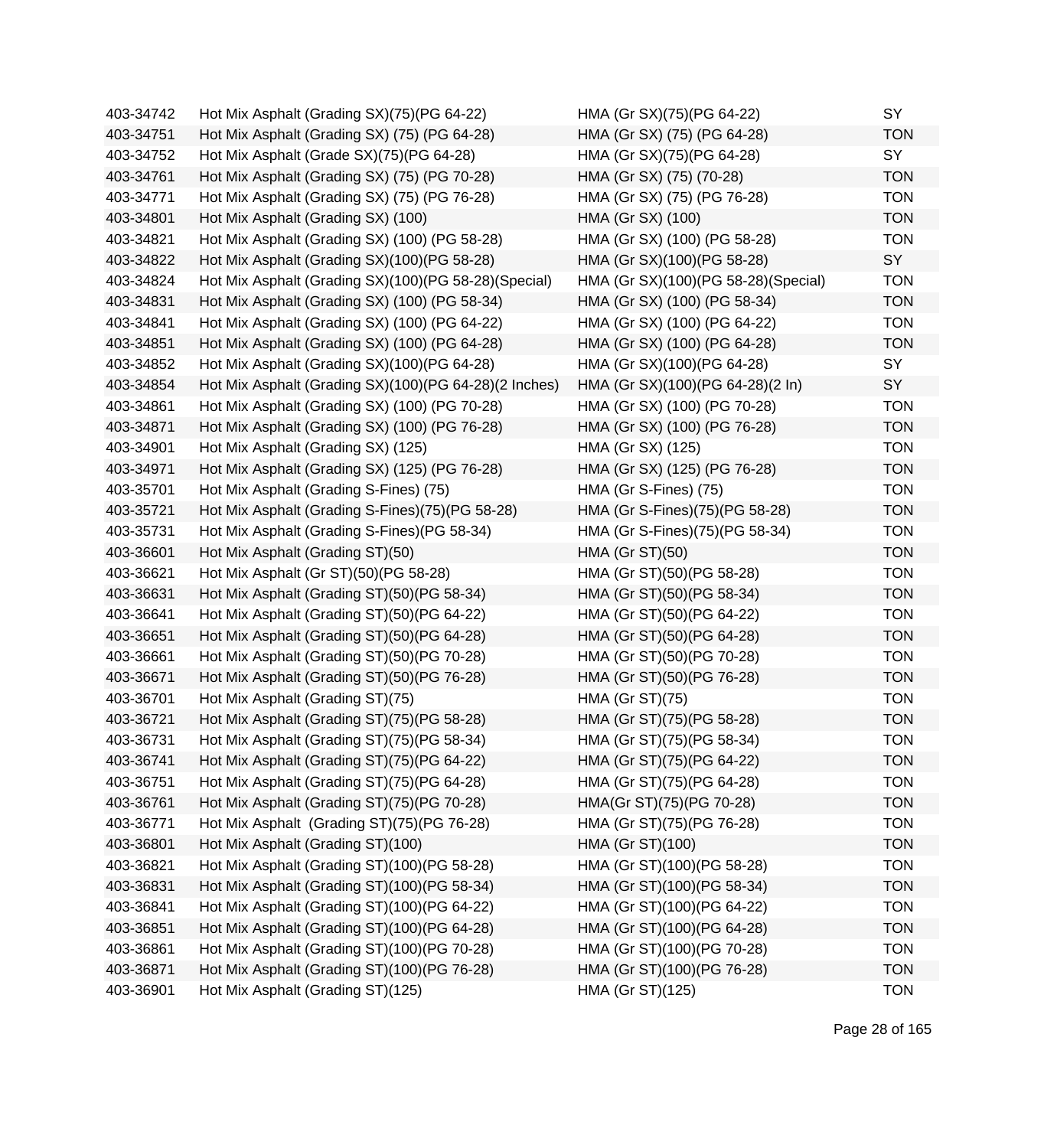| | | | |
|---|---|---|---|
| 403-34742 | Hot Mix Asphalt (Grading SX)(75)(PG 64-22) | HMA (Gr SX)(75)(PG 64-22) | SY |
| 403-34751 | Hot Mix Asphalt (Grading SX) (75) (PG 64-28) | HMA (Gr SX) (75) (PG 64-28) | TON |
| 403-34752 | Hot Mix Asphalt (Grade SX)(75)(PG 64-28) | HMA (Gr SX)(75)(PG 64-28) | SY |
| 403-34761 | Hot Mix Asphalt (Grading SX) (75) (PG 70-28) | HMA (Gr SX) (75) (70-28) | TON |
| 403-34771 | Hot Mix Asphalt (Grading SX) (75) (PG 76-28) | HMA (Gr SX) (75) (PG 76-28) | TON |
| 403-34801 | Hot Mix Asphalt (Grading SX) (100) | HMA (Gr SX) (100) | TON |
| 403-34821 | Hot Mix Asphalt (Grading SX) (100) (PG 58-28) | HMA (Gr SX) (100) (PG 58-28) | TON |
| 403-34822 | Hot Mix Asphalt (Grading SX)(100)(PG 58-28) | HMA (Gr SX)(100)(PG 58-28) | SY |
| 403-34824 | Hot Mix Asphalt (Grading SX)(100)(PG 58-28)(Special) | HMA (Gr SX)(100)(PG 58-28)(Special) | TON |
| 403-34831 | Hot Mix Asphalt (Grading SX) (100) (PG 58-34) | HMA (Gr SX) (100) (PG 58-34) | TON |
| 403-34841 | Hot Mix Asphalt (Grading SX) (100) (PG 64-22) | HMA (Gr SX) (100) (PG 64-22) | TON |
| 403-34851 | Hot Mix Asphalt (Grading SX) (100) (PG 64-28) | HMA (Gr SX) (100) (PG 64-28) | TON |
| 403-34852 | Hot Mix Asphalt (Grading SX)(100)(PG 64-28) | HMA (Gr SX)(100)(PG 64-28) | SY |
| 403-34854 | Hot Mix Asphalt (Grading SX)(100)(PG 64-28)(2 Inches) | HMA (Gr SX)(100)(PG 64-28)(2 In) | SY |
| 403-34861 | Hot Mix Asphalt (Grading SX) (100) (PG 70-28) | HMA (Gr SX) (100) (PG 70-28) | TON |
| 403-34871 | Hot Mix Asphalt (Grading SX) (100) (PG 76-28) | HMA (Gr SX) (100) (PG 76-28) | TON |
| 403-34901 | Hot Mix Asphalt (Grading SX) (125) | HMA (Gr SX) (125) | TON |
| 403-34971 | Hot Mix Asphalt (Grading SX) (125) (PG 76-28) | HMA (Gr SX) (125) (PG 76-28) | TON |
| 403-35701 | Hot Mix Asphalt (Grading S-Fines) (75) | HMA (Gr S-Fines) (75) | TON |
| 403-35721 | Hot Mix Asphalt (Grading S-Fines)(75)(PG 58-28) | HMA (Gr S-Fines)(75)(PG 58-28) | TON |
| 403-35731 | Hot Mix Asphalt (Grading S-Fines)(PG 58-34) | HMA (Gr S-Fines)(75)(PG 58-34) | TON |
| 403-36601 | Hot Mix Asphalt (Grading ST)(50) | HMA (Gr ST)(50) | TON |
| 403-36621 | Hot Mix Asphalt (Gr ST)(50)(PG 58-28) | HMA (Gr ST)(50)(PG 58-28) | TON |
| 403-36631 | Hot Mix Asphalt (Grading ST)(50)(PG 58-34) | HMA (Gr ST)(50)(PG 58-34) | TON |
| 403-36641 | Hot Mix Asphalt (Grading ST)(50)(PG 64-22) | HMA (Gr ST)(50)(PG 64-22) | TON |
| 403-36651 | Hot Mix Asphalt (Grading ST)(50)(PG 64-28) | HMA (Gr ST)(50)(PG 64-28) | TON |
| 403-36661 | Hot Mix Asphalt (Grading ST)(50)(PG 70-28) | HMA (Gr ST)(50)(PG 70-28) | TON |
| 403-36671 | Hot Mix Asphalt (Grading ST)(50)(PG 76-28) | HMA (Gr ST)(50)(PG 76-28) | TON |
| 403-36701 | Hot Mix Asphalt (Grading ST)(75) | HMA (Gr ST)(75) | TON |
| 403-36721 | Hot Mix Asphalt (Grading ST)(75)(PG 58-28) | HMA (Gr ST)(75)(PG 58-28) | TON |
| 403-36731 | Hot Mix Asphalt (Grading ST)(75)(PG 58-34) | HMA (Gr ST)(75)(PG 58-34) | TON |
| 403-36741 | Hot Mix Asphalt (Grading ST)(75)(PG 64-22) | HMA (Gr ST)(75)(PG 64-22) | TON |
| 403-36751 | Hot Mix Asphalt (Grading ST)(75)(PG 64-28) | HMA (Gr ST)(75)(PG 64-28) | TON |
| 403-36761 | Hot Mix Asphalt (Grading ST)(75)(PG 70-28) | HMA(Gr ST)(75)(PG 70-28) | TON |
| 403-36771 | Hot Mix Asphalt  (Grading ST)(75)(PG 76-28) | HMA (Gr ST)(75)(PG 76-28) | TON |
| 403-36801 | Hot Mix Asphalt (Grading ST)(100) | HMA (Gr ST)(100) | TON |
| 403-36821 | Hot Mix Asphalt (Grading ST)(100)(PG 58-28) | HMA (Gr ST)(100)(PG 58-28) | TON |
| 403-36831 | Hot Mix Asphalt (Grading ST)(100)(PG 58-34) | HMA (Gr ST)(100)(PG 58-34) | TON |
| 403-36841 | Hot Mix Asphalt (Grading ST)(100)(PG 64-22) | HMA (Gr ST)(100)(PG 64-22) | TON |
| 403-36851 | Hot Mix Asphalt (Grading ST)(100)(PG 64-28) | HMA (Gr ST)(100)(PG 64-28) | TON |
| 403-36861 | Hot Mix Asphalt (Grading ST)(100)(PG 70-28) | HMA (Gr ST)(100)(PG 70-28) | TON |
| 403-36871 | Hot Mix Asphalt (Grading ST)(100)(PG 76-28) | HMA (Gr ST)(100)(PG 76-28) | TON |
| 403-36901 | Hot Mix Asphalt (Grading ST)(125) | HMA (Gr ST)(125) | TON |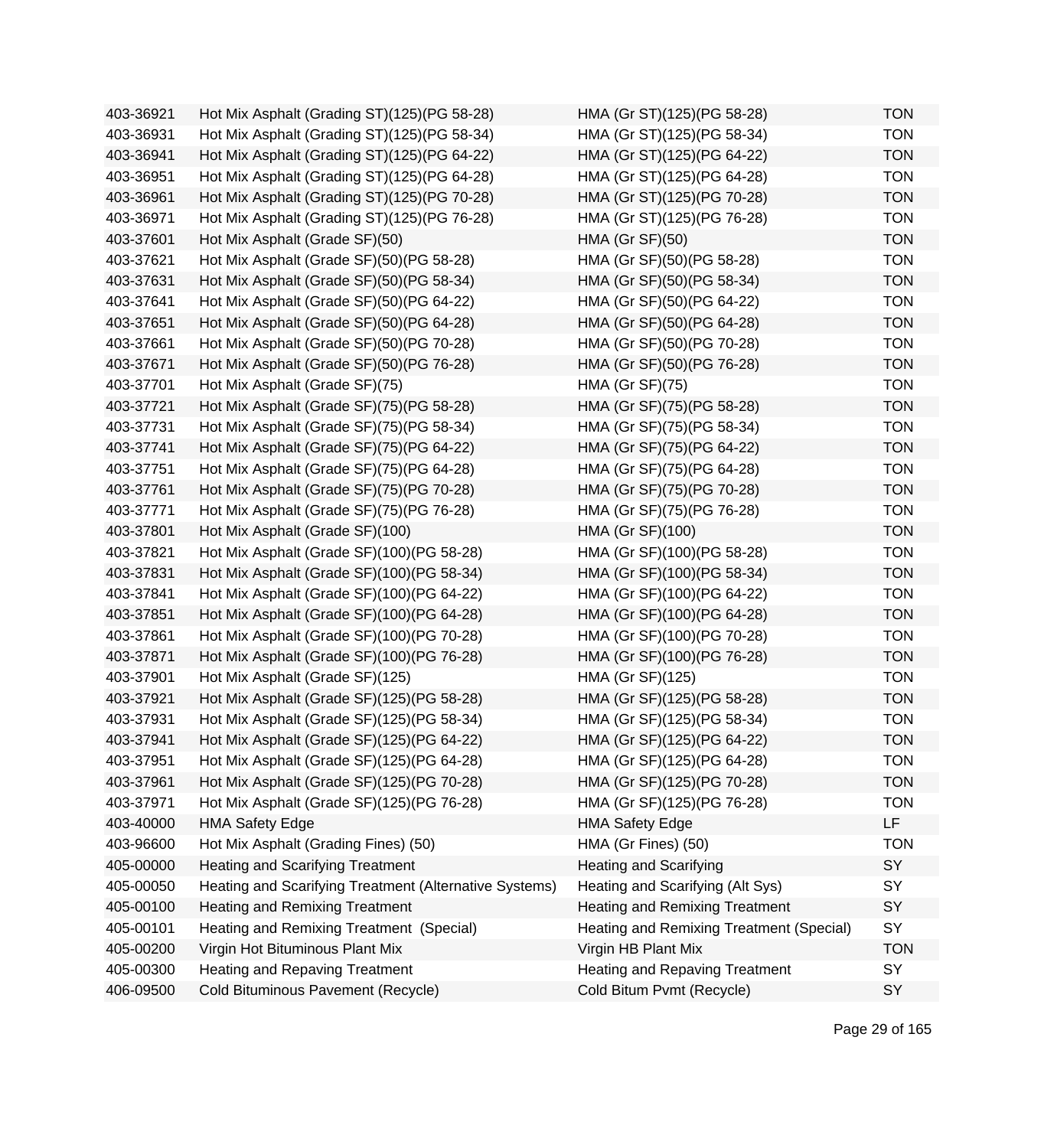| | | | |
|---|---|---|---|
| 403-36921 | Hot Mix Asphalt (Grading ST)(125)(PG 58-28) | HMA (Gr ST)(125)(PG 58-28) | TON |
| 403-36931 | Hot Mix Asphalt (Grading ST)(125)(PG 58-34) | HMA (Gr ST)(125)(PG 58-34) | TON |
| 403-36941 | Hot Mix Asphalt (Grading ST)(125)(PG 64-22) | HMA (Gr ST)(125)(PG 64-22) | TON |
| 403-36951 | Hot Mix Asphalt (Grading ST)(125)(PG 64-28) | HMA (Gr ST)(125)(PG 64-28) | TON |
| 403-36961 | Hot Mix Asphalt (Grading ST)(125)(PG 70-28) | HMA (Gr ST)(125)(PG 70-28) | TON |
| 403-36971 | Hot Mix Asphalt (Grading ST)(125)(PG 76-28) | HMA (Gr ST)(125)(PG 76-28) | TON |
| 403-37601 | Hot Mix Asphalt (Grade SF)(50) | HMA (Gr SF)(50) | TON |
| 403-37621 | Hot Mix Asphalt (Grade SF)(50)(PG 58-28) | HMA (Gr SF)(50)(PG 58-28) | TON |
| 403-37631 | Hot Mix Asphalt (Grade SF)(50)(PG 58-34) | HMA (Gr SF)(50)(PG 58-34) | TON |
| 403-37641 | Hot Mix Asphalt (Grade SF)(50)(PG 64-22) | HMA (Gr SF)(50)(PG 64-22) | TON |
| 403-37651 | Hot Mix Asphalt (Grade SF)(50)(PG 64-28) | HMA (Gr SF)(50)(PG 64-28) | TON |
| 403-37661 | Hot Mix Asphalt (Grade SF)(50)(PG 70-28) | HMA (Gr SF)(50)(PG 70-28) | TON |
| 403-37671 | Hot Mix Asphalt (Grade SF)(50)(PG 76-28) | HMA (Gr SF)(50)(PG 76-28) | TON |
| 403-37701 | Hot Mix Asphalt (Grade SF)(75) | HMA (Gr SF)(75) | TON |
| 403-37721 | Hot Mix Asphalt (Grade SF)(75)(PG 58-28) | HMA (Gr SF)(75)(PG 58-28) | TON |
| 403-37731 | Hot Mix Asphalt (Grade SF)(75)(PG 58-34) | HMA (Gr SF)(75)(PG 58-34) | TON |
| 403-37741 | Hot Mix Asphalt (Grade SF)(75)(PG 64-22) | HMA (Gr SF)(75)(PG 64-22) | TON |
| 403-37751 | Hot Mix Asphalt (Grade SF)(75)(PG 64-28) | HMA (Gr SF)(75)(PG 64-28) | TON |
| 403-37761 | Hot Mix Asphalt (Grade SF)(75)(PG 70-28) | HMA (Gr SF)(75)(PG 70-28) | TON |
| 403-37771 | Hot Mix Asphalt (Grade SF)(75)(PG 76-28) | HMA (Gr SF)(75)(PG 76-28) | TON |
| 403-37801 | Hot Mix Asphalt (Grade SF)(100) | HMA (Gr SF)(100) | TON |
| 403-37821 | Hot Mix Asphalt (Grade SF)(100)(PG 58-28) | HMA (Gr SF)(100)(PG 58-28) | TON |
| 403-37831 | Hot Mix Asphalt (Grade SF)(100)(PG 58-34) | HMA (Gr SF)(100)(PG 58-34) | TON |
| 403-37841 | Hot Mix Asphalt (Grade SF)(100)(PG 64-22) | HMA (Gr SF)(100)(PG 64-22) | TON |
| 403-37851 | Hot Mix Asphalt (Grade SF)(100)(PG 64-28) | HMA (Gr SF)(100)(PG 64-28) | TON |
| 403-37861 | Hot Mix Asphalt (Grade SF)(100)(PG 70-28) | HMA (Gr SF)(100)(PG 70-28) | TON |
| 403-37871 | Hot Mix Asphalt (Grade SF)(100)(PG 76-28) | HMA (Gr SF)(100)(PG 76-28) | TON |
| 403-37901 | Hot Mix Asphalt (Grade SF)(125) | HMA (Gr SF)(125) | TON |
| 403-37921 | Hot Mix Asphalt (Grade SF)(125)(PG 58-28) | HMA (Gr SF)(125)(PG 58-28) | TON |
| 403-37931 | Hot Mix Asphalt (Grade SF)(125)(PG 58-34) | HMA (Gr SF)(125)(PG 58-34) | TON |
| 403-37941 | Hot Mix Asphalt (Grade SF)(125)(PG 64-22) | HMA (Gr SF)(125)(PG 64-22) | TON |
| 403-37951 | Hot Mix Asphalt (Grade SF)(125)(PG 64-28) | HMA (Gr SF)(125)(PG 64-28) | TON |
| 403-37961 | Hot Mix Asphalt (Grade SF)(125)(PG 70-28) | HMA (Gr SF)(125)(PG 70-28) | TON |
| 403-37971 | Hot Mix Asphalt (Grade SF)(125)(PG 76-28) | HMA (Gr SF)(125)(PG 76-28) | TON |
| 403-40000 | HMA Safety Edge | HMA Safety Edge | LF |
| 403-96600 | Hot Mix Asphalt (Grading Fines) (50) | HMA (Gr Fines) (50) | TON |
| 405-00000 | Heating and Scarifying Treatment | Heating and Scarifying | SY |
| 405-00050 | Heating and Scarifying Treatment (Alternative Systems) | Heating and Scarifying (Alt Sys) | SY |
| 405-00100 | Heating and Remixing Treatment | Heating and Remixing Treatment | SY |
| 405-00101 | Heating and Remixing Treatment (Special) | Heating and Remixing Treatment (Special) | SY |
| 405-00200 | Virgin Hot Bituminous Plant Mix | Virgin HB Plant Mix | TON |
| 405-00300 | Heating and Repaving Treatment | Heating and Repaving Treatment | SY |
| 406-09500 | Cold Bituminous Pavement (Recycle) | Cold Bitum Pvmt (Recycle) | SY |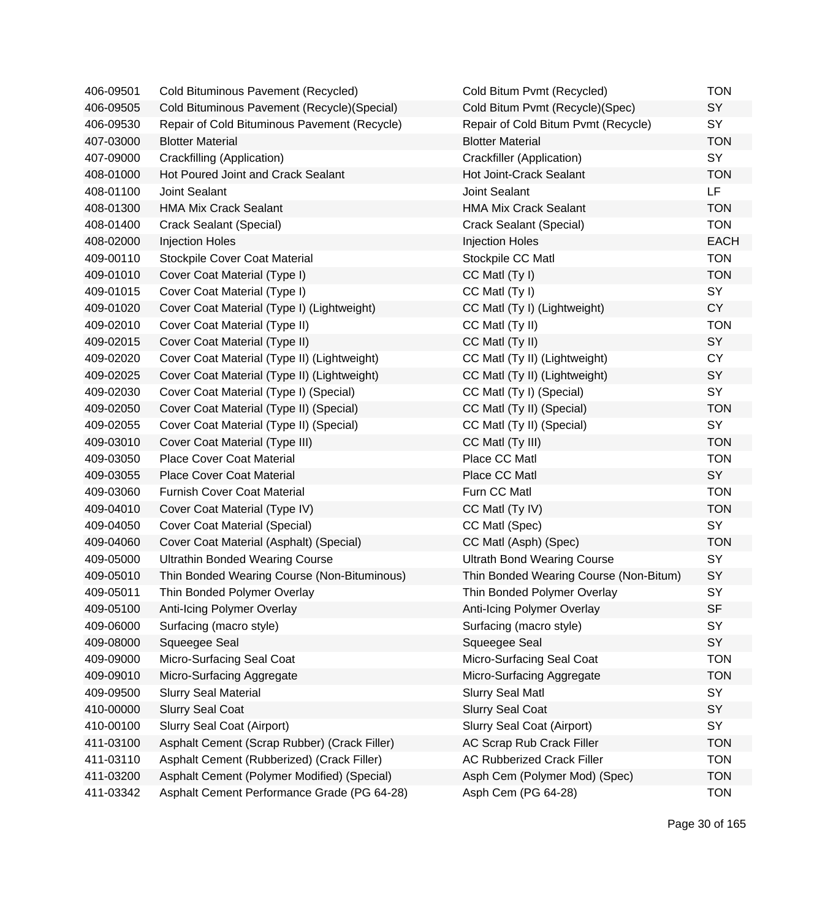| | | | |
|---|---|---|---|
| 406-09501 | Cold Bituminous Pavement (Recycled) | Cold Bitum Pvmt (Recycled) | TON |
| 406-09505 | Cold Bituminous Pavement (Recycle)(Special) | Cold Bitum Pvmt (Recycle)(Spec) | SY |
| 406-09530 | Repair of Cold Bituminous Pavement (Recycle) | Repair of Cold Bitum Pvmt (Recycle) | SY |
| 407-03000 | Blotter Material | Blotter Material | TON |
| 407-09000 | Crackfilling (Application) | Crackfiller (Application) | SY |
| 408-01000 | Hot Poured Joint and Crack Sealant | Hot Joint-Crack Sealant | TON |
| 408-01100 | Joint Sealant | Joint Sealant | LF |
| 408-01300 | HMA Mix Crack Sealant | HMA Mix Crack Sealant | TON |
| 408-01400 | Crack Sealant (Special) | Crack Sealant (Special) | TON |
| 408-02000 | Injection Holes | Injection Holes | EACH |
| 409-00110 | Stockpile Cover Coat Material | Stockpile CC Matl | TON |
| 409-01010 | Cover Coat Material (Type I) | CC Matl (Ty I) | TON |
| 409-01015 | Cover Coat Material (Type I) | CC Matl (Ty I) | SY |
| 409-01020 | Cover Coat Material (Type I) (Lightweight) | CC Matl (Ty I) (Lightweight) | CY |
| 409-02010 | Cover Coat Material (Type II) | CC Matl (Ty II) | TON |
| 409-02015 | Cover Coat Material (Type II) | CC Matl (Ty II) | SY |
| 409-02020 | Cover Coat Material (Type II) (Lightweight) | CC Matl (Ty II) (Lightweight) | CY |
| 409-02025 | Cover Coat Material (Type II) (Lightweight) | CC Matl (Ty II) (Lightweight) | SY |
| 409-02030 | Cover Coat Material (Type I) (Special) | CC Matl (Ty I) (Special) | SY |
| 409-02050 | Cover Coat Material (Type II) (Special) | CC Matl (Ty II) (Special) | TON |
| 409-02055 | Cover Coat Material (Type II) (Special) | CC Matl (Ty II) (Special) | SY |
| 409-03010 | Cover Coat Material (Type III) | CC Matl (Ty III) | TON |
| 409-03050 | Place Cover Coat Material | Place CC Matl | TON |
| 409-03055 | Place Cover Coat Material | Place CC Matl | SY |
| 409-03060 | Furnish Cover Coat Material | Furn CC Matl | TON |
| 409-04010 | Cover Coat Material (Type IV) | CC Matl (Ty IV) | TON |
| 409-04050 | Cover Coat Material (Special) | CC Matl (Spec) | SY |
| 409-04060 | Cover Coat Material (Asphalt) (Special) | CC Matl (Asph) (Spec) | TON |
| 409-05000 | Ultrathin Bonded Wearing Course | Ultrath Bond Wearing Course | SY |
| 409-05010 | Thin Bonded Wearing Course (Non-Bituminous) | Thin Bonded Wearing Course (Non-Bitum) | SY |
| 409-05011 | Thin Bonded Polymer Overlay | Thin Bonded Polymer Overlay | SY |
| 409-05100 | Anti-Icing Polymer Overlay | Anti-Icing Polymer Overlay | SF |
| 409-06000 | Surfacing (macro style) | Surfacing (macro style) | SY |
| 409-08000 | Squeegee Seal | Squeegee Seal | SY |
| 409-09000 | Micro-Surfacing Seal Coat | Micro-Surfacing Seal Coat | TON |
| 409-09010 | Micro-Surfacing Aggregate | Micro-Surfacing Aggregate | TON |
| 409-09500 | Slurry Seal Material | Slurry Seal Matl | SY |
| 410-00000 | Slurry Seal Coat | Slurry Seal Coat | SY |
| 410-00100 | Slurry Seal Coat (Airport) | Slurry Seal Coat (Airport) | SY |
| 411-03100 | Asphalt Cement (Scrap Rubber) (Crack Filler) | AC Scrap Rub Crack Filler | TON |
| 411-03110 | Asphalt Cement (Rubberized) (Crack Filler) | AC Rubberized Crack Filler | TON |
| 411-03200 | Asphalt Cement (Polymer Modified) (Special) | Asph Cem (Polymer Mod) (Spec) | TON |
| 411-03342 | Asphalt Cement Performance Grade (PG 64-28) | Asph Cem (PG 64-28) | TON |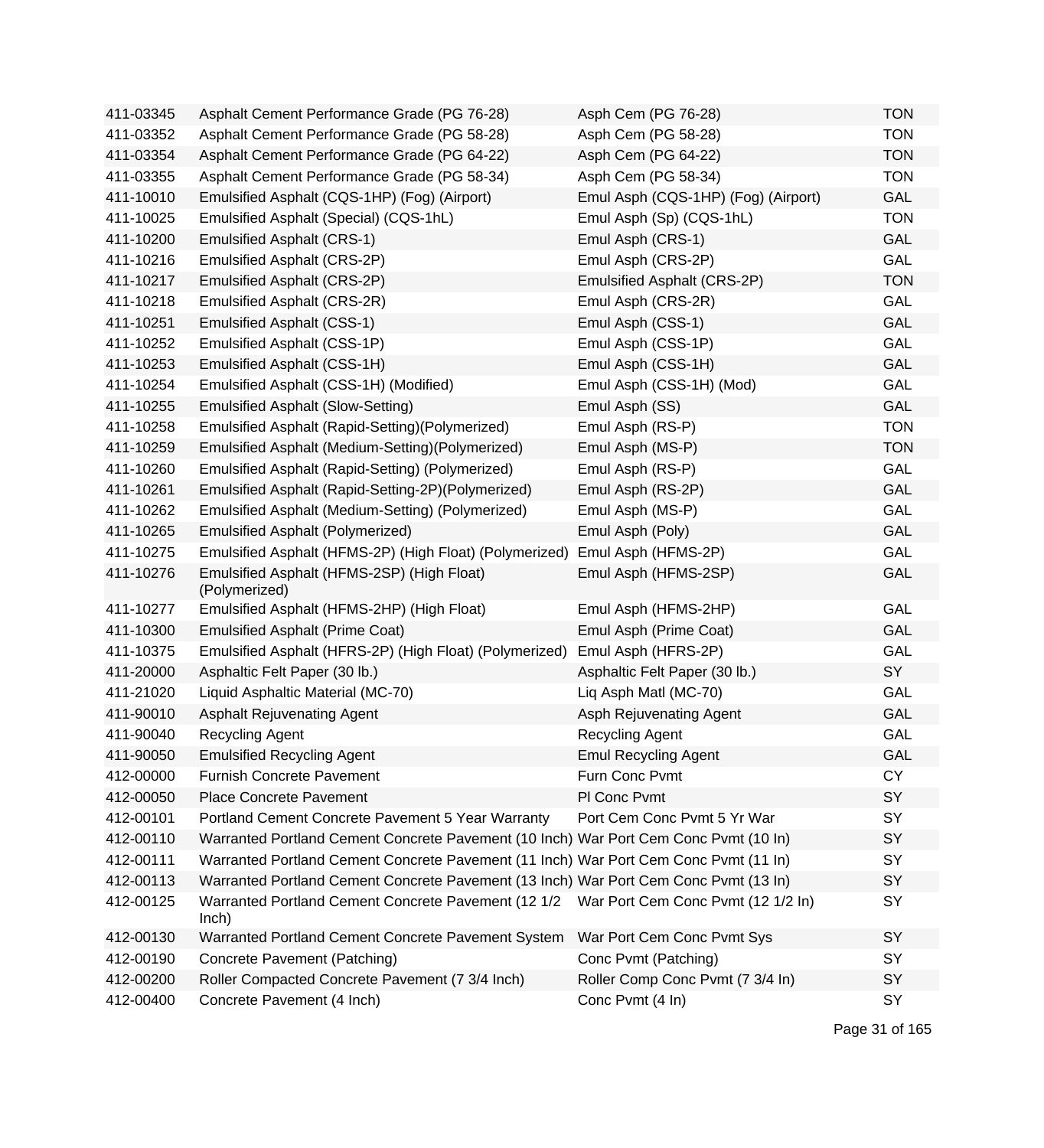| | | | |
|---|---|---|---|
| 411-03345 | Asphalt Cement Performance Grade (PG 76-28) | Asph Cem (PG 76-28) | TON |
| 411-03352 | Asphalt Cement Performance Grade (PG 58-28) | Asph Cem (PG 58-28) | TON |
| 411-03354 | Asphalt Cement Performance Grade (PG 64-22) | Asph Cem (PG 64-22) | TON |
| 411-03355 | Asphalt Cement Performance Grade (PG 58-34) | Asph Cem (PG 58-34) | TON |
| 411-10010 | Emulsified Asphalt (CQS-1HP) (Fog) (Airport) | Emul Asph (CQS-1HP) (Fog) (Airport) | GAL |
| 411-10025 | Emulsified Asphalt (Special) (CQS-1hL) | Emul Asph (Sp) (CQS-1hL) | TON |
| 411-10200 | Emulsified Asphalt (CRS-1) | Emul Asph (CRS-1) | GAL |
| 411-10216 | Emulsified Asphalt (CRS-2P) | Emul Asph (CRS-2P) | GAL |
| 411-10217 | Emulsified Asphalt (CRS-2P) | Emulsified Asphalt (CRS-2P) | TON |
| 411-10218 | Emulsified Asphalt (CRS-2R) | Emul Asph (CRS-2R) | GAL |
| 411-10251 | Emulsified Asphalt (CSS-1) | Emul Asph (CSS-1) | GAL |
| 411-10252 | Emulsified Asphalt (CSS-1P) | Emul Asph (CSS-1P) | GAL |
| 411-10253 | Emulsified Asphalt (CSS-1H) | Emul Asph (CSS-1H) | GAL |
| 411-10254 | Emulsified Asphalt (CSS-1H) (Modified) | Emul Asph (CSS-1H) (Mod) | GAL |
| 411-10255 | Emulsified Asphalt (Slow-Setting) | Emul Asph (SS) | GAL |
| 411-10258 | Emulsified Asphalt (Rapid-Setting)(Polymerized) | Emul Asph (RS-P) | TON |
| 411-10259 | Emulsified Asphalt (Medium-Setting)(Polymerized) | Emul Asph (MS-P) | TON |
| 411-10260 | Emulsified Asphalt (Rapid-Setting) (Polymerized) | Emul Asph (RS-P) | GAL |
| 411-10261 | Emulsified Asphalt (Rapid-Setting-2P)(Polymerized) | Emul Asph (RS-2P) | GAL |
| 411-10262 | Emulsified Asphalt (Medium-Setting) (Polymerized) | Emul Asph (MS-P) | GAL |
| 411-10265 | Emulsified Asphalt (Polymerized) | Emul Asph (Poly) | GAL |
| 411-10275 | Emulsified Asphalt (HFMS-2P) (High Float) (Polymerized) | Emul Asph (HFMS-2P) | GAL |
| 411-10276 | Emulsified Asphalt (HFMS-2SP) (High Float) (Polymerized) | Emul Asph (HFMS-2SP) | GAL |
| 411-10277 | Emulsified Asphalt (HFMS-2HP) (High Float) | Emul Asph (HFMS-2HP) | GAL |
| 411-10300 | Emulsified Asphalt (Prime Coat) | Emul Asph (Prime Coat) | GAL |
| 411-10375 | Emulsified Asphalt (HFRS-2P) (High Float) (Polymerized) | Emul Asph (HFRS-2P) | GAL |
| 411-20000 | Asphaltic Felt Paper (30 lb.) | Asphaltic Felt Paper (30 lb.) | SY |
| 411-21020 | Liquid Asphaltic Material (MC-70) | Liq Asph Matl (MC-70) | GAL |
| 411-90010 | Asphalt Rejuvenating Agent | Asph Rejuvenating Agent | GAL |
| 411-90040 | Recycling Agent | Recycling Agent | GAL |
| 411-90050 | Emulsified Recycling Agent | Emul Recycling Agent | GAL |
| 412-00000 | Furnish Concrete Pavement | Furn Conc Pvmt | CY |
| 412-00050 | Place Concrete Pavement | Pl Conc Pvmt | SY |
| 412-00101 | Portland Cement Concrete Pavement 5 Year Warranty | Port Cem Conc Pvmt 5 Yr War | SY |
| 412-00110 | Warranted Portland Cement Concrete Pavement (10 Inch) | War Port Cem Conc Pvmt (10 In) | SY |
| 412-00111 | Warranted Portland Cement Concrete Pavement (11 Inch) | War Port Cem Conc Pvmt (11 In) | SY |
| 412-00113 | Warranted Portland Cement Concrete Pavement (13 Inch) | War Port Cem Conc Pvmt (13 In) | SY |
| 412-00125 | Warranted Portland Cement Concrete Pavement (12 1/2 Inch) | War Port Cem Conc Pvmt (12 1/2 In) | SY |
| 412-00130 | Warranted Portland Cement Concrete Pavement System | War Port Cem Conc Pvmt Sys | SY |
| 412-00190 | Concrete Pavement (Patching) | Conc Pvmt (Patching) | SY |
| 412-00200 | Roller Compacted Concrete Pavement (7 3/4 Inch) | Roller Comp Conc Pvmt (7 3/4 In) | SY |
| 412-00400 | Concrete Pavement (4 Inch) | Conc Pvmt (4 In) | SY |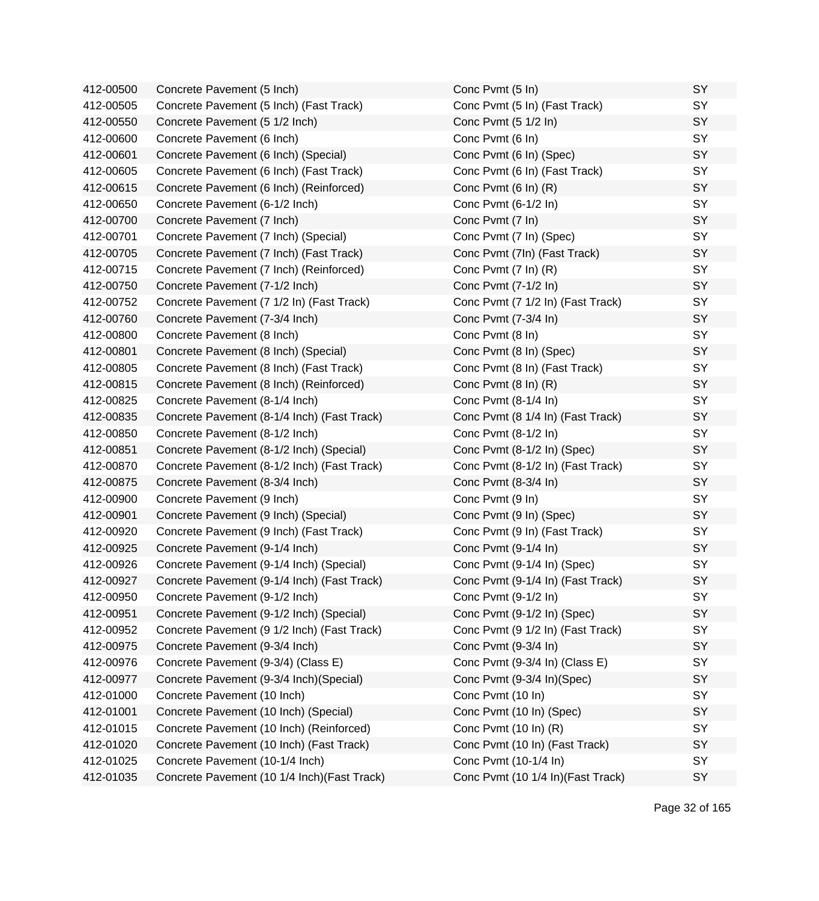| | | | |
|---|---|---|---|
| 412-00500 | Concrete Pavement (5 Inch) | Conc Pvmt (5 In) | SY |
| 412-00505 | Concrete Pavement (5 Inch) (Fast Track) | Conc Pvmt (5 In) (Fast Track) | SY |
| 412-00550 | Concrete Pavement (5 1/2 Inch) | Conc Pvmt (5 1/2 In) | SY |
| 412-00600 | Concrete Pavement (6 Inch) | Conc Pvmt (6 In) | SY |
| 412-00601 | Concrete Pavement (6 Inch) (Special) | Conc Pvmt (6 In) (Spec) | SY |
| 412-00605 | Concrete Pavement (6 Inch) (Fast Track) | Conc Pvmt (6 In) (Fast Track) | SY |
| 412-00615 | Concrete Pavement (6 Inch) (Reinforced) | Conc Pvmt (6 In) (R) | SY |
| 412-00650 | Concrete Pavement (6-1/2 Inch) | Conc Pvmt (6-1/2 In) | SY |
| 412-00700 | Concrete Pavement (7 Inch) | Conc Pvmt (7 In) | SY |
| 412-00701 | Concrete Pavement (7 Inch) (Special) | Conc Pvmt (7 In) (Spec) | SY |
| 412-00705 | Concrete Pavement (7 Inch) (Fast Track) | Conc Pvmt (7In) (Fast Track) | SY |
| 412-00715 | Concrete Pavement (7 Inch) (Reinforced) | Conc Pvmt (7 In) (R) | SY |
| 412-00750 | Concrete Pavement (7-1/2 Inch) | Conc Pvmt (7-1/2 In) | SY |
| 412-00752 | Concrete Pavement (7 1/2 In) (Fast Track) | Conc Pvmt (7 1/2 In) (Fast Track) | SY |
| 412-00760 | Concrete Pavement (7-3/4 Inch) | Conc Pvmt (7-3/4 In) | SY |
| 412-00800 | Concrete Pavement (8 Inch) | Conc Pvmt (8 In) | SY |
| 412-00801 | Concrete Pavement (8 Inch) (Special) | Conc Pvmt (8 In) (Spec) | SY |
| 412-00805 | Concrete Pavement (8 Inch) (Fast Track) | Conc Pvmt (8 In) (Fast Track) | SY |
| 412-00815 | Concrete Pavement (8 Inch) (Reinforced) | Conc Pvmt (8 In) (R) | SY |
| 412-00825 | Concrete Pavement (8-1/4 Inch) | Conc Pvmt (8-1/4 In) | SY |
| 412-00835 | Concrete Pavement (8-1/4 Inch) (Fast Track) | Conc Pvmt (8 1/4 In) (Fast Track) | SY |
| 412-00850 | Concrete Pavement (8-1/2 Inch) | Conc Pvmt (8-1/2 In) | SY |
| 412-00851 | Concrete Pavement (8-1/2 Inch) (Special) | Conc Pvmt (8-1/2 In) (Spec) | SY |
| 412-00870 | Concrete Pavement (8-1/2 Inch) (Fast Track) | Conc Pvmt (8-1/2 In) (Fast Track) | SY |
| 412-00875 | Concrete Pavement (8-3/4 Inch) | Conc Pvmt (8-3/4 In) | SY |
| 412-00900 | Concrete Pavement (9 Inch) | Conc Pvmt (9 In) | SY |
| 412-00901 | Concrete Pavement (9 Inch) (Special) | Conc Pvmt (9 In) (Spec) | SY |
| 412-00920 | Concrete Pavement (9 Inch) (Fast Track) | Conc Pvmt (9 In) (Fast Track) | SY |
| 412-00925 | Concrete Pavement (9-1/4 Inch) | Conc Pvmt (9-1/4 In) | SY |
| 412-00926 | Concrete Pavement (9-1/4 Inch) (Special) | Conc Pvmt (9-1/4 In) (Spec) | SY |
| 412-00927 | Concrete Pavement (9-1/4 Inch) (Fast Track) | Conc Pvmt (9-1/4 In) (Fast Track) | SY |
| 412-00950 | Concrete Pavement (9-1/2 Inch) | Conc Pvmt (9-1/2 In) | SY |
| 412-00951 | Concrete Pavement (9-1/2 Inch) (Special) | Conc Pvmt (9-1/2 In) (Spec) | SY |
| 412-00952 | Concrete Pavement (9 1/2 Inch) (Fast Track) | Conc Pvmt (9 1/2 In) (Fast Track) | SY |
| 412-00975 | Concrete Pavement (9-3/4 Inch) | Conc Pvmt (9-3/4 In) | SY |
| 412-00976 | Concrete Pavement (9-3/4) (Class E) | Conc Pvmt (9-3/4 In) (Class E) | SY |
| 412-00977 | Concrete Pavement (9-3/4 Inch)(Special) | Conc Pvmt (9-3/4 In)(Spec) | SY |
| 412-01000 | Concrete Pavement (10 Inch) | Conc Pvmt (10 In) | SY |
| 412-01001 | Concrete Pavement (10 Inch) (Special) | Conc Pvmt (10 In) (Spec) | SY |
| 412-01015 | Concrete Pavement (10 Inch) (Reinforced) | Conc Pvmt (10 In) (R) | SY |
| 412-01020 | Concrete Pavement (10 Inch) (Fast Track) | Conc Pvmt (10 In) (Fast Track) | SY |
| 412-01025 | Concrete Pavement (10-1/4 Inch) | Conc Pvmt (10-1/4 In) | SY |
| 412-01035 | Concrete Pavement (10 1/4 Inch)(Fast Track) | Conc Pvmt (10 1/4 In)(Fast Track) | SY |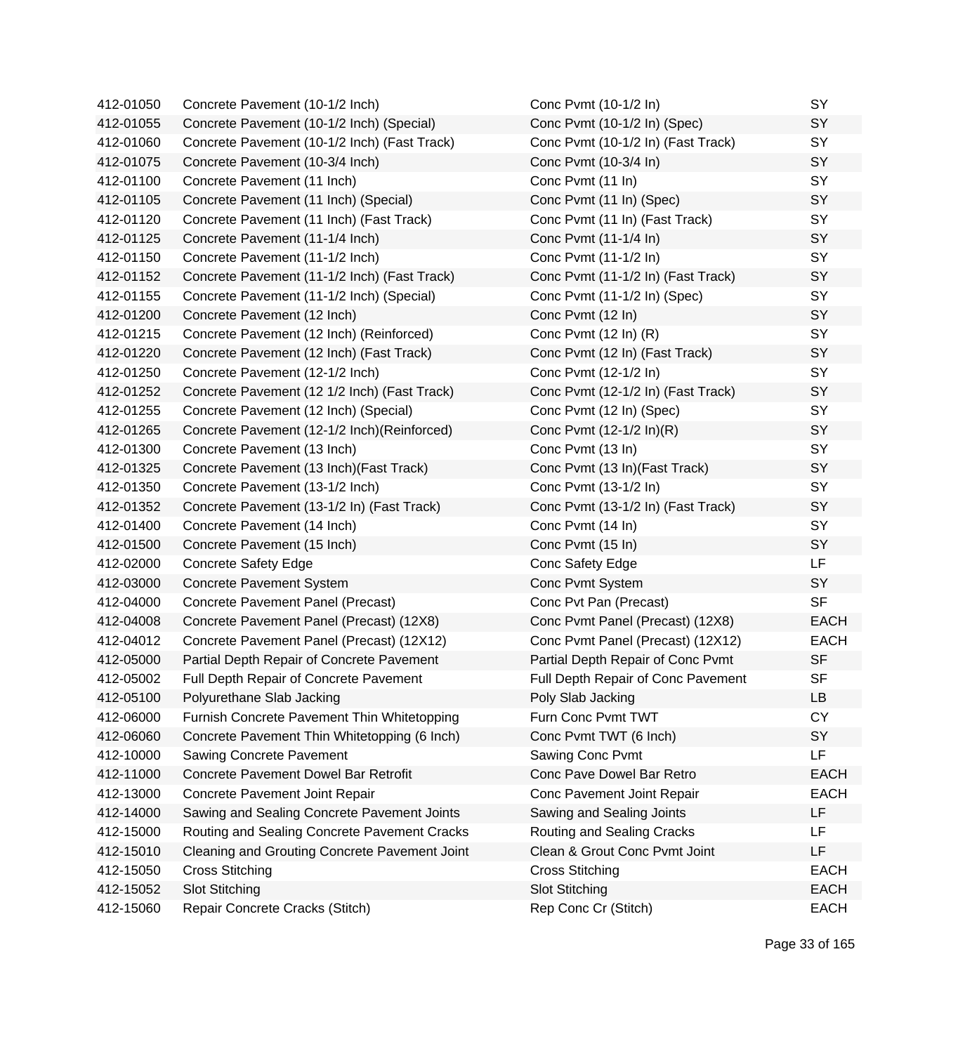| | | | |
|---|---|---|---|
| 412-01050 | Concrete Pavement (10-1/2 Inch) | Conc Pvmt (10-1/2 In) | SY |
| 412-01055 | Concrete Pavement (10-1/2 Inch) (Special) | Conc Pvmt (10-1/2 In) (Spec) | SY |
| 412-01060 | Concrete Pavement (10-1/2 Inch) (Fast Track) | Conc Pvmt (10-1/2 In) (Fast Track) | SY |
| 412-01075 | Concrete Pavement (10-3/4 Inch) | Conc Pvmt (10-3/4 In) | SY |
| 412-01100 | Concrete Pavement (11 Inch) | Conc Pvmt (11 In) | SY |
| 412-01105 | Concrete Pavement (11 Inch) (Special) | Conc Pvmt (11 In) (Spec) | SY |
| 412-01120 | Concrete Pavement (11 Inch) (Fast Track) | Conc Pvmt (11 In) (Fast Track) | SY |
| 412-01125 | Concrete Pavement (11-1/4 Inch) | Conc Pvmt (11-1/4 In) | SY |
| 412-01150 | Concrete Pavement (11-1/2 Inch) | Conc Pvmt (11-1/2 In) | SY |
| 412-01152 | Concrete Pavement (11-1/2 Inch) (Fast Track) | Conc Pvmt (11-1/2 In) (Fast Track) | SY |
| 412-01155 | Concrete Pavement (11-1/2 Inch) (Special) | Conc Pvmt (11-1/2 In) (Spec) | SY |
| 412-01200 | Concrete Pavement (12 Inch) | Conc Pvmt (12 In) | SY |
| 412-01215 | Concrete Pavement (12 Inch) (Reinforced) | Conc Pvmt (12 In) (R) | SY |
| 412-01220 | Concrete Pavement (12 Inch) (Fast Track) | Conc Pvmt (12 In) (Fast Track) | SY |
| 412-01250 | Concrete Pavement (12-1/2 Inch) | Conc Pvmt (12-1/2 In) | SY |
| 412-01252 | Concrete Pavement (12 1/2 Inch) (Fast Track) | Conc Pvmt (12-1/2 In) (Fast Track) | SY |
| 412-01255 | Concrete Pavement (12 Inch) (Special) | Conc Pvmt (12 In) (Spec) | SY |
| 412-01265 | Concrete Pavement (12-1/2 Inch)(Reinforced) | Conc Pvmt (12-1/2 In)(R) | SY |
| 412-01300 | Concrete Pavement (13 Inch) | Conc Pvmt (13 In) | SY |
| 412-01325 | Concrete Pavement (13 Inch)(Fast Track) | Conc Pvmt (13 In)(Fast Track) | SY |
| 412-01350 | Concrete Pavement (13-1/2 Inch) | Conc Pvmt (13-1/2 In) | SY |
| 412-01352 | Concrete Pavement (13-1/2 In) (Fast Track) | Conc Pvmt (13-1/2 In) (Fast Track) | SY |
| 412-01400 | Concrete Pavement (14 Inch) | Conc Pvmt (14 In) | SY |
| 412-01500 | Concrete Pavement (15 Inch) | Conc Pvmt (15 In) | SY |
| 412-02000 | Concrete Safety Edge | Conc Safety Edge | LF |
| 412-03000 | Concrete Pavement System | Conc Pvmt System | SY |
| 412-04000 | Concrete Pavement Panel (Precast) | Conc Pvt Pan (Precast) | SF |
| 412-04008 | Concrete Pavement Panel (Precast) (12X8) | Conc Pvmt Panel (Precast) (12X8) | EACH |
| 412-04012 | Concrete Pavement Panel (Precast) (12X12) | Conc Pvmt Panel (Precast) (12X12) | EACH |
| 412-05000 | Partial Depth Repair of Concrete Pavement | Partial Depth Repair of Conc Pvmt | SF |
| 412-05002 | Full Depth Repair of Concrete Pavement | Full Depth Repair of Conc Pavement | SF |
| 412-05100 | Polyurethane Slab Jacking | Poly Slab Jacking | LB |
| 412-06000 | Furnish Concrete Pavement Thin Whitetopping | Furn Conc Pvmt TWT | CY |
| 412-06060 | Concrete Pavement Thin Whitetopping (6 Inch) | Conc Pvmt TWT (6 Inch) | SY |
| 412-10000 | Sawing Concrete Pavement | Sawing Conc Pvmt | LF |
| 412-11000 | Concrete Pavement Dowel Bar Retrofit | Conc Pave Dowel Bar Retro | EACH |
| 412-13000 | Concrete Pavement Joint Repair | Conc Pavement Joint Repair | EACH |
| 412-14000 | Sawing and Sealing Concrete Pavement Joints | Sawing and Sealing Joints | LF |
| 412-15000 | Routing and Sealing Concrete Pavement Cracks | Routing and Sealing Cracks | LF |
| 412-15010 | Cleaning and Grouting Concrete Pavement Joint | Clean & Grout Conc Pvmt Joint | LF |
| 412-15050 | Cross Stitching | Cross Stitching | EACH |
| 412-15052 | Slot Stitching | Slot Stitching | EACH |
| 412-15060 | Repair Concrete Cracks (Stitch) | Rep Conc Cr (Stitch) | EACH |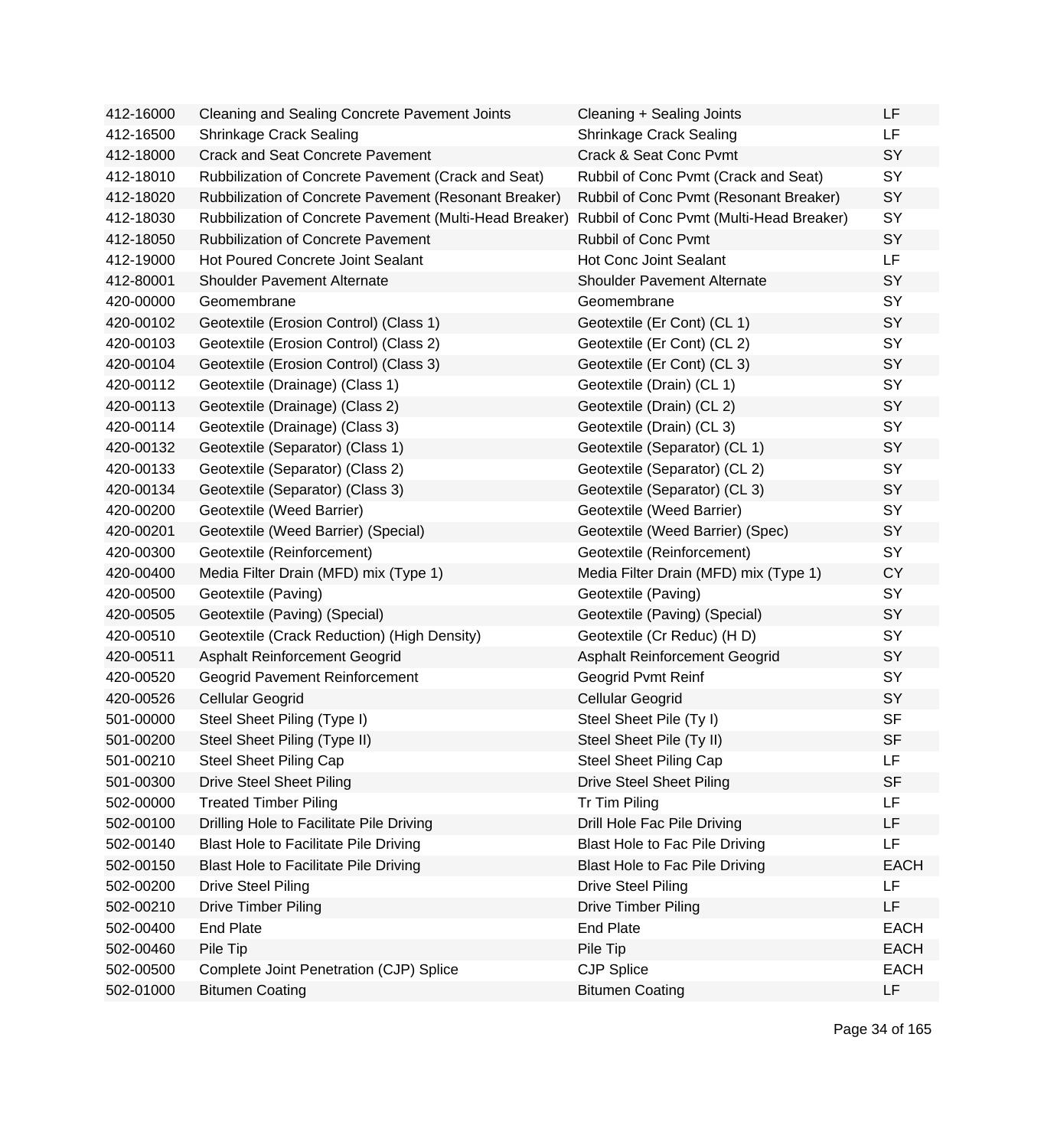| | | | |
|---|---|---|---|
| 412-16000 | Cleaning and Sealing Concrete Pavement Joints | Cleaning + Sealing Joints | LF |
| 412-16500 | Shrinkage Crack Sealing | Shrinkage Crack Sealing | LF |
| 412-18000 | Crack and Seat Concrete Pavement | Crack & Seat Conc Pvmt | SY |
| 412-18010 | Rubbilization of Concrete Pavement (Crack and Seat) | Rubbil of Conc Pvmt (Crack and Seat) | SY |
| 412-18020 | Rubbilization of Concrete Pavement (Resonant Breaker) | Rubbil of Conc Pvmt (Resonant Breaker) | SY |
| 412-18030 | Rubbilization of Concrete Pavement (Multi-Head Breaker) | Rubbil of Conc Pvmt (Multi-Head Breaker) | SY |
| 412-18050 | Rubbilization of Concrete Pavement | Rubbil of Conc Pvmt | SY |
| 412-19000 | Hot Poured Concrete Joint Sealant | Hot Conc Joint Sealant | LF |
| 412-80001 | Shoulder Pavement Alternate | Shoulder Pavement Alternate | SY |
| 420-00000 | Geomembrane | Geomembrane | SY |
| 420-00102 | Geotextile (Erosion Control) (Class 1) | Geotextile (Er Cont) (CL 1) | SY |
| 420-00103 | Geotextile (Erosion Control) (Class 2) | Geotextile (Er Cont) (CL 2) | SY |
| 420-00104 | Geotextile (Erosion Control) (Class 3) | Geotextile (Er Cont) (CL 3) | SY |
| 420-00112 | Geotextile (Drainage) (Class 1) | Geotextile (Drain) (CL 1) | SY |
| 420-00113 | Geotextile (Drainage) (Class 2) | Geotextile (Drain) (CL 2) | SY |
| 420-00114 | Geotextile (Drainage) (Class 3) | Geotextile (Drain) (CL 3) | SY |
| 420-00132 | Geotextile (Separator) (Class 1) | Geotextile (Separator) (CL 1) | SY |
| 420-00133 | Geotextile (Separator) (Class 2) | Geotextile (Separator) (CL 2) | SY |
| 420-00134 | Geotextile (Separator) (Class 3) | Geotextile (Separator) (CL 3) | SY |
| 420-00200 | Geotextile (Weed Barrier) | Geotextile (Weed Barrier) | SY |
| 420-00201 | Geotextile (Weed Barrier) (Special) | Geotextile (Weed Barrier) (Spec) | SY |
| 420-00300 | Geotextile (Reinforcement) | Geotextile (Reinforcement) | SY |
| 420-00400 | Media Filter Drain (MFD) mix (Type 1) | Media Filter Drain (MFD) mix (Type 1) | CY |
| 420-00500 | Geotextile (Paving) | Geotextile (Paving) | SY |
| 420-00505 | Geotextile (Paving) (Special) | Geotextile (Paving) (Special) | SY |
| 420-00510 | Geotextile (Crack Reduction) (High Density) | Geotextile (Cr Reduc) (H D) | SY |
| 420-00511 | Asphalt Reinforcement Geogrid | Asphalt Reinforcement Geogrid | SY |
| 420-00520 | Geogrid Pavement Reinforcement | Geogrid Pvmt Reinf | SY |
| 420-00526 | Cellular Geogrid | Cellular Geogrid | SY |
| 501-00000 | Steel Sheet Piling (Type I) | Steel Sheet Pile (Ty I) | SF |
| 501-00200 | Steel Sheet Piling (Type II) | Steel Sheet Pile (Ty II) | SF |
| 501-00210 | Steel Sheet Piling Cap | Steel Sheet Piling Cap | LF |
| 501-00300 | Drive Steel Sheet Piling | Drive Steel Sheet Piling | SF |
| 502-00000 | Treated Timber Piling | Tr Tim Piling | LF |
| 502-00100 | Drilling Hole to Facilitate Pile Driving | Drill Hole Fac Pile Driving | LF |
| 502-00140 | Blast Hole to Facilitate Pile Driving | Blast Hole to Fac Pile Driving | LF |
| 502-00150 | Blast Hole to Facilitate Pile Driving | Blast Hole to Fac Pile Driving | EACH |
| 502-00200 | Drive Steel Piling | Drive Steel Piling | LF |
| 502-00210 | Drive Timber Piling | Drive Timber Piling | LF |
| 502-00400 | End Plate | End Plate | EACH |
| 502-00460 | Pile Tip | Pile Tip | EACH |
| 502-00500 | Complete Joint Penetration (CJP) Splice | CJP Splice | EACH |
| 502-01000 | Bitumen Coating | Bitumen Coating | LF |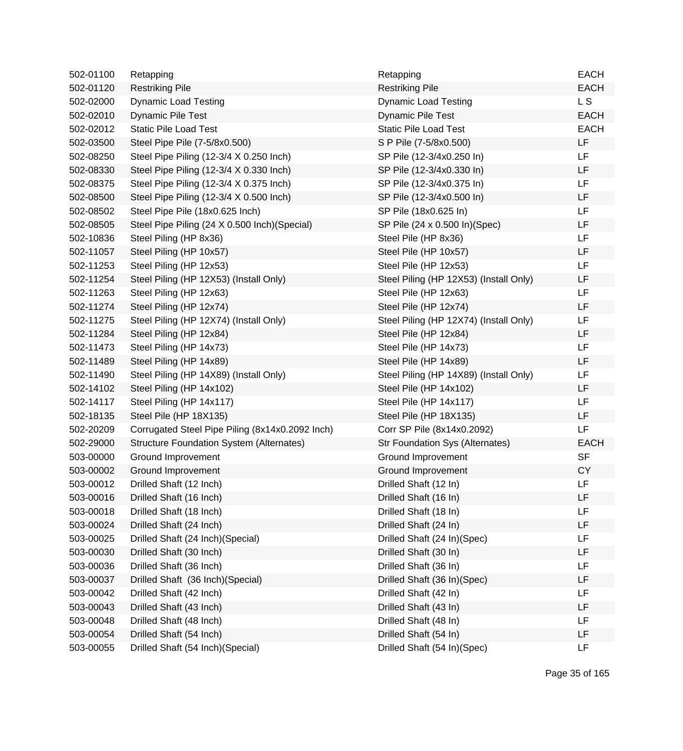| | | | |
|---|---|---|---|
| 502-01100 | Retapping | Retapping | EACH |
| 502-01120 | Restriking Pile | Restriking Pile | EACH |
| 502-02000 | Dynamic Load Testing | Dynamic Load Testing | L S |
| 502-02010 | Dynamic Pile Test | Dynamic Pile Test | EACH |
| 502-02012 | Static Pile Load Test | Static Pile Load Test | EACH |
| 502-03500 | Steel Pipe Pile (7-5/8x0.500) | S P Pile (7-5/8x0.500) | LF |
| 502-08250 | Steel Pipe Piling (12-3/4 X 0.250 Inch) | SP Pile (12-3/4x0.250 In) | LF |
| 502-08330 | Steel Pipe Piling (12-3/4 X 0.330 Inch) | SP Pile (12-3/4x0.330 In) | LF |
| 502-08375 | Steel Pipe Piling (12-3/4 X 0.375 Inch) | SP Pile (12-3/4x0.375 In) | LF |
| 502-08500 | Steel Pipe Piling (12-3/4 X 0.500 Inch) | SP Pile (12-3/4x0.500 In) | LF |
| 502-08502 | Steel Pipe Pile (18x0.625 Inch) | SP Pile (18x0.625 In) | LF |
| 502-08505 | Steel Pipe Piling (24 X 0.500 Inch)(Special) | SP Pile (24 x 0.500 In)(Spec) | LF |
| 502-10836 | Steel Piling (HP 8x36) | Steel Pile (HP 8x36) | LF |
| 502-11057 | Steel Piling (HP 10x57) | Steel Pile (HP 10x57) | LF |
| 502-11253 | Steel Piling (HP 12x53) | Steel Pile (HP 12x53) | LF |
| 502-11254 | Steel Piling (HP 12X53) (Install Only) | Steel Piling (HP 12X53) (Install Only) | LF |
| 502-11263 | Steel Piling (HP 12x63) | Steel Pile (HP 12x63) | LF |
| 502-11274 | Steel Piling (HP 12x74) | Steel Pile (HP 12x74) | LF |
| 502-11275 | Steel Piling (HP 12X74) (Install Only) | Steel Piling (HP 12X74) (Install Only) | LF |
| 502-11284 | Steel Piling (HP 12x84) | Steel Pile (HP 12x84) | LF |
| 502-11473 | Steel Piling (HP 14x73) | Steel Pile (HP 14x73) | LF |
| 502-11489 | Steel Piling (HP 14x89) | Steel Pile (HP 14x89) | LF |
| 502-11490 | Steel Piling (HP 14X89) (Install Only) | Steel Piling (HP 14X89) (Install Only) | LF |
| 502-14102 | Steel Piling (HP 14x102) | Steel Pile (HP 14x102) | LF |
| 502-14117 | Steel Piling (HP 14x117) | Steel Pile (HP 14x117) | LF |
| 502-18135 | Steel Pile (HP 18X135) | Steel Pile (HP 18X135) | LF |
| 502-20209 | Corrugated Steel Pipe Piling (8x14x0.2092 Inch) | Corr SP Pile (8x14x0.2092) | LF |
| 502-29000 | Structure Foundation System (Alternates) | Str Foundation Sys (Alternates) | EACH |
| 503-00000 | Ground Improvement | Ground Improvement | SF |
| 503-00002 | Ground Improvement | Ground Improvement | CY |
| 503-00012 | Drilled Shaft (12 Inch) | Drilled Shaft (12 In) | LF |
| 503-00016 | Drilled Shaft (16 Inch) | Drilled Shaft (16 In) | LF |
| 503-00018 | Drilled Shaft (18 Inch) | Drilled Shaft (18 In) | LF |
| 503-00024 | Drilled Shaft (24 Inch) | Drilled Shaft (24 In) | LF |
| 503-00025 | Drilled Shaft (24 Inch)(Special) | Drilled Shaft (24 In)(Spec) | LF |
| 503-00030 | Drilled Shaft (30 Inch) | Drilled Shaft (30 In) | LF |
| 503-00036 | Drilled Shaft (36 Inch) | Drilled Shaft (36 In) | LF |
| 503-00037 | Drilled Shaft (36 Inch)(Special) | Drilled Shaft (36 In)(Spec) | LF |
| 503-00042 | Drilled Shaft (42 Inch) | Drilled Shaft (42 In) | LF |
| 503-00043 | Drilled Shaft (43 Inch) | Drilled Shaft (43 In) | LF |
| 503-00048 | Drilled Shaft (48 Inch) | Drilled Shaft (48 In) | LF |
| 503-00054 | Drilled Shaft (54 Inch) | Drilled Shaft (54 In) | LF |
| 503-00055 | Drilled Shaft (54 Inch)(Special) | Drilled Shaft (54 In)(Spec) | LF |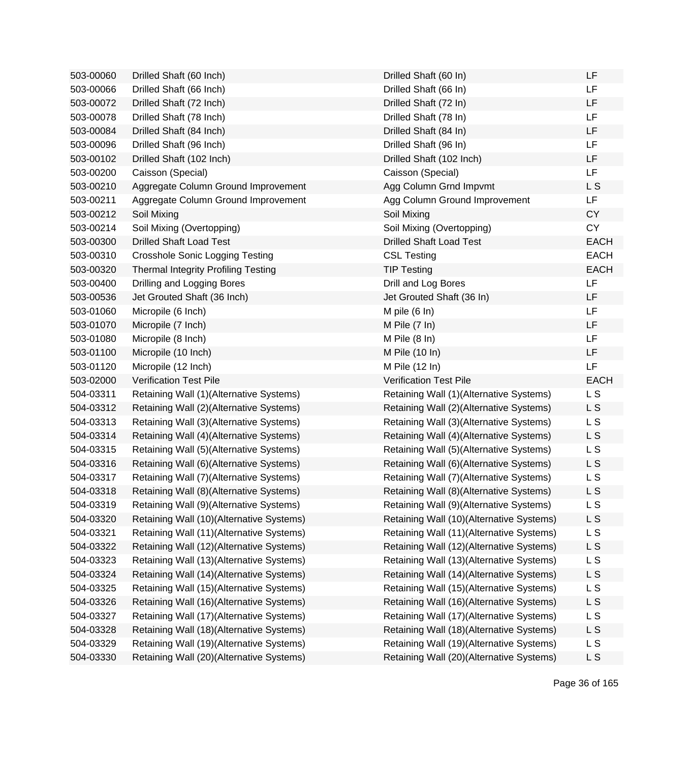| | | | |
|---|---|---|---|
| 503-00060 | Drilled Shaft (60 Inch) | Drilled Shaft (60 In) | LF |
| 503-00066 | Drilled Shaft (66 Inch) | Drilled Shaft (66 In) | LF |
| 503-00072 | Drilled Shaft (72 Inch) | Drilled Shaft (72 In) | LF |
| 503-00078 | Drilled Shaft (78 Inch) | Drilled Shaft (78 In) | LF |
| 503-00084 | Drilled Shaft (84 Inch) | Drilled Shaft (84 In) | LF |
| 503-00096 | Drilled Shaft (96 Inch) | Drilled Shaft (96 In) | LF |
| 503-00102 | Drilled Shaft (102 Inch) | Drilled Shaft (102 Inch) | LF |
| 503-00200 | Caisson (Special) | Caisson (Special) | LF |
| 503-00210 | Aggregate Column Ground Improvement | Agg Column Grnd Impvmt | L S |
| 503-00211 | Aggregate Column Ground Improvement | Agg Column Ground Improvement | LF |
| 503-00212 | Soil Mixing | Soil Mixing | CY |
| 503-00214 | Soil Mixing (Overtopping) | Soil Mixing (Overtopping) | CY |
| 503-00300 | Drilled Shaft Load Test | Drilled Shaft Load Test | EACH |
| 503-00310 | Crosshole Sonic Logging Testing | CSL Testing | EACH |
| 503-00320 | Thermal Integrity Profiling Testing | TIP Testing | EACH |
| 503-00400 | Drilling and Logging Bores | Drill and Log Bores | LF |
| 503-00536 | Jet Grouted Shaft (36 Inch) | Jet Grouted Shaft (36 In) | LF |
| 503-01060 | Micropile (6 Inch) | M pile (6 In) | LF |
| 503-01070 | Micropile (7 Inch) | M Pile (7 In) | LF |
| 503-01080 | Micropile (8 Inch) | M Pile (8 In) | LF |
| 503-01100 | Micropile (10 Inch) | M Pile (10 In) | LF |
| 503-01120 | Micropile (12 Inch) | M Pile (12 In) | LF |
| 503-02000 | Verification Test Pile | Verification Test Pile | EACH |
| 504-03311 | Retaining Wall (1)(Alternative Systems) | Retaining Wall (1)(Alternative Systems) | L S |
| 504-03312 | Retaining Wall (2)(Alternative Systems) | Retaining Wall (2)(Alternative Systems) | L S |
| 504-03313 | Retaining Wall (3)(Alternative Systems) | Retaining Wall (3)(Alternative Systems) | L S |
| 504-03314 | Retaining Wall (4)(Alternative Systems) | Retaining Wall (4)(Alternative Systems) | L S |
| 504-03315 | Retaining Wall (5)(Alternative Systems) | Retaining Wall (5)(Alternative Systems) | L S |
| 504-03316 | Retaining Wall (6)(Alternative Systems) | Retaining Wall (6)(Alternative Systems) | L S |
| 504-03317 | Retaining Wall (7)(Alternative Systems) | Retaining Wall (7)(Alternative Systems) | L S |
| 504-03318 | Retaining Wall (8)(Alternative Systems) | Retaining Wall (8)(Alternative Systems) | L S |
| 504-03319 | Retaining Wall (9)(Alternative Systems) | Retaining Wall (9)(Alternative Systems) | L S |
| 504-03320 | Retaining Wall (10)(Alternative Systems) | Retaining Wall (10)(Alternative Systems) | L S |
| 504-03321 | Retaining Wall (11)(Alternative Systems) | Retaining Wall (11)(Alternative Systems) | L S |
| 504-03322 | Retaining Wall (12)(Alternative Systems) | Retaining Wall (12)(Alternative Systems) | L S |
| 504-03323 | Retaining Wall (13)(Alternative Systems) | Retaining Wall (13)(Alternative Systems) | L S |
| 504-03324 | Retaining Wall (14)(Alternative Systems) | Retaining Wall (14)(Alternative Systems) | L S |
| 504-03325 | Retaining Wall (15)(Alternative Systems) | Retaining Wall (15)(Alternative Systems) | L S |
| 504-03326 | Retaining Wall (16)(Alternative Systems) | Retaining Wall (16)(Alternative Systems) | L S |
| 504-03327 | Retaining Wall (17)(Alternative Systems) | Retaining Wall (17)(Alternative Systems) | L S |
| 504-03328 | Retaining Wall (18)(Alternative Systems) | Retaining Wall (18)(Alternative Systems) | L S |
| 504-03329 | Retaining Wall (19)(Alternative Systems) | Retaining Wall (19)(Alternative Systems) | L S |
| 504-03330 | Retaining Wall (20)(Alternative Systems) | Retaining Wall (20)(Alternative Systems) | L S |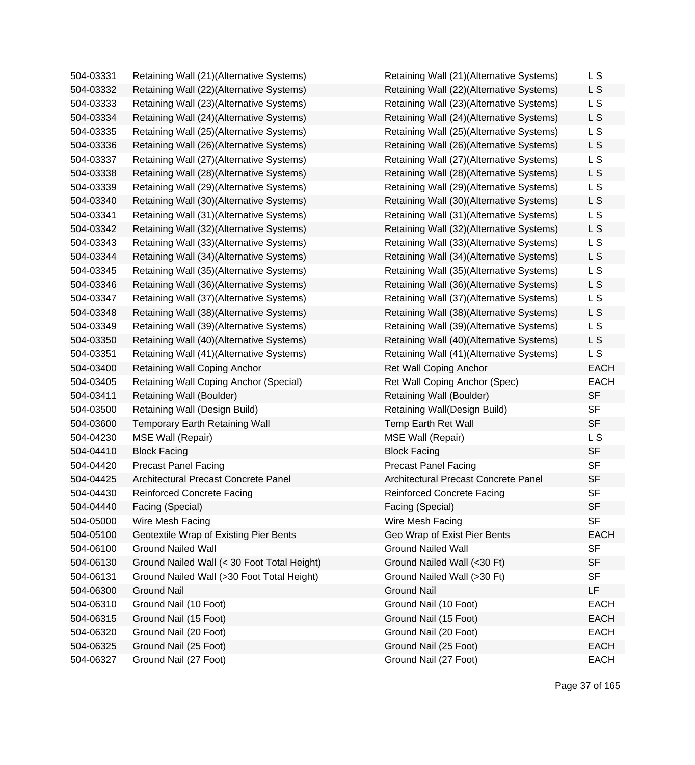| | | | |
|---|---|---|---|
| 504-03331 | Retaining Wall (21)(Alternative Systems) | Retaining Wall (21)(Alternative Systems) | L S |
| 504-03332 | Retaining Wall (22)(Alternative Systems) | Retaining Wall (22)(Alternative Systems) | L S |
| 504-03333 | Retaining Wall (23)(Alternative Systems) | Retaining Wall (23)(Alternative Systems) | L S |
| 504-03334 | Retaining Wall (24)(Alternative Systems) | Retaining Wall (24)(Alternative Systems) | L S |
| 504-03335 | Retaining Wall (25)(Alternative Systems) | Retaining Wall (25)(Alternative Systems) | L S |
| 504-03336 | Retaining Wall (26)(Alternative Systems) | Retaining Wall (26)(Alternative Systems) | L S |
| 504-03337 | Retaining Wall (27)(Alternative Systems) | Retaining Wall (27)(Alternative Systems) | L S |
| 504-03338 | Retaining Wall (28)(Alternative Systems) | Retaining Wall (28)(Alternative Systems) | L S |
| 504-03339 | Retaining Wall (29)(Alternative Systems) | Retaining Wall (29)(Alternative Systems) | L S |
| 504-03340 | Retaining Wall (30)(Alternative Systems) | Retaining Wall (30)(Alternative Systems) | L S |
| 504-03341 | Retaining Wall (31)(Alternative Systems) | Retaining Wall (31)(Alternative Systems) | L S |
| 504-03342 | Retaining Wall (32)(Alternative Systems) | Retaining Wall (32)(Alternative Systems) | L S |
| 504-03343 | Retaining Wall (33)(Alternative Systems) | Retaining Wall (33)(Alternative Systems) | L S |
| 504-03344 | Retaining Wall (34)(Alternative Systems) | Retaining Wall (34)(Alternative Systems) | L S |
| 504-03345 | Retaining Wall (35)(Alternative Systems) | Retaining Wall (35)(Alternative Systems) | L S |
| 504-03346 | Retaining Wall (36)(Alternative Systems) | Retaining Wall (36)(Alternative Systems) | L S |
| 504-03347 | Retaining Wall (37)(Alternative Systems) | Retaining Wall (37)(Alternative Systems) | L S |
| 504-03348 | Retaining Wall (38)(Alternative Systems) | Retaining Wall (38)(Alternative Systems) | L S |
| 504-03349 | Retaining Wall (39)(Alternative Systems) | Retaining Wall (39)(Alternative Systems) | L S |
| 504-03350 | Retaining Wall (40)(Alternative Systems) | Retaining Wall (40)(Alternative Systems) | L S |
| 504-03351 | Retaining Wall (41)(Alternative Systems) | Retaining Wall (41)(Alternative Systems) | L S |
| 504-03400 | Retaining Wall Coping Anchor | Ret Wall Coping Anchor | EACH |
| 504-03405 | Retaining Wall Coping Anchor (Special) | Ret Wall Coping Anchor (Spec) | EACH |
| 504-03411 | Retaining Wall (Boulder) | Retaining Wall (Boulder) | SF |
| 504-03500 | Retaining Wall (Design Build) | Retaining Wall(Design Build) | SF |
| 504-03600 | Temporary Earth Retaining Wall | Temp Earth Ret Wall | SF |
| 504-04230 | MSE Wall (Repair) | MSE Wall (Repair) | L S |
| 504-04410 | Block Facing | Block Facing | SF |
| 504-04420 | Precast Panel Facing | Precast Panel Facing | SF |
| 504-04425 | Architectural Precast Concrete Panel | Architectural Precast Concrete Panel | SF |
| 504-04430 | Reinforced Concrete Facing | Reinforced Concrete Facing | SF |
| 504-04440 | Facing (Special) | Facing (Special) | SF |
| 504-05000 | Wire Mesh Facing | Wire Mesh Facing | SF |
| 504-05100 | Geotextile Wrap of Existing Pier Bents | Geo Wrap of Exist Pier Bents | EACH |
| 504-06100 | Ground Nailed Wall | Ground Nailed Wall | SF |
| 504-06130 | Ground Nailed Wall (< 30 Foot Total Height) | Ground Nailed Wall (<30 Ft) | SF |
| 504-06131 | Ground Nailed Wall (>30 Foot Total Height) | Ground Nailed Wall (>30 Ft) | SF |
| 504-06300 | Ground Nail | Ground Nail | LF |
| 504-06310 | Ground Nail (10 Foot) | Ground Nail (10 Foot) | EACH |
| 504-06315 | Ground Nail (15 Foot) | Ground Nail (15 Foot) | EACH |
| 504-06320 | Ground Nail (20 Foot) | Ground Nail (20 Foot) | EACH |
| 504-06325 | Ground Nail (25 Foot) | Ground Nail (25 Foot) | EACH |
| 504-06327 | Ground Nail (27 Foot) | Ground Nail (27 Foot) | EACH |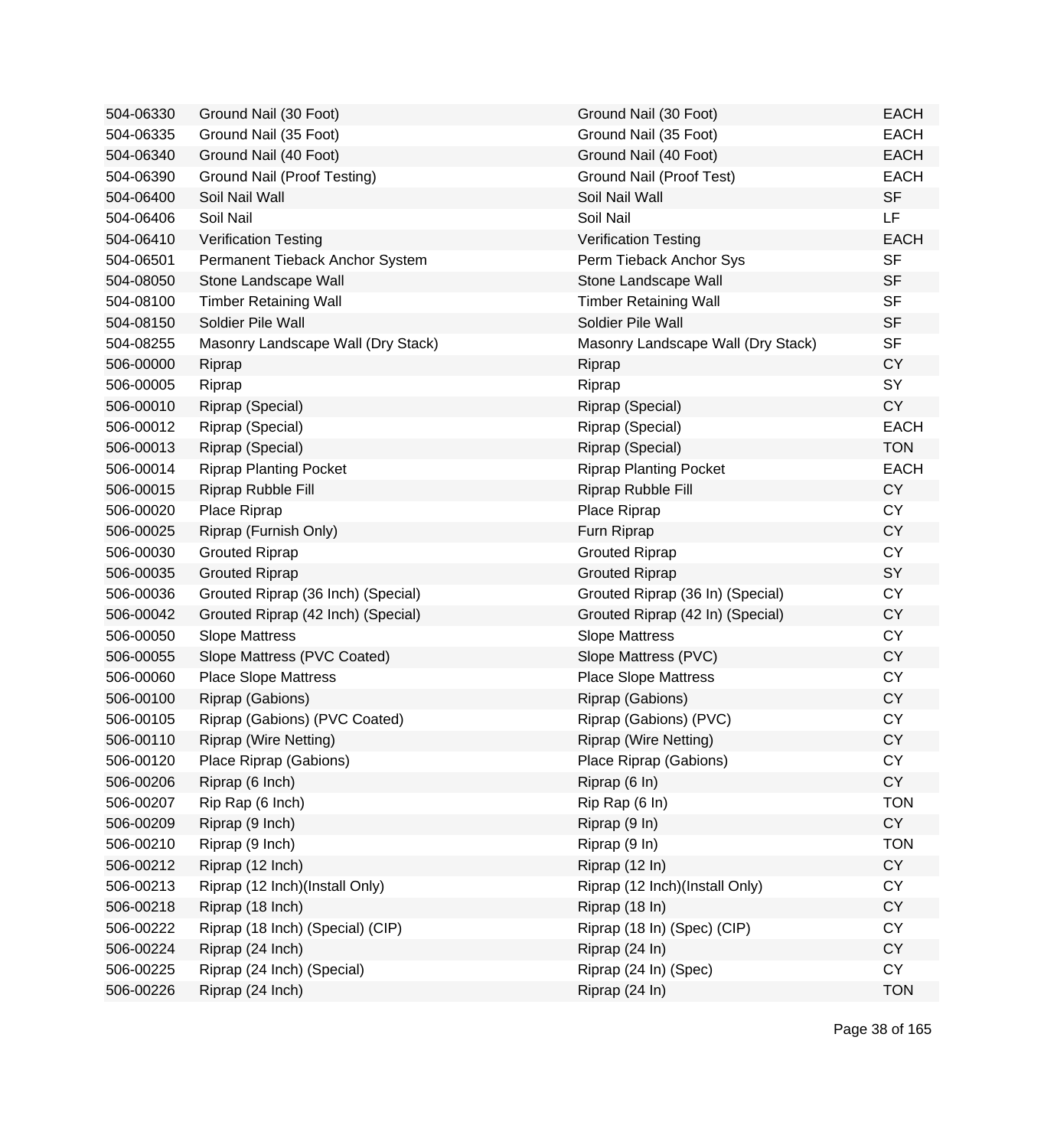| | | | |
|---|---|---|---|
| 504-06330 | Ground Nail (30 Foot) | Ground Nail (30 Foot) | EACH |
| 504-06335 | Ground Nail (35 Foot) | Ground Nail (35 Foot) | EACH |
| 504-06340 | Ground Nail (40 Foot) | Ground Nail (40 Foot) | EACH |
| 504-06390 | Ground Nail (Proof Testing) | Ground Nail (Proof Test) | EACH |
| 504-06400 | Soil Nail Wall | Soil Nail Wall | SF |
| 504-06406 | Soil Nail | Soil Nail | LF |
| 504-06410 | Verification Testing | Verification Testing | EACH |
| 504-06501 | Permanent Tieback Anchor System | Perm Tieback Anchor Sys | SF |
| 504-08050 | Stone Landscape Wall | Stone Landscape Wall | SF |
| 504-08100 | Timber Retaining Wall | Timber Retaining Wall | SF |
| 504-08150 | Soldier Pile Wall | Soldier Pile Wall | SF |
| 504-08255 | Masonry Landscape Wall (Dry Stack) | Masonry Landscape Wall (Dry Stack) | SF |
| 506-00000 | Riprap | Riprap | CY |
| 506-00005 | Riprap | Riprap | SY |
| 506-00010 | Riprap (Special) | Riprap (Special) | CY |
| 506-00012 | Riprap (Special) | Riprap (Special) | EACH |
| 506-00013 | Riprap (Special) | Riprap (Special) | TON |
| 506-00014 | Riprap Planting Pocket | Riprap Planting Pocket | EACH |
| 506-00015 | Riprap Rubble Fill | Riprap Rubble Fill | CY |
| 506-00020 | Place Riprap | Place Riprap | CY |
| 506-00025 | Riprap (Furnish Only) | Furn Riprap | CY |
| 506-00030 | Grouted Riprap | Grouted Riprap | CY |
| 506-00035 | Grouted Riprap | Grouted Riprap | SY |
| 506-00036 | Grouted Riprap (36 Inch) (Special) | Grouted Riprap (36 In) (Special) | CY |
| 506-00042 | Grouted Riprap (42 Inch) (Special) | Grouted Riprap (42 In) (Special) | CY |
| 506-00050 | Slope Mattress | Slope Mattress | CY |
| 506-00055 | Slope Mattress (PVC Coated) | Slope Mattress (PVC) | CY |
| 506-00060 | Place Slope Mattress | Place Slope Mattress | CY |
| 506-00100 | Riprap (Gabions) | Riprap (Gabions) | CY |
| 506-00105 | Riprap (Gabions) (PVC Coated) | Riprap (Gabions) (PVC) | CY |
| 506-00110 | Riprap (Wire Netting) | Riprap (Wire Netting) | CY |
| 506-00120 | Place Riprap (Gabions) | Place Riprap (Gabions) | CY |
| 506-00206 | Riprap (6 Inch) | Riprap (6 In) | CY |
| 506-00207 | Rip Rap (6 Inch) | Rip Rap (6 In) | TON |
| 506-00209 | Riprap (9 Inch) | Riprap (9 In) | CY |
| 506-00210 | Riprap (9 Inch) | Riprap (9 In) | TON |
| 506-00212 | Riprap (12 Inch) | Riprap (12 In) | CY |
| 506-00213 | Riprap (12 Inch)(Install Only) | Riprap (12 Inch)(Install Only) | CY |
| 506-00218 | Riprap (18 Inch) | Riprap (18 In) | CY |
| 506-00222 | Riprap (18 Inch) (Special) (CIP) | Riprap (18 In) (Spec) (CIP) | CY |
| 506-00224 | Riprap (24 Inch) | Riprap (24 In) | CY |
| 506-00225 | Riprap (24 Inch) (Special) | Riprap (24 In) (Spec) | CY |
| 506-00226 | Riprap (24 Inch) | Riprap (24 In) | TON |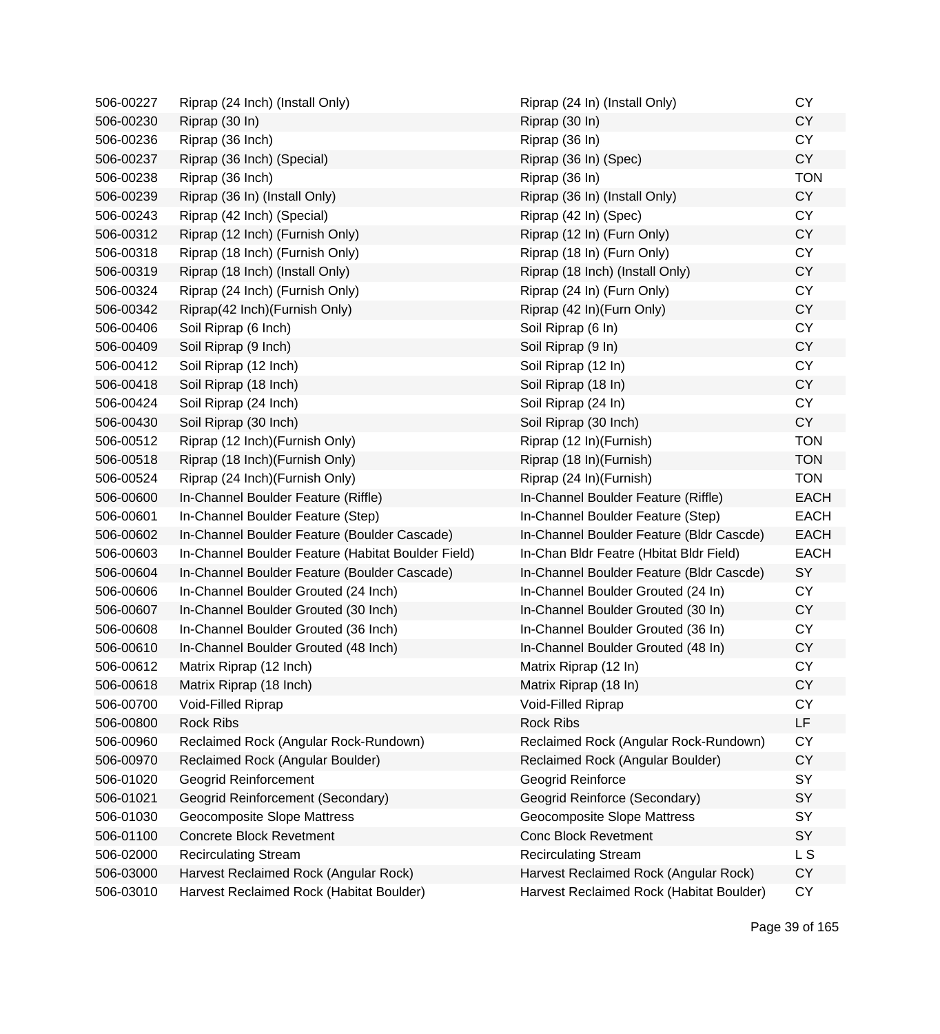| | | | |
|---|---|---|---|
| 506-00227 | Riprap (24 Inch) (Install Only) | Riprap (24 In) (Install Only) | CY |
| 506-00230 | Riprap (30 In) | Riprap (30 In) | CY |
| 506-00236 | Riprap (36 Inch) | Riprap (36 In) | CY |
| 506-00237 | Riprap (36 Inch) (Special) | Riprap (36 In) (Spec) | CY |
| 506-00238 | Riprap (36 Inch) | Riprap (36 In) | TON |
| 506-00239 | Riprap (36 In) (Install Only) | Riprap (36 In) (Install Only) | CY |
| 506-00243 | Riprap (42 Inch) (Special) | Riprap (42 In) (Spec) | CY |
| 506-00312 | Riprap (12 Inch) (Furnish Only) | Riprap (12 In) (Furn Only) | CY |
| 506-00318 | Riprap (18 Inch) (Furnish Only) | Riprap (18 In) (Furn Only) | CY |
| 506-00319 | Riprap (18 Inch) (Install Only) | Riprap (18 Inch) (Install Only) | CY |
| 506-00324 | Riprap (24 Inch) (Furnish Only) | Riprap (24 In) (Furn Only) | CY |
| 506-00342 | Riprap(42 Inch)(Furnish Only) | Riprap (42 In)(Furn Only) | CY |
| 506-00406 | Soil Riprap (6 Inch) | Soil Riprap (6 In) | CY |
| 506-00409 | Soil Riprap (9 Inch) | Soil Riprap (9 In) | CY |
| 506-00412 | Soil Riprap (12 Inch) | Soil Riprap (12 In) | CY |
| 506-00418 | Soil Riprap (18 Inch) | Soil Riprap (18 In) | CY |
| 506-00424 | Soil Riprap (24 Inch) | Soil Riprap (24 In) | CY |
| 506-00430 | Soil Riprap (30 Inch) | Soil Riprap (30 Inch) | CY |
| 506-00512 | Riprap (12 Inch)(Furnish Only) | Riprap (12 In)(Furnish) | TON |
| 506-00518 | Riprap (18 Inch)(Furnish Only) | Riprap (18 In)(Furnish) | TON |
| 506-00524 | Riprap (24 Inch)(Furnish Only) | Riprap (24 In)(Furnish) | TON |
| 506-00600 | In-Channel Boulder Feature (Riffle) | In-Channel Boulder Feature (Riffle) | EACH |
| 506-00601 | In-Channel Boulder Feature (Step) | In-Channel Boulder Feature (Step) | EACH |
| 506-00602 | In-Channel Boulder Feature (Boulder Cascade) | In-Channel Boulder Feature (Bldr Cascde) | EACH |
| 506-00603 | In-Channel Boulder Feature (Habitat Boulder Field) | In-Chan Bldr Featre (Hbitat Bldr Field) | EACH |
| 506-00604 | In-Channel Boulder Feature (Boulder Cascade) | In-Channel Boulder Feature (Bldr Cascde) | SY |
| 506-00606 | In-Channel Boulder Grouted (24 Inch) | In-Channel Boulder Grouted (24 In) | CY |
| 506-00607 | In-Channel Boulder Grouted (30 Inch) | In-Channel Boulder Grouted (30 In) | CY |
| 506-00608 | In-Channel Boulder Grouted (36 Inch) | In-Channel Boulder Grouted (36 In) | CY |
| 506-00610 | In-Channel Boulder Grouted (48 Inch) | In-Channel Boulder Grouted (48 In) | CY |
| 506-00612 | Matrix Riprap (12 Inch) | Matrix Riprap (12 In) | CY |
| 506-00618 | Matrix Riprap (18 Inch) | Matrix Riprap (18 In) | CY |
| 506-00700 | Void-Filled Riprap | Void-Filled Riprap | CY |
| 506-00800 | Rock Ribs | Rock Ribs | LF |
| 506-00960 | Reclaimed Rock (Angular Rock-Rundown) | Reclaimed Rock (Angular Rock-Rundown) | CY |
| 506-00970 | Reclaimed Rock (Angular Boulder) | Reclaimed Rock (Angular Boulder) | CY |
| 506-01020 | Geogrid Reinforcement | Geogrid Reinforce | SY |
| 506-01021 | Geogrid Reinforcement (Secondary) | Geogrid Reinforce (Secondary) | SY |
| 506-01030 | Geocomposite Slope Mattress | Geocomposite Slope Mattress | SY |
| 506-01100 | Concrete Block Revetment | Conc Block Revetment | SY |
| 506-02000 | Recirculating Stream | Recirculating Stream | L S |
| 506-03000 | Harvest Reclaimed Rock (Angular Rock) | Harvest Reclaimed Rock (Angular Rock) | CY |
| 506-03010 | Harvest Reclaimed Rock (Habitat Boulder) | Harvest Reclaimed Rock (Habitat Boulder) | CY |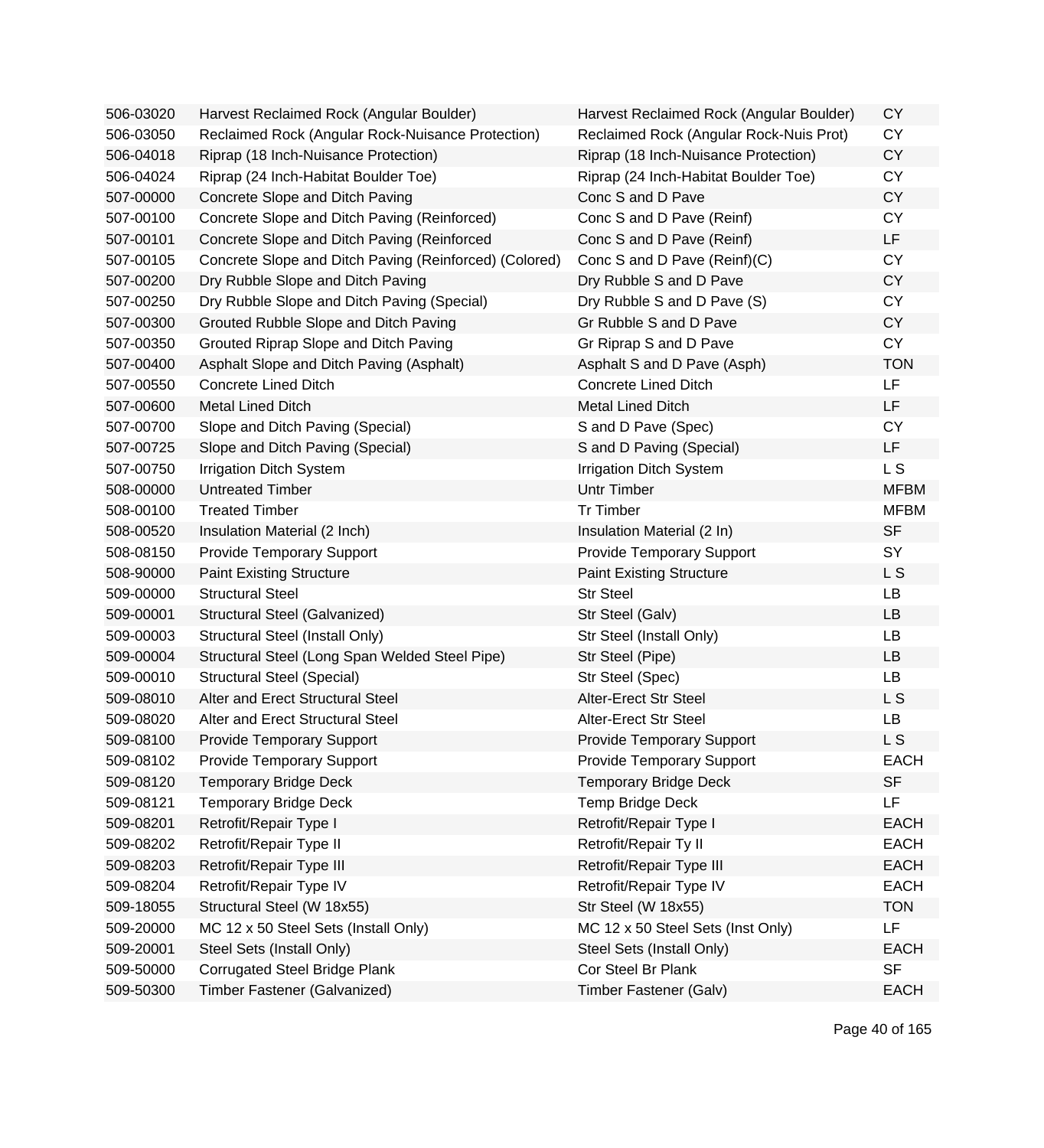| | | | |
|---|---|---|---|
| 506-03020 | Harvest Reclaimed Rock (Angular Boulder) | Harvest Reclaimed Rock (Angular Boulder) | CY |
| 506-03050 | Reclaimed Rock (Angular Rock-Nuisance Protection) | Reclaimed Rock (Angular Rock-Nuis Prot) | CY |
| 506-04018 | Riprap (18 Inch-Nuisance Protection) | Riprap (18 Inch-Nuisance Protection) | CY |
| 506-04024 | Riprap (24 Inch-Habitat Boulder Toe) | Riprap (24 Inch-Habitat Boulder Toe) | CY |
| 507-00000 | Concrete Slope and Ditch Paving | Conc S and D Pave | CY |
| 507-00100 | Concrete Slope and Ditch Paving (Reinforced) | Conc S and D Pave (Reinf) | CY |
| 507-00101 | Concrete Slope and Ditch Paving (Reinforced | Conc S and D Pave (Reinf) | LF |
| 507-00105 | Concrete Slope and Ditch Paving (Reinforced) (Colored) | Conc S and D Pave (Reinf)(C) | CY |
| 507-00200 | Dry Rubble Slope and Ditch Paving | Dry Rubble S and D Pave | CY |
| 507-00250 | Dry Rubble Slope and Ditch Paving (Special) | Dry Rubble S and D Pave (S) | CY |
| 507-00300 | Grouted Rubble Slope and Ditch Paving | Gr Rubble S and D Pave | CY |
| 507-00350 | Grouted Riprap Slope and Ditch Paving | Gr Riprap S and D Pave | CY |
| 507-00400 | Asphalt Slope and Ditch Paving (Asphalt) | Asphalt S and D Pave (Asph) | TON |
| 507-00550 | Concrete Lined Ditch | Concrete Lined Ditch | LF |
| 507-00600 | Metal Lined Ditch | Metal Lined Ditch | LF |
| 507-00700 | Slope and Ditch Paving (Special) | S and D Pave (Spec) | CY |
| 507-00725 | Slope and Ditch Paving (Special) | S and D Paving (Special) | LF |
| 507-00750 | Irrigation Ditch System | Irrigation Ditch System | L S |
| 508-00000 | Untreated Timber | Untr Timber | MFBM |
| 508-00100 | Treated Timber | Tr Timber | MFBM |
| 508-00520 | Insulation Material (2 Inch) | Insulation Material (2 In) | SF |
| 508-08150 | Provide Temporary Support | Provide Temporary Support | SY |
| 508-90000 | Paint Existing Structure | Paint Existing Structure | L S |
| 509-00000 | Structural Steel | Str Steel | LB |
| 509-00001 | Structural Steel (Galvanized) | Str Steel (Galv) | LB |
| 509-00003 | Structural Steel (Install Only) | Str Steel (Install Only) | LB |
| 509-00004 | Structural Steel (Long Span Welded Steel Pipe) | Str Steel (Pipe) | LB |
| 509-00010 | Structural Steel (Special) | Str Steel (Spec) | LB |
| 509-08010 | Alter and Erect Structural Steel | Alter-Erect Str Steel | L S |
| 509-08020 | Alter and Erect Structural Steel | Alter-Erect Str Steel | LB |
| 509-08100 | Provide Temporary Support | Provide Temporary Support | L S |
| 509-08102 | Provide Temporary Support | Provide Temporary Support | EACH |
| 509-08120 | Temporary Bridge Deck | Temporary Bridge Deck | SF |
| 509-08121 | Temporary Bridge Deck | Temp Bridge Deck | LF |
| 509-08201 | Retrofit/Repair Type I | Retrofit/Repair Type I | EACH |
| 509-08202 | Retrofit/Repair Type II | Retrofit/Repair Ty II | EACH |
| 509-08203 | Retrofit/Repair Type III | Retrofit/Repair Type III | EACH |
| 509-08204 | Retrofit/Repair Type IV | Retrofit/Repair Type IV | EACH |
| 509-18055 | Structural Steel (W 18x55) | Str Steel (W 18x55) | TON |
| 509-20000 | MC 12 x 50 Steel Sets (Install Only) | MC 12 x 50 Steel Sets (Inst Only) | LF |
| 509-20001 | Steel Sets (Install Only) | Steel Sets (Install Only) | EACH |
| 509-50000 | Corrugated Steel Bridge Plank | Cor Steel Br Plank | SF |
| 509-50300 | Timber Fastener (Galvanized) | Timber Fastener (Galv) | EACH |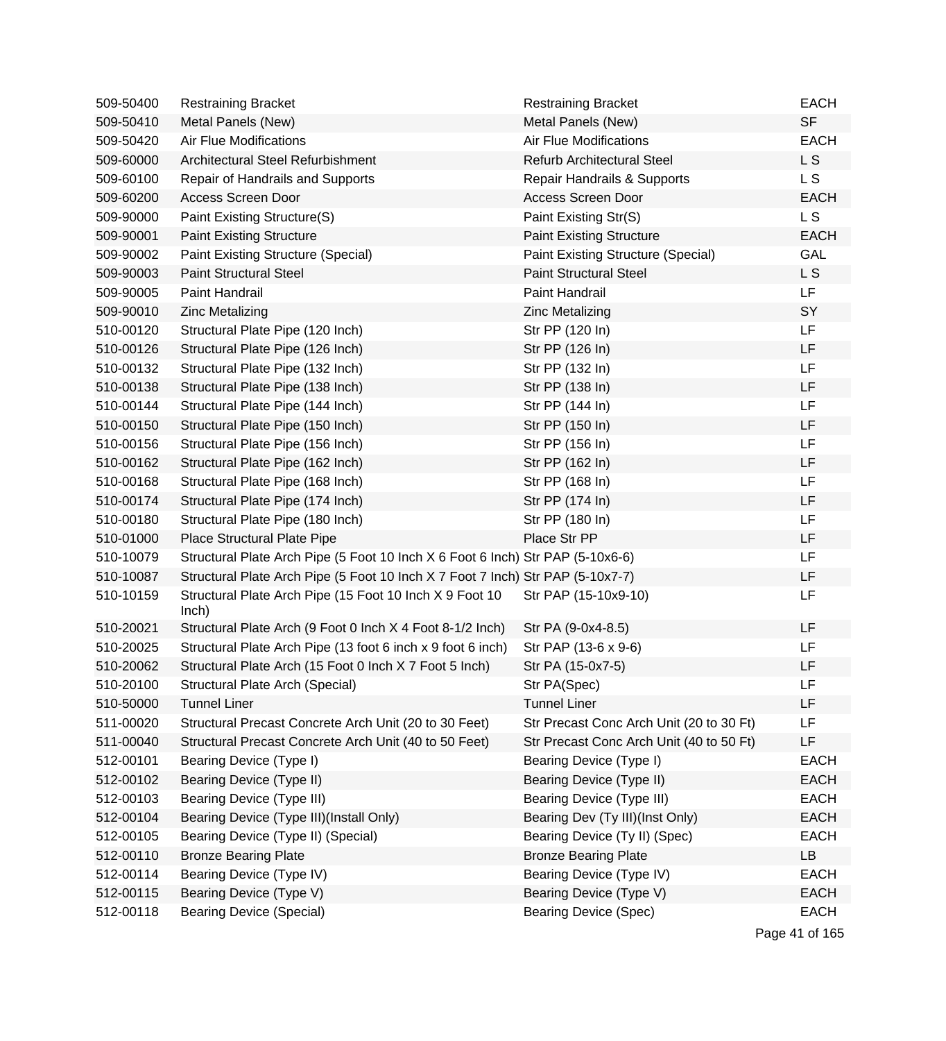| | | | |
|---|---|---|---|
| 509-50400 | Restraining Bracket | Restraining Bracket | EACH |
| 509-50410 | Metal Panels (New) | Metal Panels (New) | SF |
| 509-50420 | Air Flue Modifications | Air Flue Modifications | EACH |
| 509-60000 | Architectural Steel Refurbishment | Refurb Architectural Steel | L S |
| 509-60100 | Repair of Handrails and Supports | Repair Handrails & Supports | L S |
| 509-60200 | Access Screen Door | Access Screen Door | EACH |
| 509-90000 | Paint Existing Structure(S) | Paint Existing Str(S) | L S |
| 509-90001 | Paint Existing Structure | Paint Existing Structure | EACH |
| 509-90002 | Paint Existing Structure (Special) | Paint Existing Structure (Special) | GAL |
| 509-90003 | Paint Structural Steel | Paint Structural Steel | L S |
| 509-90005 | Paint Handrail | Paint Handrail | LF |
| 509-90010 | Zinc Metalizing | Zinc Metalizing | SY |
| 510-00120 | Structural Plate Pipe (120 Inch) | Str PP (120 In) | LF |
| 510-00126 | Structural Plate Pipe (126 Inch) | Str PP (126 In) | LF |
| 510-00132 | Structural Plate Pipe (132 Inch) | Str PP (132 In) | LF |
| 510-00138 | Structural Plate Pipe (138 Inch) | Str PP (138 In) | LF |
| 510-00144 | Structural Plate Pipe (144 Inch) | Str PP (144 In) | LF |
| 510-00150 | Structural Plate Pipe (150 Inch) | Str PP (150 In) | LF |
| 510-00156 | Structural Plate Pipe (156 Inch) | Str PP (156 In) | LF |
| 510-00162 | Structural Plate Pipe (162 Inch) | Str PP (162 In) | LF |
| 510-00168 | Structural Plate Pipe (168 Inch) | Str PP (168 In) | LF |
| 510-00174 | Structural Plate Pipe (174 Inch) | Str PP (174 In) | LF |
| 510-00180 | Structural Plate Pipe (180 Inch) | Str PP (180 In) | LF |
| 510-01000 | Place Structural Plate Pipe | Place Str PP | LF |
| 510-10079 | Structural Plate Arch Pipe (5 Foot 10 Inch X 6 Foot 6 Inch) | Str PAP (5-10x6-6) | LF |
| 510-10087 | Structural Plate Arch Pipe (5 Foot 10 Inch X 7 Foot 7 Inch) | Str PAP (5-10x7-7) | LF |
| 510-10159 | Structural Plate Arch Pipe (15 Foot 10 Inch X 9 Foot 10 Inch) | Str PAP (15-10x9-10) | LF |
| 510-20021 | Structural Plate Arch (9 Foot 0 Inch X 4 Foot 8-1/2 Inch) | Str PA (9-0x4-8.5) | LF |
| 510-20025 | Structural Plate Arch Pipe (13 foot 6 inch x 9 foot 6 inch) | Str PAP (13-6 x 9-6) | LF |
| 510-20062 | Structural Plate Arch (15 Foot 0 Inch X 7 Foot 5 Inch) | Str PA (15-0x7-5) | LF |
| 510-20100 | Structural Plate Arch (Special) | Str PA(Spec) | LF |
| 510-50000 | Tunnel Liner | Tunnel Liner | LF |
| 511-00020 | Structural Precast Concrete Arch Unit (20 to 30 Feet) | Str Precast Conc Arch Unit (20 to 30 Ft) | LF |
| 511-00040 | Structural Precast Concrete Arch Unit (40 to 50 Feet) | Str Precast Conc Arch Unit (40 to 50 Ft) | LF |
| 512-00101 | Bearing Device (Type I) | Bearing Device (Type I) | EACH |
| 512-00102 | Bearing Device (Type II) | Bearing Device (Type II) | EACH |
| 512-00103 | Bearing Device (Type III) | Bearing Device (Type III) | EACH |
| 512-00104 | Bearing Device (Type III)(Install Only) | Bearing Dev (Ty III)(Inst Only) | EACH |
| 512-00105 | Bearing Device (Type II) (Special) | Bearing Device (Ty II) (Spec) | EACH |
| 512-00110 | Bronze Bearing Plate | Bronze Bearing Plate | LB |
| 512-00114 | Bearing Device (Type IV) | Bearing Device (Type IV) | EACH |
| 512-00115 | Bearing Device (Type V) | Bearing Device (Type V) | EACH |
| 512-00118 | Bearing Device (Special) | Bearing Device (Spec) | EACH |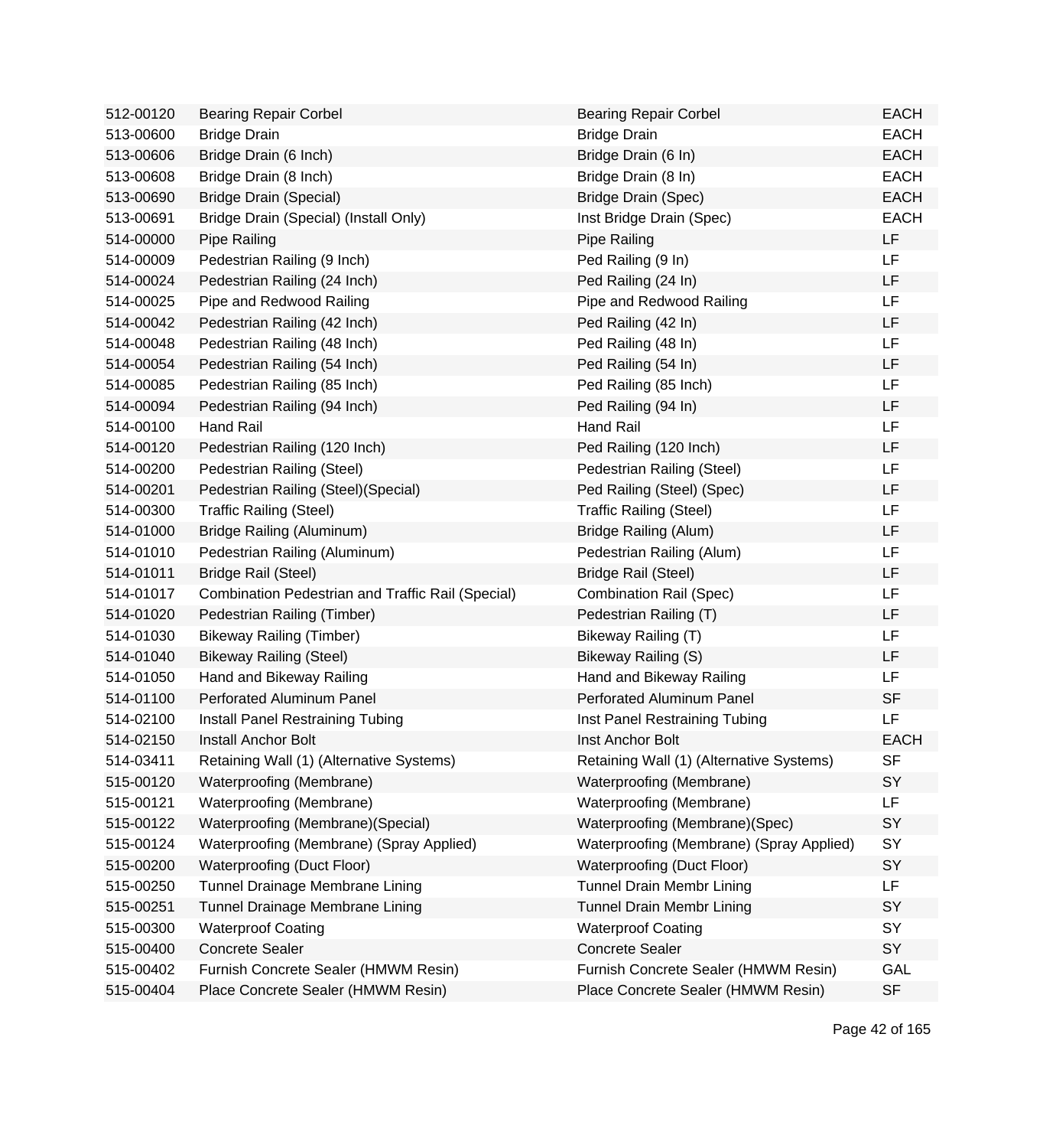| | | | |
|---|---|---|---|
| 512-00120 | Bearing Repair Corbel | Bearing Repair Corbel | EACH |
| 513-00600 | Bridge Drain | Bridge Drain | EACH |
| 513-00606 | Bridge Drain (6 Inch) | Bridge Drain (6 In) | EACH |
| 513-00608 | Bridge Drain (8 Inch) | Bridge Drain (8 In) | EACH |
| 513-00690 | Bridge Drain (Special) | Bridge Drain (Spec) | EACH |
| 513-00691 | Bridge Drain (Special) (Install Only) | Inst Bridge Drain (Spec) | EACH |
| 514-00000 | Pipe Railing | Pipe Railing | LF |
| 514-00009 | Pedestrian Railing (9 Inch) | Ped Railing (9 In) | LF |
| 514-00024 | Pedestrian Railing (24 Inch) | Ped Railing (24 In) | LF |
| 514-00025 | Pipe and Redwood Railing | Pipe and Redwood Railing | LF |
| 514-00042 | Pedestrian Railing (42 Inch) | Ped Railing (42 In) | LF |
| 514-00048 | Pedestrian Railing (48 Inch) | Ped Railing (48 In) | LF |
| 514-00054 | Pedestrian Railing (54 Inch) | Ped Railing (54 In) | LF |
| 514-00085 | Pedestrian Railing (85 Inch) | Ped Railing (85 Inch) | LF |
| 514-00094 | Pedestrian Railing (94 Inch) | Ped Railing (94 In) | LF |
| 514-00100 | Hand Rail | Hand Rail | LF |
| 514-00120 | Pedestrian Railing (120 Inch) | Ped Railing (120 Inch) | LF |
| 514-00200 | Pedestrian Railing (Steel) | Pedestrian Railing (Steel) | LF |
| 514-00201 | Pedestrian Railing (Steel)(Special) | Ped Railing (Steel) (Spec) | LF |
| 514-00300 | Traffic Railing (Steel) | Traffic Railing (Steel) | LF |
| 514-01000 | Bridge Railing (Aluminum) | Bridge Railing (Alum) | LF |
| 514-01010 | Pedestrian Railing (Aluminum) | Pedestrian Railing (Alum) | LF |
| 514-01011 | Bridge Rail (Steel) | Bridge Rail (Steel) | LF |
| 514-01017 | Combination Pedestrian and Traffic Rail (Special) | Combination Rail (Spec) | LF |
| 514-01020 | Pedestrian Railing (Timber) | Pedestrian Railing (T) | LF |
| 514-01030 | Bikeway Railing (Timber) | Bikeway Railing (T) | LF |
| 514-01040 | Bikeway Railing (Steel) | Bikeway Railing (S) | LF |
| 514-01050 | Hand and Bikeway Railing | Hand and Bikeway Railing | LF |
| 514-01100 | Perforated Aluminum Panel | Perforated Aluminum Panel | SF |
| 514-02100 | Install Panel Restraining Tubing | Inst Panel Restraining Tubing | LF |
| 514-02150 | Install Anchor Bolt | Inst Anchor Bolt | EACH |
| 514-03411 | Retaining Wall (1) (Alternative Systems) | Retaining Wall (1) (Alternative Systems) | SF |
| 515-00120 | Waterproofing (Membrane) | Waterproofing (Membrane) | SY |
| 515-00121 | Waterproofing (Membrane) | Waterproofing (Membrane) | LF |
| 515-00122 | Waterproofing (Membrane)(Special) | Waterproofing (Membrane)(Spec) | SY |
| 515-00124 | Waterproofing (Membrane) (Spray Applied) | Waterproofing (Membrane) (Spray Applied) | SY |
| 515-00200 | Waterproofing (Duct Floor) | Waterproofing (Duct Floor) | SY |
| 515-00250 | Tunnel Drainage Membrane Lining | Tunnel Drain Membr Lining | LF |
| 515-00251 | Tunnel Drainage Membrane Lining | Tunnel Drain Membr Lining | SY |
| 515-00300 | Waterproof Coating | Waterproof Coating | SY |
| 515-00400 | Concrete Sealer | Concrete Sealer | SY |
| 515-00402 | Furnish Concrete Sealer (HMWM Resin) | Furnish Concrete Sealer (HMWM Resin) | GAL |
| 515-00404 | Place Concrete Sealer (HMWM Resin) | Place Concrete Sealer (HMWM Resin) | SF |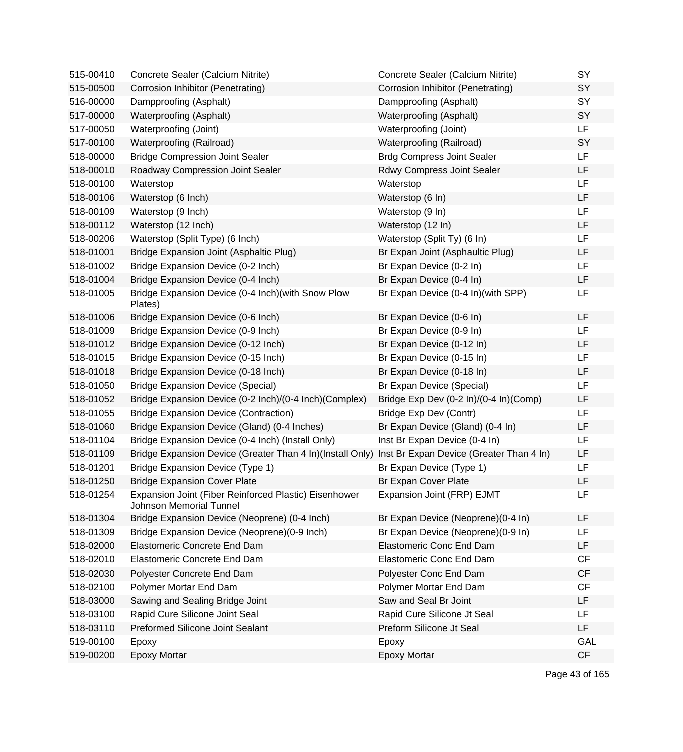| | | | |
|---|---|---|---|
| 515-00410 | Concrete Sealer (Calcium Nitrite) | Concrete Sealer (Calcium Nitrite) | SY |
| 515-00500 | Corrosion Inhibitor (Penetrating) | Corrosion Inhibitor (Penetrating) | SY |
| 516-00000 | Dampproofing (Asphalt) | Dampproofing (Asphalt) | SY |
| 517-00000 | Waterproofing (Asphalt) | Waterproofing (Asphalt) | SY |
| 517-00050 | Waterproofing (Joint) | Waterproofing (Joint) | LF |
| 517-00100 | Waterproofing (Railroad) | Waterproofing (Railroad) | SY |
| 518-00000 | Bridge Compression Joint Sealer | Brdg Compress Joint Sealer | LF |
| 518-00010 | Roadway Compression Joint Sealer | Rdwy Compress Joint Sealer | LF |
| 518-00100 | Waterstop | Waterstop | LF |
| 518-00106 | Waterstop (6 Inch) | Waterstop (6 In) | LF |
| 518-00109 | Waterstop (9 Inch) | Waterstop (9 In) | LF |
| 518-00112 | Waterstop (12 Inch) | Waterstop (12 In) | LF |
| 518-00206 | Waterstop (Split Type) (6 Inch) | Waterstop (Split Ty) (6 In) | LF |
| 518-01001 | Bridge Expansion Joint (Asphaltic Plug) | Br Expan Joint (Asphaultic Plug) | LF |
| 518-01002 | Bridge Expansion Device (0-2 Inch) | Br Expan Device (0-2 In) | LF |
| 518-01004 | Bridge Expansion Device (0-4 Inch) | Br Expan Device (0-4 In) | LF |
| 518-01005 | Bridge Expansion Device (0-4 Inch)(with Snow Plow Plates) | Br Expan Device (0-4 In)(with SPP) | LF |
| 518-01006 | Bridge Expansion Device (0-6 Inch) | Br Expan Device (0-6 In) | LF |
| 518-01009 | Bridge Expansion Device (0-9 Inch) | Br Expan Device (0-9 In) | LF |
| 518-01012 | Bridge Expansion Device (0-12 Inch) | Br Expan Device (0-12 In) | LF |
| 518-01015 | Bridge Expansion Device (0-15 Inch) | Br Expan Device (0-15 In) | LF |
| 518-01018 | Bridge Expansion Device (0-18 Inch) | Br Expan Device (0-18 In) | LF |
| 518-01050 | Bridge Expansion Device (Special) | Br Expan Device (Special) | LF |
| 518-01052 | Bridge Expansion Device (0-2 Inch)/(0-4 Inch)(Complex) | Bridge Exp Dev (0-2 In)/(0-4 In)(Comp) | LF |
| 518-01055 | Bridge Expansion Device (Contraction) | Bridge Exp Dev (Contr) | LF |
| 518-01060 | Bridge Expansion Device (Gland) (0-4 Inches) | Br Expan Device (Gland) (0-4 In) | LF |
| 518-01104 | Bridge Expansion Device (0-4 Inch) (Install Only) | Inst Br Expan Device (0-4 In) | LF |
| 518-01109 | Bridge Expansion Device (Greater Than 4 In)(Install Only) | Inst Br Expan Device (Greater Than 4 In) | LF |
| 518-01201 | Bridge Expansion Device (Type 1) | Br Expan Device (Type 1) | LF |
| 518-01250 | Bridge Expansion Cover Plate | Br Expan Cover Plate | LF |
| 518-01254 | Expansion Joint (Fiber Reinforced Plastic) Eisenhower Johnson Memorial Tunnel | Expansion Joint (FRP) EJMT | LF |
| 518-01304 | Bridge Expansion Device (Neoprene) (0-4 Inch) | Br Expan Device (Neoprene)(0-4 In) | LF |
| 518-01309 | Bridge Expansion Device (Neoprene)(0-9 Inch) | Br Expan Device (Neoprene)(0-9 In) | LF |
| 518-02000 | Elastomeric Concrete End Dam | Elastomeric Conc End Dam | LF |
| 518-02010 | Elastomeric Concrete End Dam | Elastomeric Conc End Dam | CF |
| 518-02030 | Polyester Concrete End Dam | Polyester Conc End Dam | CF |
| 518-02100 | Polymer Mortar End Dam | Polymer Mortar End Dam | CF |
| 518-03000 | Sawing and Sealing Bridge Joint | Saw and Seal Br Joint | LF |
| 518-03100 | Rapid Cure Silicone Joint Seal | Rapid Cure Silicone Jt Seal | LF |
| 518-03110 | Preformed Silicone Joint Sealant | Preform Silicone Jt Seal | LF |
| 519-00100 | Epoxy | Epoxy | GAL |
| 519-00200 | Epoxy Mortar | Epoxy Mortar | CF |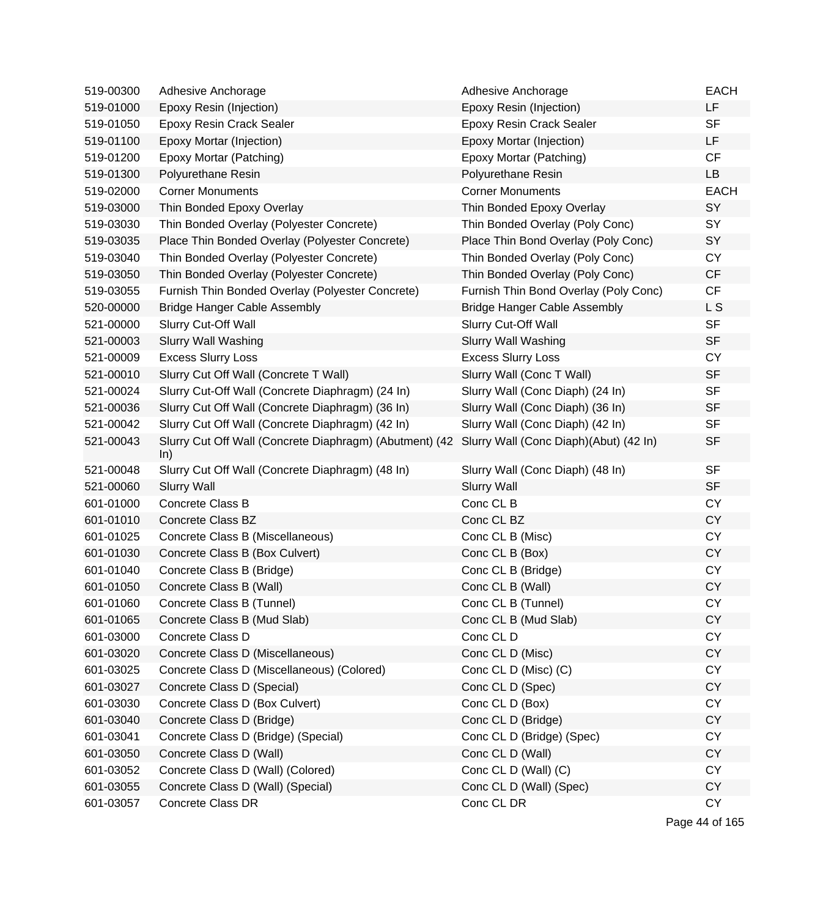| | | | |
|---|---|---|---|
| 519-00300 | Adhesive Anchorage | Adhesive Anchorage | EACH |
| 519-01000 | Epoxy Resin (Injection) | Epoxy Resin (Injection) | LF |
| 519-01050 | Epoxy Resin Crack Sealer | Epoxy Resin Crack Sealer | SF |
| 519-01100 | Epoxy Mortar (Injection) | Epoxy Mortar (Injection) | LF |
| 519-01200 | Epoxy Mortar (Patching) | Epoxy Mortar (Patching) | CF |
| 519-01300 | Polyurethane Resin | Polyurethane Resin | LB |
| 519-02000 | Corner Monuments | Corner Monuments | EACH |
| 519-03000 | Thin Bonded Epoxy Overlay | Thin Bonded Epoxy Overlay | SY |
| 519-03030 | Thin Bonded Overlay (Polyester Concrete) | Thin Bonded Overlay (Poly Conc) | SY |
| 519-03035 | Place Thin Bonded Overlay (Polyester Concrete) | Place Thin Bond Overlay (Poly Conc) | SY |
| 519-03040 | Thin Bonded Overlay (Polyester Concrete) | Thin Bonded Overlay (Poly Conc) | CY |
| 519-03050 | Thin Bonded Overlay (Polyester Concrete) | Thin Bonded Overlay (Poly Conc) | CF |
| 519-03055 | Furnish Thin Bonded Overlay (Polyester Concrete) | Furnish Thin Bond Overlay (Poly Conc) | CF |
| 520-00000 | Bridge Hanger Cable Assembly | Bridge Hanger Cable Assembly | L S |
| 521-00000 | Slurry Cut-Off Wall | Slurry Cut-Off Wall | SF |
| 521-00003 | Slurry Wall Washing | Slurry Wall Washing | SF |
| 521-00009 | Excess Slurry Loss | Excess Slurry Loss | CY |
| 521-00010 | Slurry Cut Off Wall (Concrete T Wall) | Slurry Wall (Conc T Wall) | SF |
| 521-00024 | Slurry Cut-Off Wall (Concrete Diaphragm) (24 In) | Slurry Wall (Conc Diaph) (24 In) | SF |
| 521-00036 | Slurry Cut Off Wall (Concrete Diaphragm) (36 In) | Slurry Wall (Conc Diaph) (36 In) | SF |
| 521-00042 | Slurry Cut Off Wall (Concrete Diaphragm) (42 In) | Slurry Wall (Conc Diaph) (42 In) | SF |
| 521-00043 | Slurry Cut Off Wall (Concrete Diaphragm) (Abutment) (42 In) | Slurry Wall (Conc Diaph)(Abut) (42 In) | SF |
| 521-00048 | Slurry Cut Off Wall (Concrete Diaphragm) (48 In) | Slurry Wall (Conc Diaph) (48 In) | SF |
| 521-00060 | Slurry Wall | Slurry Wall | SF |
| 601-01000 | Concrete Class B | Conc CL B | CY |
| 601-01010 | Concrete Class BZ | Conc CL BZ | CY |
| 601-01025 | Concrete Class B (Miscellaneous) | Conc CL B (Misc) | CY |
| 601-01030 | Concrete Class B (Box Culvert) | Conc CL B (Box) | CY |
| 601-01040 | Concrete Class B (Bridge) | Conc CL B (Bridge) | CY |
| 601-01050 | Concrete Class B (Wall) | Conc CL B (Wall) | CY |
| 601-01060 | Concrete Class B (Tunnel) | Conc CL B (Tunnel) | CY |
| 601-01065 | Concrete Class B (Mud Slab) | Conc CL B (Mud Slab) | CY |
| 601-03000 | Concrete Class D | Conc CL D | CY |
| 601-03020 | Concrete Class D (Miscellaneous) | Conc CL D (Misc) | CY |
| 601-03025 | Concrete Class D (Miscellaneous) (Colored) | Conc CL D (Misc) (C) | CY |
| 601-03027 | Concrete Class D (Special) | Conc CL D (Spec) | CY |
| 601-03030 | Concrete Class D (Box Culvert) | Conc CL D (Box) | CY |
| 601-03040 | Concrete Class D (Bridge) | Conc CL D (Bridge) | CY |
| 601-03041 | Concrete Class D (Bridge) (Special) | Conc CL D (Bridge) (Spec) | CY |
| 601-03050 | Concrete Class D (Wall) | Conc CL D (Wall) | CY |
| 601-03052 | Concrete Class D (Wall) (Colored) | Conc CL D (Wall) (C) | CY |
| 601-03055 | Concrete Class D (Wall) (Special) | Conc CL D (Wall) (Spec) | CY |
| 601-03057 | Concrete Class DR | Conc CL DR | CY |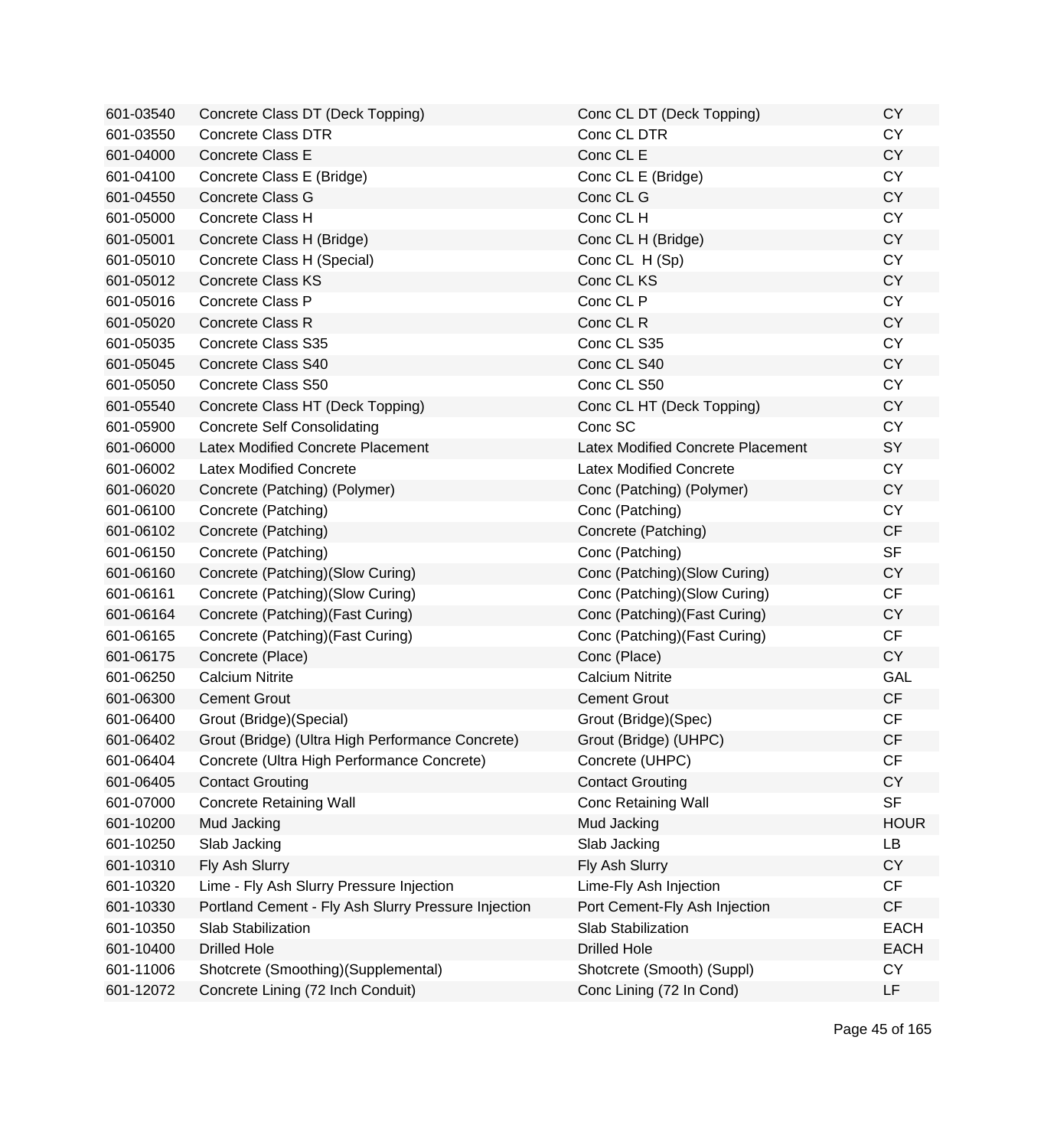| | | | |
|---|---|---|---|
| 601-03540 | Concrete Class DT (Deck Topping) | Conc CL DT (Deck Topping) | CY |
| 601-03550 | Concrete Class DTR | Conc CL DTR | CY |
| 601-04000 | Concrete Class E | Conc CL E | CY |
| 601-04100 | Concrete Class E (Bridge) | Conc CL E (Bridge) | CY |
| 601-04550 | Concrete Class G | Conc CL G | CY |
| 601-05000 | Concrete Class H | Conc CL H | CY |
| 601-05001 | Concrete Class H (Bridge) | Conc CL H (Bridge) | CY |
| 601-05010 | Concrete Class H (Special) | Conc CL  H (Sp) | CY |
| 601-05012 | Concrete Class KS | Conc CL KS | CY |
| 601-05016 | Concrete Class P | Conc CL P | CY |
| 601-05020 | Concrete Class R | Conc CL R | CY |
| 601-05035 | Concrete Class S35 | Conc CL S35 | CY |
| 601-05045 | Concrete Class S40 | Conc CL S40 | CY |
| 601-05050 | Concrete Class S50 | Conc CL S50 | CY |
| 601-05540 | Concrete Class HT (Deck Topping) | Conc CL HT (Deck Topping) | CY |
| 601-05900 | Concrete Self Consolidating | Conc SC | CY |
| 601-06000 | Latex Modified Concrete Placement | Latex Modified Concrete Placement | SY |
| 601-06002 | Latex Modified Concrete | Latex Modified Concrete | CY |
| 601-06020 | Concrete (Patching) (Polymer) | Conc (Patching) (Polymer) | CY |
| 601-06100 | Concrete (Patching) | Conc (Patching) | CY |
| 601-06102 | Concrete (Patching) | Concrete (Patching) | CF |
| 601-06150 | Concrete (Patching) | Conc (Patching) | SF |
| 601-06160 | Concrete (Patching)(Slow Curing) | Conc (Patching)(Slow Curing) | CY |
| 601-06161 | Concrete (Patching)(Slow Curing) | Conc (Patching)(Slow Curing) | CF |
| 601-06164 | Concrete (Patching)(Fast Curing) | Conc (Patching)(Fast Curing) | CY |
| 601-06165 | Concrete (Patching)(Fast Curing) | Conc (Patching)(Fast Curing) | CF |
| 601-06175 | Concrete (Place) | Conc (Place) | CY |
| 601-06250 | Calcium Nitrite | Calcium Nitrite | GAL |
| 601-06300 | Cement Grout | Cement Grout | CF |
| 601-06400 | Grout (Bridge)(Special) | Grout (Bridge)(Spec) | CF |
| 601-06402 | Grout (Bridge) (Ultra High Performance Concrete) | Grout (Bridge) (UHPC) | CF |
| 601-06404 | Concrete (Ultra High Performance Concrete) | Concrete (UHPC) | CF |
| 601-06405 | Contact Grouting | Contact Grouting | CY |
| 601-07000 | Concrete Retaining Wall | Conc Retaining Wall | SF |
| 601-10200 | Mud Jacking | Mud Jacking | HOUR |
| 601-10250 | Slab Jacking | Slab Jacking | LB |
| 601-10310 | Fly Ash Slurry | Fly Ash Slurry | CY |
| 601-10320 | Lime - Fly Ash Slurry Pressure Injection | Lime-Fly Ash Injection | CF |
| 601-10330 | Portland Cement - Fly Ash Slurry Pressure Injection | Port Cement-Fly Ash Injection | CF |
| 601-10350 | Slab Stabilization | Slab Stabilization | EACH |
| 601-10400 | Drilled Hole | Drilled Hole | EACH |
| 601-11006 | Shotcrete (Smoothing)(Supplemental) | Shotcrete (Smooth) (Suppl) | CY |
| 601-12072 | Concrete Lining (72 Inch Conduit) | Conc Lining (72 In Cond) | LF |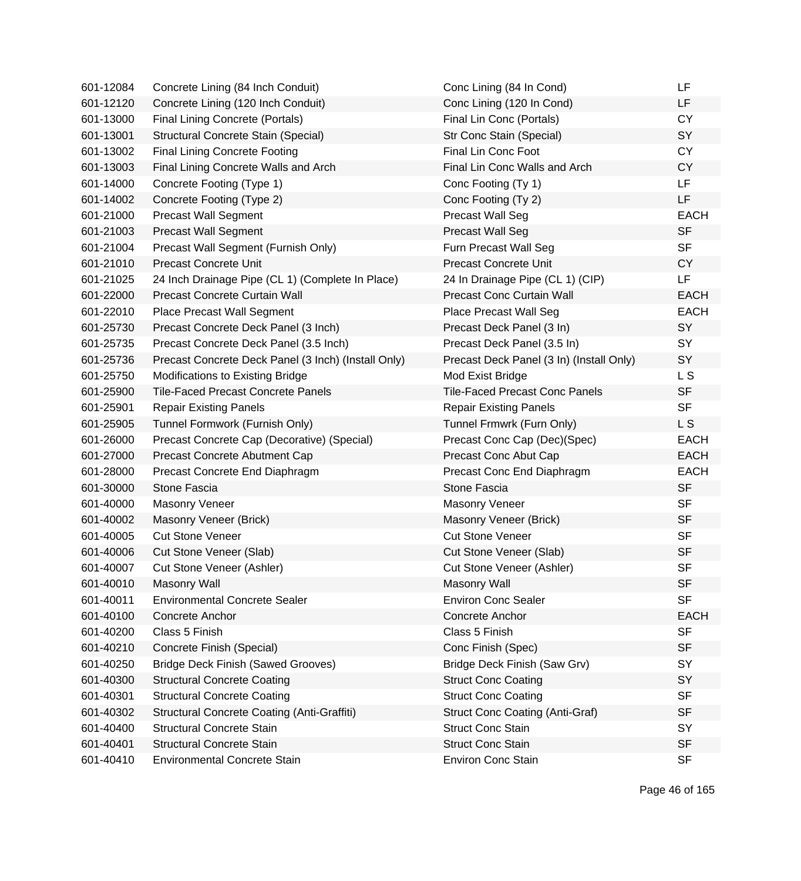| | | | |
|---|---|---|---|
| 601-12084 | Concrete Lining (84 Inch Conduit) | Conc Lining (84 In Cond) | LF |
| 601-12120 | Concrete Lining (120 Inch Conduit) | Conc Lining (120 In Cond) | LF |
| 601-13000 | Final Lining Concrete (Portals) | Final Lin Conc (Portals) | CY |
| 601-13001 | Structural Concrete Stain (Special) | Str Conc Stain (Special) | SY |
| 601-13002 | Final Lining Concrete Footing | Final Lin Conc Foot | CY |
| 601-13003 | Final Lining Concrete Walls and Arch | Final Lin Conc Walls and Arch | CY |
| 601-14000 | Concrete Footing (Type 1) | Conc Footing (Ty 1) | LF |
| 601-14002 | Concrete Footing (Type 2) | Conc Footing (Ty 2) | LF |
| 601-21000 | Precast Wall Segment | Precast Wall Seg | EACH |
| 601-21003 | Precast Wall Segment | Precast Wall Seg | SF |
| 601-21004 | Precast Wall Segment (Furnish Only) | Furn Precast Wall Seg | SF |
| 601-21010 | Precast Concrete Unit | Precast Concrete Unit | CY |
| 601-21025 | 24 Inch Drainage Pipe (CL 1) (Complete In Place) | 24 In Drainage Pipe (CL 1) (CIP) | LF |
| 601-22000 | Precast Concrete Curtain Wall | Precast Conc Curtain Wall | EACH |
| 601-22010 | Place Precast Wall Segment | Place Precast Wall Seg | EACH |
| 601-25730 | Precast Concrete Deck Panel (3 Inch) | Precast Deck Panel (3 In) | SY |
| 601-25735 | Precast Concrete Deck Panel (3.5 Inch) | Precast Deck Panel (3.5 In) | SY |
| 601-25736 | Precast Concrete Deck Panel (3 Inch) (Install Only) | Precast Deck Panel (3 In) (Install Only) | SY |
| 601-25750 | Modifications to Existing Bridge | Mod Exist Bridge | L S |
| 601-25900 | Tile-Faced Precast Concrete Panels | Tile-Faced Precast Conc Panels | SF |
| 601-25901 | Repair Existing Panels | Repair Existing Panels | SF |
| 601-25905 | Tunnel Formwork (Furnish Only) | Tunnel Frmwrk (Furn Only) | L S |
| 601-26000 | Precast Concrete Cap (Decorative) (Special) | Precast Conc Cap (Dec)(Spec) | EACH |
| 601-27000 | Precast Concrete Abutment Cap | Precast Conc Abut Cap | EACH |
| 601-28000 | Precast Concrete End Diaphragm | Precast Conc End Diaphragm | EACH |
| 601-30000 | Stone Fascia | Stone Fascia | SF |
| 601-40000 | Masonry Veneer | Masonry Veneer | SF |
| 601-40002 | Masonry Veneer (Brick) | Masonry Veneer (Brick) | SF |
| 601-40005 | Cut Stone Veneer | Cut Stone Veneer | SF |
| 601-40006 | Cut Stone Veneer (Slab) | Cut Stone Veneer (Slab) | SF |
| 601-40007 | Cut Stone Veneer (Ashler) | Cut Stone Veneer (Ashler) | SF |
| 601-40010 | Masonry Wall | Masonry Wall | SF |
| 601-40011 | Environmental Concrete Sealer | Environ Conc Sealer | SF |
| 601-40100 | Concrete Anchor | Concrete Anchor | EACH |
| 601-40200 | Class 5 Finish | Class 5 Finish | SF |
| 601-40210 | Concrete Finish (Special) | Conc Finish (Spec) | SF |
| 601-40250 | Bridge Deck Finish (Sawed Grooves) | Bridge Deck Finish (Saw Grv) | SY |
| 601-40300 | Structural Concrete Coating | Struct Conc Coating | SY |
| 601-40301 | Structural Concrete Coating | Struct Conc Coating | SF |
| 601-40302 | Structural Concrete Coating (Anti-Graffiti) | Struct Conc Coating (Anti-Graf) | SF |
| 601-40400 | Structural Concrete Stain | Struct Conc Stain | SY |
| 601-40401 | Structural Concrete Stain | Struct Conc Stain | SF |
| 601-40410 | Environmental Concrete Stain | Environ Conc Stain | SF |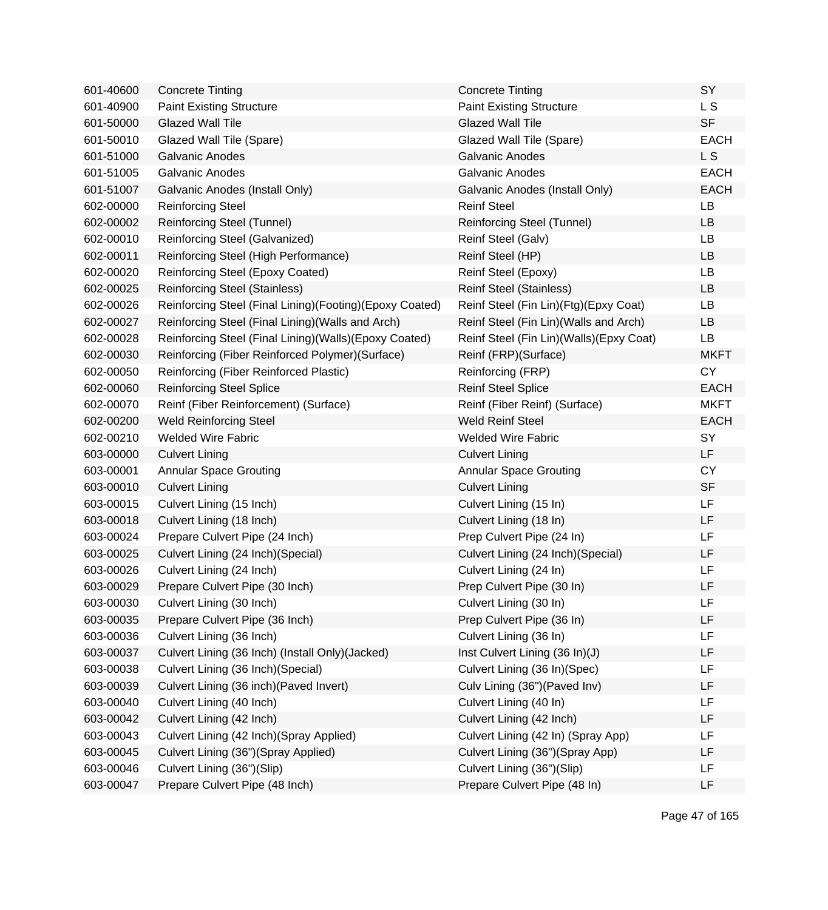| | | | |
|---|---|---|---|
| 601-40600 | Concrete Tinting | Concrete Tinting | SY |
| 601-40900 | Paint Existing Structure | Paint Existing Structure | L S |
| 601-50000 | Glazed Wall Tile | Glazed Wall Tile | SF |
| 601-50010 | Glazed Wall Tile (Spare) | Glazed Wall Tile (Spare) | EACH |
| 601-51000 | Galvanic Anodes | Galvanic Anodes | L S |
| 601-51005 | Galvanic Anodes | Galvanic Anodes | EACH |
| 601-51007 | Galvanic Anodes (Install Only) | Galvanic Anodes (Install Only) | EACH |
| 602-00000 | Reinforcing Steel | Reinf Steel | LB |
| 602-00002 | Reinforcing Steel (Tunnel) | Reinforcing Steel (Tunnel) | LB |
| 602-00010 | Reinforcing Steel (Galvanized) | Reinf Steel (Galv) | LB |
| 602-00011 | Reinforcing Steel (High Performance) | Reinf Steel (HP) | LB |
| 602-00020 | Reinforcing Steel (Epoxy Coated) | Reinf Steel (Epoxy) | LB |
| 602-00025 | Reinforcing Steel (Stainless) | Reinf Steel (Stainless) | LB |
| 602-00026 | Reinforcing Steel (Final Lining)(Footing)(Epoxy Coated) | Reinf Steel (Fin Lin)(Ftg)(Epxy Coat) | LB |
| 602-00027 | Reinforcing Steel (Final Lining)(Walls and Arch) | Reinf Steel (Fin Lin)(Walls and Arch) | LB |
| 602-00028 | Reinforcing Steel (Final Lining)(Walls)(Epoxy Coated) | Reinf Steel (Fin Lin)(Walls)(Epxy Coat) | LB |
| 602-00030 | Reinforcing (Fiber Reinforced Polymer)(Surface) | Reinf (FRP)(Surface) | MKFT |
| 602-00050 | Reinforcing (Fiber Reinforced Plastic) | Reinforcing (FRP) | CY |
| 602-00060 | Reinforcing Steel Splice | Reinf Steel Splice | EACH |
| 602-00070 | Reinf (Fiber Reinforcement) (Surface) | Reinf (Fiber Reinf) (Surface) | MKFT |
| 602-00200 | Weld Reinforcing Steel | Weld Reinf Steel | EACH |
| 602-00210 | Welded Wire Fabric | Welded Wire Fabric | SY |
| 603-00000 | Culvert Lining | Culvert Lining | LF |
| 603-00001 | Annular Space Grouting | Annular Space Grouting | CY |
| 603-00010 | Culvert Lining | Culvert Lining | SF |
| 603-00015 | Culvert Lining (15 Inch) | Culvert Lining (15 In) | LF |
| 603-00018 | Culvert Lining (18 Inch) | Culvert Lining (18 In) | LF |
| 603-00024 | Prepare Culvert Pipe (24 Inch) | Prep Culvert Pipe (24 In) | LF |
| 603-00025 | Culvert Lining (24 Inch)(Special) | Culvert Lining (24 Inch)(Special) | LF |
| 603-00026 | Culvert Lining (24 Inch) | Culvert Lining (24 In) | LF |
| 603-00029 | Prepare Culvert Pipe (30 Inch) | Prep Culvert Pipe (30 In) | LF |
| 603-00030 | Culvert Lining (30 Inch) | Culvert Lining (30 In) | LF |
| 603-00035 | Prepare Culvert Pipe (36 Inch) | Prep Culvert Pipe (36 In) | LF |
| 603-00036 | Culvert Lining (36 Inch) | Culvert Lining (36 In) | LF |
| 603-00037 | Culvert Lining (36 Inch) (Install Only)(Jacked) | Inst Culvert Lining (36 In)(J) | LF |
| 603-00038 | Culvert Lining (36 Inch)(Special) | Culvert Lining (36 In)(Spec) | LF |
| 603-00039 | Culvert Lining (36 inch)(Paved Invert) | Culv Lining (36")(Paved Inv) | LF |
| 603-00040 | Culvert Lining (40 Inch) | Culvert Lining (40 In) | LF |
| 603-00042 | Culvert Lining (42 Inch) | Culvert Lining (42 Inch) | LF |
| 603-00043 | Culvert Lining (42 Inch)(Spray Applied) | Culvert Lining (42 In) (Spray App) | LF |
| 603-00045 | Culvert Lining (36")(Spray Applied) | Culvert Lining (36")(Spray App) | LF |
| 603-00046 | Culvert Lining (36")(Slip) | Culvert Lining (36")(Slip) | LF |
| 603-00047 | Prepare Culvert Pipe (48 Inch) | Prepare Culvert Pipe (48 In) | LF |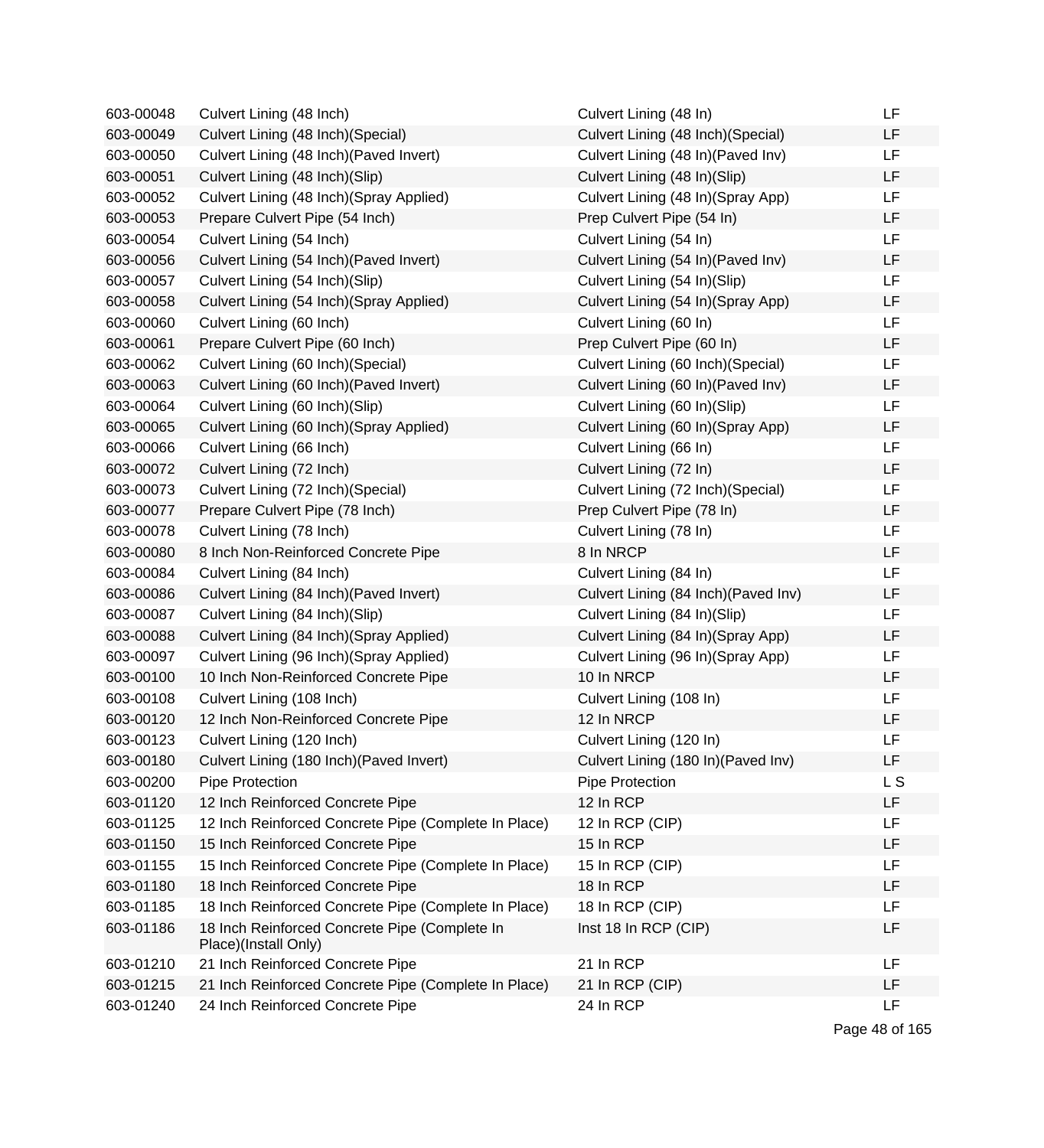| | | | |
|---|---|---|---|
| 603-00048 | Culvert Lining (48 Inch) | Culvert Lining (48 In) | LF |
| 603-00049 | Culvert Lining (48 Inch)(Special) | Culvert Lining (48 Inch)(Special) | LF |
| 603-00050 | Culvert Lining (48 Inch)(Paved Invert) | Culvert Lining (48 In)(Paved Inv) | LF |
| 603-00051 | Culvert Lining (48 Inch)(Slip) | Culvert Lining (48 In)(Slip) | LF |
| 603-00052 | Culvert Lining (48 Inch)(Spray Applied) | Culvert Lining (48 In)(Spray App) | LF |
| 603-00053 | Prepare Culvert Pipe (54 Inch) | Prep Culvert Pipe (54 In) | LF |
| 603-00054 | Culvert Lining (54 Inch) | Culvert Lining (54 In) | LF |
| 603-00056 | Culvert Lining (54 Inch)(Paved Invert) | Culvert Lining (54 In)(Paved Inv) | LF |
| 603-00057 | Culvert Lining (54 Inch)(Slip) | Culvert Lining (54 In)(Slip) | LF |
| 603-00058 | Culvert Lining (54 Inch)(Spray Applied) | Culvert Lining (54 In)(Spray App) | LF |
| 603-00060 | Culvert Lining (60 Inch) | Culvert Lining (60 In) | LF |
| 603-00061 | Prepare Culvert Pipe (60 Inch) | Prep Culvert Pipe (60 In) | LF |
| 603-00062 | Culvert Lining (60 Inch)(Special) | Culvert Lining (60 Inch)(Special) | LF |
| 603-00063 | Culvert Lining (60 Inch)(Paved Invert) | Culvert Lining (60 In)(Paved Inv) | LF |
| 603-00064 | Culvert Lining (60 Inch)(Slip) | Culvert Lining (60 In)(Slip) | LF |
| 603-00065 | Culvert Lining (60 Inch)(Spray Applied) | Culvert Lining (60 In)(Spray App) | LF |
| 603-00066 | Culvert Lining (66 Inch) | Culvert Lining (66 In) | LF |
| 603-00072 | Culvert Lining (72 Inch) | Culvert Lining (72 In) | LF |
| 603-00073 | Culvert Lining (72 Inch)(Special) | Culvert Lining (72 Inch)(Special) | LF |
| 603-00077 | Prepare Culvert Pipe (78 Inch) | Prep Culvert Pipe (78 In) | LF |
| 603-00078 | Culvert Lining (78 Inch) | Culvert Lining (78 In) | LF |
| 603-00080 | 8 Inch Non-Reinforced Concrete Pipe | 8 In NRCP | LF |
| 603-00084 | Culvert Lining (84 Inch) | Culvert Lining (84 In) | LF |
| 603-00086 | Culvert Lining (84 Inch)(Paved Invert) | Culvert Lining (84 Inch)(Paved Inv) | LF |
| 603-00087 | Culvert Lining (84 Inch)(Slip) | Culvert Lining (84 In)(Slip) | LF |
| 603-00088 | Culvert Lining (84 Inch)(Spray Applied) | Culvert Lining (84 In)(Spray App) | LF |
| 603-00097 | Culvert Lining (96 Inch)(Spray Applied) | Culvert Lining (96 In)(Spray App) | LF |
| 603-00100 | 10 Inch Non-Reinforced Concrete Pipe | 10 In NRCP | LF |
| 603-00108 | Culvert Lining (108 Inch) | Culvert Lining (108 In) | LF |
| 603-00120 | 12 Inch Non-Reinforced Concrete Pipe | 12 In NRCP | LF |
| 603-00123 | Culvert Lining (120 Inch) | Culvert Lining (120 In) | LF |
| 603-00180 | Culvert Lining (180 Inch)(Paved Invert) | Culvert Lining (180 In)(Paved Inv) | LF |
| 603-00200 | Pipe Protection | Pipe Protection | L S |
| 603-01120 | 12 Inch Reinforced Concrete Pipe | 12 In RCP | LF |
| 603-01125 | 12 Inch Reinforced Concrete Pipe (Complete In Place) | 12 In RCP (CIP) | LF |
| 603-01150 | 15 Inch Reinforced Concrete Pipe | 15 In RCP | LF |
| 603-01155 | 15 Inch Reinforced Concrete Pipe (Complete In Place) | 15 In RCP (CIP) | LF |
| 603-01180 | 18 Inch Reinforced Concrete Pipe | 18 In RCP | LF |
| 603-01185 | 18 Inch Reinforced Concrete Pipe (Complete In Place) | 18 In RCP (CIP) | LF |
| 603-01186 | 18 Inch Reinforced Concrete Pipe (Complete In Place)(Install Only) | Inst 18 In RCP (CIP) | LF |
| 603-01210 | 21 Inch Reinforced Concrete Pipe | 21 In RCP | LF |
| 603-01215 | 21 Inch Reinforced Concrete Pipe (Complete In Place) | 21 In RCP (CIP) | LF |
| 603-01240 | 24 Inch Reinforced Concrete Pipe | 24 In RCP | LF |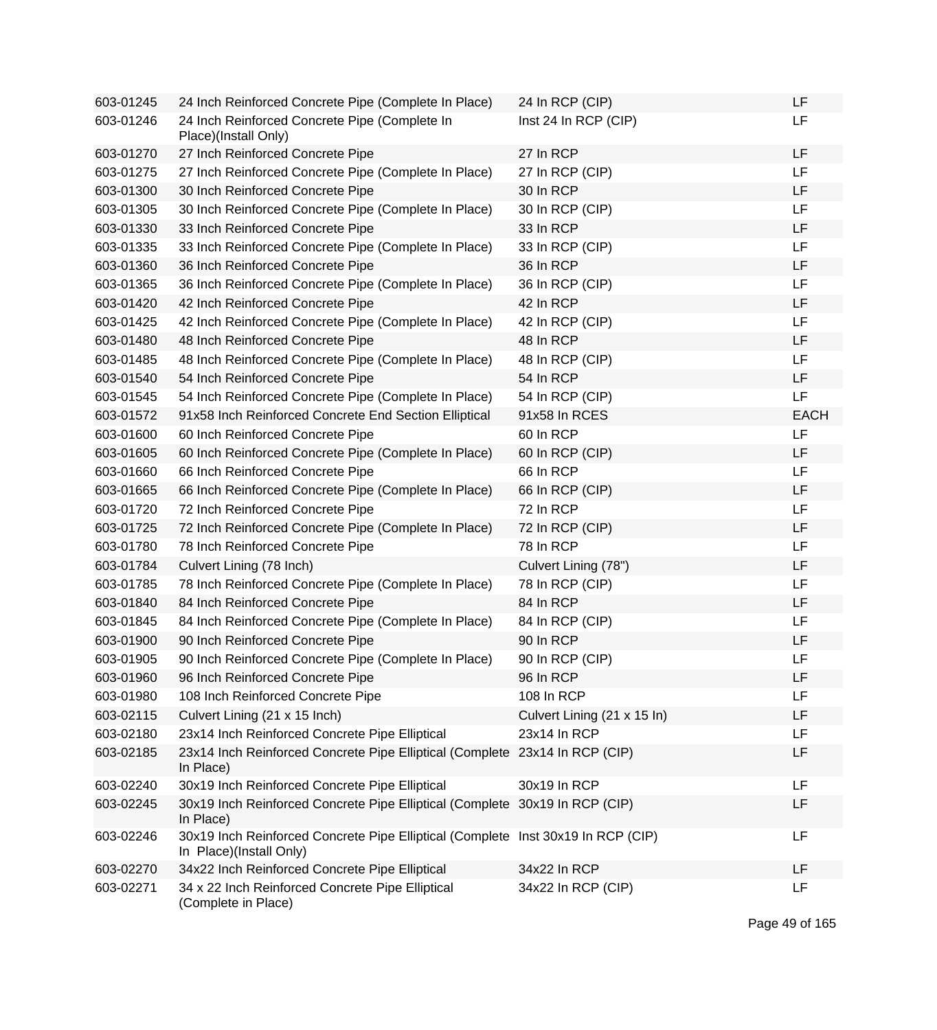| 603-01245 | 24 Inch Reinforced Concrete Pipe (Complete In Place) | 24 In RCP (CIP) | LF |
|---|---|---|---|
| 603-01246 | 24 Inch Reinforced Concrete Pipe (Complete In Place)(Install Only) | Inst 24 In RCP (CIP) | LF |
| 603-01270 | 27 Inch Reinforced Concrete Pipe | 27 In RCP | LF |
| 603-01275 | 27 Inch Reinforced Concrete Pipe (Complete In Place) | 27 In RCP (CIP) | LF |
| 603-01300 | 30 Inch Reinforced Concrete Pipe | 30 In RCP | LF |
| 603-01305 | 30 Inch Reinforced Concrete Pipe (Complete In Place) | 30 In RCP (CIP) | LF |
| 603-01330 | 33 Inch Reinforced Concrete Pipe | 33 In RCP | LF |
| 603-01335 | 33 Inch Reinforced Concrete Pipe (Complete In Place) | 33 In RCP (CIP) | LF |
| 603-01360 | 36 Inch Reinforced Concrete Pipe | 36 In RCP | LF |
| 603-01365 | 36 Inch Reinforced Concrete Pipe (Complete In Place) | 36 In RCP (CIP) | LF |
| 603-01420 | 42 Inch Reinforced Concrete Pipe | 42 In RCP | LF |
| 603-01425 | 42 Inch Reinforced Concrete Pipe (Complete In Place) | 42 In RCP (CIP) | LF |
| 603-01480 | 48 Inch Reinforced Concrete Pipe | 48 In RCP | LF |
| 603-01485 | 48 Inch Reinforced Concrete Pipe (Complete In Place) | 48 In RCP (CIP) | LF |
| 603-01540 | 54 Inch Reinforced Concrete Pipe | 54 In RCP | LF |
| 603-01545 | 54 Inch Reinforced Concrete Pipe (Complete In Place) | 54 In RCP (CIP) | LF |
| 603-01572 | 91x58 Inch Reinforced Concrete End Section Elliptical | 91x58 In RCES | EACH |
| 603-01600 | 60 Inch Reinforced Concrete Pipe | 60 In RCP | LF |
| 603-01605 | 60 Inch Reinforced Concrete Pipe (Complete In Place) | 60 In RCP (CIP) | LF |
| 603-01660 | 66 Inch Reinforced Concrete Pipe | 66 In RCP | LF |
| 603-01665 | 66 Inch Reinforced Concrete Pipe (Complete In Place) | 66 In RCP (CIP) | LF |
| 603-01720 | 72 Inch Reinforced Concrete Pipe | 72 In RCP | LF |
| 603-01725 | 72 Inch Reinforced Concrete Pipe (Complete In Place) | 72 In RCP (CIP) | LF |
| 603-01780 | 78 Inch Reinforced Concrete Pipe | 78 In RCP | LF |
| 603-01784 | Culvert Lining (78 Inch) | Culvert Lining (78") | LF |
| 603-01785 | 78 Inch Reinforced Concrete Pipe (Complete In Place) | 78 In RCP (CIP) | LF |
| 603-01840 | 84 Inch Reinforced Concrete Pipe | 84 In RCP | LF |
| 603-01845 | 84 Inch Reinforced Concrete Pipe (Complete In Place) | 84 In RCP (CIP) | LF |
| 603-01900 | 90 Inch Reinforced Concrete Pipe | 90 In RCP | LF |
| 603-01905 | 90 Inch Reinforced Concrete Pipe (Complete In Place) | 90 In RCP (CIP) | LF |
| 603-01960 | 96 Inch Reinforced Concrete Pipe | 96 In RCP | LF |
| 603-01980 | 108 Inch Reinforced Concrete Pipe | 108 In RCP | LF |
| 603-02115 | Culvert Lining (21 x 15 Inch) | Culvert Lining (21 x 15 In) | LF |
| 603-02180 | 23x14 Inch Reinforced Concrete Pipe Elliptical | 23x14 In RCP | LF |
| 603-02185 | 23x14 Inch Reinforced Concrete Pipe Elliptical (Complete In Place) | 23x14 In RCP (CIP) | LF |
| 603-02240 | 30x19 Inch Reinforced Concrete Pipe Elliptical | 30x19 In RCP | LF |
| 603-02245 | 30x19 Inch Reinforced Concrete Pipe Elliptical (Complete In Place) | 30x19 In RCP (CIP) | LF |
| 603-02246 | 30x19 Inch Reinforced Concrete Pipe Elliptical (Complete In Place)(Install Only) | Inst 30x19 In RCP (CIP) | LF |
| 603-02270 | 34x22 Inch Reinforced Concrete Pipe Elliptical | 34x22 In RCP | LF |
| 603-02271 | 34 x 22 Inch Reinforced Concrete Pipe Elliptical (Complete in Place) | 34x22 In RCP (CIP) | LF |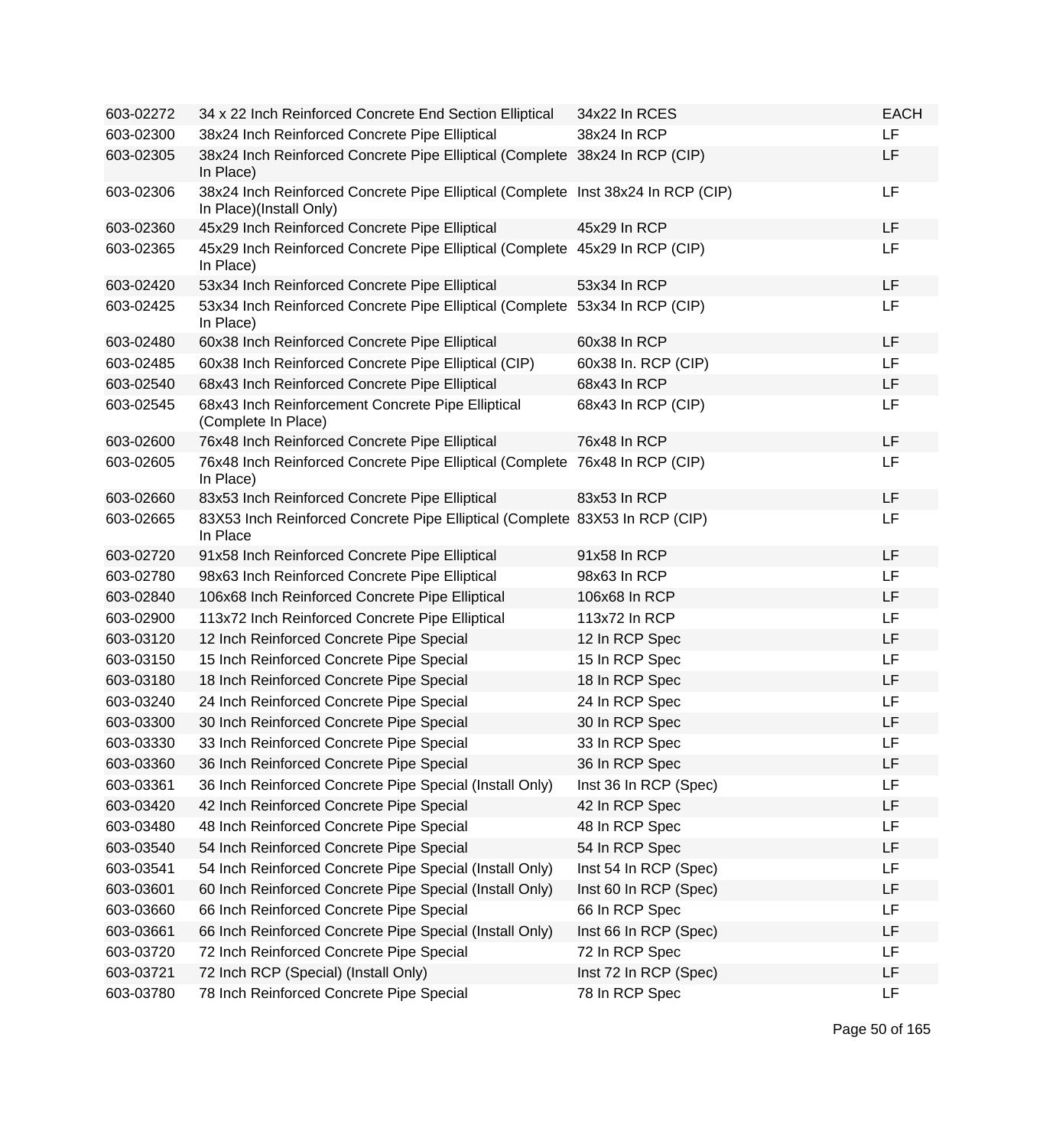| | | | |
|---|---|---|---|
| 603-02272 | 34 x 22 Inch Reinforced Concrete End Section Elliptical | 34x22 In RCES | EACH |
| 603-02300 | 38x24 Inch Reinforced Concrete Pipe Elliptical | 38x24 In RCP | LF |
| 603-02305 | 38x24 Inch Reinforced Concrete Pipe Elliptical (Complete In Place) | 38x24 In RCP (CIP) | LF |
| 603-02306 | 38x24 Inch Reinforced Concrete Pipe Elliptical (Complete In Place)(Install Only) | Inst 38x24 In RCP (CIP) | LF |
| 603-02360 | 45x29 Inch Reinforced Concrete Pipe Elliptical | 45x29 In RCP | LF |
| 603-02365 | 45x29 Inch Reinforced Concrete Pipe Elliptical (Complete In Place) | 45x29 In RCP (CIP) | LF |
| 603-02420 | 53x34 Inch Reinforced Concrete Pipe Elliptical | 53x34 In RCP | LF |
| 603-02425 | 53x34 Inch Reinforced Concrete Pipe Elliptical (Complete In Place) | 53x34 In RCP (CIP) | LF |
| 603-02480 | 60x38 Inch Reinforced Concrete Pipe Elliptical | 60x38 In RCP | LF |
| 603-02485 | 60x38 Inch Reinforced Concrete Pipe Elliptical (CIP) | 60x38 In. RCP (CIP) | LF |
| 603-02540 | 68x43 Inch Reinforced Concrete Pipe Elliptical | 68x43 In RCP | LF |
| 603-02545 | 68x43 Inch Reinforcement Concrete Pipe Elliptical (Complete In Place) | 68x43 In RCP (CIP) | LF |
| 603-02600 | 76x48 Inch Reinforced Concrete Pipe Elliptical | 76x48 In RCP | LF |
| 603-02605 | 76x48 Inch Reinforced Concrete Pipe Elliptical (Complete In Place) | 76x48 In RCP (CIP) | LF |
| 603-02660 | 83x53 Inch Reinforced Concrete Pipe Elliptical | 83x53 In RCP | LF |
| 603-02665 | 83X53 Inch Reinforced Concrete Pipe Elliptical (Complete In Place | 83X53 In RCP (CIP) | LF |
| 603-02720 | 91x58 Inch Reinforced Concrete Pipe Elliptical | 91x58 In RCP | LF |
| 603-02780 | 98x63 Inch Reinforced Concrete Pipe Elliptical | 98x63 In RCP | LF |
| 603-02840 | 106x68 Inch Reinforced Concrete Pipe Elliptical | 106x68 In RCP | LF |
| 603-02900 | 113x72 Inch Reinforced Concrete Pipe Elliptical | 113x72 In RCP | LF |
| 603-03120 | 12 Inch Reinforced Concrete Pipe Special | 12 In RCP Spec | LF |
| 603-03150 | 15 Inch Reinforced Concrete Pipe Special | 15 In RCP Spec | LF |
| 603-03180 | 18 Inch Reinforced Concrete Pipe Special | 18 In RCP Spec | LF |
| 603-03240 | 24 Inch Reinforced Concrete Pipe Special | 24 In RCP Spec | LF |
| 603-03300 | 30 Inch Reinforced Concrete Pipe Special | 30 In RCP Spec | LF |
| 603-03330 | 33 Inch Reinforced Concrete Pipe Special | 33 In RCP Spec | LF |
| 603-03360 | 36 Inch Reinforced Concrete Pipe Special | 36 In RCP Spec | LF |
| 603-03361 | 36 Inch Reinforced Concrete Pipe Special (Install Only) | Inst 36 In RCP (Spec) | LF |
| 603-03420 | 42 Inch Reinforced Concrete Pipe Special | 42 In RCP Spec | LF |
| 603-03480 | 48 Inch Reinforced Concrete Pipe Special | 48 In RCP Spec | LF |
| 603-03540 | 54 Inch Reinforced Concrete Pipe Special | 54 In RCP Spec | LF |
| 603-03541 | 54 Inch Reinforced Concrete Pipe Special (Install Only) | Inst 54 In RCP (Spec) | LF |
| 603-03601 | 60 Inch Reinforced Concrete Pipe Special (Install Only) | Inst 60 In RCP (Spec) | LF |
| 603-03660 | 66 Inch Reinforced Concrete Pipe Special | 66 In RCP Spec | LF |
| 603-03661 | 66 Inch Reinforced Concrete Pipe Special (Install Only) | Inst 66 In RCP (Spec) | LF |
| 603-03720 | 72 Inch Reinforced Concrete Pipe Special | 72 In RCP Spec | LF |
| 603-03721 | 72 Inch RCP (Special) (Install Only) | Inst 72 In RCP (Spec) | LF |
| 603-03780 | 78 Inch Reinforced Concrete Pipe Special | 78 In RCP Spec | LF |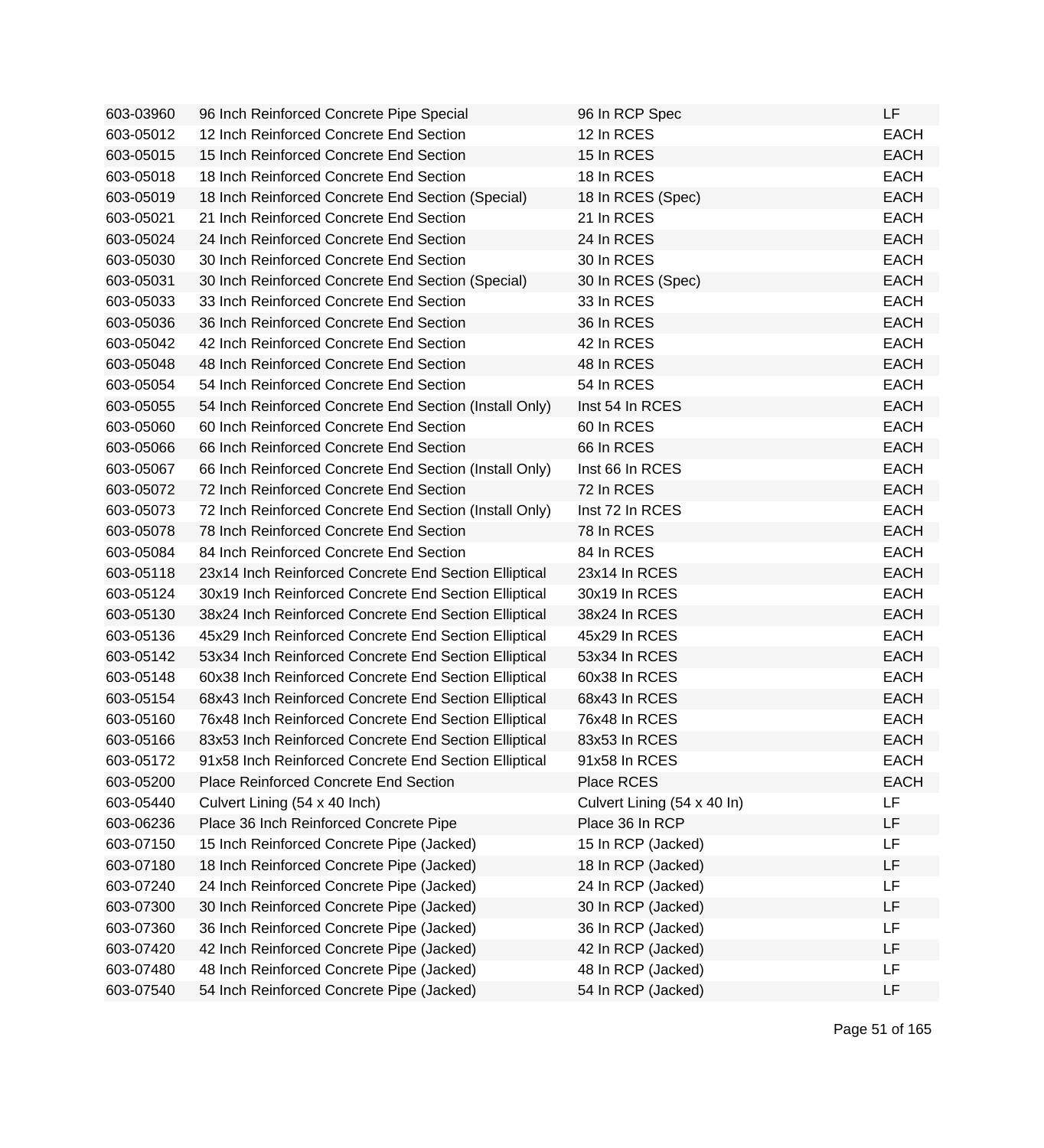| | | | |
|---|---|---|---|
| 603-03960 | 96 Inch Reinforced Concrete Pipe Special | 96 In RCP Spec | LF |
| 603-05012 | 12 Inch Reinforced Concrete End Section | 12 In RCES | EACH |
| 603-05015 | 15 Inch Reinforced Concrete End Section | 15 In RCES | EACH |
| 603-05018 | 18 Inch Reinforced Concrete End Section | 18 In RCES | EACH |
| 603-05019 | 18 Inch Reinforced Concrete End Section (Special) | 18 In RCES (Spec) | EACH |
| 603-05021 | 21 Inch Reinforced Concrete End Section | 21 In RCES | EACH |
| 603-05024 | 24 Inch Reinforced Concrete End Section | 24 In RCES | EACH |
| 603-05030 | 30 Inch Reinforced Concrete End Section | 30 In RCES | EACH |
| 603-05031 | 30 Inch Reinforced Concrete End Section (Special) | 30 In RCES (Spec) | EACH |
| 603-05033 | 33 Inch Reinforced Concrete End Section | 33 In RCES | EACH |
| 603-05036 | 36 Inch Reinforced Concrete End Section | 36 In RCES | EACH |
| 603-05042 | 42 Inch Reinforced Concrete End Section | 42 In RCES | EACH |
| 603-05048 | 48 Inch Reinforced Concrete End Section | 48 In RCES | EACH |
| 603-05054 | 54 Inch Reinforced Concrete End Section | 54 In RCES | EACH |
| 603-05055 | 54 Inch Reinforced Concrete End Section (Install Only) | Inst 54 In RCES | EACH |
| 603-05060 | 60 Inch Reinforced Concrete End Section | 60 In RCES | EACH |
| 603-05066 | 66 Inch Reinforced Concrete End Section | 66 In RCES | EACH |
| 603-05067 | 66 Inch Reinforced Concrete End Section (Install Only) | Inst 66 In RCES | EACH |
| 603-05072 | 72 Inch Reinforced Concrete End Section | 72 In RCES | EACH |
| 603-05073 | 72 Inch Reinforced Concrete End Section (Install Only) | Inst 72 In RCES | EACH |
| 603-05078 | 78 Inch Reinforced Concrete End Section | 78 In RCES | EACH |
| 603-05084 | 84 Inch Reinforced Concrete End Section | 84 In RCES | EACH |
| 603-05118 | 23x14 Inch Reinforced Concrete End Section Elliptical | 23x14 In RCES | EACH |
| 603-05124 | 30x19 Inch Reinforced Concrete End Section Elliptical | 30x19 In RCES | EACH |
| 603-05130 | 38x24 Inch Reinforced Concrete End Section Elliptical | 38x24 In RCES | EACH |
| 603-05136 | 45x29 Inch Reinforced Concrete End Section Elliptical | 45x29 In RCES | EACH |
| 603-05142 | 53x34 Inch Reinforced Concrete End Section Elliptical | 53x34 In RCES | EACH |
| 603-05148 | 60x38 Inch Reinforced Concrete End Section Elliptical | 60x38 In RCES | EACH |
| 603-05154 | 68x43 Inch Reinforced Concrete End Section Elliptical | 68x43 In RCES | EACH |
| 603-05160 | 76x48 Inch Reinforced Concrete End Section Elliptical | 76x48 In RCES | EACH |
| 603-05166 | 83x53 Inch Reinforced Concrete End Section Elliptical | 83x53 In RCES | EACH |
| 603-05172 | 91x58 Inch Reinforced Concrete End Section Elliptical | 91x58 In RCES | EACH |
| 603-05200 | Place Reinforced Concrete End Section | Place RCES | EACH |
| 603-05440 | Culvert Lining (54 x 40 Inch) | Culvert Lining (54 x 40 In) | LF |
| 603-06236 | Place 36 Inch Reinforced Concrete Pipe | Place 36 In RCP | LF |
| 603-07150 | 15 Inch Reinforced Concrete Pipe (Jacked) | 15 In RCP (Jacked) | LF |
| 603-07180 | 18 Inch Reinforced Concrete Pipe (Jacked) | 18 In RCP (Jacked) | LF |
| 603-07240 | 24 Inch Reinforced Concrete Pipe (Jacked) | 24 In RCP (Jacked) | LF |
| 603-07300 | 30 Inch Reinforced Concrete Pipe (Jacked) | 30 In RCP (Jacked) | LF |
| 603-07360 | 36 Inch Reinforced Concrete Pipe (Jacked) | 36 In RCP (Jacked) | LF |
| 603-07420 | 42 Inch Reinforced Concrete Pipe (Jacked) | 42 In RCP (Jacked) | LF |
| 603-07480 | 48 Inch Reinforced Concrete Pipe (Jacked) | 48 In RCP (Jacked) | LF |
| 603-07540 | 54 Inch Reinforced Concrete Pipe (Jacked) | 54 In RCP (Jacked) | LF |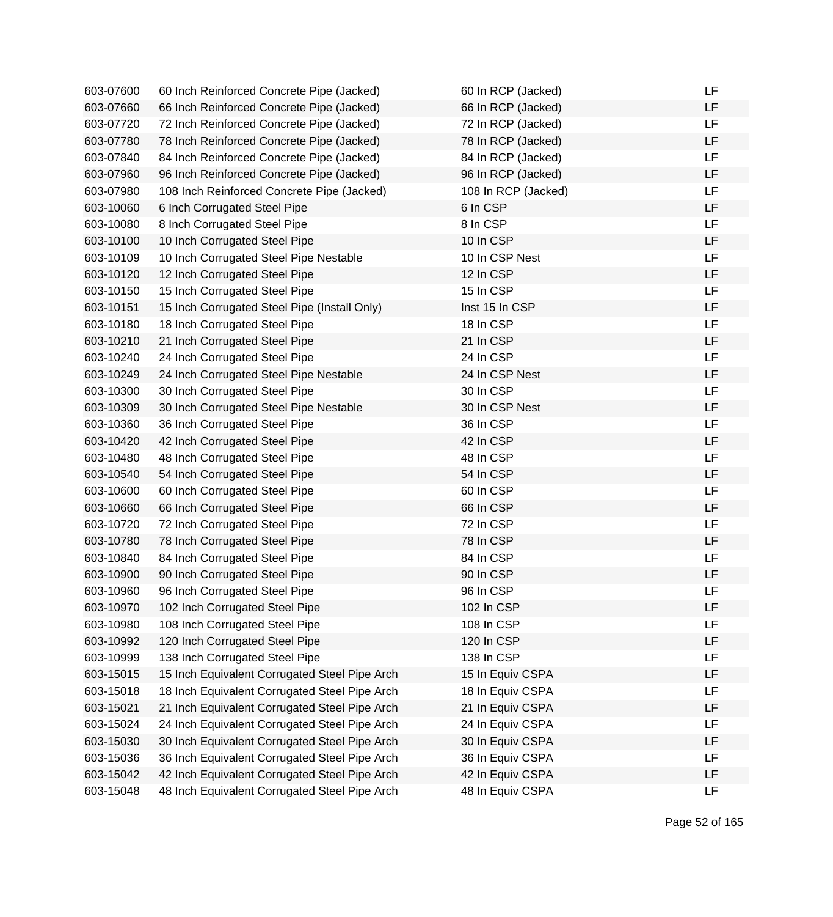| | | | |
|---|---|---|---|
| 603-07600 | 60 Inch Reinforced Concrete Pipe (Jacked) | 60 In RCP (Jacked) | LF |
| 603-07660 | 66 Inch Reinforced Concrete Pipe (Jacked) | 66 In RCP (Jacked) | LF |
| 603-07720 | 72 Inch Reinforced Concrete Pipe (Jacked) | 72 In RCP (Jacked) | LF |
| 603-07780 | 78 Inch Reinforced Concrete Pipe (Jacked) | 78 In RCP (Jacked) | LF |
| 603-07840 | 84 Inch Reinforced Concrete Pipe (Jacked) | 84 In RCP (Jacked) | LF |
| 603-07960 | 96 Inch Reinforced Concrete Pipe (Jacked) | 96 In RCP (Jacked) | LF |
| 603-07980 | 108 Inch Reinforced Concrete Pipe (Jacked) | 108 In RCP (Jacked) | LF |
| 603-10060 | 6 Inch Corrugated Steel Pipe | 6 In CSP | LF |
| 603-10080 | 8 Inch Corrugated Steel Pipe | 8 In CSP | LF |
| 603-10100 | 10 Inch Corrugated Steel Pipe | 10 In CSP | LF |
| 603-10109 | 10 Inch Corrugated Steel Pipe Nestable | 10 In CSP Nest | LF |
| 603-10120 | 12 Inch Corrugated Steel Pipe | 12 In CSP | LF |
| 603-10150 | 15 Inch Corrugated Steel Pipe | 15 In CSP | LF |
| 603-10151 | 15 Inch Corrugated Steel Pipe (Install Only) | Inst 15 In CSP | LF |
| 603-10180 | 18 Inch Corrugated Steel Pipe | 18 In CSP | LF |
| 603-10210 | 21 Inch Corrugated Steel Pipe | 21 In CSP | LF |
| 603-10240 | 24 Inch Corrugated Steel Pipe | 24 In CSP | LF |
| 603-10249 | 24 Inch Corrugated Steel Pipe Nestable | 24 In CSP Nest | LF |
| 603-10300 | 30 Inch Corrugated Steel Pipe | 30 In CSP | LF |
| 603-10309 | 30 Inch Corrugated Steel Pipe Nestable | 30 In CSP Nest | LF |
| 603-10360 | 36 Inch Corrugated Steel Pipe | 36 In CSP | LF |
| 603-10420 | 42 Inch Corrugated Steel Pipe | 42 In CSP | LF |
| 603-10480 | 48 Inch Corrugated Steel Pipe | 48 In CSP | LF |
| 603-10540 | 54 Inch Corrugated Steel Pipe | 54 In CSP | LF |
| 603-10600 | 60 Inch Corrugated Steel Pipe | 60 In CSP | LF |
| 603-10660 | 66 Inch Corrugated Steel Pipe | 66 In CSP | LF |
| 603-10720 | 72 Inch Corrugated Steel Pipe | 72 In CSP | LF |
| 603-10780 | 78 Inch Corrugated Steel Pipe | 78 In CSP | LF |
| 603-10840 | 84 Inch Corrugated Steel Pipe | 84 In CSP | LF |
| 603-10900 | 90 Inch Corrugated Steel Pipe | 90 In CSP | LF |
| 603-10960 | 96 Inch Corrugated Steel Pipe | 96 In CSP | LF |
| 603-10970 | 102 Inch Corrugated Steel Pipe | 102 In CSP | LF |
| 603-10980 | 108 Inch Corrugated Steel Pipe | 108 In CSP | LF |
| 603-10992 | 120 Inch Corrugated Steel Pipe | 120 In CSP | LF |
| 603-10999 | 138 Inch Corrugated Steel Pipe | 138 In CSP | LF |
| 603-15015 | 15 Inch Equivalent Corrugated Steel Pipe Arch | 15 In Equiv CSPA | LF |
| 603-15018 | 18 Inch Equivalent Corrugated Steel Pipe Arch | 18 In Equiv CSPA | LF |
| 603-15021 | 21 Inch Equivalent Corrugated Steel Pipe Arch | 21 In Equiv CSPA | LF |
| 603-15024 | 24 Inch Equivalent Corrugated Steel Pipe Arch | 24 In Equiv CSPA | LF |
| 603-15030 | 30 Inch Equivalent Corrugated Steel Pipe Arch | 30 In Equiv CSPA | LF |
| 603-15036 | 36 Inch Equivalent Corrugated Steel Pipe Arch | 36 In Equiv CSPA | LF |
| 603-15042 | 42 Inch Equivalent Corrugated Steel Pipe Arch | 42 In Equiv CSPA | LF |
| 603-15048 | 48 Inch Equivalent Corrugated Steel Pipe Arch | 48 In Equiv CSPA | LF |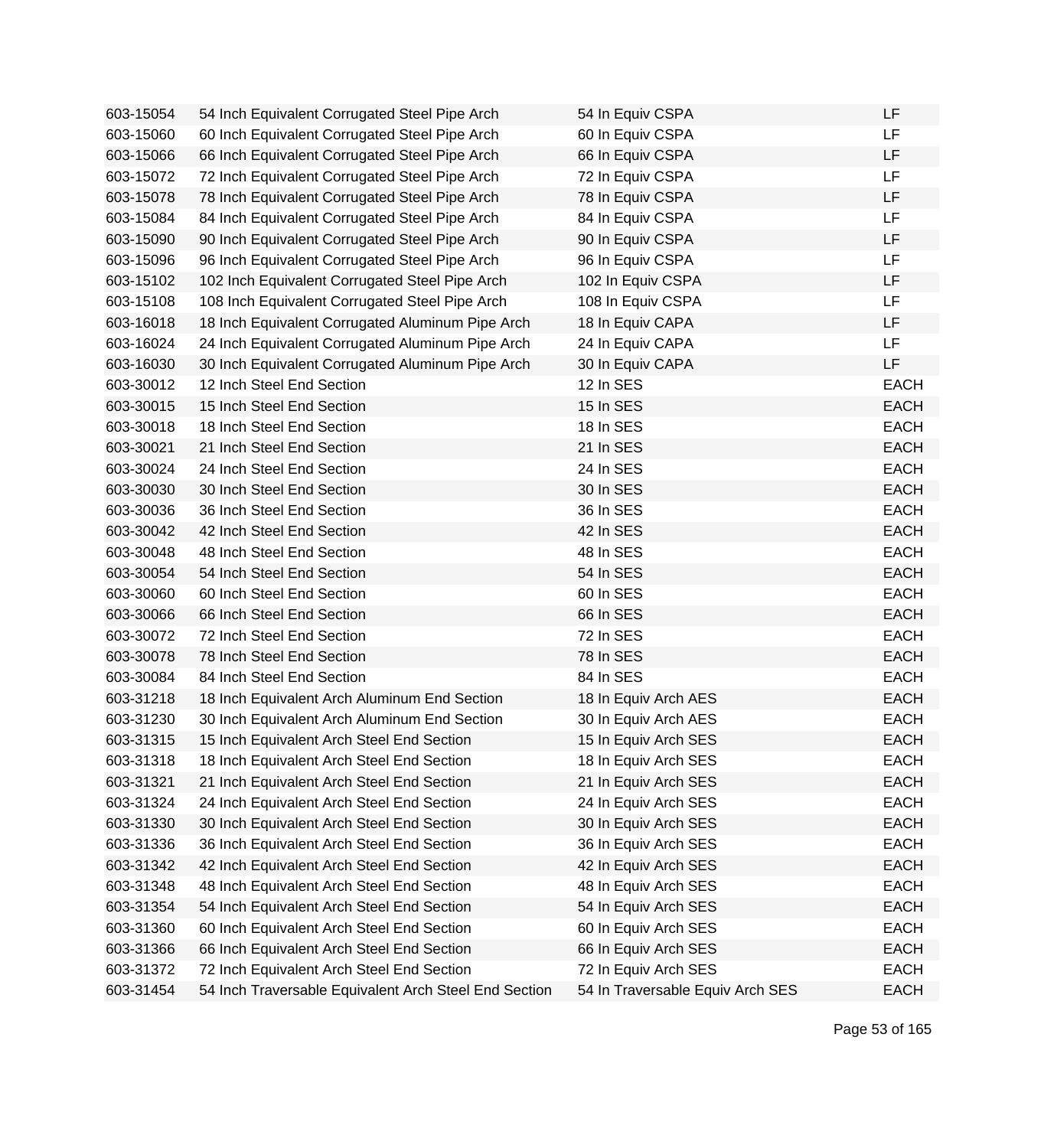| | | | |
|---|---|---|---|
| 603-15054 | 54 Inch Equivalent Corrugated Steel Pipe Arch | 54 In Equiv CSPA | LF |
| 603-15060 | 60 Inch Equivalent Corrugated Steel Pipe Arch | 60 In Equiv CSPA | LF |
| 603-15066 | 66 Inch Equivalent Corrugated Steel Pipe Arch | 66 In Equiv CSPA | LF |
| 603-15072 | 72 Inch Equivalent Corrugated Steel Pipe Arch | 72 In Equiv CSPA | LF |
| 603-15078 | 78 Inch Equivalent Corrugated Steel Pipe Arch | 78 In Equiv CSPA | LF |
| 603-15084 | 84 Inch Equivalent Corrugated Steel Pipe Arch | 84 In Equiv CSPA | LF |
| 603-15090 | 90 Inch Equivalent Corrugated Steel Pipe Arch | 90 In Equiv CSPA | LF |
| 603-15096 | 96 Inch Equivalent Corrugated Steel Pipe Arch | 96 In Equiv CSPA | LF |
| 603-15102 | 102 Inch Equivalent Corrugated Steel Pipe Arch | 102 In Equiv CSPA | LF |
| 603-15108 | 108 Inch Equivalent Corrugated Steel Pipe Arch | 108 In Equiv CSPA | LF |
| 603-16018 | 18 Inch Equivalent Corrugated Aluminum Pipe Arch | 18 In Equiv CAPA | LF |
| 603-16024 | 24 Inch Equivalent Corrugated Aluminum Pipe Arch | 24 In Equiv CAPA | LF |
| 603-16030 | 30 Inch Equivalent Corrugated Aluminum Pipe Arch | 30 In Equiv CAPA | LF |
| 603-30012 | 12 Inch Steel End Section | 12 In SES | EACH |
| 603-30015 | 15 Inch Steel End Section | 15 In SES | EACH |
| 603-30018 | 18 Inch Steel End Section | 18 In SES | EACH |
| 603-30021 | 21 Inch Steel End Section | 21 In SES | EACH |
| 603-30024 | 24 Inch Steel End Section | 24 In SES | EACH |
| 603-30030 | 30 Inch Steel End Section | 30 In SES | EACH |
| 603-30036 | 36 Inch Steel End Section | 36 In SES | EACH |
| 603-30042 | 42 Inch Steel End Section | 42 In SES | EACH |
| 603-30048 | 48 Inch Steel End Section | 48 In SES | EACH |
| 603-30054 | 54 Inch Steel End Section | 54 In SES | EACH |
| 603-30060 | 60 Inch Steel End Section | 60 In SES | EACH |
| 603-30066 | 66 Inch Steel End Section | 66 In SES | EACH |
| 603-30072 | 72 Inch Steel End Section | 72 In SES | EACH |
| 603-30078 | 78 Inch Steel End Section | 78 In SES | EACH |
| 603-30084 | 84 Inch Steel End Section | 84 In SES | EACH |
| 603-31218 | 18 Inch Equivalent Arch Aluminum End Section | 18 In Equiv Arch AES | EACH |
| 603-31230 | 30 Inch Equivalent Arch Aluminum End Section | 30 In Equiv Arch AES | EACH |
| 603-31315 | 15 Inch Equivalent Arch Steel End Section | 15 In Equiv Arch SES | EACH |
| 603-31318 | 18 Inch Equivalent Arch Steel End Section | 18 In Equiv Arch SES | EACH |
| 603-31321 | 21 Inch Equivalent Arch Steel End Section | 21 In Equiv Arch SES | EACH |
| 603-31324 | 24 Inch Equivalent Arch Steel End Section | 24 In Equiv Arch SES | EACH |
| 603-31330 | 30 Inch Equivalent Arch Steel End Section | 30 In Equiv Arch SES | EACH |
| 603-31336 | 36 Inch Equivalent Arch Steel End Section | 36 In Equiv Arch SES | EACH |
| 603-31342 | 42 Inch Equivalent Arch Steel End Section | 42 In Equiv Arch SES | EACH |
| 603-31348 | 48 Inch Equivalent Arch Steel End Section | 48 In Equiv Arch SES | EACH |
| 603-31354 | 54 Inch Equivalent Arch Steel End Section | 54 In Equiv Arch SES | EACH |
| 603-31360 | 60 Inch Equivalent Arch Steel End Section | 60 In Equiv Arch SES | EACH |
| 603-31366 | 66 Inch Equivalent Arch Steel End Section | 66 In Equiv Arch SES | EACH |
| 603-31372 | 72 Inch Equivalent Arch Steel End Section | 72 In Equiv Arch SES | EACH |
| 603-31454 | 54 Inch Traversable Equivalent Arch Steel End Section | 54 In Traversable Equiv Arch SES | EACH |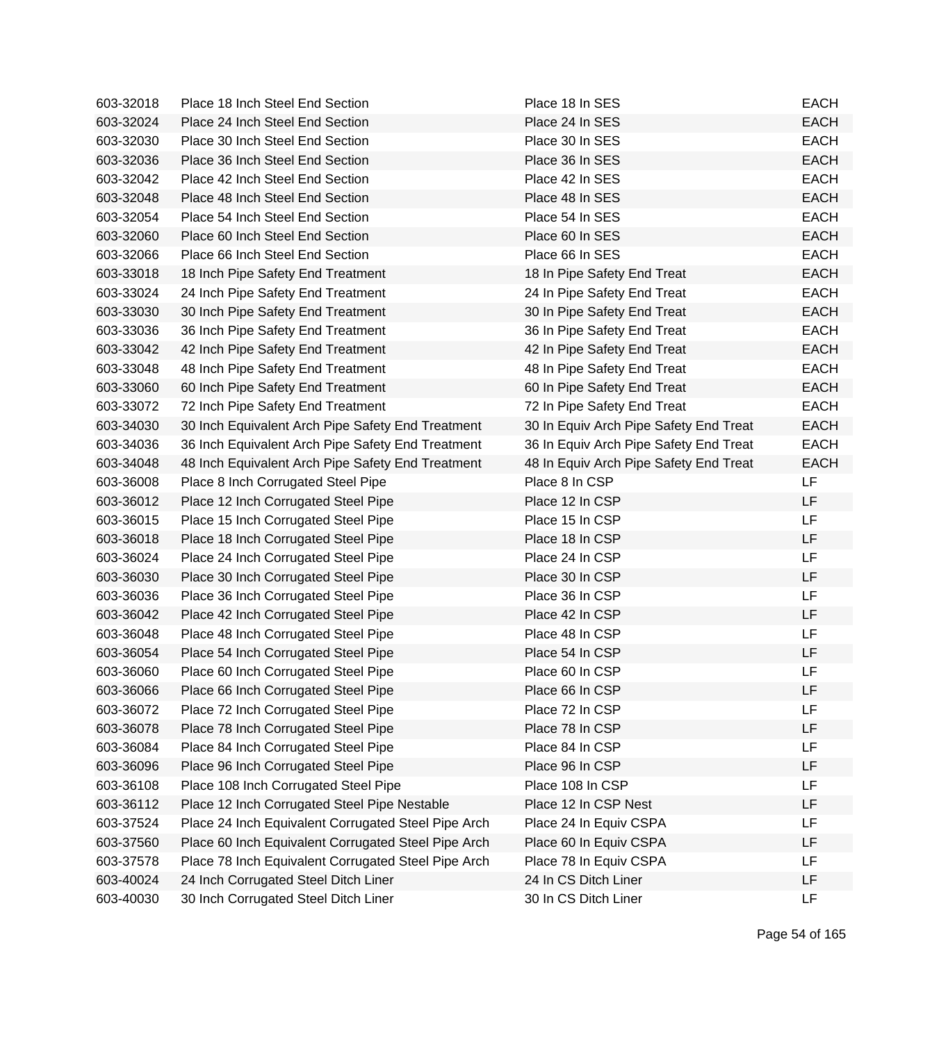| | | | |
|---|---|---|---|
| 603-32018 | Place 18 Inch Steel End Section | Place 18 In SES | EACH |
| 603-32024 | Place 24 Inch Steel End Section | Place 24 In SES | EACH |
| 603-32030 | Place 30 Inch Steel End Section | Place 30 In SES | EACH |
| 603-32036 | Place 36 Inch Steel End Section | Place 36 In SES | EACH |
| 603-32042 | Place 42 Inch Steel End Section | Place 42 In SES | EACH |
| 603-32048 | Place 48 Inch Steel End Section | Place 48 In SES | EACH |
| 603-32054 | Place 54 Inch Steel End Section | Place 54 In SES | EACH |
| 603-32060 | Place 60 Inch Steel End Section | Place 60 In SES | EACH |
| 603-32066 | Place 66 Inch Steel End Section | Place 66 In SES | EACH |
| 603-33018 | 18 Inch Pipe Safety End Treatment | 18 In Pipe Safety End Treat | EACH |
| 603-33024 | 24 Inch Pipe Safety End Treatment | 24 In Pipe Safety End Treat | EACH |
| 603-33030 | 30 Inch Pipe Safety End Treatment | 30 In Pipe Safety End Treat | EACH |
| 603-33036 | 36 Inch Pipe Safety End Treatment | 36 In Pipe Safety End Treat | EACH |
| 603-33042 | 42 Inch Pipe Safety End Treatment | 42 In Pipe Safety End Treat | EACH |
| 603-33048 | 48 Inch Pipe Safety End Treatment | 48 In Pipe Safety End Treat | EACH |
| 603-33060 | 60 Inch Pipe Safety End Treatment | 60 In Pipe Safety End Treat | EACH |
| 603-33072 | 72 Inch Pipe Safety End Treatment | 72 In Pipe Safety End Treat | EACH |
| 603-34030 | 30 Inch Equivalent Arch Pipe Safety End Treatment | 30 In Equiv Arch Pipe Safety End Treat | EACH |
| 603-34036 | 36 Inch Equivalent Arch Pipe Safety End Treatment | 36 In Equiv Arch Pipe Safety End Treat | EACH |
| 603-34048 | 48 Inch Equivalent Arch Pipe Safety End Treatment | 48 In Equiv Arch Pipe Safety End Treat | EACH |
| 603-36008 | Place 8 Inch Corrugated Steel Pipe | Place 8 In CSP | LF |
| 603-36012 | Place 12 Inch Corrugated Steel Pipe | Place 12 In CSP | LF |
| 603-36015 | Place 15 Inch Corrugated Steel Pipe | Place 15 In CSP | LF |
| 603-36018 | Place 18 Inch Corrugated Steel Pipe | Place 18 In CSP | LF |
| 603-36024 | Place 24 Inch Corrugated Steel Pipe | Place 24 In CSP | LF |
| 603-36030 | Place 30 Inch Corrugated Steel Pipe | Place 30 In CSP | LF |
| 603-36036 | Place 36 Inch Corrugated Steel Pipe | Place 36 In CSP | LF |
| 603-36042 | Place 42 Inch Corrugated Steel Pipe | Place 42 In CSP | LF |
| 603-36048 | Place 48 Inch Corrugated Steel Pipe | Place 48 In CSP | LF |
| 603-36054 | Place 54 Inch Corrugated Steel Pipe | Place 54 In CSP | LF |
| 603-36060 | Place 60 Inch Corrugated Steel Pipe | Place 60 In CSP | LF |
| 603-36066 | Place 66 Inch Corrugated Steel Pipe | Place 66 In CSP | LF |
| 603-36072 | Place 72 Inch Corrugated Steel Pipe | Place 72 In CSP | LF |
| 603-36078 | Place 78 Inch Corrugated Steel Pipe | Place 78 In CSP | LF |
| 603-36084 | Place 84 Inch Corrugated Steel Pipe | Place 84 In CSP | LF |
| 603-36096 | Place 96 Inch Corrugated Steel Pipe | Place 96 In CSP | LF |
| 603-36108 | Place 108 Inch Corrugated Steel Pipe | Place 108 In CSP | LF |
| 603-36112 | Place 12 Inch Corrugated Steel Pipe Nestable | Place 12 In CSP Nest | LF |
| 603-37524 | Place 24 Inch Equivalent Corrugated Steel Pipe Arch | Place 24 In Equiv CSPA | LF |
| 603-37560 | Place 60 Inch Equivalent Corrugated Steel Pipe Arch | Place 60 In Equiv CSPA | LF |
| 603-37578 | Place 78 Inch Equivalent Corrugated Steel Pipe Arch | Place 78 In Equiv CSPA | LF |
| 603-40024 | 24 Inch Corrugated Steel Ditch Liner | 24 In CS Ditch Liner | LF |
| 603-40030 | 30 Inch Corrugated Steel Ditch Liner | 30 In CS Ditch Liner | LF |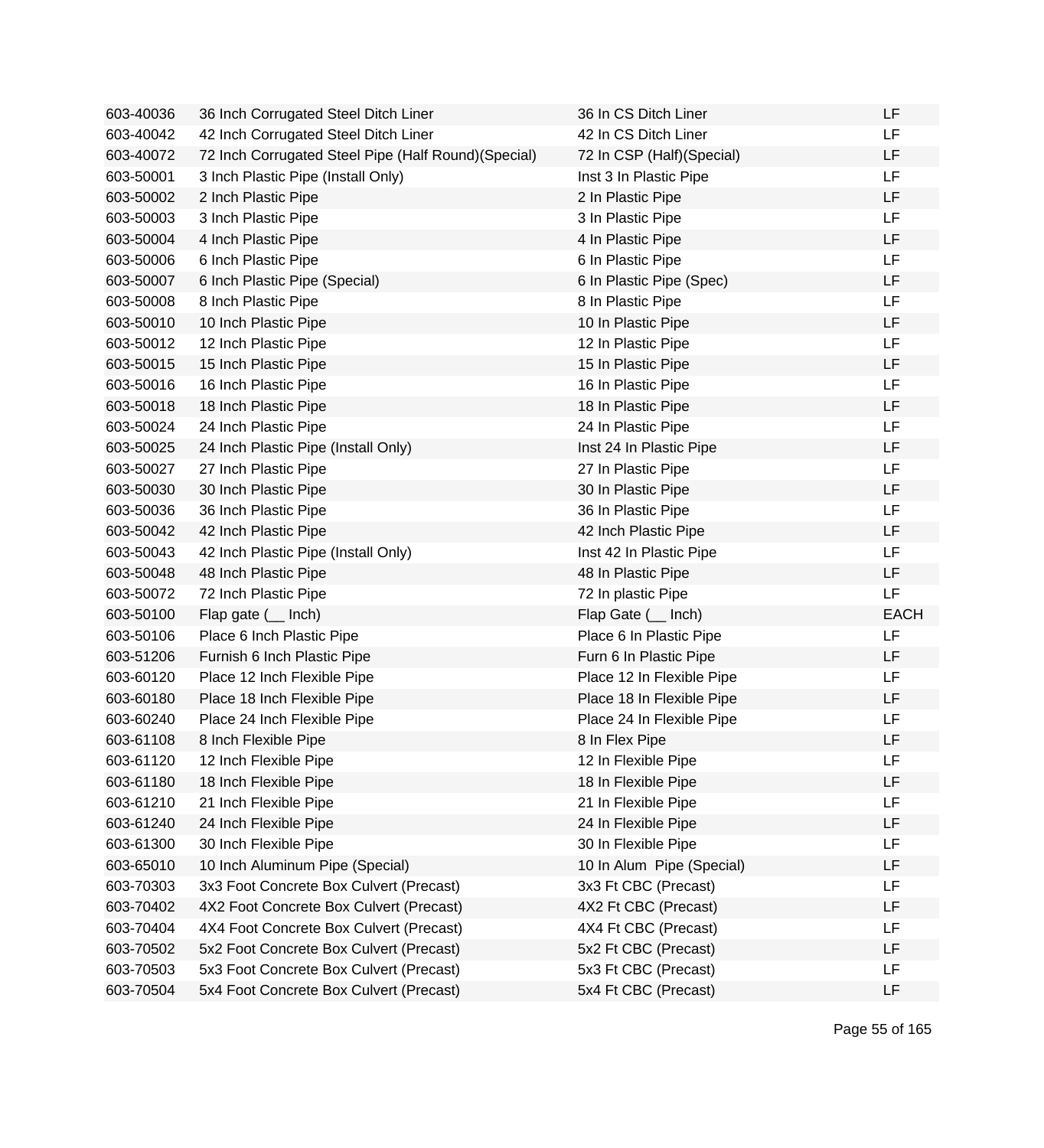| | | | |
|---|---|---|---|
| 603-40036 | 36 Inch Corrugated Steel Ditch Liner | 36 In CS Ditch Liner | LF |
| 603-40042 | 42 Inch Corrugated Steel Ditch Liner | 42 In CS Ditch Liner | LF |
| 603-40072 | 72 Inch Corrugated Steel Pipe (Half Round)(Special) | 72 In CSP (Half)(Special) | LF |
| 603-50001 | 3 Inch Plastic Pipe (Install Only) | Inst 3 In Plastic Pipe | LF |
| 603-50002 | 2 Inch Plastic Pipe | 2 In Plastic Pipe | LF |
| 603-50003 | 3 Inch Plastic Pipe | 3 In Plastic Pipe | LF |
| 603-50004 | 4 Inch Plastic Pipe | 4 In Plastic Pipe | LF |
| 603-50006 | 6 Inch Plastic Pipe | 6 In Plastic Pipe | LF |
| 603-50007 | 6 Inch Plastic Pipe (Special) | 6 In Plastic Pipe (Spec) | LF |
| 603-50008 | 8 Inch Plastic Pipe | 8 In Plastic Pipe | LF |
| 603-50010 | 10 Inch Plastic Pipe | 10 In Plastic Pipe | LF |
| 603-50012 | 12 Inch Plastic Pipe | 12 In Plastic Pipe | LF |
| 603-50015 | 15 Inch Plastic Pipe | 15 In Plastic Pipe | LF |
| 603-50016 | 16 Inch Plastic Pipe | 16 In Plastic Pipe | LF |
| 603-50018 | 18 Inch Plastic Pipe | 18 In Plastic Pipe | LF |
| 603-50024 | 24 Inch Plastic Pipe | 24 In Plastic Pipe | LF |
| 603-50025 | 24 Inch Plastic Pipe (Install Only) | Inst 24 In Plastic Pipe | LF |
| 603-50027 | 27 Inch Plastic Pipe | 27 In Plastic Pipe | LF |
| 603-50030 | 30 Inch Plastic Pipe | 30 In Plastic Pipe | LF |
| 603-50036 | 36 Inch Plastic Pipe | 36 In Plastic Pipe | LF |
| 603-50042 | 42 Inch Plastic Pipe | 42 Inch Plastic Pipe | LF |
| 603-50043 | 42 Inch Plastic Pipe (Install Only) | Inst 42 In Plastic Pipe | LF |
| 603-50048 | 48 Inch Plastic Pipe | 48 In Plastic Pipe | LF |
| 603-50072 | 72 Inch Plastic Pipe | 72 In plastic Pipe | LF |
| 603-50100 | Flap gate (__ Inch) | Flap Gate (__ Inch) | EACH |
| 603-50106 | Place 6 Inch Plastic Pipe | Place 6 In Plastic Pipe | LF |
| 603-51206 | Furnish 6 Inch Plastic Pipe | Furn 6 In Plastic Pipe | LF |
| 603-60120 | Place 12 Inch Flexible Pipe | Place 12 In Flexible Pipe | LF |
| 603-60180 | Place 18 Inch Flexible Pipe | Place 18 In Flexible Pipe | LF |
| 603-60240 | Place 24 Inch Flexible Pipe | Place 24 In Flexible Pipe | LF |
| 603-61108 | 8 Inch Flexible Pipe | 8 In Flex Pipe | LF |
| 603-61120 | 12 Inch Flexible Pipe | 12 In Flexible Pipe | LF |
| 603-61180 | 18 Inch Flexible Pipe | 18 In Flexible Pipe | LF |
| 603-61210 | 21 Inch Flexible Pipe | 21 In Flexible Pipe | LF |
| 603-61240 | 24 Inch Flexible Pipe | 24 In Flexible Pipe | LF |
| 603-61300 | 30 Inch Flexible Pipe | 30 In Flexible Pipe | LF |
| 603-65010 | 10 Inch Aluminum Pipe (Special) | 10 In Alum Pipe (Special) | LF |
| 603-70303 | 3x3 Foot Concrete Box Culvert (Precast) | 3x3 Ft CBC (Precast) | LF |
| 603-70402 | 4X2 Foot Concrete Box Culvert (Precast) | 4X2 Ft CBC (Precast) | LF |
| 603-70404 | 4X4 Foot Concrete Box Culvert (Precast) | 4X4 Ft CBC (Precast) | LF |
| 603-70502 | 5x2 Foot Concrete Box Culvert (Precast) | 5x2 Ft CBC (Precast) | LF |
| 603-70503 | 5x3 Foot Concrete Box Culvert (Precast) | 5x3 Ft CBC (Precast) | LF |
| 603-70504 | 5x4 Foot Concrete Box Culvert (Precast) | 5x4 Ft CBC (Precast) | LF |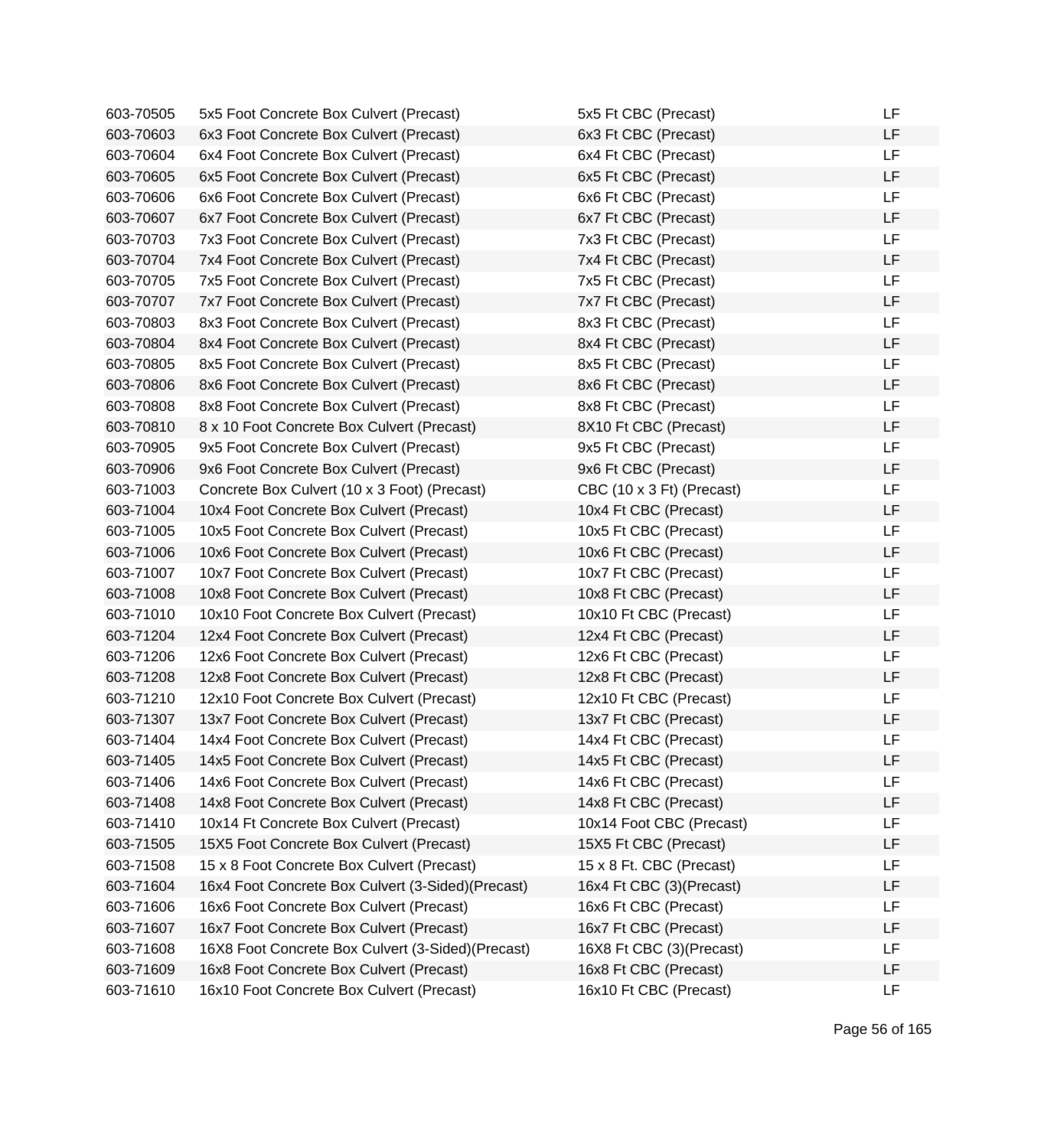| | | | |
|---|---|---|---|
| 603-70505 | 5x5 Foot Concrete Box Culvert (Precast) | 5x5 Ft CBC (Precast) | LF |
| 603-70603 | 6x3 Foot Concrete Box Culvert (Precast) | 6x3 Ft CBC (Precast) | LF |
| 603-70604 | 6x4 Foot Concrete Box Culvert (Precast) | 6x4 Ft CBC (Precast) | LF |
| 603-70605 | 6x5 Foot Concrete Box Culvert (Precast) | 6x5 Ft CBC (Precast) | LF |
| 603-70606 | 6x6 Foot Concrete Box Culvert (Precast) | 6x6 Ft CBC (Precast) | LF |
| 603-70607 | 6x7 Foot Concrete Box Culvert (Precast) | 6x7 Ft CBC (Precast) | LF |
| 603-70703 | 7x3 Foot Concrete Box Culvert (Precast) | 7x3 Ft CBC (Precast) | LF |
| 603-70704 | 7x4 Foot Concrete Box Culvert (Precast) | 7x4 Ft CBC (Precast) | LF |
| 603-70705 | 7x5 Foot Concrete Box Culvert (Precast) | 7x5 Ft CBC (Precast) | LF |
| 603-70707 | 7x7 Foot Concrete Box Culvert (Precast) | 7x7 Ft CBC (Precast) | LF |
| 603-70803 | 8x3 Foot Concrete Box Culvert (Precast) | 8x3 Ft CBC (Precast) | LF |
| 603-70804 | 8x4 Foot Concrete Box Culvert (Precast) | 8x4 Ft CBC (Precast) | LF |
| 603-70805 | 8x5 Foot Concrete Box Culvert (Precast) | 8x5 Ft CBC (Precast) | LF |
| 603-70806 | 8x6 Foot Concrete Box Culvert (Precast) | 8x6 Ft CBC (Precast) | LF |
| 603-70808 | 8x8 Foot Concrete Box Culvert (Precast) | 8x8 Ft CBC (Precast) | LF |
| 603-70810 | 8 x 10 Foot Concrete Box Culvert (Precast) | 8X10 Ft CBC (Precast) | LF |
| 603-70905 | 9x5 Foot Concrete Box Culvert (Precast) | 9x5 Ft CBC (Precast) | LF |
| 603-70906 | 9x6 Foot Concrete Box Culvert (Precast) | 9x6 Ft CBC (Precast) | LF |
| 603-71003 | Concrete Box Culvert (10 x 3 Foot) (Precast) | CBC (10 x 3 Ft) (Precast) | LF |
| 603-71004 | 10x4 Foot Concrete Box Culvert (Precast) | 10x4 Ft CBC (Precast) | LF |
| 603-71005 | 10x5 Foot Concrete Box Culvert (Precast) | 10x5 Ft CBC (Precast) | LF |
| 603-71006 | 10x6 Foot Concrete Box Culvert (Precast) | 10x6 Ft CBC (Precast) | LF |
| 603-71007 | 10x7 Foot Concrete Box Culvert (Precast) | 10x7 Ft CBC (Precast) | LF |
| 603-71008 | 10x8 Foot Concrete Box Culvert (Precast) | 10x8 Ft CBC (Precast) | LF |
| 603-71010 | 10x10 Foot Concrete Box Culvert (Precast) | 10x10 Ft CBC (Precast) | LF |
| 603-71204 | 12x4 Foot Concrete Box Culvert (Precast) | 12x4 Ft CBC (Precast) | LF |
| 603-71206 | 12x6 Foot Concrete Box Culvert (Precast) | 12x6 Ft CBC (Precast) | LF |
| 603-71208 | 12x8 Foot Concrete Box Culvert (Precast) | 12x8 Ft CBC (Precast) | LF |
| 603-71210 | 12x10 Foot Concrete Box Culvert (Precast) | 12x10 Ft CBC (Precast) | LF |
| 603-71307 | 13x7 Foot Concrete Box Culvert (Precast) | 13x7 Ft CBC (Precast) | LF |
| 603-71404 | 14x4 Foot Concrete Box Culvert (Precast) | 14x4 Ft CBC (Precast) | LF |
| 603-71405 | 14x5 Foot Concrete Box Culvert (Precast) | 14x5 Ft CBC (Precast) | LF |
| 603-71406 | 14x6 Foot Concrete Box Culvert (Precast) | 14x6 Ft CBC (Precast) | LF |
| 603-71408 | 14x8 Foot Concrete Box Culvert (Precast) | 14x8 Ft CBC (Precast) | LF |
| 603-71410 | 10x14 Ft Concrete Box Culvert (Precast) | 10x14 Foot CBC (Precast) | LF |
| 603-71505 | 15X5 Foot Concrete Box Culvert (Precast) | 15X5 Ft CBC (Precast) | LF |
| 603-71508 | 15 x 8 Foot Concrete Box Culvert (Precast) | 15 x 8 Ft. CBC (Precast) | LF |
| 603-71604 | 16x4 Foot Concrete Box Culvert (3-Sided)(Precast) | 16x4 Ft CBC (3)(Precast) | LF |
| 603-71606 | 16x6 Foot Concrete Box Culvert (Precast) | 16x6 Ft CBC (Precast) | LF |
| 603-71607 | 16x7 Foot Concrete Box Culvert (Precast) | 16x7 Ft CBC (Precast) | LF |
| 603-71608 | 16X8 Foot Concrete Box Culvert (3-Sided)(Precast) | 16X8 Ft CBC (3)(Precast) | LF |
| 603-71609 | 16x8 Foot Concrete Box Culvert (Precast) | 16x8 Ft CBC (Precast) | LF |
| 603-71610 | 16x10 Foot Concrete Box Culvert (Precast) | 16x10 Ft CBC (Precast) | LF |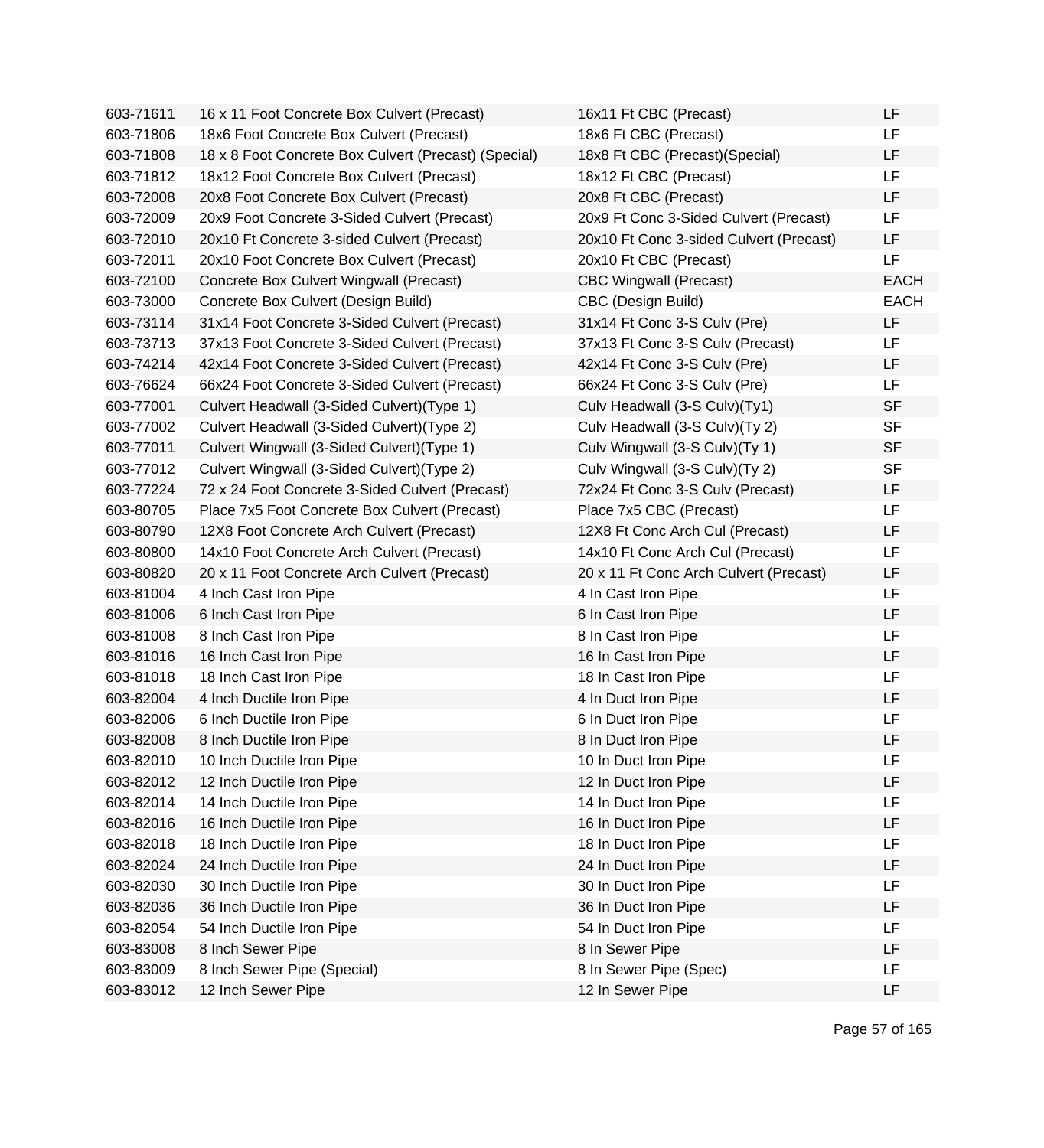| | | | |
|---|---|---|---|
| 603-71611 | 16 x 11 Foot Concrete Box Culvert (Precast) | 16x11 Ft CBC (Precast) | LF |
| 603-71806 | 18x6 Foot Concrete Box Culvert (Precast) | 18x6 Ft CBC (Precast) | LF |
| 603-71808 | 18 x 8 Foot Concrete Box Culvert (Precast) (Special) | 18x8 Ft CBC (Precast)(Special) | LF |
| 603-71812 | 18x12 Foot Concrete Box Culvert (Precast) | 18x12 Ft CBC (Precast) | LF |
| 603-72008 | 20x8 Foot Concrete Box Culvert (Precast) | 20x8 Ft CBC (Precast) | LF |
| 603-72009 | 20x9 Foot Concrete 3-Sided Culvert (Precast) | 20x9 Ft Conc 3-Sided Culvert (Precast) | LF |
| 603-72010 | 20x10 Ft Concrete 3-sided Culvert (Precast) | 20x10 Ft Conc 3-sided Culvert (Precast) | LF |
| 603-72011 | 20x10 Foot Concrete Box Culvert (Precast) | 20x10 Ft CBC (Precast) | LF |
| 603-72100 | Concrete Box Culvert Wingwall (Precast) | CBC Wingwall (Precast) | EACH |
| 603-73000 | Concrete Box Culvert (Design Build) | CBC (Design Build) | EACH |
| 603-73114 | 31x14 Foot Concrete 3-Sided Culvert (Precast) | 31x14 Ft Conc 3-S Culv (Pre) | LF |
| 603-73713 | 37x13 Foot Concrete 3-Sided Culvert (Precast) | 37x13 Ft Conc 3-S Culv (Precast) | LF |
| 603-74214 | 42x14 Foot Concrete 3-Sided Culvert (Precast) | 42x14 Ft Conc 3-S Culv (Pre) | LF |
| 603-76624 | 66x24 Foot Concrete 3-Sided Culvert (Precast) | 66x24 Ft Conc 3-S Culv (Pre) | LF |
| 603-77001 | Culvert Headwall (3-Sided Culvert)(Type 1) | Culv Headwall (3-S Culv)(Ty1) | SF |
| 603-77002 | Culvert Headwall (3-Sided Culvert)(Type 2) | Culv Headwall (3-S Culv)(Ty 2) | SF |
| 603-77011 | Culvert Wingwall (3-Sided Culvert)(Type 1) | Culv Wingwall (3-S Culv)(Ty 1) | SF |
| 603-77012 | Culvert Wingwall (3-Sided Culvert)(Type 2) | Culv Wingwall (3-S Culv)(Ty 2) | SF |
| 603-77224 | 72 x 24 Foot Concrete 3-Sided Culvert (Precast) | 72x24 Ft Conc 3-S Culv (Precast) | LF |
| 603-80705 | Place 7x5 Foot Concrete Box Culvert (Precast) | Place 7x5 CBC (Precast) | LF |
| 603-80790 | 12X8 Foot Concrete Arch Culvert (Precast) | 12X8 Ft Conc Arch Cul (Precast) | LF |
| 603-80800 | 14x10 Foot Concrete Arch Culvert (Precast) | 14x10 Ft Conc Arch Cul (Precast) | LF |
| 603-80820 | 20 x 11 Foot Concrete Arch Culvert (Precast) | 20 x 11 Ft Conc Arch Culvert (Precast) | LF |
| 603-81004 | 4 Inch Cast Iron Pipe | 4 In Cast Iron Pipe | LF |
| 603-81006 | 6 Inch Cast Iron Pipe | 6 In Cast Iron Pipe | LF |
| 603-81008 | 8 Inch Cast Iron Pipe | 8 In Cast Iron Pipe | LF |
| 603-81016 | 16 Inch Cast Iron Pipe | 16 In Cast Iron Pipe | LF |
| 603-81018 | 18 Inch Cast Iron Pipe | 18 In Cast Iron Pipe | LF |
| 603-82004 | 4 Inch Ductile Iron Pipe | 4 In Duct Iron Pipe | LF |
| 603-82006 | 6 Inch Ductile Iron Pipe | 6 In Duct Iron Pipe | LF |
| 603-82008 | 8 Inch Ductile Iron Pipe | 8 In Duct Iron Pipe | LF |
| 603-82010 | 10 Inch Ductile Iron Pipe | 10 In Duct Iron Pipe | LF |
| 603-82012 | 12 Inch Ductile Iron Pipe | 12 In Duct Iron Pipe | LF |
| 603-82014 | 14 Inch Ductile Iron Pipe | 14 In Duct Iron Pipe | LF |
| 603-82016 | 16 Inch Ductile Iron Pipe | 16 In Duct Iron Pipe | LF |
| 603-82018 | 18 Inch Ductile Iron Pipe | 18 In Duct Iron Pipe | LF |
| 603-82024 | 24 Inch Ductile Iron Pipe | 24 In Duct Iron Pipe | LF |
| 603-82030 | 30 Inch Ductile Iron Pipe | 30 In Duct Iron Pipe | LF |
| 603-82036 | 36 Inch Ductile Iron Pipe | 36 In Duct Iron Pipe | LF |
| 603-82054 | 54 Inch Ductile Iron Pipe | 54 In Duct Iron Pipe | LF |
| 603-83008 | 8 Inch Sewer Pipe | 8 In Sewer Pipe | LF |
| 603-83009 | 8 Inch Sewer Pipe (Special) | 8 In Sewer Pipe (Spec) | LF |
| 603-83012 | 12 Inch Sewer Pipe | 12 In Sewer Pipe | LF |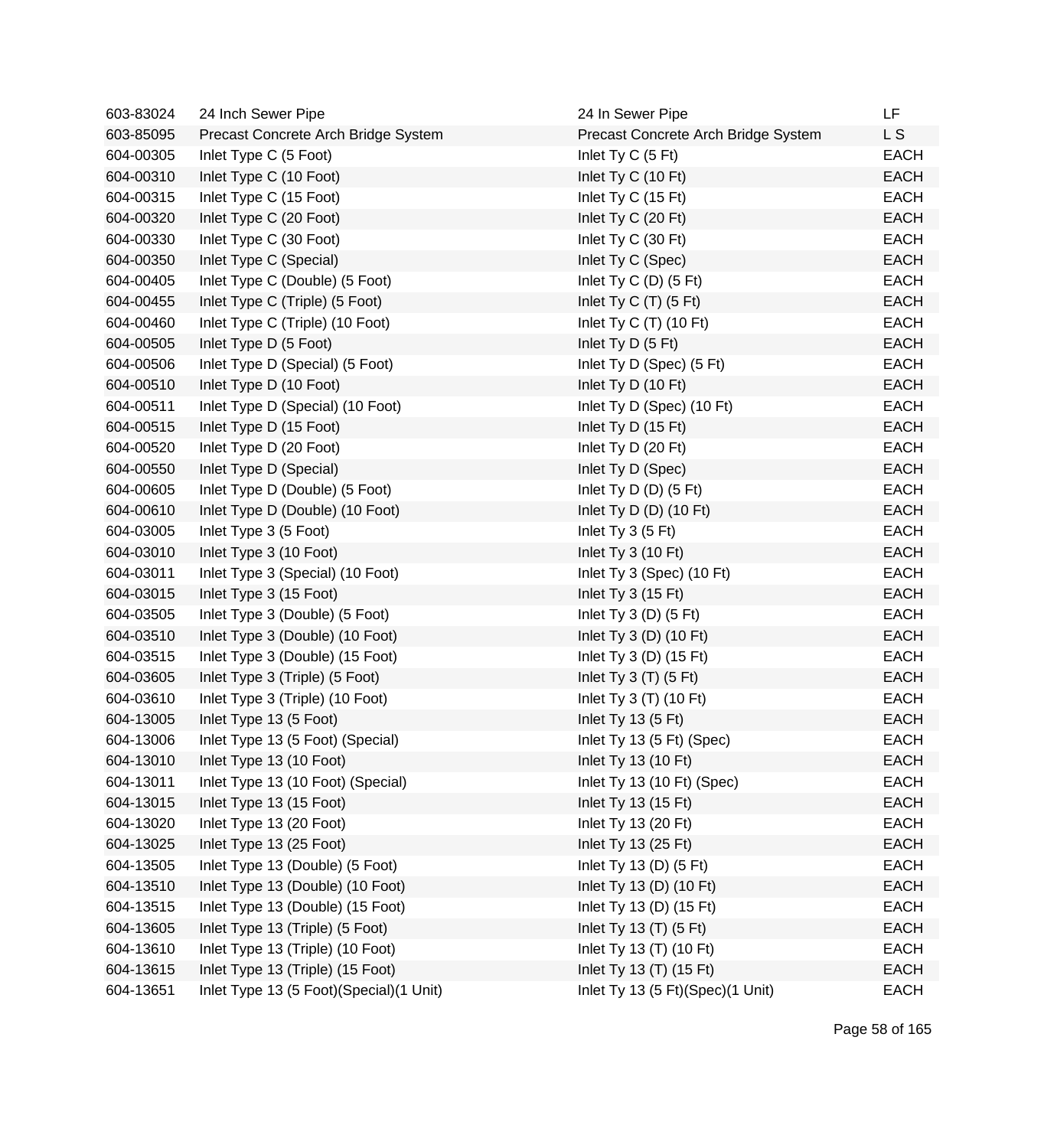| | | | |
|---|---|---|---|
| 603-83024 | 24 Inch Sewer Pipe | 24 In Sewer Pipe | LF |
| 603-85095 | Precast Concrete Arch Bridge System | Precast Concrete Arch Bridge System | L S |
| 604-00305 | Inlet Type C (5 Foot) | Inlet Ty C (5 Ft) | EACH |
| 604-00310 | Inlet Type C (10 Foot) | Inlet Ty C (10 Ft) | EACH |
| 604-00315 | Inlet Type C (15 Foot) | Inlet Ty C (15 Ft) | EACH |
| 604-00320 | Inlet Type C (20 Foot) | Inlet Ty C (20 Ft) | EACH |
| 604-00330 | Inlet Type C (30 Foot) | Inlet Ty C (30 Ft) | EACH |
| 604-00350 | Inlet Type C (Special) | Inlet Ty C (Spec) | EACH |
| 604-00405 | Inlet Type C (Double) (5 Foot) | Inlet Ty C (D) (5 Ft) | EACH |
| 604-00455 | Inlet Type C (Triple) (5 Foot) | Inlet Ty C (T) (5 Ft) | EACH |
| 604-00460 | Inlet Type C (Triple) (10 Foot) | Inlet Ty C (T) (10 Ft) | EACH |
| 604-00505 | Inlet Type D (5 Foot) | Inlet Ty D (5 Ft) | EACH |
| 604-00506 | Inlet Type D (Special) (5 Foot) | Inlet Ty D (Spec) (5 Ft) | EACH |
| 604-00510 | Inlet Type D (10 Foot) | Inlet Ty D (10 Ft) | EACH |
| 604-00511 | Inlet Type D (Special) (10 Foot) | Inlet Ty D (Spec) (10 Ft) | EACH |
| 604-00515 | Inlet Type D (15 Foot) | Inlet Ty D (15 Ft) | EACH |
| 604-00520 | Inlet Type D (20 Foot) | Inlet Ty D (20 Ft) | EACH |
| 604-00550 | Inlet Type D (Special) | Inlet Ty D (Spec) | EACH |
| 604-00605 | Inlet Type D (Double) (5 Foot) | Inlet Ty D (D) (5 Ft) | EACH |
| 604-00610 | Inlet Type D (Double) (10 Foot) | Inlet Ty D (D) (10 Ft) | EACH |
| 604-03005 | Inlet Type 3 (5 Foot) | Inlet Ty 3 (5 Ft) | EACH |
| 604-03010 | Inlet Type 3 (10 Foot) | Inlet Ty 3 (10 Ft) | EACH |
| 604-03011 | Inlet Type 3 (Special) (10 Foot) | Inlet Ty 3 (Spec) (10 Ft) | EACH |
| 604-03015 | Inlet Type 3 (15 Foot) | Inlet Ty 3 (15 Ft) | EACH |
| 604-03505 | Inlet Type 3 (Double) (5 Foot) | Inlet Ty 3 (D) (5 Ft) | EACH |
| 604-03510 | Inlet Type 3 (Double) (10 Foot) | Inlet Ty 3 (D) (10 Ft) | EACH |
| 604-03515 | Inlet Type 3 (Double) (15 Foot) | Inlet Ty 3 (D) (15 Ft) | EACH |
| 604-03605 | Inlet Type 3 (Triple) (5 Foot) | Inlet Ty 3 (T) (5 Ft) | EACH |
| 604-03610 | Inlet Type 3 (Triple) (10 Foot) | Inlet Ty 3 (T) (10 Ft) | EACH |
| 604-13005 | Inlet Type 13 (5 Foot) | Inlet Ty 13 (5 Ft) | EACH |
| 604-13006 | Inlet Type 13 (5 Foot) (Special) | Inlet Ty 13 (5 Ft) (Spec) | EACH |
| 604-13010 | Inlet Type 13 (10 Foot) | Inlet Ty 13 (10 Ft) | EACH |
| 604-13011 | Inlet Type 13 (10 Foot) (Special) | Inlet Ty 13 (10 Ft) (Spec) | EACH |
| 604-13015 | Inlet Type 13 (15 Foot) | Inlet Ty 13 (15 Ft) | EACH |
| 604-13020 | Inlet Type 13 (20 Foot) | Inlet Ty 13 (20 Ft) | EACH |
| 604-13025 | Inlet Type 13 (25 Foot) | Inlet Ty 13 (25 Ft) | EACH |
| 604-13505 | Inlet Type 13 (Double) (5 Foot) | Inlet Ty 13 (D) (5 Ft) | EACH |
| 604-13510 | Inlet Type 13 (Double) (10 Foot) | Inlet Ty 13 (D) (10 Ft) | EACH |
| 604-13515 | Inlet Type 13 (Double) (15 Foot) | Inlet Ty 13 (D) (15 Ft) | EACH |
| 604-13605 | Inlet Type 13 (Triple) (5 Foot) | Inlet Ty 13 (T) (5 Ft) | EACH |
| 604-13610 | Inlet Type 13 (Triple) (10 Foot) | Inlet Ty 13 (T) (10 Ft) | EACH |
| 604-13615 | Inlet Type 13 (Triple) (15 Foot) | Inlet Ty 13 (T) (15 Ft) | EACH |
| 604-13651 | Inlet Type 13 (5 Foot)(Special)(1 Unit) | Inlet Ty 13 (5 Ft)(Spec)(1 Unit) | EACH |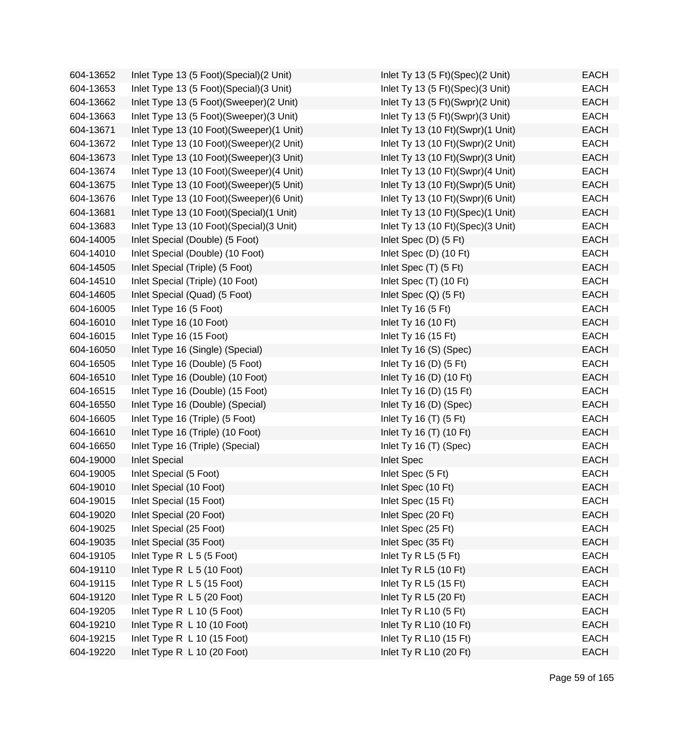| | | | |
|---|---|---|---|
| 604-13652 | Inlet Type 13 (5 Foot)(Special)(2 Unit) | Inlet Ty 13 (5 Ft)(Spec)(2 Unit) | EACH |
| 604-13653 | Inlet Type 13 (5 Foot)(Special)(3 Unit) | Inlet Ty 13 (5 Ft)(Spec)(3 Unit) | EACH |
| 604-13662 | Inlet Type 13 (5 Foot)(Sweeper)(2 Unit) | Inlet Ty 13 (5 Ft)(Swpr)(2 Unit) | EACH |
| 604-13663 | Inlet Type 13 (5 Foot)(Sweeper)(3 Unit) | Inlet Ty 13 (5 Ft)(Swpr)(3 Unit) | EACH |
| 604-13671 | Inlet Type 13 (10 Foot)(Sweeper)(1 Unit) | Inlet Ty 13 (10 Ft)(Swpr)(1 Unit) | EACH |
| 604-13672 | Inlet Type 13 (10 Foot)(Sweeper)(2 Unit) | Inlet Ty 13 (10 Ft)(Swpr)(2 Unit) | EACH |
| 604-13673 | Inlet Type 13 (10 Foot)(Sweeper)(3 Unit) | Inlet Ty 13 (10 Ft)(Swpr)(3 Unit) | EACH |
| 604-13674 | Inlet Type 13 (10 Foot)(Sweeper)(4 Unit) | Inlet Ty 13 (10 Ft)(Swpr)(4 Unit) | EACH |
| 604-13675 | Inlet Type 13 (10 Foot)(Sweeper)(5 Unit) | Inlet Ty 13 (10 Ft)(Swpr)(5 Unit) | EACH |
| 604-13676 | Inlet Type 13 (10 Foot)(Sweeper)(6 Unit) | Inlet Ty 13 (10 Ft)(Swpr)(6 Unit) | EACH |
| 604-13681 | Inlet Type 13 (10 Foot)(Special)(1 Unit) | Inlet Ty 13 (10 Ft)(Spec)(1 Unit) | EACH |
| 604-13683 | Inlet Type 13 (10 Foot)(Special)(3 Unit) | Inlet Ty 13 (10 Ft)(Spec)(3 Unit) | EACH |
| 604-14005 | Inlet Special (Double) (5 Foot) | Inlet Spec (D) (5 Ft) | EACH |
| 604-14010 | Inlet Special (Double) (10 Foot) | Inlet Spec (D) (10 Ft) | EACH |
| 604-14505 | Inlet Special (Triple) (5 Foot) | Inlet Spec (T) (5 Ft) | EACH |
| 604-14510 | Inlet Special (Triple) (10 Foot) | Inlet Spec (T) (10 Ft) | EACH |
| 604-14605 | Inlet Special (Quad) (5 Foot) | Inlet Spec (Q) (5 Ft) | EACH |
| 604-16005 | Inlet Type 16 (5 Foot) | Inlet Ty 16 (5 Ft) | EACH |
| 604-16010 | Inlet Type 16 (10 Foot) | Inlet Ty 16 (10 Ft) | EACH |
| 604-16015 | Inlet Type 16 (15 Foot) | Inlet Ty 16 (15 Ft) | EACH |
| 604-16050 | Inlet Type 16 (Single) (Special) | Inlet Ty 16 (S) (Spec) | EACH |
| 604-16505 | Inlet Type 16 (Double) (5 Foot) | Inlet Ty 16 (D) (5 Ft) | EACH |
| 604-16510 | Inlet Type 16 (Double) (10 Foot) | Inlet Ty 16 (D) (10 Ft) | EACH |
| 604-16515 | Inlet Type 16 (Double) (15 Foot) | Inlet Ty 16 (D) (15 Ft) | EACH |
| 604-16550 | Inlet Type 16 (Double) (Special) | Inlet Ty 16 (D) (Spec) | EACH |
| 604-16605 | Inlet Type 16 (Triple) (5 Foot) | Inlet Ty 16 (T) (5 Ft) | EACH |
| 604-16610 | Inlet Type 16 (Triple) (10 Foot) | Inlet Ty 16 (T) (10 Ft) | EACH |
| 604-16650 | Inlet Type 16 (Triple) (Special) | Inlet Ty 16 (T) (Spec) | EACH |
| 604-19000 | Inlet Special | Inlet Spec | EACH |
| 604-19005 | Inlet Special (5 Foot) | Inlet Spec (5 Ft) | EACH |
| 604-19010 | Inlet Special (10 Foot) | Inlet Spec (10 Ft) | EACH |
| 604-19015 | Inlet Special (15 Foot) | Inlet Spec (15 Ft) | EACH |
| 604-19020 | Inlet Special (20 Foot) | Inlet Spec (20 Ft) | EACH |
| 604-19025 | Inlet Special (25 Foot) | Inlet Spec (25 Ft) | EACH |
| 604-19035 | Inlet Special (35 Foot) | Inlet Spec (35 Ft) | EACH |
| 604-19105 | Inlet Type R L 5 (5 Foot) | Inlet Ty R L5 (5 Ft) | EACH |
| 604-19110 | Inlet Type R L 5 (10 Foot) | Inlet Ty R L5 (10 Ft) | EACH |
| 604-19115 | Inlet Type R L 5 (15 Foot) | Inlet Ty R L5 (15 Ft) | EACH |
| 604-19120 | Inlet Type R L 5 (20 Foot) | Inlet Ty R L5 (20 Ft) | EACH |
| 604-19205 | Inlet Type R L 10 (5 Foot) | Inlet Ty R L10 (5 Ft) | EACH |
| 604-19210 | Inlet Type R L 10 (10 Foot) | Inlet Ty R L10 (10 Ft) | EACH |
| 604-19215 | Inlet Type R L 10 (15 Foot) | Inlet Ty R L10 (15 Ft) | EACH |
| 604-19220 | Inlet Type R L 10 (20 Foot) | Inlet Ty R L10 (20 Ft) | EACH |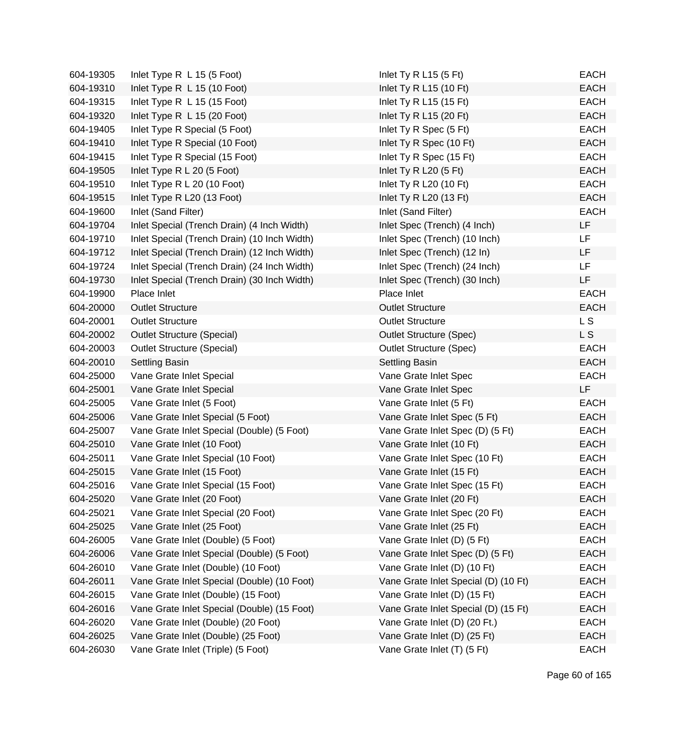| | | | |
|---|---|---|---|
| 604-19305 | Inlet Type R  L 15 (5 Foot) | Inlet Ty R L15 (5 Ft) | EACH |
| 604-19310 | Inlet Type R  L 15 (10 Foot) | Inlet Ty R L15 (10 Ft) | EACH |
| 604-19315 | Inlet Type R  L 15 (15 Foot) | Inlet Ty R L15 (15 Ft) | EACH |
| 604-19320 | Inlet Type R  L 15 (20 Foot) | Inlet Ty R L15 (20 Ft) | EACH |
| 604-19405 | Inlet Type R Special (5 Foot) | Inlet Ty R Spec (5 Ft) | EACH |
| 604-19410 | Inlet Type R Special (10 Foot) | Inlet Ty R Spec (10 Ft) | EACH |
| 604-19415 | Inlet Type R Special (15 Foot) | Inlet Ty R Spec (15 Ft) | EACH |
| 604-19505 | Inlet Type R L 20 (5 Foot) | Inlet Ty R L20 (5 Ft) | EACH |
| 604-19510 | Inlet Type R L 20 (10 Foot) | Inlet Ty R L20 (10 Ft) | EACH |
| 604-19515 | Inlet Type R L20 (13 Foot) | Inlet Ty R L20 (13 Ft) | EACH |
| 604-19600 | Inlet (Sand Filter) | Inlet (Sand Filter) | EACH |
| 604-19704 | Inlet Special (Trench Drain) (4 Inch Width) | Inlet Spec (Trench) (4 Inch) | LF |
| 604-19710 | Inlet Special (Trench Drain) (10 Inch Width) | Inlet Spec (Trench) (10 Inch) | LF |
| 604-19712 | Inlet Special (Trench Drain) (12 Inch Width) | Inlet Spec (Trench) (12 In) | LF |
| 604-19724 | Inlet Special (Trench Drain) (24 Inch Width) | Inlet Spec (Trench) (24 Inch) | LF |
| 604-19730 | Inlet Special (Trench Drain) (30 Inch Width) | Inlet Spec (Trench) (30 Inch) | LF |
| 604-19900 | Place Inlet | Place Inlet | EACH |
| 604-20000 | Outlet Structure | Outlet Structure | EACH |
| 604-20001 | Outlet Structure | Outlet Structure | L S |
| 604-20002 | Outlet Structure (Special) | Outlet Structure (Spec) | L S |
| 604-20003 | Outlet Structure (Special) | Outlet Structure (Spec) | EACH |
| 604-20010 | Settling Basin | Settling Basin | EACH |
| 604-25000 | Vane Grate Inlet Special | Vane Grate Inlet Spec | EACH |
| 604-25001 | Vane Grate Inlet Special | Vane Grate Inlet Spec | LF |
| 604-25005 | Vane Grate Inlet (5 Foot) | Vane Grate Inlet (5 Ft) | EACH |
| 604-25006 | Vane Grate Inlet Special (5 Foot) | Vane Grate Inlet Spec (5 Ft) | EACH |
| 604-25007 | Vane Grate Inlet Special (Double) (5 Foot) | Vane Grate Inlet Spec (D) (5 Ft) | EACH |
| 604-25010 | Vane Grate Inlet (10 Foot) | Vane Grate Inlet (10 Ft) | EACH |
| 604-25011 | Vane Grate Inlet Special (10 Foot) | Vane Grate Inlet Spec (10 Ft) | EACH |
| 604-25015 | Vane Grate Inlet (15 Foot) | Vane Grate Inlet (15 Ft) | EACH |
| 604-25016 | Vane Grate Inlet Special (15 Foot) | Vane Grate Inlet Spec (15 Ft) | EACH |
| 604-25020 | Vane Grate Inlet (20 Foot) | Vane Grate Inlet (20 Ft) | EACH |
| 604-25021 | Vane Grate Inlet Special (20 Foot) | Vane Grate Inlet Spec (20 Ft) | EACH |
| 604-25025 | Vane Grate Inlet (25 Foot) | Vane Grate Inlet (25 Ft) | EACH |
| 604-26005 | Vane Grate Inlet (Double) (5 Foot) | Vane Grate Inlet (D) (5 Ft) | EACH |
| 604-26006 | Vane Grate Inlet Special (Double) (5 Foot) | Vane Grate Inlet Spec (D) (5 Ft) | EACH |
| 604-26010 | Vane Grate Inlet (Double) (10 Foot) | Vane Grate Inlet (D) (10 Ft) | EACH |
| 604-26011 | Vane Grate Inlet Special (Double) (10 Foot) | Vane Grate Inlet Special (D) (10 Ft) | EACH |
| 604-26015 | Vane Grate Inlet (Double) (15 Foot) | Vane Grate Inlet (D) (15 Ft) | EACH |
| 604-26016 | Vane Grate Inlet Special (Double) (15 Foot) | Vane Grate Inlet Special (D) (15 Ft) | EACH |
| 604-26020 | Vane Grate Inlet (Double) (20 Foot) | Vane Grate Inlet (D) (20 Ft.) | EACH |
| 604-26025 | Vane Grate Inlet (Double) (25 Foot) | Vane Grate Inlet (D) (25 Ft) | EACH |
| 604-26030 | Vane Grate Inlet (Triple) (5 Foot) | Vane Grate Inlet (T) (5 Ft) | EACH |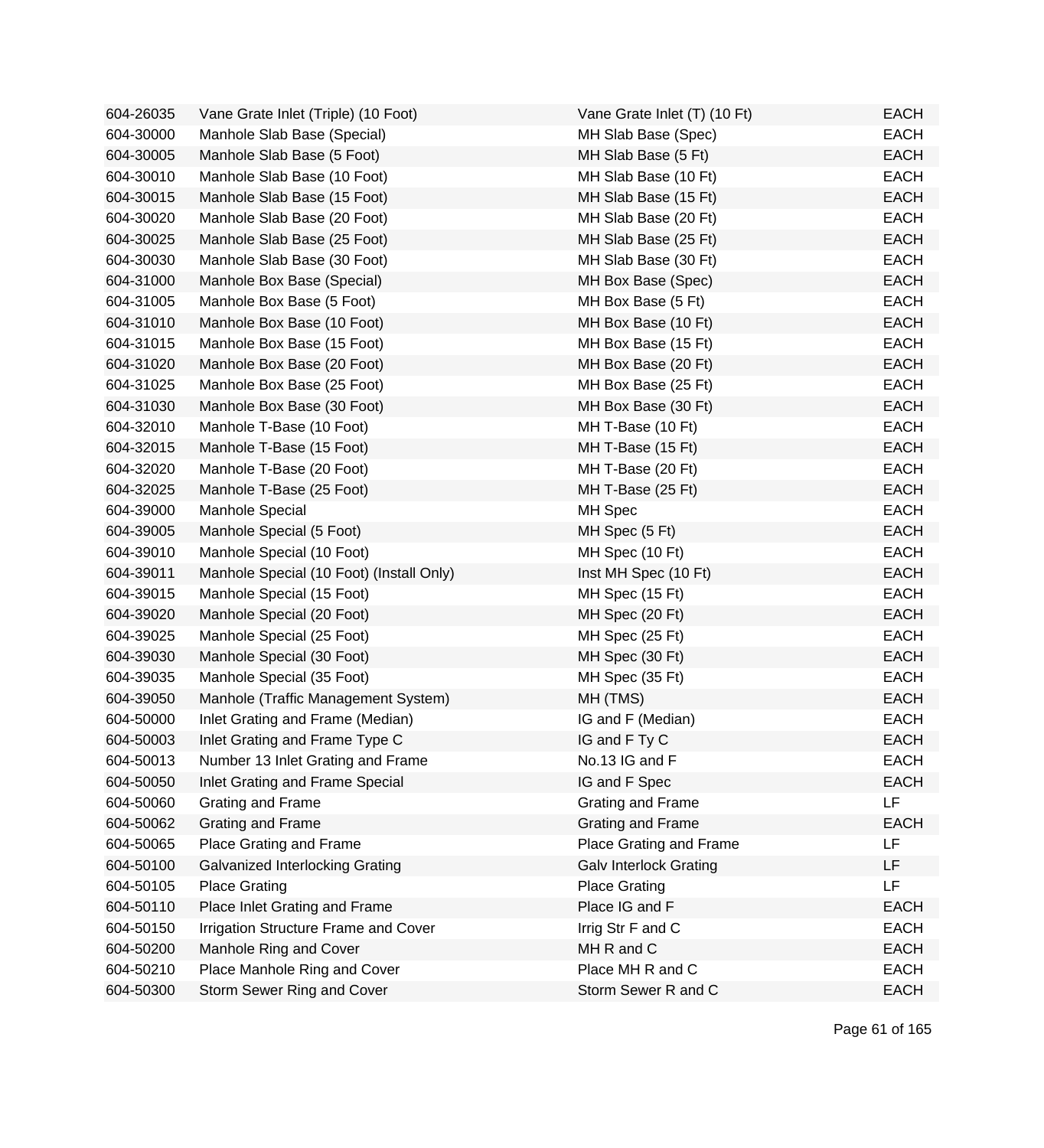| | | | |
|---|---|---|---|
| 604-26035 | Vane Grate Inlet (Triple) (10 Foot) | Vane Grate Inlet (T) (10 Ft) | EACH |
| 604-30000 | Manhole Slab Base (Special) | MH Slab Base (Spec) | EACH |
| 604-30005 | Manhole Slab Base (5 Foot) | MH Slab Base (5 Ft) | EACH |
| 604-30010 | Manhole Slab Base (10 Foot) | MH Slab Base (10 Ft) | EACH |
| 604-30015 | Manhole Slab Base (15 Foot) | MH Slab Base (15 Ft) | EACH |
| 604-30020 | Manhole Slab Base (20 Foot) | MH Slab Base (20 Ft) | EACH |
| 604-30025 | Manhole Slab Base (25 Foot) | MH Slab Base (25 Ft) | EACH |
| 604-30030 | Manhole Slab Base (30 Foot) | MH Slab Base (30 Ft) | EACH |
| 604-31000 | Manhole Box Base (Special) | MH Box Base (Spec) | EACH |
| 604-31005 | Manhole Box Base (5 Foot) | MH Box Base (5 Ft) | EACH |
| 604-31010 | Manhole Box Base (10 Foot) | MH Box Base (10 Ft) | EACH |
| 604-31015 | Manhole Box Base (15 Foot) | MH Box Base (15 Ft) | EACH |
| 604-31020 | Manhole Box Base (20 Foot) | MH Box Base (20 Ft) | EACH |
| 604-31025 | Manhole Box Base (25 Foot) | MH Box Base (25 Ft) | EACH |
| 604-31030 | Manhole Box Base (30 Foot) | MH Box Base (30 Ft) | EACH |
| 604-32010 | Manhole T-Base (10 Foot) | MH T-Base (10 Ft) | EACH |
| 604-32015 | Manhole T-Base (15 Foot) | MH T-Base (15 Ft) | EACH |
| 604-32020 | Manhole T-Base (20 Foot) | MH T-Base (20 Ft) | EACH |
| 604-32025 | Manhole T-Base (25 Foot) | MH T-Base (25 Ft) | EACH |
| 604-39000 | Manhole Special | MH Spec | EACH |
| 604-39005 | Manhole Special (5 Foot) | MH Spec (5 Ft) | EACH |
| 604-39010 | Manhole Special (10 Foot) | MH Spec (10 Ft) | EACH |
| 604-39011 | Manhole Special (10 Foot) (Install Only) | Inst MH Spec (10 Ft) | EACH |
| 604-39015 | Manhole Special (15 Foot) | MH Spec (15 Ft) | EACH |
| 604-39020 | Manhole Special (20 Foot) | MH Spec (20 Ft) | EACH |
| 604-39025 | Manhole Special (25 Foot) | MH Spec (25 Ft) | EACH |
| 604-39030 | Manhole Special (30 Foot) | MH Spec (30 Ft) | EACH |
| 604-39035 | Manhole Special (35 Foot) | MH Spec (35 Ft) | EACH |
| 604-39050 | Manhole (Traffic Management System) | MH (TMS) | EACH |
| 604-50000 | Inlet Grating and Frame (Median) | IG and F (Median) | EACH |
| 604-50003 | Inlet Grating and Frame Type C | IG and F Ty C | EACH |
| 604-50013 | Number 13 Inlet Grating and Frame | No.13 IG and F | EACH |
| 604-50050 | Inlet Grating and Frame Special | IG and F Spec | EACH |
| 604-50060 | Grating and Frame | Grating and Frame | LF |
| 604-50062 | Grating and Frame | Grating and Frame | EACH |
| 604-50065 | Place Grating and Frame | Place Grating and Frame | LF |
| 604-50100 | Galvanized Interlocking Grating | Galv Interlock Grating | LF |
| 604-50105 | Place Grating | Place Grating | LF |
| 604-50110 | Place Inlet Grating and Frame | Place IG and F | EACH |
| 604-50150 | Irrigation Structure Frame and Cover | Irrig Str F and C | EACH |
| 604-50200 | Manhole Ring and Cover | MH R and C | EACH |
| 604-50210 | Place Manhole Ring and Cover | Place MH R and C | EACH |
| 604-50300 | Storm Sewer Ring and Cover | Storm Sewer R and C | EACH |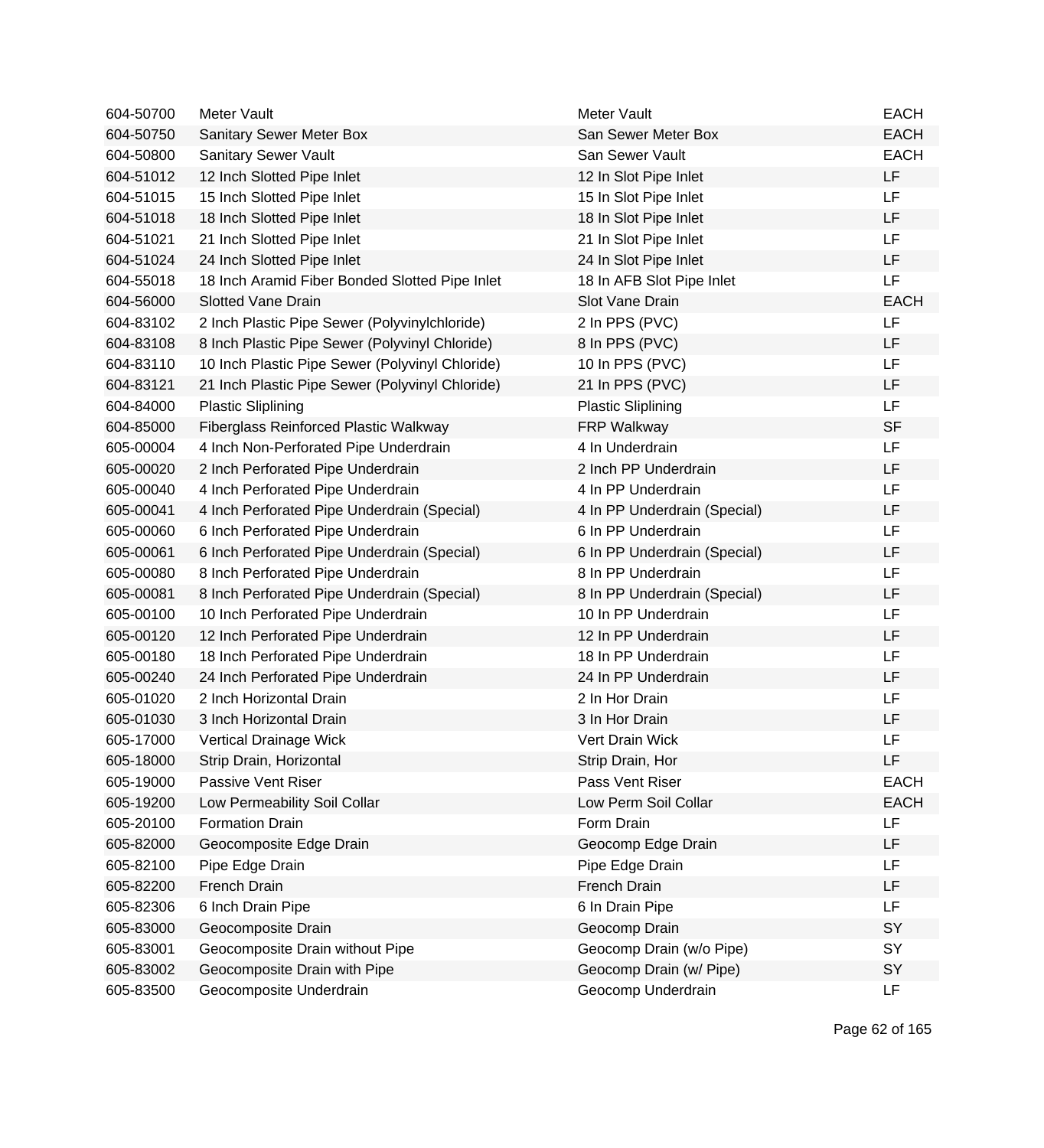| | | | |
|---|---|---|---|
| 604-50700 | Meter Vault | Meter Vault | EACH |
| 604-50750 | Sanitary Sewer Meter Box | San Sewer Meter Box | EACH |
| 604-50800 | Sanitary Sewer Vault | San Sewer Vault | EACH |
| 604-51012 | 12 Inch Slotted Pipe Inlet | 12 In Slot Pipe Inlet | LF |
| 604-51015 | 15 Inch Slotted Pipe Inlet | 15 In Slot Pipe Inlet | LF |
| 604-51018 | 18 Inch Slotted Pipe Inlet | 18 In Slot Pipe Inlet | LF |
| 604-51021 | 21 Inch Slotted Pipe Inlet | 21 In Slot Pipe Inlet | LF |
| 604-51024 | 24 Inch Slotted Pipe Inlet | 24 In Slot Pipe Inlet | LF |
| 604-55018 | 18 Inch Aramid Fiber Bonded Slotted Pipe Inlet | 18 In AFB Slot Pipe Inlet | LF |
| 604-56000 | Slotted Vane Drain | Slot Vane Drain | EACH |
| 604-83102 | 2 Inch Plastic Pipe Sewer (Polyvinylchloride) | 2 In PPS (PVC) | LF |
| 604-83108 | 8 Inch Plastic Pipe Sewer (Polyvinyl Chloride) | 8 In PPS (PVC) | LF |
| 604-83110 | 10 Inch Plastic Pipe Sewer (Polyvinyl Chloride) | 10 In PPS (PVC) | LF |
| 604-83121 | 21 Inch Plastic Pipe Sewer (Polyvinyl Chloride) | 21 In PPS (PVC) | LF |
| 604-84000 | Plastic Sliplining | Plastic Sliplining | LF |
| 604-85000 | Fiberglass Reinforced Plastic Walkway | FRP Walkway | SF |
| 605-00004 | 4 Inch Non-Perforated Pipe Underdrain | 4 In Underdrain | LF |
| 605-00020 | 2 Inch Perforated Pipe Underdrain | 2 Inch PP Underdrain | LF |
| 605-00040 | 4 Inch Perforated Pipe Underdrain | 4 In PP Underdrain | LF |
| 605-00041 | 4 Inch Perforated Pipe Underdrain (Special) | 4 In PP Underdrain (Special) | LF |
| 605-00060 | 6 Inch Perforated Pipe Underdrain | 6 In PP Underdrain | LF |
| 605-00061 | 6 Inch Perforated Pipe Underdrain (Special) | 6 In PP Underdrain (Special) | LF |
| 605-00080 | 8 Inch Perforated Pipe Underdrain | 8 In PP Underdrain | LF |
| 605-00081 | 8 Inch Perforated Pipe Underdrain (Special) | 8 In PP Underdrain (Special) | LF |
| 605-00100 | 10 Inch Perforated Pipe Underdrain | 10 In PP Underdrain | LF |
| 605-00120 | 12 Inch Perforated Pipe Underdrain | 12 In PP Underdrain | LF |
| 605-00180 | 18 Inch Perforated Pipe Underdrain | 18 In PP Underdrain | LF |
| 605-00240 | 24 Inch Perforated Pipe Underdrain | 24 In PP Underdrain | LF |
| 605-01020 | 2 Inch Horizontal Drain | 2 In Hor Drain | LF |
| 605-01030 | 3 Inch Horizontal Drain | 3 In Hor Drain | LF |
| 605-17000 | Vertical Drainage Wick | Vert Drain Wick | LF |
| 605-18000 | Strip Drain, Horizontal | Strip Drain, Hor | LF |
| 605-19000 | Passive Vent Riser | Pass Vent Riser | EACH |
| 605-19200 | Low Permeability Soil Collar | Low Perm Soil Collar | EACH |
| 605-20100 | Formation Drain | Form Drain | LF |
| 605-82000 | Geocomposite Edge Drain | Geocomp Edge Drain | LF |
| 605-82100 | Pipe Edge Drain | Pipe Edge Drain | LF |
| 605-82200 | French Drain | French Drain | LF |
| 605-82306 | 6 Inch Drain Pipe | 6 In Drain Pipe | LF |
| 605-83000 | Geocomposite Drain | Geocomp Drain | SY |
| 605-83001 | Geocomposite Drain without Pipe | Geocomp Drain (w/o Pipe) | SY |
| 605-83002 | Geocomposite Drain with Pipe | Geocomp Drain (w/ Pipe) | SY |
| 605-83500 | Geocomposite Underdrain | Geocomp Underdrain | LF |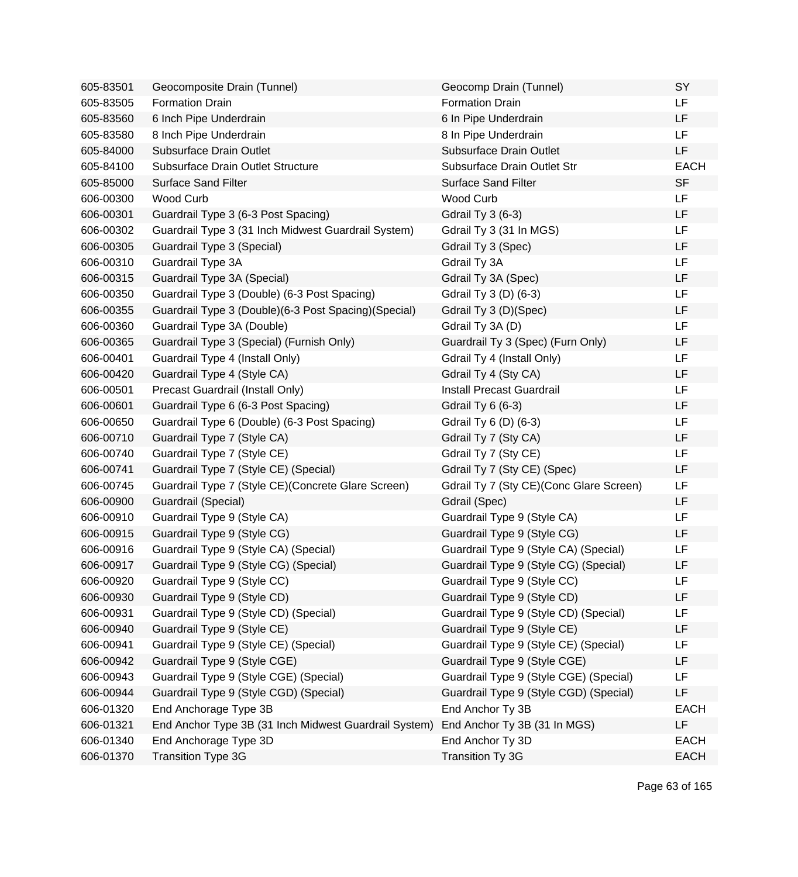| | | | |
|---|---|---|---|
| 605-83501 | Geocomposite Drain (Tunnel) | Geocomp Drain (Tunnel) | SY |
| 605-83505 | Formation Drain | Formation Drain | LF |
| 605-83560 | 6 Inch Pipe Underdrain | 6 In Pipe Underdrain | LF |
| 605-83580 | 8 Inch Pipe Underdrain | 8 In Pipe Underdrain | LF |
| 605-84000 | Subsurface Drain Outlet | Subsurface Drain Outlet | LF |
| 605-84100 | Subsurface Drain Outlet Structure | Subsurface Drain Outlet Str | EACH |
| 605-85000 | Surface Sand Filter | Surface Sand Filter | SF |
| 606-00300 | Wood Curb | Wood Curb | LF |
| 606-00301 | Guardrail Type 3 (6-3 Post Spacing) | Gdrail Ty 3 (6-3) | LF |
| 606-00302 | Guardrail Type 3 (31 Inch Midwest Guardrail System) | Gdrail Ty 3 (31 In MGS) | LF |
| 606-00305 | Guardrail Type 3 (Special) | Gdrail Ty 3 (Spec) | LF |
| 606-00310 | Guardrail Type 3A | Gdrail Ty 3A | LF |
| 606-00315 | Guardrail Type 3A (Special) | Gdrail Ty 3A (Spec) | LF |
| 606-00350 | Guardrail Type 3 (Double) (6-3 Post Spacing) | Gdrail Ty 3 (D) (6-3) | LF |
| 606-00355 | Guardrail Type 3 (Double)(6-3 Post Spacing)(Special) | Gdrail Ty 3 (D)(Spec) | LF |
| 606-00360 | Guardrail Type 3A (Double) | Gdrail Ty 3A (D) | LF |
| 606-00365 | Guardrail Type 3 (Special) (Furnish Only) | Guardrail Ty 3 (Spec) (Furn Only) | LF |
| 606-00401 | Guardrail Type 4 (Install Only) | Gdrail Ty 4 (Install Only) | LF |
| 606-00420 | Guardrail Type 4 (Style CA) | Gdrail Ty 4 (Sty CA) | LF |
| 606-00501 | Precast Guardrail (Install Only) | Install Precast Guardrail | LF |
| 606-00601 | Guardrail Type 6 (6-3 Post Spacing) | Gdrail Ty 6 (6-3) | LF |
| 606-00650 | Guardrail Type 6 (Double) (6-3 Post Spacing) | Gdrail Ty 6 (D) (6-3) | LF |
| 606-00710 | Guardrail Type 7 (Style CA) | Gdrail Ty 7 (Sty CA) | LF |
| 606-00740 | Guardrail Type 7 (Style CE) | Gdrail Ty 7 (Sty CE) | LF |
| 606-00741 | Guardrail Type 7 (Style CE) (Special) | Gdrail Ty 7 (Sty CE) (Spec) | LF |
| 606-00745 | Guardrail Type 7 (Style CE)(Concrete Glare Screen) | Gdrail Ty 7 (Sty CE)(Conc Glare Screen) | LF |
| 606-00900 | Guardrail (Special) | Gdrail (Spec) | LF |
| 606-00910 | Guardrail Type 9 (Style CA) | Guardrail Type 9 (Style CA) | LF |
| 606-00915 | Guardrail Type 9 (Style CG) | Guardrail Type 9 (Style CG) | LF |
| 606-00916 | Guardrail Type 9 (Style CA) (Special) | Guardrail Type 9 (Style CA) (Special) | LF |
| 606-00917 | Guardrail Type 9 (Style CG) (Special) | Guardrail Type 9 (Style CG) (Special) | LF |
| 606-00920 | Guardrail Type 9 (Style CC) | Guardrail Type 9 (Style CC) | LF |
| 606-00930 | Guardrail Type 9 (Style CD) | Guardrail Type 9 (Style CD) | LF |
| 606-00931 | Guardrail Type 9 (Style CD) (Special) | Guardrail Type 9 (Style CD) (Special) | LF |
| 606-00940 | Guardrail Type 9 (Style CE) | Guardrail Type 9 (Style CE) | LF |
| 606-00941 | Guardrail Type 9 (Style CE) (Special) | Guardrail Type 9 (Style CE) (Special) | LF |
| 606-00942 | Guardrail Type 9 (Style CGE) | Guardrail Type 9 (Style CGE) | LF |
| 606-00943 | Guardrail Type 9 (Style CGE) (Special) | Guardrail Type 9 (Style CGE) (Special) | LF |
| 606-00944 | Guardrail Type 9 (Style CGD) (Special) | Guardrail Type 9 (Style CGD) (Special) | LF |
| 606-01320 | End Anchorage Type 3B | End Anchor Ty 3B | EACH |
| 606-01321 | End Anchor Type 3B (31 Inch Midwest Guardrail System) | End Anchor Ty 3B (31 In MGS) | LF |
| 606-01340 | End Anchorage Type 3D | End Anchor Ty 3D | EACH |
| 606-01370 | Transition Type 3G | Transition Ty 3G | EACH |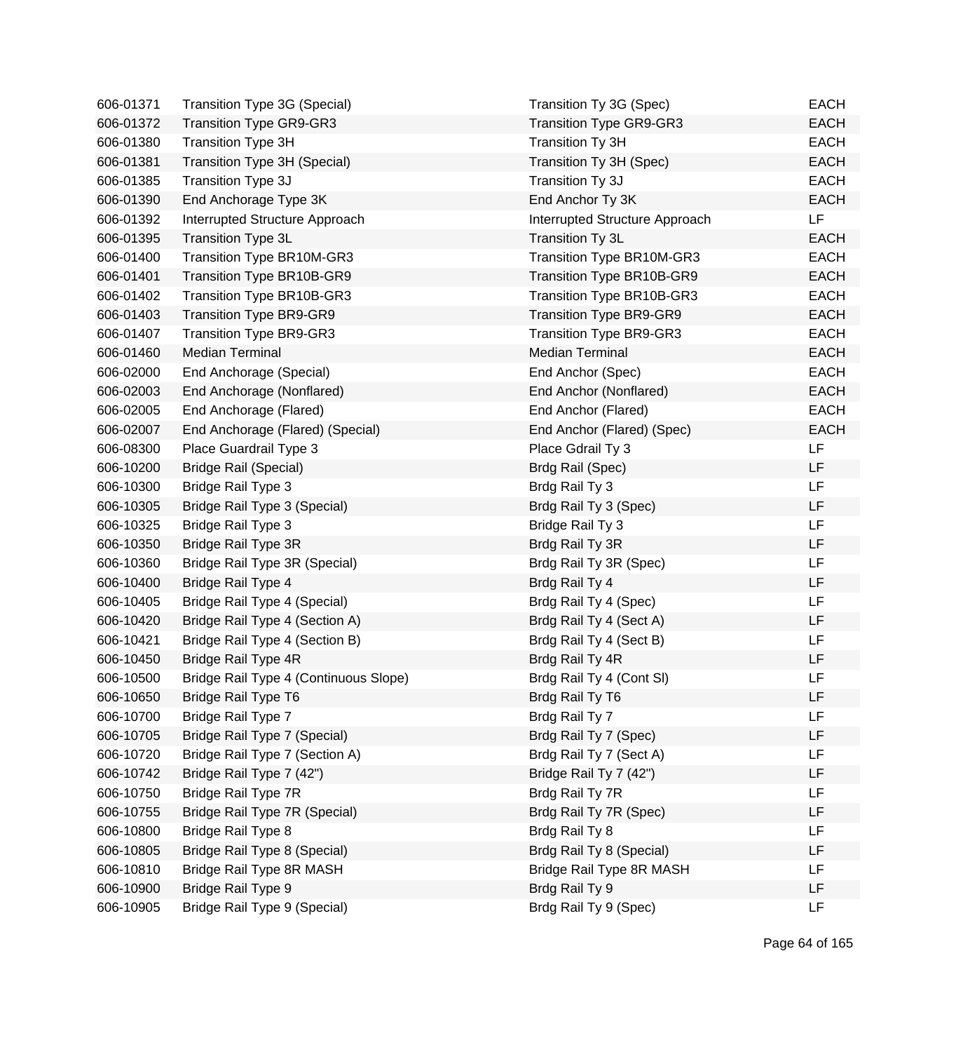| | | | |
|---|---|---|---|
| 606-01371 | Transition Type 3G (Special) | Transition Ty 3G (Spec) | EACH |
| 606-01372 | Transition Type GR9-GR3 | Transition Type GR9-GR3 | EACH |
| 606-01380 | Transition Type 3H | Transition Ty 3H | EACH |
| 606-01381 | Transition Type 3H (Special) | Transition Ty 3H (Spec) | EACH |
| 606-01385 | Transition Type 3J | Transition Ty 3J | EACH |
| 606-01390 | End Anchorage Type 3K | End Anchor Ty 3K | EACH |
| 606-01392 | Interrupted Structure Approach | Interrupted Structure Approach | LF |
| 606-01395 | Transition Type 3L | Transition Ty 3L | EACH |
| 606-01400 | Transition Type BR10M-GR3 | Transition Type BR10M-GR3 | EACH |
| 606-01401 | Transition Type BR10B-GR9 | Transition Type BR10B-GR9 | EACH |
| 606-01402 | Transition Type BR10B-GR3 | Transition Type BR10B-GR3 | EACH |
| 606-01403 | Transition Type BR9-GR9 | Transition Type BR9-GR9 | EACH |
| 606-01407 | Transition Type BR9-GR3 | Transition Type BR9-GR3 | EACH |
| 606-01460 | Median Terminal | Median Terminal | EACH |
| 606-02000 | End Anchorage (Special) | End Anchor (Spec) | EACH |
| 606-02003 | End Anchorage (Nonflared) | End Anchor (Nonflared) | EACH |
| 606-02005 | End Anchorage (Flared) | End Anchor (Flared) | EACH |
| 606-02007 | End Anchorage (Flared) (Special) | End Anchor (Flared) (Spec) | EACH |
| 606-08300 | Place Guardrail Type 3 | Place Gdrail Ty 3 | LF |
| 606-10200 | Bridge Rail (Special) | Brdg Rail (Spec) | LF |
| 606-10300 | Bridge Rail Type 3 | Brdg Rail Ty 3 | LF |
| 606-10305 | Bridge Rail Type 3 (Special) | Brdg Rail Ty 3 (Spec) | LF |
| 606-10325 | Bridge Rail Type 3 | Bridge Rail Ty 3 | LF |
| 606-10350 | Bridge Rail Type 3R | Brdg Rail Ty 3R | LF |
| 606-10360 | Bridge Rail Type 3R (Special) | Brdg Rail Ty 3R (Spec) | LF |
| 606-10400 | Bridge Rail Type 4 | Brdg Rail Ty 4 | LF |
| 606-10405 | Bridge Rail Type 4 (Special) | Brdg Rail Ty 4 (Spec) | LF |
| 606-10420 | Bridge Rail Type 4 (Section A) | Brdg Rail Ty 4 (Sect A) | LF |
| 606-10421 | Bridge Rail Type 4 (Section B) | Brdg Rail Ty 4 (Sect B) | LF |
| 606-10450 | Bridge Rail Type 4R | Brdg Rail Ty 4R | LF |
| 606-10500 | Bridge Rail Type 4 (Continuous Slope) | Brdg Rail Ty 4 (Cont Sl) | LF |
| 606-10650 | Bridge Rail Type T6 | Brdg Rail Ty T6 | LF |
| 606-10700 | Bridge Rail Type 7 | Brdg Rail Ty 7 | LF |
| 606-10705 | Bridge Rail Type 7 (Special) | Brdg Rail Ty 7 (Spec) | LF |
| 606-10720 | Bridge Rail Type 7 (Section A) | Brdg Rail Ty 7 (Sect A) | LF |
| 606-10742 | Bridge Rail Type 7 (42") | Bridge Rail Ty 7 (42") | LF |
| 606-10750 | Bridge Rail Type 7R | Brdg Rail Ty 7R | LF |
| 606-10755 | Bridge Rail Type 7R (Special) | Brdg Rail Ty 7R (Spec) | LF |
| 606-10800 | Bridge Rail Type 8 | Brdg Rail Ty 8 | LF |
| 606-10805 | Bridge Rail Type 8 (Special) | Brdg Rail Ty 8 (Special) | LF |
| 606-10810 | Bridge Rail Type 8R MASH | Bridge Rail Type 8R MASH | LF |
| 606-10900 | Bridge Rail Type 9 | Brdg Rail Ty 9 | LF |
| 606-10905 | Bridge Rail Type 9 (Special) | Brdg Rail Ty 9 (Spec) | LF |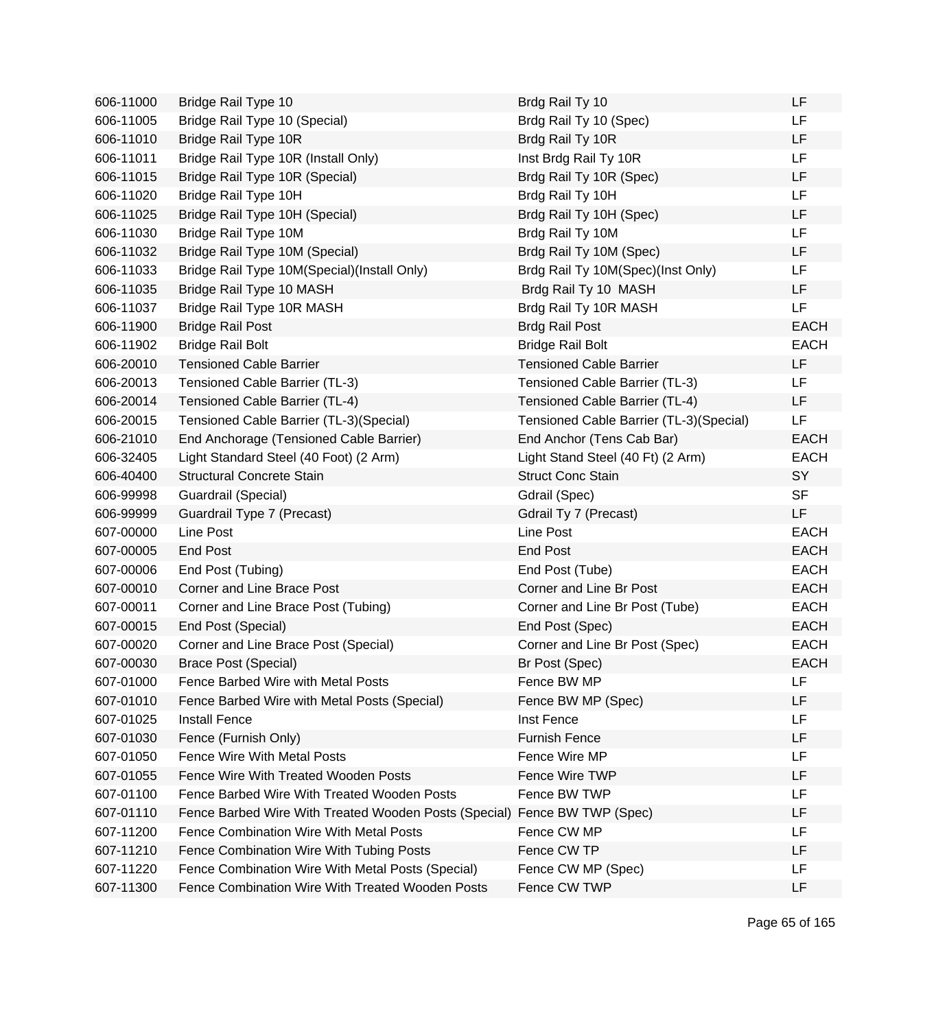| | | | |
|---|---|---|---|
| 606-11000 | Bridge Rail Type 10 | Brdg Rail Ty 10 | LF |
| 606-11005 | Bridge Rail Type 10 (Special) | Brdg Rail Ty 10 (Spec) | LF |
| 606-11010 | Bridge Rail Type 10R | Brdg Rail Ty 10R | LF |
| 606-11011 | Bridge Rail Type 10R (Install Only) | Inst Brdg Rail Ty 10R | LF |
| 606-11015 | Bridge Rail Type 10R (Special) | Brdg Rail Ty 10R (Spec) | LF |
| 606-11020 | Bridge Rail Type 10H | Brdg Rail Ty 10H | LF |
| 606-11025 | Bridge Rail Type 10H (Special) | Brdg Rail Ty 10H (Spec) | LF |
| 606-11030 | Bridge Rail Type 10M | Brdg Rail Ty 10M | LF |
| 606-11032 | Bridge Rail Type 10M (Special) | Brdg Rail Ty 10M (Spec) | LF |
| 606-11033 | Bridge Rail Type 10M(Special)(Install Only) | Brdg Rail Ty 10M(Spec)(Inst Only) | LF |
| 606-11035 | Bridge Rail Type 10 MASH | Brdg Rail Ty 10 MASH | LF |
| 606-11037 | Bridge Rail Type 10R MASH | Brdg Rail Ty 10R MASH | LF |
| 606-11900 | Bridge Rail Post | Brdg Rail Post | EACH |
| 606-11902 | Bridge Rail Bolt | Bridge Rail Bolt | EACH |
| 606-20010 | Tensioned Cable Barrier | Tensioned Cable Barrier | LF |
| 606-20013 | Tensioned Cable Barrier (TL-3) | Tensioned Cable Barrier (TL-3) | LF |
| 606-20014 | Tensioned Cable Barrier (TL-4) | Tensioned Cable Barrier (TL-4) | LF |
| 606-20015 | Tensioned Cable Barrier (TL-3)(Special) | Tensioned Cable Barrier (TL-3)(Special) | LF |
| 606-21010 | End Anchorage (Tensioned Cable Barrier) | End Anchor (Tens Cab Bar) | EACH |
| 606-32405 | Light Standard Steel (40 Foot) (2 Arm) | Light Stand Steel (40 Ft) (2 Arm) | EACH |
| 606-40400 | Structural Concrete Stain | Struct Conc Stain | SY |
| 606-99998 | Guardrail (Special) | Gdrail (Spec) | SF |
| 606-99999 | Guardrail Type 7 (Precast) | Gdrail Ty 7 (Precast) | LF |
| 607-00000 | Line Post | Line Post | EACH |
| 607-00005 | End Post | End Post | EACH |
| 607-00006 | End Post (Tubing) | End Post (Tube) | EACH |
| 607-00010 | Corner and Line Brace Post | Corner and Line Br Post | EACH |
| 607-00011 | Corner and Line Brace Post (Tubing) | Corner and Line Br Post (Tube) | EACH |
| 607-00015 | End Post (Special) | End Post (Spec) | EACH |
| 607-00020 | Corner and Line Brace Post (Special) | Corner and Line Br Post (Spec) | EACH |
| 607-00030 | Brace Post (Special) | Br Post (Spec) | EACH |
| 607-01000 | Fence Barbed Wire with Metal Posts | Fence BW MP | LF |
| 607-01010 | Fence Barbed Wire with Metal Posts (Special) | Fence BW MP (Spec) | LF |
| 607-01025 | Install Fence | Inst Fence | LF |
| 607-01030 | Fence (Furnish Only) | Furnish Fence | LF |
| 607-01050 | Fence Wire With Metal Posts | Fence Wire MP | LF |
| 607-01055 | Fence Wire With Treated Wooden Posts | Fence Wire TWP | LF |
| 607-01100 | Fence Barbed Wire With Treated Wooden Posts | Fence BW TWP | LF |
| 607-01110 | Fence Barbed Wire With Treated Wooden Posts (Special) | Fence BW TWP (Spec) | LF |
| 607-11200 | Fence Combination Wire With Metal Posts | Fence CW MP | LF |
| 607-11210 | Fence Combination Wire With Tubing Posts | Fence CW TP | LF |
| 607-11220 | Fence Combination Wire With Metal Posts (Special) | Fence CW MP (Spec) | LF |
| 607-11300 | Fence Combination Wire With Treated Wooden Posts | Fence CW TWP | LF |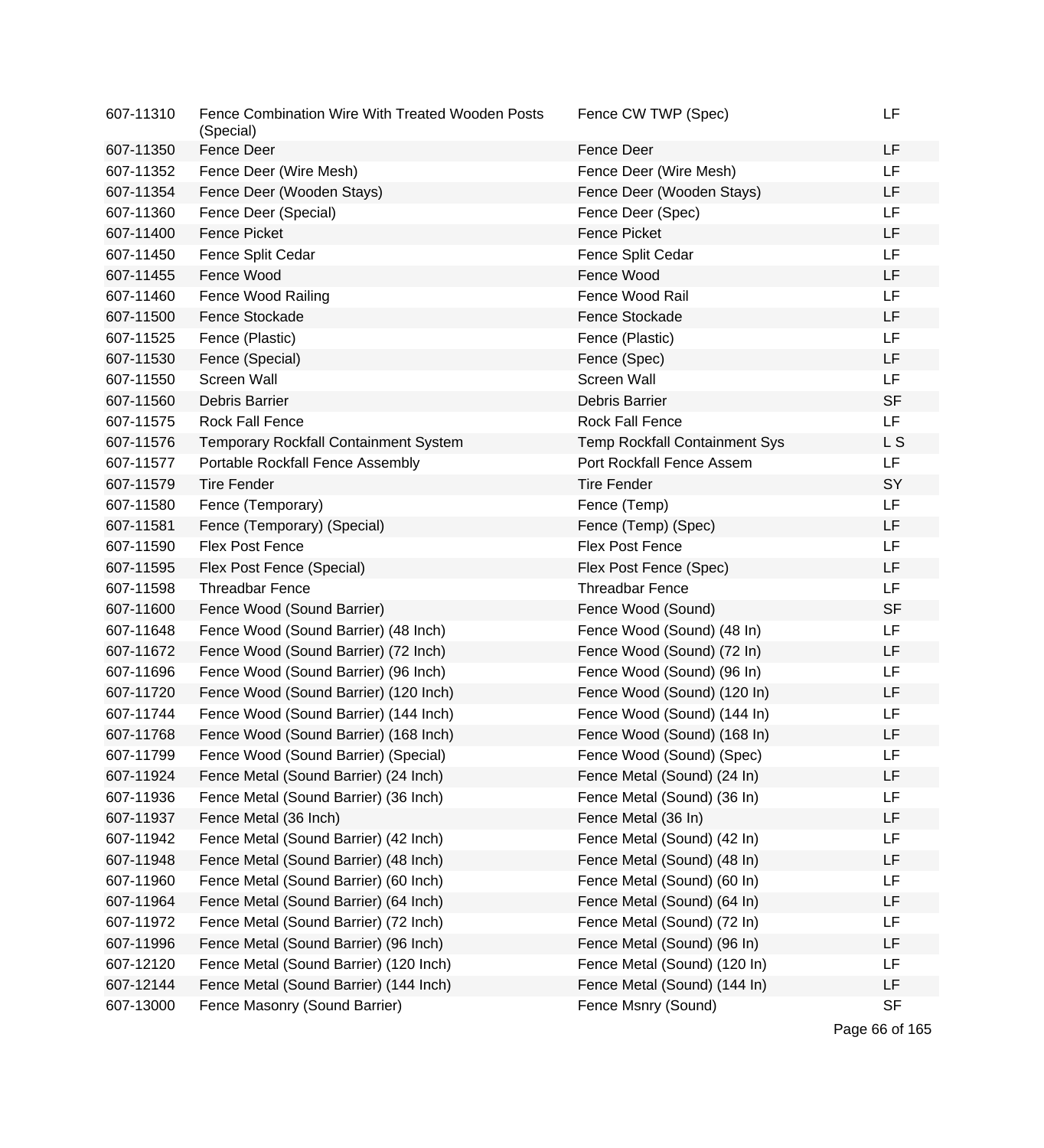| | | | |
|---|---|---|---|
| 607-11310 | Fence Combination Wire With Treated Wooden Posts (Special) | Fence CW TWP (Spec) | LF |
| 607-11350 | Fence Deer | Fence Deer | LF |
| 607-11352 | Fence Deer (Wire Mesh) | Fence Deer (Wire Mesh) | LF |
| 607-11354 | Fence Deer (Wooden Stays) | Fence Deer (Wooden Stays) | LF |
| 607-11360 | Fence Deer (Special) | Fence Deer (Spec) | LF |
| 607-11400 | Fence Picket | Fence Picket | LF |
| 607-11450 | Fence Split Cedar | Fence Split Cedar | LF |
| 607-11455 | Fence Wood | Fence Wood | LF |
| 607-11460 | Fence Wood Railing | Fence Wood Rail | LF |
| 607-11500 | Fence Stockade | Fence Stockade | LF |
| 607-11525 | Fence (Plastic) | Fence (Plastic) | LF |
| 607-11530 | Fence (Special) | Fence (Spec) | LF |
| 607-11550 | Screen Wall | Screen Wall | LF |
| 607-11560 | Debris Barrier | Debris Barrier | SF |
| 607-11575 | Rock Fall Fence | Rock Fall Fence | LF |
| 607-11576 | Temporary Rockfall Containment System | Temp Rockfall Containment Sys | L S |
| 607-11577 | Portable Rockfall Fence Assembly | Port Rockfall Fence Assem | LF |
| 607-11579 | Tire Fender | Tire Fender | SY |
| 607-11580 | Fence (Temporary) | Fence (Temp) | LF |
| 607-11581 | Fence (Temporary) (Special) | Fence (Temp) (Spec) | LF |
| 607-11590 | Flex Post Fence | Flex Post Fence | LF |
| 607-11595 | Flex Post Fence (Special) | Flex Post Fence (Spec) | LF |
| 607-11598 | Threadbar Fence | Threadbar Fence | LF |
| 607-11600 | Fence Wood (Sound Barrier) | Fence Wood (Sound) | SF |
| 607-11648 | Fence Wood (Sound Barrier) (48 Inch) | Fence Wood (Sound) (48 In) | LF |
| 607-11672 | Fence Wood (Sound Barrier) (72 Inch) | Fence Wood (Sound) (72 In) | LF |
| 607-11696 | Fence Wood (Sound Barrier) (96 Inch) | Fence Wood (Sound) (96 In) | LF |
| 607-11720 | Fence Wood (Sound Barrier) (120 Inch) | Fence Wood (Sound) (120 In) | LF |
| 607-11744 | Fence Wood (Sound Barrier) (144 Inch) | Fence Wood (Sound) (144 In) | LF |
| 607-11768 | Fence Wood (Sound Barrier) (168 Inch) | Fence Wood (Sound) (168 In) | LF |
| 607-11799 | Fence Wood (Sound Barrier) (Special) | Fence Wood (Sound) (Spec) | LF |
| 607-11924 | Fence Metal (Sound Barrier) (24 Inch) | Fence Metal (Sound) (24 In) | LF |
| 607-11936 | Fence Metal (Sound Barrier) (36 Inch) | Fence Metal (Sound) (36 In) | LF |
| 607-11937 | Fence Metal (36 Inch) | Fence Metal (36 In) | LF |
| 607-11942 | Fence Metal (Sound Barrier) (42 Inch) | Fence Metal (Sound) (42 In) | LF |
| 607-11948 | Fence Metal (Sound Barrier) (48 Inch) | Fence Metal (Sound) (48 In) | LF |
| 607-11960 | Fence Metal (Sound Barrier) (60 Inch) | Fence Metal (Sound) (60 In) | LF |
| 607-11964 | Fence Metal (Sound Barrier) (64 Inch) | Fence Metal (Sound) (64 In) | LF |
| 607-11972 | Fence Metal (Sound Barrier) (72 Inch) | Fence Metal (Sound) (72 In) | LF |
| 607-11996 | Fence Metal (Sound Barrier) (96 Inch) | Fence Metal (Sound) (96 In) | LF |
| 607-12120 | Fence Metal (Sound Barrier) (120 Inch) | Fence Metal (Sound) (120 In) | LF |
| 607-12144 | Fence Metal (Sound Barrier) (144 Inch) | Fence Metal (Sound) (144 In) | LF |
| 607-13000 | Fence Masonry (Sound Barrier) | Fence Msnry (Sound) | SF |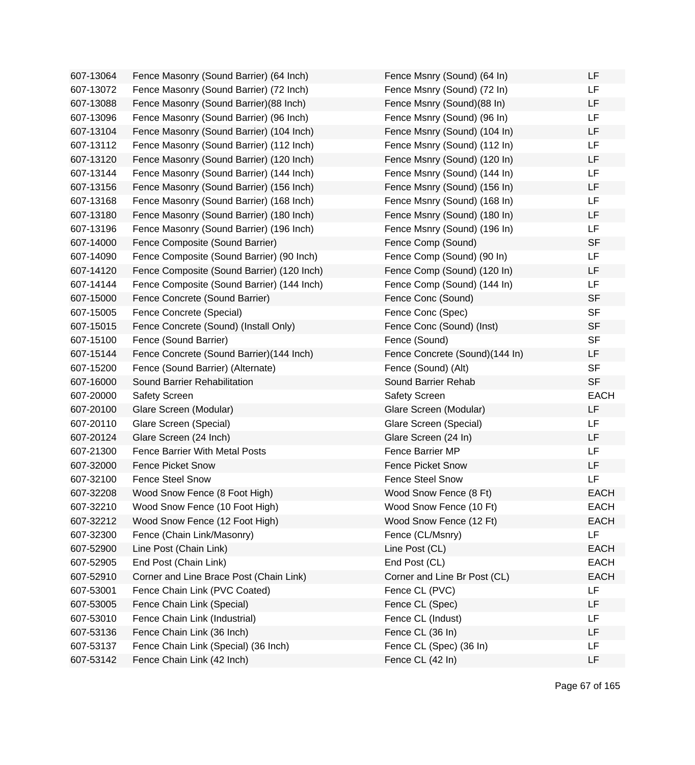| | | | |
|---|---|---|---|
| 607-13064 | Fence Masonry (Sound Barrier) (64 Inch) | Fence Msnry (Sound) (64 In) | LF |
| 607-13072 | Fence Masonry (Sound Barrier) (72 Inch) | Fence Msnry (Sound) (72 In) | LF |
| 607-13088 | Fence Masonry (Sound Barrier)(88 Inch) | Fence Msnry (Sound)(88 In) | LF |
| 607-13096 | Fence Masonry (Sound Barrier) (96 Inch) | Fence Msnry (Sound) (96 In) | LF |
| 607-13104 | Fence Masonry (Sound Barrier) (104 Inch) | Fence Msnry (Sound) (104 In) | LF |
| 607-13112 | Fence Masonry (Sound Barrier) (112 Inch) | Fence Msnry (Sound) (112 In) | LF |
| 607-13120 | Fence Masonry (Sound Barrier) (120 Inch) | Fence Msnry (Sound) (120 In) | LF |
| 607-13144 | Fence Masonry (Sound Barrier) (144 Inch) | Fence Msnry (Sound) (144 In) | LF |
| 607-13156 | Fence Masonry (Sound Barrier) (156 Inch) | Fence Msnry (Sound) (156 In) | LF |
| 607-13168 | Fence Masonry (Sound Barrier) (168 Inch) | Fence Msnry (Sound) (168 In) | LF |
| 607-13180 | Fence Masonry (Sound Barrier) (180 Inch) | Fence Msnry (Sound) (180 In) | LF |
| 607-13196 | Fence Masonry (Sound Barrier) (196 Inch) | Fence Msnry (Sound) (196 In) | LF |
| 607-14000 | Fence Composite (Sound Barrier) | Fence Comp (Sound) | SF |
| 607-14090 | Fence Composite (Sound Barrier) (90 Inch) | Fence Comp (Sound) (90 In) | LF |
| 607-14120 | Fence Composite (Sound Barrier) (120 Inch) | Fence Comp (Sound) (120 In) | LF |
| 607-14144 | Fence Composite (Sound Barrier) (144 Inch) | Fence Comp (Sound) (144 In) | LF |
| 607-15000 | Fence Concrete (Sound Barrier) | Fence Conc (Sound) | SF |
| 607-15005 | Fence Concrete (Special) | Fence Conc (Spec) | SF |
| 607-15015 | Fence Concrete (Sound) (Install Only) | Fence Conc (Sound) (Inst) | SF |
| 607-15100 | Fence (Sound Barrier) | Fence (Sound) | SF |
| 607-15144 | Fence Concrete (Sound Barrier)(144 Inch) | Fence Concrete (Sound)(144 In) | LF |
| 607-15200 | Fence (Sound Barrier) (Alternate) | Fence (Sound) (Alt) | SF |
| 607-16000 | Sound Barrier Rehabilitation | Sound Barrier Rehab | SF |
| 607-20000 | Safety Screen | Safety Screen | EACH |
| 607-20100 | Glare Screen (Modular) | Glare Screen (Modular) | LF |
| 607-20110 | Glare Screen (Special) | Glare Screen (Special) | LF |
| 607-20124 | Glare Screen (24 Inch) | Glare Screen (24 In) | LF |
| 607-21300 | Fence Barrier With Metal Posts | Fence Barrier MP | LF |
| 607-32000 | Fence Picket Snow | Fence Picket Snow | LF |
| 607-32100 | Fence Steel Snow | Fence Steel Snow | LF |
| 607-32208 | Wood Snow Fence (8 Foot High) | Wood Snow Fence (8 Ft) | EACH |
| 607-32210 | Wood Snow Fence (10 Foot High) | Wood Snow Fence (10 Ft) | EACH |
| 607-32212 | Wood Snow Fence (12 Foot High) | Wood Snow Fence (12 Ft) | EACH |
| 607-32300 | Fence (Chain Link/Masonry) | Fence (CL/Msnry) | LF |
| 607-52900 | Line Post (Chain Link) | Line Post (CL) | EACH |
| 607-52905 | End Post (Chain Link) | End Post (CL) | EACH |
| 607-52910 | Corner and Line Brace Post (Chain Link) | Corner and Line Br Post (CL) | EACH |
| 607-53001 | Fence Chain Link (PVC Coated) | Fence CL (PVC) | LF |
| 607-53005 | Fence Chain Link (Special) | Fence CL (Spec) | LF |
| 607-53010 | Fence Chain Link (Industrial) | Fence CL (Indust) | LF |
| 607-53136 | Fence Chain Link (36 Inch) | Fence CL (36 In) | LF |
| 607-53137 | Fence Chain Link (Special) (36 Inch) | Fence CL (Spec) (36 In) | LF |
| 607-53142 | Fence Chain Link (42 Inch) | Fence CL (42 In) | LF |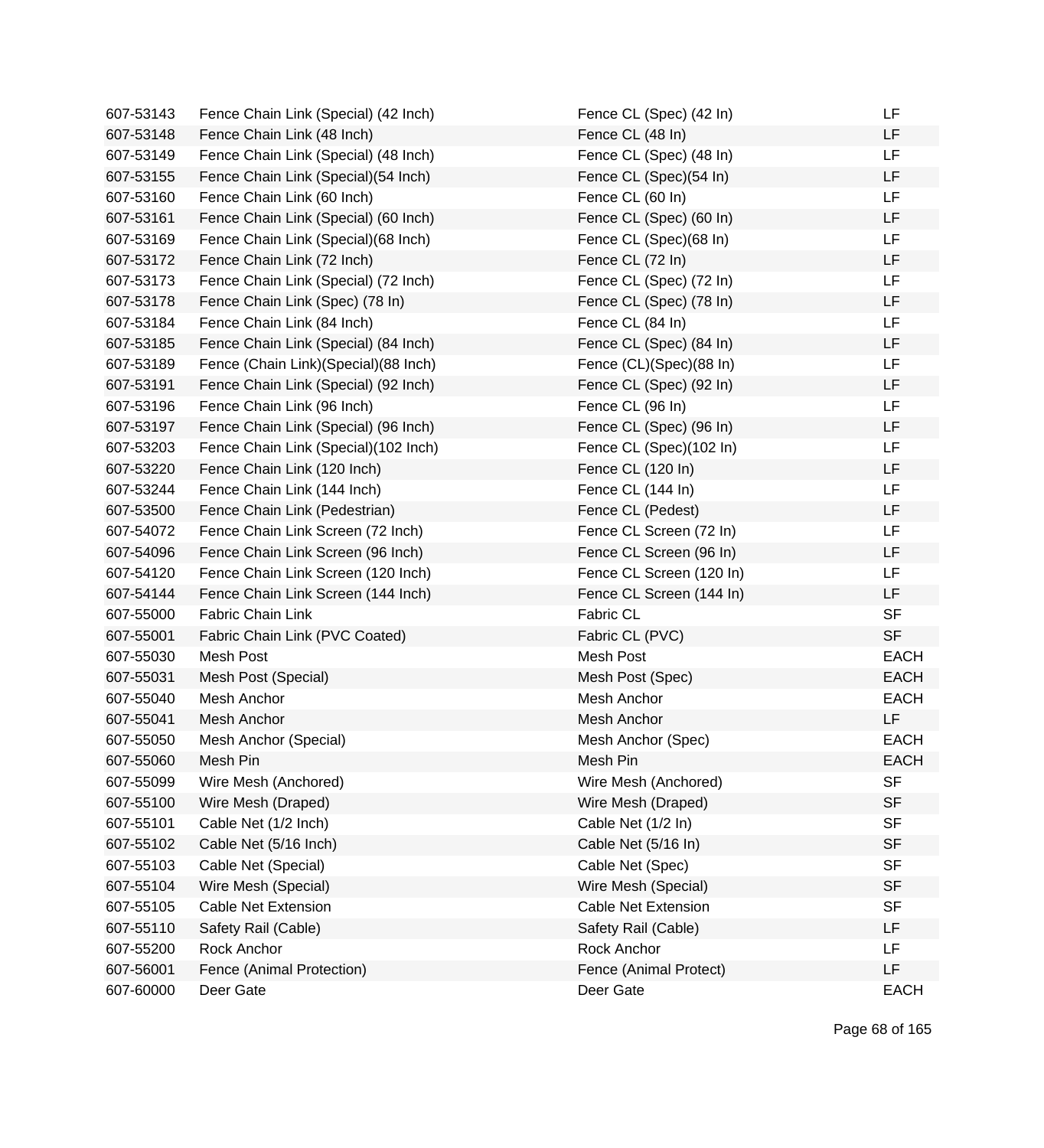| | | | |
|---|---|---|---|
| 607-53143 | Fence Chain Link (Special) (42 Inch) | Fence CL (Spec) (42 In) | LF |
| 607-53148 | Fence Chain Link (48 Inch) | Fence CL (48 In) | LF |
| 607-53149 | Fence Chain Link (Special) (48 Inch) | Fence CL (Spec) (48 In) | LF |
| 607-53155 | Fence Chain Link (Special)(54 Inch) | Fence CL (Spec)(54 In) | LF |
| 607-53160 | Fence Chain Link (60 Inch) | Fence CL (60 In) | LF |
| 607-53161 | Fence Chain Link (Special) (60 Inch) | Fence CL (Spec) (60 In) | LF |
| 607-53169 | Fence Chain Link (Special)(68 Inch) | Fence CL (Spec)(68 In) | LF |
| 607-53172 | Fence Chain Link (72 Inch) | Fence CL (72 In) | LF |
| 607-53173 | Fence Chain Link (Special) (72 Inch) | Fence CL (Spec) (72 In) | LF |
| 607-53178 | Fence Chain Link (Spec) (78 In) | Fence CL (Spec) (78 In) | LF |
| 607-53184 | Fence Chain Link (84 Inch) | Fence CL (84 In) | LF |
| 607-53185 | Fence Chain Link (Special) (84 Inch) | Fence CL (Spec) (84 In) | LF |
| 607-53189 | Fence (Chain Link)(Special)(88 Inch) | Fence (CL)(Spec)(88 In) | LF |
| 607-53191 | Fence Chain Link (Special) (92 Inch) | Fence CL (Spec) (92 In) | LF |
| 607-53196 | Fence Chain Link (96 Inch) | Fence CL (96 In) | LF |
| 607-53197 | Fence Chain Link (Special) (96 Inch) | Fence CL (Spec) (96 In) | LF |
| 607-53203 | Fence Chain Link (Special)(102 Inch) | Fence CL (Spec)(102 In) | LF |
| 607-53220 | Fence Chain Link (120 Inch) | Fence CL (120 In) | LF |
| 607-53244 | Fence Chain Link (144 Inch) | Fence CL (144 In) | LF |
| 607-53500 | Fence Chain Link (Pedestrian) | Fence CL (Pedest) | LF |
| 607-54072 | Fence Chain Link Screen (72 Inch) | Fence CL Screen (72 In) | LF |
| 607-54096 | Fence Chain Link Screen (96 Inch) | Fence CL Screen (96 In) | LF |
| 607-54120 | Fence Chain Link Screen (120 Inch) | Fence CL Screen (120 In) | LF |
| 607-54144 | Fence Chain Link Screen (144 Inch) | Fence CL Screen (144 In) | LF |
| 607-55000 | Fabric Chain Link | Fabric CL | SF |
| 607-55001 | Fabric Chain Link (PVC Coated) | Fabric CL (PVC) | SF |
| 607-55030 | Mesh Post | Mesh Post | EACH |
| 607-55031 | Mesh Post (Special) | Mesh Post (Spec) | EACH |
| 607-55040 | Mesh Anchor | Mesh Anchor | EACH |
| 607-55041 | Mesh Anchor | Mesh Anchor | LF |
| 607-55050 | Mesh Anchor (Special) | Mesh Anchor (Spec) | EACH |
| 607-55060 | Mesh Pin | Mesh Pin | EACH |
| 607-55099 | Wire Mesh (Anchored) | Wire Mesh (Anchored) | SF |
| 607-55100 | Wire Mesh (Draped) | Wire Mesh (Draped) | SF |
| 607-55101 | Cable Net (1/2 Inch) | Cable Net (1/2 In) | SF |
| 607-55102 | Cable Net (5/16 Inch) | Cable Net (5/16 In) | SF |
| 607-55103 | Cable Net (Special) | Cable Net (Spec) | SF |
| 607-55104 | Wire Mesh (Special) | Wire Mesh (Special) | SF |
| 607-55105 | Cable Net Extension | Cable Net Extension | SF |
| 607-55110 | Safety Rail (Cable) | Safety Rail (Cable) | LF |
| 607-55200 | Rock Anchor | Rock Anchor | LF |
| 607-56001 | Fence (Animal Protection) | Fence (Animal Protect) | LF |
| 607-60000 | Deer Gate | Deer Gate | EACH |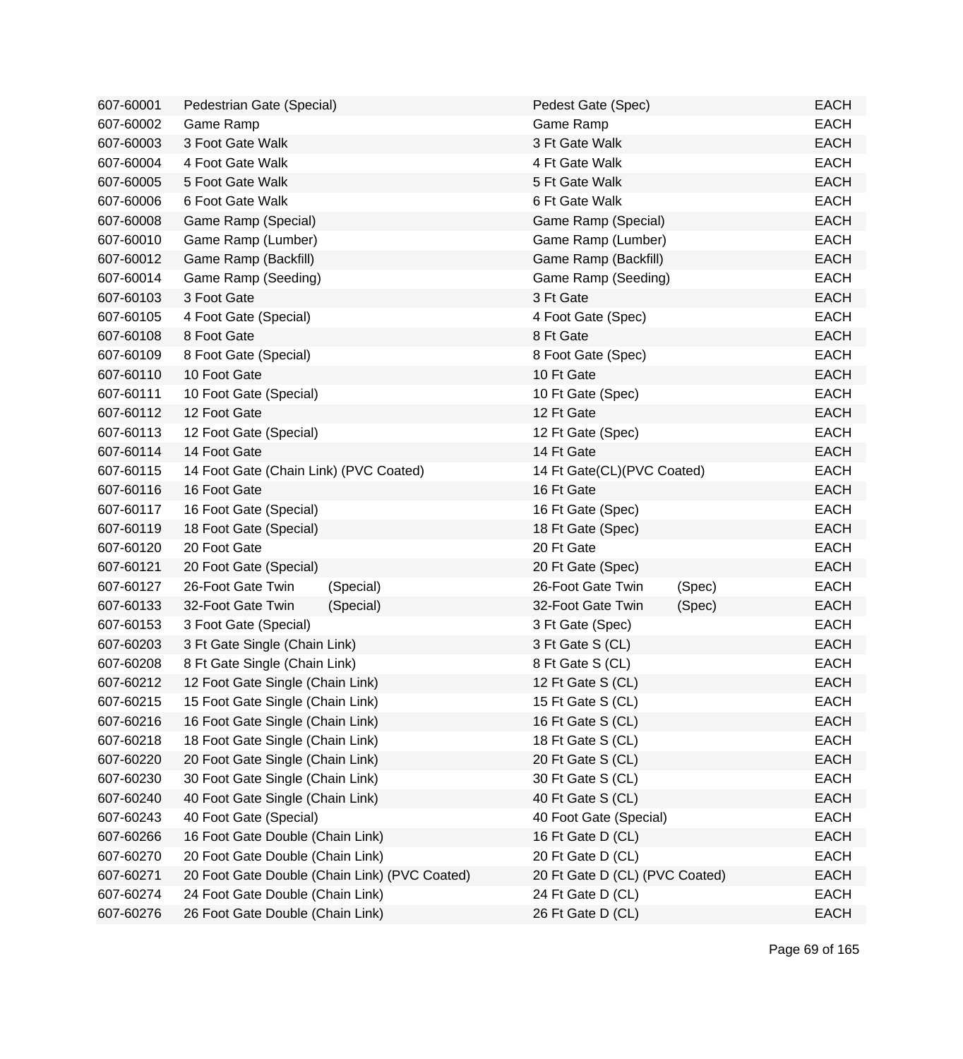| | | | |
|---|---|---|---|
| 607-60001 | Pedestrian Gate (Special) | Pedest Gate (Spec) | EACH |
| 607-60002 | Game Ramp | Game Ramp | EACH |
| 607-60003 | 3 Foot Gate Walk | 3 Ft Gate Walk | EACH |
| 607-60004 | 4 Foot Gate Walk | 4 Ft Gate Walk | EACH |
| 607-60005 | 5 Foot Gate Walk | 5 Ft Gate Walk | EACH |
| 607-60006 | 6 Foot Gate Walk | 6 Ft Gate Walk | EACH |
| 607-60008 | Game Ramp (Special) | Game Ramp (Special) | EACH |
| 607-60010 | Game Ramp (Lumber) | Game Ramp (Lumber) | EACH |
| 607-60012 | Game Ramp (Backfill) | Game Ramp (Backfill) | EACH |
| 607-60014 | Game Ramp (Seeding) | Game Ramp (Seeding) | EACH |
| 607-60103 | 3 Foot Gate | 3 Ft Gate | EACH |
| 607-60105 | 4 Foot Gate (Special) | 4 Foot Gate (Spec) | EACH |
| 607-60108 | 8 Foot Gate | 8 Ft Gate | EACH |
| 607-60109 | 8 Foot Gate (Special) | 8 Foot Gate (Spec) | EACH |
| 607-60110 | 10 Foot Gate | 10 Ft Gate | EACH |
| 607-60111 | 10 Foot Gate (Special) | 10 Ft Gate (Spec) | EACH |
| 607-60112 | 12 Foot Gate | 12 Ft Gate | EACH |
| 607-60113 | 12 Foot Gate (Special) | 12 Ft Gate (Spec) | EACH |
| 607-60114 | 14 Foot Gate | 14 Ft Gate | EACH |
| 607-60115 | 14 Foot Gate (Chain Link) (PVC Coated) | 14 Ft Gate(CL)(PVC Coated) | EACH |
| 607-60116 | 16 Foot Gate | 16 Ft Gate | EACH |
| 607-60117 | 16 Foot Gate (Special) | 16 Ft Gate (Spec) | EACH |
| 607-60119 | 18 Foot Gate (Special) | 18 Ft Gate (Spec) | EACH |
| 607-60120 | 20 Foot Gate | 20 Ft Gate | EACH |
| 607-60121 | 20 Foot Gate (Special) | 20 Ft Gate (Spec) | EACH |
| 607-60127 | 26-Foot Gate Twin (Special) | 26-Foot Gate Twin (Spec) | EACH |
| 607-60133 | 32-Foot Gate Twin (Special) | 32-Foot Gate Twin (Spec) | EACH |
| 607-60153 | 3 Foot Gate (Special) | 3 Ft Gate (Spec) | EACH |
| 607-60203 | 3 Ft Gate Single (Chain Link) | 3 Ft Gate S (CL) | EACH |
| 607-60208 | 8 Ft Gate Single (Chain Link) | 8 Ft Gate S (CL) | EACH |
| 607-60212 | 12 Foot Gate Single (Chain Link) | 12 Ft Gate S (CL) | EACH |
| 607-60215 | 15 Foot Gate Single (Chain Link) | 15 Ft Gate S (CL) | EACH |
| 607-60216 | 16 Foot Gate Single (Chain Link) | 16 Ft Gate S (CL) | EACH |
| 607-60218 | 18 Foot Gate Single (Chain Link) | 18 Ft Gate S (CL) | EACH |
| 607-60220 | 20 Foot Gate Single (Chain Link) | 20 Ft Gate S (CL) | EACH |
| 607-60230 | 30 Foot Gate Single (Chain Link) | 30 Ft Gate S (CL) | EACH |
| 607-60240 | 40 Foot Gate Single (Chain Link) | 40 Ft Gate S (CL) | EACH |
| 607-60243 | 40 Foot Gate (Special) | 40 Foot Gate (Special) | EACH |
| 607-60266 | 16 Foot Gate Double (Chain Link) | 16 Ft Gate D (CL) | EACH |
| 607-60270 | 20 Foot Gate Double (Chain Link) | 20 Ft Gate D (CL) | EACH |
| 607-60271 | 20 Foot Gate Double (Chain Link) (PVC Coated) | 20 Ft Gate D (CL) (PVC Coated) | EACH |
| 607-60274 | 24 Foot Gate Double (Chain Link) | 24 Ft Gate D (CL) | EACH |
| 607-60276 | 26 Foot Gate Double (Chain Link) | 26 Ft Gate D (CL) | EACH |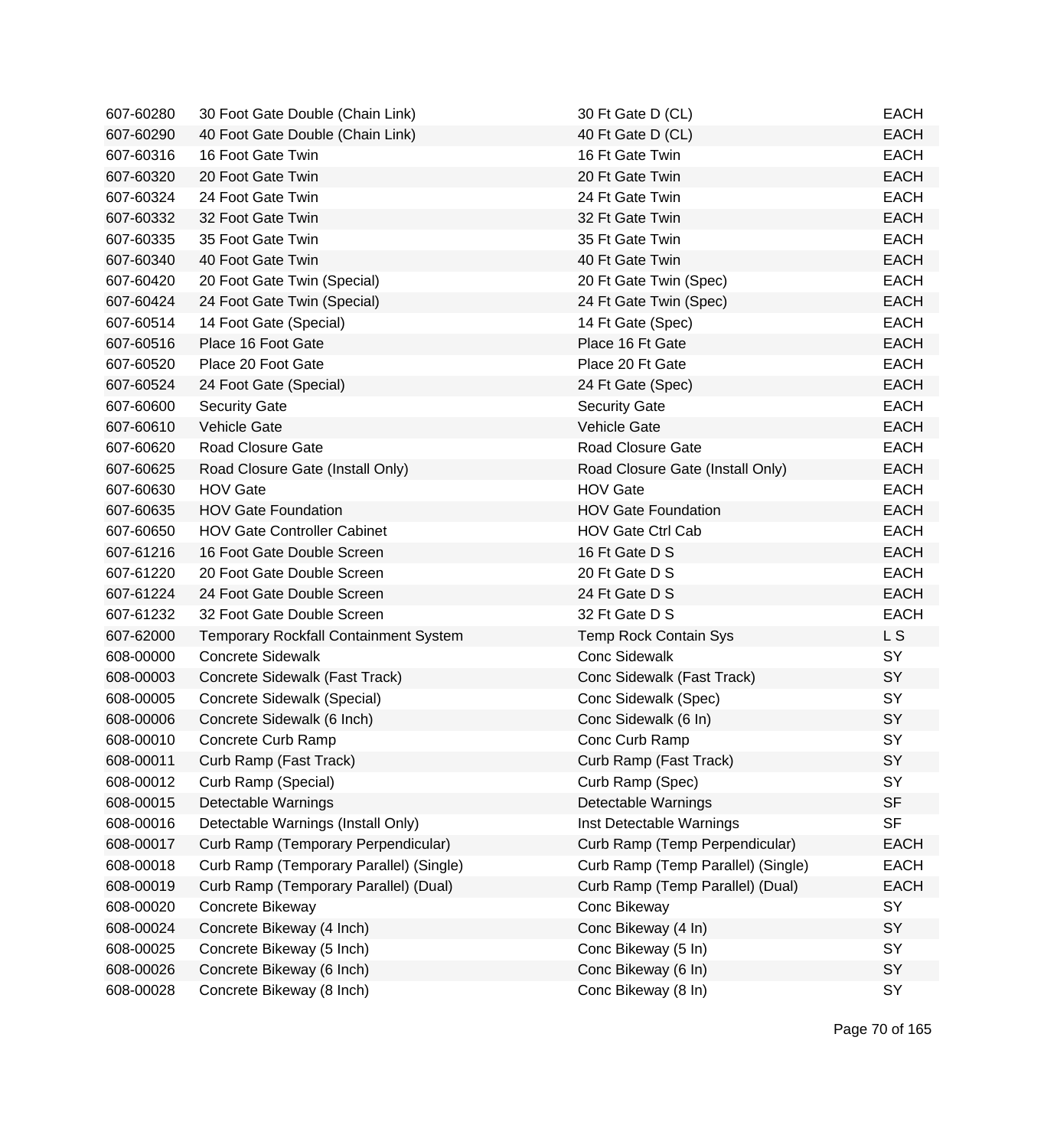| | | | |
|---|---|---|---|
| 607-60280 | 30 Foot Gate Double (Chain Link) | 30 Ft Gate D (CL) | EACH |
| 607-60290 | 40 Foot Gate Double (Chain Link) | 40 Ft Gate D (CL) | EACH |
| 607-60316 | 16 Foot Gate Twin | 16 Ft Gate Twin | EACH |
| 607-60320 | 20 Foot Gate Twin | 20 Ft Gate Twin | EACH |
| 607-60324 | 24 Foot Gate Twin | 24 Ft Gate Twin | EACH |
| 607-60332 | 32 Foot Gate Twin | 32 Ft Gate Twin | EACH |
| 607-60335 | 35 Foot Gate Twin | 35 Ft Gate Twin | EACH |
| 607-60340 | 40 Foot Gate Twin | 40 Ft Gate Twin | EACH |
| 607-60420 | 20 Foot Gate Twin (Special) | 20 Ft Gate Twin (Spec) | EACH |
| 607-60424 | 24 Foot Gate Twin (Special) | 24 Ft Gate Twin (Spec) | EACH |
| 607-60514 | 14 Foot Gate (Special) | 14 Ft Gate (Spec) | EACH |
| 607-60516 | Place 16 Foot Gate | Place 16 Ft Gate | EACH |
| 607-60520 | Place 20 Foot Gate | Place 20 Ft Gate | EACH |
| 607-60524 | 24 Foot Gate (Special) | 24 Ft Gate (Spec) | EACH |
| 607-60600 | Security Gate | Security Gate | EACH |
| 607-60610 | Vehicle Gate | Vehicle Gate | EACH |
| 607-60620 | Road Closure Gate | Road Closure Gate | EACH |
| 607-60625 | Road Closure Gate (Install Only) | Road Closure Gate (Install Only) | EACH |
| 607-60630 | HOV Gate | HOV Gate | EACH |
| 607-60635 | HOV Gate Foundation | HOV Gate Foundation | EACH |
| 607-60650 | HOV Gate Controller Cabinet | HOV Gate Ctrl Cab | EACH |
| 607-61216 | 16 Foot Gate Double Screen | 16 Ft Gate D S | EACH |
| 607-61220 | 20 Foot Gate Double Screen | 20 Ft Gate D S | EACH |
| 607-61224 | 24 Foot Gate Double Screen | 24 Ft Gate D S | EACH |
| 607-61232 | 32 Foot Gate Double Screen | 32 Ft Gate D S | EACH |
| 607-62000 | Temporary Rockfall Containment System | Temp Rock Contain Sys | L S |
| 608-00000 | Concrete Sidewalk | Conc Sidewalk | SY |
| 608-00003 | Concrete Sidewalk (Fast Track) | Conc Sidewalk (Fast Track) | SY |
| 608-00005 | Concrete Sidewalk (Special) | Conc Sidewalk (Spec) | SY |
| 608-00006 | Concrete Sidewalk (6 Inch) | Conc Sidewalk (6 In) | SY |
| 608-00010 | Concrete Curb Ramp | Conc Curb Ramp | SY |
| 608-00011 | Curb Ramp (Fast Track) | Curb Ramp (Fast Track) | SY |
| 608-00012 | Curb Ramp (Special) | Curb Ramp (Spec) | SY |
| 608-00015 | Detectable Warnings | Detectable Warnings | SF |
| 608-00016 | Detectable Warnings (Install Only) | Inst Detectable Warnings | SF |
| 608-00017 | Curb Ramp (Temporary Perpendicular) | Curb Ramp (Temp Perpendicular) | EACH |
| 608-00018 | Curb Ramp (Temporary Parallel) (Single) | Curb Ramp (Temp Parallel) (Single) | EACH |
| 608-00019 | Curb Ramp (Temporary Parallel) (Dual) | Curb Ramp (Temp Parallel) (Dual) | EACH |
| 608-00020 | Concrete Bikeway | Conc Bikeway | SY |
| 608-00024 | Concrete Bikeway (4 Inch) | Conc Bikeway (4 In) | SY |
| 608-00025 | Concrete Bikeway (5 Inch) | Conc Bikeway (5 In) | SY |
| 608-00026 | Concrete Bikeway (6 Inch) | Conc Bikeway (6 In) | SY |
| 608-00028 | Concrete Bikeway (8 Inch) | Conc Bikeway (8 In) | SY |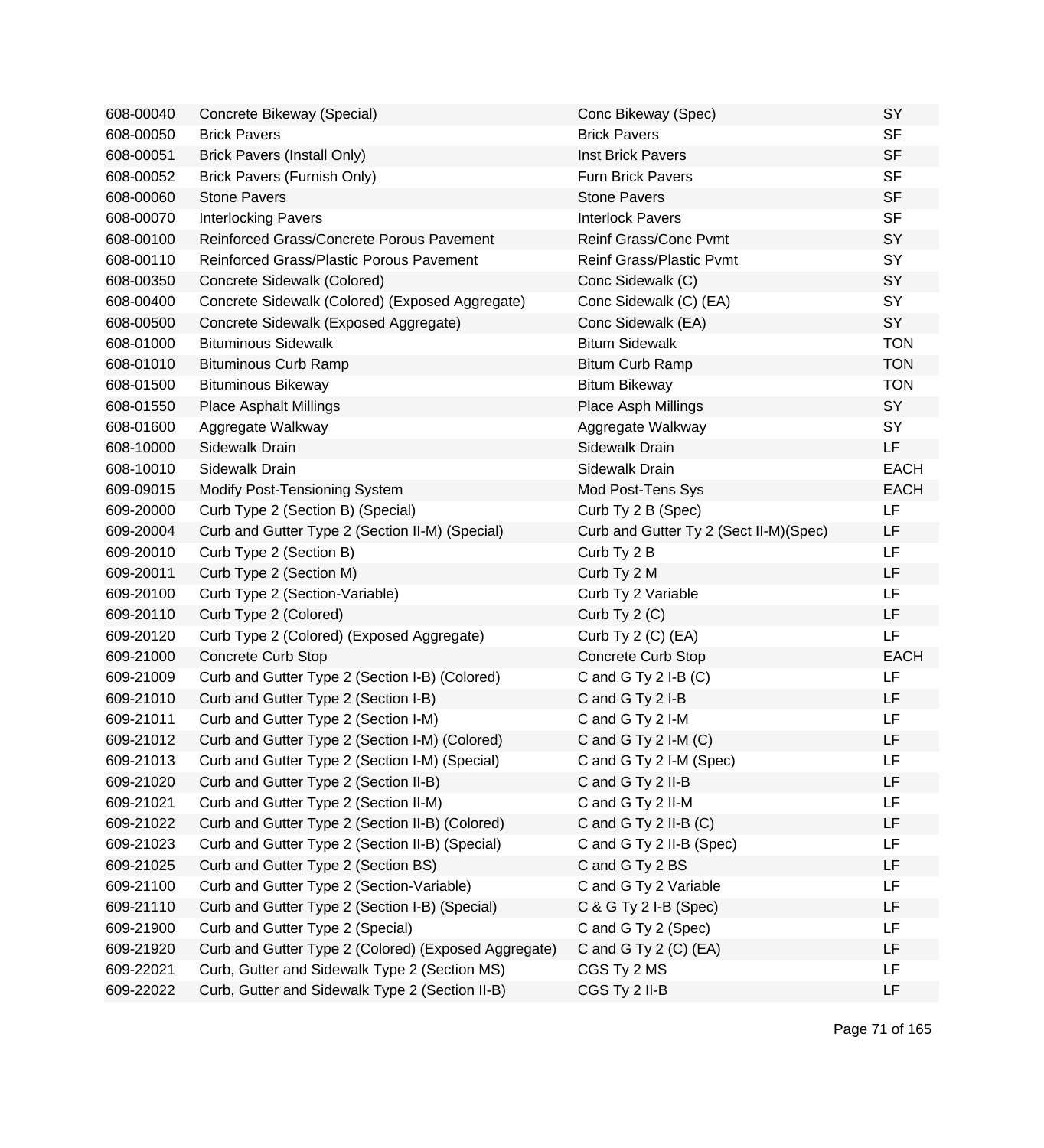| | | | |
|---|---|---|---|
| 608-00040 | Concrete Bikeway (Special) | Conc Bikeway (Spec) | SY |
| 608-00050 | Brick Pavers | Brick Pavers | SF |
| 608-00051 | Brick Pavers (Install Only) | Inst Brick Pavers | SF |
| 608-00052 | Brick Pavers (Furnish Only) | Furn Brick Pavers | SF |
| 608-00060 | Stone Pavers | Stone Pavers | SF |
| 608-00070 | Interlocking Pavers | Interlock Pavers | SF |
| 608-00100 | Reinforced Grass/Concrete Porous Pavement | Reinf Grass/Conc Pvmt | SY |
| 608-00110 | Reinforced Grass/Plastic Porous Pavement | Reinf Grass/Plastic Pvmt | SY |
| 608-00350 | Concrete Sidewalk (Colored) | Conc Sidewalk (C) | SY |
| 608-00400 | Concrete Sidewalk (Colored) (Exposed Aggregate) | Conc Sidewalk (C) (EA) | SY |
| 608-00500 | Concrete Sidewalk (Exposed Aggregate) | Conc Sidewalk (EA) | SY |
| 608-01000 | Bituminous Sidewalk | Bitum Sidewalk | TON |
| 608-01010 | Bituminous Curb Ramp | Bitum Curb Ramp | TON |
| 608-01500 | Bituminous Bikeway | Bitum Bikeway | TON |
| 608-01550 | Place Asphalt Millings | Place Asph Millings | SY |
| 608-01600 | Aggregate Walkway | Aggregate Walkway | SY |
| 608-10000 | Sidewalk Drain | Sidewalk Drain | LF |
| 608-10010 | Sidewalk Drain | Sidewalk Drain | EACH |
| 609-09015 | Modify Post-Tensioning System | Mod Post-Tens Sys | EACH |
| 609-20000 | Curb Type 2 (Section B) (Special) | Curb Ty 2 B (Spec) | LF |
| 609-20004 | Curb and Gutter Type 2 (Section II-M) (Special) | Curb and Gutter Ty 2 (Sect II-M)(Spec) | LF |
| 609-20010 | Curb Type 2 (Section B) | Curb Ty 2 B | LF |
| 609-20011 | Curb Type 2 (Section M) | Curb Ty 2 M | LF |
| 609-20100 | Curb Type 2 (Section-Variable) | Curb Ty 2 Variable | LF |
| 609-20110 | Curb Type 2 (Colored) | Curb Ty 2 (C) | LF |
| 609-20120 | Curb Type 2 (Colored) (Exposed Aggregate) | Curb Ty 2 (C) (EA) | LF |
| 609-21000 | Concrete Curb Stop | Concrete Curb Stop | EACH |
| 609-21009 | Curb and Gutter Type 2 (Section I-B) (Colored) | C and G Ty 2 I-B (C) | LF |
| 609-21010 | Curb and Gutter Type 2 (Section I-B) | C and G Ty 2 I-B | LF |
| 609-21011 | Curb and Gutter Type 2 (Section I-M) | C and G Ty 2 I-M | LF |
| 609-21012 | Curb and Gutter Type 2 (Section I-M) (Colored) | C and G Ty 2 I-M (C) | LF |
| 609-21013 | Curb and Gutter Type 2 (Section I-M) (Special) | C and G Ty 2 I-M (Spec) | LF |
| 609-21020 | Curb and Gutter Type 2 (Section II-B) | C and G Ty 2 II-B | LF |
| 609-21021 | Curb and Gutter Type 2 (Section II-M) | C and G Ty 2 II-M | LF |
| 609-21022 | Curb and Gutter Type 2 (Section II-B) (Colored) | C and G Ty 2 II-B (C) | LF |
| 609-21023 | Curb and Gutter Type 2 (Section II-B) (Special) | C and G Ty 2 II-B (Spec) | LF |
| 609-21025 | Curb and Gutter Type 2 (Section BS) | C and G Ty 2 BS | LF |
| 609-21100 | Curb and Gutter Type 2 (Section-Variable) | C and G Ty 2 Variable | LF |
| 609-21110 | Curb and Gutter Type 2 (Section I-B) (Special) | C & G Ty 2 I-B (Spec) | LF |
| 609-21900 | Curb and Gutter Type 2 (Special) | C and G Ty 2 (Spec) | LF |
| 609-21920 | Curb and Gutter Type 2 (Colored) (Exposed Aggregate) | C and G Ty 2 (C) (EA) | LF |
| 609-22021 | Curb, Gutter and Sidewalk Type 2 (Section MS) | CGS Ty 2 MS | LF |
| 609-22022 | Curb, Gutter and Sidewalk Type 2 (Section II-B) | CGS Ty 2 II-B | LF |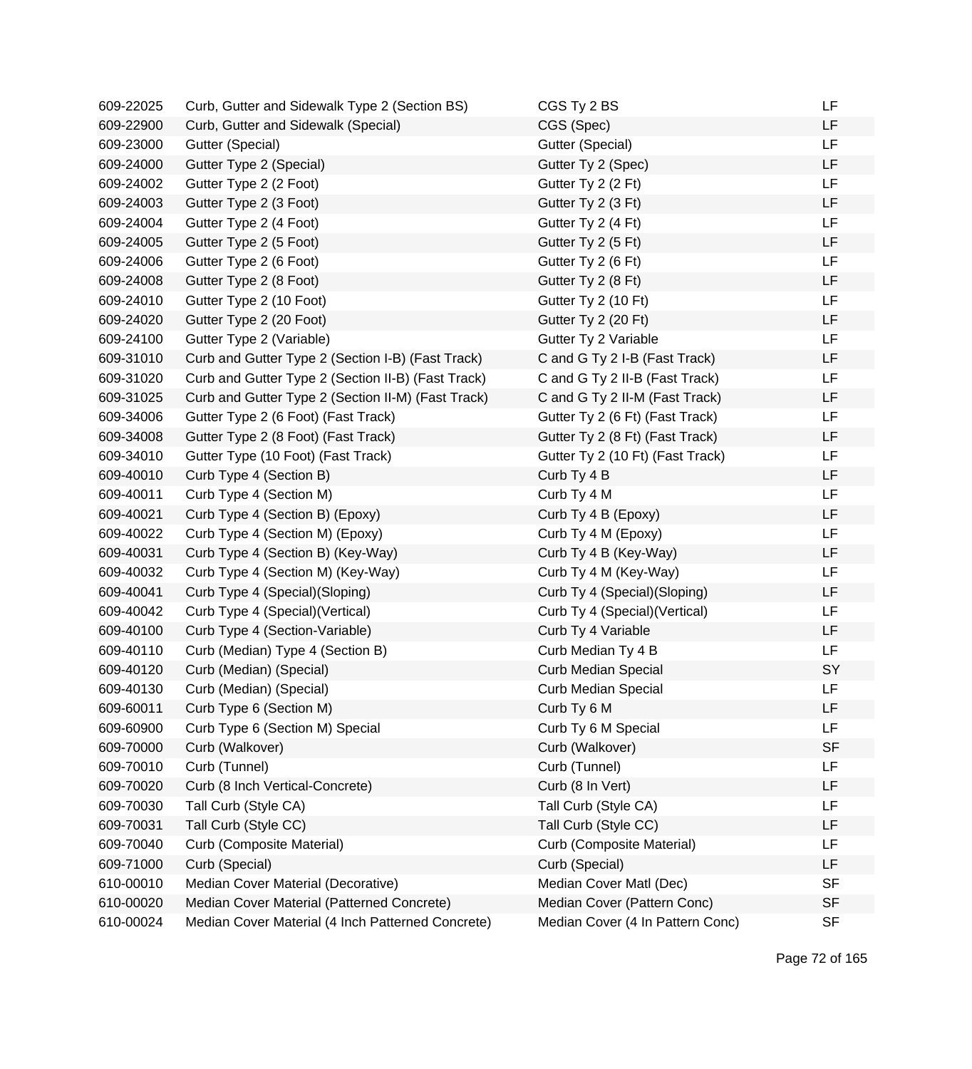| | | | |
|---|---|---|---|
| 609-22025 | Curb, Gutter and Sidewalk Type 2 (Section BS) | CGS Ty 2 BS | LF |
| 609-22900 | Curb, Gutter and Sidewalk (Special) | CGS (Spec) | LF |
| 609-23000 | Gutter (Special) | Gutter (Special) | LF |
| 609-24000 | Gutter Type 2 (Special) | Gutter Ty 2 (Spec) | LF |
| 609-24002 | Gutter Type 2 (2 Foot) | Gutter Ty 2 (2 Ft) | LF |
| 609-24003 | Gutter Type 2 (3 Foot) | Gutter Ty 2 (3 Ft) | LF |
| 609-24004 | Gutter Type 2 (4 Foot) | Gutter Ty 2 (4 Ft) | LF |
| 609-24005 | Gutter Type 2 (5 Foot) | Gutter Ty 2 (5 Ft) | LF |
| 609-24006 | Gutter Type 2 (6 Foot) | Gutter Ty 2 (6 Ft) | LF |
| 609-24008 | Gutter Type 2 (8 Foot) | Gutter Ty 2 (8 Ft) | LF |
| 609-24010 | Gutter Type 2 (10 Foot) | Gutter Ty 2 (10 Ft) | LF |
| 609-24020 | Gutter Type 2 (20 Foot) | Gutter Ty 2 (20 Ft) | LF |
| 609-24100 | Gutter Type 2 (Variable) | Gutter Ty 2 Variable | LF |
| 609-31010 | Curb and Gutter Type 2 (Section I-B) (Fast Track) | C and G Ty 2 I-B (Fast Track) | LF |
| 609-31020 | Curb and Gutter Type 2 (Section II-B) (Fast Track) | C and G Ty 2 II-B (Fast Track) | LF |
| 609-31025 | Curb and Gutter Type 2 (Section II-M) (Fast Track) | C and G Ty 2 II-M (Fast Track) | LF |
| 609-34006 | Gutter Type 2 (6 Foot) (Fast Track) | Gutter Ty 2 (6 Ft) (Fast Track) | LF |
| 609-34008 | Gutter Type 2 (8 Foot) (Fast Track) | Gutter Ty 2 (8 Ft) (Fast Track) | LF |
| 609-34010 | Gutter Type (10 Foot) (Fast Track) | Gutter Ty 2 (10 Ft) (Fast Track) | LF |
| 609-40010 | Curb Type 4 (Section B) | Curb Ty 4 B | LF |
| 609-40011 | Curb Type 4 (Section M) | Curb Ty 4 M | LF |
| 609-40021 | Curb Type 4 (Section B) (Epoxy) | Curb Ty 4 B (Epoxy) | LF |
| 609-40022 | Curb Type 4 (Section M) (Epoxy) | Curb Ty 4 M (Epoxy) | LF |
| 609-40031 | Curb Type 4 (Section B) (Key-Way) | Curb Ty 4 B (Key-Way) | LF |
| 609-40032 | Curb Type 4 (Section M) (Key-Way) | Curb Ty 4 M (Key-Way) | LF |
| 609-40041 | Curb Type 4 (Special)(Sloping) | Curb Ty 4 (Special)(Sloping) | LF |
| 609-40042 | Curb Type 4 (Special)(Vertical) | Curb Ty 4 (Special)(Vertical) | LF |
| 609-40100 | Curb Type 4 (Section-Variable) | Curb Ty 4 Variable | LF |
| 609-40110 | Curb (Median) Type 4 (Section B) | Curb Median Ty 4 B | LF |
| 609-40120 | Curb (Median) (Special) | Curb Median Special | SY |
| 609-40130 | Curb (Median) (Special) | Curb Median Special | LF |
| 609-60011 | Curb Type 6 (Section M) | Curb Ty 6 M | LF |
| 609-60900 | Curb Type 6 (Section M) Special | Curb Ty 6 M Special | LF |
| 609-70000 | Curb (Walkover) | Curb (Walkover) | SF |
| 609-70010 | Curb (Tunnel) | Curb (Tunnel) | LF |
| 609-70020 | Curb (8 Inch Vertical-Concrete) | Curb (8 In Vert) | LF |
| 609-70030 | Tall Curb (Style CA) | Tall Curb (Style CA) | LF |
| 609-70031 | Tall Curb (Style CC) | Tall Curb (Style CC) | LF |
| 609-70040 | Curb (Composite Material) | Curb (Composite Material) | LF |
| 609-71000 | Curb (Special) | Curb (Special) | LF |
| 610-00010 | Median Cover Material (Decorative) | Median Cover Matl (Dec) | SF |
| 610-00020 | Median Cover Material (Patterned Concrete) | Median Cover (Pattern Conc) | SF |
| 610-00024 | Median Cover Material (4 Inch Patterned Concrete) | Median Cover (4 In Pattern Conc) | SF |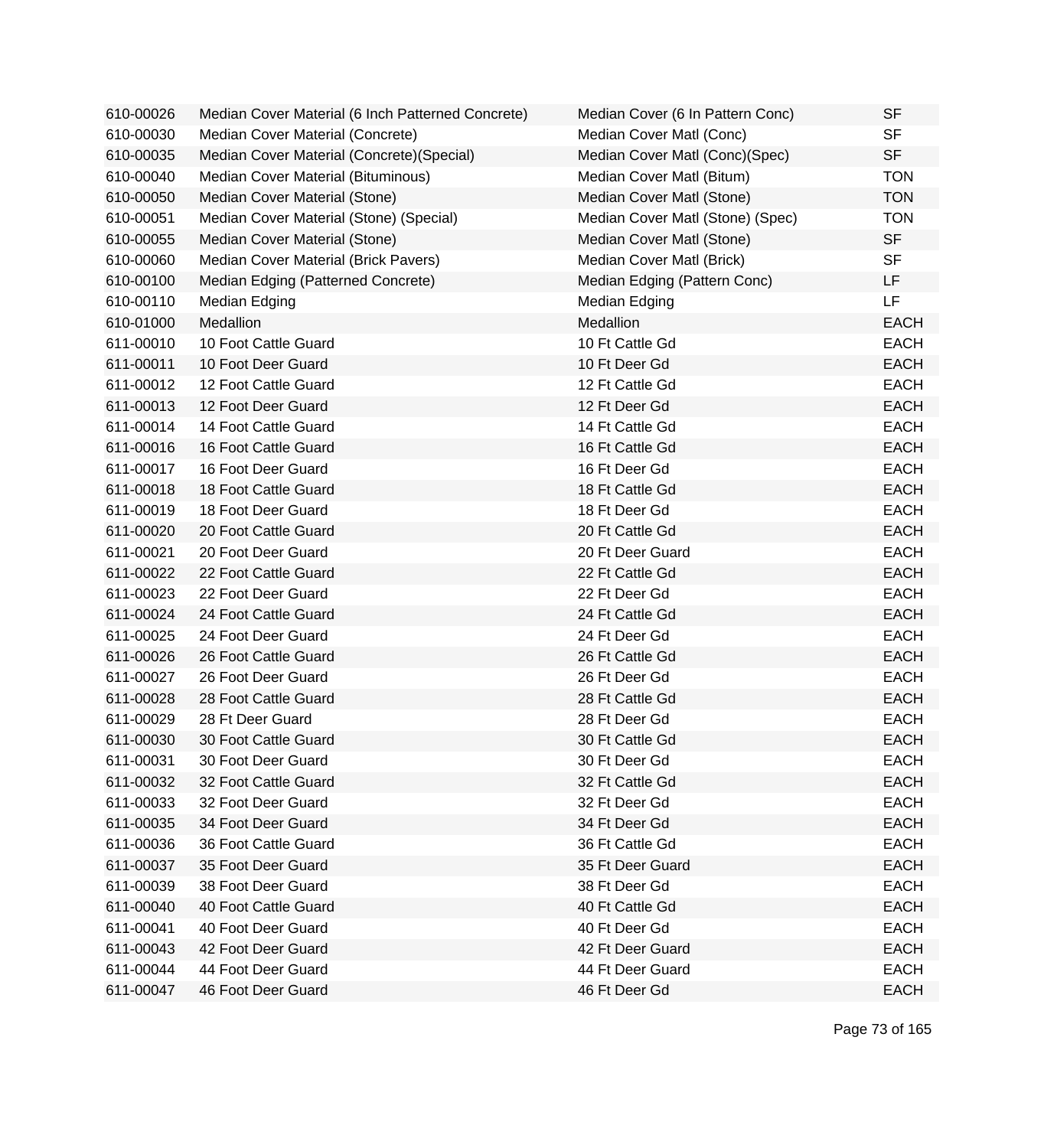| | | | |
|---|---|---|---|
| 610-00026 | Median Cover Material (6 Inch Patterned Concrete) | Median Cover (6 In Pattern Conc) | SF |
| 610-00030 | Median Cover Material (Concrete) | Median Cover Matl (Conc) | SF |
| 610-00035 | Median Cover Material (Concrete)(Special) | Median Cover Matl (Conc)(Spec) | SF |
| 610-00040 | Median Cover Material (Bituminous) | Median Cover Matl (Bitum) | TON |
| 610-00050 | Median Cover Material (Stone) | Median Cover Matl (Stone) | TON |
| 610-00051 | Median Cover Material (Stone) (Special) | Median Cover Matl (Stone) (Spec) | TON |
| 610-00055 | Median Cover Material (Stone) | Median Cover Matl (Stone) | SF |
| 610-00060 | Median Cover Material (Brick Pavers) | Median Cover Matl (Brick) | SF |
| 610-00100 | Median Edging (Patterned Concrete) | Median Edging (Pattern Conc) | LF |
| 610-00110 | Median Edging | Median Edging | LF |
| 610-01000 | Medallion | Medallion | EACH |
| 611-00010 | 10 Foot Cattle Guard | 10 Ft Cattle Gd | EACH |
| 611-00011 | 10 Foot Deer Guard | 10 Ft Deer Gd | EACH |
| 611-00012 | 12 Foot Cattle Guard | 12 Ft Cattle Gd | EACH |
| 611-00013 | 12 Foot Deer Guard | 12 Ft Deer Gd | EACH |
| 611-00014 | 14 Foot Cattle Guard | 14 Ft Cattle Gd | EACH |
| 611-00016 | 16 Foot Cattle Guard | 16 Ft Cattle Gd | EACH |
| 611-00017 | 16 Foot Deer Guard | 16 Ft Deer Gd | EACH |
| 611-00018 | 18 Foot Cattle Guard | 18 Ft Cattle Gd | EACH |
| 611-00019 | 18 Foot Deer Guard | 18 Ft Deer Gd | EACH |
| 611-00020 | 20 Foot Cattle Guard | 20 Ft Cattle Gd | EACH |
| 611-00021 | 20 Foot Deer Guard | 20 Ft Deer Guard | EACH |
| 611-00022 | 22 Foot Cattle Guard | 22 Ft Cattle Gd | EACH |
| 611-00023 | 22 Foot Deer Guard | 22 Ft Deer Gd | EACH |
| 611-00024 | 24 Foot Cattle Guard | 24 Ft Cattle Gd | EACH |
| 611-00025 | 24 Foot Deer Guard | 24 Ft Deer Gd | EACH |
| 611-00026 | 26 Foot Cattle Guard | 26 Ft Cattle Gd | EACH |
| 611-00027 | 26 Foot Deer Guard | 26 Ft Deer Gd | EACH |
| 611-00028 | 28 Foot Cattle Guard | 28 Ft Cattle Gd | EACH |
| 611-00029 | 28 Ft Deer Guard | 28 Ft Deer Gd | EACH |
| 611-00030 | 30 Foot Cattle Guard | 30 Ft Cattle Gd | EACH |
| 611-00031 | 30 Foot Deer Guard | 30 Ft Deer Gd | EACH |
| 611-00032 | 32 Foot Cattle Guard | 32 Ft Cattle Gd | EACH |
| 611-00033 | 32 Foot Deer Guard | 32 Ft Deer Gd | EACH |
| 611-00035 | 34 Foot Deer Guard | 34 Ft Deer Gd | EACH |
| 611-00036 | 36 Foot Cattle Guard | 36 Ft Cattle Gd | EACH |
| 611-00037 | 35 Foot Deer Guard | 35 Ft Deer Guard | EACH |
| 611-00039 | 38 Foot Deer Guard | 38 Ft Deer Gd | EACH |
| 611-00040 | 40 Foot Cattle Guard | 40 Ft Cattle Gd | EACH |
| 611-00041 | 40 Foot Deer Guard | 40 Ft Deer Gd | EACH |
| 611-00043 | 42 Foot Deer Guard | 42 Ft Deer Guard | EACH |
| 611-00044 | 44 Foot Deer Guard | 44 Ft Deer Guard | EACH |
| 611-00047 | 46 Foot Deer Guard | 46 Ft Deer Gd | EACH |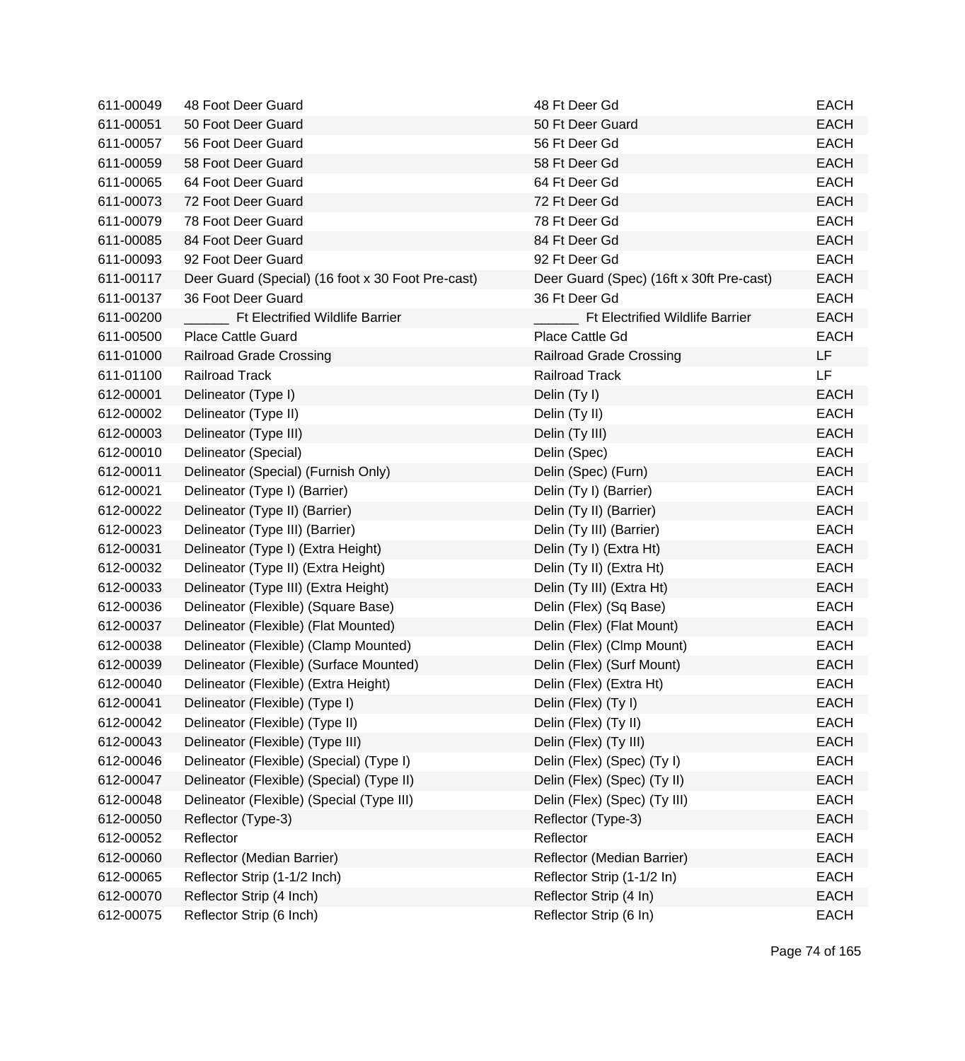| | | | |
|---|---|---|---|
| 611-00049 | 48 Foot Deer Guard | 48 Ft Deer Gd | EACH |
| 611-00051 | 50 Foot Deer Guard | 50 Ft Deer Guard | EACH |
| 611-00057 | 56 Foot Deer Guard | 56 Ft Deer Gd | EACH |
| 611-00059 | 58 Foot Deer Guard | 58 Ft Deer Gd | EACH |
| 611-00065 | 64 Foot Deer Guard | 64 Ft Deer Gd | EACH |
| 611-00073 | 72 Foot Deer Guard | 72 Ft Deer Gd | EACH |
| 611-00079 | 78 Foot Deer Guard | 78 Ft Deer Gd | EACH |
| 611-00085 | 84 Foot Deer Guard | 84 Ft Deer Gd | EACH |
| 611-00093 | 92 Foot Deer Guard | 92 Ft Deer Gd | EACH |
| 611-00117 | Deer Guard (Special) (16 foot x 30 Foot Pre-cast) | Deer Guard (Spec) (16ft x 30ft Pre-cast) | EACH |
| 611-00137 | 36 Foot Deer Guard | 36 Ft Deer Gd | EACH |
| 611-00200 | ______ Ft Electrified Wildlife Barrier | ______ Ft Electrified Wildlife Barrier | EACH |
| 611-00500 | Place Cattle Guard | Place Cattle Gd | EACH |
| 611-01000 | Railroad Grade Crossing | Railroad Grade Crossing | LF |
| 611-01100 | Railroad Track | Railroad Track | LF |
| 612-00001 | Delineator (Type I) | Delin (Ty I) | EACH |
| 612-00002 | Delineator (Type II) | Delin (Ty II) | EACH |
| 612-00003 | Delineator (Type III) | Delin (Ty III) | EACH |
| 612-00010 | Delineator (Special) | Delin (Spec) | EACH |
| 612-00011 | Delineator (Special) (Furnish Only) | Delin (Spec) (Furn) | EACH |
| 612-00021 | Delineator (Type I) (Barrier) | Delin (Ty I) (Barrier) | EACH |
| 612-00022 | Delineator (Type II) (Barrier) | Delin (Ty II) (Barrier) | EACH |
| 612-00023 | Delineator (Type III) (Barrier) | Delin (Ty III) (Barrier) | EACH |
| 612-00031 | Delineator (Type I) (Extra Height) | Delin (Ty I) (Extra Ht) | EACH |
| 612-00032 | Delineator (Type II) (Extra Height) | Delin (Ty II) (Extra Ht) | EACH |
| 612-00033 | Delineator (Type III) (Extra Height) | Delin (Ty III) (Extra Ht) | EACH |
| 612-00036 | Delineator (Flexible) (Square Base) | Delin (Flex) (Sq Base) | EACH |
| 612-00037 | Delineator (Flexible) (Flat Mounted) | Delin (Flex) (Flat Mount) | EACH |
| 612-00038 | Delineator (Flexible) (Clamp Mounted) | Delin (Flex) (Clmp Mount) | EACH |
| 612-00039 | Delineator (Flexible) (Surface Mounted) | Delin (Flex) (Surf Mount) | EACH |
| 612-00040 | Delineator (Flexible) (Extra Height) | Delin (Flex) (Extra Ht) | EACH |
| 612-00041 | Delineator (Flexible) (Type I) | Delin (Flex) (Ty I) | EACH |
| 612-00042 | Delineator (Flexible) (Type II) | Delin (Flex) (Ty II) | EACH |
| 612-00043 | Delineator (Flexible) (Type III) | Delin (Flex) (Ty III) | EACH |
| 612-00046 | Delineator (Flexible) (Special) (Type I) | Delin (Flex) (Spec) (Ty I) | EACH |
| 612-00047 | Delineator (Flexible) (Special) (Type II) | Delin (Flex) (Spec) (Ty II) | EACH |
| 612-00048 | Delineator (Flexible) (Special (Type III) | Delin (Flex) (Spec) (Ty III) | EACH |
| 612-00050 | Reflector (Type-3) | Reflector (Type-3) | EACH |
| 612-00052 | Reflector | Reflector | EACH |
| 612-00060 | Reflector (Median Barrier) | Reflector (Median Barrier) | EACH |
| 612-00065 | Reflector Strip (1-1/2 Inch) | Reflector Strip (1-1/2 In) | EACH |
| 612-00070 | Reflector Strip (4 Inch) | Reflector Strip (4 In) | EACH |
| 612-00075 | Reflector Strip (6 Inch) | Reflector Strip (6 In) | EACH |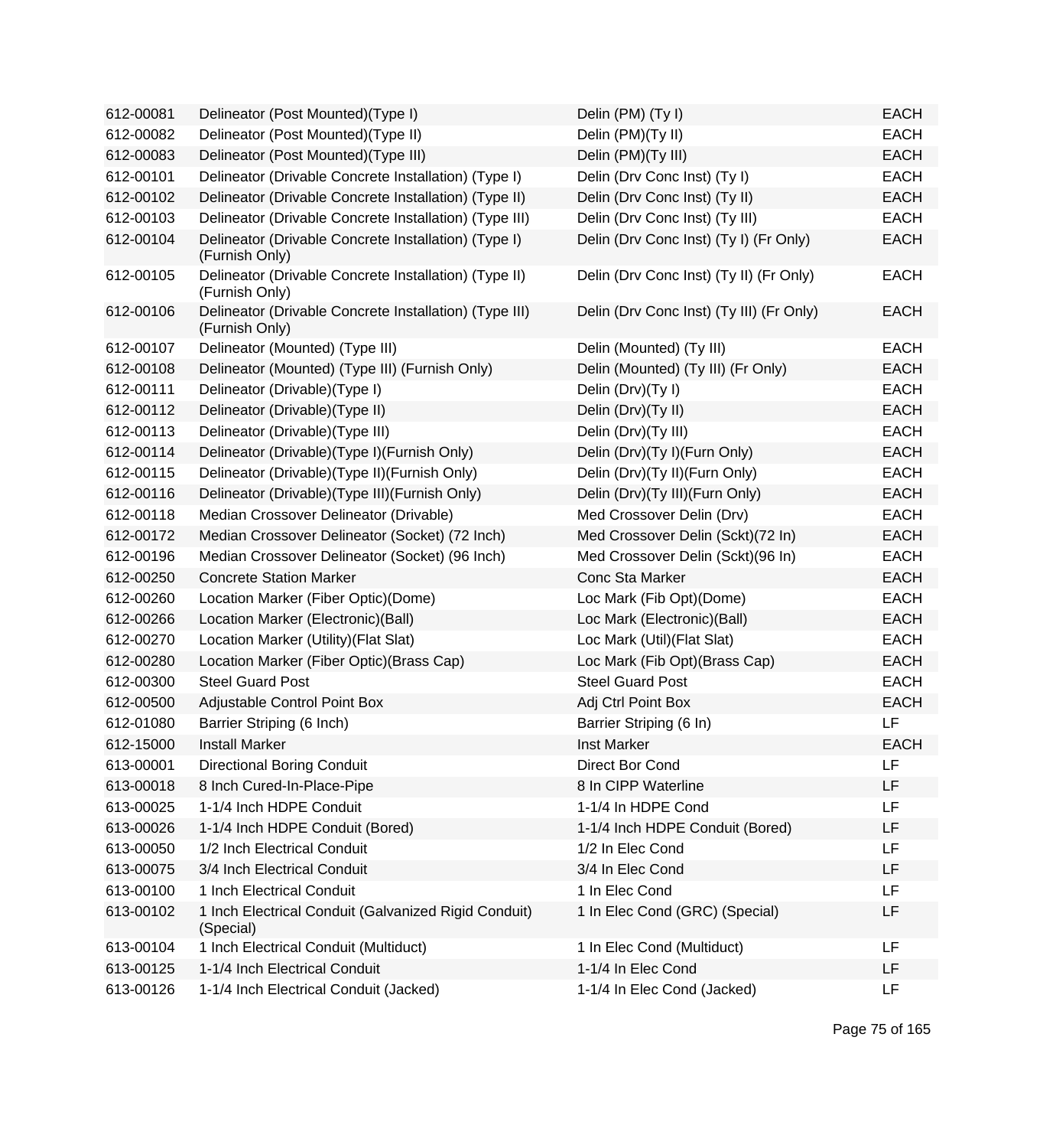| | | | |
|---|---|---|---|
| 612-00081 | Delineator (Post Mounted)(Type I) | Delin (PM) (Ty I) | EACH |
| 612-00082 | Delineator (Post Mounted)(Type II) | Delin (PM)(Ty II) | EACH |
| 612-00083 | Delineator (Post Mounted)(Type III) | Delin (PM)(Ty III) | EACH |
| 612-00101 | Delineator (Drivable Concrete Installation) (Type I) | Delin (Drv Conc Inst) (Ty I) | EACH |
| 612-00102 | Delineator (Drivable Concrete Installation) (Type II) | Delin (Drv Conc Inst) (Ty II) | EACH |
| 612-00103 | Delineator (Drivable Concrete Installation) (Type III) | Delin (Drv Conc Inst) (Ty III) | EACH |
| 612-00104 | Delineator (Drivable Concrete Installation) (Type I) (Furnish Only) | Delin (Drv Conc Inst) (Ty I) (Fr Only) | EACH |
| 612-00105 | Delineator (Drivable Concrete Installation) (Type II) (Furnish Only) | Delin (Drv Conc Inst) (Ty II) (Fr Only) | EACH |
| 612-00106 | Delineator (Drivable Concrete Installation) (Type III) (Furnish Only) | Delin (Drv Conc Inst) (Ty III) (Fr Only) | EACH |
| 612-00107 | Delineator (Mounted) (Type III) | Delin (Mounted) (Ty III) | EACH |
| 612-00108 | Delineator (Mounted) (Type III) (Furnish Only) | Delin (Mounted) (Ty III) (Fr Only) | EACH |
| 612-00111 | Delineator (Drivable)(Type I) | Delin (Drv)(Ty I) | EACH |
| 612-00112 | Delineator (Drivable)(Type II) | Delin (Drv)(Ty II) | EACH |
| 612-00113 | Delineator (Drivable)(Type III) | Delin (Drv)(Ty III) | EACH |
| 612-00114 | Delineator (Drivable)(Type I)(Furnish Only) | Delin (Drv)(Ty I)(Furn Only) | EACH |
| 612-00115 | Delineator (Drivable)(Type II)(Furnish Only) | Delin (Drv)(Ty II)(Furn Only) | EACH |
| 612-00116 | Delineator (Drivable)(Type III)(Furnish Only) | Delin (Drv)(Ty III)(Furn Only) | EACH |
| 612-00118 | Median Crossover Delineator (Drivable) | Med Crossover Delin (Drv) | EACH |
| 612-00172 | Median Crossover Delineator (Socket) (72 Inch) | Med Crossover Delin (Sckt)(72 In) | EACH |
| 612-00196 | Median Crossover Delineator (Socket) (96 Inch) | Med Crossover Delin (Sckt)(96 In) | EACH |
| 612-00250 | Concrete Station Marker | Conc Sta Marker | EACH |
| 612-00260 | Location Marker (Fiber Optic)(Dome) | Loc Mark (Fib Opt)(Dome) | EACH |
| 612-00266 | Location Marker (Electronic)(Ball) | Loc Mark (Electronic)(Ball) | EACH |
| 612-00270 | Location Marker (Utility)(Flat Slat) | Loc Mark (Util)(Flat Slat) | EACH |
| 612-00280 | Location Marker (Fiber Optic)(Brass Cap) | Loc Mark (Fib Opt)(Brass Cap) | EACH |
| 612-00300 | Steel Guard Post | Steel Guard Post | EACH |
| 612-00500 | Adjustable Control Point Box | Adj Ctrl Point Box | EACH |
| 612-01080 | Barrier Striping (6 Inch) | Barrier Striping (6 In) | LF |
| 612-15000 | Install Marker | Inst Marker | EACH |
| 613-00001 | Directional Boring Conduit | Direct Bor Cond | LF |
| 613-00018 | 8 Inch Cured-In-Place-Pipe | 8 In CIPP Waterline | LF |
| 613-00025 | 1-1/4 Inch HDPE Conduit | 1-1/4 In HDPE Cond | LF |
| 613-00026 | 1-1/4 Inch HDPE Conduit (Bored) | 1-1/4 Inch HDPE Conduit (Bored) | LF |
| 613-00050 | 1/2 Inch Electrical Conduit | 1/2 In Elec Cond | LF |
| 613-00075 | 3/4 Inch Electrical Conduit | 3/4 In Elec Cond | LF |
| 613-00100 | 1 Inch Electrical Conduit | 1 In Elec Cond | LF |
| 613-00102 | 1 Inch Electrical Conduit (Galvanized Rigid Conduit) (Special) | 1 In Elec Cond (GRC) (Special) | LF |
| 613-00104 | 1 Inch Electrical Conduit (Multiduct) | 1 In Elec Cond (Multiduct) | LF |
| 613-00125 | 1-1/4 Inch Electrical Conduit | 1-1/4 In Elec Cond | LF |
| 613-00126 | 1-1/4 Inch Electrical Conduit (Jacked) | 1-1/4 In Elec Cond (Jacked) | LF |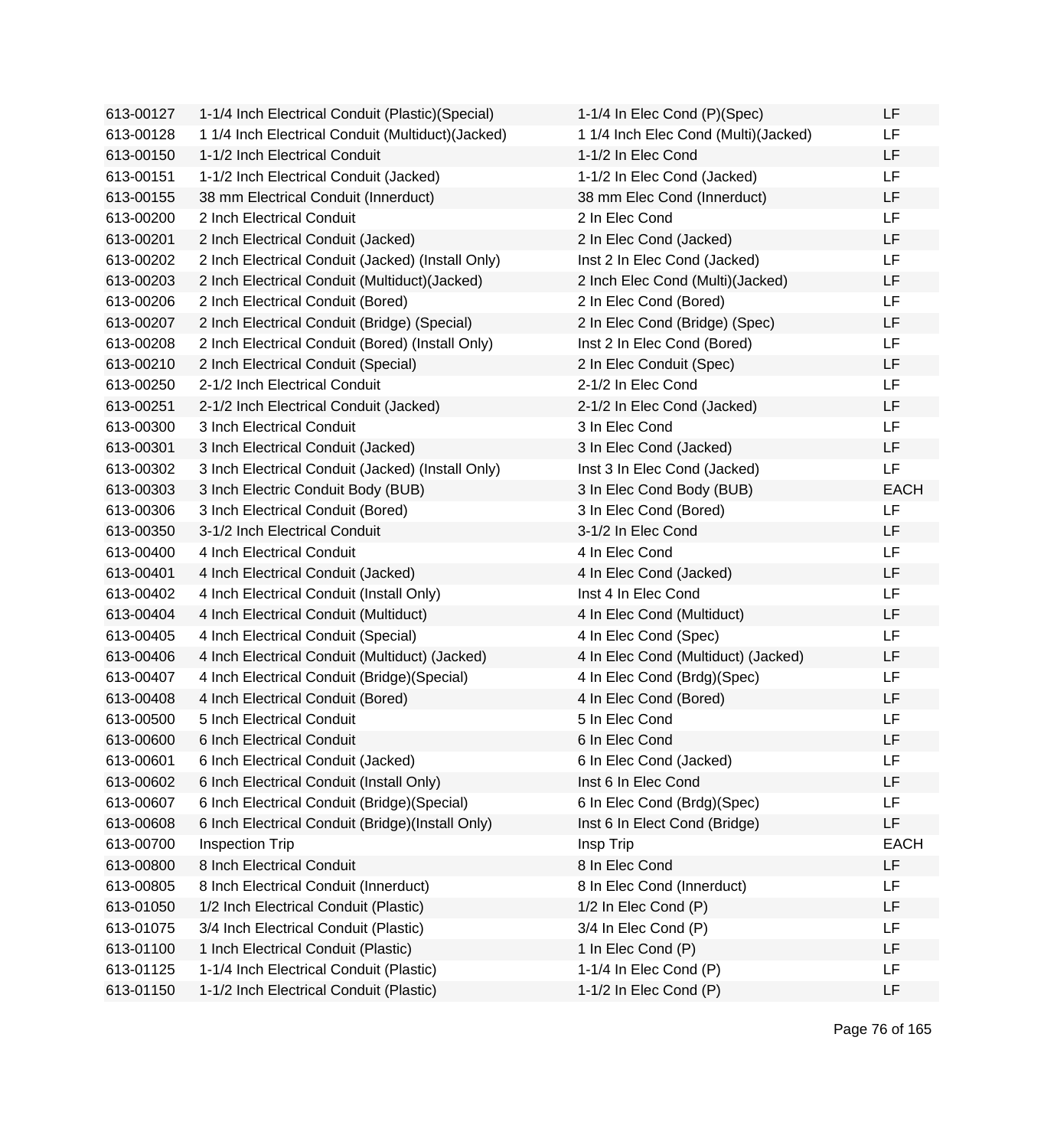| 613-00127 | 1-1/4 Inch Electrical Conduit (Plastic)(Special) | 1-1/4 In Elec Cond (P)(Spec) | LF |
|---|---|---|---|
| 613-00128 | 1 1/4 Inch Electrical Conduit (Multiduct)(Jacked) | 1 1/4 Inch Elec Cond (Multi)(Jacked) | LF |
| 613-00150 | 1-1/2 Inch Electrical Conduit | 1-1/2 In Elec Cond | LF |
| 613-00151 | 1-1/2 Inch Electrical Conduit (Jacked) | 1-1/2 In Elec Cond (Jacked) | LF |
| 613-00155 | 38 mm Electrical Conduit (Innerduct) | 38 mm Elec Cond (Innerduct) | LF |
| 613-00200 | 2 Inch Electrical Conduit | 2 In Elec Cond | LF |
| 613-00201 | 2 Inch Electrical Conduit (Jacked) | 2 In Elec Cond (Jacked) | LF |
| 613-00202 | 2 Inch Electrical Conduit (Jacked) (Install Only) | Inst 2 In Elec Cond (Jacked) | LF |
| 613-00203 | 2 Inch Electrical Conduit (Multiduct)(Jacked) | 2 Inch Elec Cond (Multi)(Jacked) | LF |
| 613-00206 | 2 Inch Electrical Conduit (Bored) | 2 In Elec Cond (Bored) | LF |
| 613-00207 | 2 Inch Electrical Conduit (Bridge) (Special) | 2 In Elec Cond (Bridge) (Spec) | LF |
| 613-00208 | 2 Inch Electrical Conduit (Bored) (Install Only) | Inst 2 In Elec Cond (Bored) | LF |
| 613-00210 | 2 Inch Electrical Conduit (Special) | 2 In Elec Conduit (Spec) | LF |
| 613-00250 | 2-1/2 Inch Electrical Conduit | 2-1/2 In Elec Cond | LF |
| 613-00251 | 2-1/2 Inch Electrical Conduit (Jacked) | 2-1/2 In Elec Cond (Jacked) | LF |
| 613-00300 | 3 Inch Electrical Conduit | 3 In Elec Cond | LF |
| 613-00301 | 3 Inch Electrical Conduit (Jacked) | 3 In Elec Cond (Jacked) | LF |
| 613-00302 | 3 Inch Electrical Conduit (Jacked) (Install Only) | Inst 3 In Elec Cond (Jacked) | LF |
| 613-00303 | 3 Inch Electric Conduit Body (BUB) | 3 In Elec Cond Body (BUB) | EACH |
| 613-00306 | 3 Inch Electrical Conduit (Bored) | 3 In Elec Cond (Bored) | LF |
| 613-00350 | 3-1/2 Inch Electrical Conduit | 3-1/2 In Elec Cond | LF |
| 613-00400 | 4 Inch Electrical Conduit | 4 In Elec Cond | LF |
| 613-00401 | 4 Inch Electrical Conduit (Jacked) | 4 In Elec Cond (Jacked) | LF |
| 613-00402 | 4 Inch Electrical Conduit (Install Only) | Inst 4 In Elec Cond | LF |
| 613-00404 | 4 Inch Electrical Conduit (Multiduct) | 4 In Elec Cond (Multiduct) | LF |
| 613-00405 | 4 Inch Electrical Conduit (Special) | 4 In Elec Cond (Spec) | LF |
| 613-00406 | 4 Inch Electrical Conduit (Multiduct) (Jacked) | 4 In Elec Cond (Multiduct) (Jacked) | LF |
| 613-00407 | 4 Inch Electrical Conduit (Bridge)(Special) | 4 In Elec Cond (Brdg)(Spec) | LF |
| 613-00408 | 4 Inch Electrical Conduit (Bored) | 4 In Elec Cond (Bored) | LF |
| 613-00500 | 5 Inch Electrical Conduit | 5 In Elec Cond | LF |
| 613-00600 | 6 Inch Electrical Conduit | 6 In Elec Cond | LF |
| 613-00601 | 6 Inch Electrical Conduit (Jacked) | 6 In Elec Cond (Jacked) | LF |
| 613-00602 | 6 Inch Electrical Conduit (Install Only) | Inst 6 In Elec Cond | LF |
| 613-00607 | 6 Inch Electrical Conduit (Bridge)(Special) | 6 In Elec Cond (Brdg)(Spec) | LF |
| 613-00608 | 6 Inch Electrical Conduit (Bridge)(Install Only) | Inst 6 In Elect Cond (Bridge) | LF |
| 613-00700 | Inspection Trip | Insp Trip | EACH |
| 613-00800 | 8 Inch Electrical Conduit | 8 In Elec Cond | LF |
| 613-00805 | 8 Inch Electrical Conduit (Innerduct) | 8 In Elec Cond (Innerduct) | LF |
| 613-01050 | 1/2 Inch Electrical Conduit (Plastic) | 1/2 In Elec Cond (P) | LF |
| 613-01075 | 3/4 Inch Electrical Conduit (Plastic) | 3/4 In Elec Cond (P) | LF |
| 613-01100 | 1 Inch Electrical Conduit (Plastic) | 1 In Elec Cond (P) | LF |
| 613-01125 | 1-1/4 Inch Electrical Conduit (Plastic) | 1-1/4 In Elec Cond (P) | LF |
| 613-01150 | 1-1/2 Inch Electrical Conduit (Plastic) | 1-1/2 In Elec Cond (P) | LF |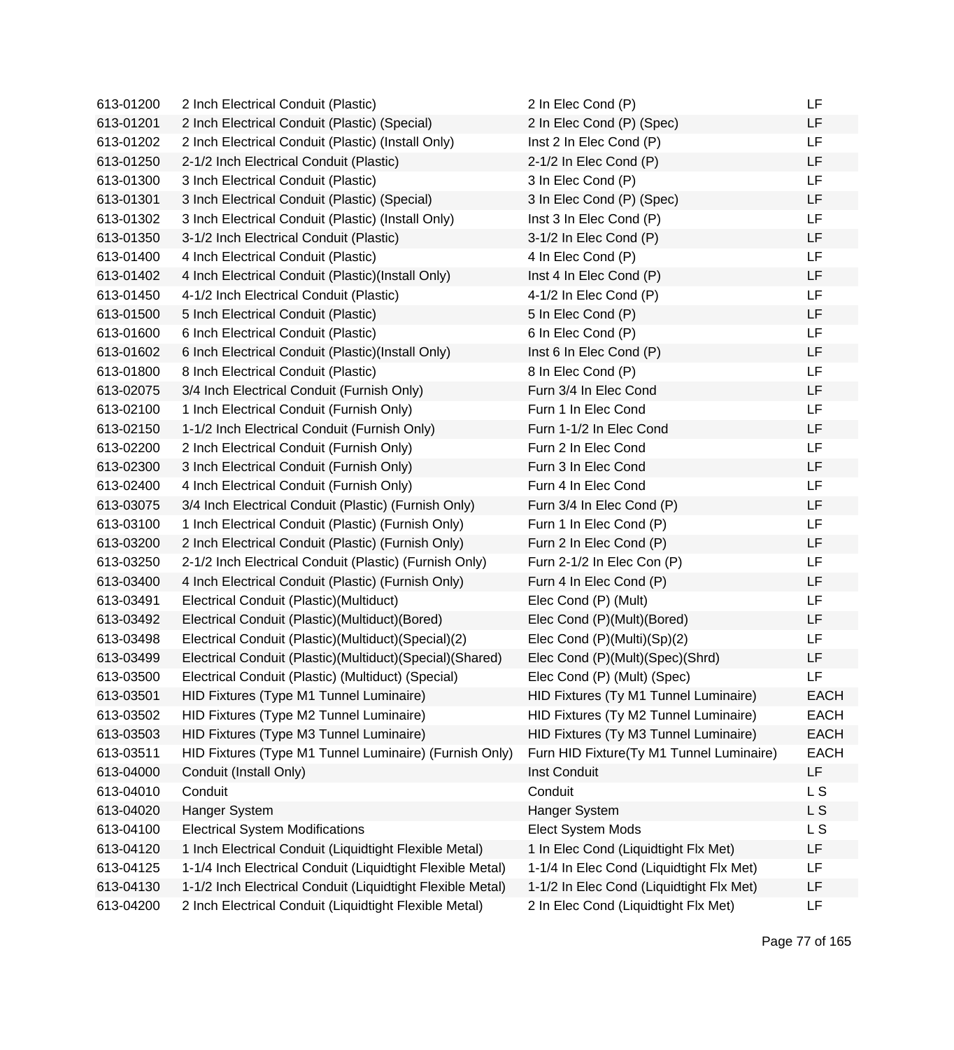| | | | |
|---|---|---|---|
| 613-01200 | 2 Inch Electrical Conduit (Plastic) | 2 In Elec Cond (P) | LF |
| 613-01201 | 2 Inch Electrical Conduit (Plastic) (Special) | 2 In Elec Cond (P) (Spec) | LF |
| 613-01202 | 2 Inch Electrical Conduit (Plastic) (Install Only) | Inst 2 In Elec Cond (P) | LF |
| 613-01250 | 2-1/2 Inch Electrical Conduit (Plastic) | 2-1/2 In Elec Cond (P) | LF |
| 613-01300 | 3 Inch Electrical Conduit (Plastic) | 3 In Elec Cond (P) | LF |
| 613-01301 | 3 Inch Electrical Conduit (Plastic) (Special) | 3 In Elec Cond (P) (Spec) | LF |
| 613-01302 | 3 Inch Electrical Conduit (Plastic) (Install Only) | Inst 3 In Elec Cond (P) | LF |
| 613-01350 | 3-1/2 Inch Electrical Conduit (Plastic) | 3-1/2 In Elec Cond (P) | LF |
| 613-01400 | 4 Inch Electrical Conduit (Plastic) | 4 In Elec Cond (P) | LF |
| 613-01402 | 4 Inch Electrical Conduit (Plastic)(Install Only) | Inst 4 In Elec Cond (P) | LF |
| 613-01450 | 4-1/2 Inch Electrical Conduit (Plastic) | 4-1/2 In Elec Cond (P) | LF |
| 613-01500 | 5 Inch Electrical Conduit (Plastic) | 5 In Elec Cond (P) | LF |
| 613-01600 | 6 Inch Electrical Conduit (Plastic) | 6 In Elec Cond (P) | LF |
| 613-01602 | 6 Inch Electrical Conduit (Plastic)(Install Only) | Inst 6 In Elec Cond (P) | LF |
| 613-01800 | 8 Inch Electrical Conduit (Plastic) | 8 In Elec Cond (P) | LF |
| 613-02075 | 3/4 Inch Electrical Conduit (Furnish Only) | Furn 3/4 In Elec Cond | LF |
| 613-02100 | 1 Inch Electrical Conduit (Furnish Only) | Furn 1 In Elec Cond | LF |
| 613-02150 | 1-1/2 Inch Electrical Conduit (Furnish Only) | Furn 1-1/2 In Elec Cond | LF |
| 613-02200 | 2 Inch Electrical Conduit (Furnish Only) | Furn 2 In Elec Cond | LF |
| 613-02300 | 3 Inch Electrical Conduit (Furnish Only) | Furn 3 In Elec Cond | LF |
| 613-02400 | 4 Inch Electrical Conduit (Furnish Only) | Furn 4 In Elec Cond | LF |
| 613-03075 | 3/4 Inch Electrical Conduit (Plastic) (Furnish Only) | Furn 3/4 In Elec Cond (P) | LF |
| 613-03100 | 1 Inch Electrical Conduit (Plastic) (Furnish Only) | Furn 1 In Elec Cond (P) | LF |
| 613-03200 | 2 Inch Electrical Conduit (Plastic) (Furnish Only) | Furn 2 In Elec Cond (P) | LF |
| 613-03250 | 2-1/2 Inch Electrical Conduit (Plastic) (Furnish Only) | Furn 2-1/2 In Elec Con (P) | LF |
| 613-03400 | 4 Inch Electrical Conduit (Plastic) (Furnish Only) | Furn 4 In Elec Cond (P) | LF |
| 613-03491 | Electrical Conduit (Plastic)(Multiduct) | Elec Cond (P) (Mult) | LF |
| 613-03492 | Electrical Conduit (Plastic)(Multiduct)(Bored) | Elec Cond (P)(Mult)(Bored) | LF |
| 613-03498 | Electrical Conduit (Plastic)(Multiduct)(Special)(2) | Elec Cond (P)(Multi)(Sp)(2) | LF |
| 613-03499 | Electrical Conduit (Plastic)(Multiduct)(Special)(Shared) | Elec Cond (P)(Mult)(Spec)(Shrd) | LF |
| 613-03500 | Electrical Conduit (Plastic) (Multiduct) (Special) | Elec Cond (P) (Mult) (Spec) | LF |
| 613-03501 | HID Fixtures (Type M1 Tunnel Luminaire) | HID Fixtures (Ty M1 Tunnel Luminaire) | EACH |
| 613-03502 | HID Fixtures (Type M2 Tunnel Luminaire) | HID Fixtures (Ty M2 Tunnel Luminaire) | EACH |
| 613-03503 | HID Fixtures (Type M3 Tunnel Luminaire) | HID Fixtures (Ty M3 Tunnel Luminaire) | EACH |
| 613-03511 | HID Fixtures (Type M1 Tunnel Luminaire) (Furnish Only) | Furn HID Fixture(Ty M1 Tunnel Luminaire) | EACH |
| 613-04000 | Conduit (Install Only) | Inst Conduit | LF |
| 613-04010 | Conduit | Conduit | L S |
| 613-04020 | Hanger System | Hanger System | L S |
| 613-04100 | Electrical System Modifications | Elect System Mods | L S |
| 613-04120 | 1 Inch Electrical Conduit (Liquidtight Flexible Metal) | 1 In Elec Cond (Liquidtight Flx Met) | LF |
| 613-04125 | 1-1/4 Inch Electrical Conduit (Liquidtight Flexible Metal) | 1-1/4 In Elec Cond (Liquidtight Flx Met) | LF |
| 613-04130 | 1-1/2 Inch Electrical Conduit (Liquidtight Flexible Metal) | 1-1/2 In Elec Cond (Liquidtight Flx Met) | LF |
| 613-04200 | 2 Inch Electrical Conduit (Liquidtight Flexible Metal) | 2 In Elec Cond (Liquidtight Flx Met) | LF |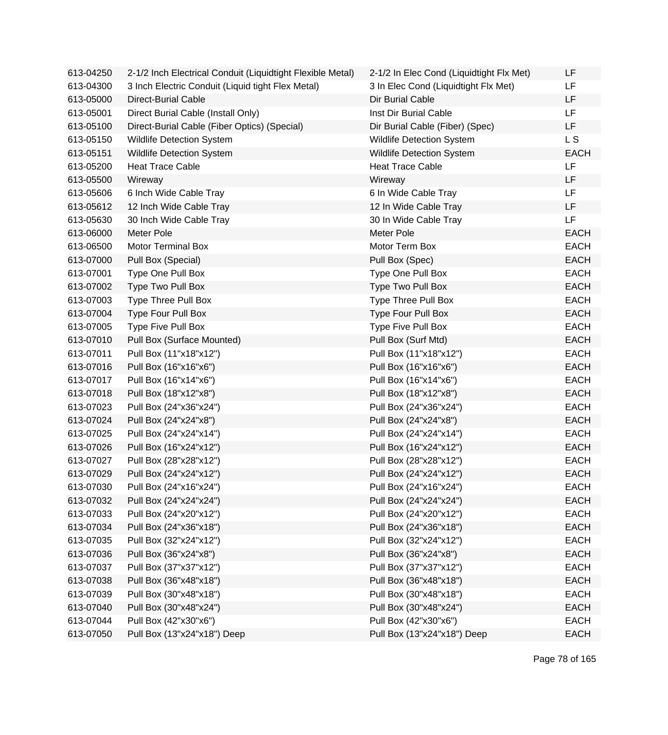| | | | |
|---|---|---|---|
| 613-04250 | 2-1/2 Inch Electrical Conduit (Liquidtight Flexible Metal) | 2-1/2 In Elec Cond (Liquidtight Flx Met) | LF |
| 613-04300 | 3 Inch Electric Conduit (Liquid tight Flex Metal) | 3 In Elec Cond (Liquidtight Flx Met) | LF |
| 613-05000 | Direct-Burial Cable | Dir Burial Cable | LF |
| 613-05001 | Direct Burial Cable (Install Only) | Inst Dir Burial Cable | LF |
| 613-05100 | Direct-Burial Cable (Fiber Optics) (Special) | Dir Burial Cable (Fiber) (Spec) | LF |
| 613-05150 | Wildlife Detection System | Wildlife Detection System | L S |
| 613-05151 | Wildlife Detection System | Wildlife Detection System | EACH |
| 613-05200 | Heat Trace Cable | Heat Trace Cable | LF |
| 613-05500 | Wireway | Wireway | LF |
| 613-05606 | 6 Inch Wide Cable Tray | 6 In Wide Cable Tray | LF |
| 613-05612 | 12 Inch Wide Cable Tray | 12 In Wide Cable Tray | LF |
| 613-05630 | 30 Inch Wide Cable Tray | 30 In Wide Cable Tray | LF |
| 613-06000 | Meter Pole | Meter Pole | EACH |
| 613-06500 | Motor Terminal Box | Motor Term Box | EACH |
| 613-07000 | Pull Box (Special) | Pull Box (Spec) | EACH |
| 613-07001 | Type One Pull Box | Type One Pull Box | EACH |
| 613-07002 | Type Two Pull Box | Type Two Pull Box | EACH |
| 613-07003 | Type Three Pull Box | Type Three Pull Box | EACH |
| 613-07004 | Type Four Pull Box | Type Four Pull Box | EACH |
| 613-07005 | Type Five Pull Box | Type Five Pull Box | EACH |
| 613-07010 | Pull Box (Surface Mounted) | Pull Box (Surf Mtd) | EACH |
| 613-07011 | Pull Box (11"x18"x12") | Pull Box (11"x18"x12") | EACH |
| 613-07016 | Pull Box (16"x16"x6") | Pull Box (16"x16"x6") | EACH |
| 613-07017 | Pull Box (16"x14"x6") | Pull Box (16"x14"x6") | EACH |
| 613-07018 | Pull Box (18"x12"x8") | Pull Box (18"x12"x8") | EACH |
| 613-07023 | Pull Box (24"x36"x24") | Pull Box (24"x36"x24") | EACH |
| 613-07024 | Pull Box (24"x24"x8") | Pull Box (24"x24"x8") | EACH |
| 613-07025 | Pull Box (24"x24"x14") | Pull Box (24"x24"x14") | EACH |
| 613-07026 | Pull Box (16"x24"x12") | Pull Box (16"x24"x12") | EACH |
| 613-07027 | Pull Box (28"x28"x12") | Pull Box (28"x28"x12") | EACH |
| 613-07029 | Pull Box (24"x24"x12") | Pull Box (24"x24"x12") | EACH |
| 613-07030 | Pull Box (24"x16"x24") | Pull Box (24"x16"x24") | EACH |
| 613-07032 | Pull Box (24"x24"x24") | Pull Box (24"x24"x24") | EACH |
| 613-07033 | Pull Box (24"x20"x12") | Pull Box (24"x20"x12") | EACH |
| 613-07034 | Pull Box (24"x36"x18") | Pull Box (24"x36"x18") | EACH |
| 613-07035 | Pull Box (32"x24"x12") | Pull Box (32"x24"x12") | EACH |
| 613-07036 | Pull Box (36"x24"x8") | Pull Box (36"x24"x8") | EACH |
| 613-07037 | Pull Box (37"x37"x12") | Pull Box (37"x37"x12") | EACH |
| 613-07038 | Pull Box (36"x48"x18") | Pull Box (36"x48"x18") | EACH |
| 613-07039 | Pull Box (30"x48"x18") | Pull Box (30"x48"x18") | EACH |
| 613-07040 | Pull Box (30"x48"x24") | Pull Box (30"x48"x24") | EACH |
| 613-07044 | Pull Box (42"x30"x6") | Pull Box (42"x30"x6") | EACH |
| 613-07050 | Pull Box (13"x24"x18") Deep | Pull Box (13"x24"x18") Deep | EACH |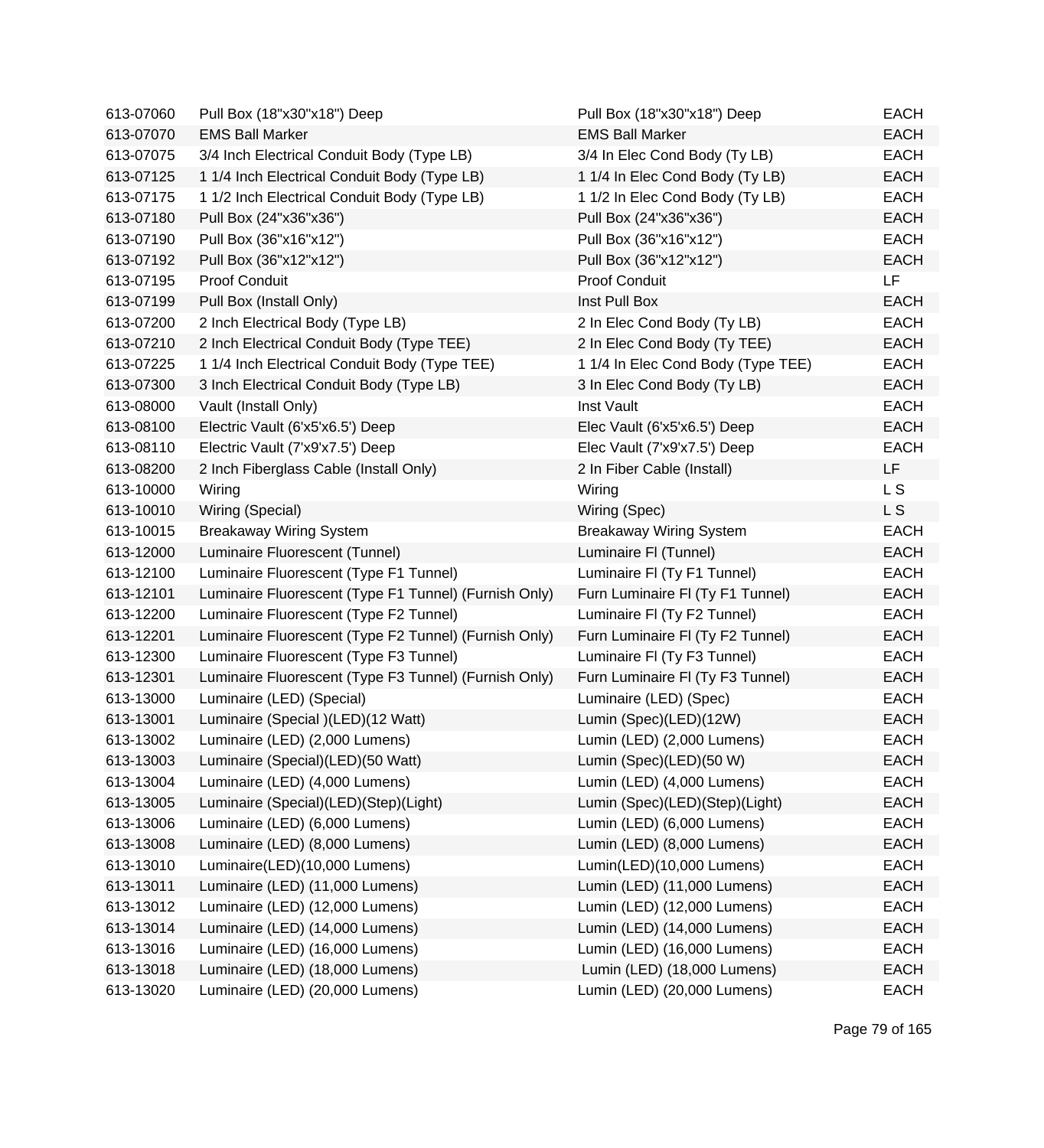| | | | |
|---|---|---|---|
| 613-07060 | Pull Box (18"x30"x18") Deep | Pull Box (18"x30"x18") Deep | EACH |
| 613-07070 | EMS Ball Marker | EMS Ball Marker | EACH |
| 613-07075 | 3/4 Inch Electrical Conduit Body (Type LB) | 3/4 In Elec Cond Body (Ty LB) | EACH |
| 613-07125 | 1 1/4 Inch Electrical Conduit Body (Type LB) | 1 1/4 In Elec Cond Body (Ty LB) | EACH |
| 613-07175 | 1 1/2 Inch Electrical Conduit Body (Type LB) | 1 1/2 In Elec Cond Body (Ty LB) | EACH |
| 613-07180 | Pull Box (24"x36"x36") | Pull Box (24"x36"x36") | EACH |
| 613-07190 | Pull Box (36"x16"x12") | Pull Box (36"x16"x12") | EACH |
| 613-07192 | Pull Box (36"x12"x12") | Pull Box (36"x12"x12") | EACH |
| 613-07195 | Proof Conduit | Proof Conduit | LF |
| 613-07199 | Pull Box (Install Only) | Inst Pull Box | EACH |
| 613-07200 | 2 Inch Electrical Body (Type LB) | 2 In Elec Cond Body (Ty LB) | EACH |
| 613-07210 | 2 Inch Electrical Conduit Body (Type TEE) | 2 In Elec Cond Body (Ty TEE) | EACH |
| 613-07225 | 1 1/4 Inch Electrical Conduit Body (Type TEE) | 1 1/4 In Elec Cond Body (Type TEE) | EACH |
| 613-07300 | 3 Inch Electrical Conduit Body (Type LB) | 3 In Elec Cond Body (Ty LB) | EACH |
| 613-08000 | Vault (Install Only) | Inst Vault | EACH |
| 613-08100 | Electric Vault (6'x5'x6.5') Deep | Elec Vault (6'x5'x6.5') Deep | EACH |
| 613-08110 | Electric Vault (7'x9'x7.5') Deep | Elec Vault (7'x9'x7.5') Deep | EACH |
| 613-08200 | 2 Inch Fiberglass Cable (Install Only) | 2 In Fiber Cable (Install) | LF |
| 613-10000 | Wiring | Wiring | L S |
| 613-10010 | Wiring (Special) | Wiring (Spec) | L S |
| 613-10015 | Breakaway Wiring System | Breakaway Wiring System | EACH |
| 613-12000 | Luminaire Fluorescent (Tunnel) | Luminaire Fl (Tunnel) | EACH |
| 613-12100 | Luminaire Fluorescent (Type F1 Tunnel) | Luminaire Fl (Ty F1 Tunnel) | EACH |
| 613-12101 | Luminaire Fluorescent (Type F1 Tunnel) (Furnish Only) | Furn Luminaire Fl (Ty F1 Tunnel) | EACH |
| 613-12200 | Luminaire Fluorescent (Type F2 Tunnel) | Luminaire Fl (Ty F2 Tunnel) | EACH |
| 613-12201 | Luminaire Fluorescent (Type F2 Tunnel) (Furnish Only) | Furn Luminaire Fl (Ty F2 Tunnel) | EACH |
| 613-12300 | Luminaire Fluorescent (Type F3 Tunnel) | Luminaire Fl (Ty F3 Tunnel) | EACH |
| 613-12301 | Luminaire Fluorescent (Type F3 Tunnel) (Furnish Only) | Furn Luminaire Fl (Ty F3 Tunnel) | EACH |
| 613-13000 | Luminaire (LED) (Special) | Luminaire (LED) (Spec) | EACH |
| 613-13001 | Luminaire (Special )(LED)(12 Watt) | Lumin (Spec)(LED)(12W) | EACH |
| 613-13002 | Luminaire (LED) (2,000 Lumens) | Lumin (LED) (2,000 Lumens) | EACH |
| 613-13003 | Luminaire (Special)(LED)(50 Watt) | Lumin (Spec)(LED)(50 W) | EACH |
| 613-13004 | Luminaire (LED) (4,000 Lumens) | Lumin (LED) (4,000 Lumens) | EACH |
| 613-13005 | Luminaire (Special)(LED)(Step)(Light) | Lumin (Spec)(LED)(Step)(Light) | EACH |
| 613-13006 | Luminaire (LED) (6,000 Lumens) | Lumin (LED) (6,000 Lumens) | EACH |
| 613-13008 | Luminaire (LED) (8,000 Lumens) | Lumin (LED) (8,000 Lumens) | EACH |
| 613-13010 | Luminaire(LED)(10,000 Lumens) | Lumin(LED)(10,000 Lumens) | EACH |
| 613-13011 | Luminaire (LED) (11,000 Lumens) | Lumin (LED) (11,000 Lumens) | EACH |
| 613-13012 | Luminaire (LED) (12,000 Lumens) | Lumin (LED) (12,000 Lumens) | EACH |
| 613-13014 | Luminaire (LED) (14,000 Lumens) | Lumin (LED) (14,000 Lumens) | EACH |
| 613-13016 | Luminaire (LED) (16,000 Lumens) | Lumin (LED) (16,000 Lumens) | EACH |
| 613-13018 | Luminaire (LED) (18,000 Lumens) | Lumin (LED) (18,000 Lumens) | EACH |
| 613-13020 | Luminaire (LED) (20,000 Lumens) | Lumin (LED) (20,000 Lumens) | EACH |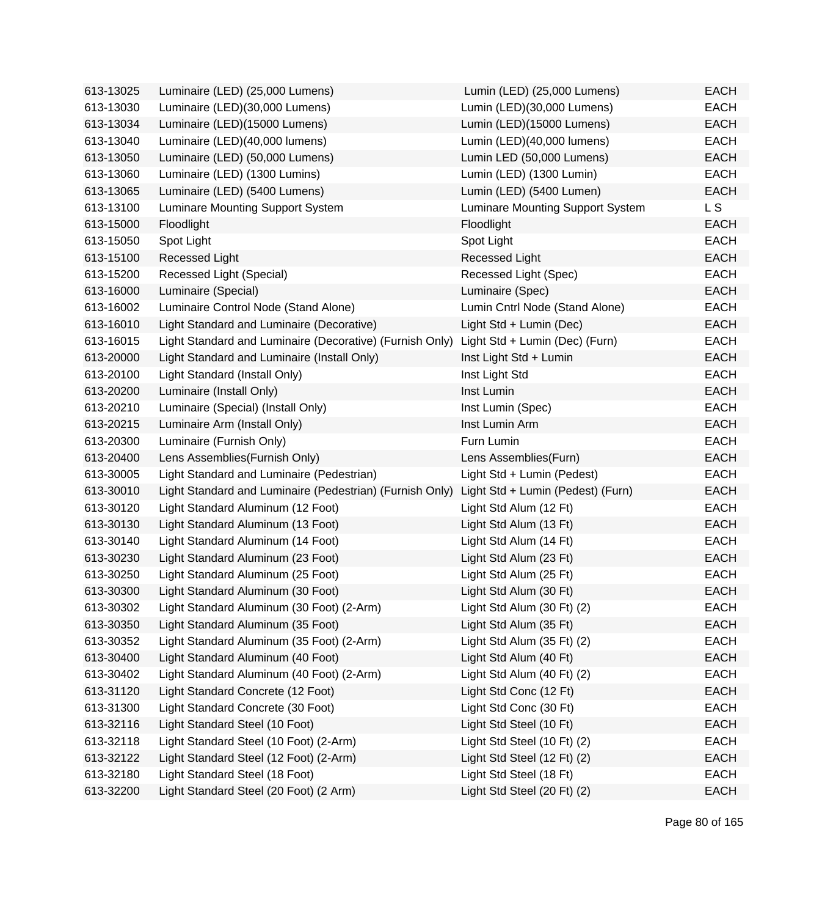| | | | |
|---|---|---|---|
| 613-13025 | Luminaire (LED) (25,000 Lumens) | Lumin (LED) (25,000 Lumens) | EACH |
| 613-13030 | Luminaire (LED)(30,000 Lumens) | Lumin (LED)(30,000 Lumens) | EACH |
| 613-13034 | Luminaire (LED)(15000 Lumens) | Lumin (LED)(15000 Lumens) | EACH |
| 613-13040 | Luminaire (LED)(40,000 lumens) | Lumin (LED)(40,000 lumens) | EACH |
| 613-13050 | Luminaire (LED) (50,000 Lumens) | Lumin LED (50,000 Lumens) | EACH |
| 613-13060 | Luminaire (LED) (1300 Lumins) | Lumin (LED) (1300 Lumin) | EACH |
| 613-13065 | Luminaire (LED) (5400 Lumens) | Lumin (LED) (5400 Lumen) | EACH |
| 613-13100 | Luminare Mounting Support System | Luminare Mounting Support System | L S |
| 613-15000 | Floodlight | Floodlight | EACH |
| 613-15050 | Spot Light | Spot Light | EACH |
| 613-15100 | Recessed Light | Recessed Light | EACH |
| 613-15200 | Recessed Light (Special) | Recessed Light (Spec) | EACH |
| 613-16000 | Luminaire (Special) | Luminaire (Spec) | EACH |
| 613-16002 | Luminaire Control Node (Stand Alone) | Lumin Cntrl Node (Stand Alone) | EACH |
| 613-16010 | Light Standard and Luminaire (Decorative) | Light Std + Lumin (Dec) | EACH |
| 613-16015 | Light Standard and Luminaire (Decorative) (Furnish Only) | Light Std + Lumin (Dec) (Furn) | EACH |
| 613-20000 | Light Standard and Luminaire (Install Only) | Inst Light Std + Lumin | EACH |
| 613-20100 | Light Standard (Install Only) | Inst Light Std | EACH |
| 613-20200 | Luminaire (Install Only) | Inst Lumin | EACH |
| 613-20210 | Luminaire (Special) (Install Only) | Inst Lumin (Spec) | EACH |
| 613-20215 | Luminaire Arm (Install Only) | Inst Lumin Arm | EACH |
| 613-20300 | Luminaire (Furnish Only) | Furn Lumin | EACH |
| 613-20400 | Lens Assemblies(Furnish Only) | Lens Assemblies(Furn) | EACH |
| 613-30005 | Light Standard and Luminaire (Pedestrian) | Light Std + Lumin (Pedest) | EACH |
| 613-30010 | Light Standard and Luminaire (Pedestrian) (Furnish Only) | Light Std + Lumin (Pedest) (Furn) | EACH |
| 613-30120 | Light Standard Aluminum (12 Foot) | Light Std Alum (12 Ft) | EACH |
| 613-30130 | Light Standard Aluminum (13 Foot) | Light Std Alum (13 Ft) | EACH |
| 613-30140 | Light Standard Aluminum (14 Foot) | Light Std Alum (14 Ft) | EACH |
| 613-30230 | Light Standard Aluminum (23 Foot) | Light Std Alum (23 Ft) | EACH |
| 613-30250 | Light Standard Aluminum (25 Foot) | Light Std Alum (25 Ft) | EACH |
| 613-30300 | Light Standard Aluminum (30 Foot) | Light Std Alum (30 Ft) | EACH |
| 613-30302 | Light Standard Aluminum (30 Foot) (2-Arm) | Light Std Alum (30 Ft) (2) | EACH |
| 613-30350 | Light Standard Aluminum (35 Foot) | Light Std Alum (35 Ft) | EACH |
| 613-30352 | Light Standard Aluminum (35 Foot) (2-Arm) | Light Std Alum (35 Ft) (2) | EACH |
| 613-30400 | Light Standard Aluminum (40 Foot) | Light Std Alum (40 Ft) | EACH |
| 613-30402 | Light Standard Aluminum (40 Foot) (2-Arm) | Light Std Alum (40 Ft) (2) | EACH |
| 613-31120 | Light Standard Concrete (12 Foot) | Light Std Conc (12 Ft) | EACH |
| 613-31300 | Light Standard Concrete (30 Foot) | Light Std Conc (30 Ft) | EACH |
| 613-32116 | Light Standard Steel (10 Foot) | Light Std Steel (10 Ft) | EACH |
| 613-32118 | Light Standard Steel (10 Foot) (2-Arm) | Light Std Steel (10 Ft) (2) | EACH |
| 613-32122 | Light Standard Steel (12 Foot) (2-Arm) | Light Std Steel (12 Ft) (2) | EACH |
| 613-32180 | Light Standard Steel (18 Foot) | Light Std Steel (18 Ft) | EACH |
| 613-32200 | Light Standard Steel (20 Foot) (2 Arm) | Light Std Steel (20 Ft) (2) | EACH |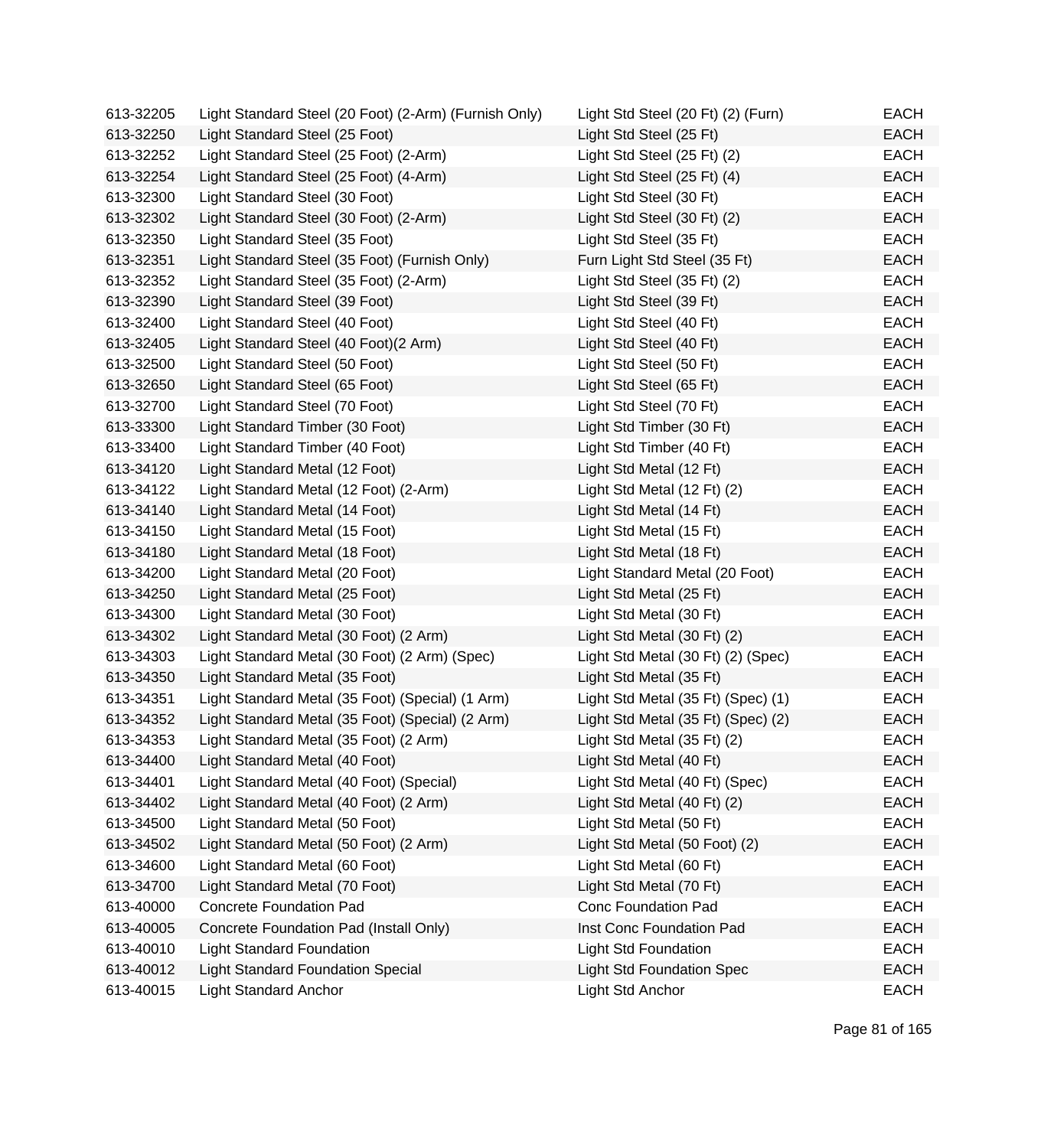| | | | |
|---|---|---|---|
| 613-32205 | Light Standard Steel (20 Foot) (2-Arm) (Furnish Only) | Light Std Steel (20 Ft) (2) (Furn) | EACH |
| 613-32250 | Light Standard Steel (25 Foot) | Light Std Steel (25 Ft) | EACH |
| 613-32252 | Light Standard Steel (25 Foot) (2-Arm) | Light Std Steel (25 Ft) (2) | EACH |
| 613-32254 | Light Standard Steel (25 Foot) (4-Arm) | Light Std Steel (25 Ft) (4) | EACH |
| 613-32300 | Light Standard Steel (30 Foot) | Light Std Steel (30 Ft) | EACH |
| 613-32302 | Light Standard Steel (30 Foot) (2-Arm) | Light Std Steel (30 Ft) (2) | EACH |
| 613-32350 | Light Standard Steel (35 Foot) | Light Std Steel (35 Ft) | EACH |
| 613-32351 | Light Standard Steel (35 Foot) (Furnish Only) | Furn Light Std Steel (35 Ft) | EACH |
| 613-32352 | Light Standard Steel (35 Foot) (2-Arm) | Light Std Steel (35 Ft) (2) | EACH |
| 613-32390 | Light Standard Steel (39 Foot) | Light Std Steel (39 Ft) | EACH |
| 613-32400 | Light Standard Steel (40 Foot) | Light Std Steel (40 Ft) | EACH |
| 613-32405 | Light Standard Steel (40 Foot)(2 Arm) | Light Std Steel (40 Ft) | EACH |
| 613-32500 | Light Standard Steel (50 Foot) | Light Std Steel (50 Ft) | EACH |
| 613-32650 | Light Standard Steel (65 Foot) | Light Std Steel (65 Ft) | EACH |
| 613-32700 | Light Standard Steel (70 Foot) | Light Std Steel (70 Ft) | EACH |
| 613-33300 | Light Standard Timber (30 Foot) | Light Std Timber (30 Ft) | EACH |
| 613-33400 | Light Standard Timber (40 Foot) | Light Std Timber (40 Ft) | EACH |
| 613-34120 | Light Standard Metal (12 Foot) | Light Std Metal (12 Ft) | EACH |
| 613-34122 | Light Standard Metal (12 Foot) (2-Arm) | Light Std Metal (12 Ft) (2) | EACH |
| 613-34140 | Light Standard Metal (14 Foot) | Light Std Metal (14 Ft) | EACH |
| 613-34150 | Light Standard Metal (15 Foot) | Light Std Metal (15 Ft) | EACH |
| 613-34180 | Light Standard Metal (18 Foot) | Light Std Metal (18 Ft) | EACH |
| 613-34200 | Light Standard Metal (20 Foot) | Light Standard Metal (20 Foot) | EACH |
| 613-34250 | Light Standard Metal (25 Foot) | Light Std Metal (25 Ft) | EACH |
| 613-34300 | Light Standard Metal (30 Foot) | Light Std Metal (30 Ft) | EACH |
| 613-34302 | Light Standard Metal (30 Foot) (2 Arm) | Light Std Metal (30 Ft) (2) | EACH |
| 613-34303 | Light Standard Metal (30 Foot) (2 Arm) (Spec) | Light Std Metal (30 Ft) (2) (Spec) | EACH |
| 613-34350 | Light Standard Metal (35 Foot) | Light Std Metal (35 Ft) | EACH |
| 613-34351 | Light Standard Metal (35 Foot) (Special) (1 Arm) | Light Std Metal (35 Ft) (Spec) (1) | EACH |
| 613-34352 | Light Standard Metal (35 Foot) (Special) (2 Arm) | Light Std Metal (35 Ft) (Spec) (2) | EACH |
| 613-34353 | Light Standard Metal (35 Foot) (2 Arm) | Light Std Metal (35 Ft) (2) | EACH |
| 613-34400 | Light Standard Metal (40 Foot) | Light Std Metal (40 Ft) | EACH |
| 613-34401 | Light Standard Metal (40 Foot) (Special) | Light Std Metal (40 Ft) (Spec) | EACH |
| 613-34402 | Light Standard Metal (40 Foot) (2 Arm) | Light Std Metal (40 Ft) (2) | EACH |
| 613-34500 | Light Standard Metal (50 Foot) | Light Std Metal (50 Ft) | EACH |
| 613-34502 | Light Standard Metal (50 Foot) (2 Arm) | Light Std Metal (50 Foot) (2) | EACH |
| 613-34600 | Light Standard Metal (60 Foot) | Light Std Metal (60 Ft) | EACH |
| 613-34700 | Light Standard Metal (70 Foot) | Light Std Metal (70 Ft) | EACH |
| 613-40000 | Concrete Foundation Pad | Conc Foundation Pad | EACH |
| 613-40005 | Concrete Foundation Pad (Install Only) | Inst Conc Foundation Pad | EACH |
| 613-40010 | Light Standard Foundation | Light Std Foundation | EACH |
| 613-40012 | Light Standard Foundation Special | Light Std Foundation Spec | EACH |
| 613-40015 | Light Standard Anchor | Light Std Anchor | EACH |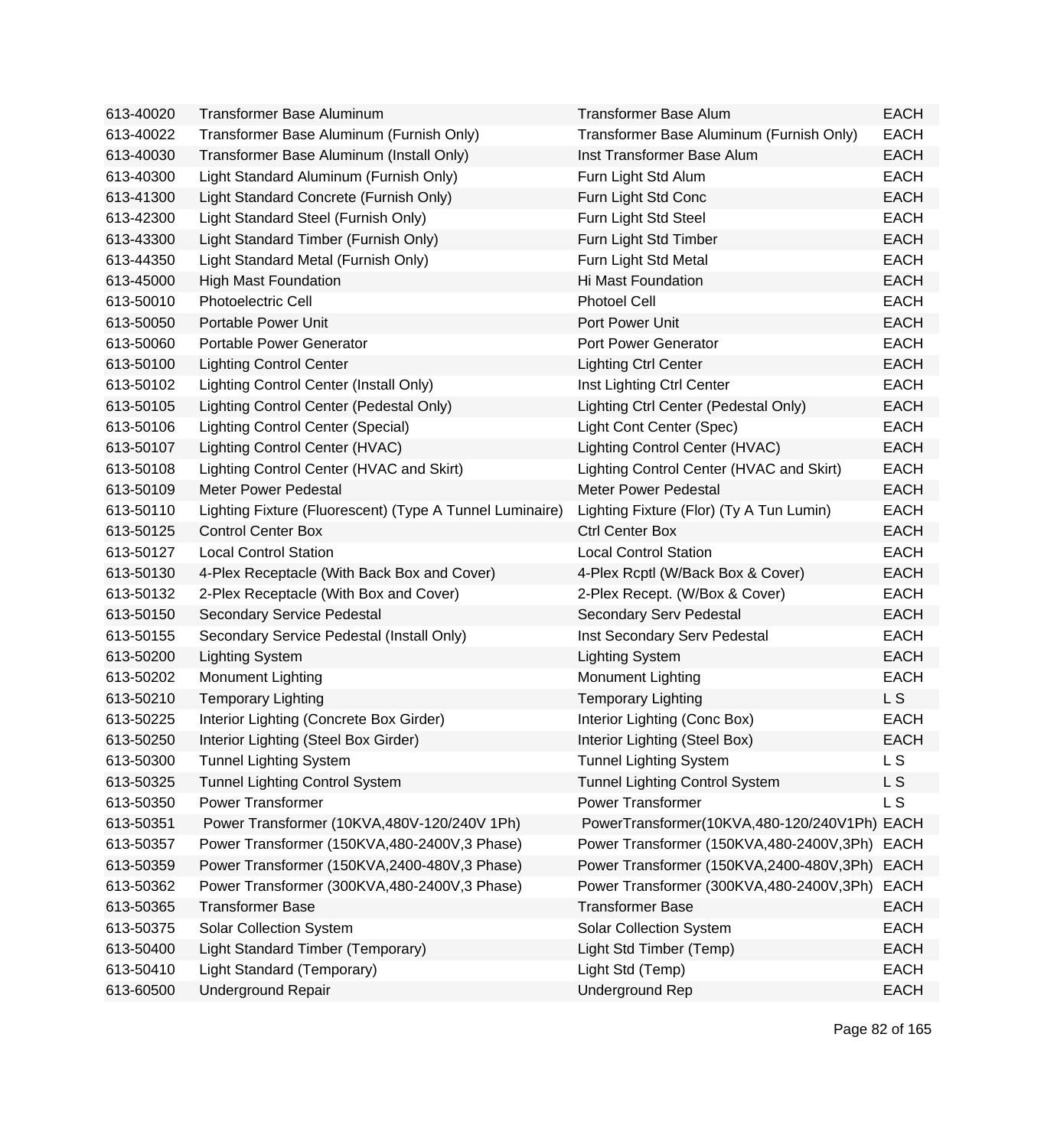| | | | |
|---|---|---|---|
| 613-40020 | Transformer Base Aluminum | Transformer Base Alum | EACH |
| 613-40022 | Transformer Base Aluminum (Furnish Only) | Transformer Base Aluminum (Furnish Only) | EACH |
| 613-40030 | Transformer Base Aluminum (Install Only) | Inst Transformer Base Alum | EACH |
| 613-40300 | Light Standard Aluminum (Furnish Only) | Furn Light Std Alum | EACH |
| 613-41300 | Light Standard Concrete (Furnish Only) | Furn Light Std Conc | EACH |
| 613-42300 | Light Standard Steel (Furnish Only) | Furn Light Std Steel | EACH |
| 613-43300 | Light Standard Timber (Furnish Only) | Furn Light Std Timber | EACH |
| 613-44350 | Light Standard Metal (Furnish Only) | Furn Light Std Metal | EACH |
| 613-45000 | High Mast Foundation | Hi Mast Foundation | EACH |
| 613-50010 | Photoelectric Cell | Photoel Cell | EACH |
| 613-50050 | Portable Power Unit | Port Power Unit | EACH |
| 613-50060 | Portable Power Generator | Port Power Generator | EACH |
| 613-50100 | Lighting Control Center | Lighting Ctrl Center | EACH |
| 613-50102 | Lighting Control Center (Install Only) | Inst Lighting Ctrl Center | EACH |
| 613-50105 | Lighting Control Center (Pedestal Only) | Lighting Ctrl Center (Pedestal Only) | EACH |
| 613-50106 | Lighting Control Center (Special) | Light Cont Center (Spec) | EACH |
| 613-50107 | Lighting Control Center (HVAC) | Lighting Control Center (HVAC) | EACH |
| 613-50108 | Lighting Control Center (HVAC and Skirt) | Lighting Control Center (HVAC and Skirt) | EACH |
| 613-50109 | Meter Power Pedestal | Meter Power Pedestal | EACH |
| 613-50110 | Lighting Fixture (Fluorescent) (Type A Tunnel Luminaire) | Lighting Fixture (Flor) (Ty A Tun Lumin) | EACH |
| 613-50125 | Control Center Box | Ctrl Center Box | EACH |
| 613-50127 | Local Control Station | Local Control Station | EACH |
| 613-50130 | 4-Plex Receptacle (With Back Box and Cover) | 4-Plex Rcptl (W/Back Box & Cover) | EACH |
| 613-50132 | 2-Plex Receptacle (With Box and Cover) | 2-Plex Recept. (W/Box & Cover) | EACH |
| 613-50150 | Secondary Service Pedestal | Secondary Serv Pedestal | EACH |
| 613-50155 | Secondary Service Pedestal (Install Only) | Inst Secondary Serv Pedestal | EACH |
| 613-50200 | Lighting System | Lighting System | EACH |
| 613-50202 | Monument Lighting | Monument Lighting | EACH |
| 613-50210 | Temporary Lighting | Temporary Lighting | L S |
| 613-50225 | Interior Lighting (Concrete Box Girder) | Interior Lighting (Conc Box) | EACH |
| 613-50250 | Interior Lighting (Steel Box Girder) | Interior Lighting (Steel Box) | EACH |
| 613-50300 | Tunnel Lighting System | Tunnel Lighting System | L S |
| 613-50325 | Tunnel Lighting Control System | Tunnel Lighting Control System | L S |
| 613-50350 | Power Transformer | Power Transformer | L S |
| 613-50351 | Power Transformer (10KVA,480V-120/240V 1Ph) | PowerTransformer(10KVA,480-120/240V1Ph) | EACH |
| 613-50357 | Power Transformer (150KVA,480-2400V,3 Phase) | Power Transformer (150KVA,480-2400V,3Ph) | EACH |
| 613-50359 | Power Transformer (150KVA,2400-480V,3 Phase) | Power Transformer (150KVA,2400-480V,3Ph) | EACH |
| 613-50362 | Power Transformer (300KVA,480-2400V,3 Phase) | Power Transformer (300KVA,480-2400V,3Ph) | EACH |
| 613-50365 | Transformer Base | Transformer Base | EACH |
| 613-50375 | Solar Collection System | Solar Collection System | EACH |
| 613-50400 | Light Standard Timber (Temporary) | Light Std Timber (Temp) | EACH |
| 613-50410 | Light Standard (Temporary) | Light Std (Temp) | EACH |
| 613-60500 | Underground Repair | Underground Rep | EACH |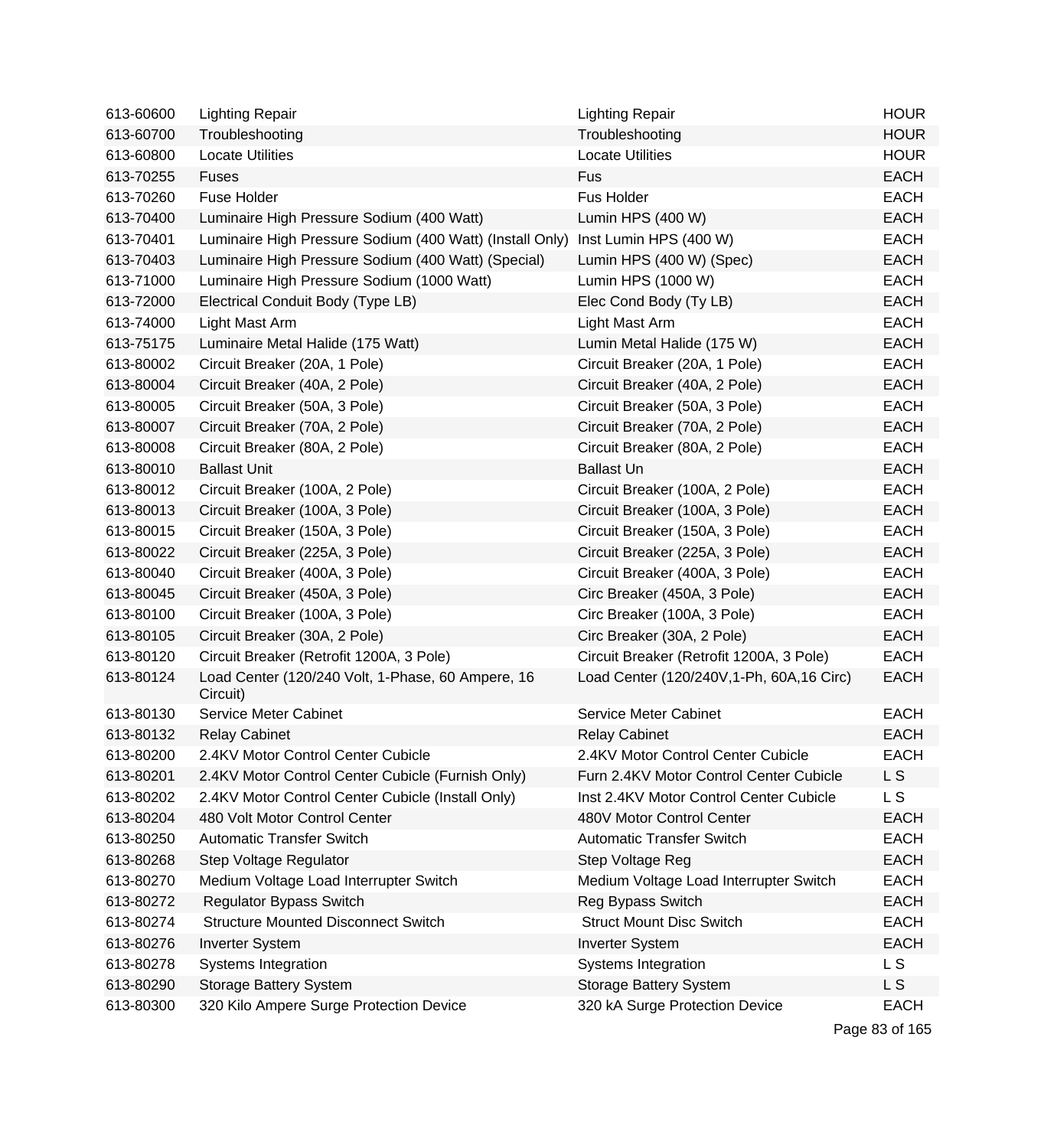| | | | |
|---|---|---|---|
| 613-60600 | Lighting Repair | Lighting Repair | HOUR |
| 613-60700 | Troubleshooting | Troubleshooting | HOUR |
| 613-60800 | Locate Utilities | Locate Utilities | HOUR |
| 613-70255 | Fuses | Fus | EACH |
| 613-70260 | Fuse Holder | Fus Holder | EACH |
| 613-70400 | Luminaire High Pressure Sodium (400 Watt) | Lumin HPS (400 W) | EACH |
| 613-70401 | Luminaire High Pressure Sodium (400 Watt) (Install Only) | Inst Lumin HPS (400 W) | EACH |
| 613-70403 | Luminaire High Pressure Sodium (400 Watt) (Special) | Lumin HPS (400 W) (Spec) | EACH |
| 613-71000 | Luminaire High Pressure Sodium (1000 Watt) | Lumin HPS (1000 W) | EACH |
| 613-72000 | Electrical Conduit Body (Type LB) | Elec Cond Body (Ty LB) | EACH |
| 613-74000 | Light Mast Arm | Light Mast Arm | EACH |
| 613-75175 | Luminaire Metal Halide (175 Watt) | Lumin Metal Halide (175 W) | EACH |
| 613-80002 | Circuit Breaker (20A, 1 Pole) | Circuit Breaker (20A, 1 Pole) | EACH |
| 613-80004 | Circuit Breaker (40A, 2 Pole) | Circuit Breaker (40A, 2 Pole) | EACH |
| 613-80005 | Circuit Breaker (50A, 3 Pole) | Circuit Breaker (50A, 3 Pole) | EACH |
| 613-80007 | Circuit Breaker (70A, 2 Pole) | Circuit Breaker (70A, 2 Pole) | EACH |
| 613-80008 | Circuit Breaker (80A, 2 Pole) | Circuit Breaker (80A, 2 Pole) | EACH |
| 613-80010 | Ballast Unit | Ballast Un | EACH |
| 613-80012 | Circuit Breaker (100A, 2 Pole) | Circuit Breaker (100A, 2 Pole) | EACH |
| 613-80013 | Circuit Breaker (100A, 3 Pole) | Circuit Breaker (100A, 3 Pole) | EACH |
| 613-80015 | Circuit Breaker (150A, 3 Pole) | Circuit Breaker (150A, 3 Pole) | EACH |
| 613-80022 | Circuit Breaker (225A, 3 Pole) | Circuit Breaker (225A, 3 Pole) | EACH |
| 613-80040 | Circuit Breaker (400A, 3 Pole) | Circuit Breaker (400A, 3 Pole) | EACH |
| 613-80045 | Circuit Breaker (450A, 3 Pole) | Circ Breaker (450A, 3 Pole) | EACH |
| 613-80100 | Circuit Breaker (100A, 3 Pole) | Circ Breaker (100A, 3 Pole) | EACH |
| 613-80105 | Circuit Breaker (30A, 2 Pole) | Circ Breaker (30A, 2 Pole) | EACH |
| 613-80120 | Circuit Breaker (Retrofit 1200A, 3 Pole) | Circuit Breaker (Retrofit 1200A, 3 Pole) | EACH |
| 613-80124 | Load Center (120/240 Volt, 1-Phase, 60 Ampere, 16 Circuit) | Load Center (120/240V,1-Ph, 60A,16 Circ) | EACH |
| 613-80130 | Service Meter Cabinet | Service Meter Cabinet | EACH |
| 613-80132 | Relay Cabinet | Relay Cabinet | EACH |
| 613-80200 | 2.4KV Motor Control Center Cubicle | 2.4KV Motor Control Center Cubicle | EACH |
| 613-80201 | 2.4KV Motor Control Center Cubicle (Furnish Only) | Furn 2.4KV Motor Control Center Cubicle | L S |
| 613-80202 | 2.4KV Motor Control Center Cubicle (Install Only) | Inst 2.4KV Motor Control Center Cubicle | L S |
| 613-80204 | 480 Volt Motor Control Center | 480V Motor Control Center | EACH |
| 613-80250 | Automatic Transfer Switch | Automatic Transfer Switch | EACH |
| 613-80268 | Step Voltage Regulator | Step Voltage Reg | EACH |
| 613-80270 | Medium Voltage Load Interrupter Switch | Medium Voltage Load Interrupter Switch | EACH |
| 613-80272 | Regulator Bypass Switch | Reg Bypass Switch | EACH |
| 613-80274 | Structure Mounted Disconnect Switch | Struct Mount Disc Switch | EACH |
| 613-80276 | Inverter System | Inverter System | EACH |
| 613-80278 | Systems Integration | Systems Integration | L S |
| 613-80290 | Storage Battery System | Storage Battery System | L S |
| 613-80300 | 320 Kilo Ampere Surge Protection Device | 320 kA Surge Protection Device | EACH |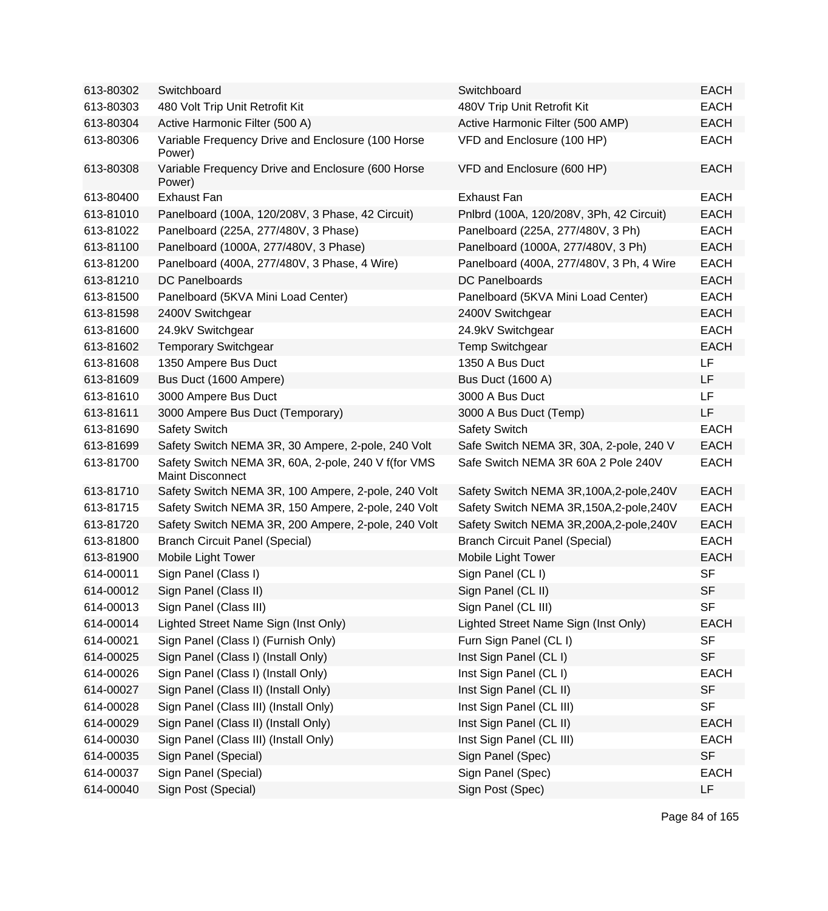| | | | |
|---|---|---|---|
| 613-80302 | Switchboard | Switchboard | EACH |
| 613-80303 | 480 Volt Trip Unit Retrofit Kit | 480V Trip Unit Retrofit Kit | EACH |
| 613-80304 | Active Harmonic Filter (500 A) | Active Harmonic Filter (500 AMP) | EACH |
| 613-80306 | Variable Frequency Drive and Enclosure (100 Horse Power) | VFD and Enclosure (100 HP) | EACH |
| 613-80308 | Variable Frequency Drive and Enclosure (600 Horse Power) | VFD and Enclosure (600 HP) | EACH |
| 613-80400 | Exhaust Fan | Exhaust Fan | EACH |
| 613-81010 | Panelboard (100A, 120/208V, 3 Phase, 42 Circuit) | Pnlbrd (100A, 120/208V, 3Ph, 42 Circuit) | EACH |
| 613-81022 | Panelboard (225A, 277/480V, 3 Phase) | Panelboard (225A, 277/480V, 3 Ph) | EACH |
| 613-81100 | Panelboard (1000A, 277/480V, 3 Phase) | Panelboard (1000A, 277/480V, 3 Ph) | EACH |
| 613-81200 | Panelboard (400A, 277/480V, 3 Phase, 4 Wire) | Panelboard (400A, 277/480V, 3 Ph, 4 Wire | EACH |
| 613-81210 | DC Panelboards | DC Panelboards | EACH |
| 613-81500 | Panelboard (5KVA Mini Load Center) | Panelboard (5KVA Mini Load Center) | EACH |
| 613-81598 | 2400V Switchgear | 2400V Switchgear | EACH |
| 613-81600 | 24.9kV Switchgear | 24.9kV Switchgear | EACH |
| 613-81602 | Temporary Switchgear | Temp Switchgear | EACH |
| 613-81608 | 1350 Ampere Bus Duct | 1350 A Bus Duct | LF |
| 613-81609 | Bus Duct (1600 Ampere) | Bus Duct (1600 A) | LF |
| 613-81610 | 3000 Ampere Bus Duct | 3000 A Bus Duct | LF |
| 613-81611 | 3000 Ampere Bus Duct (Temporary) | 3000 A Bus Duct (Temp) | LF |
| 613-81690 | Safety Switch | Safety Switch | EACH |
| 613-81699 | Safety Switch NEMA 3R, 30 Ampere, 2-pole, 240 Volt | Safe Switch NEMA 3R, 30A, 2-pole, 240 V | EACH |
| 613-81700 | Safety Switch NEMA 3R, 60A, 2-pole, 240 V f(for VMS Maint Disconnect | Safe Switch NEMA 3R 60A 2 Pole 240V | EACH |
| 613-81710 | Safety Switch NEMA 3R, 100 Ampere, 2-pole, 240 Volt | Safety Switch NEMA 3R,100A,2-pole,240V | EACH |
| 613-81715 | Safety Switch NEMA 3R, 150 Ampere, 2-pole, 240 Volt | Safety Switch NEMA 3R,150A,2-pole,240V | EACH |
| 613-81720 | Safety Switch NEMA 3R, 200 Ampere, 2-pole, 240 Volt | Safety Switch NEMA 3R,200A,2-pole,240V | EACH |
| 613-81800 | Branch Circuit Panel (Special) | Branch Circuit Panel (Special) | EACH |
| 613-81900 | Mobile Light Tower | Mobile Light Tower | EACH |
| 614-00011 | Sign Panel (Class I) | Sign Panel (CL I) | SF |
| 614-00012 | Sign Panel (Class II) | Sign Panel (CL II) | SF |
| 614-00013 | Sign Panel (Class III) | Sign Panel (CL III) | SF |
| 614-00014 | Lighted Street Name Sign (Inst Only) | Lighted Street Name Sign (Inst Only) | EACH |
| 614-00021 | Sign Panel (Class I) (Furnish Only) | Furn Sign Panel (CL I) | SF |
| 614-00025 | Sign Panel (Class I) (Install Only) | Inst Sign Panel (CL I) | SF |
| 614-00026 | Sign Panel (Class I) (Install Only) | Inst Sign Panel (CL I) | EACH |
| 614-00027 | Sign Panel (Class II) (Install Only) | Inst Sign Panel (CL II) | SF |
| 614-00028 | Sign Panel (Class III) (Install Only) | Inst Sign Panel (CL III) | SF |
| 614-00029 | Sign Panel (Class II) (Install Only) | Inst Sign Panel (CL II) | EACH |
| 614-00030 | Sign Panel (Class III) (Install Only) | Inst Sign Panel (CL III) | EACH |
| 614-00035 | Sign Panel (Special) | Sign Panel (Spec) | SF |
| 614-00037 | Sign Panel (Special) | Sign Panel (Spec) | EACH |
| 614-00040 | Sign Post (Special) | Sign Post (Spec) | LF |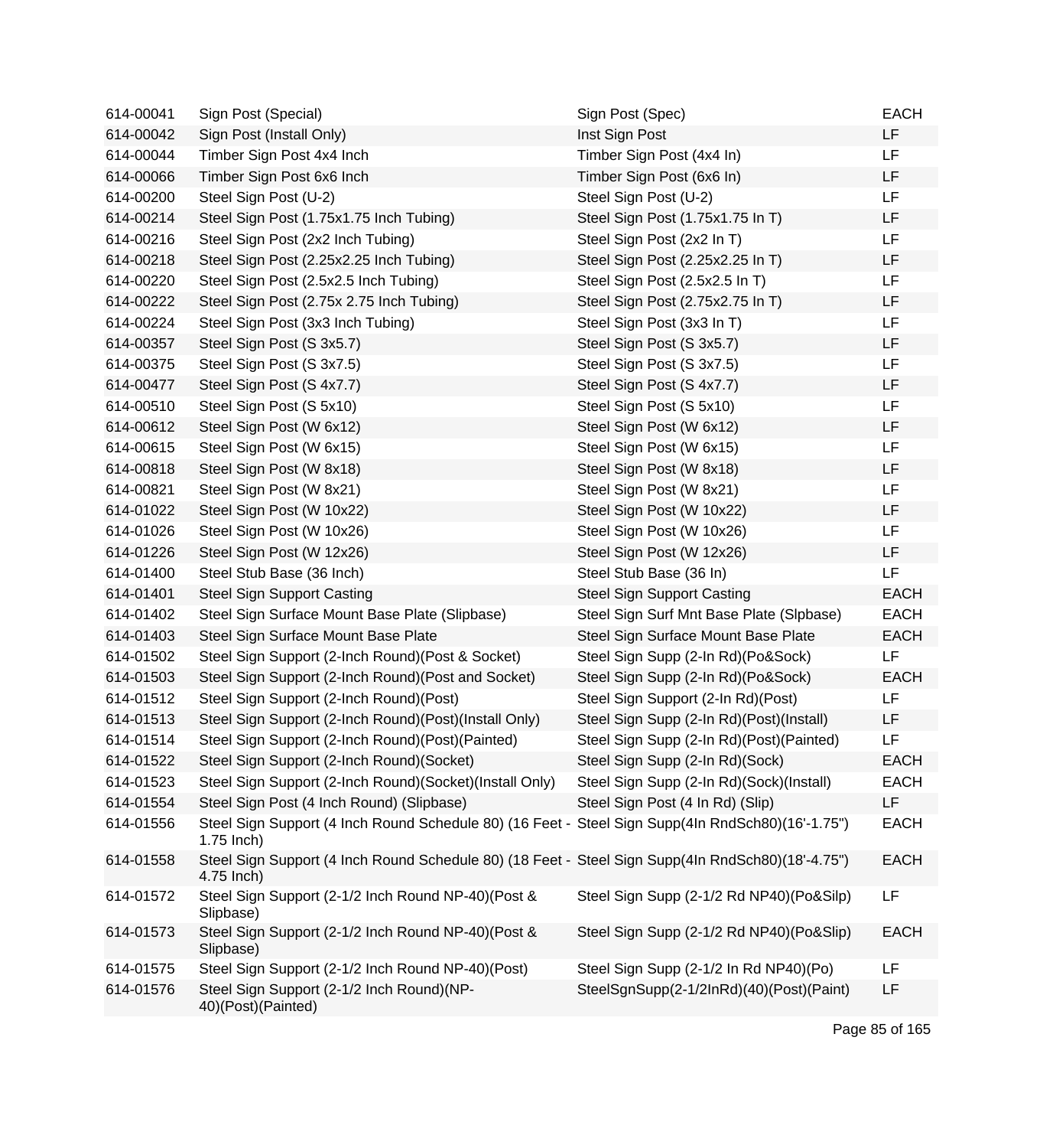| | | | |
|---|---|---|---|
| 614-00041 | Sign Post (Special) | Sign Post (Spec) | EACH |
| 614-00042 | Sign Post (Install Only) | Inst Sign Post | LF |
| 614-00044 | Timber Sign Post 4x4 Inch | Timber Sign Post (4x4 In) | LF |
| 614-00066 | Timber Sign Post 6x6 Inch | Timber Sign Post (6x6 In) | LF |
| 614-00200 | Steel Sign Post (U-2) | Steel Sign Post (U-2) | LF |
| 614-00214 | Steel Sign Post (1.75x1.75 Inch Tubing) | Steel Sign Post (1.75x1.75 In T) | LF |
| 614-00216 | Steel Sign Post (2x2 Inch Tubing) | Steel Sign Post (2x2 In T) | LF |
| 614-00218 | Steel Sign Post (2.25x2.25 Inch Tubing) | Steel Sign Post (2.25x2.25 In T) | LF |
| 614-00220 | Steel Sign Post (2.5x2.5 Inch Tubing) | Steel Sign Post (2.5x2.5 In T) | LF |
| 614-00222 | Steel Sign Post (2.75x 2.75 Inch Tubing) | Steel Sign Post (2.75x2.75 In T) | LF |
| 614-00224 | Steel Sign Post (3x3 Inch Tubing) | Steel Sign Post (3x3 In T) | LF |
| 614-00357 | Steel Sign Post (S 3x5.7) | Steel Sign Post (S 3x5.7) | LF |
| 614-00375 | Steel Sign Post (S 3x7.5) | Steel Sign Post (S 3x7.5) | LF |
| 614-00477 | Steel Sign Post (S 4x7.7) | Steel Sign Post (S 4x7.7) | LF |
| 614-00510 | Steel Sign Post (S 5x10) | Steel Sign Post (S 5x10) | LF |
| 614-00612 | Steel Sign Post (W 6x12) | Steel Sign Post (W 6x12) | LF |
| 614-00615 | Steel Sign Post (W 6x15) | Steel Sign Post (W 6x15) | LF |
| 614-00818 | Steel Sign Post (W 8x18) | Steel Sign Post (W 8x18) | LF |
| 614-00821 | Steel Sign Post (W 8x21) | Steel Sign Post (W 8x21) | LF |
| 614-01022 | Steel Sign Post (W 10x22) | Steel Sign Post (W 10x22) | LF |
| 614-01026 | Steel Sign Post (W 10x26) | Steel Sign Post (W 10x26) | LF |
| 614-01226 | Steel Sign Post (W 12x26) | Steel Sign Post (W 12x26) | LF |
| 614-01400 | Steel Stub Base (36 Inch) | Steel Stub Base (36 In) | LF |
| 614-01401 | Steel Sign Support Casting | Steel Sign Support Casting | EACH |
| 614-01402 | Steel Sign Surface Mount Base Plate (Slipbase) | Steel Sign Surf Mnt Base Plate (Slpbase) | EACH |
| 614-01403 | Steel Sign Surface Mount Base Plate | Steel Sign Surface Mount Base Plate | EACH |
| 614-01502 | Steel Sign Support (2-Inch Round)(Post & Socket) | Steel Sign Supp (2-In Rd)(Po&Sock) | LF |
| 614-01503 | Steel Sign Support (2-Inch Round)(Post and Socket) | Steel Sign Supp (2-In Rd)(Po&Sock) | EACH |
| 614-01512 | Steel Sign Support (2-Inch Round)(Post) | Steel Sign Support (2-In Rd)(Post) | LF |
| 614-01513 | Steel Sign Support (2-Inch Round)(Post)(Install Only) | Steel Sign Supp (2-In Rd)(Post)(Install) | LF |
| 614-01514 | Steel Sign Support (2-Inch Round)(Post)(Painted) | Steel Sign Supp (2-In Rd)(Post)(Painted) | LF |
| 614-01522 | Steel Sign Support (2-Inch Round)(Socket) | Steel Sign Supp (2-In Rd)(Sock) | EACH |
| 614-01523 | Steel Sign Support (2-Inch Round)(Socket)(Install Only) | Steel Sign Supp (2-In Rd)(Sock)(Install) | EACH |
| 614-01554 | Steel Sign Post (4 Inch Round) (Slipbase) | Steel Sign Post (4 In Rd) (Slip) | LF |
| 614-01556 | Steel Sign Support (4 Inch Round Schedule 80) (16 Feet - 1.75 Inch) | Steel Sign Supp(4In RndSch80)(16'-1.75") | EACH |
| 614-01558 | Steel Sign Support (4 Inch Round Schedule 80) (18 Feet - 4.75 Inch) | Steel Sign Supp(4In RndSch80)(18'-4.75") | EACH |
| 614-01572 | Steel Sign Support (2-1/2 Inch Round NP-40)(Post & Slipbase) | Steel Sign Supp (2-1/2 Rd NP40)(Po&Silp) | LF |
| 614-01573 | Steel Sign Support (2-1/2 Inch Round NP-40)(Post & Slipbase) | Steel Sign Supp (2-1/2 Rd NP40)(Po&Slip) | EACH |
| 614-01575 | Steel Sign Support (2-1/2 Inch Round NP-40)(Post) | Steel Sign Supp (2-1/2 In Rd NP40)(Po) | LF |
| 614-01576 | Steel Sign Support (2-1/2 Inch Round)(NP-40)(Post)(Painted) | SteelSgnSupp(2-1/2InRd)(40)(Post)(Paint) | LF |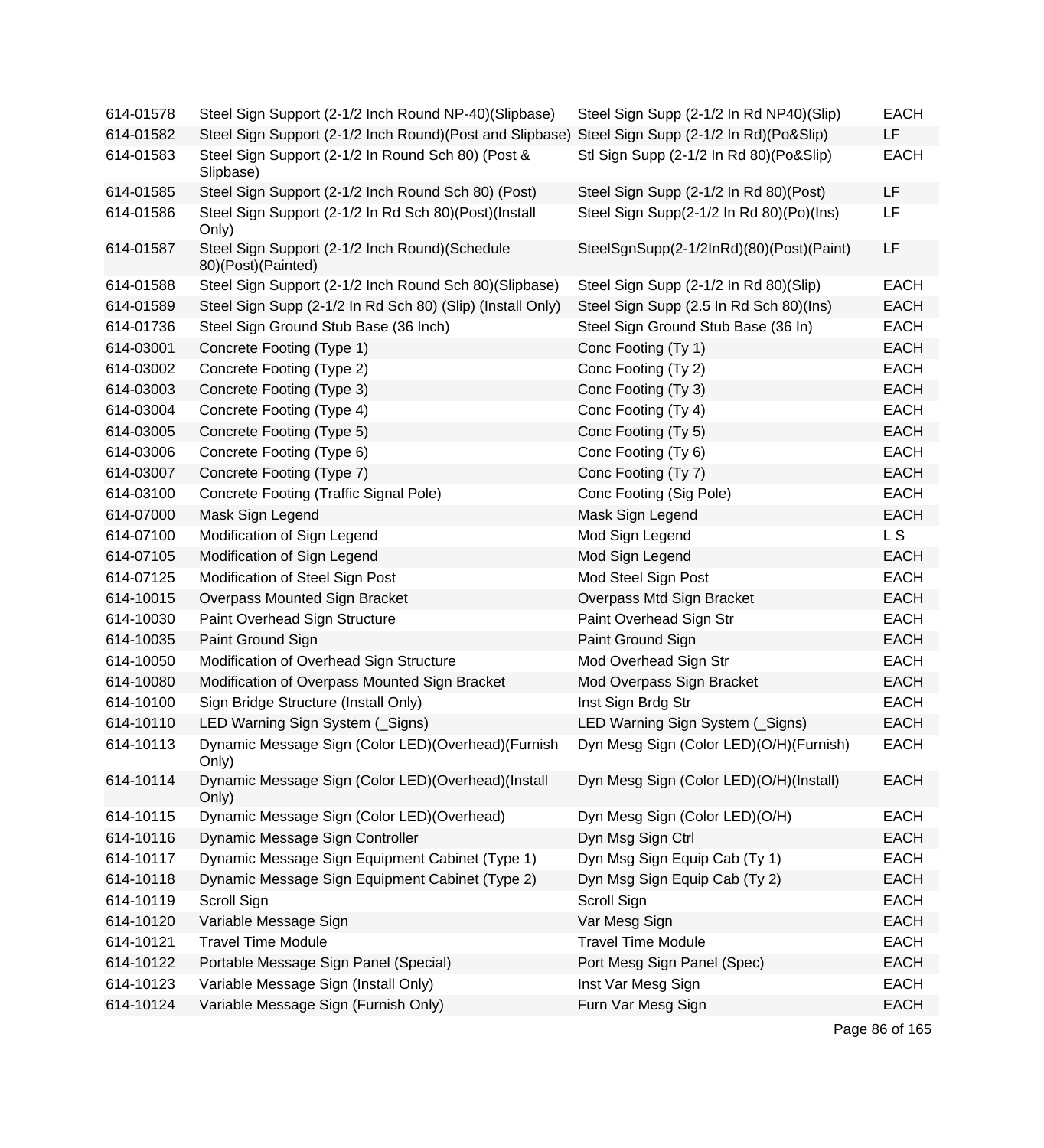| | | | |
|---|---|---|---|
| 614-01578 | Steel Sign Support (2-1/2 Inch Round NP-40)(Slipbase) | Steel Sign Supp (2-1/2 In Rd NP40)(Slip) | EACH |
| 614-01582 | Steel Sign Support (2-1/2 Inch Round)(Post and Slipbase) | Steel Sign Supp (2-1/2 In Rd)(Po&Slip) | LF |
| 614-01583 | Steel Sign Support (2-1/2 In Round Sch 80) (Post & Slipbase) | Stl Sign Supp (2-1/2 In Rd 80)(Po&Slip) | EACH |
| 614-01585 | Steel Sign Support (2-1/2 Inch Round Sch 80) (Post) | Steel Sign Supp (2-1/2 In Rd 80)(Post) | LF |
| 614-01586 | Steel Sign Support (2-1/2 In Rd Sch 80)(Post)(Install Only) | Steel Sign Supp(2-1/2 In Rd 80)(Po)(Ins) | LF |
| 614-01587 | Steel Sign Support (2-1/2 Inch Round)(Schedule 80)(Post)(Painted) | SteelSgnSupp(2-1/2InRd)(80)(Post)(Paint) | LF |
| 614-01588 | Steel Sign Support (2-1/2 Inch Round Sch 80)(Slipbase) | Steel Sign Supp (2-1/2 In Rd 80)(Slip) | EACH |
| 614-01589 | Steel Sign Supp (2-1/2 In Rd Sch 80) (Slip) (Install Only) | Steel Sign Supp (2.5 In Rd Sch 80)(Ins) | EACH |
| 614-01736 | Steel Sign Ground Stub Base (36 Inch) | Steel Sign Ground Stub Base (36 In) | EACH |
| 614-03001 | Concrete Footing (Type 1) | Conc Footing (Ty 1) | EACH |
| 614-03002 | Concrete Footing (Type 2) | Conc Footing (Ty 2) | EACH |
| 614-03003 | Concrete Footing (Type 3) | Conc Footing (Ty 3) | EACH |
| 614-03004 | Concrete Footing (Type 4) | Conc Footing (Ty 4) | EACH |
| 614-03005 | Concrete Footing (Type 5) | Conc Footing (Ty 5) | EACH |
| 614-03006 | Concrete Footing (Type 6) | Conc Footing (Ty 6) | EACH |
| 614-03007 | Concrete Footing (Type 7) | Conc Footing (Ty 7) | EACH |
| 614-03100 | Concrete Footing (Traffic Signal Pole) | Conc Footing (Sig Pole) | EACH |
| 614-07000 | Mask Sign Legend | Mask Sign Legend | EACH |
| 614-07100 | Modification of Sign Legend | Mod Sign Legend | L S |
| 614-07105 | Modification of Sign Legend | Mod Sign Legend | EACH |
| 614-07125 | Modification of Steel Sign Post | Mod Steel Sign Post | EACH |
| 614-10015 | Overpass Mounted Sign Bracket | Overpass Mtd Sign Bracket | EACH |
| 614-10030 | Paint Overhead Sign Structure | Paint Overhead Sign Str | EACH |
| 614-10035 | Paint Ground Sign | Paint Ground Sign | EACH |
| 614-10050 | Modification of Overhead Sign Structure | Mod Overhead Sign Str | EACH |
| 614-10080 | Modification of Overpass Mounted Sign Bracket | Mod Overpass Sign Bracket | EACH |
| 614-10100 | Sign Bridge Structure (Install Only) | Inst Sign Brdg Str | EACH |
| 614-10110 | LED Warning Sign System (_Signs) | LED Warning Sign System (_Signs) | EACH |
| 614-10113 | Dynamic Message Sign (Color LED)(Overhead)(Furnish Only) | Dyn Mesg Sign (Color LED)(O/H)(Furnish) | EACH |
| 614-10114 | Dynamic Message Sign (Color LED)(Overhead)(Install Only) | Dyn Mesg Sign (Color LED)(O/H)(Install) | EACH |
| 614-10115 | Dynamic Message Sign (Color LED)(Overhead) | Dyn Mesg Sign (Color LED)(O/H) | EACH |
| 614-10116 | Dynamic Message Sign Controller | Dyn Msg Sign Ctrl | EACH |
| 614-10117 | Dynamic Message Sign Equipment Cabinet (Type 1) | Dyn Msg Sign Equip Cab (Ty 1) | EACH |
| 614-10118 | Dynamic Message Sign Equipment Cabinet (Type 2) | Dyn Msg Sign Equip Cab (Ty 2) | EACH |
| 614-10119 | Scroll Sign | Scroll Sign | EACH |
| 614-10120 | Variable Message Sign | Var Mesg Sign | EACH |
| 614-10121 | Travel Time Module | Travel Time Module | EACH |
| 614-10122 | Portable Message Sign Panel (Special) | Port Mesg Sign Panel (Spec) | EACH |
| 614-10123 | Variable Message Sign (Install Only) | Inst Var Mesg Sign | EACH |
| 614-10124 | Variable Message Sign (Furnish Only) | Furn Var Mesg Sign | EACH |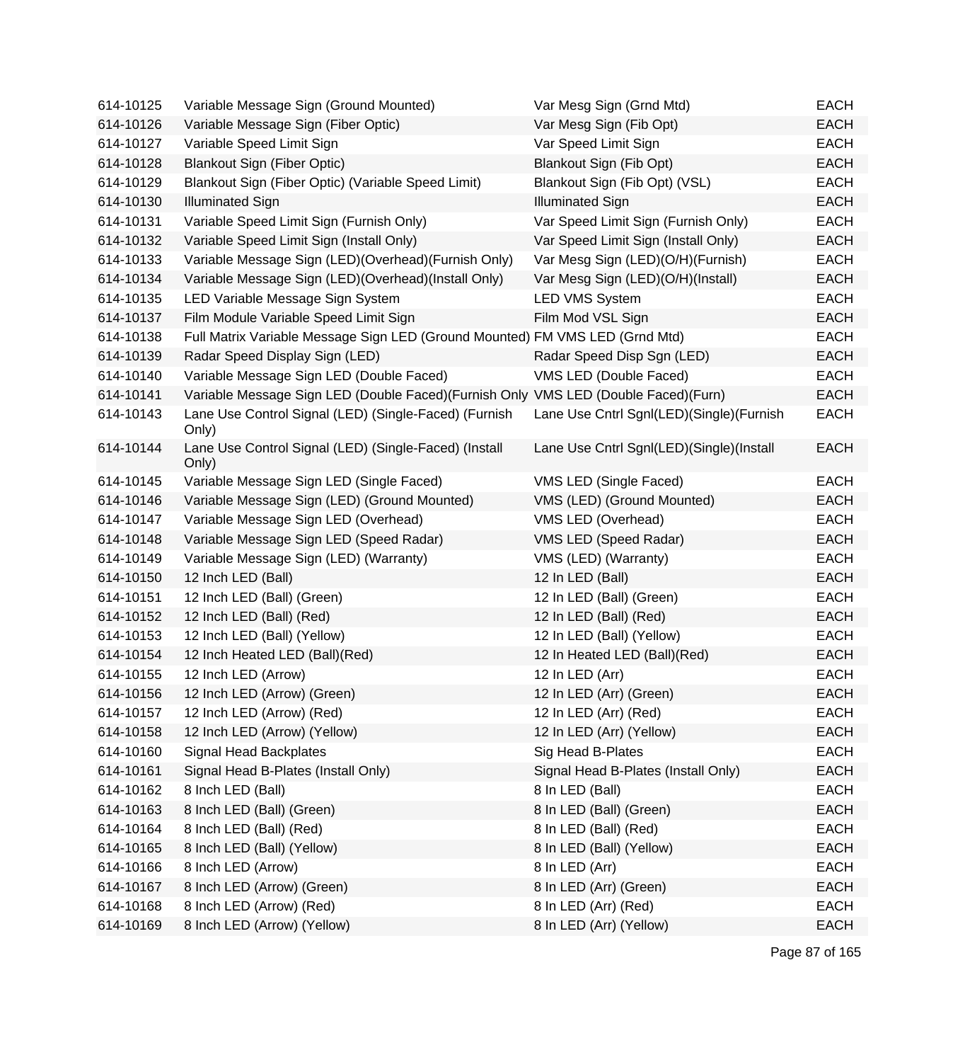| | | | |
|---|---|---|---|
| 614-10125 | Variable Message Sign (Ground Mounted) | Var Mesg Sign (Grnd Mtd) | EACH |
| 614-10126 | Variable Message Sign (Fiber Optic) | Var Mesg Sign (Fib Opt) | EACH |
| 614-10127 | Variable Speed Limit Sign | Var Speed Limit Sign | EACH |
| 614-10128 | Blankout Sign (Fiber Optic) | Blankout Sign (Fib Opt) | EACH |
| 614-10129 | Blankout Sign (Fiber Optic) (Variable Speed Limit) | Blankout Sign (Fib Opt) (VSL) | EACH |
| 614-10130 | Illuminated Sign | Illuminated Sign | EACH |
| 614-10131 | Variable Speed Limit Sign (Furnish Only) | Var Speed Limit Sign (Furnish Only) | EACH |
| 614-10132 | Variable Speed Limit Sign (Install Only) | Var Speed Limit Sign (Install Only) | EACH |
| 614-10133 | Variable Message Sign (LED)(Overhead)(Furnish Only) | Var Mesg Sign (LED)(O/H)(Furnish) | EACH |
| 614-10134 | Variable Message Sign (LED)(Overhead)(Install Only) | Var Mesg Sign (LED)(O/H)(Install) | EACH |
| 614-10135 | LED Variable Message Sign System | LED VMS System | EACH |
| 614-10137 | Film Module Variable Speed Limit Sign | Film Mod VSL Sign | EACH |
| 614-10138 | Full Matrix Variable Message Sign LED (Ground Mounted) | FM VMS LED (Grnd Mtd) | EACH |
| 614-10139 | Radar Speed Display Sign (LED) | Radar Speed Disp Sgn (LED) | EACH |
| 614-10140 | Variable Message Sign LED (Double Faced) | VMS LED (Double Faced) | EACH |
| 614-10141 | Variable Message Sign LED (Double Faced)(Furnish Only | VMS LED (Double Faced)(Furn) | EACH |
| 614-10143 | Lane Use Control Signal (LED) (Single-Faced) (Furnish Only) | Lane Use Cntrl Sgnl(LED)(Single)(Furnish | EACH |
| 614-10144 | Lane Use Control Signal (LED) (Single-Faced) (Install Only) | Lane Use Cntrl Sgnl(LED)(Single)(Install | EACH |
| 614-10145 | Variable Message Sign LED (Single Faced) | VMS LED (Single Faced) | EACH |
| 614-10146 | Variable Message Sign (LED) (Ground Mounted) | VMS (LED) (Ground Mounted) | EACH |
| 614-10147 | Variable Message Sign LED (Overhead) | VMS LED (Overhead) | EACH |
| 614-10148 | Variable Message Sign LED (Speed Radar) | VMS LED (Speed Radar) | EACH |
| 614-10149 | Variable Message Sign (LED) (Warranty) | VMS (LED) (Warranty) | EACH |
| 614-10150 | 12 Inch LED (Ball) | 12 In LED (Ball) | EACH |
| 614-10151 | 12 Inch LED (Ball) (Green) | 12 In LED (Ball) (Green) | EACH |
| 614-10152 | 12 Inch LED (Ball) (Red) | 12 In LED (Ball) (Red) | EACH |
| 614-10153 | 12 Inch LED (Ball) (Yellow) | 12 In LED (Ball) (Yellow) | EACH |
| 614-10154 | 12 Inch Heated LED (Ball)(Red) | 12 In Heated LED (Ball)(Red) | EACH |
| 614-10155 | 12 Inch LED (Arrow) | 12 In LED (Arr) | EACH |
| 614-10156 | 12 Inch LED (Arrow) (Green) | 12 In LED (Arr) (Green) | EACH |
| 614-10157 | 12 Inch LED (Arrow) (Red) | 12 In LED (Arr) (Red) | EACH |
| 614-10158 | 12 Inch LED (Arrow) (Yellow) | 12 In LED (Arr) (Yellow) | EACH |
| 614-10160 | Signal Head Backplates | Sig Head B-Plates | EACH |
| 614-10161 | Signal Head B-Plates (Install Only) | Signal Head B-Plates (Install Only) | EACH |
| 614-10162 | 8 Inch LED (Ball) | 8 In LED (Ball) | EACH |
| 614-10163 | 8 Inch LED (Ball) (Green) | 8 In LED (Ball) (Green) | EACH |
| 614-10164 | 8 Inch LED (Ball) (Red) | 8 In LED (Ball) (Red) | EACH |
| 614-10165 | 8 Inch LED (Ball) (Yellow) | 8 In LED (Ball) (Yellow) | EACH |
| 614-10166 | 8 Inch LED (Arrow) | 8 In LED (Arr) | EACH |
| 614-10167 | 8 Inch LED (Arrow) (Green) | 8 In LED (Arr) (Green) | EACH |
| 614-10168 | 8 Inch LED (Arrow) (Red) | 8 In LED (Arr) (Red) | EACH |
| 614-10169 | 8 Inch LED (Arrow) (Yellow) | 8 In LED (Arr) (Yellow) | EACH |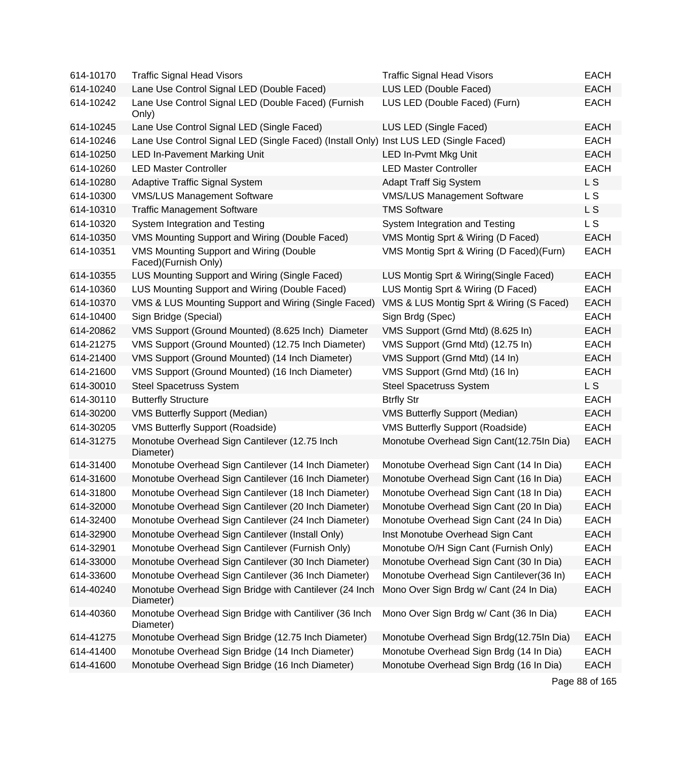| | | | |
|---|---|---|---|
| 614-10170 | Traffic Signal Head Visors | Traffic Signal Head Visors | EACH |
| 614-10240 | Lane Use Control Signal LED (Double Faced) | LUS LED (Double Faced) | EACH |
| 614-10242 | Lane Use Control Signal LED (Double Faced) (Furnish Only) | LUS LED (Double Faced) (Furn) | EACH |
| 614-10245 | Lane Use Control Signal LED (Single Faced) | LUS LED (Single Faced) | EACH |
| 614-10246 | Lane Use Control Signal LED (Single Faced) (Install Only) | Inst LUS LED (Single Faced) | EACH |
| 614-10250 | LED In-Pavement Marking Unit | LED In-Pvmt Mkg Unit | EACH |
| 614-10260 | LED Master Controller | LED Master Controller | EACH |
| 614-10280 | Adaptive Traffic Signal System | Adapt Traff Sig System | L S |
| 614-10300 | VMS/LUS Management Software | VMS/LUS Management Software | L S |
| 614-10310 | Traffic Management Software | TMS Software | L S |
| 614-10320 | System Integration and Testing | System Integration and Testing | L S |
| 614-10350 | VMS Mounting Support and Wiring (Double Faced) | VMS Montig Sprt & Wiring (D Faced) | EACH |
| 614-10351 | VMS Mounting Support and Wiring (Double Faced)(Furnish Only) | VMS Montig Sprt & Wiring (D Faced)(Furn) | EACH |
| 614-10355 | LUS Mounting Support and Wiring (Single Faced) | LUS Montig Sprt & Wiring(Single Faced) | EACH |
| 614-10360 | LUS Mounting Support and Wiring (Double Faced) | LUS Montig Sprt & Wiring (D Faced) | EACH |
| 614-10370 | VMS & LUS Mounting Support and Wiring (Single Faced) | VMS & LUS Montig Sprt & Wiring (S Faced) | EACH |
| 614-10400 | Sign Bridge (Special) | Sign Brdg (Spec) | EACH |
| 614-20862 | VMS Support (Ground Mounted) (8.625 Inch) Diameter | VMS Support (Grnd Mtd) (8.625 In) | EACH |
| 614-21275 | VMS Support (Ground Mounted) (12.75 Inch Diameter) | VMS Support (Grnd Mtd) (12.75 In) | EACH |
| 614-21400 | VMS Support (Ground Mounted) (14 Inch Diameter) | VMS Support (Grnd Mtd) (14 In) | EACH |
| 614-21600 | VMS Support (Ground Mounted) (16 Inch Diameter) | VMS Support (Grnd Mtd) (16 In) | EACH |
| 614-30010 | Steel Spacetruss System | Steel Spacetruss System | L S |
| 614-30110 | Butterfly Structure | Btrfly Str | EACH |
| 614-30200 | VMS Butterfly Support (Median) | VMS Butterfly Support (Median) | EACH |
| 614-30205 | VMS Butterfly Support (Roadside) | VMS Butterfly Support (Roadside) | EACH |
| 614-31275 | Monotube Overhead Sign Cantilever (12.75 Inch Diameter) | Monotube Overhead Sign Cant(12.75In Dia) | EACH |
| 614-31400 | Monotube Overhead Sign Cantilever (14 Inch Diameter) | Monotube Overhead Sign Cant (14 In Dia) | EACH |
| 614-31600 | Monotube Overhead Sign Cantilever (16 Inch Diameter) | Monotube Overhead Sign Cant (16 In Dia) | EACH |
| 614-31800 | Monotube Overhead Sign Cantilever (18 Inch Diameter) | Monotube Overhead Sign Cant (18 In Dia) | EACH |
| 614-32000 | Monotube Overhead Sign Cantilever (20 Inch Diameter) | Monotube Overhead Sign Cant (20 In Dia) | EACH |
| 614-32400 | Monotube Overhead Sign Cantilever (24 Inch Diameter) | Monotube Overhead Sign Cant (24 In Dia) | EACH |
| 614-32900 | Monotube Overhead Sign Cantilever (Install Only) | Inst Monotube Overhead Sign Cant | EACH |
| 614-32901 | Monotube Overhead Sign Cantilever (Furnish Only) | Monotube O/H Sign Cant (Furnish Only) | EACH |
| 614-33000 | Monotube Overhead Sign Cantilever (30 Inch Diameter) | Monotube Overhead Sign Cant (30 In Dia) | EACH |
| 614-33600 | Monotube Overhead Sign Cantilever (36 Inch Diameter) | Monotube Overhead Sign Cantilever(36 In) | EACH |
| 614-40240 | Monotube Overhead Sign Bridge with Cantilever (24 Inch Diameter) | Mono Over Sign Brdg w/ Cant (24 In Dia) | EACH |
| 614-40360 | Monotube Overhead Sign Bridge with Cantiliver (36 Inch Diameter) | Mono Over Sign Brdg w/ Cant (36 In Dia) | EACH |
| 614-41275 | Monotube Overhead Sign Bridge (12.75 Inch Diameter) | Monotube Overhead Sign Brdg(12.75In Dia) | EACH |
| 614-41400 | Monotube Overhead Sign Bridge (14 Inch Diameter) | Monotube Overhead Sign Brdg (14 In Dia) | EACH |
| 614-41600 | Monotube Overhead Sign Bridge (16 Inch Diameter) | Monotube Overhead Sign Brdg (16 In Dia) | EACH |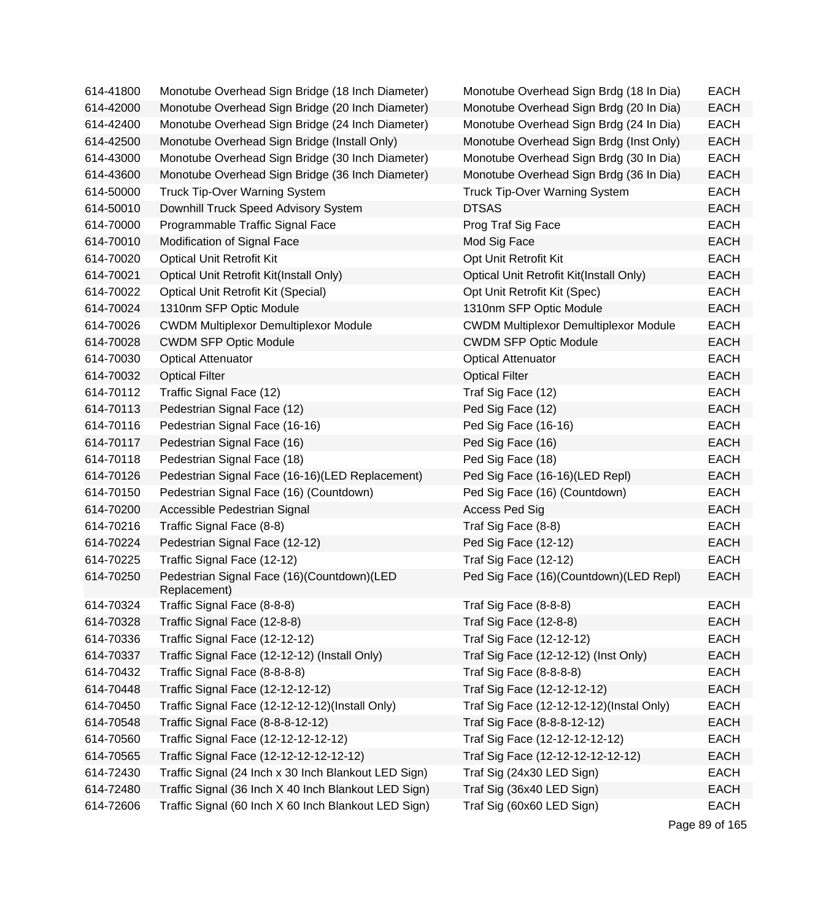| | | | |
|---|---|---|---|
| 614-41800 | Monotube Overhead Sign Bridge (18 Inch Diameter) | Monotube Overhead Sign Brdg (18 In Dia) | EACH |
| 614-42000 | Monotube Overhead Sign Bridge (20 Inch Diameter) | Monotube Overhead Sign Brdg (20 In Dia) | EACH |
| 614-42400 | Monotube Overhead Sign Bridge (24 Inch Diameter) | Monotube Overhead Sign Brdg (24 In Dia) | EACH |
| 614-42500 | Monotube Overhead Sign Bridge (Install Only) | Monotube Overhead Sign Brdg (Inst Only) | EACH |
| 614-43000 | Monotube Overhead Sign Bridge (30 Inch Diameter) | Monotube Overhead Sign Brdg (30 In Dia) | EACH |
| 614-43600 | Monotube Overhead Sign Bridge (36 Inch Diameter) | Monotube Overhead Sign Brdg (36 In Dia) | EACH |
| 614-50000 | Truck Tip-Over Warning System | Truck Tip-Over Warning System | EACH |
| 614-50010 | Downhill Truck Speed Advisory System | DTSAS | EACH |
| 614-70000 | Programmable Traffic Signal Face | Prog Traf Sig Face | EACH |
| 614-70010 | Modification of Signal Face | Mod Sig Face | EACH |
| 614-70020 | Optical Unit Retrofit Kit | Opt Unit Retrofit Kit | EACH |
| 614-70021 | Optical Unit Retrofit Kit(Install Only) | Optical Unit Retrofit Kit(Install Only) | EACH |
| 614-70022 | Optical Unit Retrofit Kit (Special) | Opt Unit Retrofit Kit (Spec) | EACH |
| 614-70024 | 1310nm SFP Optic Module | 1310nm SFP Optic Module | EACH |
| 614-70026 | CWDM Multiplexor Demultiplexor Module | CWDM Multiplexor Demultiplexor Module | EACH |
| 614-70028 | CWDM SFP Optic Module | CWDM SFP Optic Module | EACH |
| 614-70030 | Optical Attenuator | Optical Attenuator | EACH |
| 614-70032 | Optical Filter | Optical Filter | EACH |
| 614-70112 | Traffic Signal Face (12) | Traf Sig Face (12) | EACH |
| 614-70113 | Pedestrian Signal Face (12) | Ped Sig Face (12) | EACH |
| 614-70116 | Pedestrian Signal Face (16-16) | Ped Sig Face (16-16) | EACH |
| 614-70117 | Pedestrian Signal Face (16) | Ped Sig Face (16) | EACH |
| 614-70118 | Pedestrian Signal Face (18) | Ped Sig Face (18) | EACH |
| 614-70126 | Pedestrian Signal Face (16-16)(LED Replacement) | Ped Sig Face (16-16)(LED Repl) | EACH |
| 614-70150 | Pedestrian Signal Face (16) (Countdown) | Ped Sig Face (16) (Countdown) | EACH |
| 614-70200 | Accessible Pedestrian Signal | Access Ped Sig | EACH |
| 614-70216 | Traffic Signal Face (8-8) | Traf Sig Face (8-8) | EACH |
| 614-70224 | Pedestrian Signal Face (12-12) | Ped Sig Face (12-12) | EACH |
| 614-70225 | Traffic Signal Face (12-12) | Traf Sig Face (12-12) | EACH |
| 614-70250 | Pedestrian Signal Face (16)(Countdown)(LED Replacement) | Ped Sig Face (16)(Countdown)(LED Repl) | EACH |
| 614-70324 | Traffic Signal Face (8-8-8) | Traf Sig Face (8-8-8) | EACH |
| 614-70328 | Traffic Signal Face (12-8-8) | Traf Sig Face (12-8-8) | EACH |
| 614-70336 | Traffic Signal Face (12-12-12) | Traf Sig Face (12-12-12) | EACH |
| 614-70337 | Traffic Signal Face (12-12-12) (Install Only) | Traf Sig Face (12-12-12) (Inst Only) | EACH |
| 614-70432 | Traffic Signal Face (8-8-8-8) | Traf Sig Face (8-8-8-8) | EACH |
| 614-70448 | Traffic Signal Face (12-12-12-12) | Traf Sig Face (12-12-12-12) | EACH |
| 614-70450 | Traffic Signal Face (12-12-12-12)(Install Only) | Traf Sig Face (12-12-12-12)(Instal Only) | EACH |
| 614-70548 | Traffic Signal Face (8-8-8-12-12) | Traf Sig Face (8-8-8-12-12) | EACH |
| 614-70560 | Traffic Signal Face (12-12-12-12-12) | Traf Sig Face (12-12-12-12-12) | EACH |
| 614-70565 | Traffic Signal Face (12-12-12-12-12-12) | Traf Sig Face (12-12-12-12-12-12) | EACH |
| 614-72430 | Traffic Signal (24 Inch x 30 Inch Blankout LED Sign) | Traf Sig (24x30 LED Sign) | EACH |
| 614-72480 | Traffic Signal (36 Inch X 40 Inch Blankout LED Sign) | Traf Sig (36x40 LED Sign) | EACH |
| 614-72606 | Traffic Signal (60 Inch X 60 Inch Blankout LED Sign) | Traf Sig (60x60 LED Sign) | EACH |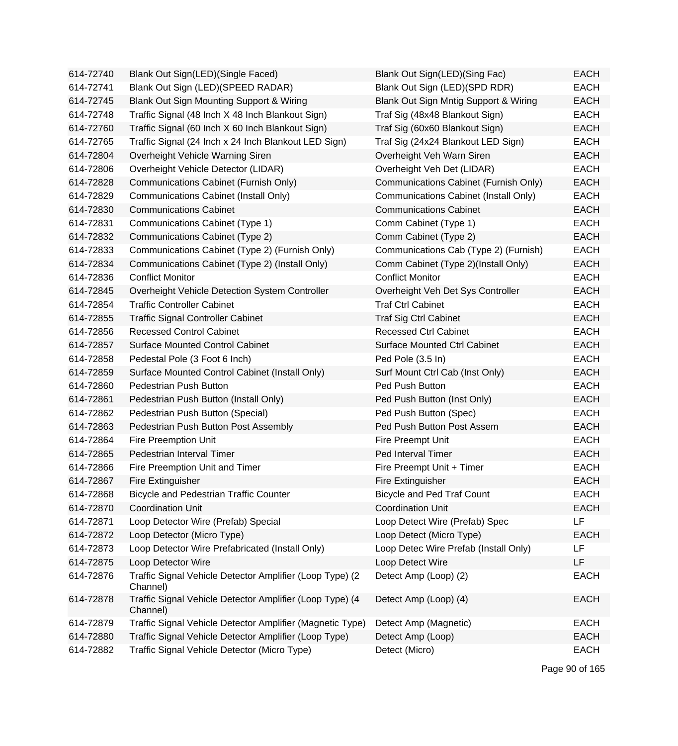| | | | |
|---|---|---|---|
| 614-72740 | Blank Out Sign(LED)(Single Faced) | Blank Out Sign(LED)(Sing Fac) | EACH |
| 614-72741 | Blank Out Sign (LED)(SPEED RADAR) | Blank Out Sign (LED)(SPD RDR) | EACH |
| 614-72745 | Blank Out Sign Mounting Support & Wiring | Blank Out Sign Mntig Support & Wiring | EACH |
| 614-72748 | Traffic Signal (48 Inch X 48 Inch Blankout Sign) | Traf Sig (48x48 Blankout Sign) | EACH |
| 614-72760 | Traffic Signal (60 Inch X 60 Inch Blankout Sign) | Traf Sig (60x60 Blankout Sign) | EACH |
| 614-72765 | Traffic Signal (24 Inch x 24 Inch Blankout LED Sign) | Traf Sig (24x24 Blankout LED Sign) | EACH |
| 614-72804 | Overheight Vehicle Warning Siren | Overheight Veh Warn Siren | EACH |
| 614-72806 | Overheight Vehicle Detector (LIDAR) | Overheight Veh Det (LIDAR) | EACH |
| 614-72828 | Communications Cabinet (Furnish Only) | Communications Cabinet (Furnish Only) | EACH |
| 614-72829 | Communications Cabinet (Install Only) | Communications Cabinet (Install Only) | EACH |
| 614-72830 | Communications Cabinet | Communications Cabinet | EACH |
| 614-72831 | Communications Cabinet (Type 1) | Comm Cabinet (Type 1) | EACH |
| 614-72832 | Communications Cabinet (Type 2) | Comm Cabinet (Type 2) | EACH |
| 614-72833 | Communications Cabinet (Type 2) (Furnish Only) | Communications Cab (Type 2) (Furnish) | EACH |
| 614-72834 | Communications Cabinet (Type 2) (Install Only) | Comm Cabinet (Type 2)(Install Only) | EACH |
| 614-72836 | Conflict Monitor | Conflict Monitor | EACH |
| 614-72845 | Overheight Vehicle Detection System Controller | Overheight Veh Det Sys Controller | EACH |
| 614-72854 | Traffic Controller Cabinet | Traf Ctrl Cabinet | EACH |
| 614-72855 | Traffic Signal Controller Cabinet | Traf Sig Ctrl Cabinet | EACH |
| 614-72856 | Recessed Control Cabinet | Recessed Ctrl Cabinet | EACH |
| 614-72857 | Surface Mounted Control Cabinet | Surface Mounted Ctrl Cabinet | EACH |
| 614-72858 | Pedestal Pole (3 Foot 6 Inch) | Ped Pole (3.5 In) | EACH |
| 614-72859 | Surface Mounted Control Cabinet (Install Only) | Surf Mount Ctrl Cab (Inst Only) | EACH |
| 614-72860 | Pedestrian Push Button | Ped Push Button | EACH |
| 614-72861 | Pedestrian Push Button (Install Only) | Ped Push Button (Inst Only) | EACH |
| 614-72862 | Pedestrian Push Button (Special) | Ped Push Button (Spec) | EACH |
| 614-72863 | Pedestrian Push Button Post Assembly | Ped Push Button Post Assem | EACH |
| 614-72864 | Fire Preemption Unit | Fire Preempt Unit | EACH |
| 614-72865 | Pedestrian Interval Timer | Ped Interval Timer | EACH |
| 614-72866 | Fire Preemption Unit and Timer | Fire Preempt Unit + Timer | EACH |
| 614-72867 | Fire Extinguisher | Fire Extinguisher | EACH |
| 614-72868 | Bicycle and Pedestrian Traffic Counter | Bicycle and Ped Traf Count | EACH |
| 614-72870 | Coordination Unit | Coordination Unit | EACH |
| 614-72871 | Loop Detector Wire (Prefab) Special | Loop Detect Wire (Prefab) Spec | LF |
| 614-72872 | Loop Detector (Micro Type) | Loop Detect (Micro Type) | EACH |
| 614-72873 | Loop Detector Wire Prefabricated (Install Only) | Loop Detec Wire Prefab (Install Only) | LF |
| 614-72875 | Loop Detector Wire | Loop Detect Wire | LF |
| 614-72876 | Traffic Signal Vehicle Detector Amplifier (Loop Type) (2 Channel) | Detect Amp (Loop) (2) | EACH |
| 614-72878 | Traffic Signal Vehicle Detector Amplifier (Loop Type) (4 Channel) | Detect Amp (Loop) (4) | EACH |
| 614-72879 | Traffic Signal Vehicle Detector Amplifier (Magnetic Type) | Detect Amp (Magnetic) | EACH |
| 614-72880 | Traffic Signal Vehicle Detector Amplifier (Loop Type) | Detect Amp (Loop) | EACH |
| 614-72882 | Traffic Signal Vehicle Detector (Micro Type) | Detect (Micro) | EACH |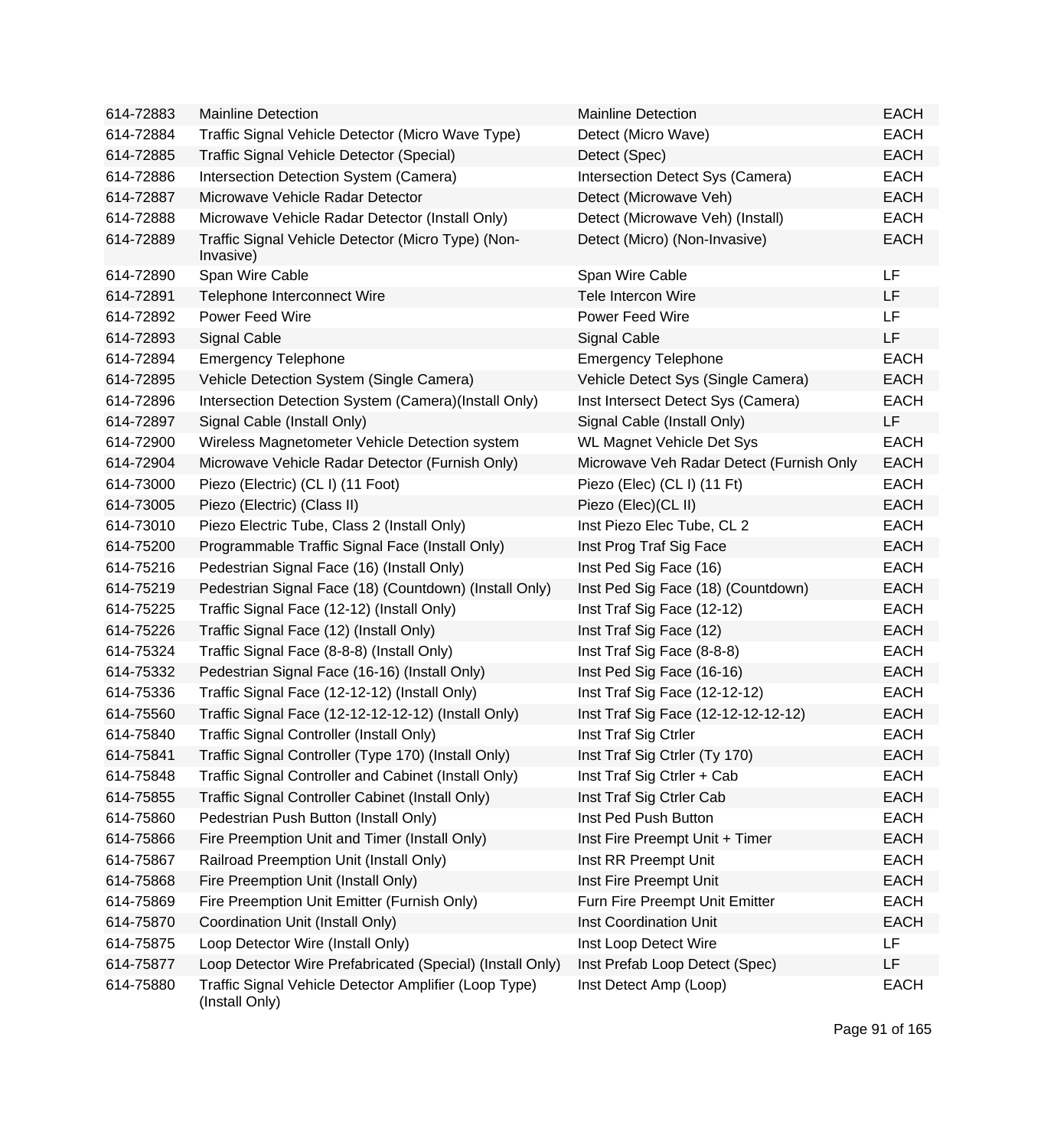| 614-72883 | Mainline Detection | Mainline Detection | EACH |
|---|---|---|---|
| 614-72884 | Traffic Signal Vehicle Detector (Micro Wave Type) | Detect (Micro Wave) | EACH |
| 614-72885 | Traffic Signal Vehicle Detector (Special) | Detect (Spec) | EACH |
| 614-72886 | Intersection Detection System (Camera) | Intersection Detect Sys (Camera) | EACH |
| 614-72887 | Microwave Vehicle Radar Detector | Detect (Microwave Veh) | EACH |
| 614-72888 | Microwave Vehicle Radar Detector (Install Only) | Detect (Microwave Veh) (Install) | EACH |
| 614-72889 | Traffic Signal Vehicle Detector (Micro Type) (Non-Invasive) | Detect (Micro) (Non-Invasive) | EACH |
| 614-72890 | Span Wire Cable | Span Wire Cable | LF |
| 614-72891 | Telephone Interconnect Wire | Tele Intercon Wire | LF |
| 614-72892 | Power Feed Wire | Power Feed Wire | LF |
| 614-72893 | Signal Cable | Signal Cable | LF |
| 614-72894 | Emergency Telephone | Emergency Telephone | EACH |
| 614-72895 | Vehicle Detection System (Single Camera) | Vehicle Detect Sys (Single Camera) | EACH |
| 614-72896 | Intersection Detection System (Camera)(Install Only) | Inst Intersect Detect Sys (Camera) | EACH |
| 614-72897 | Signal Cable (Install Only) | Signal Cable (Install Only) | LF |
| 614-72900 | Wireless Magnetometer Vehicle Detection system | WL Magnet Vehicle Det Sys | EACH |
| 614-72904 | Microwave Vehicle Radar Detector (Furnish Only) | Microwave Veh Radar Detect (Furnish Only | EACH |
| 614-73000 | Piezo (Electric) (CL I) (11 Foot) | Piezo (Elec) (CL I) (11 Ft) | EACH |
| 614-73005 | Piezo (Electric) (Class II) | Piezo (Elec)(CL II) | EACH |
| 614-73010 | Piezo Electric Tube, Class 2 (Install Only) | Inst Piezo Elec Tube, CL 2 | EACH |
| 614-75200 | Programmable Traffic Signal Face (Install Only) | Inst Prog Traf Sig Face | EACH |
| 614-75216 | Pedestrian Signal Face (16) (Install Only) | Inst Ped Sig Face (16) | EACH |
| 614-75219 | Pedestrian Signal Face (18) (Countdown) (Install Only) | Inst Ped Sig Face (18) (Countdown) | EACH |
| 614-75225 | Traffic Signal Face (12-12) (Install Only) | Inst Traf Sig Face (12-12) | EACH |
| 614-75226 | Traffic Signal Face (12) (Install Only) | Inst Traf Sig Face (12) | EACH |
| 614-75324 | Traffic Signal Face (8-8-8) (Install Only) | Inst Traf Sig Face (8-8-8) | EACH |
| 614-75332 | Pedestrian Signal Face (16-16) (Install Only) | Inst Ped Sig Face (16-16) | EACH |
| 614-75336 | Traffic Signal Face (12-12-12) (Install Only) | Inst Traf Sig Face (12-12-12) | EACH |
| 614-75560 | Traffic Signal Face (12-12-12-12-12) (Install Only) | Inst Traf Sig Face (12-12-12-12-12) | EACH |
| 614-75840 | Traffic Signal Controller (Install Only) | Inst Traf Sig Ctrler | EACH |
| 614-75841 | Traffic Signal Controller (Type 170) (Install Only) | Inst Traf Sig Ctrler (Ty 170) | EACH |
| 614-75848 | Traffic Signal Controller and Cabinet (Install Only) | Inst Traf Sig Ctrler + Cab | EACH |
| 614-75855 | Traffic Signal Controller Cabinet (Install Only) | Inst Traf Sig Ctrler Cab | EACH |
| 614-75860 | Pedestrian Push Button (Install Only) | Inst Ped Push Button | EACH |
| 614-75866 | Fire Preemption Unit and Timer (Install Only) | Inst Fire Preempt Unit + Timer | EACH |
| 614-75867 | Railroad Preemption Unit (Install Only) | Inst RR Preempt Unit | EACH |
| 614-75868 | Fire Preemption Unit (Install Only) | Inst Fire Preempt Unit | EACH |
| 614-75869 | Fire Preemption Unit Emitter (Furnish Only) | Furn Fire Preempt Unit Emitter | EACH |
| 614-75870 | Coordination Unit (Install Only) | Inst Coordination Unit | EACH |
| 614-75875 | Loop Detector Wire (Install Only) | Inst Loop Detect Wire | LF |
| 614-75877 | Loop Detector Wire Prefabricated (Special) (Install Only) | Inst Prefab Loop Detect (Spec) | LF |
| 614-75880 | Traffic Signal Vehicle Detector Amplifier (Loop Type) (Install Only) | Inst Detect Amp (Loop) | EACH |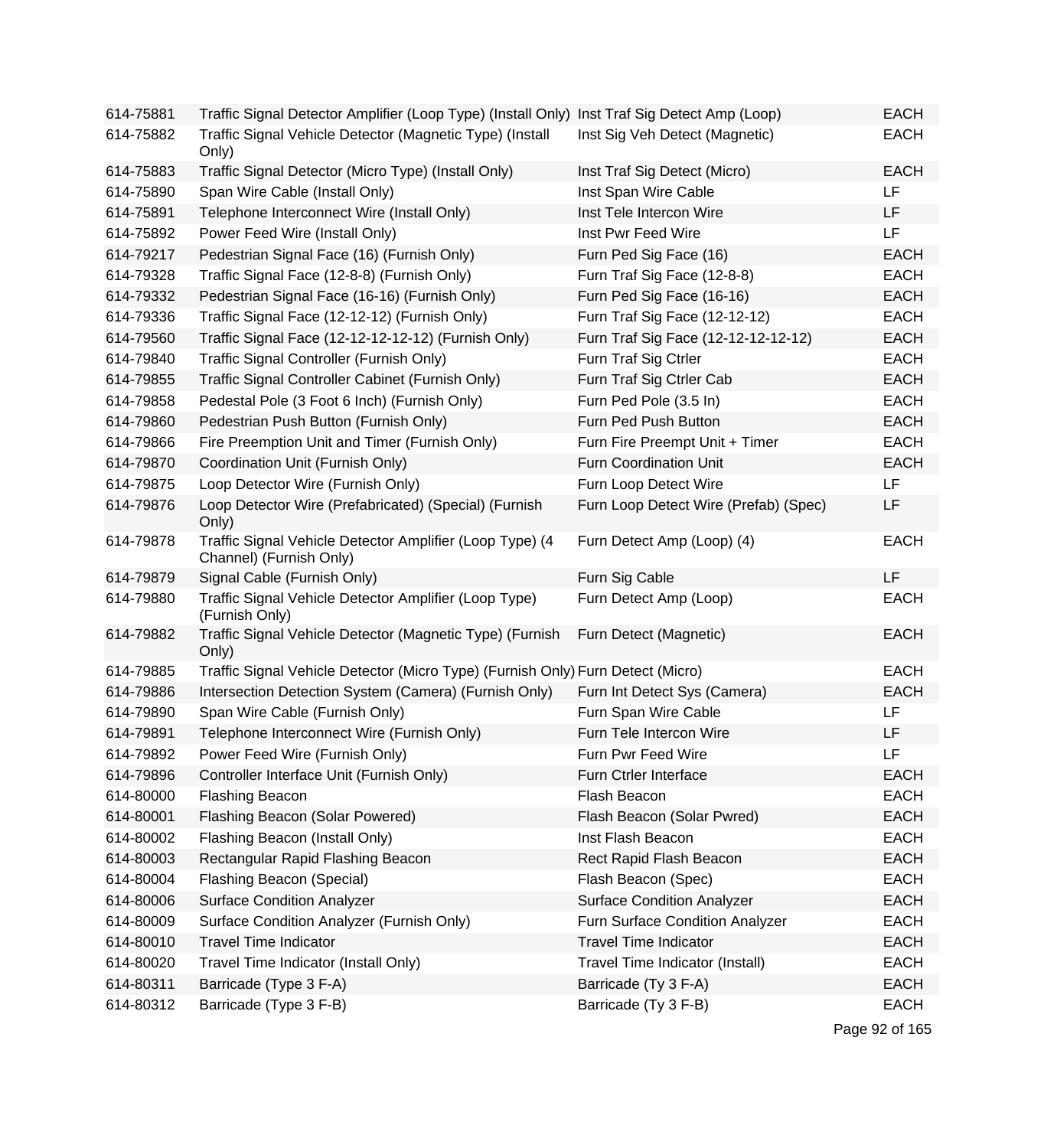| | | | |
|---|---|---|---|
| 614-75881 | Traffic Signal Detector Amplifier (Loop Type) (Install Only) | Inst Traf Sig Detect Amp (Loop) | EACH |
| 614-75882 | Traffic Signal Vehicle Detector (Magnetic Type) (Install Only) | Inst Sig Veh Detect (Magnetic) | EACH |
| 614-75883 | Traffic Signal Detector (Micro Type) (Install Only) | Inst Traf Sig Detect (Micro) | EACH |
| 614-75890 | Span Wire Cable (Install Only) | Inst Span Wire Cable | LF |
| 614-75891 | Telephone Interconnect Wire (Install Only) | Inst Tele Intercon Wire | LF |
| 614-75892 | Power Feed Wire (Install Only) | Inst Pwr Feed Wire | LF |
| 614-79217 | Pedestrian Signal Face (16) (Furnish Only) | Furn Ped Sig Face (16) | EACH |
| 614-79328 | Traffic Signal Face (12-8-8) (Furnish Only) | Furn Traf Sig Face (12-8-8) | EACH |
| 614-79332 | Pedestrian Signal Face (16-16) (Furnish Only) | Furn Ped Sig Face (16-16) | EACH |
| 614-79336 | Traffic Signal Face (12-12-12) (Furnish Only) | Furn Traf Sig Face (12-12-12) | EACH |
| 614-79560 | Traffic Signal Face (12-12-12-12-12) (Furnish Only) | Furn Traf Sig Face (12-12-12-12-12) | EACH |
| 614-79840 | Traffic Signal Controller (Furnish Only) | Furn Traf Sig Ctrler | EACH |
| 614-79855 | Traffic Signal Controller Cabinet (Furnish Only) | Furn Traf Sig Ctrler Cab | EACH |
| 614-79858 | Pedestal Pole (3 Foot 6 Inch) (Furnish Only) | Furn Ped Pole (3.5 In) | EACH |
| 614-79860 | Pedestrian Push Button (Furnish Only) | Furn Ped Push Button | EACH |
| 614-79866 | Fire Preemption Unit and Timer (Furnish Only) | Furn Fire Preempt Unit + Timer | EACH |
| 614-79870 | Coordination Unit (Furnish Only) | Furn Coordination Unit | EACH |
| 614-79875 | Loop Detector Wire (Furnish Only) | Furn Loop Detect Wire | LF |
| 614-79876 | Loop Detector Wire (Prefabricated) (Special) (Furnish Only) | Furn Loop Detect Wire (Prefab) (Spec) | LF |
| 614-79878 | Traffic Signal Vehicle Detector Amplifier (Loop Type) (4 Channel) (Furnish Only) | Furn Detect Amp (Loop) (4) | EACH |
| 614-79879 | Signal Cable (Furnish Only) | Furn Sig Cable | LF |
| 614-79880 | Traffic Signal Vehicle Detector Amplifier (Loop Type) (Furnish Only) | Furn Detect Amp (Loop) | EACH |
| 614-79882 | Traffic Signal Vehicle Detector (Magnetic Type) (Furnish Only) | Furn Detect (Magnetic) | EACH |
| 614-79885 | Traffic Signal Vehicle Detector (Micro Type) (Furnish Only) | Furn Detect (Micro) | EACH |
| 614-79886 | Intersection Detection System (Camera) (Furnish Only) | Furn Int Detect Sys (Camera) | EACH |
| 614-79890 | Span Wire Cable (Furnish Only) | Furn Span Wire Cable | LF |
| 614-79891 | Telephone Interconnect Wire (Furnish Only) | Furn Tele Intercon Wire | LF |
| 614-79892 | Power Feed Wire (Furnish Only) | Furn Pwr Feed Wire | LF |
| 614-79896 | Controller Interface Unit (Furnish Only) | Furn Ctrler Interface | EACH |
| 614-80000 | Flashing Beacon | Flash Beacon | EACH |
| 614-80001 | Flashing Beacon (Solar Powered) | Flash Beacon (Solar Pwred) | EACH |
| 614-80002 | Flashing Beacon (Install Only) | Inst Flash Beacon | EACH |
| 614-80003 | Rectangular Rapid Flashing Beacon | Rect Rapid Flash Beacon | EACH |
| 614-80004 | Flashing Beacon (Special) | Flash Beacon (Spec) | EACH |
| 614-80006 | Surface Condition Analyzer | Surface Condition Analyzer | EACH |
| 614-80009 | Surface Condition Analyzer (Furnish Only) | Furn Surface Condition Analyzer | EACH |
| 614-80010 | Travel Time Indicator | Travel Time Indicator | EACH |
| 614-80020 | Travel Time Indicator (Install Only) | Travel Time Indicator (Install) | EACH |
| 614-80311 | Barricade (Type 3 F-A) | Barricade (Ty 3 F-A) | EACH |
| 614-80312 | Barricade (Type 3 F-B) | Barricade (Ty 3 F-B) | EACH |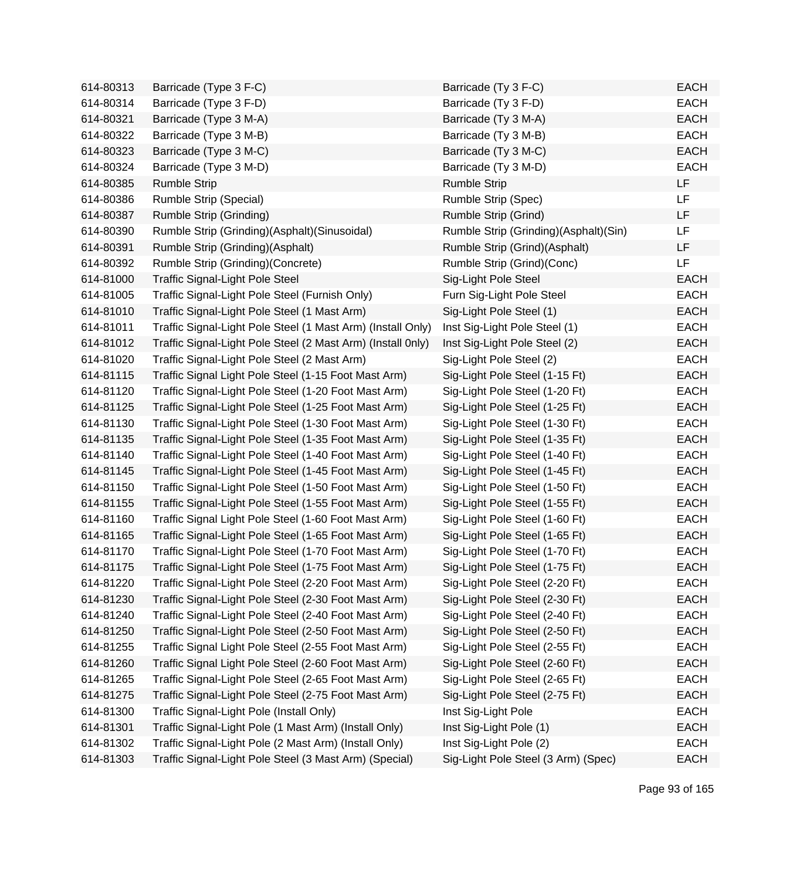| | | | |
|---|---|---|---|
| 614-80313 | Barricade (Type 3 F-C) | Barricade (Ty 3 F-C) | EACH |
| 614-80314 | Barricade (Type 3 F-D) | Barricade (Ty 3 F-D) | EACH |
| 614-80321 | Barricade (Type 3 M-A) | Barricade (Ty 3 M-A) | EACH |
| 614-80322 | Barricade (Type 3 M-B) | Barricade (Ty 3 M-B) | EACH |
| 614-80323 | Barricade (Type 3 M-C) | Barricade (Ty 3 M-C) | EACH |
| 614-80324 | Barricade (Type 3 M-D) | Barricade (Ty 3 M-D) | EACH |
| 614-80385 | Rumble Strip | Rumble Strip | LF |
| 614-80386 | Rumble Strip (Special) | Rumble Strip (Spec) | LF |
| 614-80387 | Rumble Strip (Grinding) | Rumble Strip (Grind) | LF |
| 614-80390 | Rumble Strip (Grinding)(Asphalt)(Sinusoidal) | Rumble Strip (Grinding)(Asphalt)(Sin) | LF |
| 614-80391 | Rumble Strip (Grinding)(Asphalt) | Rumble Strip (Grind)(Asphalt) | LF |
| 614-80392 | Rumble Strip (Grinding)(Concrete) | Rumble Strip (Grind)(Conc) | LF |
| 614-81000 | Traffic Signal-Light Pole Steel | Sig-Light Pole Steel | EACH |
| 614-81005 | Traffic Signal-Light Pole Steel (Furnish Only) | Furn Sig-Light Pole Steel | EACH |
| 614-81010 | Traffic Signal-Light Pole Steel (1 Mast Arm) | Sig-Light Pole Steel (1) | EACH |
| 614-81011 | Traffic Signal-Light Pole Steel (1 Mast Arm) (Install Only) | Inst Sig-Light Pole Steel (1) | EACH |
| 614-81012 | Traffic Signal-Light Pole Steel (2 Mast Arm) (Install 0nly) | Inst Sig-Light Pole Steel (2) | EACH |
| 614-81020 | Traffic Signal-Light Pole Steel (2 Mast Arm) | Sig-Light Pole Steel (2) | EACH |
| 614-81115 | Traffic Signal Light Pole Steel (1-15 Foot Mast Arm) | Sig-Light Pole Steel (1-15 Ft) | EACH |
| 614-81120 | Traffic Signal-Light Pole Steel (1-20 Foot Mast Arm) | Sig-Light Pole Steel (1-20 Ft) | EACH |
| 614-81125 | Traffic Signal-Light Pole Steel (1-25 Foot Mast Arm) | Sig-Light Pole Steel (1-25 Ft) | EACH |
| 614-81130 | Traffic Signal-Light Pole Steel (1-30 Foot Mast Arm) | Sig-Light Pole Steel (1-30 Ft) | EACH |
| 614-81135 | Traffic Signal-Light Pole Steel (1-35 Foot Mast Arm) | Sig-Light Pole Steel (1-35 Ft) | EACH |
| 614-81140 | Traffic Signal-Light Pole Steel (1-40 Foot Mast Arm) | Sig-Light Pole Steel (1-40 Ft) | EACH |
| 614-81145 | Traffic Signal-Light Pole Steel (1-45 Foot Mast Arm) | Sig-Light Pole Steel (1-45 Ft) | EACH |
| 614-81150 | Traffic Signal-Light Pole Steel (1-50 Foot Mast Arm) | Sig-Light Pole Steel (1-50 Ft) | EACH |
| 614-81155 | Traffic Signal-Light Pole Steel (1-55 Foot Mast Arm) | Sig-Light Pole Steel (1-55 Ft) | EACH |
| 614-81160 | Traffic Signal Light Pole Steel (1-60 Foot Mast Arm) | Sig-Light Pole Steel (1-60 Ft) | EACH |
| 614-81165 | Traffic Signal-Light Pole Steel (1-65 Foot Mast Arm) | Sig-Light Pole Steel (1-65 Ft) | EACH |
| 614-81170 | Traffic Signal-Light Pole Steel (1-70 Foot Mast Arm) | Sig-Light Pole Steel (1-70 Ft) | EACH |
| 614-81175 | Traffic Signal-Light Pole Steel (1-75 Foot Mast Arm) | Sig-Light Pole Steel (1-75 Ft) | EACH |
| 614-81220 | Traffic Signal-Light Pole Steel (2-20 Foot Mast Arm) | Sig-Light Pole Steel (2-20 Ft) | EACH |
| 614-81230 | Traffic Signal-Light Pole Steel (2-30 Foot Mast Arm) | Sig-Light Pole Steel (2-30 Ft) | EACH |
| 614-81240 | Traffic Signal-Light Pole Steel (2-40 Foot Mast Arm) | Sig-Light Pole Steel (2-40 Ft) | EACH |
| 614-81250 | Traffic Signal-Light Pole Steel (2-50 Foot Mast Arm) | Sig-Light Pole Steel (2-50 Ft) | EACH |
| 614-81255 | Traffic Signal Light Pole Steel (2-55 Foot Mast Arm) | Sig-Light Pole Steel (2-55 Ft) | EACH |
| 614-81260 | Traffic Signal Light Pole Steel (2-60 Foot Mast Arm) | Sig-Light Pole Steel (2-60 Ft) | EACH |
| 614-81265 | Traffic Signal-Light Pole Steel (2-65 Foot Mast Arm) | Sig-Light Pole Steel (2-65 Ft) | EACH |
| 614-81275 | Traffic Signal-Light Pole Steel (2-75 Foot Mast Arm) | Sig-Light Pole Steel (2-75 Ft) | EACH |
| 614-81300 | Traffic Signal-Light Pole (Install Only) | Inst Sig-Light Pole | EACH |
| 614-81301 | Traffic Signal-Light Pole (1 Mast Arm) (Install Only) | Inst Sig-Light Pole (1) | EACH |
| 614-81302 | Traffic Signal-Light Pole (2 Mast Arm) (Install Only) | Inst Sig-Light Pole (2) | EACH |
| 614-81303 | Traffic Signal-Light Pole Steel (3 Mast Arm) (Special) | Sig-Light Pole Steel (3 Arm) (Spec) | EACH |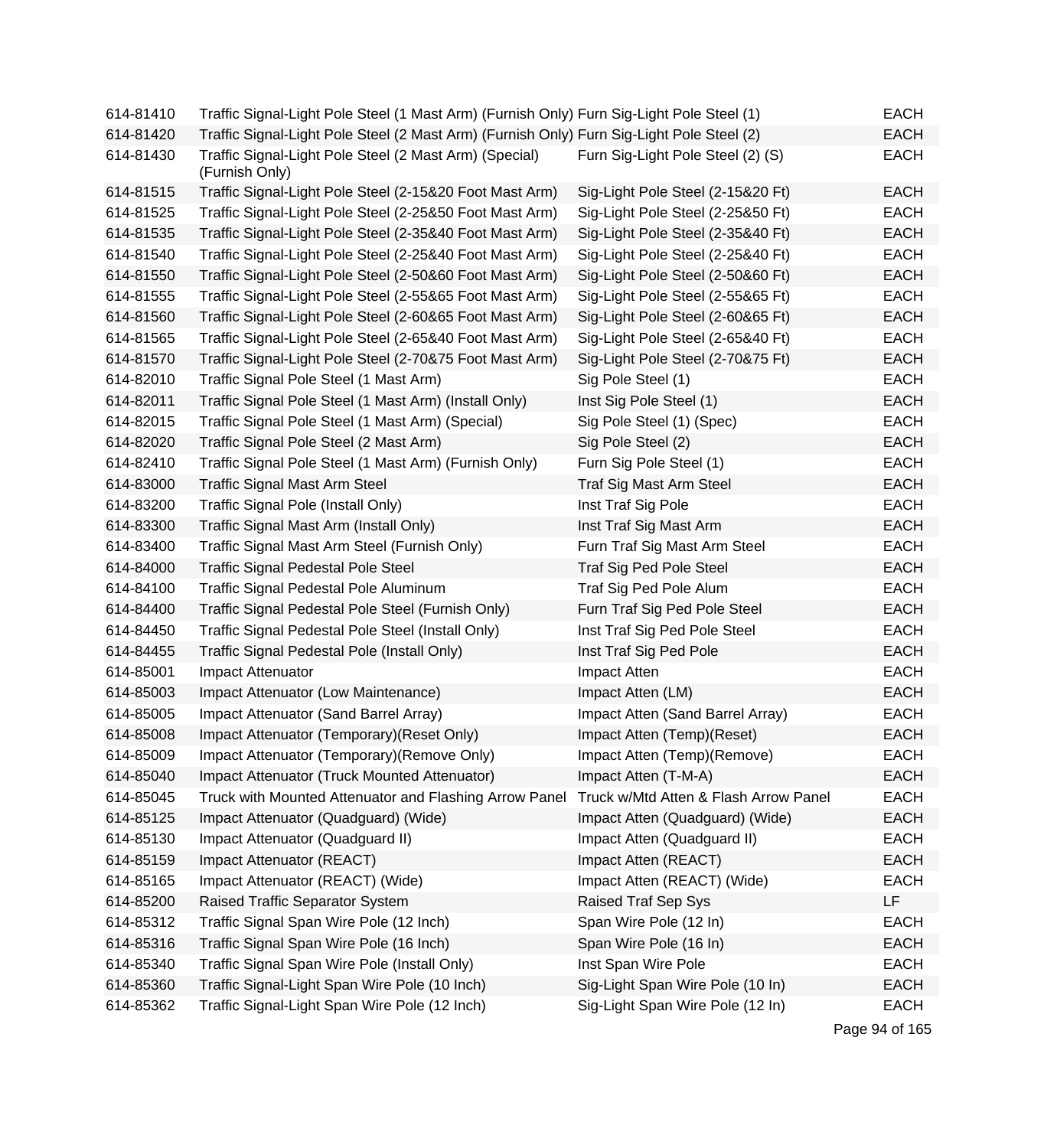| | | | |
|---|---|---|---|
| 614-81410 | Traffic Signal-Light Pole Steel (1 Mast Arm) (Furnish Only) | Furn Sig-Light Pole Steel (1) | EACH |
| 614-81420 | Traffic Signal-Light Pole Steel (2 Mast Arm) (Furnish Only) | Furn Sig-Light Pole Steel (2) | EACH |
| 614-81430 | Traffic Signal-Light Pole Steel (2 Mast Arm) (Special) (Furnish Only) | Furn Sig-Light Pole Steel (2) (S) | EACH |
| 614-81515 | Traffic Signal-Light Pole Steel (2-15&20 Foot Mast Arm) | Sig-Light Pole Steel (2-15&20 Ft) | EACH |
| 614-81525 | Traffic Signal-Light Pole Steel (2-25&50 Foot Mast Arm) | Sig-Light Pole Steel (2-25&50 Ft) | EACH |
| 614-81535 | Traffic Signal-Light Pole Steel (2-35&40 Foot Mast Arm) | Sig-Light Pole Steel (2-35&40 Ft) | EACH |
| 614-81540 | Traffic Signal-Light Pole Steel (2-25&40 Foot Mast Arm) | Sig-Light Pole Steel (2-25&40 Ft) | EACH |
| 614-81550 | Traffic Signal-Light Pole Steel (2-50&60 Foot Mast Arm) | Sig-Light Pole Steel (2-50&60 Ft) | EACH |
| 614-81555 | Traffic Signal-Light Pole Steel (2-55&65 Foot Mast Arm) | Sig-Light Pole Steel (2-55&65 Ft) | EACH |
| 614-81560 | Traffic Signal-Light Pole Steel (2-60&65 Foot Mast Arm) | Sig-Light Pole Steel (2-60&65 Ft) | EACH |
| 614-81565 | Traffic Signal-Light Pole Steel (2-65&40 Foot Mast Arm) | Sig-Light Pole Steel (2-65&40 Ft) | EACH |
| 614-81570 | Traffic Signal-Light Pole Steel (2-70&75 Foot Mast Arm) | Sig-Light Pole Steel (2-70&75 Ft) | EACH |
| 614-82010 | Traffic Signal Pole Steel (1 Mast Arm) | Sig Pole Steel (1) | EACH |
| 614-82011 | Traffic Signal Pole Steel (1 Mast Arm) (Install Only) | Inst Sig Pole Steel (1) | EACH |
| 614-82015 | Traffic Signal Pole Steel (1 Mast Arm) (Special) | Sig Pole Steel (1) (Spec) | EACH |
| 614-82020 | Traffic Signal Pole Steel (2 Mast Arm) | Sig Pole Steel (2) | EACH |
| 614-82410 | Traffic Signal Pole Steel (1 Mast Arm) (Furnish Only) | Furn Sig Pole Steel (1) | EACH |
| 614-83000 | Traffic Signal Mast Arm Steel | Traf Sig Mast Arm Steel | EACH |
| 614-83200 | Traffic Signal Pole (Install Only) | Inst Traf Sig Pole | EACH |
| 614-83300 | Traffic Signal Mast Arm (Install Only) | Inst Traf Sig Mast Arm | EACH |
| 614-83400 | Traffic Signal Mast Arm Steel (Furnish Only) | Furn Traf Sig Mast Arm Steel | EACH |
| 614-84000 | Traffic Signal Pedestal Pole Steel | Traf Sig Ped Pole Steel | EACH |
| 614-84100 | Traffic Signal Pedestal Pole Aluminum | Traf Sig Ped Pole Alum | EACH |
| 614-84400 | Traffic Signal Pedestal Pole Steel (Furnish Only) | Furn Traf Sig Ped Pole Steel | EACH |
| 614-84450 | Traffic Signal Pedestal Pole Steel (Install Only) | Inst Traf Sig Ped Pole Steel | EACH |
| 614-84455 | Traffic Signal Pedestal Pole (Install Only) | Inst Traf Sig Ped Pole | EACH |
| 614-85001 | Impact Attenuator | Impact Atten | EACH |
| 614-85003 | Impact Attenuator (Low Maintenance) | Impact Atten (LM) | EACH |
| 614-85005 | Impact Attenuator (Sand Barrel Array) | Impact Atten (Sand Barrel Array) | EACH |
| 614-85008 | Impact Attenuator (Temporary)(Reset Only) | Impact Atten (Temp)(Reset) | EACH |
| 614-85009 | Impact Attenuator (Temporary)(Remove Only) | Impact Atten (Temp)(Remove) | EACH |
| 614-85040 | Impact Attenuator (Truck Mounted Attenuator) | Impact Atten (T-M-A) | EACH |
| 614-85045 | Truck with Mounted Attenuator and Flashing Arrow Panel | Truck w/Mtd Atten & Flash Arrow Panel | EACH |
| 614-85125 | Impact Attenuator (Quadguard) (Wide) | Impact Atten (Quadguard) (Wide) | EACH |
| 614-85130 | Impact Attenuator (Quadguard II) | Impact Atten (Quadguard II) | EACH |
| 614-85159 | Impact Attenuator (REACT) | Impact Atten (REACT) | EACH |
| 614-85165 | Impact Attenuator (REACT) (Wide) | Impact Atten (REACT) (Wide) | EACH |
| 614-85200 | Raised Traffic Separator System | Raised Traf Sep Sys | LF |
| 614-85312 | Traffic Signal Span Wire Pole (12 Inch) | Span Wire Pole (12 In) | EACH |
| 614-85316 | Traffic Signal Span Wire Pole (16 Inch) | Span Wire Pole (16 In) | EACH |
| 614-85340 | Traffic Signal Span Wire Pole (Install Only) | Inst Span Wire Pole | EACH |
| 614-85360 | Traffic Signal-Light Span Wire Pole (10 Inch) | Sig-Light Span Wire Pole (10 In) | EACH |
| 614-85362 | Traffic Signal-Light Span Wire Pole (12 Inch) | Sig-Light Span Wire Pole (12 In) | EACH |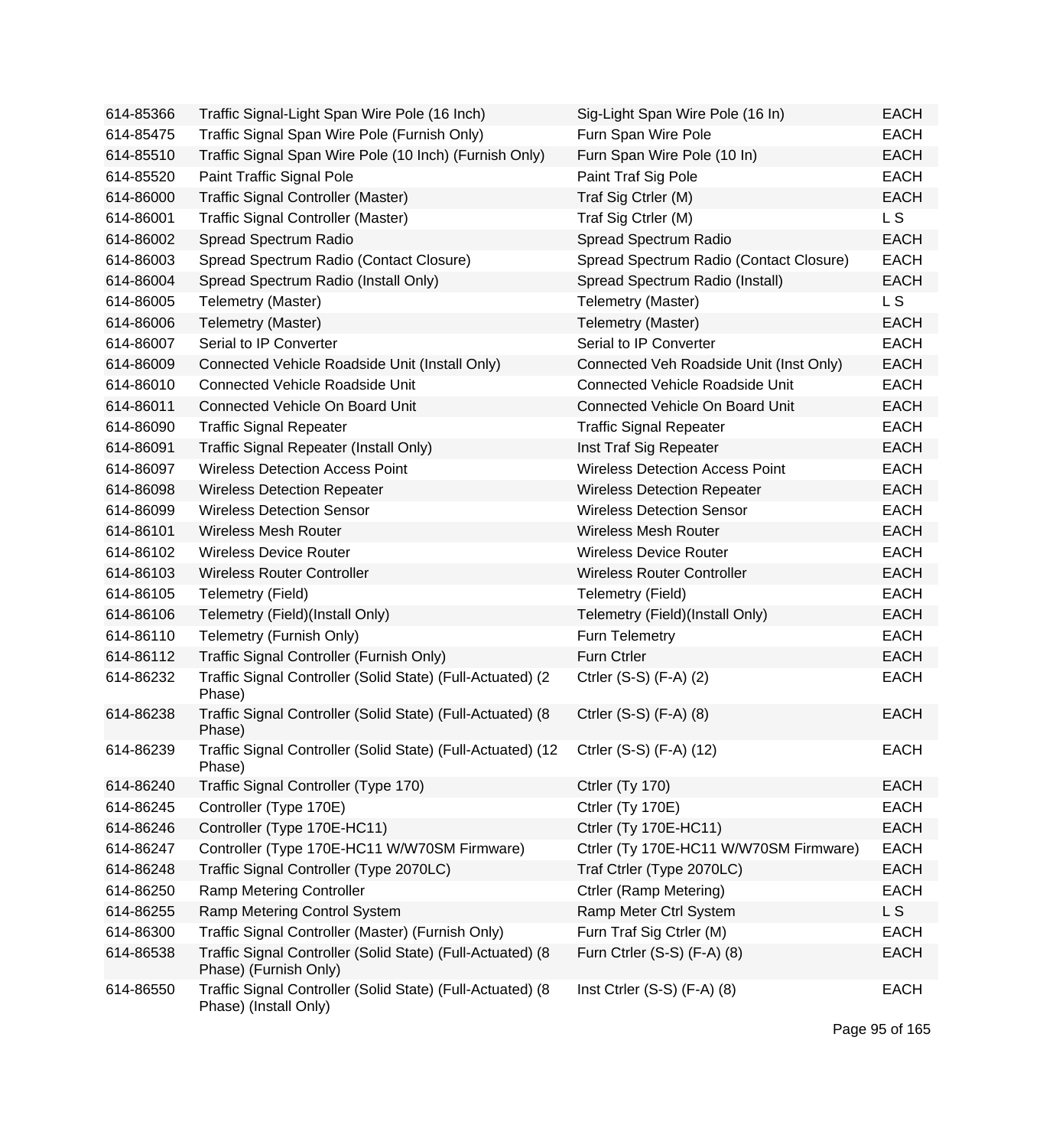| | | | |
|---|---|---|---|
| 614-85366 | Traffic Signal-Light Span Wire Pole (16 Inch) | Sig-Light Span Wire Pole (16 In) | EACH |
| 614-85475 | Traffic Signal Span Wire Pole (Furnish Only) | Furn Span Wire Pole | EACH |
| 614-85510 | Traffic Signal Span Wire Pole (10 Inch) (Furnish Only) | Furn Span Wire Pole (10 In) | EACH |
| 614-85520 | Paint Traffic Signal Pole | Paint Traf Sig Pole | EACH |
| 614-86000 | Traffic Signal Controller (Master) | Traf Sig Ctrler (M) | EACH |
| 614-86001 | Traffic Signal Controller (Master) | Traf Sig Ctrler (M) | L S |
| 614-86002 | Spread Spectrum Radio | Spread Spectrum Radio | EACH |
| 614-86003 | Spread Spectrum Radio (Contact Closure) | Spread Spectrum Radio (Contact Closure) | EACH |
| 614-86004 | Spread Spectrum Radio (Install Only) | Spread Spectrum Radio (Install) | EACH |
| 614-86005 | Telemetry (Master) | Telemetry (Master) | L S |
| 614-86006 | Telemetry (Master) | Telemetry (Master) | EACH |
| 614-86007 | Serial to IP Converter | Serial to IP Converter | EACH |
| 614-86009 | Connected Vehicle Roadside Unit (Install Only) | Connected Veh Roadside Unit (Inst Only) | EACH |
| 614-86010 | Connected Vehicle Roadside Unit | Connected Vehicle Roadside Unit | EACH |
| 614-86011 | Connected Vehicle On Board Unit | Connected Vehicle On Board Unit | EACH |
| 614-86090 | Traffic Signal Repeater | Traffic Signal Repeater | EACH |
| 614-86091 | Traffic Signal Repeater (Install Only) | Inst Traf Sig Repeater | EACH |
| 614-86097 | Wireless Detection Access Point | Wireless Detection Access Point | EACH |
| 614-86098 | Wireless Detection Repeater | Wireless Detection Repeater | EACH |
| 614-86099 | Wireless Detection Sensor | Wireless Detection Sensor | EACH |
| 614-86101 | Wireless Mesh Router | Wireless Mesh Router | EACH |
| 614-86102 | Wireless Device Router | Wireless Device Router | EACH |
| 614-86103 | Wireless Router Controller | Wireless Router Controller | EACH |
| 614-86105 | Telemetry (Field) | Telemetry (Field) | EACH |
| 614-86106 | Telemetry (Field)(Install Only) | Telemetry (Field)(Install Only) | EACH |
| 614-86110 | Telemetry (Furnish Only) | Furn Telemetry | EACH |
| 614-86112 | Traffic Signal Controller (Furnish Only) | Furn Ctrler | EACH |
| 614-86232 | Traffic Signal Controller (Solid State) (Full-Actuated) (2 Phase) | Ctrler (S-S) (F-A) (2) | EACH |
| 614-86238 | Traffic Signal Controller (Solid State) (Full-Actuated) (8 Phase) | Ctrler (S-S) (F-A) (8) | EACH |
| 614-86239 | Traffic Signal Controller (Solid State) (Full-Actuated) (12 Phase) | Ctrler (S-S) (F-A) (12) | EACH |
| 614-86240 | Traffic Signal Controller (Type 170) | Ctrler (Ty 170) | EACH |
| 614-86245 | Controller (Type 170E) | Ctrler (Ty 170E) | EACH |
| 614-86246 | Controller (Type 170E-HC11) | Ctrler (Ty 170E-HC11) | EACH |
| 614-86247 | Controller (Type 170E-HC11 W/W70SM Firmware) | Ctrler (Ty 170E-HC11 W/W70SM Firmware) | EACH |
| 614-86248 | Traffic Signal Controller (Type 2070LC) | Traf Ctrler (Type 2070LC) | EACH |
| 614-86250 | Ramp Metering Controller | Ctrler (Ramp Metering) | EACH |
| 614-86255 | Ramp Metering Control System | Ramp Meter Ctrl System | L S |
| 614-86300 | Traffic Signal Controller (Master) (Furnish Only) | Furn Traf Sig Ctrler (M) | EACH |
| 614-86538 | Traffic Signal Controller (Solid State) (Full-Actuated) (8 Phase) (Furnish Only) | Furn Ctrler (S-S) (F-A) (8) | EACH |
| 614-86550 | Traffic Signal Controller (Solid State) (Full-Actuated) (8 Phase) (Install Only) | Inst Ctrler (S-S) (F-A) (8) | EACH |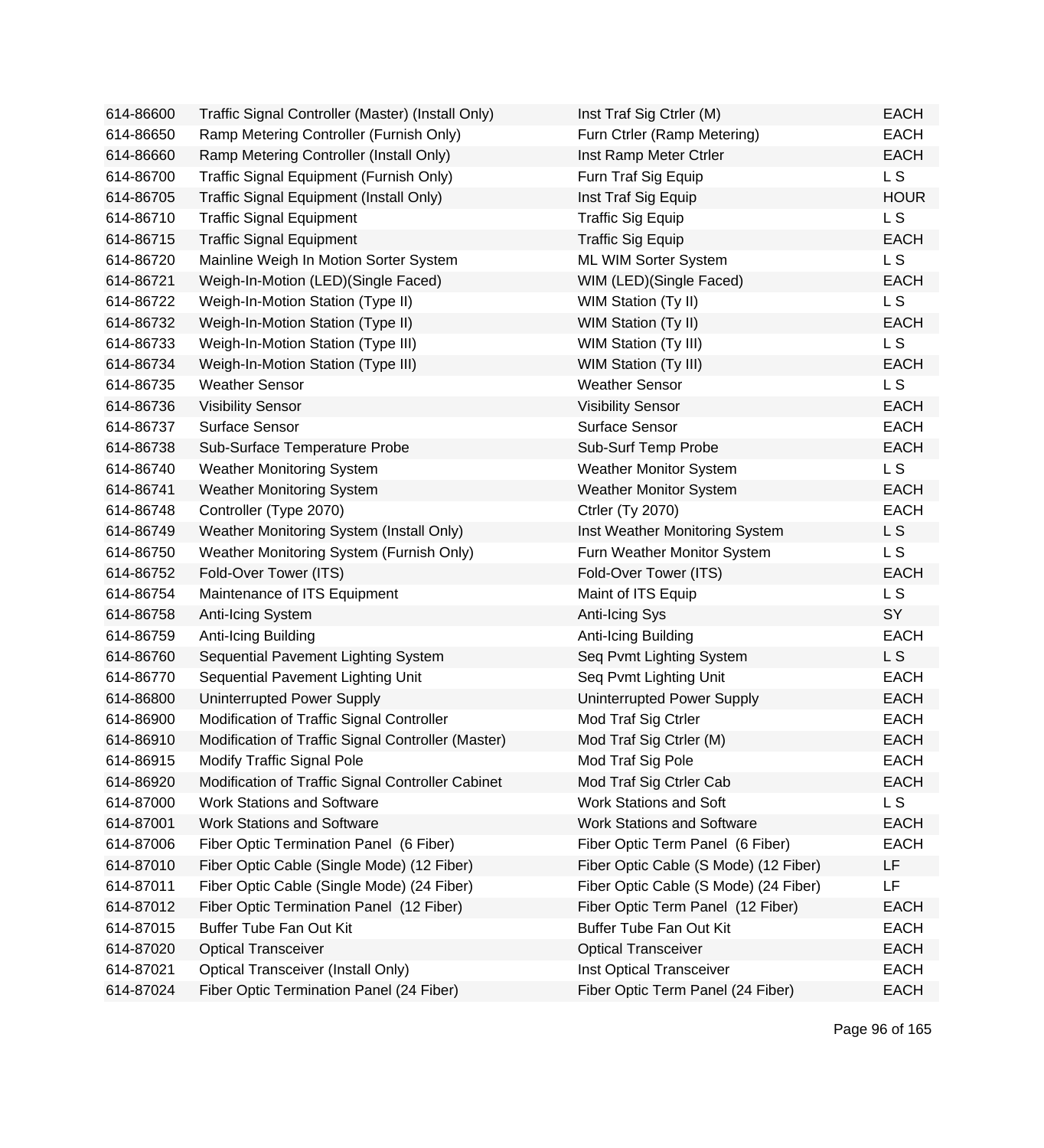| | | | |
|---|---|---|---|
| 614-86600 | Traffic Signal Controller (Master) (Install Only) | Inst Traf Sig Ctrler (M) | EACH |
| 614-86650 | Ramp Metering Controller (Furnish Only) | Furn Ctrler (Ramp Metering) | EACH |
| 614-86660 | Ramp Metering Controller (Install Only) | Inst Ramp Meter Ctrler | EACH |
| 614-86700 | Traffic Signal Equipment (Furnish Only) | Furn Traf Sig Equip | L S |
| 614-86705 | Traffic Signal Equipment (Install Only) | Inst Traf Sig Equip | HOUR |
| 614-86710 | Traffic Signal Equipment | Traffic Sig Equip | L S |
| 614-86715 | Traffic Signal Equipment | Traffic Sig Equip | EACH |
| 614-86720 | Mainline Weigh In Motion Sorter System | ML WIM Sorter System | L S |
| 614-86721 | Weigh-In-Motion (LED)(Single Faced) | WIM (LED)(Single Faced) | EACH |
| 614-86722 | Weigh-In-Motion Station (Type II) | WIM Station (Ty II) | L S |
| 614-86732 | Weigh-In-Motion Station (Type II) | WIM Station (Ty II) | EACH |
| 614-86733 | Weigh-In-Motion Station (Type III) | WIM Station (Ty III) | L S |
| 614-86734 | Weigh-In-Motion Station (Type III) | WIM Station (Ty III) | EACH |
| 614-86735 | Weather Sensor | Weather Sensor | L S |
| 614-86736 | Visibility Sensor | Visibility Sensor | EACH |
| 614-86737 | Surface Sensor | Surface Sensor | EACH |
| 614-86738 | Sub-Surface Temperature Probe | Sub-Surf Temp Probe | EACH |
| 614-86740 | Weather Monitoring System | Weather Monitor System | L S |
| 614-86741 | Weather Monitoring System | Weather Monitor System | EACH |
| 614-86748 | Controller (Type 2070) | Ctrler (Ty 2070) | EACH |
| 614-86749 | Weather Monitoring System (Install Only) | Inst Weather Monitoring System | L S |
| 614-86750 | Weather Monitoring System (Furnish Only) | Furn Weather Monitor System | L S |
| 614-86752 | Fold-Over Tower (ITS) | Fold-Over Tower (ITS) | EACH |
| 614-86754 | Maintenance of ITS Equipment | Maint of ITS Equip | L S |
| 614-86758 | Anti-Icing System | Anti-Icing Sys | SY |
| 614-86759 | Anti-Icing Building | Anti-Icing Building | EACH |
| 614-86760 | Sequential Pavement Lighting System | Seq Pvmt Lighting System | L S |
| 614-86770 | Sequential Pavement Lighting Unit | Seq Pvmt Lighting Unit | EACH |
| 614-86800 | Uninterrupted Power Supply | Uninterrupted Power Supply | EACH |
| 614-86900 | Modification of Traffic Signal Controller | Mod Traf Sig Ctrler | EACH |
| 614-86910 | Modification of Traffic Signal Controller (Master) | Mod Traf Sig Ctrler (M) | EACH |
| 614-86915 | Modify Traffic Signal Pole | Mod Traf Sig Pole | EACH |
| 614-86920 | Modification of Traffic Signal Controller Cabinet | Mod Traf Sig Ctrler Cab | EACH |
| 614-87000 | Work Stations and Software | Work Stations and Soft | L S |
| 614-87001 | Work Stations and Software | Work Stations and Software | EACH |
| 614-87006 | Fiber Optic Termination Panel (6 Fiber) | Fiber Optic Term Panel (6 Fiber) | EACH |
| 614-87010 | Fiber Optic Cable (Single Mode) (12 Fiber) | Fiber Optic Cable (S Mode) (12 Fiber) | LF |
| 614-87011 | Fiber Optic Cable (Single Mode) (24 Fiber) | Fiber Optic Cable (S Mode) (24 Fiber) | LF |
| 614-87012 | Fiber Optic Termination Panel (12 Fiber) | Fiber Optic Term Panel (12 Fiber) | EACH |
| 614-87015 | Buffer Tube Fan Out Kit | Buffer Tube Fan Out Kit | EACH |
| 614-87020 | Optical Transceiver | Optical Transceiver | EACH |
| 614-87021 | Optical Transceiver (Install Only) | Inst Optical Transceiver | EACH |
| 614-87024 | Fiber Optic Termination Panel (24 Fiber) | Fiber Optic Term Panel (24 Fiber) | EACH |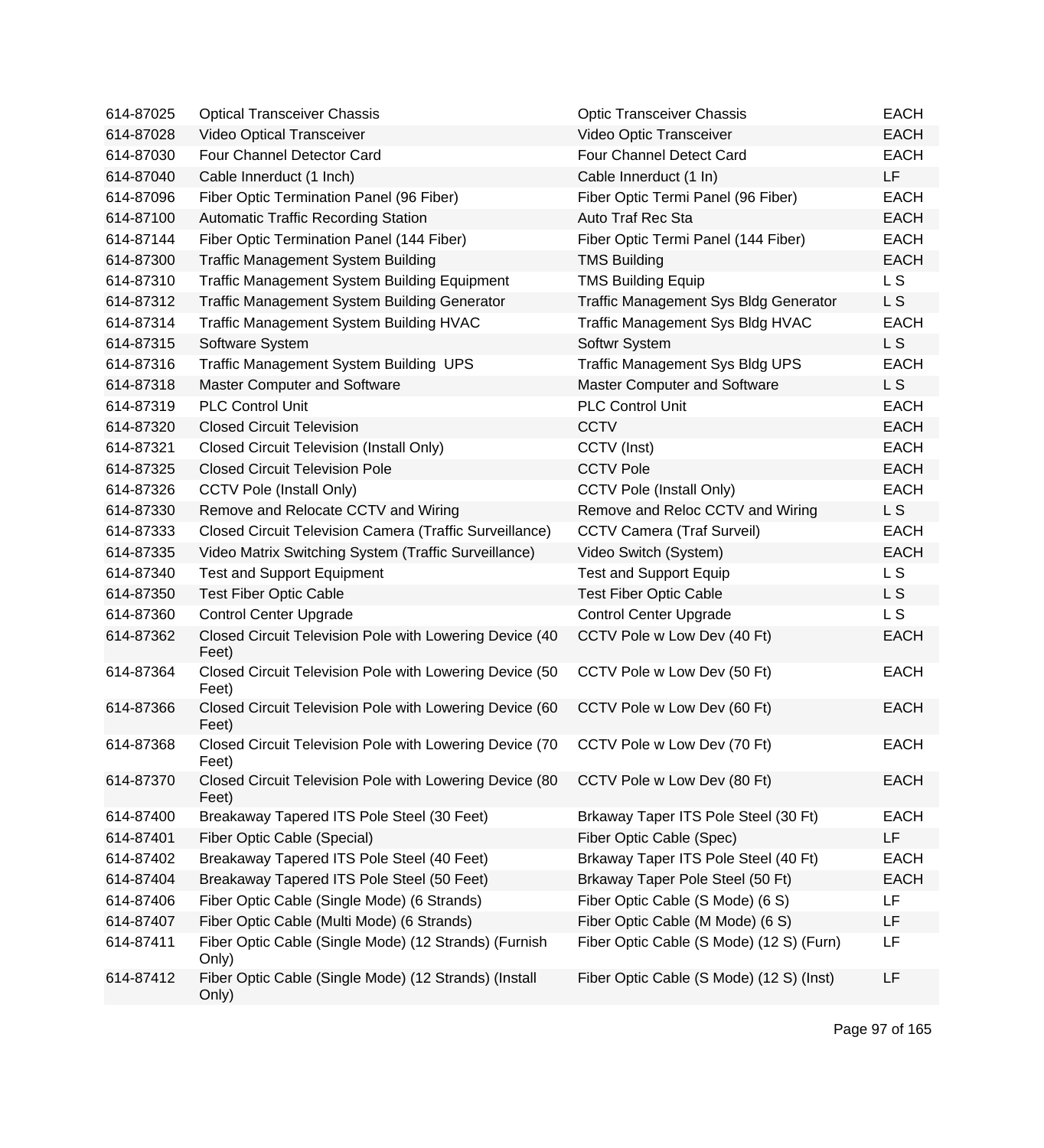| | | | |
|---|---|---|---|
| 614-87025 | Optical Transceiver Chassis | Optic Transceiver Chassis | EACH |
| 614-87028 | Video Optical Transceiver | Video Optic Transceiver | EACH |
| 614-87030 | Four Channel Detector Card | Four Channel Detect Card | EACH |
| 614-87040 | Cable Innerduct (1 Inch) | Cable Innerduct (1 In) | LF |
| 614-87096 | Fiber Optic Termination Panel (96 Fiber) | Fiber Optic Termi Panel (96 Fiber) | EACH |
| 614-87100 | Automatic Traffic Recording Station | Auto Traf Rec Sta | EACH |
| 614-87144 | Fiber Optic Termination Panel (144 Fiber) | Fiber Optic Termi Panel (144 Fiber) | EACH |
| 614-87300 | Traffic Management System Building | TMS Building | EACH |
| 614-87310 | Traffic Management System Building Equipment | TMS Building Equip | L S |
| 614-87312 | Traffic Management System Building Generator | Traffic Management Sys Bldg Generator | L S |
| 614-87314 | Traffic Management System Building HVAC | Traffic Management Sys Bldg HVAC | EACH |
| 614-87315 | Software System | Softwr System | L S |
| 614-87316 | Traffic Management System Building UPS | Traffic Management Sys Bldg UPS | EACH |
| 614-87318 | Master Computer and Software | Master Computer and Software | L S |
| 614-87319 | PLC Control Unit | PLC Control Unit | EACH |
| 614-87320 | Closed Circuit Television | CCTV | EACH |
| 614-87321 | Closed Circuit Television (Install Only) | CCTV (Inst) | EACH |
| 614-87325 | Closed Circuit Television Pole | CCTV Pole | EACH |
| 614-87326 | CCTV Pole (Install Only) | CCTV Pole (Install Only) | EACH |
| 614-87330 | Remove and Relocate CCTV and Wiring | Remove and Reloc CCTV and Wiring | L S |
| 614-87333 | Closed Circuit Television Camera (Traffic Surveillance) | CCTV Camera (Traf Surveil) | EACH |
| 614-87335 | Video Matrix Switching System (Traffic Surveillance) | Video Switch (System) | EACH |
| 614-87340 | Test and Support Equipment | Test and Support Equip | L S |
| 614-87350 | Test Fiber Optic Cable | Test Fiber Optic Cable | L S |
| 614-87360 | Control Center Upgrade | Control Center Upgrade | L S |
| 614-87362 | Closed Circuit Television Pole with Lowering Device (40 Feet) | CCTV Pole w Low Dev (40 Ft) | EACH |
| 614-87364 | Closed Circuit Television Pole with Lowering Device (50 Feet) | CCTV Pole w Low Dev (50 Ft) | EACH |
| 614-87366 | Closed Circuit Television Pole with Lowering Device (60 Feet) | CCTV Pole w Low Dev (60 Ft) | EACH |
| 614-87368 | Closed Circuit Television Pole with Lowering Device (70 Feet) | CCTV Pole w Low Dev (70 Ft) | EACH |
| 614-87370 | Closed Circuit Television Pole with Lowering Device (80 Feet) | CCTV Pole w Low Dev (80 Ft) | EACH |
| 614-87400 | Breakaway Tapered ITS Pole Steel (30 Feet) | Brkaway Taper ITS Pole Steel (30 Ft) | EACH |
| 614-87401 | Fiber Optic Cable (Special) | Fiber Optic Cable (Spec) | LF |
| 614-87402 | Breakaway Tapered ITS Pole Steel (40 Feet) | Brkaway Taper ITS Pole Steel (40 Ft) | EACH |
| 614-87404 | Breakaway Tapered ITS Pole Steel (50 Feet) | Brkaway Taper Pole Steel (50 Ft) | EACH |
| 614-87406 | Fiber Optic Cable (Single Mode) (6 Strands) | Fiber Optic Cable (S Mode) (6 S) | LF |
| 614-87407 | Fiber Optic Cable (Multi Mode) (6 Strands) | Fiber Optic Cable (M Mode) (6 S) | LF |
| 614-87411 | Fiber Optic Cable (Single Mode) (12 Strands) (Furnish Only) | Fiber Optic Cable (S Mode) (12 S) (Furn) | LF |
| 614-87412 | Fiber Optic Cable (Single Mode) (12 Strands) (Install Only) | Fiber Optic Cable (S Mode) (12 S) (Inst) | LF |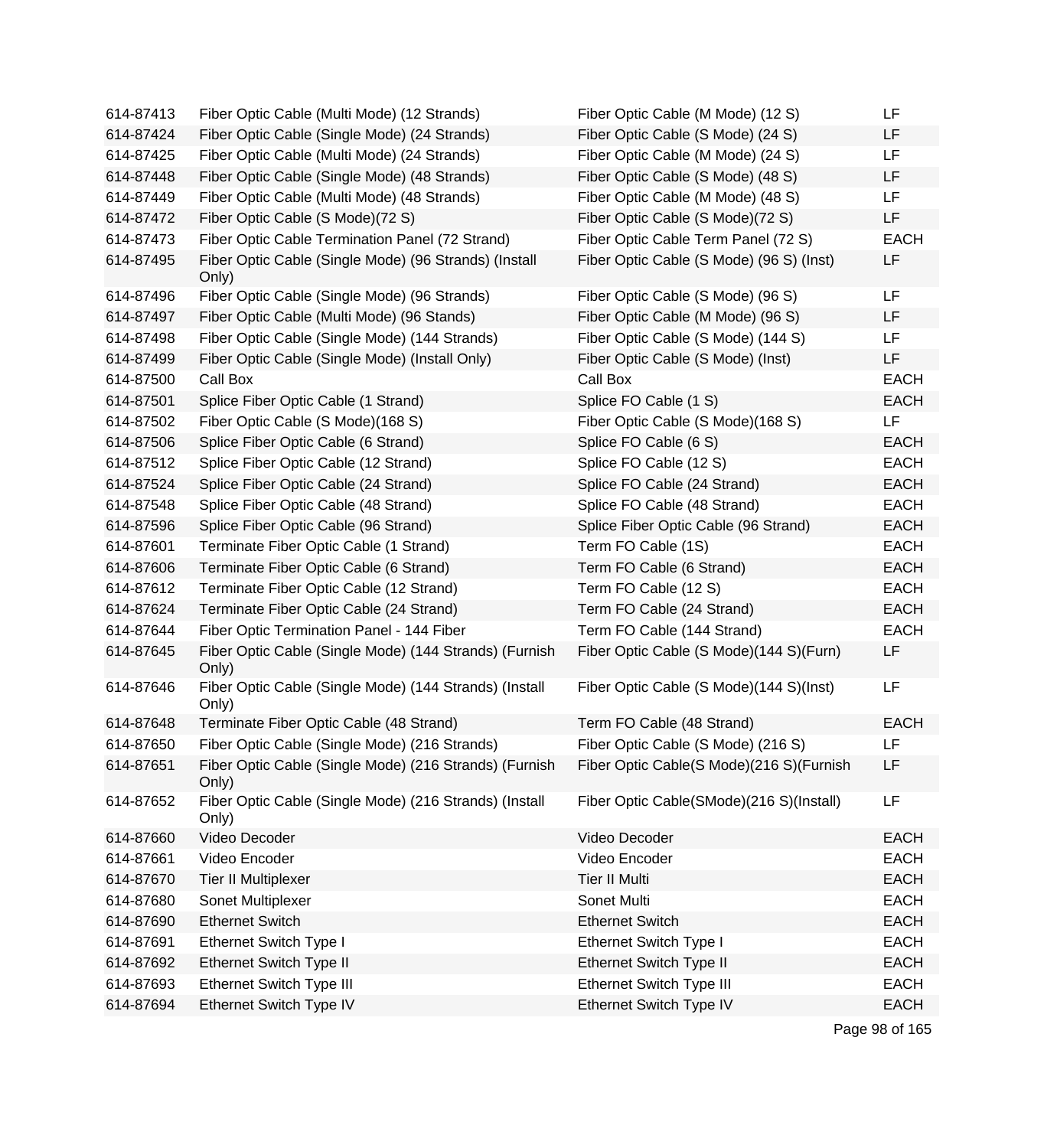| | | | |
|---|---|---|---|
| 614-87413 | Fiber Optic Cable (Multi Mode) (12 Strands) | Fiber Optic Cable (M Mode) (12 S) | LF |
| 614-87424 | Fiber Optic Cable (Single Mode) (24 Strands) | Fiber Optic Cable (S Mode) (24 S) | LF |
| 614-87425 | Fiber Optic Cable (Multi Mode) (24 Strands) | Fiber Optic Cable (M Mode) (24 S) | LF |
| 614-87448 | Fiber Optic Cable (Single Mode) (48 Strands) | Fiber Optic Cable (S Mode) (48 S) | LF |
| 614-87449 | Fiber Optic Cable (Multi Mode) (48 Strands) | Fiber Optic Cable (M Mode) (48 S) | LF |
| 614-87472 | Fiber Optic Cable (S Mode)(72 S) | Fiber Optic Cable (S Mode)(72 S) | LF |
| 614-87473 | Fiber Optic Cable Termination Panel (72 Strand) | Fiber Optic Cable Term Panel (72 S) | EACH |
| 614-87495 | Fiber Optic Cable (Single Mode) (96 Strands) (Install Only) | Fiber Optic Cable (S Mode) (96 S) (Inst) | LF |
| 614-87496 | Fiber Optic Cable (Single Mode) (96 Strands) | Fiber Optic Cable (S Mode) (96 S) | LF |
| 614-87497 | Fiber Optic Cable (Multi Mode) (96 Stands) | Fiber Optic Cable (M Mode) (96 S) | LF |
| 614-87498 | Fiber Optic Cable (Single Mode) (144 Strands) | Fiber Optic Cable (S Mode) (144 S) | LF |
| 614-87499 | Fiber Optic Cable (Single Mode) (Install Only) | Fiber Optic Cable (S Mode) (Inst) | LF |
| 614-87500 | Call Box | Call Box | EACH |
| 614-87501 | Splice Fiber Optic Cable (1 Strand) | Splice FO Cable (1 S) | EACH |
| 614-87502 | Fiber Optic Cable (S Mode)(168 S) | Fiber Optic Cable (S Mode)(168 S) | LF |
| 614-87506 | Splice Fiber Optic Cable (6 Strand) | Splice FO Cable (6 S) | EACH |
| 614-87512 | Splice Fiber Optic Cable (12 Strand) | Splice FO Cable (12 S) | EACH |
| 614-87524 | Splice Fiber Optic Cable (24 Strand) | Splice FO Cable (24 Strand) | EACH |
| 614-87548 | Splice Fiber Optic Cable (48 Strand) | Splice FO Cable (48 Strand) | EACH |
| 614-87596 | Splice Fiber Optic Cable (96 Strand) | Splice Fiber Optic Cable (96 Strand) | EACH |
| 614-87601 | Terminate Fiber Optic Cable (1 Strand) | Term FO Cable (1S) | EACH |
| 614-87606 | Terminate Fiber Optic Cable (6 Strand) | Term FO Cable (6 Strand) | EACH |
| 614-87612 | Terminate Fiber Optic Cable (12 Strand) | Term FO Cable (12 S) | EACH |
| 614-87624 | Terminate Fiber Optic Cable (24 Strand) | Term FO Cable (24 Strand) | EACH |
| 614-87644 | Fiber Optic Termination Panel - 144 Fiber | Term FO Cable (144 Strand) | EACH |
| 614-87645 | Fiber Optic Cable (Single Mode) (144 Strands) (Furnish Only) | Fiber Optic Cable (S Mode)(144 S)(Furn) | LF |
| 614-87646 | Fiber Optic Cable (Single Mode) (144 Strands) (Install Only) | Fiber Optic Cable (S Mode)(144 S)(Inst) | LF |
| 614-87648 | Terminate Fiber Optic Cable (48 Strand) | Term FO Cable (48 Strand) | EACH |
| 614-87650 | Fiber Optic Cable (Single Mode) (216 Strands) | Fiber Optic Cable (S Mode) (216 S) | LF |
| 614-87651 | Fiber Optic Cable (Single Mode) (216 Strands) (Furnish Only) | Fiber Optic Cable(S Mode)(216 S)(Furnish | LF |
| 614-87652 | Fiber Optic Cable (Single Mode) (216 Strands) (Install Only) | Fiber Optic Cable(SMode)(216 S)(Install) | LF |
| 614-87660 | Video Decoder | Video Decoder | EACH |
| 614-87661 | Video Encoder | Video Encoder | EACH |
| 614-87670 | Tier II Multiplexer | Tier II Multi | EACH |
| 614-87680 | Sonet Multiplexer | Sonet Multi | EACH |
| 614-87690 | Ethernet Switch | Ethernet Switch | EACH |
| 614-87691 | Ethernet Switch Type I | Ethernet Switch Type I | EACH |
| 614-87692 | Ethernet Switch Type II | Ethernet Switch Type II | EACH |
| 614-87693 | Ethernet Switch Type III | Ethernet Switch Type III | EACH |
| 614-87694 | Ethernet Switch Type IV | Ethernet Switch Type IV | EACH |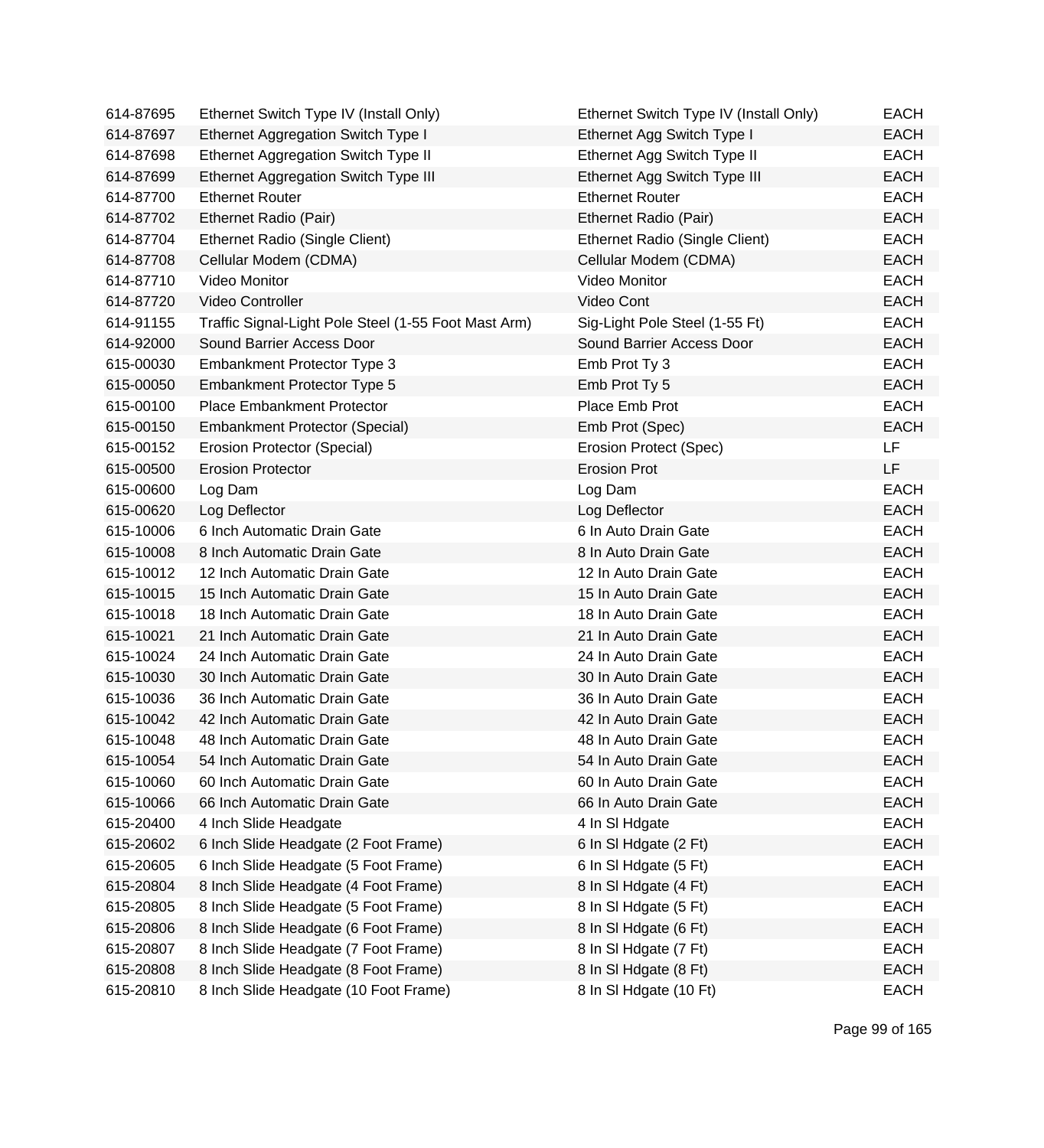| | | | |
|---|---|---|---|
| 614-87695 | Ethernet Switch Type IV (Install Only) | Ethernet Switch Type IV (Install Only) | EACH |
| 614-87697 | Ethernet Aggregation Switch Type I | Ethernet Agg Switch Type I | EACH |
| 614-87698 | Ethernet Aggregation Switch Type II | Ethernet Agg Switch Type II | EACH |
| 614-87699 | Ethernet Aggregation Switch Type III | Ethernet Agg Switch Type III | EACH |
| 614-87700 | Ethernet Router | Ethernet Router | EACH |
| 614-87702 | Ethernet Radio (Pair) | Ethernet Radio (Pair) | EACH |
| 614-87704 | Ethernet Radio (Single Client) | Ethernet Radio (Single Client) | EACH |
| 614-87708 | Cellular Modem (CDMA) | Cellular Modem (CDMA) | EACH |
| 614-87710 | Video Monitor | Video Monitor | EACH |
| 614-87720 | Video Controller | Video Cont | EACH |
| 614-91155 | Traffic Signal-Light Pole Steel (1-55 Foot Mast Arm) | Sig-Light Pole Steel (1-55 Ft) | EACH |
| 614-92000 | Sound Barrier Access Door | Sound Barrier Access Door | EACH |
| 615-00030 | Embankment Protector Type 3 | Emb Prot Ty 3 | EACH |
| 615-00050 | Embankment Protector Type 5 | Emb Prot Ty 5 | EACH |
| 615-00100 | Place Embankment Protector | Place Emb Prot | EACH |
| 615-00150 | Embankment Protector (Special) | Emb Prot (Spec) | EACH |
| 615-00152 | Erosion Protector (Special) | Erosion Protect (Spec) | LF |
| 615-00500 | Erosion Protector | Erosion Prot | LF |
| 615-00600 | Log Dam | Log Dam | EACH |
| 615-00620 | Log Deflector | Log Deflector | EACH |
| 615-10006 | 6 Inch Automatic Drain Gate | 6 In Auto Drain Gate | EACH |
| 615-10008 | 8 Inch Automatic Drain Gate | 8 In Auto Drain Gate | EACH |
| 615-10012 | 12 Inch Automatic Drain Gate | 12 In Auto Drain Gate | EACH |
| 615-10015 | 15 Inch Automatic Drain Gate | 15 In Auto Drain Gate | EACH |
| 615-10018 | 18 Inch Automatic Drain Gate | 18 In Auto Drain Gate | EACH |
| 615-10021 | 21 Inch Automatic Drain Gate | 21 In Auto Drain Gate | EACH |
| 615-10024 | 24 Inch Automatic Drain Gate | 24 In Auto Drain Gate | EACH |
| 615-10030 | 30 Inch Automatic Drain Gate | 30 In Auto Drain Gate | EACH |
| 615-10036 | 36 Inch Automatic Drain Gate | 36 In Auto Drain Gate | EACH |
| 615-10042 | 42 Inch Automatic Drain Gate | 42 In Auto Drain Gate | EACH |
| 615-10048 | 48 Inch Automatic Drain Gate | 48 In Auto Drain Gate | EACH |
| 615-10054 | 54 Inch Automatic Drain Gate | 54 In Auto Drain Gate | EACH |
| 615-10060 | 60 Inch Automatic Drain Gate | 60 In Auto Drain Gate | EACH |
| 615-10066 | 66 Inch Automatic Drain Gate | 66 In Auto Drain Gate | EACH |
| 615-20400 | 4 Inch Slide Headgate | 4 In Sl Hdgate | EACH |
| 615-20602 | 6 Inch Slide Headgate (2 Foot Frame) | 6 In Sl Hdgate (2 Ft) | EACH |
| 615-20605 | 6 Inch Slide Headgate (5 Foot Frame) | 6 In Sl Hdgate (5 Ft) | EACH |
| 615-20804 | 8 Inch Slide Headgate (4 Foot Frame) | 8 In Sl Hdgate (4 Ft) | EACH |
| 615-20805 | 8 Inch Slide Headgate (5 Foot Frame) | 8 In Sl Hdgate (5 Ft) | EACH |
| 615-20806 | 8 Inch Slide Headgate (6 Foot Frame) | 8 In Sl Hdgate (6 Ft) | EACH |
| 615-20807 | 8 Inch Slide Headgate (7 Foot Frame) | 8 In Sl Hdgate (7 Ft) | EACH |
| 615-20808 | 8 Inch Slide Headgate (8 Foot Frame) | 8 In Sl Hdgate (8 Ft) | EACH |
| 615-20810 | 8 Inch Slide Headgate (10 Foot Frame) | 8 In Sl Hdgate (10 Ft) | EACH |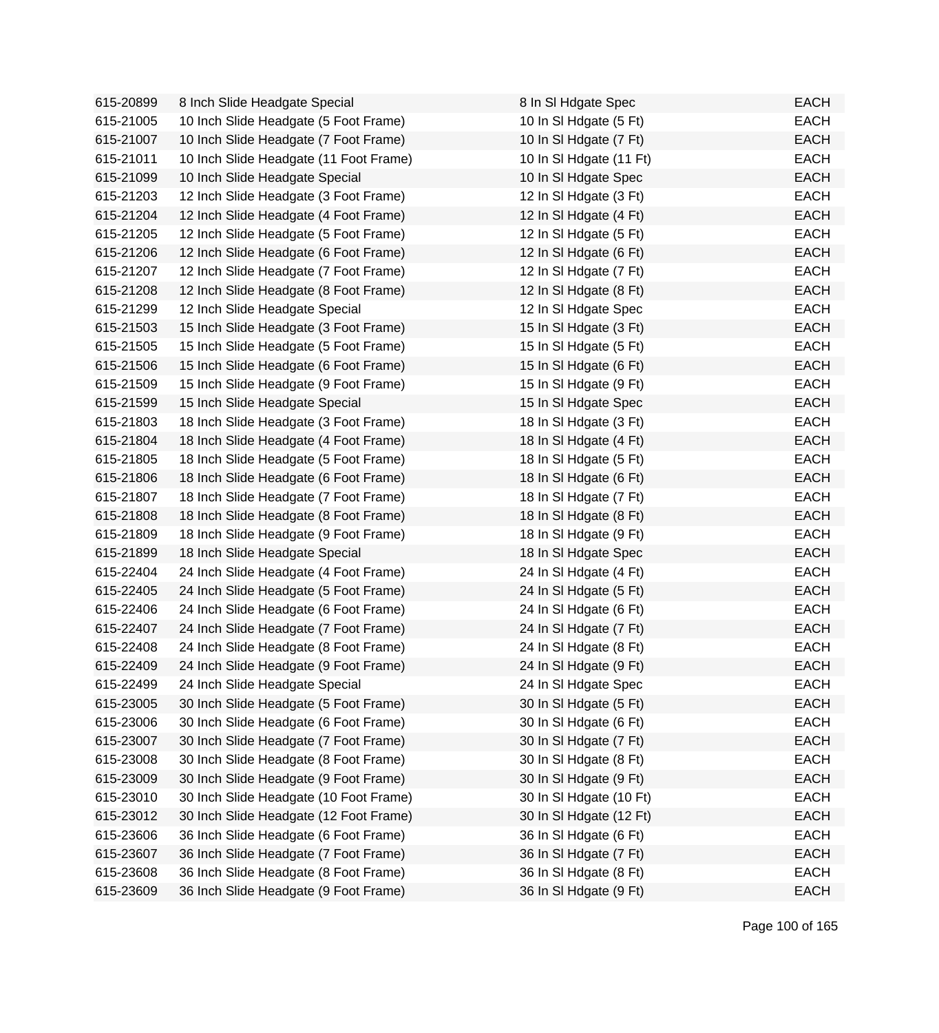| | | | |
|---|---|---|---|
| 615-20899 | 8 Inch Slide Headgate Special | 8 In Sl Hdgate Spec | EACH |
| 615-21005 | 10 Inch Slide Headgate (5 Foot Frame) | 10 In Sl Hdgate (5 Ft) | EACH |
| 615-21007 | 10 Inch Slide Headgate (7 Foot Frame) | 10 In Sl Hdgate (7 Ft) | EACH |
| 615-21011 | 10 Inch Slide Headgate (11 Foot Frame) | 10 In Sl Hdgate (11 Ft) | EACH |
| 615-21099 | 10 Inch Slide Headgate Special | 10 In Sl Hdgate Spec | EACH |
| 615-21203 | 12 Inch Slide Headgate (3 Foot Frame) | 12 In Sl Hdgate (3 Ft) | EACH |
| 615-21204 | 12 Inch Slide Headgate (4 Foot Frame) | 12 In Sl Hdgate (4 Ft) | EACH |
| 615-21205 | 12 Inch Slide Headgate (5 Foot Frame) | 12 In Sl Hdgate (5 Ft) | EACH |
| 615-21206 | 12 Inch Slide Headgate (6 Foot Frame) | 12 In Sl Hdgate (6 Ft) | EACH |
| 615-21207 | 12 Inch Slide Headgate (7 Foot Frame) | 12 In Sl Hdgate (7 Ft) | EACH |
| 615-21208 | 12 Inch Slide Headgate (8 Foot Frame) | 12 In Sl Hdgate (8 Ft) | EACH |
| 615-21299 | 12 Inch Slide Headgate Special | 12 In Sl Hdgate Spec | EACH |
| 615-21503 | 15 Inch Slide Headgate (3 Foot Frame) | 15 In Sl Hdgate (3 Ft) | EACH |
| 615-21505 | 15 Inch Slide Headgate (5 Foot Frame) | 15 In Sl Hdgate (5 Ft) | EACH |
| 615-21506 | 15 Inch Slide Headgate (6 Foot Frame) | 15 In Sl Hdgate (6 Ft) | EACH |
| 615-21509 | 15 Inch Slide Headgate (9 Foot Frame) | 15 In Sl Hdgate (9 Ft) | EACH |
| 615-21599 | 15 Inch Slide Headgate Special | 15 In Sl Hdgate Spec | EACH |
| 615-21803 | 18 Inch Slide Headgate (3 Foot Frame) | 18 In Sl Hdgate (3 Ft) | EACH |
| 615-21804 | 18 Inch Slide Headgate (4 Foot Frame) | 18 In Sl Hdgate (4 Ft) | EACH |
| 615-21805 | 18 Inch Slide Headgate (5 Foot Frame) | 18 In Sl Hdgate (5 Ft) | EACH |
| 615-21806 | 18 Inch Slide Headgate (6 Foot Frame) | 18 In Sl Hdgate (6 Ft) | EACH |
| 615-21807 | 18 Inch Slide Headgate (7 Foot Frame) | 18 In Sl Hdgate (7 Ft) | EACH |
| 615-21808 | 18 Inch Slide Headgate (8 Foot Frame) | 18 In Sl Hdgate (8 Ft) | EACH |
| 615-21809 | 18 Inch Slide Headgate (9 Foot Frame) | 18 In Sl Hdgate (9 Ft) | EACH |
| 615-21899 | 18 Inch Slide Headgate Special | 18 In Sl Hdgate Spec | EACH |
| 615-22404 | 24 Inch Slide Headgate (4 Foot Frame) | 24 In Sl Hdgate (4 Ft) | EACH |
| 615-22405 | 24 Inch Slide Headgate (5 Foot Frame) | 24 In Sl Hdgate (5 Ft) | EACH |
| 615-22406 | 24 Inch Slide Headgate (6 Foot Frame) | 24 In Sl Hdgate (6 Ft) | EACH |
| 615-22407 | 24 Inch Slide Headgate (7 Foot Frame) | 24 In Sl Hdgate (7 Ft) | EACH |
| 615-22408 | 24 Inch Slide Headgate (8 Foot Frame) | 24 In Sl Hdgate (8 Ft) | EACH |
| 615-22409 | 24 Inch Slide Headgate (9 Foot Frame) | 24 In Sl Hdgate (9 Ft) | EACH |
| 615-22499 | 24 Inch Slide Headgate Special | 24 In Sl Hdgate Spec | EACH |
| 615-23005 | 30 Inch Slide Headgate (5 Foot Frame) | 30 In Sl Hdgate (5 Ft) | EACH |
| 615-23006 | 30 Inch Slide Headgate (6 Foot Frame) | 30 In Sl Hdgate (6 Ft) | EACH |
| 615-23007 | 30 Inch Slide Headgate (7 Foot Frame) | 30 In Sl Hdgate (7 Ft) | EACH |
| 615-23008 | 30 Inch Slide Headgate (8 Foot Frame) | 30 In Sl Hdgate (8 Ft) | EACH |
| 615-23009 | 30 Inch Slide Headgate (9 Foot Frame) | 30 In Sl Hdgate (9 Ft) | EACH |
| 615-23010 | 30 Inch Slide Headgate (10 Foot Frame) | 30 In Sl Hdgate (10 Ft) | EACH |
| 615-23012 | 30 Inch Slide Headgate (12 Foot Frame) | 30 In Sl Hdgate (12 Ft) | EACH |
| 615-23606 | 36 Inch Slide Headgate (6 Foot Frame) | 36 In Sl Hdgate (6 Ft) | EACH |
| 615-23607 | 36 Inch Slide Headgate (7 Foot Frame) | 36 In Sl Hdgate (7 Ft) | EACH |
| 615-23608 | 36 Inch Slide Headgate (8 Foot Frame) | 36 In Sl Hdgate (8 Ft) | EACH |
| 615-23609 | 36 Inch Slide Headgate (9 Foot Frame) | 36 In Sl Hdgate (9 Ft) | EACH |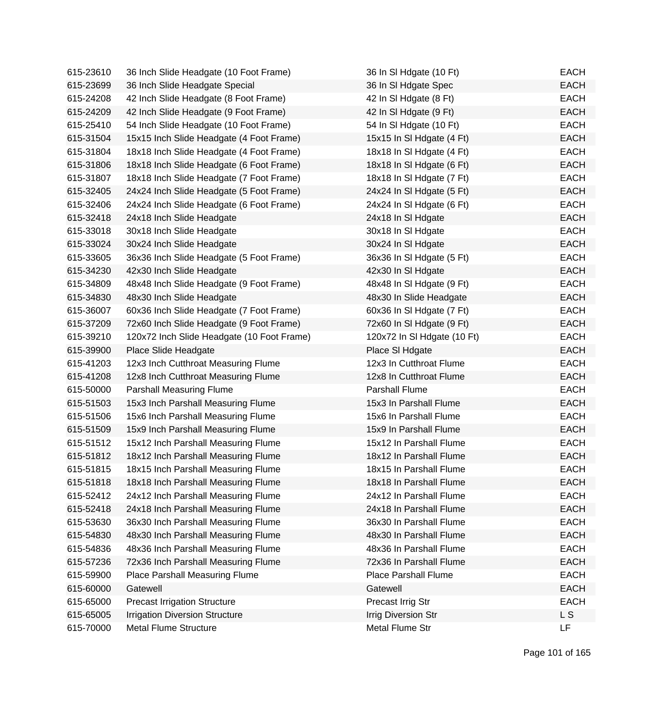| | | | |
|---|---|---|---|
| 615-23610 | 36 Inch Slide Headgate (10 Foot Frame) | 36 In Sl Hdgate (10 Ft) | EACH |
| 615-23699 | 36 Inch Slide Headgate Special | 36 In Sl Hdgate Spec | EACH |
| 615-24208 | 42 Inch Slide Headgate (8 Foot Frame) | 42 In Sl Hdgate (8 Ft) | EACH |
| 615-24209 | 42 Inch Slide Headgate (9 Foot Frame) | 42 In Sl Hdgate (9 Ft) | EACH |
| 615-25410 | 54 Inch Slide Headgate (10 Foot Frame) | 54 In Sl Hdgate (10 Ft) | EACH |
| 615-31504 | 15x15 Inch Slide Headgate (4 Foot Frame) | 15x15 In Sl Hdgate (4 Ft) | EACH |
| 615-31804 | 18x18 Inch Slide Headgate (4 Foot Frame) | 18x18 In Sl Hdgate (4 Ft) | EACH |
| 615-31806 | 18x18 Inch Slide Headgate (6 Foot Frame) | 18x18 In Sl Hdgate (6 Ft) | EACH |
| 615-31807 | 18x18 Inch Slide Headgate (7 Foot Frame) | 18x18 In Sl Hdgate (7 Ft) | EACH |
| 615-32405 | 24x24 Inch Slide Headgate (5 Foot Frame) | 24x24 In Sl Hdgate (5 Ft) | EACH |
| 615-32406 | 24x24 Inch Slide Headgate (6 Foot Frame) | 24x24 In Sl Hdgate (6 Ft) | EACH |
| 615-32418 | 24x18 Inch Slide Headgate | 24x18 In Sl Hdgate | EACH |
| 615-33018 | 30x18 Inch Slide Headgate | 30x18 In Sl Hdgate | EACH |
| 615-33024 | 30x24 Inch Slide Headgate | 30x24 In Sl Hdgate | EACH |
| 615-33605 | 36x36 Inch Slide Headgate (5 Foot Frame) | 36x36 In Sl Hdgate (5 Ft) | EACH |
| 615-34230 | 42x30 Inch Slide Headgate | 42x30 In Sl Hdgate | EACH |
| 615-34809 | 48x48 Inch Slide Headgate (9 Foot Frame) | 48x48 In Sl Hdgate (9 Ft) | EACH |
| 615-34830 | 48x30 Inch Slide Headgate | 48x30 In Slide Headgate | EACH |
| 615-36007 | 60x36 Inch Slide Headgate (7 Foot Frame) | 60x36 In Sl Hdgate (7 Ft) | EACH |
| 615-37209 | 72x60 Inch Slide Headgate (9 Foot Frame) | 72x60 In Sl Hdgate (9 Ft) | EACH |
| 615-39210 | 120x72 Inch Slide Headgate (10 Foot Frame) | 120x72 In Sl Hdgate (10 Ft) | EACH |
| 615-39900 | Place Slide Headgate | Place Sl Hdgate | EACH |
| 615-41203 | 12x3 Inch Cutthroat Measuring Flume | 12x3 In Cutthroat Flume | EACH |
| 615-41208 | 12x8 Inch Cutthroat Measuring Flume | 12x8 In Cutthroat Flume | EACH |
| 615-50000 | Parshall Measuring Flume | Parshall Flume | EACH |
| 615-51503 | 15x3 Inch Parshall Measuring Flume | 15x3 In Parshall Flume | EACH |
| 615-51506 | 15x6 Inch Parshall Measuring Flume | 15x6 In Parshall Flume | EACH |
| 615-51509 | 15x9 Inch Parshall Measuring Flume | 15x9 In Parshall Flume | EACH |
| 615-51512 | 15x12 Inch Parshall Measuring Flume | 15x12 In Parshall Flume | EACH |
| 615-51812 | 18x12 Inch Parshall Measuring Flume | 18x12 In Parshall Flume | EACH |
| 615-51815 | 18x15 Inch Parshall Measuring Flume | 18x15 In Parshall Flume | EACH |
| 615-51818 | 18x18 Inch Parshall Measuring Flume | 18x18 In Parshall Flume | EACH |
| 615-52412 | 24x12 Inch Parshall Measuring Flume | 24x12 In Parshall Flume | EACH |
| 615-52418 | 24x18 Inch Parshall Measuring Flume | 24x18 In Parshall Flume | EACH |
| 615-53630 | 36x30 Inch Parshall Measuring Flume | 36x30 In Parshall Flume | EACH |
| 615-54830 | 48x30 Inch Parshall Measuring Flume | 48x30 In Parshall Flume | EACH |
| 615-54836 | 48x36 Inch Parshall Measuring Flume | 48x36 In Parshall Flume | EACH |
| 615-57236 | 72x36 Inch Parshall Measuring Flume | 72x36 In Parshall Flume | EACH |
| 615-59900 | Place Parshall Measuring Flume | Place Parshall Flume | EACH |
| 615-60000 | Gatewell | Gatewell | EACH |
| 615-65000 | Precast Irrigation Structure | Precast Irrig Str | EACH |
| 615-65005 | Irrigation Diversion Structure | Irrig Diversion Str | L S |
| 615-70000 | Metal Flume Structure | Metal Flume Str | LF |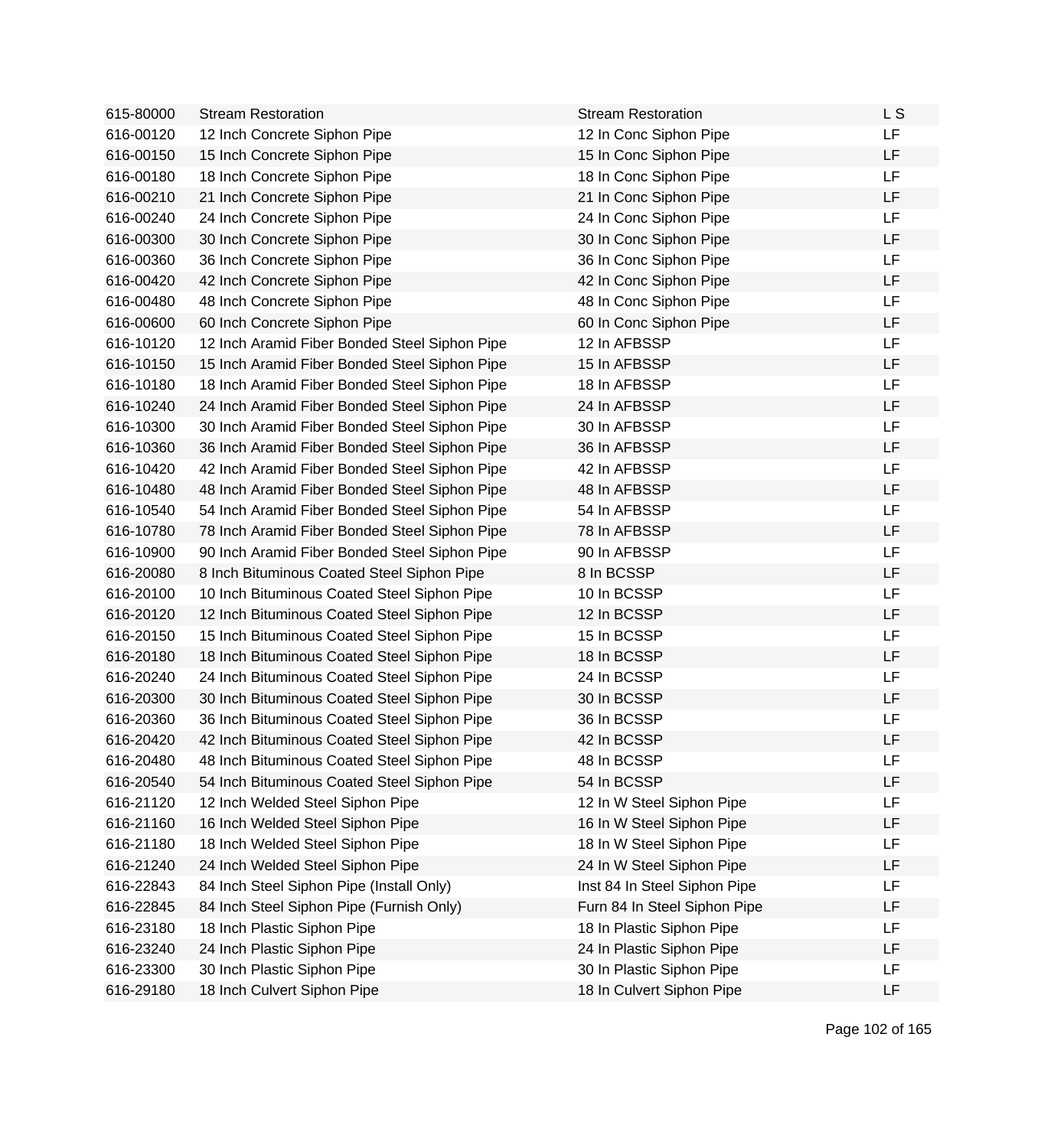| | | | |
|---|---|---|---|
| 615-80000 | Stream Restoration | Stream Restoration | L S |
| 616-00120 | 12 Inch Concrete Siphon Pipe | 12 In Conc Siphon Pipe | LF |
| 616-00150 | 15 Inch Concrete Siphon Pipe | 15 In Conc Siphon Pipe | LF |
| 616-00180 | 18 Inch Concrete Siphon Pipe | 18 In Conc Siphon Pipe | LF |
| 616-00210 | 21 Inch Concrete Siphon Pipe | 21 In Conc Siphon Pipe | LF |
| 616-00240 | 24 Inch Concrete Siphon Pipe | 24 In Conc Siphon Pipe | LF |
| 616-00300 | 30 Inch Concrete Siphon Pipe | 30 In Conc Siphon Pipe | LF |
| 616-00360 | 36 Inch Concrete Siphon Pipe | 36 In Conc Siphon Pipe | LF |
| 616-00420 | 42 Inch Concrete Siphon Pipe | 42 In Conc Siphon Pipe | LF |
| 616-00480 | 48 Inch Concrete Siphon Pipe | 48 In Conc Siphon Pipe | LF |
| 616-00600 | 60 Inch Concrete Siphon Pipe | 60 In Conc Siphon Pipe | LF |
| 616-10120 | 12 Inch Aramid Fiber Bonded Steel Siphon Pipe | 12 In AFBSSP | LF |
| 616-10150 | 15 Inch Aramid Fiber Bonded Steel Siphon Pipe | 15 In AFBSSP | LF |
| 616-10180 | 18 Inch Aramid Fiber Bonded Steel Siphon Pipe | 18 In AFBSSP | LF |
| 616-10240 | 24 Inch Aramid Fiber Bonded Steel Siphon Pipe | 24 In AFBSSP | LF |
| 616-10300 | 30 Inch Aramid Fiber Bonded Steel Siphon Pipe | 30 In AFBSSP | LF |
| 616-10360 | 36 Inch Aramid Fiber Bonded Steel Siphon Pipe | 36 In AFBSSP | LF |
| 616-10420 | 42 Inch Aramid Fiber Bonded Steel Siphon Pipe | 42 In AFBSSP | LF |
| 616-10480 | 48 Inch Aramid Fiber Bonded Steel Siphon Pipe | 48 In AFBSSP | LF |
| 616-10540 | 54 Inch Aramid Fiber Bonded Steel Siphon Pipe | 54 In AFBSSP | LF |
| 616-10780 | 78 Inch Aramid Fiber Bonded Steel Siphon Pipe | 78 In AFBSSP | LF |
| 616-10900 | 90 Inch Aramid Fiber Bonded Steel Siphon Pipe | 90 In AFBSSP | LF |
| 616-20080 | 8 Inch Bituminous Coated Steel Siphon Pipe | 8 In BCSSP | LF |
| 616-20100 | 10 Inch Bituminous Coated Steel Siphon Pipe | 10 In BCSSP | LF |
| 616-20120 | 12 Inch Bituminous Coated Steel Siphon Pipe | 12 In BCSSP | LF |
| 616-20150 | 15 Inch Bituminous Coated Steel Siphon Pipe | 15 In BCSSP | LF |
| 616-20180 | 18 Inch Bituminous Coated Steel Siphon Pipe | 18 In BCSSP | LF |
| 616-20240 | 24 Inch Bituminous Coated Steel Siphon Pipe | 24 In BCSSP | LF |
| 616-20300 | 30 Inch Bituminous Coated Steel Siphon Pipe | 30 In BCSSP | LF |
| 616-20360 | 36 Inch Bituminous Coated Steel Siphon Pipe | 36 In BCSSP | LF |
| 616-20420 | 42 Inch Bituminous Coated Steel Siphon Pipe | 42 In BCSSP | LF |
| 616-20480 | 48 Inch Bituminous Coated Steel Siphon Pipe | 48 In BCSSP | LF |
| 616-20540 | 54 Inch Bituminous Coated Steel Siphon Pipe | 54 In BCSSP | LF |
| 616-21120 | 12 Inch Welded Steel Siphon Pipe | 12 In W Steel Siphon Pipe | LF |
| 616-21160 | 16 Inch Welded Steel Siphon Pipe | 16 In W Steel Siphon Pipe | LF |
| 616-21180 | 18 Inch Welded Steel Siphon Pipe | 18 In W Steel Siphon Pipe | LF |
| 616-21240 | 24 Inch Welded Steel Siphon Pipe | 24 In W Steel Siphon Pipe | LF |
| 616-22843 | 84 Inch Steel Siphon Pipe (Install Only) | Inst 84 In Steel Siphon Pipe | LF |
| 616-22845 | 84 Inch Steel Siphon Pipe (Furnish Only) | Furn 84 In Steel Siphon Pipe | LF |
| 616-23180 | 18 Inch Plastic Siphon Pipe | 18 In Plastic Siphon Pipe | LF |
| 616-23240 | 24 Inch Plastic Siphon Pipe | 24 In Plastic Siphon Pipe | LF |
| 616-23300 | 30 Inch Plastic Siphon Pipe | 30 In Plastic Siphon Pipe | LF |
| 616-29180 | 18 Inch Culvert Siphon Pipe | 18 In Culvert Siphon Pipe | LF |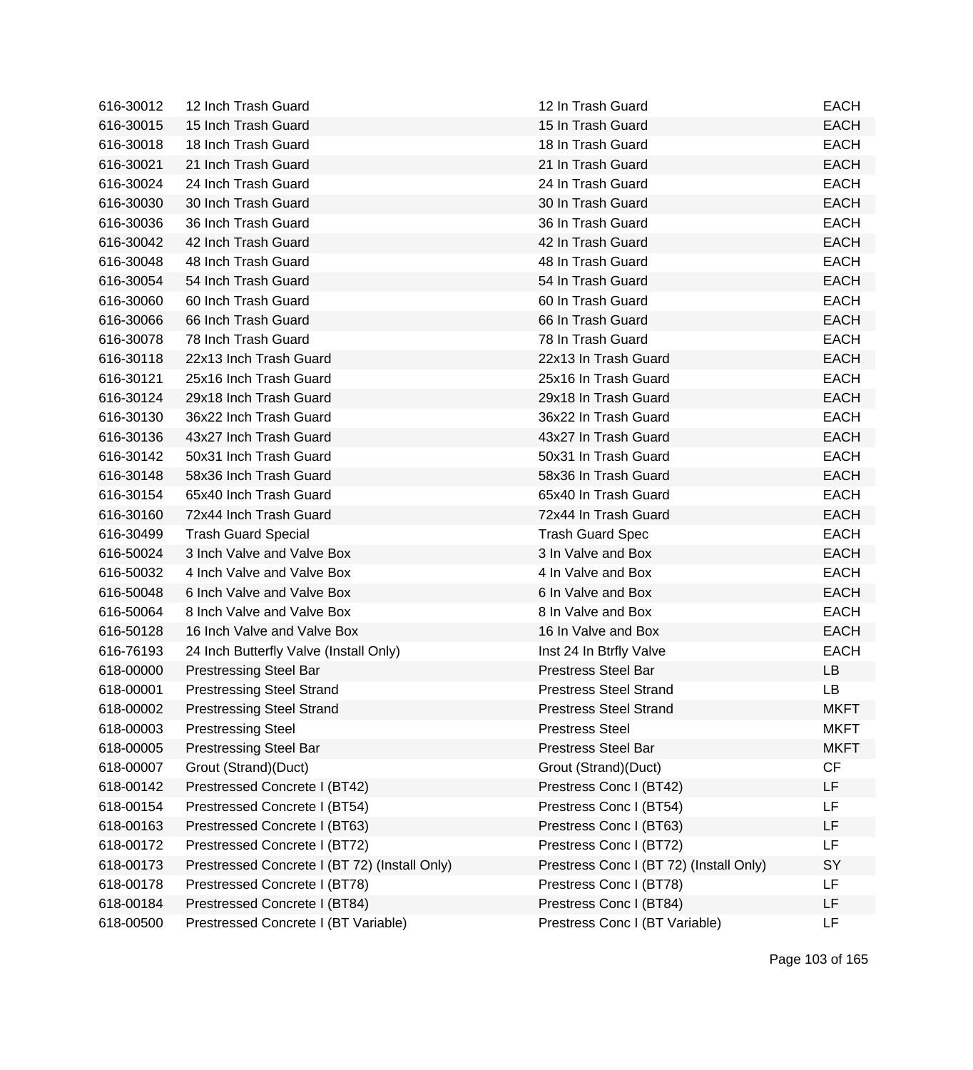| | | | |
|---|---|---|---|
| 616-30012 | 12 Inch Trash Guard | 12 In Trash Guard | EACH |
| 616-30015 | 15 Inch Trash Guard | 15 In Trash Guard | EACH |
| 616-30018 | 18 Inch Trash Guard | 18 In Trash Guard | EACH |
| 616-30021 | 21 Inch Trash Guard | 21 In Trash Guard | EACH |
| 616-30024 | 24 Inch Trash Guard | 24 In Trash Guard | EACH |
| 616-30030 | 30 Inch Trash Guard | 30 In Trash Guard | EACH |
| 616-30036 | 36 Inch Trash Guard | 36 In Trash Guard | EACH |
| 616-30042 | 42 Inch Trash Guard | 42 In Trash Guard | EACH |
| 616-30048 | 48 Inch Trash Guard | 48 In Trash Guard | EACH |
| 616-30054 | 54 Inch Trash Guard | 54 In Trash Guard | EACH |
| 616-30060 | 60 Inch Trash Guard | 60 In Trash Guard | EACH |
| 616-30066 | 66 Inch Trash Guard | 66 In Trash Guard | EACH |
| 616-30078 | 78 Inch Trash Guard | 78 In Trash Guard | EACH |
| 616-30118 | 22x13 Inch Trash Guard | 22x13 In Trash Guard | EACH |
| 616-30121 | 25x16 Inch Trash Guard | 25x16 In Trash Guard | EACH |
| 616-30124 | 29x18 Inch Trash Guard | 29x18 In Trash Guard | EACH |
| 616-30130 | 36x22 Inch Trash Guard | 36x22 In Trash Guard | EACH |
| 616-30136 | 43x27 Inch Trash Guard | 43x27 In Trash Guard | EACH |
| 616-30142 | 50x31 Inch Trash Guard | 50x31 In Trash Guard | EACH |
| 616-30148 | 58x36 Inch Trash Guard | 58x36 In Trash Guard | EACH |
| 616-30154 | 65x40 Inch Trash Guard | 65x40 In Trash Guard | EACH |
| 616-30160 | 72x44 Inch Trash Guard | 72x44 In Trash Guard | EACH |
| 616-30499 | Trash Guard Special | Trash Guard Spec | EACH |
| 616-50024 | 3 Inch Valve and Valve Box | 3 In Valve and Box | EACH |
| 616-50032 | 4 Inch Valve and Valve Box | 4 In Valve and Box | EACH |
| 616-50048 | 6 Inch Valve and Valve Box | 6 In Valve and Box | EACH |
| 616-50064 | 8 Inch Valve and Valve Box | 8 In Valve and Box | EACH |
| 616-50128 | 16 Inch Valve and Valve Box | 16 In Valve and Box | EACH |
| 616-76193 | 24 Inch Butterfly Valve (Install Only) | Inst 24 In Btrfly Valve | EACH |
| 618-00000 | Prestressing Steel Bar | Prestress Steel Bar | LB |
| 618-00001 | Prestressing Steel Strand | Prestress Steel Strand | LB |
| 618-00002 | Prestressing Steel Strand | Prestress Steel Strand | MKFT |
| 618-00003 | Prestressing Steel | Prestress Steel | MKFT |
| 618-00005 | Prestressing Steel Bar | Prestress Steel Bar | MKFT |
| 618-00007 | Grout (Strand)(Duct) | Grout (Strand)(Duct) | CF |
| 618-00142 | Prestressed Concrete I (BT42) | Prestress Conc I (BT42) | LF |
| 618-00154 | Prestressed Concrete I (BT54) | Prestress Conc I (BT54) | LF |
| 618-00163 | Prestressed Concrete I (BT63) | Prestress Conc I (BT63) | LF |
| 618-00172 | Prestressed Concrete I (BT72) | Prestress Conc I (BT72) | LF |
| 618-00173 | Prestressed Concrete I (BT 72) (Install Only) | Prestress Conc I (BT 72) (Install Only) | SY |
| 618-00178 | Prestressed Concrete I (BT78) | Prestress Conc I (BT78) | LF |
| 618-00184 | Prestressed Concrete I (BT84) | Prestress Conc I (BT84) | LF |
| 618-00500 | Prestressed Concrete I (BT Variable) | Prestress Conc I (BT Variable) | LF |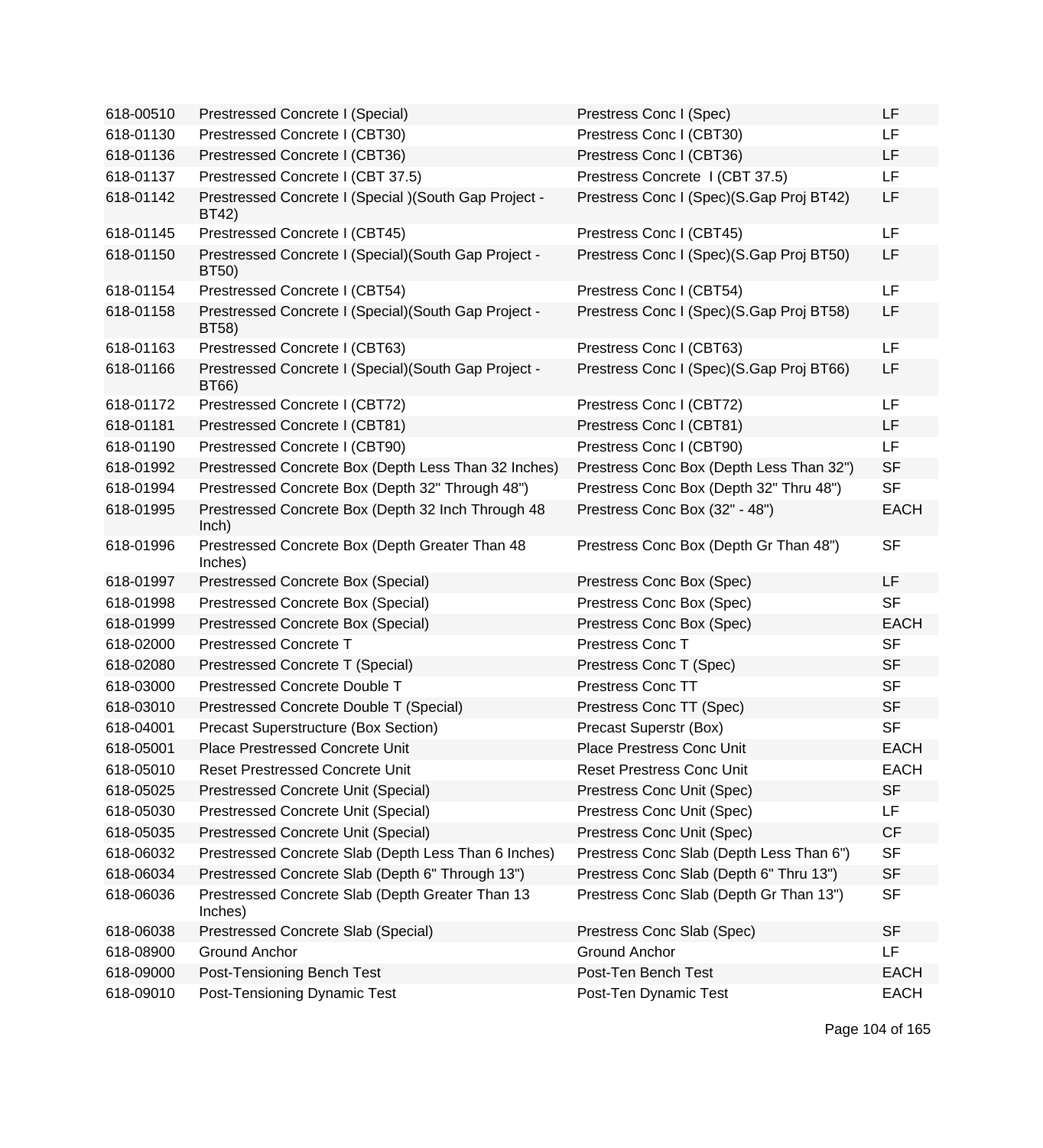| | | | |
|---|---|---|---|
| 618-00510 | Prestressed Concrete I (Special) | Prestress Conc I (Spec) | LF |
| 618-01130 | Prestressed Concrete I (CBT30) | Prestress Conc I (CBT30) | LF |
| 618-01136 | Prestressed Concrete I (CBT36) | Prestress Conc I (CBT36) | LF |
| 618-01137 | Prestressed Concrete I (CBT 37.5) | Prestress Concrete I (CBT 37.5) | LF |
| 618-01142 | Prestressed Concrete I (Special )(South Gap Project - BT42) | Prestress Conc I (Spec)(S.Gap Proj BT42) | LF |
| 618-01145 | Prestressed Concrete I (CBT45) | Prestress Conc I (CBT45) | LF |
| 618-01150 | Prestressed Concrete I (Special)(South Gap Project - BT50) | Prestress Conc I (Spec)(S.Gap Proj BT50) | LF |
| 618-01154 | Prestressed Concrete I (CBT54) | Prestress Conc I (CBT54) | LF |
| 618-01158 | Prestressed Concrete I (Special)(South Gap Project - BT58) | Prestress Conc I (Spec)(S.Gap Proj BT58) | LF |
| 618-01163 | Prestressed Concrete I (CBT63) | Prestress Conc I (CBT63) | LF |
| 618-01166 | Prestressed Concrete I (Special)(South Gap Project - BT66) | Prestress Conc I (Spec)(S.Gap Proj BT66) | LF |
| 618-01172 | Prestressed Concrete I (CBT72) | Prestress Conc I (CBT72) | LF |
| 618-01181 | Prestressed Concrete I (CBT81) | Prestress Conc I (CBT81) | LF |
| 618-01190 | Prestressed Concrete I (CBT90) | Prestress Conc I (CBT90) | LF |
| 618-01992 | Prestressed Concrete Box (Depth Less Than 32 Inches) | Prestress Conc Box (Depth Less Than 32") | SF |
| 618-01994 | Prestressed Concrete Box (Depth 32" Through 48") | Prestress Conc Box (Depth 32" Thru 48") | SF |
| 618-01995 | Prestressed Concrete Box (Depth 32 Inch Through 48 Inch) | Prestress Conc Box (32" - 48") | EACH |
| 618-01996 | Prestressed Concrete Box (Depth Greater Than 48 Inches) | Prestress Conc Box (Depth Gr Than 48") | SF |
| 618-01997 | Prestressed Concrete Box (Special) | Prestress Conc Box (Spec) | LF |
| 618-01998 | Prestressed Concrete Box (Special) | Prestress Conc Box (Spec) | SF |
| 618-01999 | Prestressed Concrete Box (Special) | Prestress Conc Box (Spec) | EACH |
| 618-02000 | Prestressed Concrete T | Prestress Conc T | SF |
| 618-02080 | Prestressed Concrete T (Special) | Prestress Conc T (Spec) | SF |
| 618-03000 | Prestressed Concrete Double T | Prestress Conc TT | SF |
| 618-03010 | Prestressed Concrete Double T (Special) | Prestress Conc TT (Spec) | SF |
| 618-04001 | Precast Superstructure (Box Section) | Precast Superstr (Box) | SF |
| 618-05001 | Place Prestressed Concrete Unit | Place Prestress Conc Unit | EACH |
| 618-05010 | Reset Prestressed Concrete Unit | Reset Prestress Conc Unit | EACH |
| 618-05025 | Prestressed Concrete Unit (Special) | Prestress Conc Unit (Spec) | SF |
| 618-05030 | Prestressed Concrete Unit (Special) | Prestress Conc Unit (Spec) | LF |
| 618-05035 | Prestressed Concrete Unit (Special) | Prestress Conc Unit (Spec) | CF |
| 618-06032 | Prestressed Concrete Slab (Depth Less Than 6 Inches) | Prestress Conc Slab (Depth Less Than 6") | SF |
| 618-06034 | Prestressed Concrete Slab (Depth 6" Through 13") | Prestress Conc Slab (Depth 6" Thru 13") | SF |
| 618-06036 | Prestressed Concrete Slab (Depth Greater Than 13 Inches) | Prestress Conc Slab (Depth Gr Than 13") | SF |
| 618-06038 | Prestressed Concrete Slab (Special) | Prestress Conc Slab (Spec) | SF |
| 618-08900 | Ground Anchor | Ground Anchor | LF |
| 618-09000 | Post-Tensioning Bench Test | Post-Ten Bench Test | EACH |
| 618-09010 | Post-Tensioning Dynamic Test | Post-Ten Dynamic Test | EACH |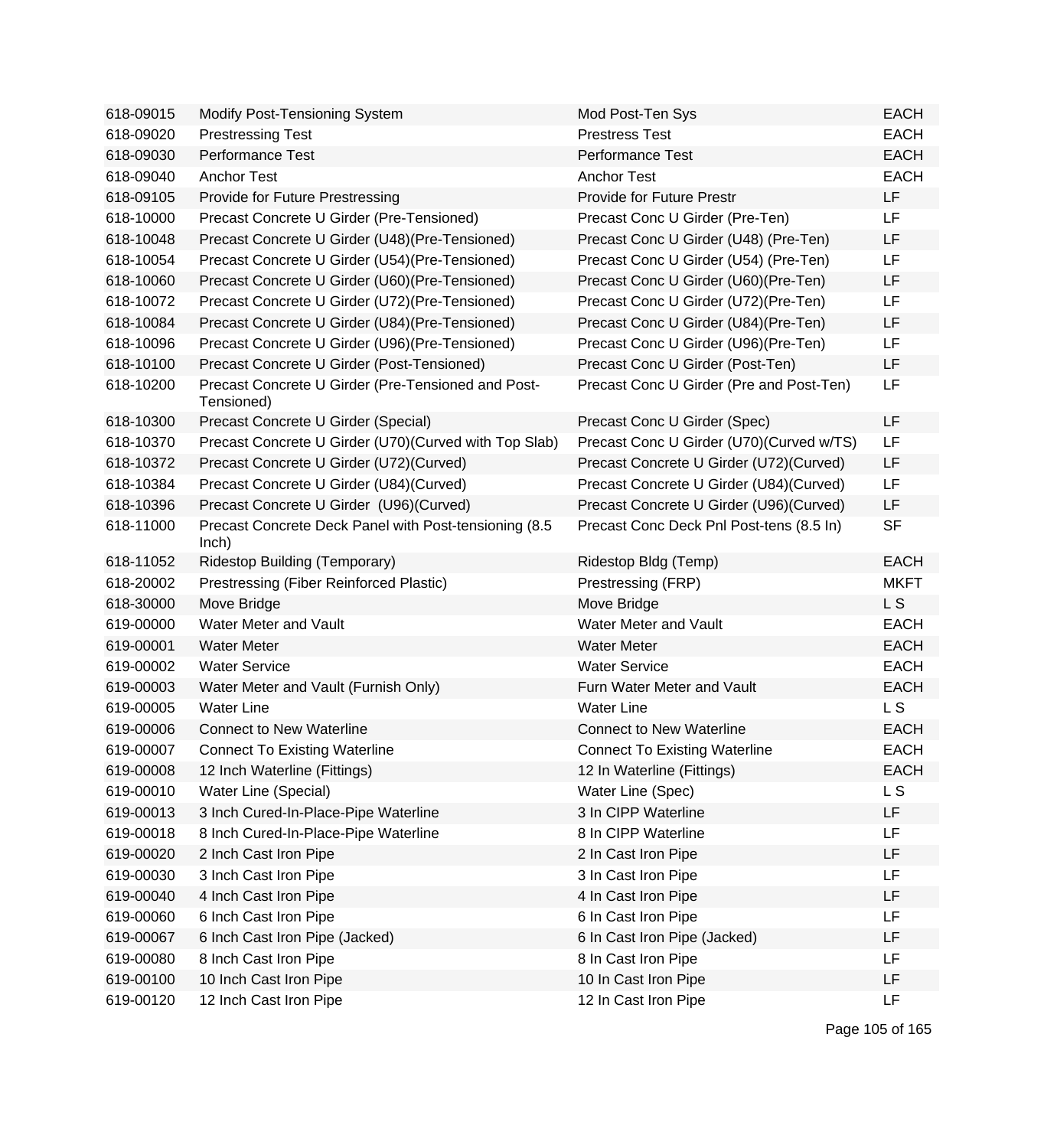| | | | |
|---|---|---|---|
| 618-09015 | Modify Post-Tensioning System | Mod Post-Ten Sys | EACH |
| 618-09020 | Prestressing Test | Prestress Test | EACH |
| 618-09030 | Performance Test | Performance Test | EACH |
| 618-09040 | Anchor Test | Anchor Test | EACH |
| 618-09105 | Provide for Future Prestressing | Provide for Future Prestr | LF |
| 618-10000 | Precast Concrete U Girder (Pre-Tensioned) | Precast Conc U Girder (Pre-Ten) | LF |
| 618-10048 | Precast Concrete U Girder (U48)(Pre-Tensioned) | Precast Conc U Girder (U48) (Pre-Ten) | LF |
| 618-10054 | Precast Concrete U Girder (U54)(Pre-Tensioned) | Precast Conc U Girder (U54) (Pre-Ten) | LF |
| 618-10060 | Precast Concrete U Girder (U60)(Pre-Tensioned) | Precast Conc U Girder (U60)(Pre-Ten) | LF |
| 618-10072 | Precast Concrete U Girder (U72)(Pre-Tensioned) | Precast Conc U Girder (U72)(Pre-Ten) | LF |
| 618-10084 | Precast Concrete U Girder (U84)(Pre-Tensioned) | Precast Conc U Girder (U84)(Pre-Ten) | LF |
| 618-10096 | Precast Concrete U Girder (U96)(Pre-Tensioned) | Precast Conc U Girder (U96)(Pre-Ten) | LF |
| 618-10100 | Precast Concrete U Girder (Post-Tensioned) | Precast Conc U Girder (Post-Ten) | LF |
| 618-10200 | Precast Concrete U Girder (Pre-Tensioned and Post-Tensioned) | Precast Conc U Girder (Pre and Post-Ten) | LF |
| 618-10300 | Precast Concrete U Girder (Special) | Precast Conc U Girder (Spec) | LF |
| 618-10370 | Precast Concrete U Girder (U70)(Curved with Top Slab) | Precast Conc U Girder (U70)(Curved w/TS) | LF |
| 618-10372 | Precast Concrete U Girder (U72)(Curved) | Precast Concrete U Girder (U72)(Curved) | LF |
| 618-10384 | Precast Concrete U Girder (U84)(Curved) | Precast Concrete U Girder (U84)(Curved) | LF |
| 618-10396 | Precast Concrete U Girder (U96)(Curved) | Precast Concrete U Girder (U96)(Curved) | LF |
| 618-11000 | Precast Concrete Deck Panel with Post-tensioning (8.5 Inch) | Precast Conc Deck Pnl Post-tens (8.5 In) | SF |
| 618-11052 | Ridestop Building (Temporary) | Ridestop Bldg (Temp) | EACH |
| 618-20002 | Prestressing (Fiber Reinforced Plastic) | Prestressing (FRP) | MKFT |
| 618-30000 | Move Bridge | Move Bridge | L S |
| 619-00000 | Water Meter and Vault | Water Meter and Vault | EACH |
| 619-00001 | Water Meter | Water Meter | EACH |
| 619-00002 | Water Service | Water Service | EACH |
| 619-00003 | Water Meter and Vault (Furnish Only) | Furn Water Meter and Vault | EACH |
| 619-00005 | Water Line | Water Line | L S |
| 619-00006 | Connect to New Waterline | Connect to New Waterline | EACH |
| 619-00007 | Connect To Existing Waterline | Connect To Existing Waterline | EACH |
| 619-00008 | 12 Inch Waterline (Fittings) | 12 In Waterline (Fittings) | EACH |
| 619-00010 | Water Line (Special) | Water Line (Spec) | L S |
| 619-00013 | 3 Inch Cured-In-Place-Pipe Waterline | 3 In CIPP Waterline | LF |
| 619-00018 | 8 Inch Cured-In-Place-Pipe Waterline | 8 In CIPP Waterline | LF |
| 619-00020 | 2 Inch Cast Iron Pipe | 2 In Cast Iron Pipe | LF |
| 619-00030 | 3 Inch Cast Iron Pipe | 3 In Cast Iron Pipe | LF |
| 619-00040 | 4 Inch Cast Iron Pipe | 4 In Cast Iron Pipe | LF |
| 619-00060 | 6 Inch Cast Iron Pipe | 6 In Cast Iron Pipe | LF |
| 619-00067 | 6 Inch Cast Iron Pipe (Jacked) | 6 In Cast Iron Pipe (Jacked) | LF |
| 619-00080 | 8 Inch Cast Iron Pipe | 8 In Cast Iron Pipe | LF |
| 619-00100 | 10 Inch Cast Iron Pipe | 10 In Cast Iron Pipe | LF |
| 619-00120 | 12 Inch Cast Iron Pipe | 12 In Cast Iron Pipe | LF |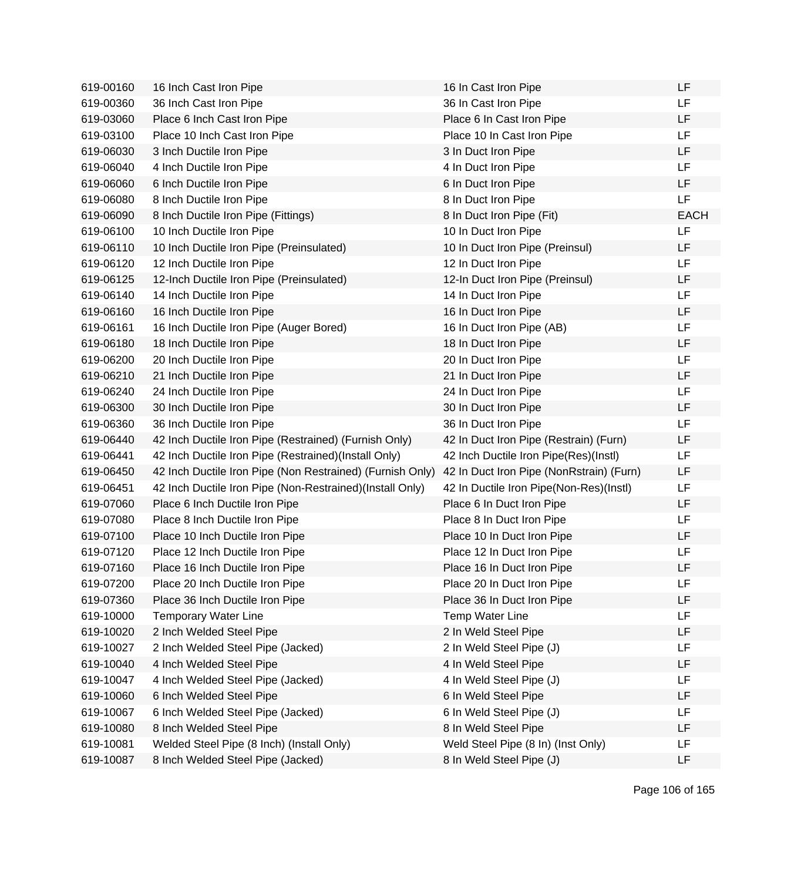| | | | |
|---|---|---|---|
| 619-00160 | 16 Inch Cast Iron Pipe | 16 In Cast Iron Pipe | LF |
| 619-00360 | 36 Inch Cast Iron Pipe | 36 In Cast Iron Pipe | LF |
| 619-03060 | Place 6 Inch Cast Iron Pipe | Place 6 In Cast Iron Pipe | LF |
| 619-03100 | Place 10 Inch Cast Iron Pipe | Place 10 In Cast Iron Pipe | LF |
| 619-06030 | 3 Inch Ductile Iron Pipe | 3 In Duct Iron Pipe | LF |
| 619-06040 | 4 Inch Ductile Iron Pipe | 4 In Duct Iron Pipe | LF |
| 619-06060 | 6 Inch Ductile Iron Pipe | 6 In Duct Iron Pipe | LF |
| 619-06080 | 8 Inch Ductile Iron Pipe | 8 In Duct Iron Pipe | LF |
| 619-06090 | 8 Inch Ductile Iron Pipe (Fittings) | 8 In Duct Iron Pipe (Fit) | EACH |
| 619-06100 | 10 Inch Ductile Iron Pipe | 10 In Duct Iron Pipe | LF |
| 619-06110 | 10 Inch Ductile Iron Pipe (Preinsulated) | 10 In Duct Iron Pipe (Preinsul) | LF |
| 619-06120 | 12 Inch Ductile Iron Pipe | 12 In Duct Iron Pipe | LF |
| 619-06125 | 12-Inch Ductile Iron Pipe (Preinsulated) | 12-In Duct Iron Pipe (Preinsul) | LF |
| 619-06140 | 14 Inch Ductile Iron Pipe | 14 In Duct Iron Pipe | LF |
| 619-06160 | 16 Inch Ductile Iron Pipe | 16 In Duct Iron Pipe | LF |
| 619-06161 | 16 Inch Ductile Iron Pipe (Auger Bored) | 16 In Duct Iron Pipe (AB) | LF |
| 619-06180 | 18 Inch Ductile Iron Pipe | 18 In Duct Iron Pipe | LF |
| 619-06200 | 20 Inch Ductile Iron Pipe | 20 In Duct Iron Pipe | LF |
| 619-06210 | 21 Inch Ductile Iron Pipe | 21 In Duct Iron Pipe | LF |
| 619-06240 | 24 Inch Ductile Iron Pipe | 24 In Duct Iron Pipe | LF |
| 619-06300 | 30 Inch Ductile Iron Pipe | 30 In Duct Iron Pipe | LF |
| 619-06360 | 36 Inch Ductile Iron Pipe | 36 In Duct Iron Pipe | LF |
| 619-06440 | 42 Inch Ductile Iron Pipe (Restrained) (Furnish Only) | 42 In Duct Iron Pipe (Restrain) (Furn) | LF |
| 619-06441 | 42 Inch Ductile Iron Pipe (Restrained)(Install Only) | 42 Inch Ductile Iron Pipe(Res)(Instl) | LF |
| 619-06450 | 42 Inch Ductile Iron Pipe (Non Restrained) (Furnish Only) | 42 In Duct Iron Pipe (NonRstrain) (Furn) | LF |
| 619-06451 | 42 Inch Ductile Iron Pipe (Non-Restrained)(Install Only) | 42 In Ductile Iron Pipe(Non-Res)(Instl) | LF |
| 619-07060 | Place 6 Inch Ductile Iron Pipe | Place 6 In Duct Iron Pipe | LF |
| 619-07080 | Place 8 Inch Ductile Iron Pipe | Place 8 In Duct Iron Pipe | LF |
| 619-07100 | Place 10 Inch Ductile Iron Pipe | Place 10 In Duct Iron Pipe | LF |
| 619-07120 | Place 12 Inch Ductile Iron Pipe | Place 12 In Duct Iron Pipe | LF |
| 619-07160 | Place 16 Inch Ductile Iron Pipe | Place 16 In Duct Iron Pipe | LF |
| 619-07200 | Place 20 Inch Ductile Iron Pipe | Place 20 In Duct Iron Pipe | LF |
| 619-07360 | Place 36 Inch Ductile Iron Pipe | Place 36 In Duct Iron Pipe | LF |
| 619-10000 | Temporary Water Line | Temp Water Line | LF |
| 619-10020 | 2 Inch Welded Steel Pipe | 2 In Weld Steel Pipe | LF |
| 619-10027 | 2 Inch Welded Steel Pipe (Jacked) | 2 In Weld Steel Pipe (J) | LF |
| 619-10040 | 4 Inch Welded Steel Pipe | 4 In Weld Steel Pipe | LF |
| 619-10047 | 4 Inch Welded Steel Pipe (Jacked) | 4 In Weld Steel Pipe (J) | LF |
| 619-10060 | 6 Inch Welded Steel Pipe | 6 In Weld Steel Pipe | LF |
| 619-10067 | 6 Inch Welded Steel Pipe (Jacked) | 6 In Weld Steel Pipe (J) | LF |
| 619-10080 | 8 Inch Welded Steel Pipe | 8 In Weld Steel Pipe | LF |
| 619-10081 | Welded Steel Pipe (8 Inch) (Install Only) | Weld Steel Pipe (8 In) (Inst Only) | LF |
| 619-10087 | 8 Inch Welded Steel Pipe (Jacked) | 8 In Weld Steel Pipe (J) | LF |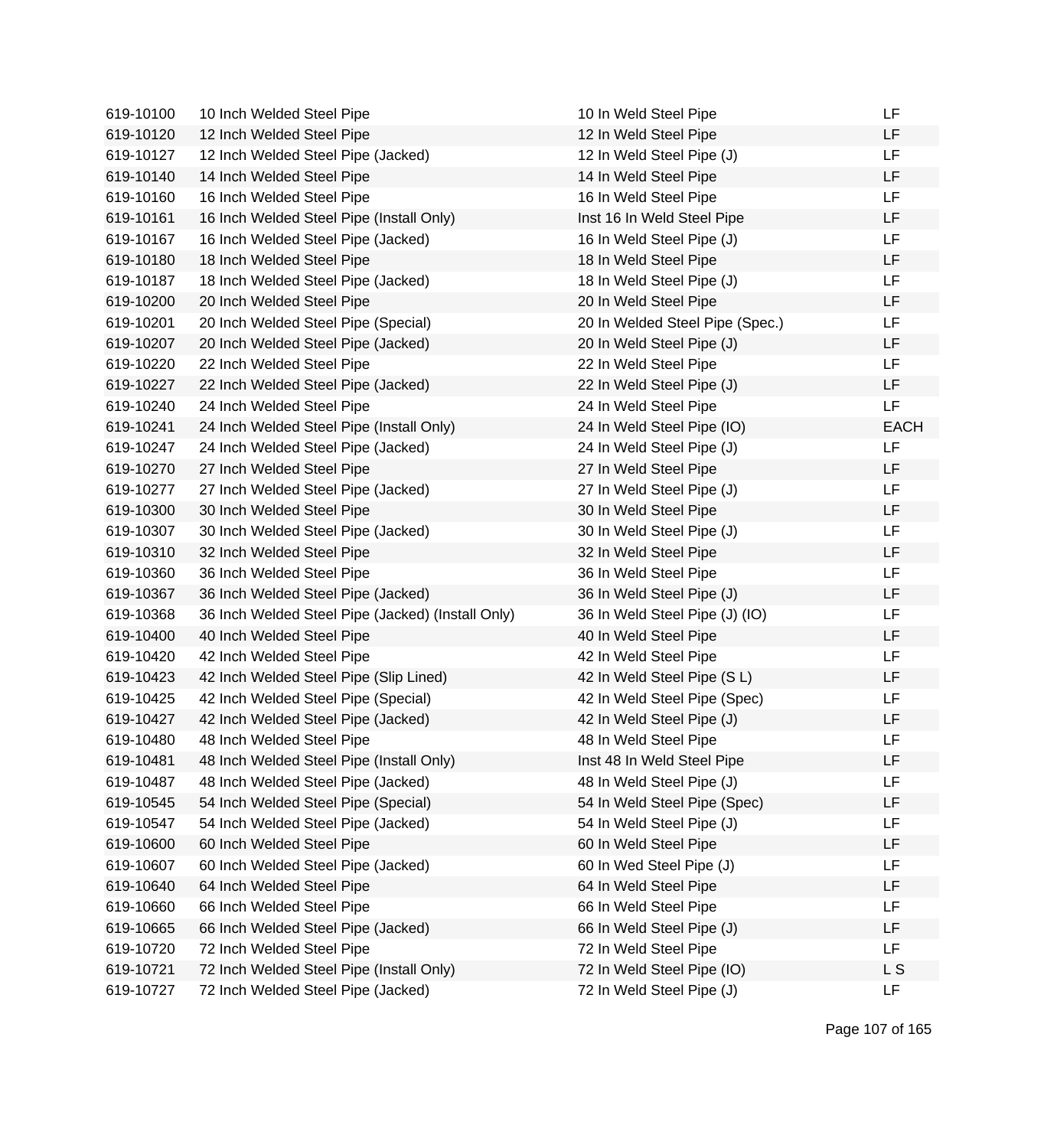| | | | |
|---|---|---|---|
| 619-10100 | 10 Inch Welded Steel Pipe | 10 In Weld Steel Pipe | LF |
| 619-10120 | 12 Inch Welded Steel Pipe | 12 In Weld Steel Pipe | LF |
| 619-10127 | 12 Inch Welded Steel Pipe (Jacked) | 12 In Weld Steel Pipe (J) | LF |
| 619-10140 | 14 Inch Welded Steel Pipe | 14 In Weld Steel Pipe | LF |
| 619-10160 | 16 Inch Welded Steel Pipe | 16 In Weld Steel Pipe | LF |
| 619-10161 | 16 Inch Welded Steel Pipe (Install Only) | Inst 16 In Weld Steel Pipe | LF |
| 619-10167 | 16 Inch Welded Steel Pipe (Jacked) | 16 In Weld Steel Pipe (J) | LF |
| 619-10180 | 18 Inch Welded Steel Pipe | 18 In Weld Steel Pipe | LF |
| 619-10187 | 18 Inch Welded Steel Pipe (Jacked) | 18 In Weld Steel Pipe (J) | LF |
| 619-10200 | 20 Inch Welded Steel Pipe | 20 In Weld Steel Pipe | LF |
| 619-10201 | 20 Inch Welded Steel Pipe (Special) | 20 In Welded Steel Pipe (Spec.) | LF |
| 619-10207 | 20 Inch Welded Steel Pipe (Jacked) | 20 In Weld Steel Pipe (J) | LF |
| 619-10220 | 22 Inch Welded Steel Pipe | 22 In Weld Steel Pipe | LF |
| 619-10227 | 22 Inch Welded Steel Pipe (Jacked) | 22 In Weld Steel Pipe (J) | LF |
| 619-10240 | 24 Inch Welded Steel Pipe | 24 In Weld Steel Pipe | LF |
| 619-10241 | 24 Inch Welded Steel Pipe (Install Only) | 24 In Weld Steel Pipe (IO) | EACH |
| 619-10247 | 24 Inch Welded Steel Pipe (Jacked) | 24 In Weld Steel Pipe (J) | LF |
| 619-10270 | 27 Inch Welded Steel Pipe | 27 In Weld Steel Pipe | LF |
| 619-10277 | 27 Inch Welded Steel Pipe (Jacked) | 27 In Weld Steel Pipe (J) | LF |
| 619-10300 | 30 Inch Welded Steel Pipe | 30 In Weld Steel Pipe | LF |
| 619-10307 | 30 Inch Welded Steel Pipe (Jacked) | 30 In Weld Steel Pipe (J) | LF |
| 619-10310 | 32 Inch Welded Steel Pipe | 32 In Weld Steel Pipe | LF |
| 619-10360 | 36 Inch Welded Steel Pipe | 36 In Weld Steel Pipe | LF |
| 619-10367 | 36 Inch Welded Steel Pipe (Jacked) | 36 In Weld Steel Pipe (J) | LF |
| 619-10368 | 36 Inch Welded Steel Pipe (Jacked) (Install Only) | 36 In Weld Steel Pipe (J) (IO) | LF |
| 619-10400 | 40 Inch Welded Steel Pipe | 40 In Weld Steel Pipe | LF |
| 619-10420 | 42 Inch Welded Steel Pipe | 42 In Weld Steel Pipe | LF |
| 619-10423 | 42 Inch Welded Steel Pipe (Slip Lined) | 42 In Weld Steel Pipe (S L) | LF |
| 619-10425 | 42 Inch Welded Steel Pipe (Special) | 42 In Weld Steel Pipe (Spec) | LF |
| 619-10427 | 42 Inch Welded Steel Pipe (Jacked) | 42 In Weld Steel Pipe (J) | LF |
| 619-10480 | 48 Inch Welded Steel Pipe | 48 In Weld Steel Pipe | LF |
| 619-10481 | 48 Inch Welded Steel Pipe (Install Only) | Inst 48 In Weld Steel Pipe | LF |
| 619-10487 | 48 Inch Welded Steel Pipe (Jacked) | 48 In Weld Steel Pipe (J) | LF |
| 619-10545 | 54 Inch Welded Steel Pipe (Special) | 54 In Weld Steel Pipe (Spec) | LF |
| 619-10547 | 54 Inch Welded Steel Pipe (Jacked) | 54 In Weld Steel Pipe (J) | LF |
| 619-10600 | 60 Inch Welded Steel Pipe | 60 In Weld Steel Pipe | LF |
| 619-10607 | 60 Inch Welded Steel Pipe (Jacked) | 60 In Wed Steel Pipe (J) | LF |
| 619-10640 | 64 Inch Welded Steel Pipe | 64 In Weld Steel Pipe | LF |
| 619-10660 | 66 Inch Welded Steel Pipe | 66 In Weld Steel Pipe | LF |
| 619-10665 | 66 Inch Welded Steel Pipe (Jacked) | 66 In Weld Steel Pipe (J) | LF |
| 619-10720 | 72 Inch Welded Steel Pipe | 72 In Weld Steel Pipe | LF |
| 619-10721 | 72 Inch Welded Steel Pipe (Install Only) | 72 In Weld Steel Pipe (IO) | L S |
| 619-10727 | 72 Inch Welded Steel Pipe (Jacked) | 72 In Weld Steel Pipe (J) | LF |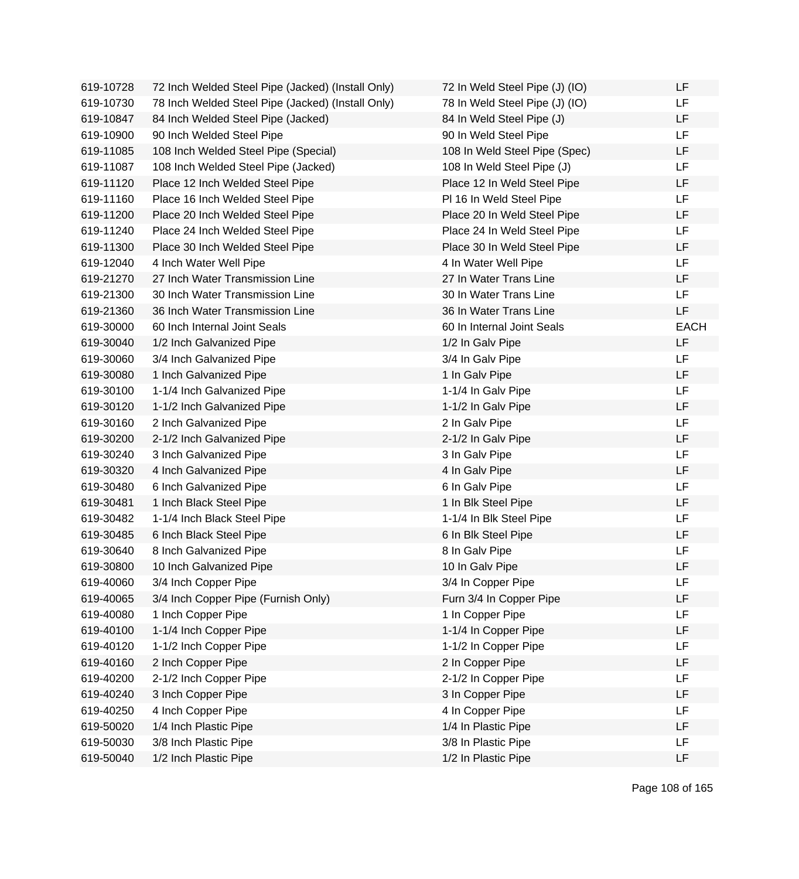| | | | |
|---|---|---|---|
| 619-10728 | 72 Inch Welded Steel Pipe (Jacked) (Install Only) | 72 In Weld Steel Pipe (J) (IO) | LF |
| 619-10730 | 78 Inch Welded Steel Pipe (Jacked) (Install Only) | 78 In Weld Steel Pipe (J) (IO) | LF |
| 619-10847 | 84 Inch Welded Steel Pipe (Jacked) | 84 In Weld Steel Pipe (J) | LF |
| 619-10900 | 90 Inch Welded Steel Pipe | 90 In Weld Steel Pipe | LF |
| 619-11085 | 108 Inch Welded Steel Pipe (Special) | 108 In Weld Steel Pipe (Spec) | LF |
| 619-11087 | 108 Inch Welded Steel Pipe (Jacked) | 108 In Weld Steel Pipe (J) | LF |
| 619-11120 | Place 12 Inch Welded Steel Pipe | Place 12 In Weld Steel Pipe | LF |
| 619-11160 | Place 16 Inch Welded Steel Pipe | Pl 16 In Weld Steel Pipe | LF |
| 619-11200 | Place 20 Inch Welded Steel Pipe | Place 20 In Weld Steel Pipe | LF |
| 619-11240 | Place 24 Inch Welded Steel Pipe | Place 24 In Weld Steel Pipe | LF |
| 619-11300 | Place 30 Inch Welded Steel Pipe | Place 30 In Weld Steel Pipe | LF |
| 619-12040 | 4 Inch Water Well Pipe | 4 In Water Well Pipe | LF |
| 619-21270 | 27 Inch Water Transmission Line | 27 In Water Trans Line | LF |
| 619-21300 | 30 Inch Water Transmission Line | 30 In Water Trans Line | LF |
| 619-21360 | 36 Inch Water Transmission Line | 36 In Water Trans Line | LF |
| 619-30000 | 60 Inch Internal Joint Seals | 60 In Internal Joint Seals | EACH |
| 619-30040 | 1/2 Inch Galvanized Pipe | 1/2 In Galv Pipe | LF |
| 619-30060 | 3/4 Inch Galvanized Pipe | 3/4 In Galv Pipe | LF |
| 619-30080 | 1 Inch Galvanized Pipe | 1 In Galv Pipe | LF |
| 619-30100 | 1-1/4 Inch Galvanized Pipe | 1-1/4 In Galv Pipe | LF |
| 619-30120 | 1-1/2 Inch Galvanized Pipe | 1-1/2 In Galv Pipe | LF |
| 619-30160 | 2 Inch Galvanized Pipe | 2 In Galv Pipe | LF |
| 619-30200 | 2-1/2 Inch Galvanized Pipe | 2-1/2 In Galv Pipe | LF |
| 619-30240 | 3 Inch Galvanized Pipe | 3 In Galv Pipe | LF |
| 619-30320 | 4 Inch Galvanized Pipe | 4 In Galv Pipe | LF |
| 619-30480 | 6 Inch Galvanized Pipe | 6 In Galv Pipe | LF |
| 619-30481 | 1 Inch Black Steel Pipe | 1 In Blk Steel Pipe | LF |
| 619-30482 | 1-1/4 Inch Black Steel Pipe | 1-1/4 In Blk Steel Pipe | LF |
| 619-30485 | 6 Inch Black Steel Pipe | 6 In Blk Steel Pipe | LF |
| 619-30640 | 8 Inch Galvanized Pipe | 8 In Galv Pipe | LF |
| 619-30800 | 10 Inch Galvanized Pipe | 10 In Galv Pipe | LF |
| 619-40060 | 3/4 Inch Copper Pipe | 3/4 In Copper Pipe | LF |
| 619-40065 | 3/4 Inch Copper Pipe (Furnish Only) | Furn 3/4 In Copper Pipe | LF |
| 619-40080 | 1 Inch Copper Pipe | 1 In Copper Pipe | LF |
| 619-40100 | 1-1/4 Inch Copper Pipe | 1-1/4 In Copper Pipe | LF |
| 619-40120 | 1-1/2 Inch Copper Pipe | 1-1/2 In Copper Pipe | LF |
| 619-40160 | 2 Inch Copper Pipe | 2 In Copper Pipe | LF |
| 619-40200 | 2-1/2 Inch Copper Pipe | 2-1/2 In Copper Pipe | LF |
| 619-40240 | 3 Inch Copper Pipe | 3 In Copper Pipe | LF |
| 619-40250 | 4 Inch Copper Pipe | 4 In Copper Pipe | LF |
| 619-50020 | 1/4 Inch Plastic Pipe | 1/4 In Plastic Pipe | LF |
| 619-50030 | 3/8 Inch Plastic Pipe | 3/8 In Plastic Pipe | LF |
| 619-50040 | 1/2 Inch Plastic Pipe | 1/2 In Plastic Pipe | LF |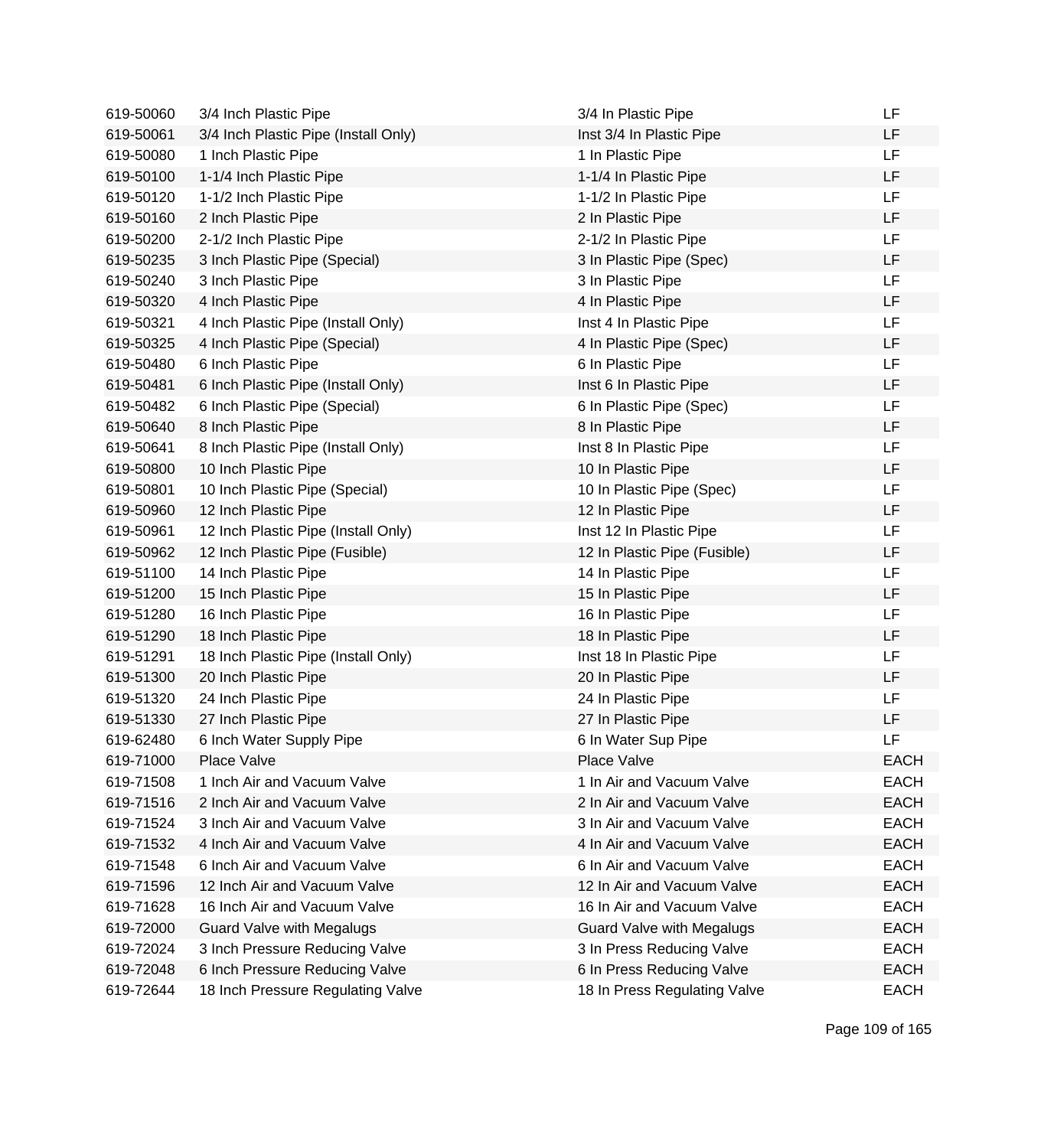| | | | |
|---|---|---|---|
| 619-50060 | 3/4 Inch Plastic Pipe | 3/4 In Plastic Pipe | LF |
| 619-50061 | 3/4 Inch Plastic Pipe (Install Only) | Inst 3/4 In Plastic Pipe | LF |
| 619-50080 | 1 Inch Plastic Pipe | 1 In Plastic Pipe | LF |
| 619-50100 | 1-1/4 Inch Plastic Pipe | 1-1/4 In Plastic Pipe | LF |
| 619-50120 | 1-1/2 Inch Plastic Pipe | 1-1/2 In Plastic Pipe | LF |
| 619-50160 | 2 Inch Plastic Pipe | 2 In Plastic Pipe | LF |
| 619-50200 | 2-1/2 Inch Plastic Pipe | 2-1/2 In Plastic Pipe | LF |
| 619-50235 | 3 Inch Plastic Pipe (Special) | 3 In Plastic Pipe (Spec) | LF |
| 619-50240 | 3 Inch Plastic Pipe | 3 In Plastic Pipe | LF |
| 619-50320 | 4 Inch Plastic Pipe | 4 In Plastic Pipe | LF |
| 619-50321 | 4 Inch Plastic Pipe (Install Only) | Inst 4 In Plastic Pipe | LF |
| 619-50325 | 4 Inch Plastic Pipe (Special) | 4 In Plastic Pipe (Spec) | LF |
| 619-50480 | 6 Inch Plastic Pipe | 6 In Plastic Pipe | LF |
| 619-50481 | 6 Inch Plastic Pipe (Install Only) | Inst 6 In Plastic Pipe | LF |
| 619-50482 | 6 Inch Plastic Pipe (Special) | 6 In Plastic Pipe (Spec) | LF |
| 619-50640 | 8 Inch Plastic Pipe | 8 In Plastic Pipe | LF |
| 619-50641 | 8 Inch Plastic Pipe (Install Only) | Inst 8 In Plastic Pipe | LF |
| 619-50800 | 10 Inch Plastic Pipe | 10 In Plastic Pipe | LF |
| 619-50801 | 10 Inch Plastic Pipe (Special) | 10 In Plastic Pipe (Spec) | LF |
| 619-50960 | 12 Inch Plastic Pipe | 12 In Plastic Pipe | LF |
| 619-50961 | 12 Inch Plastic Pipe (Install Only) | Inst 12 In Plastic Pipe | LF |
| 619-50962 | 12 Inch Plastic Pipe (Fusible) | 12 In Plastic Pipe (Fusible) | LF |
| 619-51100 | 14 Inch Plastic Pipe | 14 In Plastic Pipe | LF |
| 619-51200 | 15 Inch Plastic Pipe | 15 In Plastic Pipe | LF |
| 619-51280 | 16 Inch Plastic Pipe | 16 In Plastic Pipe | LF |
| 619-51290 | 18 Inch Plastic Pipe | 18 In Plastic Pipe | LF |
| 619-51291 | 18 Inch Plastic Pipe (Install Only) | Inst 18 In Plastic Pipe | LF |
| 619-51300 | 20 Inch Plastic Pipe | 20 In Plastic Pipe | LF |
| 619-51320 | 24 Inch Plastic Pipe | 24 In Plastic Pipe | LF |
| 619-51330 | 27 Inch Plastic Pipe | 27 In Plastic Pipe | LF |
| 619-62480 | 6 Inch Water Supply Pipe | 6 In Water Sup Pipe | LF |
| 619-71000 | Place Valve | Place Valve | EACH |
| 619-71508 | 1 Inch Air and Vacuum Valve | 1 In Air and Vacuum Valve | EACH |
| 619-71516 | 2 Inch Air and Vacuum Valve | 2 In Air and Vacuum Valve | EACH |
| 619-71524 | 3 Inch Air and Vacuum Valve | 3 In Air and Vacuum Valve | EACH |
| 619-71532 | 4 Inch Air and Vacuum Valve | 4 In Air and Vacuum Valve | EACH |
| 619-71548 | 6 Inch Air and Vacuum Valve | 6 In Air and Vacuum Valve | EACH |
| 619-71596 | 12 Inch Air and Vacuum Valve | 12 In Air and Vacuum Valve | EACH |
| 619-71628 | 16 Inch Air and Vacuum Valve | 16 In Air and Vacuum Valve | EACH |
| 619-72000 | Guard Valve with Megalugs | Guard Valve with Megalugs | EACH |
| 619-72024 | 3 Inch Pressure Reducing Valve | 3 In Press Reducing Valve | EACH |
| 619-72048 | 6 Inch Pressure Reducing Valve | 6 In Press Reducing Valve | EACH |
| 619-72644 | 18 Inch Pressure Regulating Valve | 18 In Press Regulating Valve | EACH |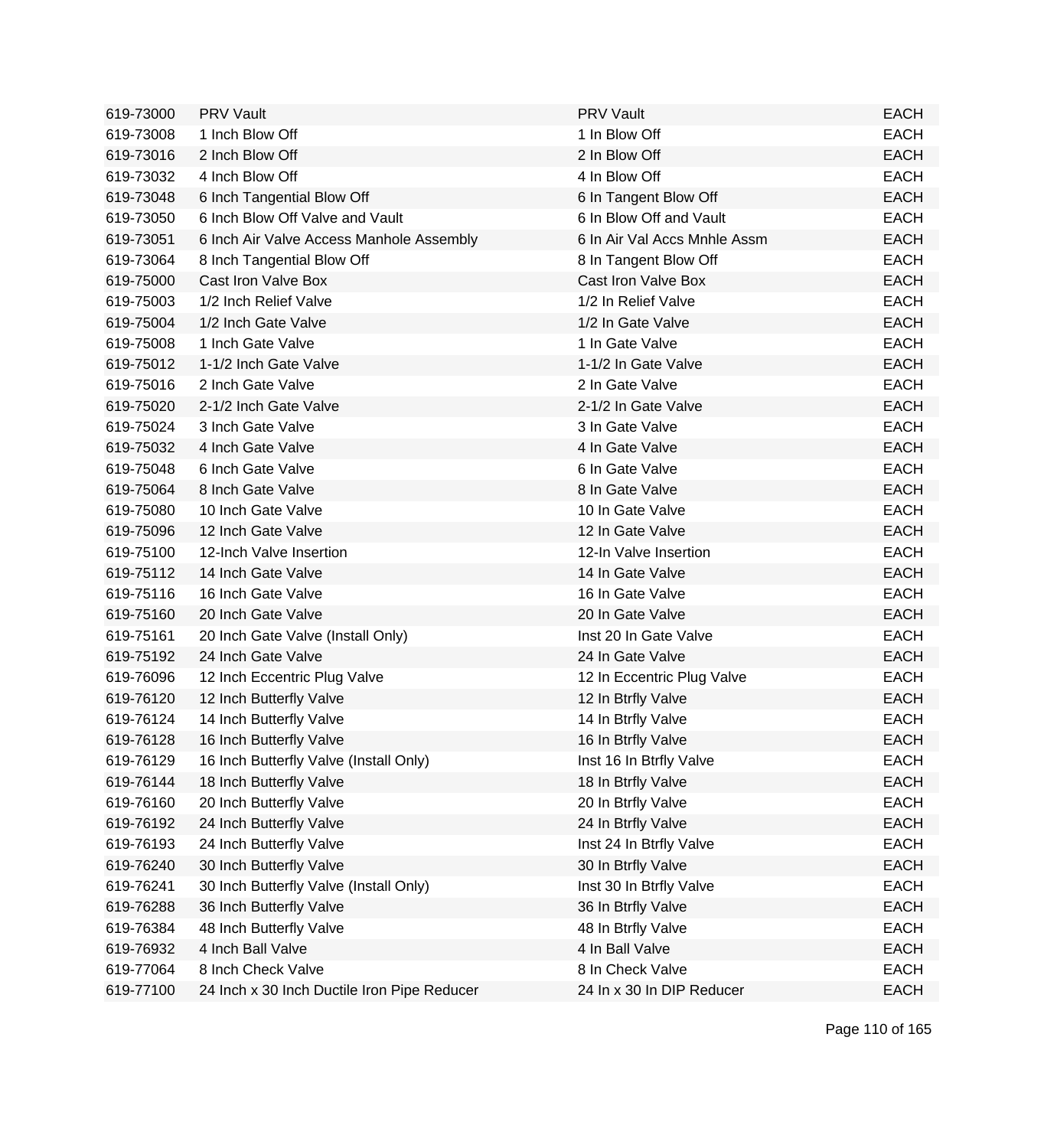| | | | |
|---|---|---|---|
| 619-73000 | PRV Vault | PRV Vault | EACH |
| 619-73008 | 1 Inch Blow Off | 1 In Blow Off | EACH |
| 619-73016 | 2 Inch Blow Off | 2 In Blow Off | EACH |
| 619-73032 | 4 Inch Blow Off | 4 In Blow Off | EACH |
| 619-73048 | 6 Inch Tangential Blow Off | 6 In Tangent Blow Off | EACH |
| 619-73050 | 6 Inch Blow Off Valve and Vault | 6 In Blow Off and Vault | EACH |
| 619-73051 | 6 Inch Air Valve Access Manhole Assembly | 6 In Air Val Accs Mnhle Assm | EACH |
| 619-73064 | 8 Inch Tangential Blow Off | 8 In Tangent Blow Off | EACH |
| 619-75000 | Cast Iron Valve Box | Cast Iron Valve Box | EACH |
| 619-75003 | 1/2 Inch Relief Valve | 1/2 In Relief Valve | EACH |
| 619-75004 | 1/2 Inch Gate Valve | 1/2 In Gate Valve | EACH |
| 619-75008 | 1 Inch Gate Valve | 1 In Gate Valve | EACH |
| 619-75012 | 1-1/2 Inch Gate Valve | 1-1/2 In Gate Valve | EACH |
| 619-75016 | 2 Inch Gate Valve | 2 In Gate Valve | EACH |
| 619-75020 | 2-1/2 Inch Gate Valve | 2-1/2 In Gate Valve | EACH |
| 619-75024 | 3 Inch Gate Valve | 3 In Gate Valve | EACH |
| 619-75032 | 4 Inch Gate Valve | 4 In Gate Valve | EACH |
| 619-75048 | 6 Inch Gate Valve | 6 In Gate Valve | EACH |
| 619-75064 | 8 Inch Gate Valve | 8 In Gate Valve | EACH |
| 619-75080 | 10 Inch Gate Valve | 10 In Gate Valve | EACH |
| 619-75096 | 12 Inch Gate Valve | 12 In Gate Valve | EACH |
| 619-75100 | 12-Inch Valve Insertion | 12-In Valve Insertion | EACH |
| 619-75112 | 14 Inch Gate Valve | 14 In Gate Valve | EACH |
| 619-75116 | 16 Inch Gate Valve | 16 In Gate Valve | EACH |
| 619-75160 | 20 Inch Gate Valve | 20 In Gate Valve | EACH |
| 619-75161 | 20 Inch Gate Valve (Install Only) | Inst 20 In Gate Valve | EACH |
| 619-75192 | 24 Inch Gate Valve | 24 In Gate Valve | EACH |
| 619-76096 | 12 Inch Eccentric Plug Valve | 12 In Eccentric Plug Valve | EACH |
| 619-76120 | 12 Inch Butterfly Valve | 12 In Btrfly Valve | EACH |
| 619-76124 | 14 Inch Butterfly Valve | 14 In Btrfly Valve | EACH |
| 619-76128 | 16 Inch Butterfly Valve | 16 In Btrfly Valve | EACH |
| 619-76129 | 16 Inch Butterfly Valve (Install Only) | Inst 16 In Btrfly Valve | EACH |
| 619-76144 | 18 Inch Butterfly Valve | 18 In Btrfly Valve | EACH |
| 619-76160 | 20 Inch Butterfly Valve | 20 In Btrfly Valve | EACH |
| 619-76192 | 24 Inch Butterfly Valve | 24 In Btrfly Valve | EACH |
| 619-76193 | 24 Inch Butterfly Valve | Inst 24 In Btrfly Valve | EACH |
| 619-76240 | 30 Inch Butterfly Valve | 30 In Btrfly Valve | EACH |
| 619-76241 | 30 Inch Butterfly Valve (Install Only) | Inst 30 In Btrfly Valve | EACH |
| 619-76288 | 36 Inch Butterfly Valve | 36 In Btrfly Valve | EACH |
| 619-76384 | 48 Inch Butterfly Valve | 48 In Btrfly Valve | EACH |
| 619-76932 | 4 Inch Ball Valve | 4 In Ball Valve | EACH |
| 619-77064 | 8 Inch Check Valve | 8 In Check Valve | EACH |
| 619-77100 | 24 Inch x 30 Inch Ductile Iron Pipe Reducer | 24 In x 30 In DIP Reducer | EACH |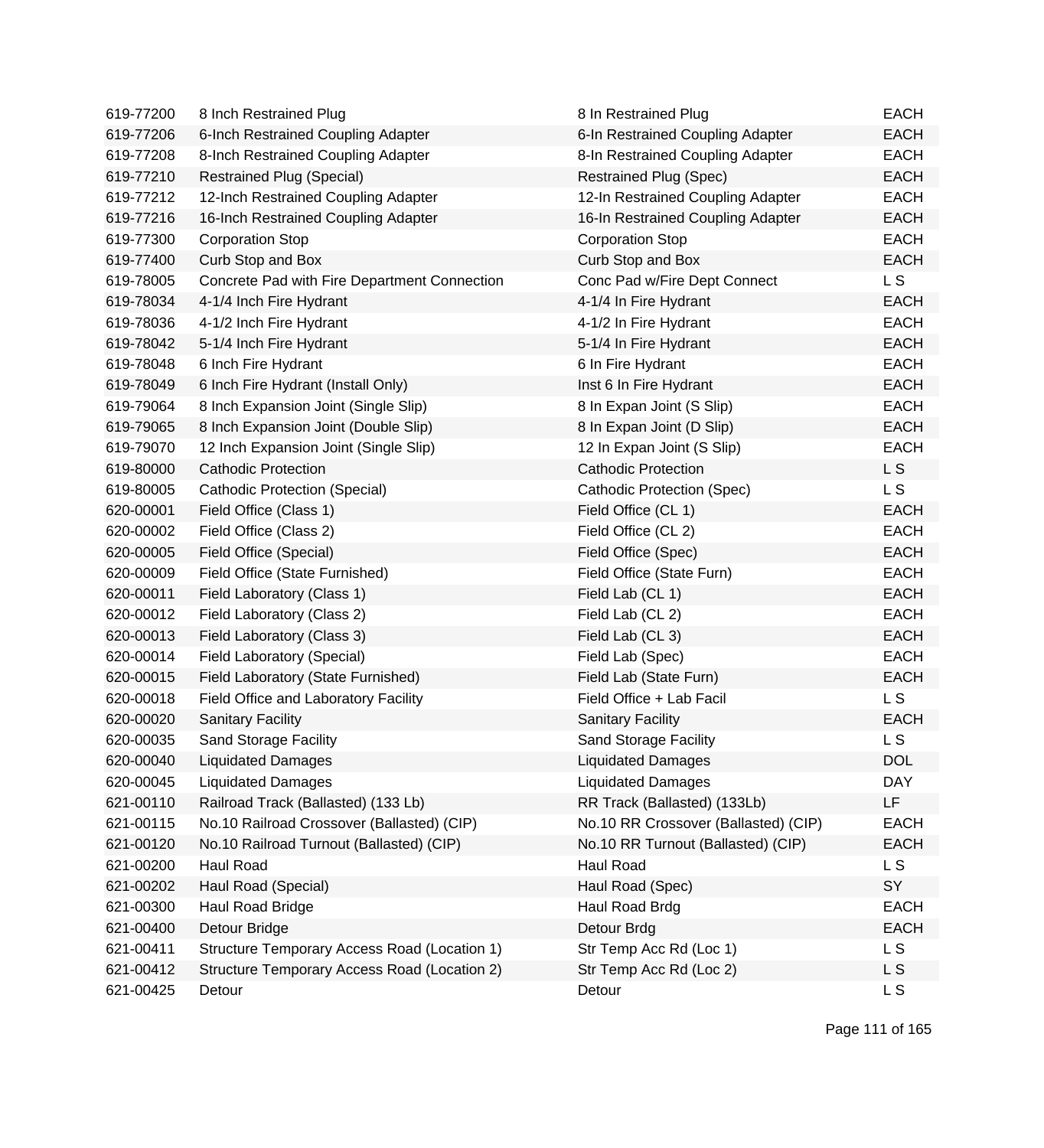| | | | |
|---|---|---|---|
| 619-77200 | 8 Inch Restrained Plug | 8 In Restrained Plug | EACH |
| 619-77206 | 6-Inch Restrained Coupling Adapter | 6-In Restrained Coupling Adapter | EACH |
| 619-77208 | 8-Inch Restrained Coupling Adapter | 8-In Restrained Coupling Adapter | EACH |
| 619-77210 | Restrained Plug (Special) | Restrained Plug (Spec) | EACH |
| 619-77212 | 12-Inch Restrained Coupling Adapter | 12-In Restrained Coupling Adapter | EACH |
| 619-77216 | 16-Inch Restrained Coupling Adapter | 16-In Restrained Coupling Adapter | EACH |
| 619-77300 | Corporation Stop | Corporation Stop | EACH |
| 619-77400 | Curb Stop and Box | Curb Stop and Box | EACH |
| 619-78005 | Concrete Pad with Fire Department Connection | Conc Pad w/Fire Dept Connect | L S |
| 619-78034 | 4-1/4 Inch Fire Hydrant | 4-1/4 In Fire Hydrant | EACH |
| 619-78036 | 4-1/2 Inch Fire Hydrant | 4-1/2 In Fire Hydrant | EACH |
| 619-78042 | 5-1/4 Inch Fire Hydrant | 5-1/4 In Fire Hydrant | EACH |
| 619-78048 | 6 Inch Fire Hydrant | 6 In Fire Hydrant | EACH |
| 619-78049 | 6 Inch Fire Hydrant (Install Only) | Inst 6 In Fire Hydrant | EACH |
| 619-79064 | 8 Inch Expansion Joint (Single Slip) | 8 In Expan Joint (S Slip) | EACH |
| 619-79065 | 8 Inch Expansion Joint (Double Slip) | 8 In Expan Joint (D Slip) | EACH |
| 619-79070 | 12 Inch Expansion Joint (Single Slip) | 12 In Expan Joint (S Slip) | EACH |
| 619-80000 | Cathodic Protection | Cathodic Protection | L S |
| 619-80005 | Cathodic Protection (Special) | Cathodic Protection (Spec) | L S |
| 620-00001 | Field Office (Class 1) | Field Office (CL 1) | EACH |
| 620-00002 | Field Office (Class 2) | Field Office (CL 2) | EACH |
| 620-00005 | Field Office (Special) | Field Office (Spec) | EACH |
| 620-00009 | Field Office (State Furnished) | Field Office (State Furn) | EACH |
| 620-00011 | Field Laboratory (Class 1) | Field Lab (CL 1) | EACH |
| 620-00012 | Field Laboratory (Class 2) | Field Lab (CL 2) | EACH |
| 620-00013 | Field Laboratory (Class 3) | Field Lab (CL 3) | EACH |
| 620-00014 | Field Laboratory (Special) | Field Lab (Spec) | EACH |
| 620-00015 | Field Laboratory (State Furnished) | Field Lab (State Furn) | EACH |
| 620-00018 | Field Office and Laboratory Facility | Field Office + Lab Facil | L S |
| 620-00020 | Sanitary Facility | Sanitary Facility | EACH |
| 620-00035 | Sand Storage Facility | Sand Storage Facility | L S |
| 620-00040 | Liquidated Damages | Liquidated Damages | DOL |
| 620-00045 | Liquidated Damages | Liquidated Damages | DAY |
| 621-00110 | Railroad Track (Ballasted) (133 Lb) | RR Track (Ballasted) (133Lb) | LF |
| 621-00115 | No.10 Railroad Crossover (Ballasted) (CIP) | No.10 RR Crossover (Ballasted) (CIP) | EACH |
| 621-00120 | No.10 Railroad Turnout (Ballasted) (CIP) | No.10 RR Turnout (Ballasted) (CIP) | EACH |
| 621-00200 | Haul Road | Haul Road | L S |
| 621-00202 | Haul Road (Special) | Haul Road (Spec) | SY |
| 621-00300 | Haul Road Bridge | Haul Road Brdg | EACH |
| 621-00400 | Detour Bridge | Detour Brdg | EACH |
| 621-00411 | Structure Temporary Access Road (Location 1) | Str Temp Acc Rd (Loc 1) | L S |
| 621-00412 | Structure Temporary Access Road (Location 2) | Str Temp Acc Rd (Loc 2) | L S |
| 621-00425 | Detour | Detour | L S |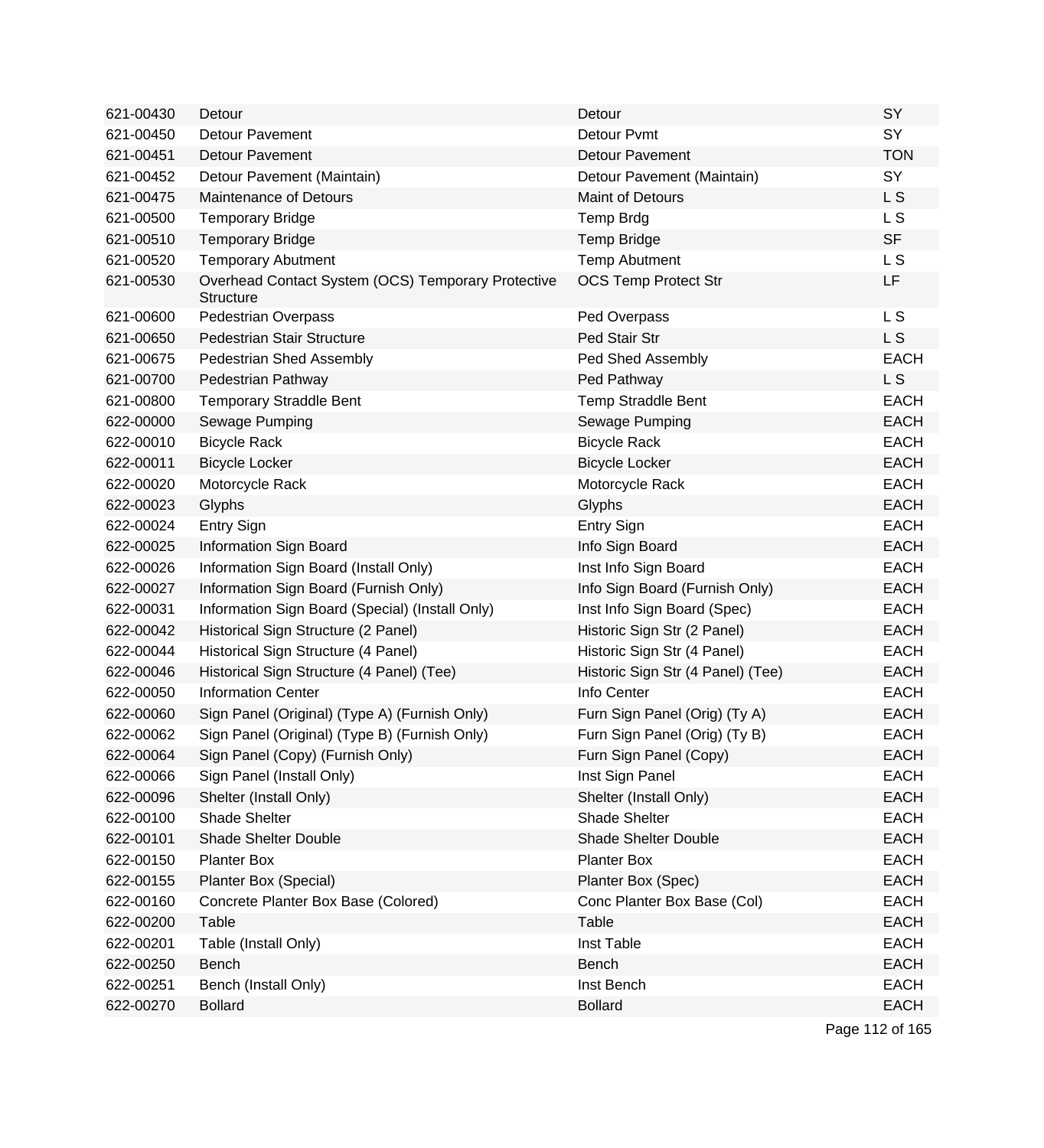| | | | |
|---|---|---|---|
| 621-00430 | Detour | Detour | SY |
| 621-00450 | Detour Pavement | Detour Pvmt | SY |
| 621-00451 | Detour Pavement | Detour Pavement | TON |
| 621-00452 | Detour Pavement (Maintain) | Detour Pavement (Maintain) | SY |
| 621-00475 | Maintenance of Detours | Maint of Detours | L S |
| 621-00500 | Temporary Bridge | Temp Brdg | L S |
| 621-00510 | Temporary Bridge | Temp Bridge | SF |
| 621-00520 | Temporary Abutment | Temp Abutment | L S |
| 621-00530 | Overhead Contact System (OCS) Temporary Protective Structure | OCS Temp Protect Str | LF |
| 621-00600 | Pedestrian Overpass | Ped Overpass | L S |
| 621-00650 | Pedestrian Stair Structure | Ped Stair Str | L S |
| 621-00675 | Pedestrian Shed Assembly | Ped Shed Assembly | EACH |
| 621-00700 | Pedestrian Pathway | Ped Pathway | L S |
| 621-00800 | Temporary Straddle Bent | Temp Straddle Bent | EACH |
| 622-00000 | Sewage Pumping | Sewage Pumping | EACH |
| 622-00010 | Bicycle Rack | Bicycle Rack | EACH |
| 622-00011 | Bicycle Locker | Bicycle Locker | EACH |
| 622-00020 | Motorcycle Rack | Motorcycle Rack | EACH |
| 622-00023 | Glyphs | Glyphs | EACH |
| 622-00024 | Entry Sign | Entry Sign | EACH |
| 622-00025 | Information Sign Board | Info Sign Board | EACH |
| 622-00026 | Information Sign Board (Install Only) | Inst Info Sign Board | EACH |
| 622-00027 | Information Sign Board (Furnish Only) | Info Sign Board (Furnish Only) | EACH |
| 622-00031 | Information Sign Board (Special) (Install Only) | Inst Info Sign Board (Spec) | EACH |
| 622-00042 | Historical Sign Structure (2 Panel) | Historic Sign Str (2 Panel) | EACH |
| 622-00044 | Historical Sign Structure (4 Panel) | Historic Sign Str (4 Panel) | EACH |
| 622-00046 | Historical Sign Structure (4 Panel) (Tee) | Historic Sign Str (4 Panel) (Tee) | EACH |
| 622-00050 | Information Center | Info Center | EACH |
| 622-00060 | Sign Panel (Original) (Type A) (Furnish Only) | Furn Sign Panel (Orig) (Ty A) | EACH |
| 622-00062 | Sign Panel (Original) (Type B) (Furnish Only) | Furn Sign Panel (Orig) (Ty B) | EACH |
| 622-00064 | Sign Panel (Copy) (Furnish Only) | Furn Sign Panel (Copy) | EACH |
| 622-00066 | Sign Panel (Install Only) | Inst Sign Panel | EACH |
| 622-00096 | Shelter (Install Only) | Shelter (Install Only) | EACH |
| 622-00100 | Shade Shelter | Shade Shelter | EACH |
| 622-00101 | Shade Shelter Double | Shade Shelter Double | EACH |
| 622-00150 | Planter Box | Planter Box | EACH |
| 622-00155 | Planter Box (Special) | Planter Box (Spec) | EACH |
| 622-00160 | Concrete Planter Box Base (Colored) | Conc Planter Box Base (Col) | EACH |
| 622-00200 | Table | Table | EACH |
| 622-00201 | Table (Install Only) | Inst Table | EACH |
| 622-00250 | Bench | Bench | EACH |
| 622-00251 | Bench (Install Only) | Inst Bench | EACH |
| 622-00270 | Bollard | Bollard | EACH |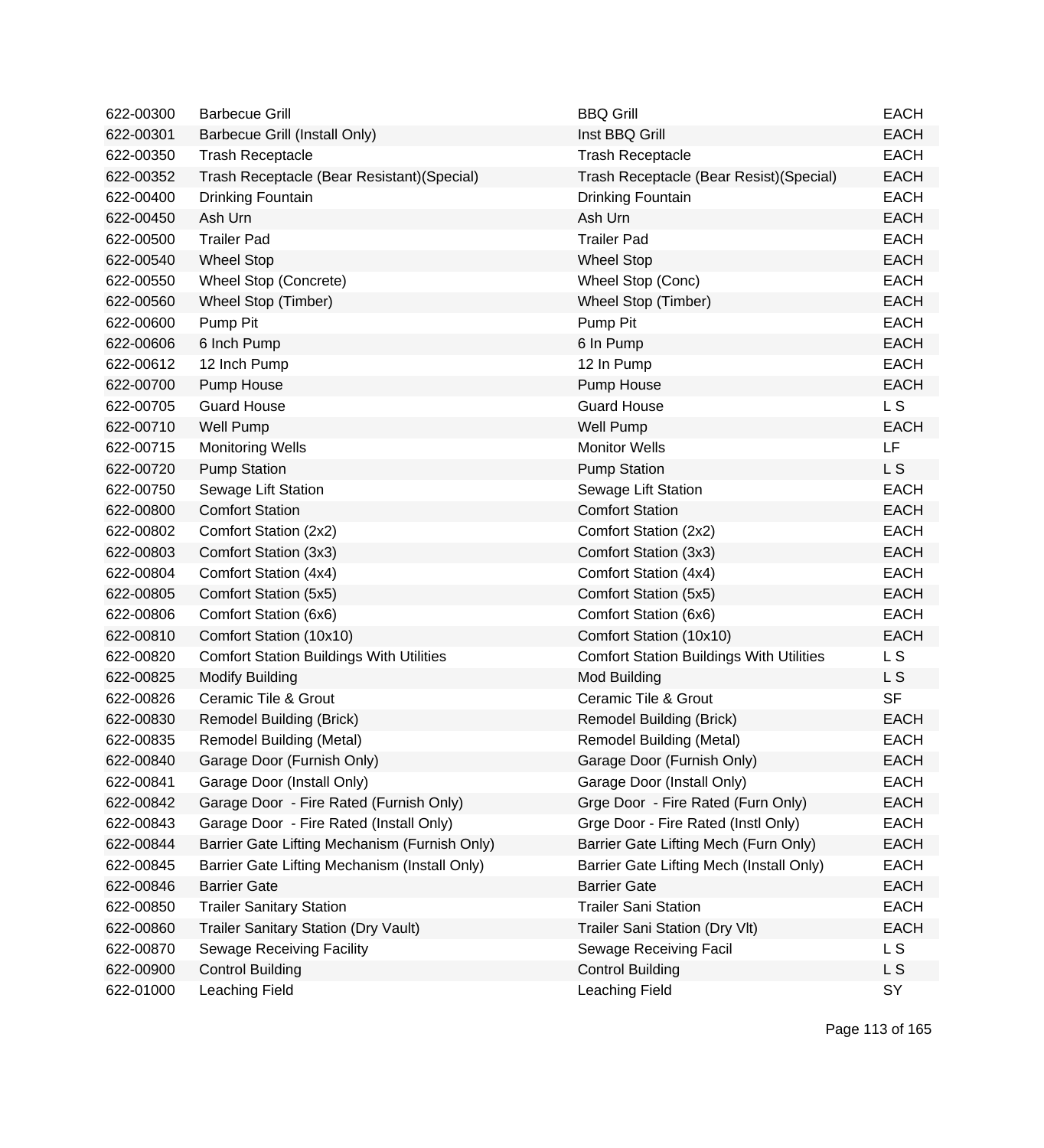| | | | |
|---|---|---|---|
| 622-00300 | Barbecue Grill | BBQ Grill | EACH |
| 622-00301 | Barbecue Grill (Install Only) | Inst BBQ Grill | EACH |
| 622-00350 | Trash Receptacle | Trash Receptacle | EACH |
| 622-00352 | Trash Receptacle (Bear Resistant)(Special) | Trash Receptacle (Bear Resist)(Special) | EACH |
| 622-00400 | Drinking Fountain | Drinking Fountain | EACH |
| 622-00450 | Ash Urn | Ash Urn | EACH |
| 622-00500 | Trailer Pad | Trailer Pad | EACH |
| 622-00540 | Wheel Stop | Wheel Stop | EACH |
| 622-00550 | Wheel Stop (Concrete) | Wheel Stop (Conc) | EACH |
| 622-00560 | Wheel Stop (Timber) | Wheel Stop (Timber) | EACH |
| 622-00600 | Pump Pit | Pump Pit | EACH |
| 622-00606 | 6 Inch Pump | 6 In Pump | EACH |
| 622-00612 | 12 Inch Pump | 12 In Pump | EACH |
| 622-00700 | Pump House | Pump House | EACH |
| 622-00705 | Guard House | Guard House | L S |
| 622-00710 | Well Pump | Well Pump | EACH |
| 622-00715 | Monitoring Wells | Monitor Wells | LF |
| 622-00720 | Pump Station | Pump Station | L S |
| 622-00750 | Sewage Lift Station | Sewage Lift Station | EACH |
| 622-00800 | Comfort Station | Comfort Station | EACH |
| 622-00802 | Comfort Station (2x2) | Comfort Station (2x2) | EACH |
| 622-00803 | Comfort Station (3x3) | Comfort Station (3x3) | EACH |
| 622-00804 | Comfort Station (4x4) | Comfort Station (4x4) | EACH |
| 622-00805 | Comfort Station (5x5) | Comfort Station (5x5) | EACH |
| 622-00806 | Comfort Station (6x6) | Comfort Station (6x6) | EACH |
| 622-00810 | Comfort Station (10x10) | Comfort Station (10x10) | EACH |
| 622-00820 | Comfort Station Buildings With Utilities | Comfort Station Buildings With Utilities | L S |
| 622-00825 | Modify Building | Mod Building | L S |
| 622-00826 | Ceramic Tile & Grout | Ceramic Tile & Grout | SF |
| 622-00830 | Remodel Building (Brick) | Remodel Building (Brick) | EACH |
| 622-00835 | Remodel Building (Metal) | Remodel Building (Metal) | EACH |
| 622-00840 | Garage Door (Furnish Only) | Garage Door (Furnish Only) | EACH |
| 622-00841 | Garage Door (Install Only) | Garage Door (Install Only) | EACH |
| 622-00842 | Garage Door - Fire Rated (Furnish Only) | Grge Door - Fire Rated (Furn Only) | EACH |
| 622-00843 | Garage Door - Fire Rated (Install Only) | Grge Door - Fire Rated (Instl Only) | EACH |
| 622-00844 | Barrier Gate Lifting Mechanism (Furnish Only) | Barrier Gate Lifting Mech (Furn Only) | EACH |
| 622-00845 | Barrier Gate Lifting Mechanism (Install Only) | Barrier Gate Lifting Mech (Install Only) | EACH |
| 622-00846 | Barrier Gate | Barrier Gate | EACH |
| 622-00850 | Trailer Sanitary Station | Trailer Sani Station | EACH |
| 622-00860 | Trailer Sanitary Station (Dry Vault) | Trailer Sani Station (Dry Vlt) | EACH |
| 622-00870 | Sewage Receiving Facility | Sewage Receiving Facil | L S |
| 622-00900 | Control Building | Control Building | L S |
| 622-01000 | Leaching Field | Leaching Field | SY |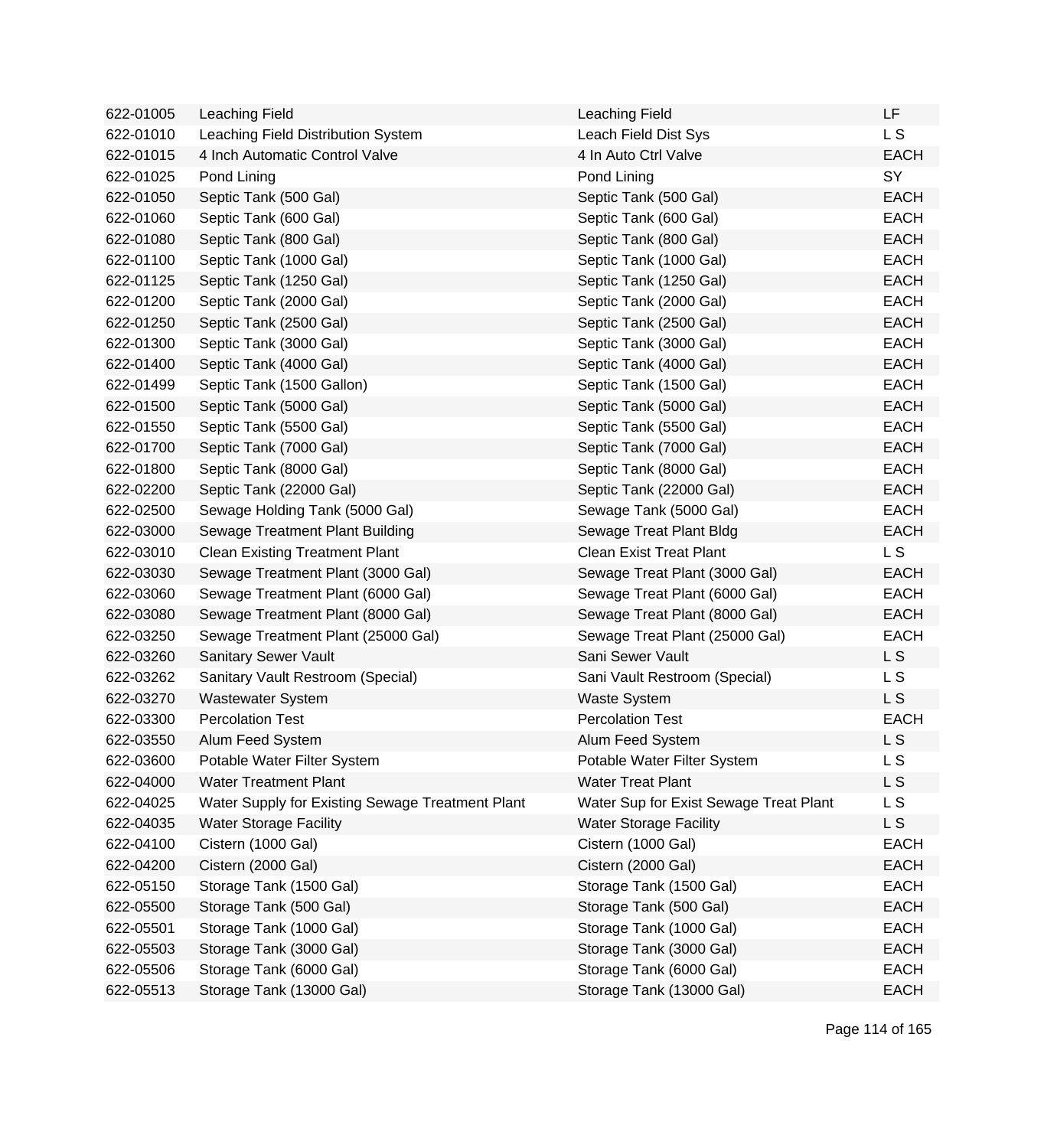| | | | |
|---|---|---|---|
| 622-01005 | Leaching Field | Leaching Field | LF |
| 622-01010 | Leaching Field Distribution System | Leach Field Dist Sys | L S |
| 622-01015 | 4 Inch Automatic Control Valve | 4 In Auto Ctrl Valve | EACH |
| 622-01025 | Pond Lining | Pond Lining | SY |
| 622-01050 | Septic Tank (500 Gal) | Septic Tank (500 Gal) | EACH |
| 622-01060 | Septic Tank (600 Gal) | Septic Tank (600 Gal) | EACH |
| 622-01080 | Septic Tank (800 Gal) | Septic Tank (800 Gal) | EACH |
| 622-01100 | Septic Tank (1000 Gal) | Septic Tank (1000 Gal) | EACH |
| 622-01125 | Septic Tank (1250 Gal) | Septic Tank (1250 Gal) | EACH |
| 622-01200 | Septic Tank (2000 Gal) | Septic Tank (2000 Gal) | EACH |
| 622-01250 | Septic Tank (2500 Gal) | Septic Tank (2500 Gal) | EACH |
| 622-01300 | Septic Tank (3000 Gal) | Septic Tank (3000 Gal) | EACH |
| 622-01400 | Septic Tank (4000 Gal) | Septic Tank (4000 Gal) | EACH |
| 622-01499 | Septic Tank (1500 Gallon) | Septic Tank (1500 Gal) | EACH |
| 622-01500 | Septic Tank (5000 Gal) | Septic Tank (5000 Gal) | EACH |
| 622-01550 | Septic Tank (5500 Gal) | Septic Tank (5500 Gal) | EACH |
| 622-01700 | Septic Tank (7000 Gal) | Septic Tank (7000 Gal) | EACH |
| 622-01800 | Septic Tank (8000 Gal) | Septic Tank (8000 Gal) | EACH |
| 622-02200 | Septic Tank (22000 Gal) | Septic Tank (22000 Gal) | EACH |
| 622-02500 | Sewage Holding Tank (5000 Gal) | Sewage Tank (5000 Gal) | EACH |
| 622-03000 | Sewage Treatment Plant Building | Sewage Treat Plant Bldg | EACH |
| 622-03010 | Clean Existing Treatment Plant | Clean Exist Treat Plant | L S |
| 622-03030 | Sewage Treatment Plant (3000 Gal) | Sewage Treat Plant (3000 Gal) | EACH |
| 622-03060 | Sewage Treatment Plant (6000 Gal) | Sewage Treat Plant (6000 Gal) | EACH |
| 622-03080 | Sewage Treatment Plant (8000 Gal) | Sewage Treat Plant (8000 Gal) | EACH |
| 622-03250 | Sewage Treatment Plant (25000 Gal) | Sewage Treat Plant (25000 Gal) | EACH |
| 622-03260 | Sanitary Sewer Vault | Sani Sewer Vault | L S |
| 622-03262 | Sanitary Vault Restroom (Special) | Sani Vault Restroom (Special) | L S |
| 622-03270 | Wastewater System | Waste System | L S |
| 622-03300 | Percolation Test | Percolation Test | EACH |
| 622-03550 | Alum Feed System | Alum Feed System | L S |
| 622-03600 | Potable Water Filter System | Potable Water Filter System | L S |
| 622-04000 | Water Treatment Plant | Water Treat Plant | L S |
| 622-04025 | Water Supply for Existing Sewage Treatment Plant | Water Sup for Exist Sewage Treat Plant | L S |
| 622-04035 | Water Storage Facility | Water Storage Facility | L S |
| 622-04100 | Cistern (1000 Gal) | Cistern (1000 Gal) | EACH |
| 622-04200 | Cistern (2000 Gal) | Cistern (2000 Gal) | EACH |
| 622-05150 | Storage Tank (1500 Gal) | Storage Tank (1500 Gal) | EACH |
| 622-05500 | Storage Tank (500 Gal) | Storage Tank (500 Gal) | EACH |
| 622-05501 | Storage Tank (1000 Gal) | Storage Tank (1000 Gal) | EACH |
| 622-05503 | Storage Tank (3000 Gal) | Storage Tank (3000 Gal) | EACH |
| 622-05506 | Storage Tank (6000 Gal) | Storage Tank (6000 Gal) | EACH |
| 622-05513 | Storage Tank (13000 Gal) | Storage Tank (13000 Gal) | EACH |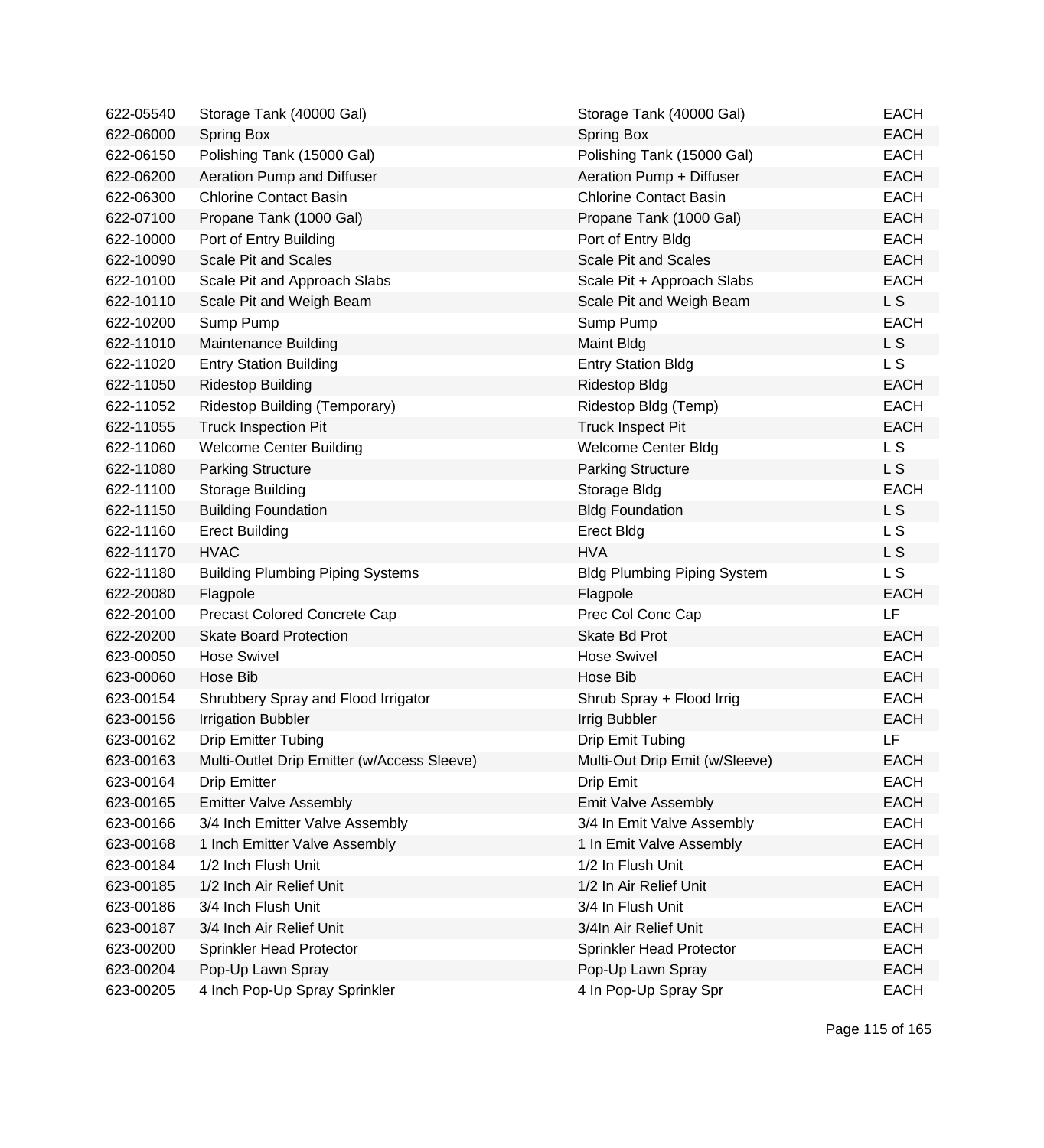| | | | |
|---|---|---|---|
| 622-05540 | Storage Tank (40000 Gal) | Storage Tank (40000 Gal) | EACH |
| 622-06000 | Spring Box | Spring Box | EACH |
| 622-06150 | Polishing Tank (15000 Gal) | Polishing Tank (15000 Gal) | EACH |
| 622-06200 | Aeration Pump and Diffuser | Aeration Pump + Diffuser | EACH |
| 622-06300 | Chlorine Contact Basin | Chlorine Contact Basin | EACH |
| 622-07100 | Propane Tank (1000 Gal) | Propane Tank (1000 Gal) | EACH |
| 622-10000 | Port of Entry Building | Port of Entry Bldg | EACH |
| 622-10090 | Scale Pit and Scales | Scale Pit and Scales | EACH |
| 622-10100 | Scale Pit and Approach Slabs | Scale Pit + Approach Slabs | EACH |
| 622-10110 | Scale Pit and Weigh Beam | Scale Pit and Weigh Beam | L S |
| 622-10200 | Sump Pump | Sump Pump | EACH |
| 622-11010 | Maintenance Building | Maint Bldg | L S |
| 622-11020 | Entry Station Building | Entry Station Bldg | L S |
| 622-11050 | Ridestop Building | Ridestop Bldg | EACH |
| 622-11052 | Ridestop Building (Temporary) | Ridestop Bldg (Temp) | EACH |
| 622-11055 | Truck Inspection Pit | Truck Inspect Pit | EACH |
| 622-11060 | Welcome Center Building | Welcome Center Bldg | L S |
| 622-11080 | Parking Structure | Parking Structure | L S |
| 622-11100 | Storage Building | Storage Bldg | EACH |
| 622-11150 | Building Foundation | Bldg Foundation | L S |
| 622-11160 | Erect Building | Erect Bldg | L S |
| 622-11170 | HVAC | HVA | L S |
| 622-11180 | Building Plumbing Piping Systems | Bldg Plumbing Piping System | L S |
| 622-20080 | Flagpole | Flagpole | EACH |
| 622-20100 | Precast Colored Concrete Cap | Prec Col Conc Cap | LF |
| 622-20200 | Skate Board Protection | Skate Bd Prot | EACH |
| 623-00050 | Hose Swivel | Hose Swivel | EACH |
| 623-00060 | Hose Bib | Hose Bib | EACH |
| 623-00154 | Shrubbery Spray and Flood Irrigator | Shrub Spray + Flood Irrig | EACH |
| 623-00156 | Irrigation Bubbler | Irrig Bubbler | EACH |
| 623-00162 | Drip Emitter Tubing | Drip Emit Tubing | LF |
| 623-00163 | Multi-Outlet Drip Emitter (w/Access Sleeve) | Multi-Out Drip Emit (w/Sleeve) | EACH |
| 623-00164 | Drip Emitter | Drip Emit | EACH |
| 623-00165 | Emitter Valve Assembly | Emit Valve Assembly | EACH |
| 623-00166 | 3/4 Inch Emitter Valve Assembly | 3/4 In Emit Valve Assembly | EACH |
| 623-00168 | 1 Inch Emitter Valve Assembly | 1 In Emit Valve Assembly | EACH |
| 623-00184 | 1/2 Inch Flush Unit | 1/2 In Flush Unit | EACH |
| 623-00185 | 1/2 Inch Air Relief Unit | 1/2 In Air Relief Unit | EACH |
| 623-00186 | 3/4 Inch Flush Unit | 3/4 In Flush Unit | EACH |
| 623-00187 | 3/4 Inch Air Relief Unit | 3/4In Air Relief Unit | EACH |
| 623-00200 | Sprinkler Head Protector | Sprinkler Head Protector | EACH |
| 623-00204 | Pop-Up Lawn Spray | Pop-Up Lawn Spray | EACH |
| 623-00205 | 4 Inch Pop-Up Spray Sprinkler | 4 In Pop-Up Spray Spr | EACH |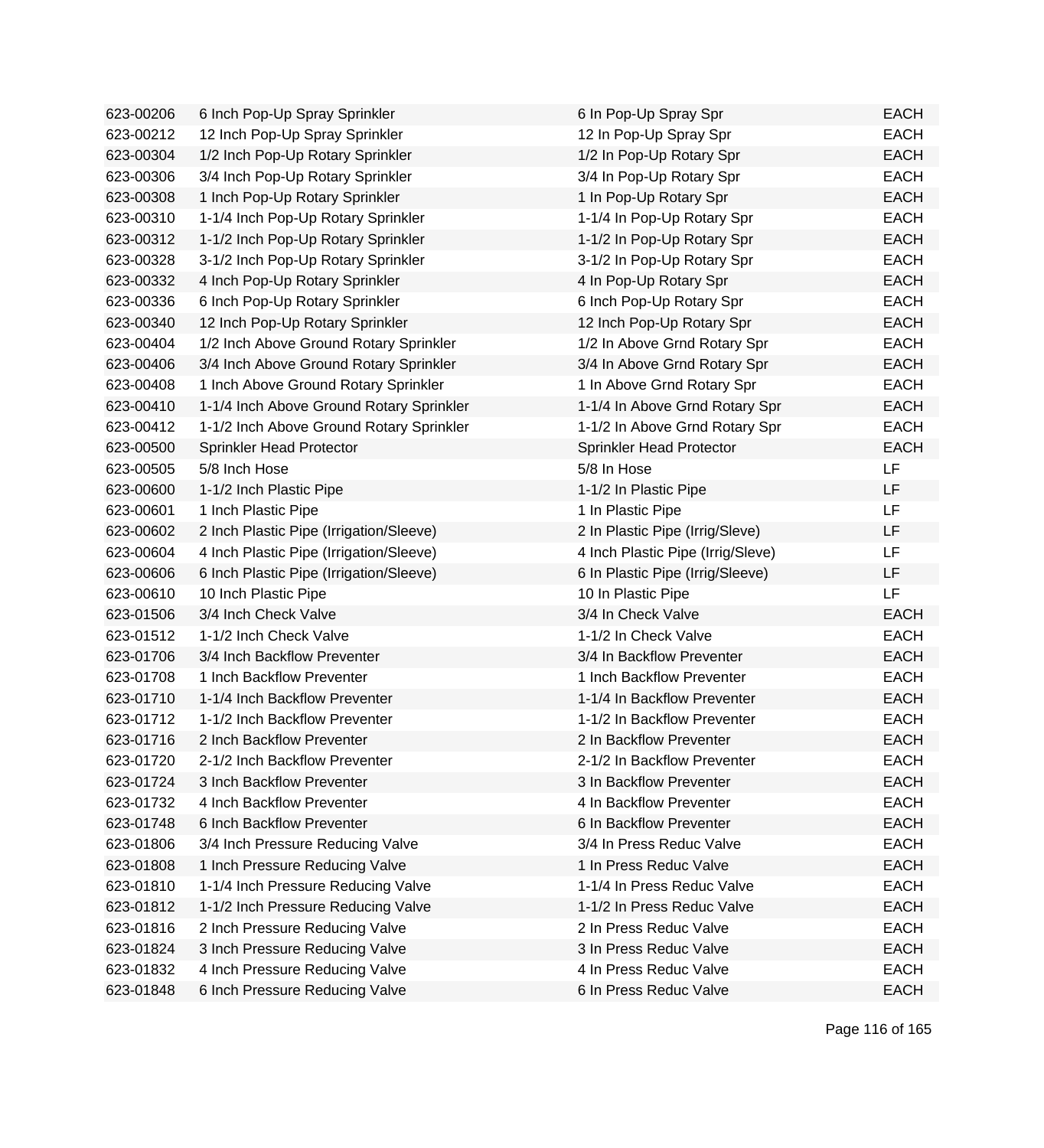| | | | |
|---|---|---|---|
| 623-00206 | 6 Inch Pop-Up Spray Sprinkler | 6 In Pop-Up Spray Spr | EACH |
| 623-00212 | 12 Inch Pop-Up Spray Sprinkler | 12 In Pop-Up Spray Spr | EACH |
| 623-00304 | 1/2 Inch Pop-Up Rotary Sprinkler | 1/2 In Pop-Up Rotary Spr | EACH |
| 623-00306 | 3/4 Inch Pop-Up Rotary Sprinkler | 3/4 In Pop-Up Rotary Spr | EACH |
| 623-00308 | 1 Inch Pop-Up Rotary Sprinkler | 1 In Pop-Up Rotary Spr | EACH |
| 623-00310 | 1-1/4 Inch Pop-Up Rotary Sprinkler | 1-1/4 In Pop-Up Rotary Spr | EACH |
| 623-00312 | 1-1/2 Inch Pop-Up Rotary Sprinkler | 1-1/2 In Pop-Up Rotary Spr | EACH |
| 623-00328 | 3-1/2 Inch Pop-Up Rotary Sprinkler | 3-1/2 In Pop-Up Rotary Spr | EACH |
| 623-00332 | 4 Inch Pop-Up Rotary Sprinkler | 4 In Pop-Up Rotary Spr | EACH |
| 623-00336 | 6 Inch Pop-Up Rotary Sprinkler | 6 Inch Pop-Up Rotary Spr | EACH |
| 623-00340 | 12 Inch Pop-Up Rotary Sprinkler | 12 Inch Pop-Up Rotary Spr | EACH |
| 623-00404 | 1/2 Inch Above Ground Rotary Sprinkler | 1/2 In Above Grnd Rotary Spr | EACH |
| 623-00406 | 3/4 Inch Above Ground Rotary Sprinkler | 3/4 In Above Grnd Rotary Spr | EACH |
| 623-00408 | 1 Inch Above Ground Rotary Sprinkler | 1 In Above Grnd Rotary Spr | EACH |
| 623-00410 | 1-1/4 Inch Above Ground Rotary Sprinkler | 1-1/4 In Above Grnd Rotary Spr | EACH |
| 623-00412 | 1-1/2 Inch Above Ground Rotary Sprinkler | 1-1/2 In Above Grnd Rotary Spr | EACH |
| 623-00500 | Sprinkler Head Protector | Sprinkler Head Protector | EACH |
| 623-00505 | 5/8 Inch Hose | 5/8 In Hose | LF |
| 623-00600 | 1-1/2 Inch Plastic Pipe | 1-1/2 In Plastic Pipe | LF |
| 623-00601 | 1 Inch Plastic Pipe | 1 In Plastic Pipe | LF |
| 623-00602 | 2 Inch Plastic Pipe (Irrigation/Sleeve) | 2 In Plastic Pipe (Irrig/Sleve) | LF |
| 623-00604 | 4 Inch Plastic Pipe (Irrigation/Sleeve) | 4 Inch Plastic Pipe (Irrig/Sleve) | LF |
| 623-00606 | 6 Inch Plastic Pipe (Irrigation/Sleeve) | 6 In Plastic Pipe (Irrig/Sleeve) | LF |
| 623-00610 | 10 Inch Plastic Pipe | 10 In Plastic Pipe | LF |
| 623-01506 | 3/4 Inch Check Valve | 3/4 In Check Valve | EACH |
| 623-01512 | 1-1/2 Inch Check Valve | 1-1/2 In Check Valve | EACH |
| 623-01706 | 3/4 Inch Backflow Preventer | 3/4 In Backflow Preventer | EACH |
| 623-01708 | 1 Inch Backflow Preventer | 1 Inch Backflow Preventer | EACH |
| 623-01710 | 1-1/4 Inch Backflow Preventer | 1-1/4 In Backflow Preventer | EACH |
| 623-01712 | 1-1/2 Inch Backflow Preventer | 1-1/2 In Backflow Preventer | EACH |
| 623-01716 | 2 Inch Backflow Preventer | 2 In Backflow Preventer | EACH |
| 623-01720 | 2-1/2 Inch Backflow Preventer | 2-1/2 In Backflow Preventer | EACH |
| 623-01724 | 3 Inch Backflow Preventer | 3 In Backflow Preventer | EACH |
| 623-01732 | 4 Inch Backflow Preventer | 4 In Backflow Preventer | EACH |
| 623-01748 | 6 Inch Backflow Preventer | 6 In Backflow Preventer | EACH |
| 623-01806 | 3/4 Inch Pressure Reducing Valve | 3/4 In Press Reduc Valve | EACH |
| 623-01808 | 1 Inch Pressure Reducing Valve | 1 In Press Reduc Valve | EACH |
| 623-01810 | 1-1/4 Inch Pressure Reducing Valve | 1-1/4 In Press Reduc Valve | EACH |
| 623-01812 | 1-1/2 Inch Pressure Reducing Valve | 1-1/2 In Press Reduc Valve | EACH |
| 623-01816 | 2 Inch Pressure Reducing Valve | 2 In Press Reduc Valve | EACH |
| 623-01824 | 3 Inch Pressure Reducing Valve | 3 In Press Reduc Valve | EACH |
| 623-01832 | 4 Inch Pressure Reducing Valve | 4 In Press Reduc Valve | EACH |
| 623-01848 | 6 Inch Pressure Reducing Valve | 6 In Press Reduc Valve | EACH |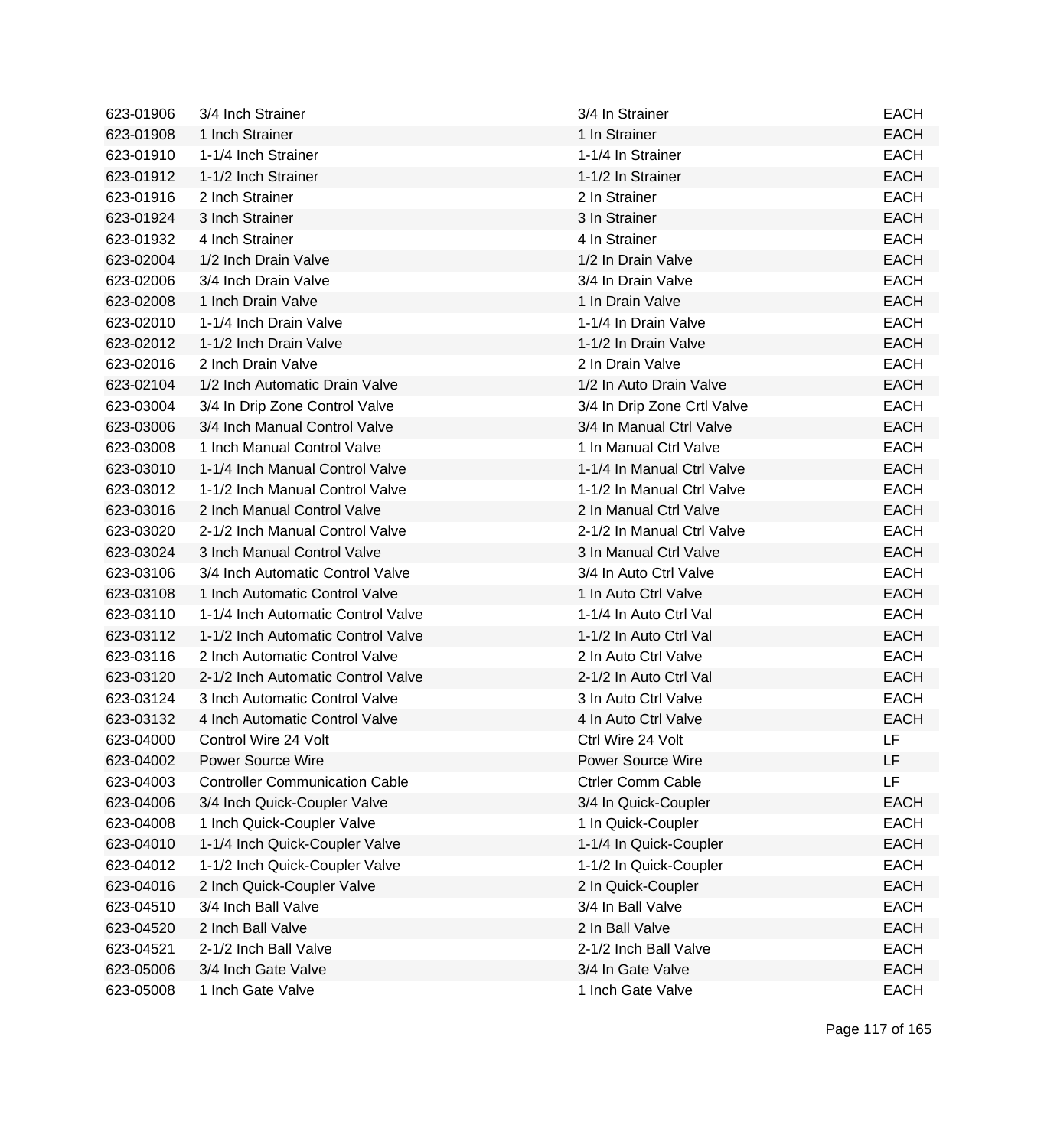| | | | |
|---|---|---|---|
| 623-01906 | 3/4 Inch Strainer | 3/4 In Strainer | EACH |
| 623-01908 | 1 Inch Strainer | 1 In Strainer | EACH |
| 623-01910 | 1-1/4 Inch Strainer | 1-1/4 In Strainer | EACH |
| 623-01912 | 1-1/2 Inch Strainer | 1-1/2 In Strainer | EACH |
| 623-01916 | 2 Inch Strainer | 2 In Strainer | EACH |
| 623-01924 | 3 Inch Strainer | 3 In Strainer | EACH |
| 623-01932 | 4 Inch Strainer | 4 In Strainer | EACH |
| 623-02004 | 1/2 Inch Drain Valve | 1/2 In Drain Valve | EACH |
| 623-02006 | 3/4 Inch Drain Valve | 3/4 In Drain Valve | EACH |
| 623-02008 | 1 Inch Drain Valve | 1 In Drain Valve | EACH |
| 623-02010 | 1-1/4 Inch Drain Valve | 1-1/4 In Drain Valve | EACH |
| 623-02012 | 1-1/2 Inch Drain Valve | 1-1/2 In Drain Valve | EACH |
| 623-02016 | 2 Inch Drain Valve | 2 In Drain Valve | EACH |
| 623-02104 | 1/2 Inch Automatic Drain Valve | 1/2 In Auto Drain Valve | EACH |
| 623-03004 | 3/4 In Drip Zone Control Valve | 3/4 In Drip Zone Crtl Valve | EACH |
| 623-03006 | 3/4 Inch Manual Control Valve | 3/4 In Manual Ctrl Valve | EACH |
| 623-03008 | 1 Inch Manual Control Valve | 1 In Manual Ctrl Valve | EACH |
| 623-03010 | 1-1/4 Inch Manual Control Valve | 1-1/4 In Manual Ctrl Valve | EACH |
| 623-03012 | 1-1/2 Inch Manual Control Valve | 1-1/2 In Manual Ctrl Valve | EACH |
| 623-03016 | 2 Inch Manual Control Valve | 2 In Manual Ctrl Valve | EACH |
| 623-03020 | 2-1/2 Inch Manual Control Valve | 2-1/2 In Manual Ctrl Valve | EACH |
| 623-03024 | 3 Inch Manual Control Valve | 3 In Manual Ctrl Valve | EACH |
| 623-03106 | 3/4 Inch Automatic Control Valve | 3/4 In Auto Ctrl Valve | EACH |
| 623-03108 | 1 Inch Automatic Control Valve | 1 In Auto Ctrl Valve | EACH |
| 623-03110 | 1-1/4 Inch Automatic Control Valve | 1-1/4 In Auto Ctrl Val | EACH |
| 623-03112 | 1-1/2 Inch Automatic Control Valve | 1-1/2 In Auto Ctrl Val | EACH |
| 623-03116 | 2 Inch Automatic Control Valve | 2 In Auto Ctrl Valve | EACH |
| 623-03120 | 2-1/2 Inch Automatic Control Valve | 2-1/2 In Auto Ctrl Val | EACH |
| 623-03124 | 3 Inch Automatic Control Valve | 3 In Auto Ctrl Valve | EACH |
| 623-03132 | 4 Inch Automatic Control Valve | 4 In Auto Ctrl Valve | EACH |
| 623-04000 | Control Wire 24 Volt | Ctrl Wire 24 Volt | LF |
| 623-04002 | Power Source Wire | Power Source Wire | LF |
| 623-04003 | Controller Communication Cable | Ctrler Comm Cable | LF |
| 623-04006 | 3/4 Inch Quick-Coupler Valve | 3/4 In Quick-Coupler | EACH |
| 623-04008 | 1 Inch Quick-Coupler Valve | 1 In Quick-Coupler | EACH |
| 623-04010 | 1-1/4 Inch Quick-Coupler Valve | 1-1/4 In Quick-Coupler | EACH |
| 623-04012 | 1-1/2 Inch Quick-Coupler Valve | 1-1/2 In Quick-Coupler | EACH |
| 623-04016 | 2 Inch Quick-Coupler Valve | 2 In Quick-Coupler | EACH |
| 623-04510 | 3/4 Inch Ball Valve | 3/4 In Ball Valve | EACH |
| 623-04520 | 2 Inch Ball Valve | 2 In Ball Valve | EACH |
| 623-04521 | 2-1/2 Inch Ball Valve | 2-1/2 Inch Ball Valve | EACH |
| 623-05006 | 3/4 Inch Gate Valve | 3/4 In Gate Valve | EACH |
| 623-05008 | 1 Inch Gate Valve | 1 Inch Gate Valve | EACH |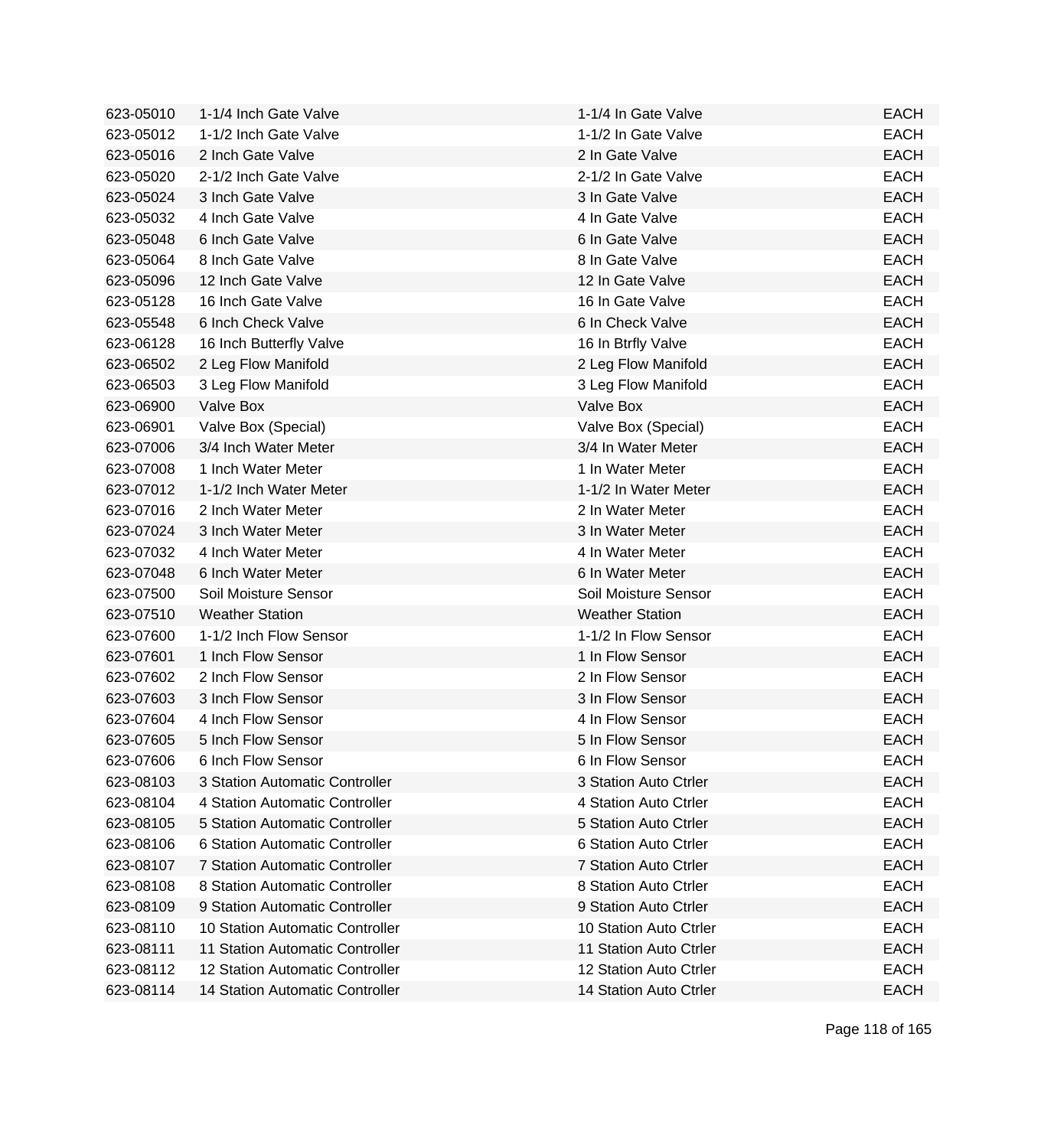| | | | |
|---|---|---|---|
| 623-05010 | 1-1/4 Inch Gate Valve | 1-1/4 In Gate Valve | EACH |
| 623-05012 | 1-1/2 Inch Gate Valve | 1-1/2 In Gate Valve | EACH |
| 623-05016 | 2 Inch Gate Valve | 2 In Gate Valve | EACH |
| 623-05020 | 2-1/2 Inch Gate Valve | 2-1/2 In Gate Valve | EACH |
| 623-05024 | 3 Inch Gate Valve | 3 In Gate Valve | EACH |
| 623-05032 | 4 Inch Gate Valve | 4 In Gate Valve | EACH |
| 623-05048 | 6 Inch Gate Valve | 6 In Gate Valve | EACH |
| 623-05064 | 8 Inch Gate Valve | 8 In Gate Valve | EACH |
| 623-05096 | 12 Inch Gate Valve | 12 In Gate Valve | EACH |
| 623-05128 | 16 Inch Gate Valve | 16 In Gate Valve | EACH |
| 623-05548 | 6 Inch Check Valve | 6 In Check Valve | EACH |
| 623-06128 | 16 Inch Butterfly Valve | 16 In Btrfly Valve | EACH |
| 623-06502 | 2 Leg Flow Manifold | 2 Leg Flow Manifold | EACH |
| 623-06503 | 3 Leg Flow Manifold | 3 Leg Flow Manifold | EACH |
| 623-06900 | Valve Box | Valve Box | EACH |
| 623-06901 | Valve Box (Special) | Valve Box (Special) | EACH |
| 623-07006 | 3/4 Inch Water Meter | 3/4 In Water Meter | EACH |
| 623-07008 | 1 Inch Water Meter | 1 In Water Meter | EACH |
| 623-07012 | 1-1/2 Inch Water Meter | 1-1/2 In Water Meter | EACH |
| 623-07016 | 2 Inch Water Meter | 2 In Water Meter | EACH |
| 623-07024 | 3 Inch Water Meter | 3 In Water Meter | EACH |
| 623-07032 | 4 Inch Water Meter | 4 In Water Meter | EACH |
| 623-07048 | 6 Inch Water Meter | 6 In Water Meter | EACH |
| 623-07500 | Soil Moisture Sensor | Soil Moisture Sensor | EACH |
| 623-07510 | Weather Station | Weather Station | EACH |
| 623-07600 | 1-1/2 Inch Flow Sensor | 1-1/2 In Flow Sensor | EACH |
| 623-07601 | 1 Inch Flow Sensor | 1 In Flow Sensor | EACH |
| 623-07602 | 2 Inch Flow Sensor | 2 In Flow Sensor | EACH |
| 623-07603 | 3 Inch Flow Sensor | 3 In Flow Sensor | EACH |
| 623-07604 | 4 Inch Flow Sensor | 4 In Flow Sensor | EACH |
| 623-07605 | 5 Inch Flow Sensor | 5 In Flow Sensor | EACH |
| 623-07606 | 6 Inch Flow Sensor | 6 In Flow Sensor | EACH |
| 623-08103 | 3 Station Automatic Controller | 3 Station Auto Ctrler | EACH |
| 623-08104 | 4 Station Automatic Controller | 4 Station Auto Ctrler | EACH |
| 623-08105 | 5 Station Automatic Controller | 5 Station Auto Ctrler | EACH |
| 623-08106 | 6 Station Automatic Controller | 6 Station Auto Ctrler | EACH |
| 623-08107 | 7 Station Automatic Controller | 7 Station Auto Ctrler | EACH |
| 623-08108 | 8 Station Automatic Controller | 8 Station Auto Ctrler | EACH |
| 623-08109 | 9 Station Automatic Controller | 9 Station Auto Ctrler | EACH |
| 623-08110 | 10 Station Automatic Controller | 10 Station Auto Ctrler | EACH |
| 623-08111 | 11 Station Automatic Controller | 11 Station Auto Ctrler | EACH |
| 623-08112 | 12 Station Automatic Controller | 12 Station Auto Ctrler | EACH |
| 623-08114 | 14 Station Automatic Controller | 14 Station Auto Ctrler | EACH |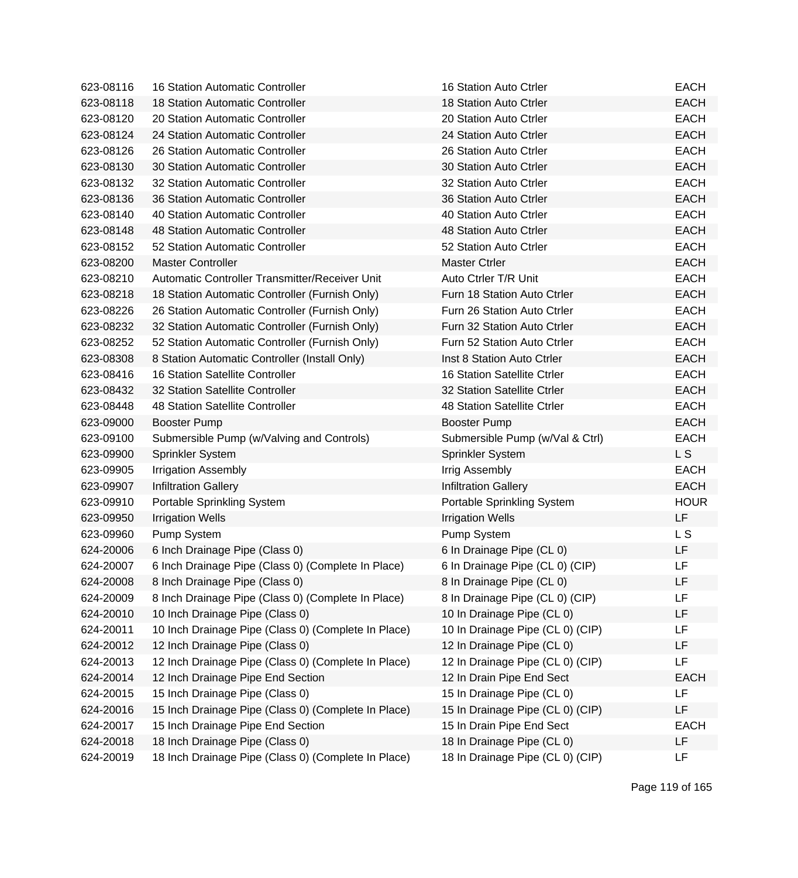| | | | |
|---|---|---|---|
| 623-08116 | 16 Station Automatic Controller | 16 Station Auto Ctrler | EACH |
| 623-08118 | 18 Station Automatic Controller | 18 Station Auto Ctrler | EACH |
| 623-08120 | 20 Station Automatic Controller | 20 Station Auto Ctrler | EACH |
| 623-08124 | 24 Station Automatic Controller | 24 Station Auto Ctrler | EACH |
| 623-08126 | 26 Station Automatic Controller | 26 Station Auto Ctrler | EACH |
| 623-08130 | 30 Station Automatic Controller | 30 Station Auto Ctrler | EACH |
| 623-08132 | 32 Station Automatic Controller | 32 Station Auto Ctrler | EACH |
| 623-08136 | 36 Station Automatic Controller | 36 Station Auto Ctrler | EACH |
| 623-08140 | 40 Station Automatic Controller | 40 Station Auto Ctrler | EACH |
| 623-08148 | 48 Station Automatic Controller | 48 Station Auto Ctrler | EACH |
| 623-08152 | 52 Station Automatic Controller | 52 Station Auto Ctrler | EACH |
| 623-08200 | Master Controller | Master Ctrler | EACH |
| 623-08210 | Automatic Controller Transmitter/Receiver Unit | Auto Ctrler T/R Unit | EACH |
| 623-08218 | 18 Station Automatic Controller (Furnish Only) | Furn 18 Station Auto Ctrler | EACH |
| 623-08226 | 26 Station Automatic Controller (Furnish Only) | Furn 26 Station Auto Ctrler | EACH |
| 623-08232 | 32 Station Automatic Controller (Furnish Only) | Furn 32 Station Auto Ctrler | EACH |
| 623-08252 | 52 Station Automatic Controller (Furnish Only) | Furn 52 Station Auto Ctrler | EACH |
| 623-08308 | 8 Station Automatic Controller (Install Only) | Inst 8 Station Auto Ctrler | EACH |
| 623-08416 | 16 Station Satellite Controller | 16 Station Satellite Ctrler | EACH |
| 623-08432 | 32 Station Satellite Controller | 32 Station Satellite Ctrler | EACH |
| 623-08448 | 48 Station Satellite Controller | 48 Station Satellite Ctrler | EACH |
| 623-09000 | Booster Pump | Booster Pump | EACH |
| 623-09100 | Submersible Pump (w/Valving and Controls) | Submersible Pump (w/Val & Ctrl) | EACH |
| 623-09900 | Sprinkler System | Sprinkler System | L S |
| 623-09905 | Irrigation Assembly | Irrig Assembly | EACH |
| 623-09907 | Infiltration Gallery | Infiltration Gallery | EACH |
| 623-09910 | Portable Sprinkling System | Portable Sprinkling System | HOUR |
| 623-09950 | Irrigation Wells | Irrigation Wells | LF |
| 623-09960 | Pump System | Pump System | L S |
| 624-20006 | 6 Inch Drainage Pipe (Class 0) | 6 In Drainage Pipe (CL 0) | LF |
| 624-20007 | 6 Inch Drainage Pipe (Class 0) (Complete In Place) | 6 In Drainage Pipe (CL 0) (CIP) | LF |
| 624-20008 | 8 Inch Drainage Pipe (Class 0) | 8 In Drainage Pipe (CL 0) | LF |
| 624-20009 | 8 Inch Drainage Pipe (Class 0) (Complete In Place) | 8 In Drainage Pipe (CL 0) (CIP) | LF |
| 624-20010 | 10 Inch Drainage Pipe (Class 0) | 10 In Drainage Pipe (CL 0) | LF |
| 624-20011 | 10 Inch Drainage Pipe (Class 0) (Complete In Place) | 10 In Drainage Pipe (CL 0) (CIP) | LF |
| 624-20012 | 12 Inch Drainage Pipe (Class 0) | 12 In Drainage Pipe (CL 0) | LF |
| 624-20013 | 12 Inch Drainage Pipe (Class 0) (Complete In Place) | 12 In Drainage Pipe (CL 0) (CIP) | LF |
| 624-20014 | 12 Inch Drainage Pipe End Section | 12 In Drain Pipe End Sect | EACH |
| 624-20015 | 15 Inch Drainage Pipe (Class 0) | 15 In Drainage Pipe (CL 0) | LF |
| 624-20016 | 15 Inch Drainage Pipe (Class 0) (Complete In Place) | 15 In Drainage Pipe (CL 0) (CIP) | LF |
| 624-20017 | 15 Inch Drainage Pipe End Section | 15 In Drain Pipe End Sect | EACH |
| 624-20018 | 18 Inch Drainage Pipe (Class 0) | 18 In Drainage Pipe (CL 0) | LF |
| 624-20019 | 18 Inch Drainage Pipe (Class 0) (Complete In Place) | 18 In Drainage Pipe (CL 0) (CIP) | LF |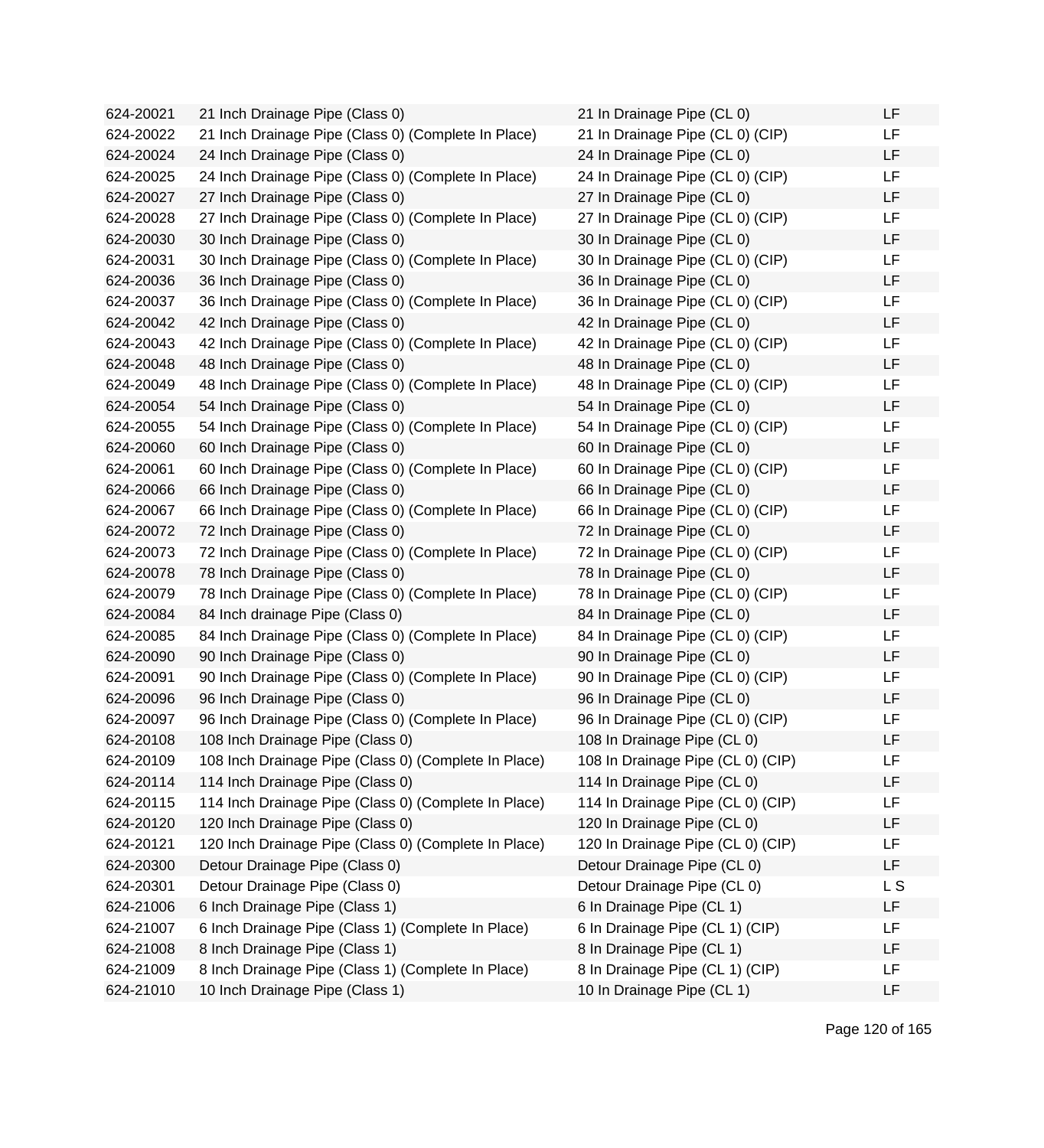| | | | |
|---|---|---|---|
| 624-20021 | 21 Inch Drainage Pipe (Class 0) | 21 In Drainage Pipe (CL 0) | LF |
| 624-20022 | 21 Inch Drainage Pipe (Class 0) (Complete In Place) | 21 In Drainage Pipe (CL 0) (CIP) | LF |
| 624-20024 | 24 Inch Drainage Pipe (Class 0) | 24 In Drainage Pipe (CL 0) | LF |
| 624-20025 | 24 Inch Drainage Pipe (Class 0) (Complete In Place) | 24 In Drainage Pipe (CL 0) (CIP) | LF |
| 624-20027 | 27 Inch Drainage Pipe (Class 0) | 27 In Drainage Pipe (CL 0) | LF |
| 624-20028 | 27 Inch Drainage Pipe (Class 0) (Complete In Place) | 27 In Drainage Pipe (CL 0) (CIP) | LF |
| 624-20030 | 30 Inch Drainage Pipe (Class 0) | 30 In Drainage Pipe (CL 0) | LF |
| 624-20031 | 30 Inch Drainage Pipe (Class 0) (Complete In Place) | 30 In Drainage Pipe (CL 0) (CIP) | LF |
| 624-20036 | 36 Inch Drainage Pipe (Class 0) | 36 In Drainage Pipe (CL 0) | LF |
| 624-20037 | 36 Inch Drainage Pipe (Class 0) (Complete In Place) | 36 In Drainage Pipe (CL 0) (CIP) | LF |
| 624-20042 | 42 Inch Drainage Pipe (Class 0) | 42 In Drainage Pipe (CL 0) | LF |
| 624-20043 | 42 Inch Drainage Pipe (Class 0) (Complete In Place) | 42 In Drainage Pipe (CL 0) (CIP) | LF |
| 624-20048 | 48 Inch Drainage Pipe (Class 0) | 48 In Drainage Pipe (CL 0) | LF |
| 624-20049 | 48 Inch Drainage Pipe (Class 0) (Complete In Place) | 48 In Drainage Pipe (CL 0) (CIP) | LF |
| 624-20054 | 54 Inch Drainage Pipe (Class 0) | 54 In Drainage Pipe (CL 0) | LF |
| 624-20055 | 54 Inch Drainage Pipe (Class 0) (Complete In Place) | 54 In Drainage Pipe (CL 0) (CIP) | LF |
| 624-20060 | 60 Inch Drainage Pipe (Class 0) | 60 In Drainage Pipe (CL 0) | LF |
| 624-20061 | 60 Inch Drainage Pipe (Class 0) (Complete In Place) | 60 In Drainage Pipe (CL 0) (CIP) | LF |
| 624-20066 | 66 Inch Drainage Pipe (Class 0) | 66 In Drainage Pipe (CL 0) | LF |
| 624-20067 | 66 Inch Drainage Pipe (Class 0) (Complete In Place) | 66 In Drainage Pipe (CL 0) (CIP) | LF |
| 624-20072 | 72 Inch Drainage Pipe (Class 0) | 72 In Drainage Pipe (CL 0) | LF |
| 624-20073 | 72 Inch Drainage Pipe (Class 0) (Complete In Place) | 72 In Drainage Pipe (CL 0) (CIP) | LF |
| 624-20078 | 78 Inch Drainage Pipe (Class 0) | 78 In Drainage Pipe (CL 0) | LF |
| 624-20079 | 78 Inch Drainage Pipe (Class 0) (Complete In Place) | 78 In Drainage Pipe (CL 0) (CIP) | LF |
| 624-20084 | 84 Inch drainage Pipe (Class 0) | 84 In Drainage Pipe (CL 0) | LF |
| 624-20085 | 84 Inch Drainage Pipe (Class 0) (Complete In Place) | 84 In Drainage Pipe (CL 0) (CIP) | LF |
| 624-20090 | 90 Inch Drainage Pipe (Class 0) | 90 In Drainage Pipe (CL 0) | LF |
| 624-20091 | 90 Inch Drainage Pipe (Class 0) (Complete In Place) | 90 In Drainage Pipe (CL 0) (CIP) | LF |
| 624-20096 | 96 Inch Drainage Pipe (Class 0) | 96 In Drainage Pipe (CL 0) | LF |
| 624-20097 | 96 Inch Drainage Pipe (Class 0) (Complete In Place) | 96 In Drainage Pipe (CL 0) (CIP) | LF |
| 624-20108 | 108 Inch Drainage Pipe (Class 0) | 108 In Drainage Pipe (CL 0) | LF |
| 624-20109 | 108 Inch Drainage Pipe (Class 0) (Complete In Place) | 108 In Drainage Pipe (CL 0) (CIP) | LF |
| 624-20114 | 114 Inch Drainage Pipe (Class 0) | 114 In Drainage Pipe (CL 0) | LF |
| 624-20115 | 114 Inch Drainage Pipe (Class 0) (Complete In Place) | 114 In Drainage Pipe (CL 0) (CIP) | LF |
| 624-20120 | 120 Inch Drainage Pipe (Class 0) | 120 In Drainage Pipe (CL 0) | LF |
| 624-20121 | 120 Inch Drainage Pipe (Class 0) (Complete In Place) | 120 In Drainage Pipe (CL 0) (CIP) | LF |
| 624-20300 | Detour Drainage Pipe (Class 0) | Detour Drainage Pipe (CL 0) | LF |
| 624-20301 | Detour Drainage Pipe (Class 0) | Detour Drainage Pipe (CL 0) | L S |
| 624-21006 | 6 Inch Drainage Pipe (Class 1) | 6 In Drainage Pipe (CL 1) | LF |
| 624-21007 | 6 Inch Drainage Pipe (Class 1) (Complete In Place) | 6 In Drainage Pipe (CL 1) (CIP) | LF |
| 624-21008 | 8 Inch Drainage Pipe (Class 1) | 8 In Drainage Pipe (CL 1) | LF |
| 624-21009 | 8 Inch Drainage Pipe (Class 1) (Complete In Place) | 8 In Drainage Pipe (CL 1) (CIP) | LF |
| 624-21010 | 10 Inch Drainage Pipe (Class 1) | 10 In Drainage Pipe (CL 1) | LF |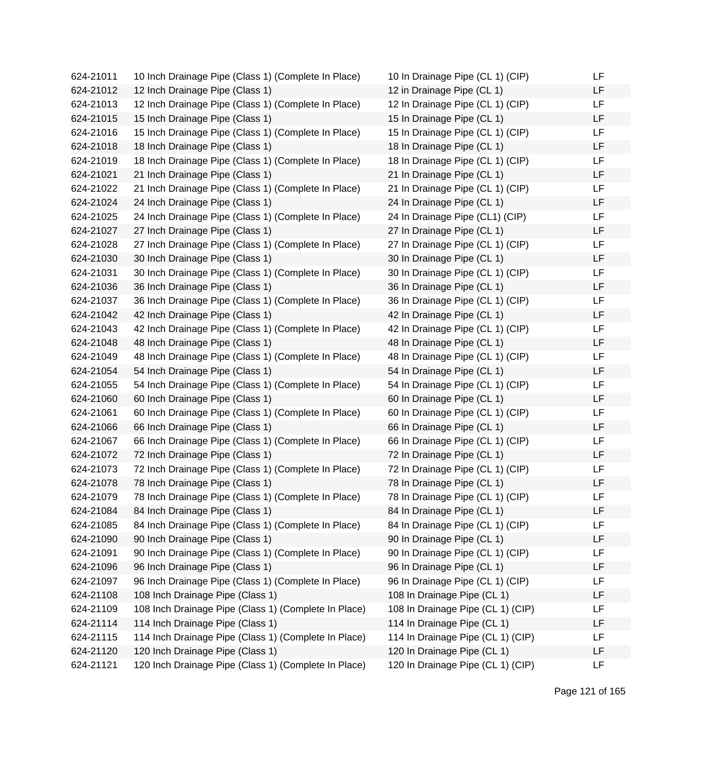| 624-21011 | 10 Inch Drainage Pipe (Class 1) (Complete In Place) | 10 In Drainage Pipe (CL 1) (CIP) | LF |
|---|---|---|---|
| 624-21012 | 12 Inch Drainage Pipe (Class 1) | 12 in Drainage Pipe (CL 1) | LF |
| 624-21013 | 12 Inch Drainage Pipe (Class 1) (Complete In Place) | 12 In Drainage Pipe (CL 1) (CIP) | LF |
| 624-21015 | 15 Inch Drainage Pipe (Class 1) | 15 In Drainage Pipe (CL 1) | LF |
| 624-21016 | 15 Inch Drainage Pipe (Class 1) (Complete In Place) | 15 In Drainage Pipe (CL 1) (CIP) | LF |
| 624-21018 | 18 Inch Drainage Pipe (Class 1) | 18 In Drainage Pipe (CL 1) | LF |
| 624-21019 | 18 Inch Drainage Pipe (Class 1) (Complete In Place) | 18 In Drainage Pipe (CL 1) (CIP) | LF |
| 624-21021 | 21 Inch Drainage Pipe (Class 1) | 21 In Drainage Pipe (CL 1) | LF |
| 624-21022 | 21 Inch Drainage Pipe (Class 1) (Complete In Place) | 21 In Drainage Pipe (CL 1) (CIP) | LF |
| 624-21024 | 24 Inch Drainage Pipe (Class 1) | 24 In Drainage Pipe (CL 1) | LF |
| 624-21025 | 24 Inch Drainage Pipe (Class 1) (Complete In Place) | 24 In Drainage Pipe (CL1) (CIP) | LF |
| 624-21027 | 27 Inch Drainage Pipe (Class 1) | 27 In Drainage Pipe (CL 1) | LF |
| 624-21028 | 27 Inch Drainage Pipe (Class 1) (Complete In Place) | 27 In Drainage Pipe (CL 1) (CIP) | LF |
| 624-21030 | 30 Inch Drainage Pipe (Class 1) | 30 In Drainage Pipe (CL 1) | LF |
| 624-21031 | 30 Inch Drainage Pipe (Class 1) (Complete In Place) | 30 In Drainage Pipe (CL 1) (CIP) | LF |
| 624-21036 | 36 Inch Drainage Pipe (Class 1) | 36 In Drainage Pipe (CL 1) | LF |
| 624-21037 | 36 Inch Drainage Pipe (Class 1) (Complete In Place) | 36 In Drainage Pipe (CL 1) (CIP) | LF |
| 624-21042 | 42 Inch Drainage Pipe (Class 1) | 42 In Drainage Pipe (CL 1) | LF |
| 624-21043 | 42 Inch Drainage Pipe (Class 1) (Complete In Place) | 42 In Drainage Pipe (CL 1) (CIP) | LF |
| 624-21048 | 48 Inch Drainage Pipe (Class 1) | 48 In Drainage Pipe (CL 1) | LF |
| 624-21049 | 48 Inch Drainage Pipe (Class 1) (Complete In Place) | 48 In Drainage Pipe (CL 1) (CIP) | LF |
| 624-21054 | 54 Inch Drainage Pipe (Class 1) | 54 In Drainage Pipe (CL 1) | LF |
| 624-21055 | 54 Inch Drainage Pipe (Class 1) (Complete In Place) | 54 In Drainage Pipe (CL 1) (CIP) | LF |
| 624-21060 | 60 Inch Drainage Pipe (Class 1) | 60 In Drainage Pipe (CL 1) | LF |
| 624-21061 | 60 Inch Drainage Pipe (Class 1) (Complete In Place) | 60 In Drainage Pipe (CL 1) (CIP) | LF |
| 624-21066 | 66 Inch Drainage Pipe (Class 1) | 66 In Drainage Pipe (CL 1) | LF |
| 624-21067 | 66 Inch Drainage Pipe (Class 1) (Complete In Place) | 66 In Drainage Pipe (CL 1) (CIP) | LF |
| 624-21072 | 72 Inch Drainage Pipe (Class 1) | 72 In Drainage Pipe (CL 1) | LF |
| 624-21073 | 72 Inch Drainage Pipe (Class 1) (Complete In Place) | 72 In Drainage Pipe (CL 1) (CIP) | LF |
| 624-21078 | 78 Inch Drainage Pipe (Class 1) | 78 In Drainage Pipe (CL 1) | LF |
| 624-21079 | 78 Inch Drainage Pipe (Class 1) (Complete In Place) | 78 In Drainage Pipe (CL 1) (CIP) | LF |
| 624-21084 | 84 Inch Drainage Pipe (Class 1) | 84 In Drainage Pipe (CL 1) | LF |
| 624-21085 | 84 Inch Drainage Pipe (Class 1) (Complete In Place) | 84 In Drainage Pipe (CL 1) (CIP) | LF |
| 624-21090 | 90 Inch Drainage Pipe (Class 1) | 90 In Drainage Pipe (CL 1) | LF |
| 624-21091 | 90 Inch Drainage Pipe (Class 1) (Complete In Place) | 90 In Drainage Pipe (CL 1) (CIP) | LF |
| 624-21096 | 96 Inch Drainage Pipe (Class 1) | 96 In Drainage Pipe (CL 1) | LF |
| 624-21097 | 96 Inch Drainage Pipe (Class 1) (Complete In Place) | 96 In Drainage Pipe (CL 1) (CIP) | LF |
| 624-21108 | 108 Inch Drainage Pipe (Class 1) | 108 In Drainage Pipe (CL 1) | LF |
| 624-21109 | 108 Inch Drainage Pipe (Class 1) (Complete In Place) | 108 In Drainage Pipe (CL 1) (CIP) | LF |
| 624-21114 | 114 Inch Drainage Pipe (Class 1) | 114 In Drainage Pipe (CL 1) | LF |
| 624-21115 | 114 Inch Drainage Pipe (Class 1) (Complete In Place) | 114 In Drainage Pipe (CL 1) (CIP) | LF |
| 624-21120 | 120 Inch Drainage Pipe (Class 1) | 120 In Drainage Pipe (CL 1) | LF |
| 624-21121 | 120 Inch Drainage Pipe (Class 1) (Complete In Place) | 120 In Drainage Pipe (CL 1) (CIP) | LF |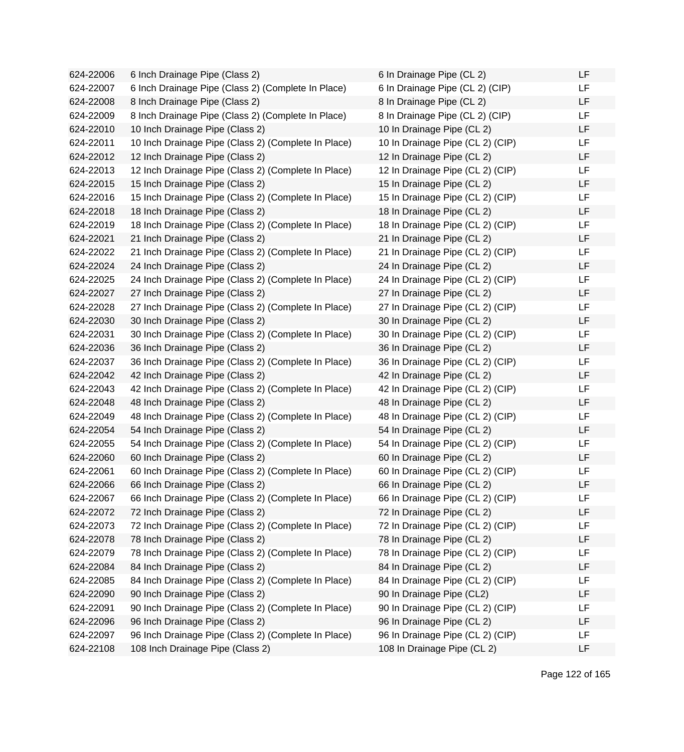| | | | |
|---|---|---|---|
| 624-22006 | 6 Inch Drainage Pipe (Class 2) | 6 In Drainage Pipe (CL 2) | LF |
| 624-22007 | 6 Inch Drainage Pipe (Class 2) (Complete In Place) | 6 In Drainage Pipe (CL 2) (CIP) | LF |
| 624-22008 | 8 Inch Drainage Pipe (Class 2) | 8 In Drainage Pipe (CL 2) | LF |
| 624-22009 | 8 Inch Drainage Pipe (Class 2) (Complete In Place) | 8 In Drainage Pipe (CL 2) (CIP) | LF |
| 624-22010 | 10 Inch Drainage Pipe (Class 2) | 10 In Drainage Pipe (CL 2) | LF |
| 624-22011 | 10 Inch Drainage Pipe (Class 2) (Complete In Place) | 10 In Drainage Pipe (CL 2) (CIP) | LF |
| 624-22012 | 12 Inch Drainage Pipe (Class 2) | 12 In Drainage Pipe (CL 2) | LF |
| 624-22013 | 12 Inch Drainage Pipe (Class 2) (Complete In Place) | 12 In Drainage Pipe (CL 2) (CIP) | LF |
| 624-22015 | 15 Inch Drainage Pipe (Class 2) | 15 In Drainage Pipe (CL 2) | LF |
| 624-22016 | 15 Inch Drainage Pipe (Class 2) (Complete In Place) | 15 In Drainage Pipe (CL 2) (CIP) | LF |
| 624-22018 | 18 Inch Drainage Pipe (Class 2) | 18 In Drainage Pipe (CL 2) | LF |
| 624-22019 | 18 Inch Drainage Pipe (Class 2) (Complete In Place) | 18 In Drainage Pipe (CL 2) (CIP) | LF |
| 624-22021 | 21 Inch Drainage Pipe (Class 2) | 21 In Drainage Pipe (CL 2) | LF |
| 624-22022 | 21 Inch Drainage Pipe (Class 2) (Complete In Place) | 21 In Drainage Pipe (CL 2) (CIP) | LF |
| 624-22024 | 24 Inch Drainage Pipe (Class 2) | 24 In Drainage Pipe (CL 2) | LF |
| 624-22025 | 24 Inch Drainage Pipe (Class 2) (Complete In Place) | 24 In Drainage Pipe (CL 2) (CIP) | LF |
| 624-22027 | 27 Inch Drainage Pipe (Class 2) | 27 In Drainage Pipe (CL 2) | LF |
| 624-22028 | 27 Inch Drainage Pipe (Class 2) (Complete In Place) | 27 In Drainage Pipe (CL 2) (CIP) | LF |
| 624-22030 | 30 Inch Drainage Pipe (Class 2) | 30 In Drainage Pipe (CL 2) | LF |
| 624-22031 | 30 Inch Drainage Pipe (Class 2) (Complete In Place) | 30 In Drainage Pipe (CL 2) (CIP) | LF |
| 624-22036 | 36 Inch Drainage Pipe (Class 2) | 36 In Drainage Pipe (CL 2) | LF |
| 624-22037 | 36 Inch Drainage Pipe (Class 2) (Complete In Place) | 36 In Drainage Pipe (CL 2) (CIP) | LF |
| 624-22042 | 42 Inch Drainage Pipe (Class 2) | 42 In Drainage Pipe (CL 2) | LF |
| 624-22043 | 42 Inch Drainage Pipe (Class 2) (Complete In Place) | 42 In Drainage Pipe (CL 2) (CIP) | LF |
| 624-22048 | 48 Inch Drainage Pipe (Class 2) | 48 In Drainage Pipe (CL 2) | LF |
| 624-22049 | 48 Inch Drainage Pipe (Class 2) (Complete In Place) | 48 In Drainage Pipe (CL 2) (CIP) | LF |
| 624-22054 | 54 Inch Drainage Pipe (Class 2) | 54 In Drainage Pipe (CL 2) | LF |
| 624-22055 | 54 Inch Drainage Pipe (Class 2) (Complete In Place) | 54 In Drainage Pipe (CL 2) (CIP) | LF |
| 624-22060 | 60 Inch Drainage Pipe (Class 2) | 60 In Drainage Pipe (CL 2) | LF |
| 624-22061 | 60 Inch Drainage Pipe (Class 2) (Complete In Place) | 60 In Drainage Pipe (CL 2) (CIP) | LF |
| 624-22066 | 66 Inch Drainage Pipe (Class 2) | 66 In Drainage Pipe (CL 2) | LF |
| 624-22067 | 66 Inch Drainage Pipe (Class 2) (Complete In Place) | 66 In Drainage Pipe (CL 2) (CIP) | LF |
| 624-22072 | 72 Inch Drainage Pipe (Class 2) | 72 In Drainage Pipe (CL 2) | LF |
| 624-22073 | 72 Inch Drainage Pipe (Class 2) (Complete In Place) | 72 In Drainage Pipe (CL 2) (CIP) | LF |
| 624-22078 | 78 Inch Drainage Pipe (Class 2) | 78 In Drainage Pipe (CL 2) | LF |
| 624-22079 | 78 Inch Drainage Pipe (Class 2) (Complete In Place) | 78 In Drainage Pipe (CL 2) (CIP) | LF |
| 624-22084 | 84 Inch Drainage Pipe (Class 2) | 84 In Drainage Pipe (CL 2) | LF |
| 624-22085 | 84 Inch Drainage Pipe (Class 2) (Complete In Place) | 84 In Drainage Pipe (CL 2) (CIP) | LF |
| 624-22090 | 90 Inch Drainage Pipe (Class 2) | 90 In Drainage Pipe (CL2) | LF |
| 624-22091 | 90 Inch Drainage Pipe (Class 2) (Complete In Place) | 90 In Drainage Pipe (CL 2) (CIP) | LF |
| 624-22096 | 96 Inch Drainage Pipe (Class 2) | 96 In Drainage Pipe (CL 2) | LF |
| 624-22097 | 96 Inch Drainage Pipe (Class 2) (Complete In Place) | 96 In Drainage Pipe (CL 2) (CIP) | LF |
| 624-22108 | 108 Inch Drainage Pipe (Class 2) | 108 In Drainage Pipe (CL 2) | LF |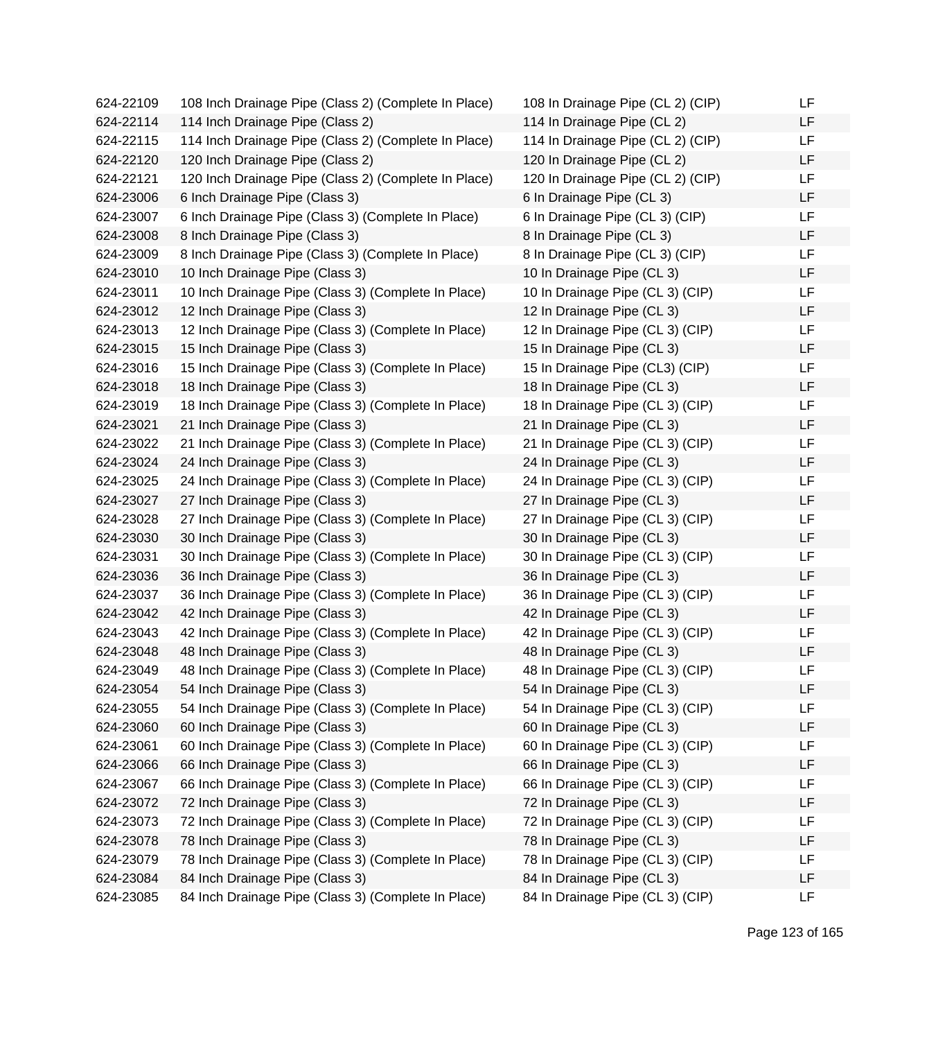| | | | |
|---|---|---|---|
| 624-22109 | 108 Inch Drainage Pipe (Class 2) (Complete In Place) | 108 In Drainage Pipe (CL 2) (CIP) | LF |
| 624-22114 | 114 Inch Drainage Pipe (Class 2) | 114 In Drainage Pipe (CL 2) | LF |
| 624-22115 | 114 Inch Drainage Pipe (Class 2) (Complete In Place) | 114 In Drainage Pipe (CL 2) (CIP) | LF |
| 624-22120 | 120 Inch Drainage Pipe (Class 2) | 120 In Drainage Pipe (CL 2) | LF |
| 624-22121 | 120 Inch Drainage Pipe (Class 2) (Complete In Place) | 120 In Drainage Pipe (CL 2) (CIP) | LF |
| 624-23006 | 6 Inch Drainage Pipe (Class 3) | 6 In Drainage Pipe (CL 3) | LF |
| 624-23007 | 6 Inch Drainage Pipe (Class 3) (Complete In Place) | 6 In Drainage Pipe (CL 3) (CIP) | LF |
| 624-23008 | 8 Inch Drainage Pipe (Class 3) | 8 In Drainage Pipe (CL 3) | LF |
| 624-23009 | 8 Inch Drainage Pipe (Class 3) (Complete In Place) | 8 In Drainage Pipe (CL 3) (CIP) | LF |
| 624-23010 | 10 Inch Drainage Pipe (Class 3) | 10 In Drainage Pipe (CL 3) | LF |
| 624-23011 | 10 Inch Drainage Pipe (Class 3) (Complete In Place) | 10 In Drainage Pipe (CL 3) (CIP) | LF |
| 624-23012 | 12 Inch Drainage Pipe (Class 3) | 12 In Drainage Pipe (CL 3) | LF |
| 624-23013 | 12 Inch Drainage Pipe (Class 3) (Complete In Place) | 12 In Drainage Pipe (CL 3) (CIP) | LF |
| 624-23015 | 15 Inch Drainage Pipe (Class 3) | 15 In Drainage Pipe (CL 3) | LF |
| 624-23016 | 15 Inch Drainage Pipe (Class 3) (Complete In Place) | 15 In Drainage Pipe (CL3) (CIP) | LF |
| 624-23018 | 18 Inch Drainage Pipe (Class 3) | 18 In Drainage Pipe (CL 3) | LF |
| 624-23019 | 18 Inch Drainage Pipe (Class 3) (Complete In Place) | 18 In Drainage Pipe (CL 3) (CIP) | LF |
| 624-23021 | 21 Inch Drainage Pipe (Class 3) | 21 In Drainage Pipe (CL 3) | LF |
| 624-23022 | 21 Inch Drainage Pipe (Class 3) (Complete In Place) | 21 In Drainage Pipe (CL 3) (CIP) | LF |
| 624-23024 | 24 Inch Drainage Pipe (Class 3) | 24 In Drainage Pipe (CL 3) | LF |
| 624-23025 | 24 Inch Drainage Pipe (Class 3) (Complete In Place) | 24 In Drainage Pipe (CL 3) (CIP) | LF |
| 624-23027 | 27 Inch Drainage Pipe (Class 3) | 27 In Drainage Pipe (CL 3) | LF |
| 624-23028 | 27 Inch Drainage Pipe (Class 3) (Complete In Place) | 27 In Drainage Pipe (CL 3) (CIP) | LF |
| 624-23030 | 30 Inch Drainage Pipe (Class 3) | 30 In Drainage Pipe (CL 3) | LF |
| 624-23031 | 30 Inch Drainage Pipe (Class 3) (Complete In Place) | 30 In Drainage Pipe (CL 3) (CIP) | LF |
| 624-23036 | 36 Inch Drainage Pipe (Class 3) | 36 In Drainage Pipe (CL 3) | LF |
| 624-23037 | 36 Inch Drainage Pipe (Class 3) (Complete In Place) | 36 In Drainage Pipe (CL 3) (CIP) | LF |
| 624-23042 | 42 Inch Drainage Pipe (Class 3) | 42 In Drainage Pipe (CL 3) | LF |
| 624-23043 | 42 Inch Drainage Pipe (Class 3) (Complete In Place) | 42 In Drainage Pipe (CL 3) (CIP) | LF |
| 624-23048 | 48 Inch Drainage Pipe (Class 3) | 48 In Drainage Pipe (CL 3) | LF |
| 624-23049 | 48 Inch Drainage Pipe (Class 3) (Complete In Place) | 48 In Drainage Pipe (CL 3) (CIP) | LF |
| 624-23054 | 54 Inch Drainage Pipe (Class 3) | 54 In Drainage Pipe (CL 3) | LF |
| 624-23055 | 54 Inch Drainage Pipe (Class 3) (Complete In Place) | 54 In Drainage Pipe (CL 3) (CIP) | LF |
| 624-23060 | 60 Inch Drainage Pipe (Class 3) | 60 In Drainage Pipe (CL 3) | LF |
| 624-23061 | 60 Inch Drainage Pipe (Class 3) (Complete In Place) | 60 In Drainage Pipe (CL 3) (CIP) | LF |
| 624-23066 | 66 Inch Drainage Pipe (Class 3) | 66 In Drainage Pipe (CL 3) | LF |
| 624-23067 | 66 Inch Drainage Pipe (Class 3) (Complete In Place) | 66 In Drainage Pipe (CL 3) (CIP) | LF |
| 624-23072 | 72 Inch Drainage Pipe (Class 3) | 72 In Drainage Pipe (CL 3) | LF |
| 624-23073 | 72 Inch Drainage Pipe (Class 3) (Complete In Place) | 72 In Drainage Pipe (CL 3) (CIP) | LF |
| 624-23078 | 78 Inch Drainage Pipe (Class 3) | 78 In Drainage Pipe (CL 3) | LF |
| 624-23079 | 78 Inch Drainage Pipe (Class 3) (Complete In Place) | 78 In Drainage Pipe (CL 3) (CIP) | LF |
| 624-23084 | 84 Inch Drainage Pipe (Class 3) | 84 In Drainage Pipe (CL 3) | LF |
| 624-23085 | 84 Inch Drainage Pipe (Class 3) (Complete In Place) | 84 In Drainage Pipe (CL 3) (CIP) | LF |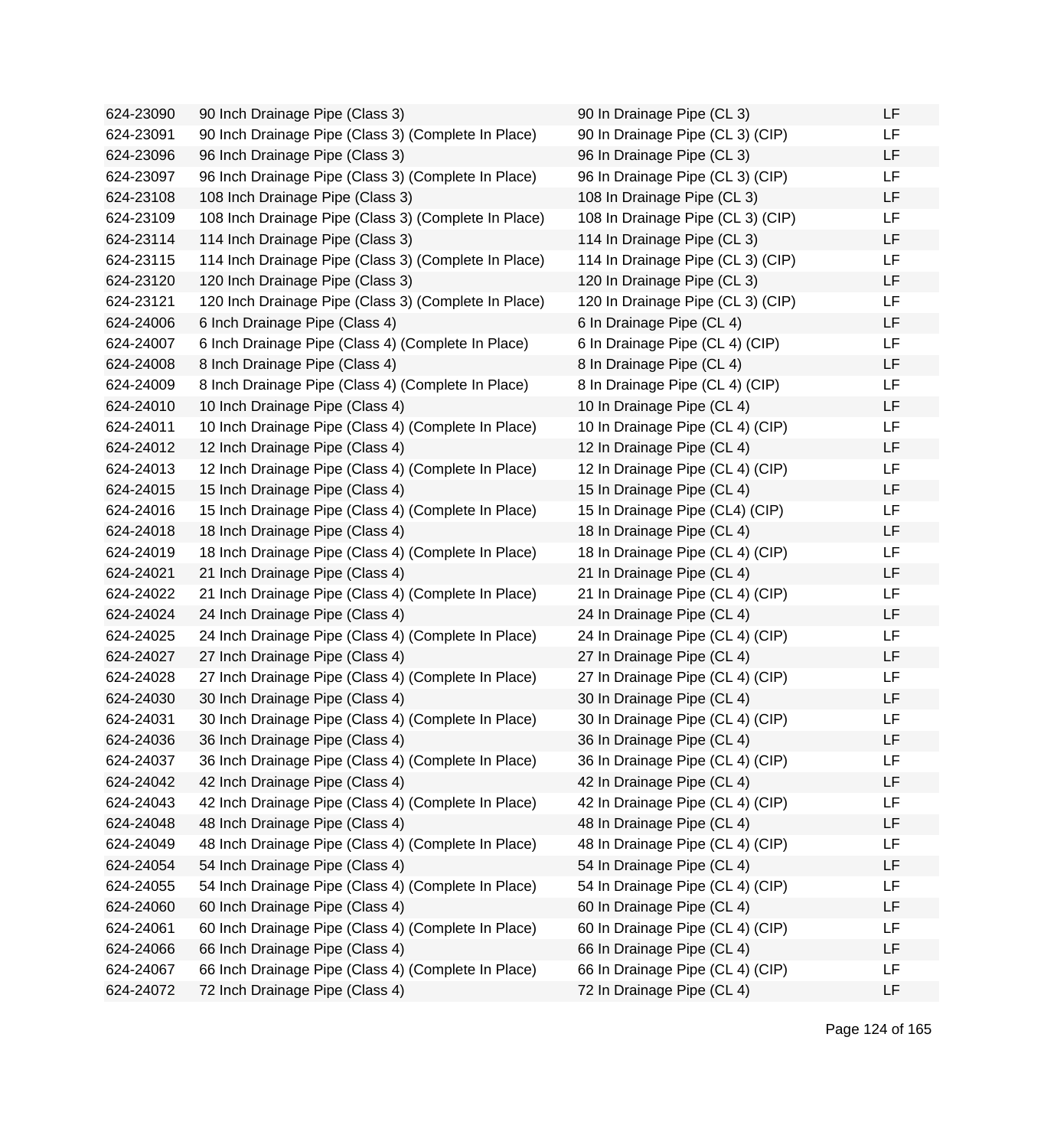| | | | |
|---|---|---|---|
| 624-23090 | 90 Inch Drainage Pipe (Class 3) | 90 In Drainage Pipe (CL 3) | LF |
| 624-23091 | 90 Inch Drainage Pipe (Class 3) (Complete In Place) | 90 In Drainage Pipe (CL 3) (CIP) | LF |
| 624-23096 | 96 Inch Drainage Pipe (Class 3) | 96 In Drainage Pipe (CL 3) | LF |
| 624-23097 | 96 Inch Drainage Pipe (Class 3) (Complete In Place) | 96 In Drainage Pipe (CL 3) (CIP) | LF |
| 624-23108 | 108 Inch Drainage Pipe (Class 3) | 108 In Drainage Pipe (CL 3) | LF |
| 624-23109 | 108 Inch Drainage Pipe (Class 3) (Complete In Place) | 108 In Drainage Pipe (CL 3) (CIP) | LF |
| 624-23114 | 114 Inch Drainage Pipe (Class 3) | 114 In Drainage Pipe (CL 3) | LF |
| 624-23115 | 114 Inch Drainage Pipe (Class 3) (Complete In Place) | 114 In Drainage Pipe (CL 3) (CIP) | LF |
| 624-23120 | 120 Inch Drainage Pipe (Class 3) | 120 In Drainage Pipe (CL 3) | LF |
| 624-23121 | 120 Inch Drainage Pipe (Class 3) (Complete In Place) | 120 In Drainage Pipe (CL 3) (CIP) | LF |
| 624-24006 | 6 Inch Drainage Pipe (Class 4) | 6 In Drainage Pipe (CL 4) | LF |
| 624-24007 | 6 Inch Drainage Pipe (Class 4) (Complete In Place) | 6 In Drainage Pipe (CL 4) (CIP) | LF |
| 624-24008 | 8 Inch Drainage Pipe (Class 4) | 8 In Drainage Pipe (CL 4) | LF |
| 624-24009 | 8 Inch Drainage Pipe (Class 4) (Complete In Place) | 8 In Drainage Pipe (CL 4) (CIP) | LF |
| 624-24010 | 10 Inch Drainage Pipe (Class 4) | 10 In Drainage Pipe (CL 4) | LF |
| 624-24011 | 10 Inch Drainage Pipe (Class 4) (Complete In Place) | 10 In Drainage Pipe (CL 4) (CIP) | LF |
| 624-24012 | 12 Inch Drainage Pipe (Class 4) | 12 In Drainage Pipe (CL 4) | LF |
| 624-24013 | 12 Inch Drainage Pipe (Class 4) (Complete In Place) | 12 In Drainage Pipe (CL 4) (CIP) | LF |
| 624-24015 | 15 Inch Drainage Pipe (Class 4) | 15 In Drainage Pipe (CL 4) | LF |
| 624-24016 | 15 Inch Drainage Pipe (Class 4) (Complete In Place) | 15 In Drainage Pipe (CL4) (CIP) | LF |
| 624-24018 | 18 Inch Drainage Pipe (Class 4) | 18 In Drainage Pipe (CL 4) | LF |
| 624-24019 | 18 Inch Drainage Pipe (Class 4) (Complete In Place) | 18 In Drainage Pipe (CL 4) (CIP) | LF |
| 624-24021 | 21 Inch Drainage Pipe (Class 4) | 21 In Drainage Pipe (CL 4) | LF |
| 624-24022 | 21 Inch Drainage Pipe (Class 4) (Complete In Place) | 21 In Drainage Pipe (CL 4) (CIP) | LF |
| 624-24024 | 24 Inch Drainage Pipe (Class 4) | 24 In Drainage Pipe (CL 4) | LF |
| 624-24025 | 24 Inch Drainage Pipe (Class 4) (Complete In Place) | 24 In Drainage Pipe (CL 4) (CIP) | LF |
| 624-24027 | 27 Inch Drainage Pipe (Class 4) | 27 In Drainage Pipe (CL 4) | LF |
| 624-24028 | 27 Inch Drainage Pipe (Class 4) (Complete In Place) | 27 In Drainage Pipe (CL 4) (CIP) | LF |
| 624-24030 | 30 Inch Drainage Pipe (Class 4) | 30 In Drainage Pipe (CL 4) | LF |
| 624-24031 | 30 Inch Drainage Pipe (Class 4) (Complete In Place) | 30 In Drainage Pipe (CL 4) (CIP) | LF |
| 624-24036 | 36 Inch Drainage Pipe (Class 4) | 36 In Drainage Pipe (CL 4) | LF |
| 624-24037 | 36 Inch Drainage Pipe (Class 4) (Complete In Place) | 36 In Drainage Pipe (CL 4) (CIP) | LF |
| 624-24042 | 42 Inch Drainage Pipe (Class 4) | 42 In Drainage Pipe (CL 4) | LF |
| 624-24043 | 42 Inch Drainage Pipe (Class 4) (Complete In Place) | 42 In Drainage Pipe (CL 4) (CIP) | LF |
| 624-24048 | 48 Inch Drainage Pipe (Class 4) | 48 In Drainage Pipe (CL 4) | LF |
| 624-24049 | 48 Inch Drainage Pipe (Class 4) (Complete In Place) | 48 In Drainage Pipe (CL 4) (CIP) | LF |
| 624-24054 | 54 Inch Drainage Pipe (Class 4) | 54 In Drainage Pipe (CL 4) | LF |
| 624-24055 | 54 Inch Drainage Pipe (Class 4) (Complete In Place) | 54 In Drainage Pipe (CL 4) (CIP) | LF |
| 624-24060 | 60 Inch Drainage Pipe (Class 4) | 60 In Drainage Pipe (CL 4) | LF |
| 624-24061 | 60 Inch Drainage Pipe (Class 4) (Complete In Place) | 60 In Drainage Pipe (CL 4) (CIP) | LF |
| 624-24066 | 66 Inch Drainage Pipe (Class 4) | 66 In Drainage Pipe (CL 4) | LF |
| 624-24067 | 66 Inch Drainage Pipe (Class 4) (Complete In Place) | 66 In Drainage Pipe (CL 4) (CIP) | LF |
| 624-24072 | 72 Inch Drainage Pipe (Class 4) | 72 In Drainage Pipe (CL 4) | LF |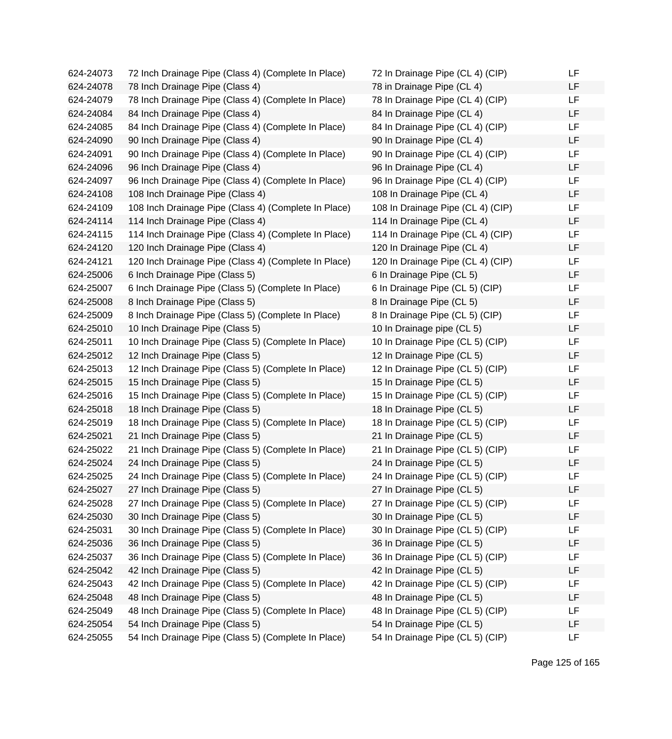| | | | |
|---|---|---|---|
| 624-24073 | 72 Inch Drainage Pipe (Class 4) (Complete In Place) | 72 In Drainage Pipe (CL 4) (CIP) | LF |
| 624-24078 | 78 Inch Drainage Pipe (Class 4) | 78 in Drainage Pipe (CL 4) | LF |
| 624-24079 | 78 Inch Drainage Pipe (Class 4) (Complete In Place) | 78 In Drainage Pipe (CL 4) (CIP) | LF |
| 624-24084 | 84 Inch Drainage Pipe (Class 4) | 84 In Drainage Pipe (CL 4) | LF |
| 624-24085 | 84 Inch Drainage Pipe (Class 4) (Complete In Place) | 84 In Drainage Pipe (CL 4) (CIP) | LF |
| 624-24090 | 90 Inch Drainage Pipe (Class 4) | 90 In Drainage Pipe (CL 4) | LF |
| 624-24091 | 90 Inch Drainage Pipe (Class 4) (Complete In Place) | 90 In Drainage Pipe (CL 4) (CIP) | LF |
| 624-24096 | 96 Inch Drainage Pipe (Class 4) | 96 In Drainage Pipe (CL 4) | LF |
| 624-24097 | 96 Inch Drainage Pipe (Class 4) (Complete In Place) | 96 In Drainage Pipe (CL 4) (CIP) | LF |
| 624-24108 | 108 Inch Drainage Pipe (Class 4) | 108 In Drainage Pipe (CL 4) | LF |
| 624-24109 | 108 Inch Drainage Pipe (Class 4) (Complete In Place) | 108 In Drainage Pipe (CL 4) (CIP) | LF |
| 624-24114 | 114 Inch Drainage Pipe (Class 4) | 114 In Drainage Pipe (CL 4) | LF |
| 624-24115 | 114 Inch Drainage Pipe (Class 4) (Complete In Place) | 114 In Drainage Pipe (CL 4) (CIP) | LF |
| 624-24120 | 120 Inch Drainage Pipe (Class 4) | 120 In Drainage Pipe (CL 4) | LF |
| 624-24121 | 120 Inch Drainage Pipe (Class 4) (Complete In Place) | 120 In Drainage Pipe (CL 4) (CIP) | LF |
| 624-25006 | 6 Inch Drainage Pipe (Class 5) | 6 In Drainage Pipe (CL 5) | LF |
| 624-25007 | 6 Inch Drainage Pipe (Class 5) (Complete In Place) | 6 In Drainage Pipe (CL 5) (CIP) | LF |
| 624-25008 | 8 Inch Drainage Pipe (Class 5) | 8 In Drainage Pipe (CL 5) | LF |
| 624-25009 | 8 Inch Drainage Pipe (Class 5) (Complete In Place) | 8 In Drainage Pipe (CL 5) (CIP) | LF |
| 624-25010 | 10 Inch Drainage Pipe (Class 5) | 10 In Drainage pipe (CL 5) | LF |
| 624-25011 | 10 Inch Drainage Pipe (Class 5) (Complete In Place) | 10 In Drainage Pipe (CL 5) (CIP) | LF |
| 624-25012 | 12 Inch Drainage Pipe (Class 5) | 12 In Drainage Pipe (CL 5) | LF |
| 624-25013 | 12 Inch Drainage Pipe (Class 5) (Complete In Place) | 12 In Drainage Pipe (CL 5) (CIP) | LF |
| 624-25015 | 15 Inch Drainage Pipe (Class 5) | 15 In Drainage Pipe (CL 5) | LF |
| 624-25016 | 15 Inch Drainage Pipe (Class 5) (Complete In Place) | 15 In Drainage Pipe (CL 5) (CIP) | LF |
| 624-25018 | 18 Inch Drainage Pipe (Class 5) | 18 In Drainage Pipe (CL 5) | LF |
| 624-25019 | 18 Inch Drainage Pipe (Class 5) (Complete In Place) | 18 In Drainage Pipe (CL 5) (CIP) | LF |
| 624-25021 | 21 Inch Drainage Pipe (Class 5) | 21 In Drainage Pipe (CL 5) | LF |
| 624-25022 | 21 Inch Drainage Pipe (Class 5) (Complete In Place) | 21 In Drainage Pipe (CL 5) (CIP) | LF |
| 624-25024 | 24 Inch Drainage Pipe (Class 5) | 24 In Drainage Pipe (CL 5) | LF |
| 624-25025 | 24 Inch Drainage Pipe (Class 5) (Complete In Place) | 24 In Drainage Pipe (CL 5) (CIP) | LF |
| 624-25027 | 27 Inch Drainage Pipe (Class 5) | 27 In Drainage Pipe (CL 5) | LF |
| 624-25028 | 27 Inch Drainage Pipe (Class 5) (Complete In Place) | 27 In Drainage Pipe (CL 5) (CIP) | LF |
| 624-25030 | 30 Inch Drainage Pipe (Class 5) | 30 In Drainage Pipe (CL 5) | LF |
| 624-25031 | 30 Inch Drainage Pipe (Class 5) (Complete In Place) | 30 In Drainage Pipe (CL 5) (CIP) | LF |
| 624-25036 | 36 Inch Drainage Pipe (Class 5) | 36 In Drainage Pipe (CL 5) | LF |
| 624-25037 | 36 Inch Drainage Pipe (Class 5) (Complete In Place) | 36 In Drainage Pipe (CL 5) (CIP) | LF |
| 624-25042 | 42 Inch Drainage Pipe (Class 5) | 42 In Drainage Pipe (CL 5) | LF |
| 624-25043 | 42 Inch Drainage Pipe (Class 5) (Complete In Place) | 42 In Drainage Pipe (CL 5) (CIP) | LF |
| 624-25048 | 48 Inch Drainage Pipe (Class 5) | 48 In Drainage Pipe (CL 5) | LF |
| 624-25049 | 48 Inch Drainage Pipe (Class 5) (Complete In Place) | 48 In Drainage Pipe (CL 5) (CIP) | LF |
| 624-25054 | 54 Inch Drainage Pipe (Class 5) | 54 In Drainage Pipe (CL 5) | LF |
| 624-25055 | 54 Inch Drainage Pipe (Class 5) (Complete In Place) | 54 In Drainage Pipe (CL 5) (CIP) | LF |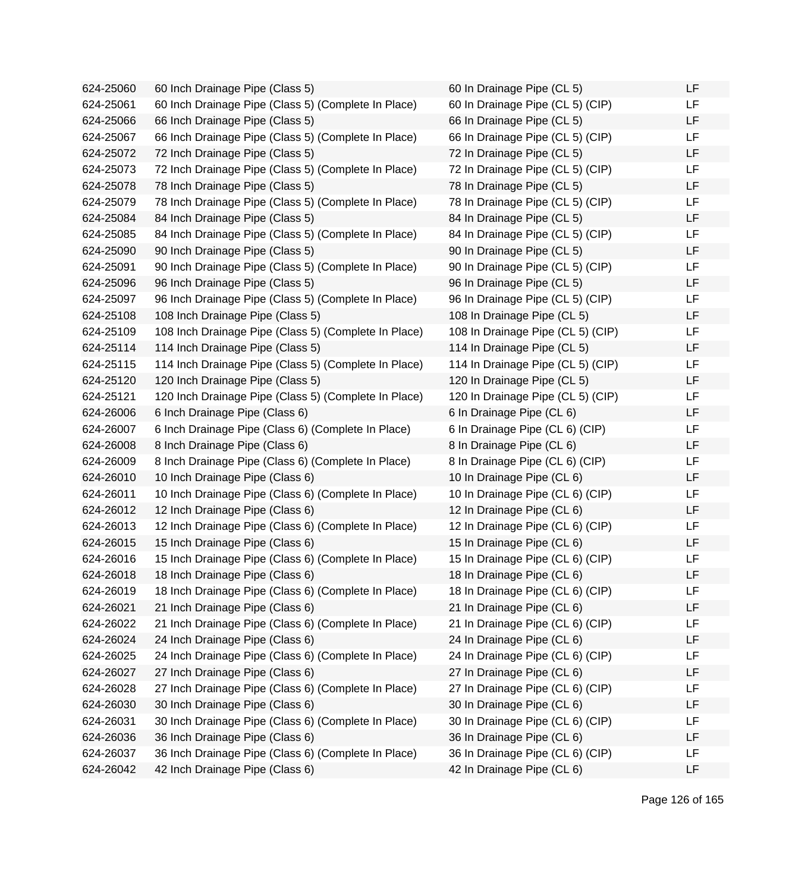| | | | |
|---|---|---|---|
| 624-25060 | 60 Inch Drainage Pipe (Class 5) | 60 In Drainage Pipe (CL 5) | LF |
| 624-25061 | 60 Inch Drainage Pipe (Class 5) (Complete In Place) | 60 In Drainage Pipe (CL 5) (CIP) | LF |
| 624-25066 | 66 Inch Drainage Pipe (Class 5) | 66 In Drainage Pipe (CL 5) | LF |
| 624-25067 | 66 Inch Drainage Pipe (Class 5) (Complete In Place) | 66 In Drainage Pipe (CL 5) (CIP) | LF |
| 624-25072 | 72 Inch Drainage Pipe (Class 5) | 72 In Drainage Pipe (CL 5) | LF |
| 624-25073 | 72 Inch Drainage Pipe (Class 5) (Complete In Place) | 72 In Drainage Pipe (CL 5) (CIP) | LF |
| 624-25078 | 78 Inch Drainage Pipe (Class 5) | 78 In Drainage Pipe (CL 5) | LF |
| 624-25079 | 78 Inch Drainage Pipe (Class 5) (Complete In Place) | 78 In Drainage Pipe (CL 5) (CIP) | LF |
| 624-25084 | 84 Inch Drainage Pipe (Class 5) | 84 In Drainage Pipe (CL 5) | LF |
| 624-25085 | 84 Inch Drainage Pipe (Class 5) (Complete In Place) | 84 In Drainage Pipe (CL 5) (CIP) | LF |
| 624-25090 | 90 Inch Drainage Pipe (Class 5) | 90 In Drainage Pipe (CL 5) | LF |
| 624-25091 | 90 Inch Drainage Pipe (Class 5) (Complete In Place) | 90 In Drainage Pipe (CL 5) (CIP) | LF |
| 624-25096 | 96 Inch Drainage Pipe (Class 5) | 96 In Drainage Pipe (CL 5) | LF |
| 624-25097 | 96 Inch Drainage Pipe (Class 5) (Complete In Place) | 96 In Drainage Pipe (CL 5) (CIP) | LF |
| 624-25108 | 108 Inch Drainage Pipe (Class 5) | 108 In Drainage Pipe (CL 5) | LF |
| 624-25109 | 108 Inch Drainage Pipe (Class 5) (Complete In Place) | 108 In Drainage Pipe (CL 5) (CIP) | LF |
| 624-25114 | 114 Inch Drainage Pipe (Class 5) | 114 In Drainage Pipe (CL 5) | LF |
| 624-25115 | 114 Inch Drainage Pipe (Class 5) (Complete In Place) | 114 In Drainage Pipe (CL 5) (CIP) | LF |
| 624-25120 | 120 Inch Drainage Pipe (Class 5) | 120 In Drainage Pipe (CL 5) | LF |
| 624-25121 | 120 Inch Drainage Pipe (Class 5) (Complete In Place) | 120 In Drainage Pipe (CL 5) (CIP) | LF |
| 624-26006 | 6 Inch Drainage Pipe (Class 6) | 6 In Drainage Pipe (CL 6) | LF |
| 624-26007 | 6 Inch Drainage Pipe (Class 6) (Complete In Place) | 6 In Drainage Pipe (CL 6) (CIP) | LF |
| 624-26008 | 8 Inch Drainage Pipe (Class 6) | 8 In Drainage Pipe (CL 6) | LF |
| 624-26009 | 8 Inch Drainage Pipe (Class 6) (Complete In Place) | 8 In Drainage Pipe (CL 6) (CIP) | LF |
| 624-26010 | 10 Inch Drainage Pipe (Class 6) | 10 In Drainage Pipe (CL 6) | LF |
| 624-26011 | 10 Inch Drainage Pipe (Class 6) (Complete In Place) | 10 In Drainage Pipe (CL 6) (CIP) | LF |
| 624-26012 | 12 Inch Drainage Pipe (Class 6) | 12 In Drainage Pipe (CL 6) | LF |
| 624-26013 | 12 Inch Drainage Pipe (Class 6) (Complete In Place) | 12 In Drainage Pipe (CL 6) (CIP) | LF |
| 624-26015 | 15 Inch Drainage Pipe (Class 6) | 15 In Drainage Pipe (CL 6) | LF |
| 624-26016 | 15 Inch Drainage Pipe (Class 6) (Complete In Place) | 15 In Drainage Pipe (CL 6) (CIP) | LF |
| 624-26018 | 18 Inch Drainage Pipe (Class 6) | 18 In Drainage Pipe (CL 6) | LF |
| 624-26019 | 18 Inch Drainage Pipe (Class 6) (Complete In Place) | 18 In Drainage Pipe (CL 6) (CIP) | LF |
| 624-26021 | 21 Inch Drainage Pipe (Class 6) | 21 In Drainage Pipe (CL 6) | LF |
| 624-26022 | 21 Inch Drainage Pipe (Class 6) (Complete In Place) | 21 In Drainage Pipe (CL 6) (CIP) | LF |
| 624-26024 | 24 Inch Drainage Pipe (Class 6) | 24 In Drainage Pipe (CL 6) | LF |
| 624-26025 | 24 Inch Drainage Pipe (Class 6) (Complete In Place) | 24 In Drainage Pipe (CL 6) (CIP) | LF |
| 624-26027 | 27 Inch Drainage Pipe (Class 6) | 27 In Drainage Pipe (CL 6) | LF |
| 624-26028 | 27 Inch Drainage Pipe (Class 6) (Complete In Place) | 27 In Drainage Pipe (CL 6) (CIP) | LF |
| 624-26030 | 30 Inch Drainage Pipe (Class 6) | 30 In Drainage Pipe (CL 6) | LF |
| 624-26031 | 30 Inch Drainage Pipe (Class 6) (Complete In Place) | 30 In Drainage Pipe (CL 6) (CIP) | LF |
| 624-26036 | 36 Inch Drainage Pipe (Class 6) | 36 In Drainage Pipe (CL 6) | LF |
| 624-26037 | 36 Inch Drainage Pipe (Class 6) (Complete In Place) | 36 In Drainage Pipe (CL 6) (CIP) | LF |
| 624-26042 | 42 Inch Drainage Pipe (Class 6) | 42 In Drainage Pipe (CL 6) | LF |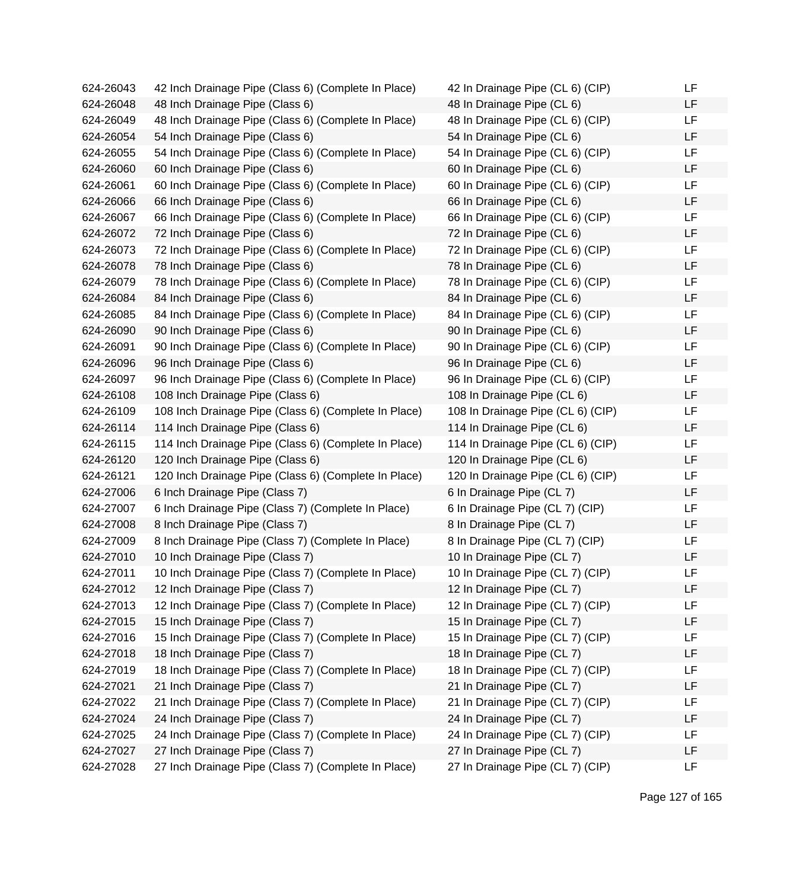| | | | |
|---|---|---|---|
| 624-26043 | 42 Inch Drainage Pipe (Class 6) (Complete In Place) | 42 In Drainage Pipe (CL 6) (CIP) | LF |
| 624-26048 | 48 Inch Drainage Pipe (Class 6) | 48 In Drainage Pipe (CL 6) | LF |
| 624-26049 | 48 Inch Drainage Pipe (Class 6) (Complete In Place) | 48 In Drainage Pipe (CL 6) (CIP) | LF |
| 624-26054 | 54 Inch Drainage Pipe (Class 6) | 54 In Drainage Pipe (CL 6) | LF |
| 624-26055 | 54 Inch Drainage Pipe (Class 6) (Complete In Place) | 54 In Drainage Pipe (CL 6) (CIP) | LF |
| 624-26060 | 60 Inch Drainage Pipe (Class 6) | 60 In Drainage Pipe (CL 6) | LF |
| 624-26061 | 60 Inch Drainage Pipe (Class 6) (Complete In Place) | 60 In Drainage Pipe (CL 6) (CIP) | LF |
| 624-26066 | 66 Inch Drainage Pipe (Class 6) | 66 In Drainage Pipe (CL 6) | LF |
| 624-26067 | 66 Inch Drainage Pipe (Class 6) (Complete In Place) | 66 In Drainage Pipe (CL 6) (CIP) | LF |
| 624-26072 | 72 Inch Drainage Pipe (Class 6) | 72 In Drainage Pipe (CL 6) | LF |
| 624-26073 | 72 Inch Drainage Pipe (Class 6) (Complete In Place) | 72 In Drainage Pipe (CL 6) (CIP) | LF |
| 624-26078 | 78 Inch Drainage Pipe (Class 6) | 78 In Drainage Pipe (CL 6) | LF |
| 624-26079 | 78 Inch Drainage Pipe (Class 6) (Complete In Place) | 78 In Drainage Pipe (CL 6) (CIP) | LF |
| 624-26084 | 84 Inch Drainage Pipe (Class 6) | 84 In Drainage Pipe (CL 6) | LF |
| 624-26085 | 84 Inch Drainage Pipe (Class 6) (Complete In Place) | 84 In Drainage Pipe (CL 6) (CIP) | LF |
| 624-26090 | 90 Inch Drainage Pipe (Class 6) | 90 In Drainage Pipe (CL 6) | LF |
| 624-26091 | 90 Inch Drainage Pipe (Class 6) (Complete In Place) | 90 In Drainage Pipe (CL 6) (CIP) | LF |
| 624-26096 | 96 Inch Drainage Pipe (Class 6) | 96 In Drainage Pipe (CL 6) | LF |
| 624-26097 | 96 Inch Drainage Pipe (Class 6) (Complete In Place) | 96 In Drainage Pipe (CL 6) (CIP) | LF |
| 624-26108 | 108 Inch Drainage Pipe (Class 6) | 108 In Drainage Pipe (CL 6) | LF |
| 624-26109 | 108 Inch Drainage Pipe (Class 6) (Complete In Place) | 108 In Drainage Pipe (CL 6) (CIP) | LF |
| 624-26114 | 114 Inch Drainage Pipe (Class 6) | 114 In Drainage Pipe (CL 6) | LF |
| 624-26115 | 114 Inch Drainage Pipe (Class 6) (Complete In Place) | 114 In Drainage Pipe (CL 6) (CIP) | LF |
| 624-26120 | 120 Inch Drainage Pipe (Class 6) | 120 In Drainage Pipe (CL 6) | LF |
| 624-26121 | 120 Inch Drainage Pipe (Class 6) (Complete In Place) | 120 In Drainage Pipe (CL 6) (CIP) | LF |
| 624-27006 | 6 Inch Drainage Pipe (Class 7) | 6 In Drainage Pipe (CL 7) | LF |
| 624-27007 | 6 Inch Drainage Pipe (Class 7) (Complete In Place) | 6 In Drainage Pipe (CL 7) (CIP) | LF |
| 624-27008 | 8 Inch Drainage Pipe (Class 7) | 8 In Drainage Pipe (CL 7) | LF |
| 624-27009 | 8 Inch Drainage Pipe (Class 7) (Complete In Place) | 8 In Drainage Pipe (CL 7) (CIP) | LF |
| 624-27010 | 10 Inch Drainage Pipe (Class 7) | 10 In Drainage Pipe (CL 7) | LF |
| 624-27011 | 10 Inch Drainage Pipe (Class 7) (Complete In Place) | 10 In Drainage Pipe (CL 7) (CIP) | LF |
| 624-27012 | 12 Inch Drainage Pipe (Class 7) | 12 In Drainage Pipe (CL 7) | LF |
| 624-27013 | 12 Inch Drainage Pipe (Class 7) (Complete In Place) | 12 In Drainage Pipe (CL 7) (CIP) | LF |
| 624-27015 | 15 Inch Drainage Pipe (Class 7) | 15 In Drainage Pipe (CL 7) | LF |
| 624-27016 | 15 Inch Drainage Pipe (Class 7) (Complete In Place) | 15 In Drainage Pipe (CL 7) (CIP) | LF |
| 624-27018 | 18 Inch Drainage Pipe (Class 7) | 18 In Drainage Pipe (CL 7) | LF |
| 624-27019 | 18 Inch Drainage Pipe (Class 7) (Complete In Place) | 18 In Drainage Pipe (CL 7) (CIP) | LF |
| 624-27021 | 21 Inch Drainage Pipe (Class 7) | 21 In Drainage Pipe (CL 7) | LF |
| 624-27022 | 21 Inch Drainage Pipe (Class 7) (Complete In Place) | 21 In Drainage Pipe (CL 7) (CIP) | LF |
| 624-27024 | 24 Inch Drainage Pipe (Class 7) | 24 In Drainage Pipe (CL 7) | LF |
| 624-27025 | 24 Inch Drainage Pipe (Class 7) (Complete In Place) | 24 In Drainage Pipe (CL 7) (CIP) | LF |
| 624-27027 | 27 Inch Drainage Pipe (Class 7) | 27 In Drainage Pipe (CL 7) | LF |
| 624-27028 | 27 Inch Drainage Pipe (Class 7) (Complete In Place) | 27 In Drainage Pipe (CL 7) (CIP) | LF |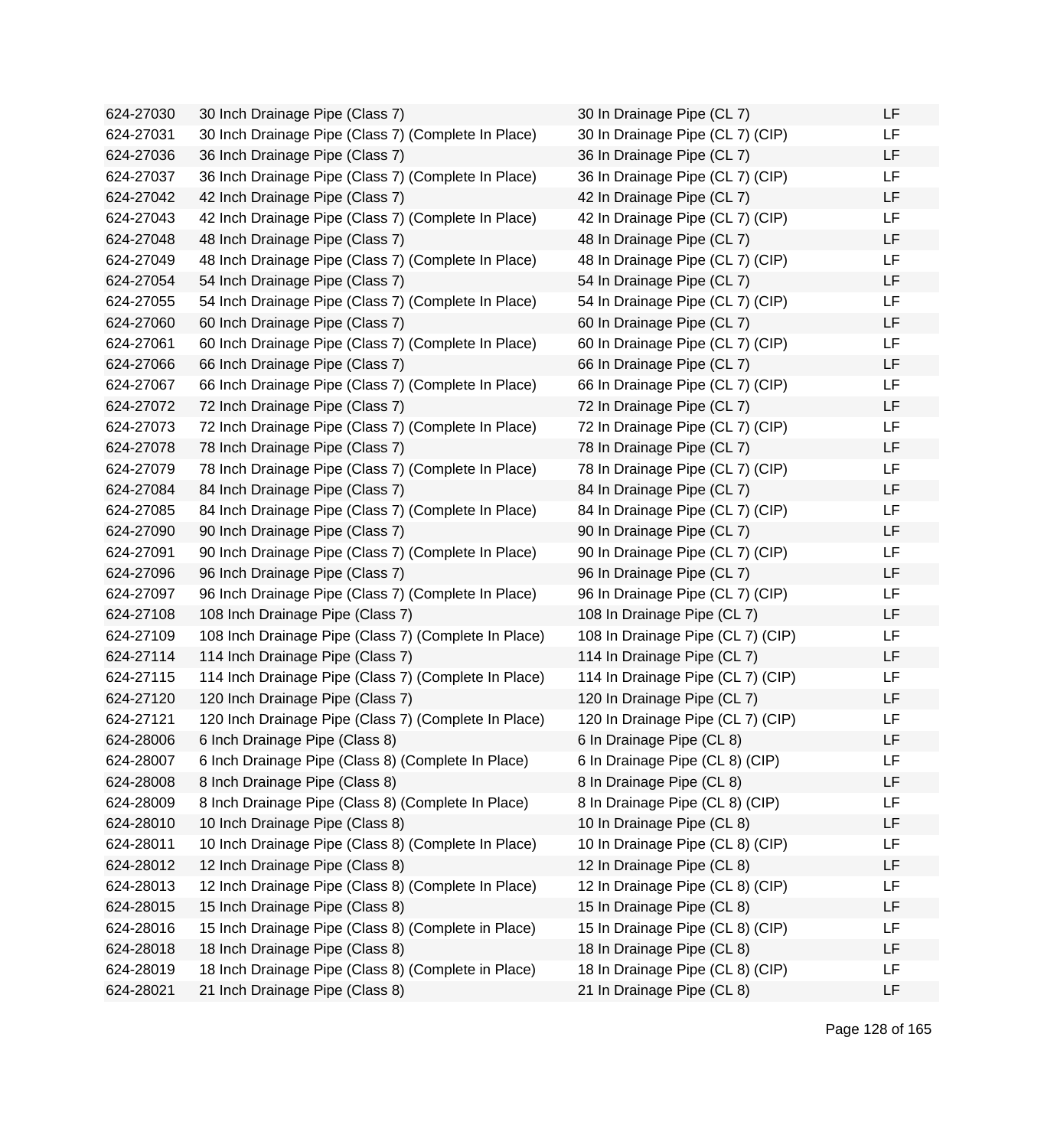| | | | |
|---|---|---|---|
| 624-27030 | 30 Inch Drainage Pipe (Class 7) | 30 In Drainage Pipe (CL 7) | LF |
| 624-27031 | 30 Inch Drainage Pipe (Class 7) (Complete In Place) | 30 In Drainage Pipe (CL 7) (CIP) | LF |
| 624-27036 | 36 Inch Drainage Pipe (Class 7) | 36 In Drainage Pipe (CL 7) | LF |
| 624-27037 | 36 Inch Drainage Pipe (Class 7) (Complete In Place) | 36 In Drainage Pipe (CL 7) (CIP) | LF |
| 624-27042 | 42 Inch Drainage Pipe (Class 7) | 42 In Drainage Pipe (CL 7) | LF |
| 624-27043 | 42 Inch Drainage Pipe (Class 7) (Complete In Place) | 42 In Drainage Pipe (CL 7) (CIP) | LF |
| 624-27048 | 48 Inch Drainage Pipe (Class 7) | 48 In Drainage Pipe (CL 7) | LF |
| 624-27049 | 48 Inch Drainage Pipe (Class 7) (Complete In Place) | 48 In Drainage Pipe (CL 7) (CIP) | LF |
| 624-27054 | 54 Inch Drainage Pipe (Class 7) | 54 In Drainage Pipe (CL 7) | LF |
| 624-27055 | 54 Inch Drainage Pipe (Class 7) (Complete In Place) | 54 In Drainage Pipe (CL 7) (CIP) | LF |
| 624-27060 | 60 Inch Drainage Pipe (Class 7) | 60 In Drainage Pipe (CL 7) | LF |
| 624-27061 | 60 Inch Drainage Pipe (Class 7) (Complete In Place) | 60 In Drainage Pipe (CL 7) (CIP) | LF |
| 624-27066 | 66 Inch Drainage Pipe (Class 7) | 66 In Drainage Pipe (CL 7) | LF |
| 624-27067 | 66 Inch Drainage Pipe (Class 7) (Complete In Place) | 66 In Drainage Pipe (CL 7) (CIP) | LF |
| 624-27072 | 72 Inch Drainage Pipe (Class 7) | 72 In Drainage Pipe (CL 7) | LF |
| 624-27073 | 72 Inch Drainage Pipe (Class 7) (Complete In Place) | 72 In Drainage Pipe (CL 7) (CIP) | LF |
| 624-27078 | 78 Inch Drainage Pipe (Class 7) | 78 In Drainage Pipe (CL 7) | LF |
| 624-27079 | 78 Inch Drainage Pipe (Class 7) (Complete In Place) | 78 In Drainage Pipe (CL 7) (CIP) | LF |
| 624-27084 | 84 Inch Drainage Pipe (Class 7) | 84 In Drainage Pipe (CL 7) | LF |
| 624-27085 | 84 Inch Drainage Pipe (Class 7) (Complete In Place) | 84 In Drainage Pipe (CL 7) (CIP) | LF |
| 624-27090 | 90 Inch Drainage Pipe (Class 7) | 90 In Drainage Pipe (CL 7) | LF |
| 624-27091 | 90 Inch Drainage Pipe (Class 7) (Complete In Place) | 90 In Drainage Pipe (CL 7) (CIP) | LF |
| 624-27096 | 96 Inch Drainage Pipe (Class 7) | 96 In Drainage Pipe (CL 7) | LF |
| 624-27097 | 96 Inch Drainage Pipe (Class 7) (Complete In Place) | 96 In Drainage Pipe (CL 7) (CIP) | LF |
| 624-27108 | 108 Inch Drainage Pipe (Class 7) | 108 In Drainage Pipe (CL 7) | LF |
| 624-27109 | 108 Inch Drainage Pipe (Class 7) (Complete In Place) | 108 In Drainage Pipe (CL 7) (CIP) | LF |
| 624-27114 | 114 Inch Drainage Pipe (Class 7) | 114 In Drainage Pipe (CL 7) | LF |
| 624-27115 | 114 Inch Drainage Pipe (Class 7) (Complete In Place) | 114 In Drainage Pipe (CL 7) (CIP) | LF |
| 624-27120 | 120 Inch Drainage Pipe (Class 7) | 120 In Drainage Pipe (CL 7) | LF |
| 624-27121 | 120 Inch Drainage Pipe (Class 7) (Complete In Place) | 120 In Drainage Pipe (CL 7) (CIP) | LF |
| 624-28006 | 6 Inch Drainage Pipe (Class 8) | 6 In Drainage Pipe (CL 8) | LF |
| 624-28007 | 6 Inch Drainage Pipe (Class 8) (Complete In Place) | 6 In Drainage Pipe (CL 8) (CIP) | LF |
| 624-28008 | 8 Inch Drainage Pipe (Class 8) | 8 In Drainage Pipe (CL 8) | LF |
| 624-28009 | 8 Inch Drainage Pipe (Class 8) (Complete In Place) | 8 In Drainage Pipe (CL 8) (CIP) | LF |
| 624-28010 | 10 Inch Drainage Pipe (Class 8) | 10 In Drainage Pipe (CL 8) | LF |
| 624-28011 | 10 Inch Drainage Pipe (Class 8) (Complete In Place) | 10 In Drainage Pipe (CL 8) (CIP) | LF |
| 624-28012 | 12 Inch Drainage Pipe (Class 8) | 12 In Drainage Pipe (CL 8) | LF |
| 624-28013 | 12 Inch Drainage Pipe (Class 8) (Complete In Place) | 12 In Drainage Pipe (CL 8) (CIP) | LF |
| 624-28015 | 15 Inch Drainage Pipe (Class 8) | 15 In Drainage Pipe (CL 8) | LF |
| 624-28016 | 15 Inch Drainage Pipe (Class 8) (Complete in Place) | 15 In Drainage Pipe (CL 8) (CIP) | LF |
| 624-28018 | 18 Inch Drainage Pipe (Class 8) | 18 In Drainage Pipe (CL 8) | LF |
| 624-28019 | 18 Inch Drainage Pipe (Class 8) (Complete in Place) | 18 In Drainage Pipe (CL 8) (CIP) | LF |
| 624-28021 | 21 Inch Drainage Pipe (Class 8) | 21 In Drainage Pipe (CL 8) | LF |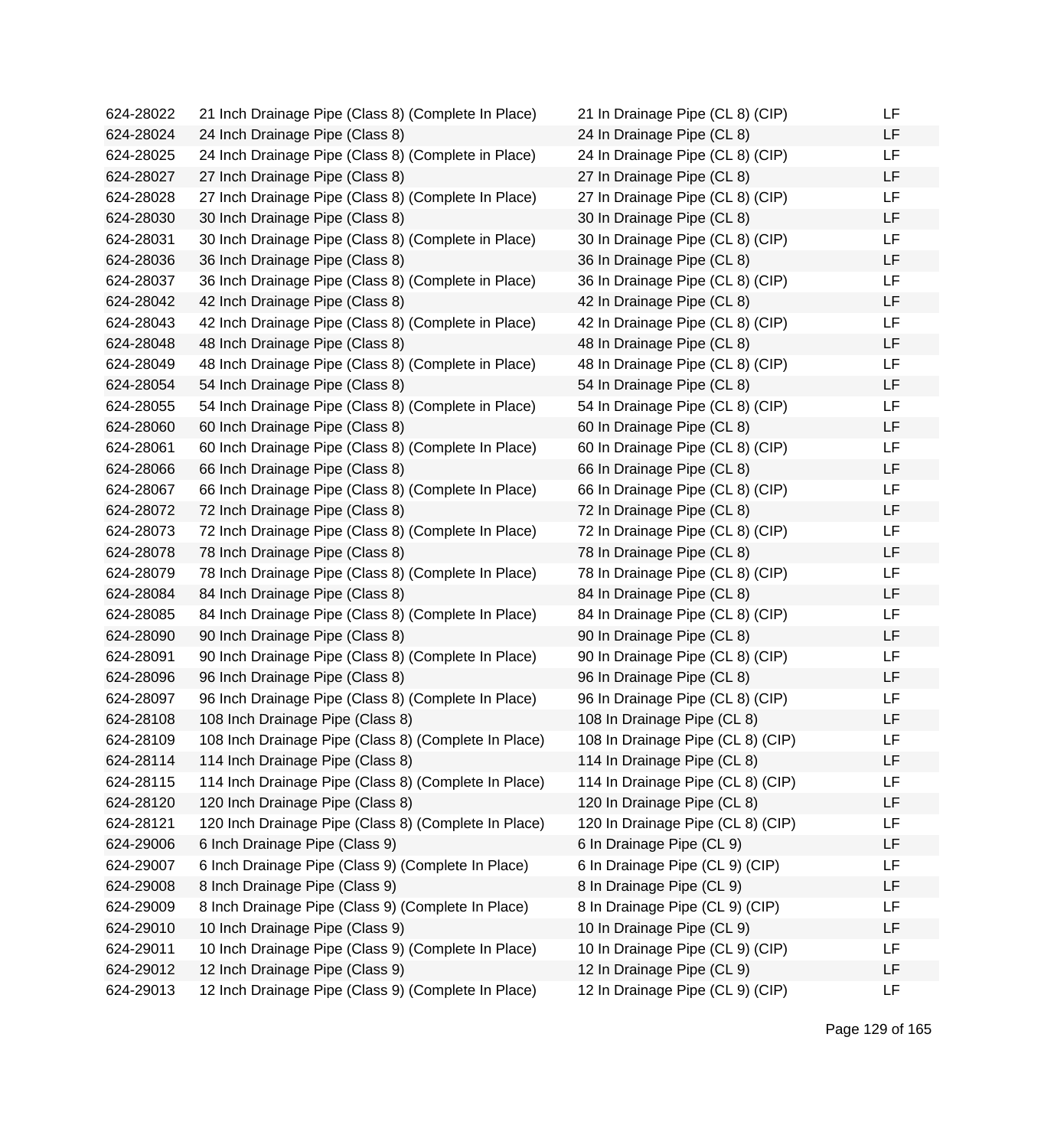| | | | |
|---|---|---|---|
| 624-28022 | 21 Inch Drainage Pipe (Class 8) (Complete In Place) | 21 In Drainage Pipe (CL 8) (CIP) | LF |
| 624-28024 | 24 Inch Drainage Pipe (Class 8) | 24 In Drainage Pipe (CL 8) | LF |
| 624-28025 | 24 Inch Drainage Pipe (Class 8) (Complete in Place) | 24 In Drainage Pipe (CL 8) (CIP) | LF |
| 624-28027 | 27 Inch Drainage Pipe (Class 8) | 27 In Drainage Pipe (CL 8) | LF |
| 624-28028 | 27 Inch Drainage Pipe (Class 8) (Complete In Place) | 27 In Drainage Pipe (CL 8) (CIP) | LF |
| 624-28030 | 30 Inch Drainage Pipe (Class 8) | 30 In Drainage Pipe (CL 8) | LF |
| 624-28031 | 30 Inch Drainage Pipe (Class 8) (Complete in Place) | 30 In Drainage Pipe (CL 8) (CIP) | LF |
| 624-28036 | 36 Inch Drainage Pipe (Class 8) | 36 In Drainage Pipe (CL 8) | LF |
| 624-28037 | 36 Inch Drainage Pipe (Class 8) (Complete in Place) | 36 In Drainage Pipe (CL 8) (CIP) | LF |
| 624-28042 | 42 Inch Drainage Pipe (Class 8) | 42 In Drainage Pipe (CL 8) | LF |
| 624-28043 | 42 Inch Drainage Pipe (Class 8) (Complete in Place) | 42 In Drainage Pipe (CL 8) (CIP) | LF |
| 624-28048 | 48 Inch Drainage Pipe (Class 8) | 48 In Drainage Pipe (CL 8) | LF |
| 624-28049 | 48 Inch Drainage Pipe (Class 8) (Complete in Place) | 48 In Drainage Pipe (CL 8) (CIP) | LF |
| 624-28054 | 54 Inch Drainage Pipe (Class 8) | 54 In Drainage Pipe (CL 8) | LF |
| 624-28055 | 54 Inch Drainage Pipe (Class 8) (Complete in Place) | 54 In Drainage Pipe (CL 8) (CIP) | LF |
| 624-28060 | 60 Inch Drainage Pipe (Class 8) | 60 In Drainage Pipe (CL 8) | LF |
| 624-28061 | 60 Inch Drainage Pipe (Class 8) (Complete In Place) | 60 In Drainage Pipe (CL 8) (CIP) | LF |
| 624-28066 | 66 Inch Drainage Pipe (Class 8) | 66 In Drainage Pipe (CL 8) | LF |
| 624-28067 | 66 Inch Drainage Pipe (Class 8) (Complete In Place) | 66 In Drainage Pipe (CL 8) (CIP) | LF |
| 624-28072 | 72 Inch Drainage Pipe (Class 8) | 72 In Drainage Pipe (CL 8) | LF |
| 624-28073 | 72 Inch Drainage Pipe (Class 8) (Complete In Place) | 72 In Drainage Pipe (CL 8) (CIP) | LF |
| 624-28078 | 78 Inch Drainage Pipe (Class 8) | 78 In Drainage Pipe (CL 8) | LF |
| 624-28079 | 78 Inch Drainage Pipe (Class 8) (Complete In Place) | 78 In Drainage Pipe (CL 8) (CIP) | LF |
| 624-28084 | 84 Inch Drainage Pipe (Class 8) | 84 In Drainage Pipe (CL 8) | LF |
| 624-28085 | 84 Inch Drainage Pipe (Class 8) (Complete In Place) | 84 In Drainage Pipe (CL 8) (CIP) | LF |
| 624-28090 | 90 Inch Drainage Pipe (Class 8) | 90 In Drainage Pipe (CL 8) | LF |
| 624-28091 | 90 Inch Drainage Pipe (Class 8) (Complete In Place) | 90 In Drainage Pipe (CL 8) (CIP) | LF |
| 624-28096 | 96 Inch Drainage Pipe (Class 8) | 96 In Drainage Pipe (CL 8) | LF |
| 624-28097 | 96 Inch Drainage Pipe (Class 8) (Complete In Place) | 96 In Drainage Pipe (CL 8) (CIP) | LF |
| 624-28108 | 108 Inch Drainage Pipe (Class 8) | 108 In Drainage Pipe (CL 8) | LF |
| 624-28109 | 108 Inch Drainage Pipe (Class 8) (Complete In Place) | 108 In Drainage Pipe (CL 8) (CIP) | LF |
| 624-28114 | 114 Inch Drainage Pipe (Class 8) | 114 In Drainage Pipe (CL 8) | LF |
| 624-28115 | 114 Inch Drainage Pipe (Class 8) (Complete In Place) | 114 In Drainage Pipe (CL 8) (CIP) | LF |
| 624-28120 | 120 Inch Drainage Pipe (Class 8) | 120 In Drainage Pipe (CL 8) | LF |
| 624-28121 | 120 Inch Drainage Pipe (Class 8) (Complete In Place) | 120 In Drainage Pipe (CL 8) (CIP) | LF |
| 624-29006 | 6 Inch Drainage Pipe (Class 9) | 6 In Drainage Pipe (CL 9) | LF |
| 624-29007 | 6 Inch Drainage Pipe (Class 9) (Complete In Place) | 6 In Drainage Pipe (CL 9) (CIP) | LF |
| 624-29008 | 8 Inch Drainage Pipe (Class 9) | 8 In Drainage Pipe (CL 9) | LF |
| 624-29009 | 8 Inch Drainage Pipe (Class 9) (Complete In Place) | 8 In Drainage Pipe (CL 9) (CIP) | LF |
| 624-29010 | 10 Inch Drainage Pipe (Class 9) | 10 In Drainage Pipe (CL 9) | LF |
| 624-29011 | 10 Inch Drainage Pipe (Class 9) (Complete In Place) | 10 In Drainage Pipe (CL 9) (CIP) | LF |
| 624-29012 | 12 Inch Drainage Pipe (Class 9) | 12 In Drainage Pipe (CL 9) | LF |
| 624-29013 | 12 Inch Drainage Pipe (Class 9) (Complete In Place) | 12 In Drainage Pipe (CL 9) (CIP) | LF |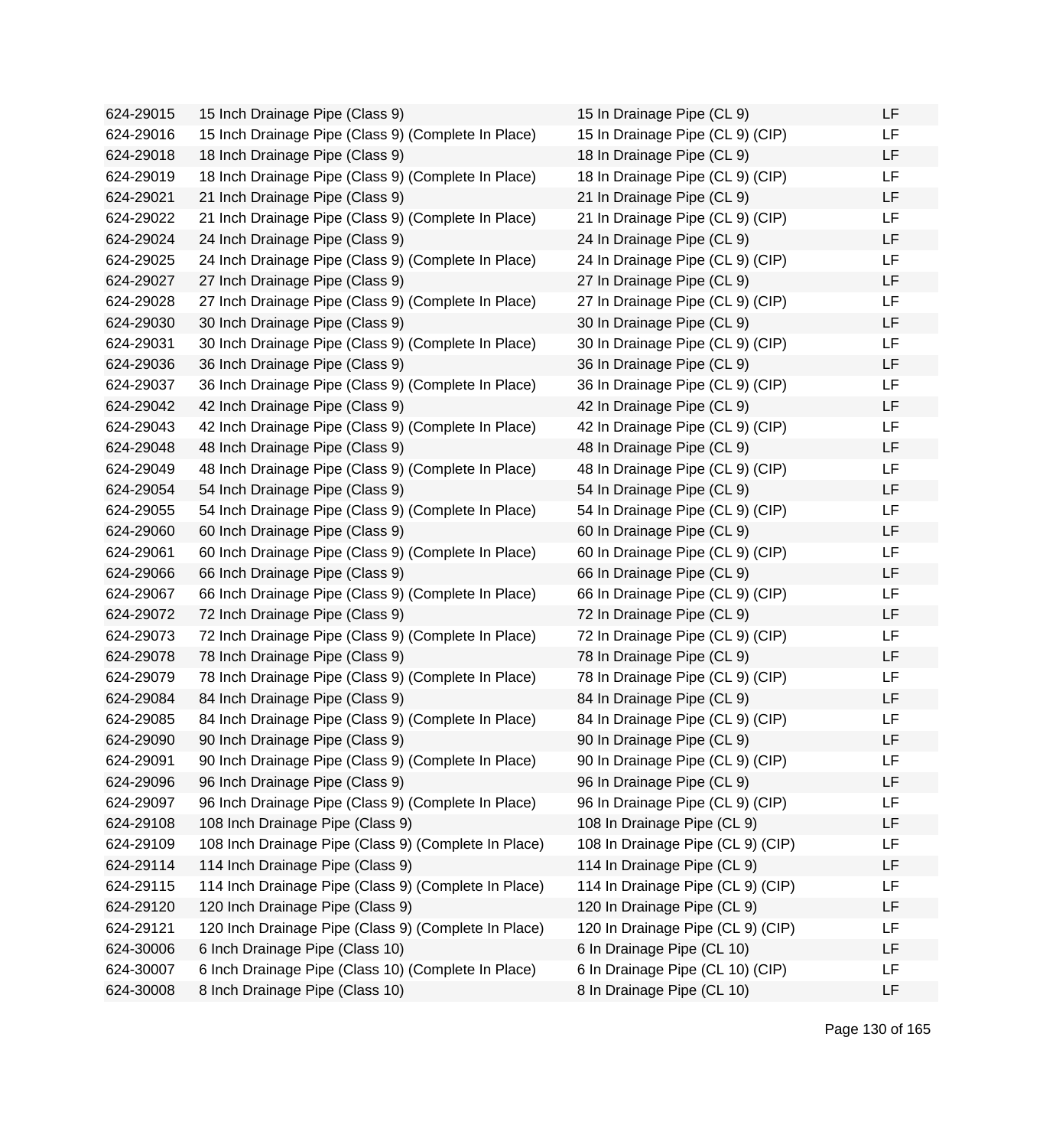| | | | |
|---|---|---|---|
| 624-29015 | 15 Inch Drainage Pipe (Class 9) | 15 In Drainage Pipe (CL 9) | LF |
| 624-29016 | 15 Inch Drainage Pipe (Class 9) (Complete In Place) | 15 In Drainage Pipe (CL 9) (CIP) | LF |
| 624-29018 | 18 Inch Drainage Pipe (Class 9) | 18 In Drainage Pipe (CL 9) | LF |
| 624-29019 | 18 Inch Drainage Pipe (Class 9) (Complete In Place) | 18 In Drainage Pipe (CL 9) (CIP) | LF |
| 624-29021 | 21 Inch Drainage Pipe (Class 9) | 21 In Drainage Pipe (CL 9) | LF |
| 624-29022 | 21 Inch Drainage Pipe (Class 9) (Complete In Place) | 21 In Drainage Pipe (CL 9) (CIP) | LF |
| 624-29024 | 24 Inch Drainage Pipe (Class 9) | 24 In Drainage Pipe (CL 9) | LF |
| 624-29025 | 24 Inch Drainage Pipe (Class 9) (Complete In Place) | 24 In Drainage Pipe (CL 9) (CIP) | LF |
| 624-29027 | 27 Inch Drainage Pipe (Class 9) | 27 In Drainage Pipe (CL 9) | LF |
| 624-29028 | 27 Inch Drainage Pipe (Class 9) (Complete In Place) | 27 In Drainage Pipe (CL 9) (CIP) | LF |
| 624-29030 | 30 Inch Drainage Pipe (Class 9) | 30 In Drainage Pipe (CL 9) | LF |
| 624-29031 | 30 Inch Drainage Pipe (Class 9) (Complete In Place) | 30 In Drainage Pipe (CL 9) (CIP) | LF |
| 624-29036 | 36 Inch Drainage Pipe (Class 9) | 36 In Drainage Pipe (CL 9) | LF |
| 624-29037 | 36 Inch Drainage Pipe (Class 9) (Complete In Place) | 36 In Drainage Pipe (CL 9) (CIP) | LF |
| 624-29042 | 42 Inch Drainage Pipe (Class 9) | 42 In Drainage Pipe (CL 9) | LF |
| 624-29043 | 42 Inch Drainage Pipe (Class 9) (Complete In Place) | 42 In Drainage Pipe (CL 9) (CIP) | LF |
| 624-29048 | 48 Inch Drainage Pipe (Class 9) | 48 In Drainage Pipe (CL 9) | LF |
| 624-29049 | 48 Inch Drainage Pipe (Class 9) (Complete In Place) | 48 In Drainage Pipe (CL 9) (CIP) | LF |
| 624-29054 | 54 Inch Drainage Pipe (Class 9) | 54 In Drainage Pipe (CL 9) | LF |
| 624-29055 | 54 Inch Drainage Pipe (Class 9) (Complete In Place) | 54 In Drainage Pipe (CL 9) (CIP) | LF |
| 624-29060 | 60 Inch Drainage Pipe (Class 9) | 60 In Drainage Pipe (CL 9) | LF |
| 624-29061 | 60 Inch Drainage Pipe (Class 9) (Complete In Place) | 60 In Drainage Pipe (CL 9) (CIP) | LF |
| 624-29066 | 66 Inch Drainage Pipe (Class 9) | 66 In Drainage Pipe (CL 9) | LF |
| 624-29067 | 66 Inch Drainage Pipe (Class 9) (Complete In Place) | 66 In Drainage Pipe (CL 9) (CIP) | LF |
| 624-29072 | 72 Inch Drainage Pipe (Class 9) | 72 In Drainage Pipe (CL 9) | LF |
| 624-29073 | 72 Inch Drainage Pipe (Class 9) (Complete In Place) | 72 In Drainage Pipe (CL 9) (CIP) | LF |
| 624-29078 | 78 Inch Drainage Pipe (Class 9) | 78 In Drainage Pipe (CL 9) | LF |
| 624-29079 | 78 Inch Drainage Pipe (Class 9) (Complete In Place) | 78 In Drainage Pipe (CL 9) (CIP) | LF |
| 624-29084 | 84 Inch Drainage Pipe (Class 9) | 84 In Drainage Pipe (CL 9) | LF |
| 624-29085 | 84 Inch Drainage Pipe (Class 9) (Complete In Place) | 84 In Drainage Pipe (CL 9) (CIP) | LF |
| 624-29090 | 90 Inch Drainage Pipe (Class 9) | 90 In Drainage Pipe (CL 9) | LF |
| 624-29091 | 90 Inch Drainage Pipe (Class 9) (Complete In Place) | 90 In Drainage Pipe (CL 9) (CIP) | LF |
| 624-29096 | 96 Inch Drainage Pipe (Class 9) | 96 In Drainage Pipe (CL 9) | LF |
| 624-29097 | 96 Inch Drainage Pipe (Class 9) (Complete In Place) | 96 In Drainage Pipe (CL 9) (CIP) | LF |
| 624-29108 | 108 Inch Drainage Pipe (Class 9) | 108 In Drainage Pipe (CL 9) | LF |
| 624-29109 | 108 Inch Drainage Pipe (Class 9) (Complete In Place) | 108 In Drainage Pipe (CL 9) (CIP) | LF |
| 624-29114 | 114 Inch Drainage Pipe (Class 9) | 114 In Drainage Pipe (CL 9) | LF |
| 624-29115 | 114 Inch Drainage Pipe (Class 9) (Complete In Place) | 114 In Drainage Pipe (CL 9) (CIP) | LF |
| 624-29120 | 120 Inch Drainage Pipe (Class 9) | 120 In Drainage Pipe (CL 9) | LF |
| 624-29121 | 120 Inch Drainage Pipe (Class 9) (Complete In Place) | 120 In Drainage Pipe (CL 9) (CIP) | LF |
| 624-30006 | 6 Inch Drainage Pipe (Class 10) | 6 In Drainage Pipe (CL 10) | LF |
| 624-30007 | 6 Inch Drainage Pipe (Class 10) (Complete In Place) | 6 In Drainage Pipe (CL 10) (CIP) | LF |
| 624-30008 | 8 Inch Drainage Pipe (Class 10) | 8 In Drainage Pipe (CL 10) | LF |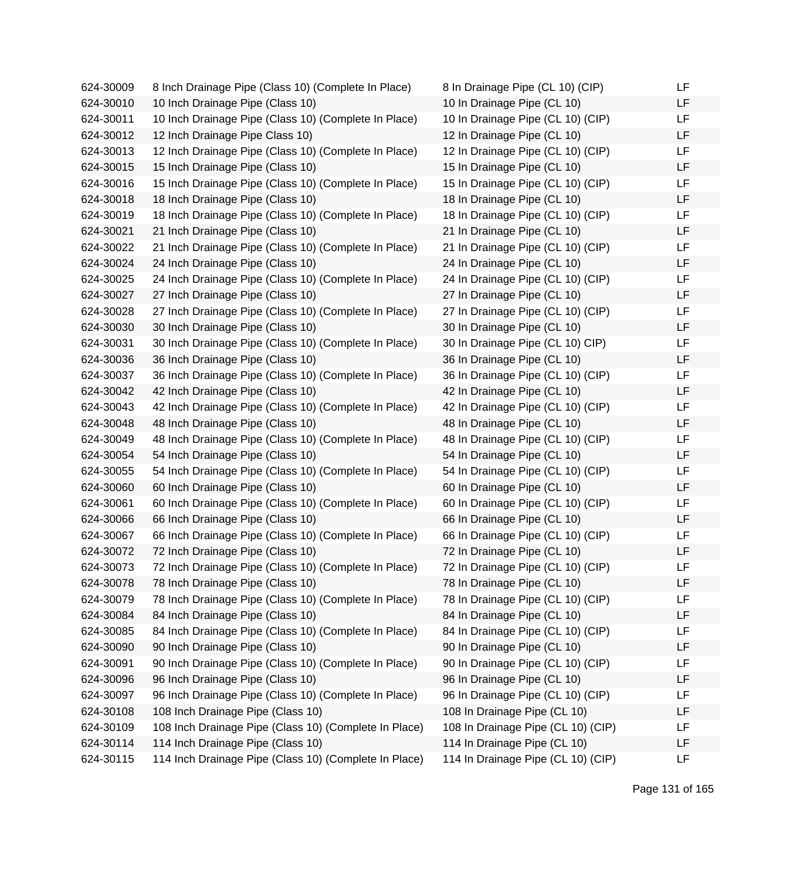| | | | |
|---|---|---|---|
| 624-30009 | 8 Inch Drainage Pipe (Class 10) (Complete In Place) | 8 In Drainage Pipe (CL 10) (CIP) | LF |
| 624-30010 | 10 Inch Drainage Pipe (Class 10) | 10 In Drainage Pipe (CL 10) | LF |
| 624-30011 | 10 Inch Drainage Pipe (Class 10) (Complete In Place) | 10 In Drainage Pipe (CL 10) (CIP) | LF |
| 624-30012 | 12 Inch Drainage Pipe Class 10) | 12 In Drainage Pipe (CL 10) | LF |
| 624-30013 | 12 Inch Drainage Pipe (Class 10) (Complete In Place) | 12 In Drainage Pipe (CL 10) (CIP) | LF |
| 624-30015 | 15 Inch Drainage Pipe (Class 10) | 15 In Drainage Pipe (CL 10) | LF |
| 624-30016 | 15 Inch Drainage Pipe (Class 10) (Complete In Place) | 15 In Drainage Pipe (CL 10) (CIP) | LF |
| 624-30018 | 18 Inch Drainage Pipe (Class 10) | 18 In Drainage Pipe (CL 10) | LF |
| 624-30019 | 18 Inch Drainage Pipe (Class 10) (Complete In Place) | 18 In Drainage Pipe (CL 10) (CIP) | LF |
| 624-30021 | 21 Inch Drainage Pipe (Class 10) | 21 In Drainage Pipe (CL 10) | LF |
| 624-30022 | 21 Inch Drainage Pipe (Class 10) (Complete In Place) | 21 In Drainage Pipe (CL 10) (CIP) | LF |
| 624-30024 | 24 Inch Drainage Pipe (Class 10) | 24 In Drainage Pipe (CL 10) | LF |
| 624-30025 | 24 Inch Drainage Pipe (Class 10) (Complete In Place) | 24 In Drainage Pipe (CL 10) (CIP) | LF |
| 624-30027 | 27 Inch Drainage Pipe (Class 10) | 27 In Drainage Pipe (CL 10) | LF |
| 624-30028 | 27 Inch Drainage Pipe (Class 10) (Complete In Place) | 27 In Drainage Pipe (CL 10) (CIP) | LF |
| 624-30030 | 30 Inch Drainage Pipe (Class 10) | 30 In Drainage Pipe (CL 10) | LF |
| 624-30031 | 30 Inch Drainage Pipe (Class 10) (Complete In Place) | 30 In Drainage Pipe (CL 10) CIP) | LF |
| 624-30036 | 36 Inch Drainage Pipe (Class 10) | 36 In Drainage Pipe (CL 10) | LF |
| 624-30037 | 36 Inch Drainage Pipe (Class 10) (Complete In Place) | 36 In Drainage Pipe (CL 10) (CIP) | LF |
| 624-30042 | 42 Inch Drainage Pipe (Class 10) | 42 In Drainage Pipe (CL 10) | LF |
| 624-30043 | 42 Inch Drainage Pipe (Class 10) (Complete In Place) | 42 In Drainage Pipe (CL 10) (CIP) | LF |
| 624-30048 | 48 Inch Drainage Pipe (Class 10) | 48 In Drainage Pipe (CL 10) | LF |
| 624-30049 | 48 Inch Drainage Pipe (Class 10) (Complete In Place) | 48 In Drainage Pipe (CL 10) (CIP) | LF |
| 624-30054 | 54 Inch Drainage Pipe (Class 10) | 54 In Drainage Pipe (CL 10) | LF |
| 624-30055 | 54 Inch Drainage Pipe (Class 10) (Complete In Place) | 54 In Drainage Pipe (CL 10) (CIP) | LF |
| 624-30060 | 60 Inch Drainage Pipe (Class 10) | 60 In Drainage Pipe (CL 10) | LF |
| 624-30061 | 60 Inch Drainage Pipe (Class 10) (Complete In Place) | 60 In Drainage Pipe (CL 10) (CIP) | LF |
| 624-30066 | 66 Inch Drainage Pipe (Class 10) | 66 In Drainage Pipe (CL 10) | LF |
| 624-30067 | 66 Inch Drainage Pipe (Class 10) (Complete In Place) | 66 In Drainage Pipe (CL 10) (CIP) | LF |
| 624-30072 | 72 Inch Drainage Pipe (Class 10) | 72 In Drainage Pipe (CL 10) | LF |
| 624-30073 | 72 Inch Drainage Pipe (Class 10) (Complete In Place) | 72 In Drainage Pipe (CL 10) (CIP) | LF |
| 624-30078 | 78 Inch Drainage Pipe (Class 10) | 78 In Drainage Pipe (CL 10) | LF |
| 624-30079 | 78 Inch Drainage Pipe (Class 10) (Complete In Place) | 78 In Drainage Pipe (CL 10) (CIP) | LF |
| 624-30084 | 84 Inch Drainage Pipe (Class 10) | 84 In Drainage Pipe (CL 10) | LF |
| 624-30085 | 84 Inch Drainage Pipe (Class 10) (Complete In Place) | 84 In Drainage Pipe (CL 10) (CIP) | LF |
| 624-30090 | 90 Inch Drainage Pipe (Class 10) | 90 In Drainage Pipe (CL 10) | LF |
| 624-30091 | 90 Inch Drainage Pipe (Class 10) (Complete In Place) | 90 In Drainage Pipe (CL 10) (CIP) | LF |
| 624-30096 | 96 Inch Drainage Pipe (Class 10) | 96 In Drainage Pipe (CL 10) | LF |
| 624-30097 | 96 Inch Drainage Pipe (Class 10) (Complete In Place) | 96 In Drainage Pipe (CL 10) (CIP) | LF |
| 624-30108 | 108 Inch Drainage Pipe (Class 10) | 108 In Drainage Pipe (CL 10) | LF |
| 624-30109 | 108 Inch Drainage Pipe (Class 10) (Complete In Place) | 108 In Drainage Pipe (CL 10) (CIP) | LF |
| 624-30114 | 114 Inch Drainage Pipe (Class 10) | 114 In Drainage Pipe (CL 10) | LF |
| 624-30115 | 114 Inch Drainage Pipe (Class 10) (Complete In Place) | 114 In Drainage Pipe (CL 10) (CIP) | LF |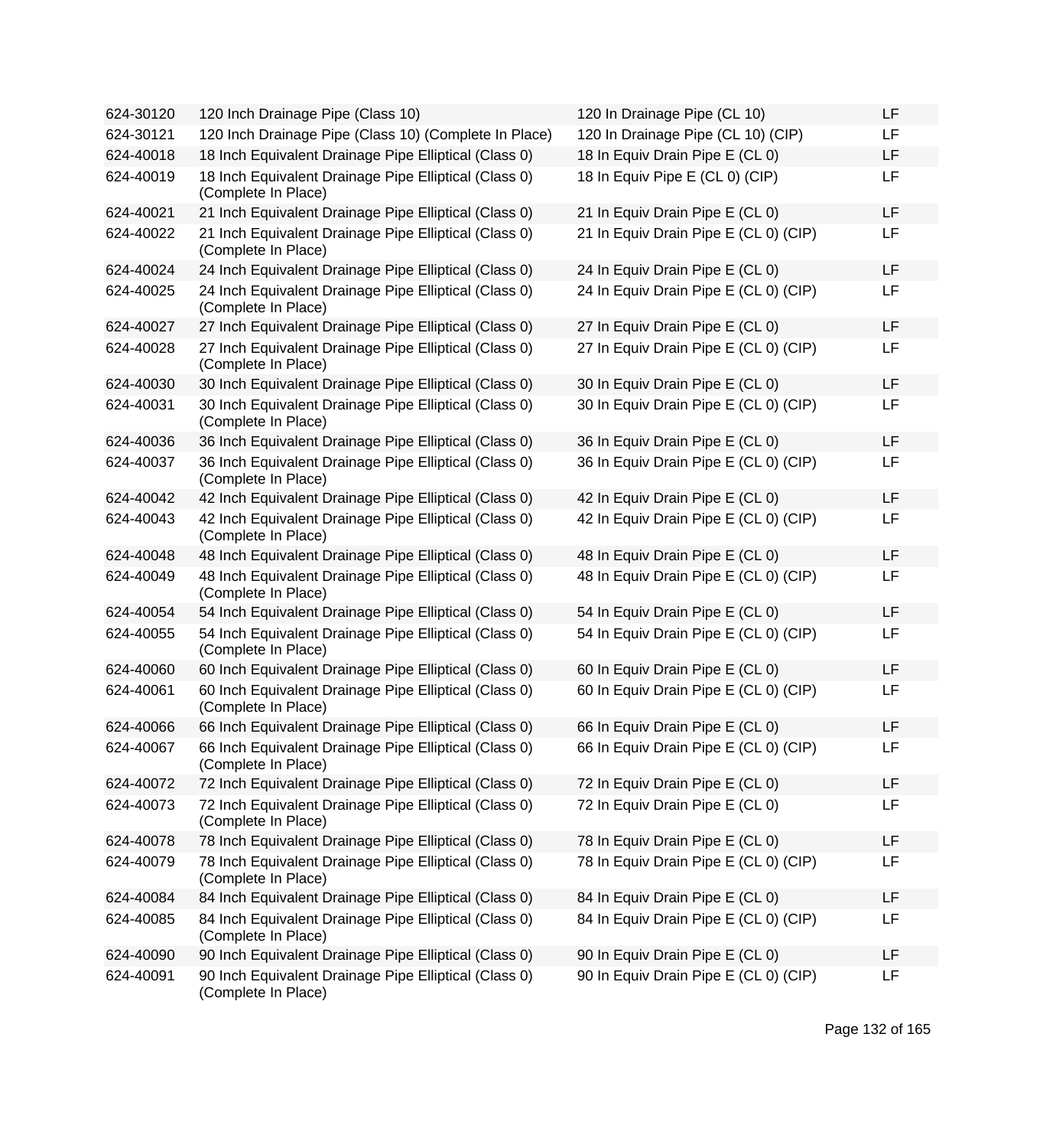| | | | |
|---|---|---|---|
| 624-30120 | 120 Inch Drainage Pipe (Class 10) | 120 In Drainage Pipe (CL 10) | LF |
| 624-30121 | 120 Inch Drainage Pipe (Class 10) (Complete In Place) | 120 In Drainage Pipe (CL 10) (CIP) | LF |
| 624-40018 | 18 Inch Equivalent Drainage Pipe Elliptical (Class 0) | 18 In Equiv Drain Pipe E (CL 0) | LF |
| 624-40019 | 18 Inch Equivalent Drainage Pipe Elliptical (Class 0) (Complete In Place) | 18 In Equiv Pipe E (CL 0) (CIP) | LF |
| 624-40021 | 21 Inch Equivalent Drainage Pipe Elliptical (Class 0) | 21 In Equiv Drain Pipe E (CL 0) | LF |
| 624-40022 | 21 Inch Equivalent Drainage Pipe Elliptical (Class 0) (Complete In Place) | 21 In Equiv Drain Pipe E (CL 0) (CIP) | LF |
| 624-40024 | 24 Inch Equivalent Drainage Pipe Elliptical (Class 0) | 24 In Equiv Drain Pipe E (CL 0) | LF |
| 624-40025 | 24 Inch Equivalent Drainage Pipe Elliptical (Class 0) (Complete In Place) | 24 In Equiv Drain Pipe E (CL 0) (CIP) | LF |
| 624-40027 | 27 Inch Equivalent Drainage Pipe Elliptical (Class 0) | 27 In Equiv Drain Pipe E (CL 0) | LF |
| 624-40028 | 27 Inch Equivalent Drainage Pipe Elliptical (Class 0) (Complete In Place) | 27 In Equiv Drain Pipe E (CL 0) (CIP) | LF |
| 624-40030 | 30 Inch Equivalent Drainage Pipe Elliptical (Class 0) | 30 In Equiv Drain Pipe E (CL 0) | LF |
| 624-40031 | 30 Inch Equivalent Drainage Pipe Elliptical (Class 0) (Complete In Place) | 30 In Equiv Drain Pipe E (CL 0) (CIP) | LF |
| 624-40036 | 36 Inch Equivalent Drainage Pipe Elliptical (Class 0) | 36 In Equiv Drain Pipe E (CL 0) | LF |
| 624-40037 | 36 Inch Equivalent Drainage Pipe Elliptical (Class 0) (Complete In Place) | 36 In Equiv Drain Pipe E (CL 0) (CIP) | LF |
| 624-40042 | 42 Inch Equivalent Drainage Pipe Elliptical (Class 0) | 42 In Equiv Drain Pipe E (CL 0) | LF |
| 624-40043 | 42 Inch Equivalent Drainage Pipe Elliptical (Class 0) (Complete In Place) | 42 In Equiv Drain Pipe E (CL 0) (CIP) | LF |
| 624-40048 | 48 Inch Equivalent Drainage Pipe Elliptical (Class 0) | 48 In Equiv Drain Pipe E (CL 0) | LF |
| 624-40049 | 48 Inch Equivalent Drainage Pipe Elliptical (Class 0) (Complete In Place) | 48 In Equiv Drain Pipe E (CL 0) (CIP) | LF |
| 624-40054 | 54 Inch Equivalent Drainage Pipe Elliptical (Class 0) | 54 In Equiv Drain Pipe E (CL 0) | LF |
| 624-40055 | 54 Inch Equivalent Drainage Pipe Elliptical (Class 0) (Complete In Place) | 54 In Equiv Drain Pipe E (CL 0) (CIP) | LF |
| 624-40060 | 60 Inch Equivalent Drainage Pipe Elliptical (Class 0) | 60 In Equiv Drain Pipe E (CL 0) | LF |
| 624-40061 | 60 Inch Equivalent Drainage Pipe Elliptical (Class 0) (Complete In Place) | 60 In Equiv Drain Pipe E (CL 0) (CIP) | LF |
| 624-40066 | 66 Inch Equivalent Drainage Pipe Elliptical (Class 0) | 66 In Equiv Drain Pipe E (CL 0) | LF |
| 624-40067 | 66 Inch Equivalent Drainage Pipe Elliptical (Class 0) (Complete In Place) | 66 In Equiv Drain Pipe E (CL 0) (CIP) | LF |
| 624-40072 | 72 Inch Equivalent Drainage Pipe Elliptical (Class 0) | 72 In Equiv Drain Pipe E (CL 0) | LF |
| 624-40073 | 72 Inch Equivalent Drainage Pipe Elliptical (Class 0) (Complete In Place) | 72 In Equiv Drain Pipe E (CL 0) | LF |
| 624-40078 | 78 Inch Equivalent Drainage Pipe Elliptical (Class 0) | 78 In Equiv Drain Pipe E (CL 0) | LF |
| 624-40079 | 78 Inch Equivalent Drainage Pipe Elliptical (Class 0) (Complete In Place) | 78 In Equiv Drain Pipe E (CL 0) (CIP) | LF |
| 624-40084 | 84 Inch Equivalent Drainage Pipe Elliptical (Class 0) | 84 In Equiv Drain Pipe E (CL 0) | LF |
| 624-40085 | 84 Inch Equivalent Drainage Pipe Elliptical (Class 0) (Complete In Place) | 84 In Equiv Drain Pipe E (CL 0) (CIP) | LF |
| 624-40090 | 90 Inch Equivalent Drainage Pipe Elliptical (Class 0) | 90 In Equiv Drain Pipe E (CL 0) | LF |
| 624-40091 | 90 Inch Equivalent Drainage Pipe Elliptical (Class 0) (Complete In Place) | 90 In Equiv Drain Pipe E (CL 0) (CIP) | LF |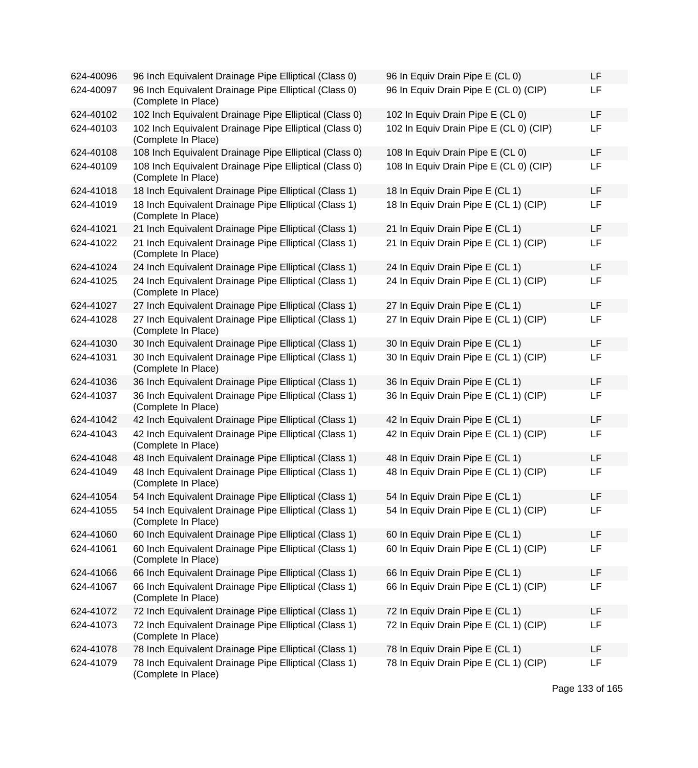| | | | |
|---|---|---|---|
| 624-40096 | 96 Inch Equivalent Drainage Pipe Elliptical (Class 0) | 96 In Equiv Drain Pipe E (CL 0) | LF |
| 624-40097 | 96 Inch Equivalent Drainage Pipe Elliptical (Class 0) (Complete In Place) | 96 In Equiv Drain Pipe E (CL 0) (CIP) | LF |
| 624-40102 | 102 Inch Equivalent Drainage Pipe Elliptical (Class 0) | 102 In Equiv Drain Pipe E (CL 0) | LF |
| 624-40103 | 102 Inch Equivalent Drainage Pipe Elliptical (Class 0) (Complete In Place) | 102 In Equiv Drain Pipe E (CL 0) (CIP) | LF |
| 624-40108 | 108 Inch Equivalent Drainage Pipe Elliptical (Class 0) | 108 In Equiv Drain Pipe E (CL 0) | LF |
| 624-40109 | 108 Inch Equivalent Drainage Pipe Elliptical (Class 0) (Complete In Place) | 108 In Equiv Drain Pipe E (CL 0) (CIP) | LF |
| 624-41018 | 18 Inch Equivalent Drainage Pipe Elliptical (Class 1) | 18 In Equiv Drain Pipe E (CL 1) | LF |
| 624-41019 | 18 Inch Equivalent Drainage Pipe Elliptical (Class 1) (Complete In Place) | 18 In Equiv Drain Pipe E (CL 1) (CIP) | LF |
| 624-41021 | 21 Inch Equivalent Drainage Pipe Elliptical (Class 1) | 21 In Equiv Drain Pipe E (CL 1) | LF |
| 624-41022 | 21 Inch Equivalent Drainage Pipe Elliptical (Class 1) (Complete In Place) | 21 In Equiv Drain Pipe E (CL 1) (CIP) | LF |
| 624-41024 | 24 Inch Equivalent Drainage Pipe Elliptical (Class 1) | 24 In Equiv Drain Pipe E (CL 1) | LF |
| 624-41025 | 24 Inch Equivalent Drainage Pipe Elliptical (Class 1) (Complete In Place) | 24 In Equiv Drain Pipe E (CL 1) (CIP) | LF |
| 624-41027 | 27 Inch Equivalent Drainage Pipe Elliptical (Class 1) | 27 In Equiv Drain Pipe E (CL 1) | LF |
| 624-41028 | 27 Inch Equivalent Drainage Pipe Elliptical (Class 1) (Complete In Place) | 27 In Equiv Drain Pipe E (CL 1) (CIP) | LF |
| 624-41030 | 30 Inch Equivalent Drainage Pipe Elliptical (Class 1) | 30 In Equiv Drain Pipe E (CL 1) | LF |
| 624-41031 | 30 Inch Equivalent Drainage Pipe Elliptical (Class 1) (Complete In Place) | 30 In Equiv Drain Pipe E (CL 1) (CIP) | LF |
| 624-41036 | 36 Inch Equivalent Drainage Pipe Elliptical (Class 1) | 36 In Equiv Drain Pipe E (CL 1) | LF |
| 624-41037 | 36 Inch Equivalent Drainage Pipe Elliptical (Class 1) (Complete In Place) | 36 In Equiv Drain Pipe E (CL 1) (CIP) | LF |
| 624-41042 | 42 Inch Equivalent Drainage Pipe Elliptical (Class 1) | 42 In Equiv Drain Pipe E (CL 1) | LF |
| 624-41043 | 42 Inch Equivalent Drainage Pipe Elliptical (Class 1) (Complete In Place) | 42 In Equiv Drain Pipe E (CL 1) (CIP) | LF |
| 624-41048 | 48 Inch Equivalent Drainage Pipe Elliptical (Class 1) | 48 In Equiv Drain Pipe E (CL 1) | LF |
| 624-41049 | 48 Inch Equivalent Drainage Pipe Elliptical (Class 1) (Complete In Place) | 48 In Equiv Drain Pipe E (CL 1) (CIP) | LF |
| 624-41054 | 54 Inch Equivalent Drainage Pipe Elliptical (Class 1) | 54 In Equiv Drain Pipe E (CL 1) | LF |
| 624-41055 | 54 Inch Equivalent Drainage Pipe Elliptical (Class 1) (Complete In Place) | 54 In Equiv Drain Pipe E (CL 1) (CIP) | LF |
| 624-41060 | 60 Inch Equivalent Drainage Pipe Elliptical (Class 1) | 60 In Equiv Drain Pipe E (CL 1) | LF |
| 624-41061 | 60 Inch Equivalent Drainage Pipe Elliptical (Class 1) (Complete In Place) | 60 In Equiv Drain Pipe E (CL 1) (CIP) | LF |
| 624-41066 | 66 Inch Equivalent Drainage Pipe Elliptical (Class 1) | 66 In Equiv Drain Pipe E (CL 1) | LF |
| 624-41067 | 66 Inch Equivalent Drainage Pipe Elliptical (Class 1) (Complete In Place) | 66 In Equiv Drain Pipe E (CL 1) (CIP) | LF |
| 624-41072 | 72 Inch Equivalent Drainage Pipe Elliptical (Class 1) | 72 In Equiv Drain Pipe E (CL 1) | LF |
| 624-41073 | 72 Inch Equivalent Drainage Pipe Elliptical (Class 1) (Complete In Place) | 72 In Equiv Drain Pipe E (CL 1) (CIP) | LF |
| 624-41078 | 78 Inch Equivalent Drainage Pipe Elliptical (Class 1) | 78 In Equiv Drain Pipe E (CL 1) | LF |
| 624-41079 | 78 Inch Equivalent Drainage Pipe Elliptical (Class 1) (Complete In Place) | 78 In Equiv Drain Pipe E (CL 1) (CIP) | LF |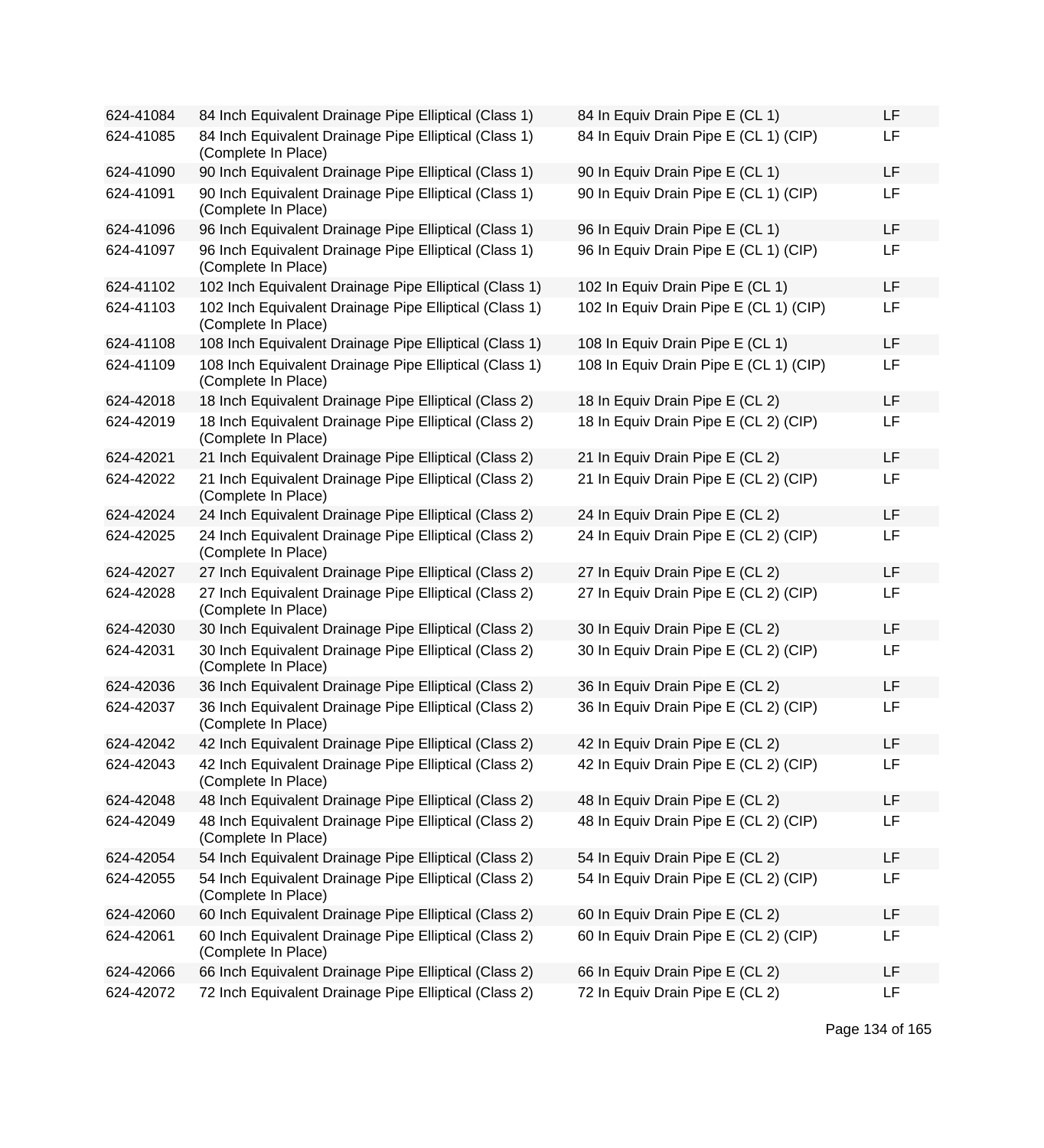| | | | |
|---|---|---|---|
| 624-41084 | 84 Inch Equivalent Drainage Pipe Elliptical (Class 1) | 84 In Equiv Drain Pipe E (CL 1) | LF |
| 624-41085 | 84 Inch Equivalent Drainage Pipe Elliptical (Class 1) (Complete In Place) | 84 In Equiv Drain Pipe E (CL 1) (CIP) | LF |
| 624-41090 | 90 Inch Equivalent Drainage Pipe Elliptical (Class 1) | 90 In Equiv Drain Pipe E (CL 1) | LF |
| 624-41091 | 90 Inch Equivalent Drainage Pipe Elliptical (Class 1) (Complete In Place) | 90 In Equiv Drain Pipe E (CL 1) (CIP) | LF |
| 624-41096 | 96 Inch Equivalent Drainage Pipe Elliptical (Class 1) | 96 In Equiv Drain Pipe E (CL 1) | LF |
| 624-41097 | 96 Inch Equivalent Drainage Pipe Elliptical (Class 1) (Complete In Place) | 96 In Equiv Drain Pipe E (CL 1) (CIP) | LF |
| 624-41102 | 102 Inch Equivalent Drainage Pipe Elliptical (Class 1) | 102 In Equiv Drain Pipe E (CL 1) | LF |
| 624-41103 | 102 Inch Equivalent Drainage Pipe Elliptical (Class 1) (Complete In Place) | 102 In Equiv Drain Pipe E (CL 1) (CIP) | LF |
| 624-41108 | 108 Inch Equivalent Drainage Pipe Elliptical (Class 1) | 108 In Equiv Drain Pipe E (CL 1) | LF |
| 624-41109 | 108 Inch Equivalent Drainage Pipe Elliptical (Class 1) (Complete In Place) | 108 In Equiv Drain Pipe E (CL 1) (CIP) | LF |
| 624-42018 | 18 Inch Equivalent Drainage Pipe Elliptical (Class 2) | 18 In Equiv Drain Pipe E (CL 2) | LF |
| 624-42019 | 18 Inch Equivalent Drainage Pipe Elliptical (Class 2) (Complete In Place) | 18 In Equiv Drain Pipe E (CL 2) (CIP) | LF |
| 624-42021 | 21 Inch Equivalent Drainage Pipe Elliptical (Class 2) | 21 In Equiv Drain Pipe E (CL 2) | LF |
| 624-42022 | 21 Inch Equivalent Drainage Pipe Elliptical (Class 2) (Complete In Place) | 21 In Equiv Drain Pipe E (CL 2) (CIP) | LF |
| 624-42024 | 24 Inch Equivalent Drainage Pipe Elliptical (Class 2) | 24 In Equiv Drain Pipe E (CL 2) | LF |
| 624-42025 | 24 Inch Equivalent Drainage Pipe Elliptical (Class 2) (Complete In Place) | 24 In Equiv Drain Pipe E (CL 2) (CIP) | LF |
| 624-42027 | 27 Inch Equivalent Drainage Pipe Elliptical (Class 2) | 27 In Equiv Drain Pipe E (CL 2) | LF |
| 624-42028 | 27 Inch Equivalent Drainage Pipe Elliptical (Class 2) (Complete In Place) | 27 In Equiv Drain Pipe E (CL 2) (CIP) | LF |
| 624-42030 | 30 Inch Equivalent Drainage Pipe Elliptical (Class 2) | 30 In Equiv Drain Pipe E (CL 2) | LF |
| 624-42031 | 30 Inch Equivalent Drainage Pipe Elliptical (Class 2) (Complete In Place) | 30 In Equiv Drain Pipe E (CL 2) (CIP) | LF |
| 624-42036 | 36 Inch Equivalent Drainage Pipe Elliptical (Class 2) | 36 In Equiv Drain Pipe E (CL 2) | LF |
| 624-42037 | 36 Inch Equivalent Drainage Pipe Elliptical (Class 2) (Complete In Place) | 36 In Equiv Drain Pipe E (CL 2) (CIP) | LF |
| 624-42042 | 42 Inch Equivalent Drainage Pipe Elliptical (Class 2) | 42 In Equiv Drain Pipe E (CL 2) | LF |
| 624-42043 | 42 Inch Equivalent Drainage Pipe Elliptical (Class 2) (Complete In Place) | 42 In Equiv Drain Pipe E (CL 2) (CIP) | LF |
| 624-42048 | 48 Inch Equivalent Drainage Pipe Elliptical (Class 2) | 48 In Equiv Drain Pipe E (CL 2) | LF |
| 624-42049 | 48 Inch Equivalent Drainage Pipe Elliptical (Class 2) (Complete In Place) | 48 In Equiv Drain Pipe E (CL 2) (CIP) | LF |
| 624-42054 | 54 Inch Equivalent Drainage Pipe Elliptical (Class 2) | 54 In Equiv Drain Pipe E (CL 2) | LF |
| 624-42055 | 54 Inch Equivalent Drainage Pipe Elliptical (Class 2) (Complete In Place) | 54 In Equiv Drain Pipe E (CL 2) (CIP) | LF |
| 624-42060 | 60 Inch Equivalent Drainage Pipe Elliptical (Class 2) | 60 In Equiv Drain Pipe E (CL 2) | LF |
| 624-42061 | 60 Inch Equivalent Drainage Pipe Elliptical (Class 2) (Complete In Place) | 60 In Equiv Drain Pipe E (CL 2) (CIP) | LF |
| 624-42066 | 66 Inch Equivalent Drainage Pipe Elliptical (Class 2) | 66 In Equiv Drain Pipe E (CL 2) | LF |
| 624-42072 | 72 Inch Equivalent Drainage Pipe Elliptical (Class 2) | 72 In Equiv Drain Pipe E (CL 2) | LF |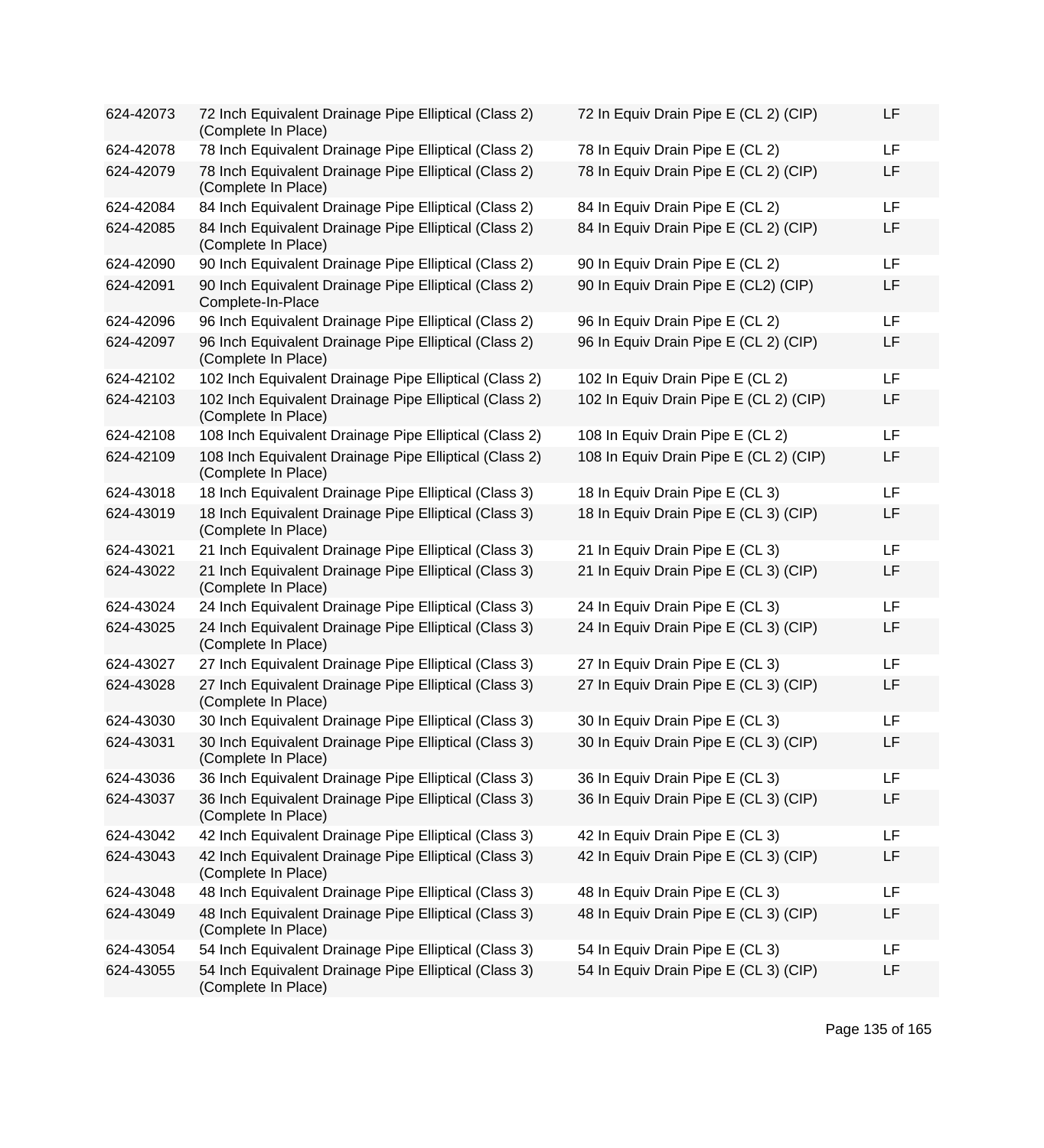| | | | |
|---|---|---|---|
| 624-42073 | 72 Inch Equivalent Drainage Pipe Elliptical (Class 2) (Complete In Place) | 72 In Equiv Drain Pipe E (CL 2) (CIP) | LF |
| 624-42078 | 78 Inch Equivalent Drainage Pipe Elliptical (Class 2) | 78 In Equiv Drain Pipe E (CL 2) | LF |
| 624-42079 | 78 Inch Equivalent Drainage Pipe Elliptical (Class 2) (Complete In Place) | 78 In Equiv Drain Pipe E (CL 2) (CIP) | LF |
| 624-42084 | 84 Inch Equivalent Drainage Pipe Elliptical (Class 2) | 84 In Equiv Drain Pipe E (CL 2) | LF |
| 624-42085 | 84 Inch Equivalent Drainage Pipe Elliptical (Class 2) (Complete In Place) | 84 In Equiv Drain Pipe E (CL 2) (CIP) | LF |
| 624-42090 | 90 Inch Equivalent Drainage Pipe Elliptical (Class 2) | 90 In Equiv Drain Pipe E (CL 2) | LF |
| 624-42091 | 90 Inch Equivalent Drainage Pipe Elliptical (Class 2) Complete-In-Place | 90 In Equiv Drain Pipe E (CL2) (CIP) | LF |
| 624-42096 | 96 Inch Equivalent Drainage Pipe Elliptical (Class 2) | 96 In Equiv Drain Pipe E (CL 2) | LF |
| 624-42097 | 96 Inch Equivalent Drainage Pipe Elliptical (Class 2) (Complete In Place) | 96 In Equiv Drain Pipe E (CL 2) (CIP) | LF |
| 624-42102 | 102 Inch Equivalent Drainage Pipe Elliptical (Class 2) | 102 In Equiv Drain Pipe E (CL 2) | LF |
| 624-42103 | 102 Inch Equivalent Drainage Pipe Elliptical (Class 2) (Complete In Place) | 102 In Equiv Drain Pipe E (CL 2) (CIP) | LF |
| 624-42108 | 108 Inch Equivalent Drainage Pipe Elliptical (Class 2) | 108 In Equiv Drain Pipe E (CL 2) | LF |
| 624-42109 | 108 Inch Equivalent Drainage Pipe Elliptical (Class 2) (Complete In Place) | 108 In Equiv Drain Pipe E (CL 2) (CIP) | LF |
| 624-43018 | 18 Inch Equivalent Drainage Pipe Elliptical (Class 3) | 18 In Equiv Drain Pipe E (CL 3) | LF |
| 624-43019 | 18 Inch Equivalent Drainage Pipe Elliptical (Class 3) (Complete In Place) | 18 In Equiv Drain Pipe E (CL 3) (CIP) | LF |
| 624-43021 | 21 Inch Equivalent Drainage Pipe Elliptical (Class 3) | 21 In Equiv Drain Pipe E (CL 3) | LF |
| 624-43022 | 21 Inch Equivalent Drainage Pipe Elliptical (Class 3) (Complete In Place) | 21 In Equiv Drain Pipe E (CL 3) (CIP) | LF |
| 624-43024 | 24 Inch Equivalent Drainage Pipe Elliptical (Class 3) | 24 In Equiv Drain Pipe E (CL 3) | LF |
| 624-43025 | 24 Inch Equivalent Drainage Pipe Elliptical (Class 3) (Complete In Place) | 24 In Equiv Drain Pipe E (CL 3) (CIP) | LF |
| 624-43027 | 27 Inch Equivalent Drainage Pipe Elliptical (Class 3) | 27 In Equiv Drain Pipe E (CL 3) | LF |
| 624-43028 | 27 Inch Equivalent Drainage Pipe Elliptical (Class 3) (Complete In Place) | 27 In Equiv Drain Pipe E (CL 3) (CIP) | LF |
| 624-43030 | 30 Inch Equivalent Drainage Pipe Elliptical (Class 3) | 30 In Equiv Drain Pipe E (CL 3) | LF |
| 624-43031 | 30 Inch Equivalent Drainage Pipe Elliptical (Class 3) (Complete In Place) | 30 In Equiv Drain Pipe E (CL 3) (CIP) | LF |
| 624-43036 | 36 Inch Equivalent Drainage Pipe Elliptical (Class 3) | 36 In Equiv Drain Pipe E (CL 3) | LF |
| 624-43037 | 36 Inch Equivalent Drainage Pipe Elliptical (Class 3) (Complete In Place) | 36 In Equiv Drain Pipe E (CL 3) (CIP) | LF |
| 624-43042 | 42 Inch Equivalent Drainage Pipe Elliptical (Class 3) | 42 In Equiv Drain Pipe E (CL 3) | LF |
| 624-43043 | 42 Inch Equivalent Drainage Pipe Elliptical (Class 3) (Complete In Place) | 42 In Equiv Drain Pipe E (CL 3) (CIP) | LF |
| 624-43048 | 48 Inch Equivalent Drainage Pipe Elliptical (Class 3) | 48 In Equiv Drain Pipe E (CL 3) | LF |
| 624-43049 | 48 Inch Equivalent Drainage Pipe Elliptical (Class 3) (Complete In Place) | 48 In Equiv Drain Pipe E (CL 3) (CIP) | LF |
| 624-43054 | 54 Inch Equivalent Drainage Pipe Elliptical (Class 3) | 54 In Equiv Drain Pipe E (CL 3) | LF |
| 624-43055 | 54 Inch Equivalent Drainage Pipe Elliptical (Class 3) (Complete In Place) | 54 In Equiv Drain Pipe E (CL 3) (CIP) | LF |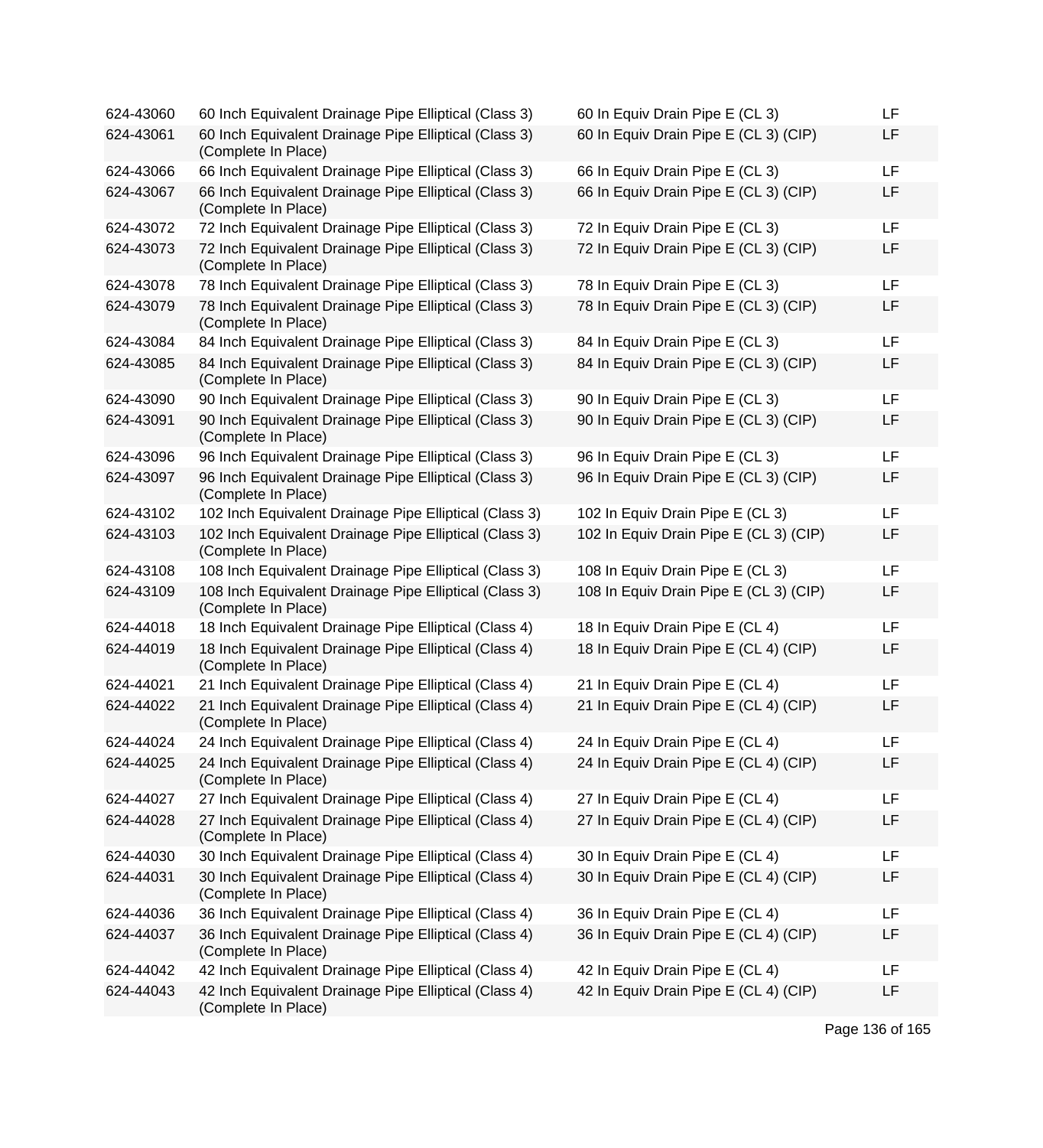| | | | |
|---|---|---|---|
| 624-43060 | 60 Inch Equivalent Drainage Pipe Elliptical (Class 3) | 60 In Equiv Drain Pipe E (CL 3) | LF |
| 624-43061 | 60 Inch Equivalent Drainage Pipe Elliptical (Class 3) (Complete In Place) | 60 In Equiv Drain Pipe E (CL 3) (CIP) | LF |
| 624-43066 | 66 Inch Equivalent Drainage Pipe Elliptical (Class 3) | 66 In Equiv Drain Pipe E (CL 3) | LF |
| 624-43067 | 66 Inch Equivalent Drainage Pipe Elliptical (Class 3) (Complete In Place) | 66 In Equiv Drain Pipe E (CL 3) (CIP) | LF |
| 624-43072 | 72 Inch Equivalent Drainage Pipe Elliptical (Class 3) | 72 In Equiv Drain Pipe E (CL 3) | LF |
| 624-43073 | 72 Inch Equivalent Drainage Pipe Elliptical (Class 3) (Complete In Place) | 72 In Equiv Drain Pipe E (CL 3) (CIP) | LF |
| 624-43078 | 78 Inch Equivalent Drainage Pipe Elliptical (Class 3) | 78 In Equiv Drain Pipe E (CL 3) | LF |
| 624-43079 | 78 Inch Equivalent Drainage Pipe Elliptical (Class 3) (Complete In Place) | 78 In Equiv Drain Pipe E (CL 3) (CIP) | LF |
| 624-43084 | 84 Inch Equivalent Drainage Pipe Elliptical (Class 3) | 84 In Equiv Drain Pipe E (CL 3) | LF |
| 624-43085 | 84 Inch Equivalent Drainage Pipe Elliptical (Class 3) (Complete In Place) | 84 In Equiv Drain Pipe E (CL 3) (CIP) | LF |
| 624-43090 | 90 Inch Equivalent Drainage Pipe Elliptical (Class 3) | 90 In Equiv Drain Pipe E (CL 3) | LF |
| 624-43091 | 90 Inch Equivalent Drainage Pipe Elliptical (Class 3) (Complete In Place) | 90 In Equiv Drain Pipe E (CL 3) (CIP) | LF |
| 624-43096 | 96 Inch Equivalent Drainage Pipe Elliptical (Class 3) | 96 In Equiv Drain Pipe E (CL 3) | LF |
| 624-43097 | 96 Inch Equivalent Drainage Pipe Elliptical (Class 3) (Complete In Place) | 96 In Equiv Drain Pipe E (CL 3) (CIP) | LF |
| 624-43102 | 102 Inch Equivalent Drainage Pipe Elliptical (Class 3) | 102 In Equiv Drain Pipe E (CL 3) | LF |
| 624-43103 | 102 Inch Equivalent Drainage Pipe Elliptical (Class 3) (Complete In Place) | 102 In Equiv Drain Pipe E (CL 3) (CIP) | LF |
| 624-43108 | 108 Inch Equivalent Drainage Pipe Elliptical (Class 3) | 108 In Equiv Drain Pipe E (CL 3) | LF |
| 624-43109 | 108 Inch Equivalent Drainage Pipe Elliptical (Class 3) (Complete In Place) | 108 In Equiv Drain Pipe E (CL 3) (CIP) | LF |
| 624-44018 | 18 Inch Equivalent Drainage Pipe Elliptical (Class 4) | 18 In Equiv Drain Pipe E (CL 4) | LF |
| 624-44019 | 18 Inch Equivalent Drainage Pipe Elliptical (Class 4) (Complete In Place) | 18 In Equiv Drain Pipe E (CL 4) (CIP) | LF |
| 624-44021 | 21 Inch Equivalent Drainage Pipe Elliptical (Class 4) | 21 In Equiv Drain Pipe E (CL 4) | LF |
| 624-44022 | 21 Inch Equivalent Drainage Pipe Elliptical (Class 4) (Complete In Place) | 21 In Equiv Drain Pipe E (CL 4) (CIP) | LF |
| 624-44024 | 24 Inch Equivalent Drainage Pipe Elliptical (Class 4) | 24 In Equiv Drain Pipe E (CL 4) | LF |
| 624-44025 | 24 Inch Equivalent Drainage Pipe Elliptical (Class 4) (Complete In Place) | 24 In Equiv Drain Pipe E (CL 4) (CIP) | LF |
| 624-44027 | 27 Inch Equivalent Drainage Pipe Elliptical (Class 4) | 27 In Equiv Drain Pipe E (CL 4) | LF |
| 624-44028 | 27 Inch Equivalent Drainage Pipe Elliptical (Class 4) (Complete In Place) | 27 In Equiv Drain Pipe E (CL 4) (CIP) | LF |
| 624-44030 | 30 Inch Equivalent Drainage Pipe Elliptical (Class 4) | 30 In Equiv Drain Pipe E (CL 4) | LF |
| 624-44031 | 30 Inch Equivalent Drainage Pipe Elliptical (Class 4) (Complete In Place) | 30 In Equiv Drain Pipe E (CL 4) (CIP) | LF |
| 624-44036 | 36 Inch Equivalent Drainage Pipe Elliptical (Class 4) | 36 In Equiv Drain Pipe E (CL 4) | LF |
| 624-44037 | 36 Inch Equivalent Drainage Pipe Elliptical (Class 4) (Complete In Place) | 36 In Equiv Drain Pipe E (CL 4) (CIP) | LF |
| 624-44042 | 42 Inch Equivalent Drainage Pipe Elliptical (Class 4) | 42 In Equiv Drain Pipe E (CL 4) | LF |
| 624-44043 | 42 Inch Equivalent Drainage Pipe Elliptical (Class 4) (Complete In Place) | 42 In Equiv Drain Pipe E (CL 4) (CIP) | LF |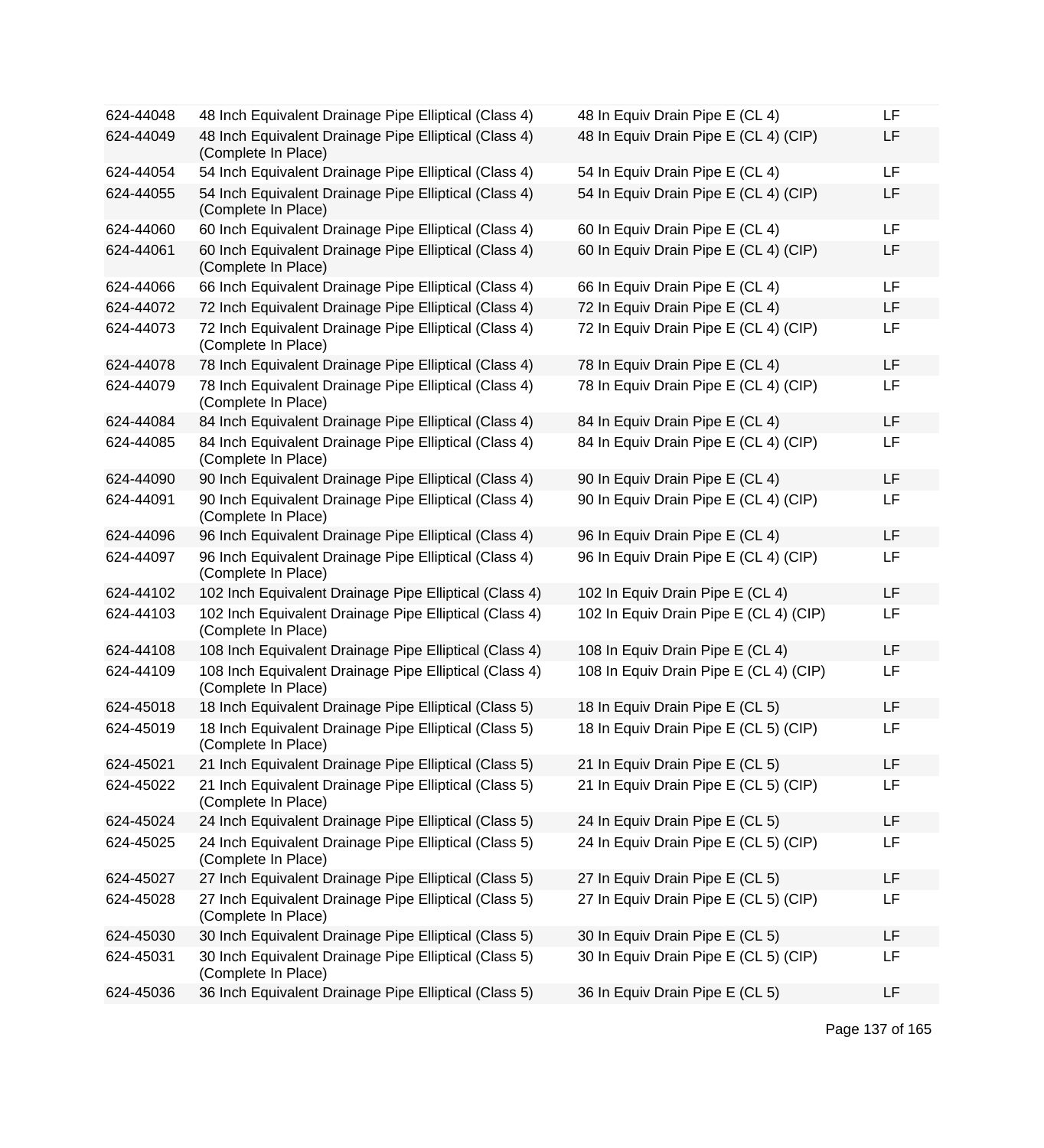| | | | |
|---|---|---|---|
| 624-44048 | 48 Inch Equivalent Drainage Pipe Elliptical (Class 4) | 48 In Equiv Drain Pipe E (CL 4) | LF |
| 624-44049 | 48 Inch Equivalent Drainage Pipe Elliptical (Class 4) (Complete In Place) | 48 In Equiv Drain Pipe E (CL 4) (CIP) | LF |
| 624-44054 | 54 Inch Equivalent Drainage Pipe Elliptical (Class 4) | 54 In Equiv Drain Pipe E (CL 4) | LF |
| 624-44055 | 54 Inch Equivalent Drainage Pipe Elliptical (Class 4) (Complete In Place) | 54 In Equiv Drain Pipe E (CL 4) (CIP) | LF |
| 624-44060 | 60 Inch Equivalent Drainage Pipe Elliptical (Class 4) | 60 In Equiv Drain Pipe E (CL 4) | LF |
| 624-44061 | 60 Inch Equivalent Drainage Pipe Elliptical (Class 4) (Complete In Place) | 60 In Equiv Drain Pipe E (CL 4) (CIP) | LF |
| 624-44066 | 66 Inch Equivalent Drainage Pipe Elliptical (Class 4) | 66 In Equiv Drain Pipe E (CL 4) | LF |
| 624-44072 | 72 Inch Equivalent Drainage Pipe Elliptical (Class 4) | 72 In Equiv Drain Pipe E (CL 4) | LF |
| 624-44073 | 72 Inch Equivalent Drainage Pipe Elliptical (Class 4) (Complete In Place) | 72 In Equiv Drain Pipe E (CL 4) (CIP) | LF |
| 624-44078 | 78 Inch Equivalent Drainage Pipe Elliptical (Class 4) | 78 In Equiv Drain Pipe E (CL 4) | LF |
| 624-44079 | 78 Inch Equivalent Drainage Pipe Elliptical (Class 4) (Complete In Place) | 78 In Equiv Drain Pipe E (CL 4) (CIP) | LF |
| 624-44084 | 84 Inch Equivalent Drainage Pipe Elliptical (Class 4) | 84 In Equiv Drain Pipe E (CL 4) | LF |
| 624-44085 | 84 Inch Equivalent Drainage Pipe Elliptical (Class 4) (Complete In Place) | 84 In Equiv Drain Pipe E (CL 4) (CIP) | LF |
| 624-44090 | 90 Inch Equivalent Drainage Pipe Elliptical (Class 4) | 90 In Equiv Drain Pipe E (CL 4) | LF |
| 624-44091 | 90 Inch Equivalent Drainage Pipe Elliptical (Class 4) (Complete In Place) | 90 In Equiv Drain Pipe E (CL 4) (CIP) | LF |
| 624-44096 | 96 Inch Equivalent Drainage Pipe Elliptical (Class 4) | 96 In Equiv Drain Pipe E (CL 4) | LF |
| 624-44097 | 96 Inch Equivalent Drainage Pipe Elliptical (Class 4) (Complete In Place) | 96 In Equiv Drain Pipe E (CL 4) (CIP) | LF |
| 624-44102 | 102 Inch Equivalent Drainage Pipe Elliptical (Class 4) | 102 In Equiv Drain Pipe E (CL 4) | LF |
| 624-44103 | 102 Inch Equivalent Drainage Pipe Elliptical (Class 4) (Complete In Place) | 102 In Equiv Drain Pipe E (CL 4) (CIP) | LF |
| 624-44108 | 108 Inch Equivalent Drainage Pipe Elliptical (Class 4) | 108 In Equiv Drain Pipe E (CL 4) | LF |
| 624-44109 | 108 Inch Equivalent Drainage Pipe Elliptical (Class 4) (Complete In Place) | 108 In Equiv Drain Pipe E (CL 4) (CIP) | LF |
| 624-45018 | 18 Inch Equivalent Drainage Pipe Elliptical (Class 5) | 18 In Equiv Drain Pipe E (CL 5) | LF |
| 624-45019 | 18 Inch Equivalent Drainage Pipe Elliptical (Class 5) (Complete In Place) | 18 In Equiv Drain Pipe E (CL 5) (CIP) | LF |
| 624-45021 | 21 Inch Equivalent Drainage Pipe Elliptical (Class 5) | 21 In Equiv Drain Pipe E (CL 5) | LF |
| 624-45022 | 21 Inch Equivalent Drainage Pipe Elliptical (Class 5) (Complete In Place) | 21 In Equiv Drain Pipe E (CL 5) (CIP) | LF |
| 624-45024 | 24 Inch Equivalent Drainage Pipe Elliptical (Class 5) | 24 In Equiv Drain Pipe E (CL 5) | LF |
| 624-45025 | 24 Inch Equivalent Drainage Pipe Elliptical (Class 5) (Complete In Place) | 24 In Equiv Drain Pipe E (CL 5) (CIP) | LF |
| 624-45027 | 27 Inch Equivalent Drainage Pipe Elliptical (Class 5) | 27 In Equiv Drain Pipe E (CL 5) | LF |
| 624-45028 | 27 Inch Equivalent Drainage Pipe Elliptical (Class 5) (Complete In Place) | 27 In Equiv Drain Pipe E (CL 5) (CIP) | LF |
| 624-45030 | 30 Inch Equivalent Drainage Pipe Elliptical (Class 5) | 30 In Equiv Drain Pipe E (CL 5) | LF |
| 624-45031 | 30 Inch Equivalent Drainage Pipe Elliptical (Class 5) (Complete In Place) | 30 In Equiv Drain Pipe E (CL 5) (CIP) | LF |
| 624-45036 | 36 Inch Equivalent Drainage Pipe Elliptical (Class 5) | 36 In Equiv Drain Pipe E (CL 5) | LF |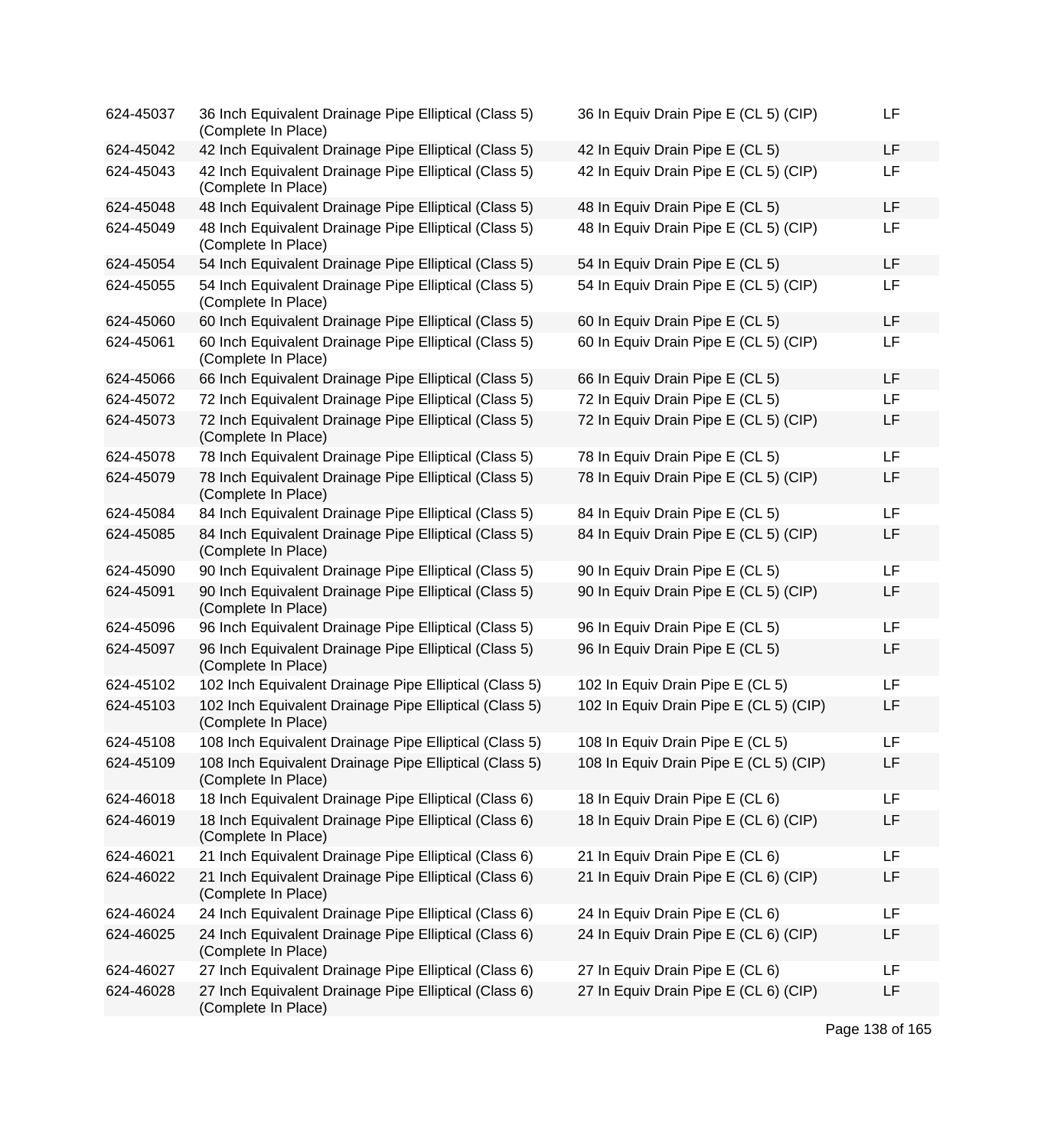| | | | |
|---|---|---|---|
| 624-45037 | 36 Inch Equivalent Drainage Pipe Elliptical (Class 5) (Complete In Place) | 36 In Equiv Drain Pipe E (CL 5) (CIP) | LF |
| 624-45042 | 42 Inch Equivalent Drainage Pipe Elliptical (Class 5) | 42 In Equiv Drain Pipe E (CL 5) | LF |
| 624-45043 | 42 Inch Equivalent Drainage Pipe Elliptical (Class 5) (Complete In Place) | 42 In Equiv Drain Pipe E (CL 5) (CIP) | LF |
| 624-45048 | 48 Inch Equivalent Drainage Pipe Elliptical (Class 5) | 48 In Equiv Drain Pipe E (CL 5) | LF |
| 624-45049 | 48 Inch Equivalent Drainage Pipe Elliptical (Class 5) (Complete In Place) | 48 In Equiv Drain Pipe E (CL 5) (CIP) | LF |
| 624-45054 | 54 Inch Equivalent Drainage Pipe Elliptical (Class 5) | 54 In Equiv Drain Pipe E (CL 5) | LF |
| 624-45055 | 54 Inch Equivalent Drainage Pipe Elliptical (Class 5) (Complete In Place) | 54 In Equiv Drain Pipe E (CL 5) (CIP) | LF |
| 624-45060 | 60 Inch Equivalent Drainage Pipe Elliptical (Class 5) | 60 In Equiv Drain Pipe E (CL 5) | LF |
| 624-45061 | 60 Inch Equivalent Drainage Pipe Elliptical (Class 5) (Complete In Place) | 60 In Equiv Drain Pipe E (CL 5) (CIP) | LF |
| 624-45066 | 66 Inch Equivalent Drainage Pipe Elliptical (Class 5) | 66 In Equiv Drain Pipe E (CL 5) | LF |
| 624-45072 | 72 Inch Equivalent Drainage Pipe Elliptical (Class 5) | 72 In Equiv Drain Pipe E (CL 5) | LF |
| 624-45073 | 72 Inch Equivalent Drainage Pipe Elliptical (Class 5) (Complete In Place) | 72 In Equiv Drain Pipe E (CL 5) (CIP) | LF |
| 624-45078 | 78 Inch Equivalent Drainage Pipe Elliptical (Class 5) | 78 In Equiv Drain Pipe E (CL 5) | LF |
| 624-45079 | 78 Inch Equivalent Drainage Pipe Elliptical (Class 5) (Complete In Place) | 78 In Equiv Drain Pipe E (CL 5) (CIP) | LF |
| 624-45084 | 84 Inch Equivalent Drainage Pipe Elliptical (Class 5) | 84 In Equiv Drain Pipe E (CL 5) | LF |
| 624-45085 | 84 Inch Equivalent Drainage Pipe Elliptical (Class 5) (Complete In Place) | 84 In Equiv Drain Pipe E (CL 5) (CIP) | LF |
| 624-45090 | 90 Inch Equivalent Drainage Pipe Elliptical (Class 5) | 90 In Equiv Drain Pipe E (CL 5) | LF |
| 624-45091 | 90 Inch Equivalent Drainage Pipe Elliptical (Class 5) (Complete In Place) | 90 In Equiv Drain Pipe E (CL 5) (CIP) | LF |
| 624-45096 | 96 Inch Equivalent Drainage Pipe Elliptical (Class 5) | 96 In Equiv Drain Pipe E (CL 5) | LF |
| 624-45097 | 96 Inch Equivalent Drainage Pipe Elliptical (Class 5) (Complete In Place) | 96 In Equiv Drain Pipe E (CL 5) | LF |
| 624-45102 | 102 Inch Equivalent Drainage Pipe Elliptical (Class 5) | 102 In Equiv Drain Pipe E (CL 5) | LF |
| 624-45103 | 102 Inch Equivalent Drainage Pipe Elliptical (Class 5) (Complete In Place) | 102 In Equiv Drain Pipe E (CL 5) (CIP) | LF |
| 624-45108 | 108 Inch Equivalent Drainage Pipe Elliptical (Class 5) | 108 In Equiv Drain Pipe E (CL 5) | LF |
| 624-45109 | 108 Inch Equivalent Drainage Pipe Elliptical (Class 5) (Complete In Place) | 108 In Equiv Drain Pipe E (CL 5) (CIP) | LF |
| 624-46018 | 18 Inch Equivalent Drainage Pipe Elliptical (Class 6) | 18 In Equiv Drain Pipe E (CL 6) | LF |
| 624-46019 | 18 Inch Equivalent Drainage Pipe Elliptical (Class 6) (Complete In Place) | 18 In Equiv Drain Pipe E (CL 6) (CIP) | LF |
| 624-46021 | 21 Inch Equivalent Drainage Pipe Elliptical (Class 6) | 21 In Equiv Drain Pipe E (CL 6) | LF |
| 624-46022 | 21 Inch Equivalent Drainage Pipe Elliptical (Class 6) (Complete In Place) | 21 In Equiv Drain Pipe E (CL 6) (CIP) | LF |
| 624-46024 | 24 Inch Equivalent Drainage Pipe Elliptical (Class 6) | 24 In Equiv Drain Pipe E (CL 6) | LF |
| 624-46025 | 24 Inch Equivalent Drainage Pipe Elliptical (Class 6) (Complete In Place) | 24 In Equiv Drain Pipe E (CL 6) (CIP) | LF |
| 624-46027 | 27 Inch Equivalent Drainage Pipe Elliptical (Class 6) | 27 In Equiv Drain Pipe E (CL 6) | LF |
| 624-46028 | 27 Inch Equivalent Drainage Pipe Elliptical (Class 6) (Complete In Place) | 27 In Equiv Drain Pipe E (CL 6) (CIP) | LF |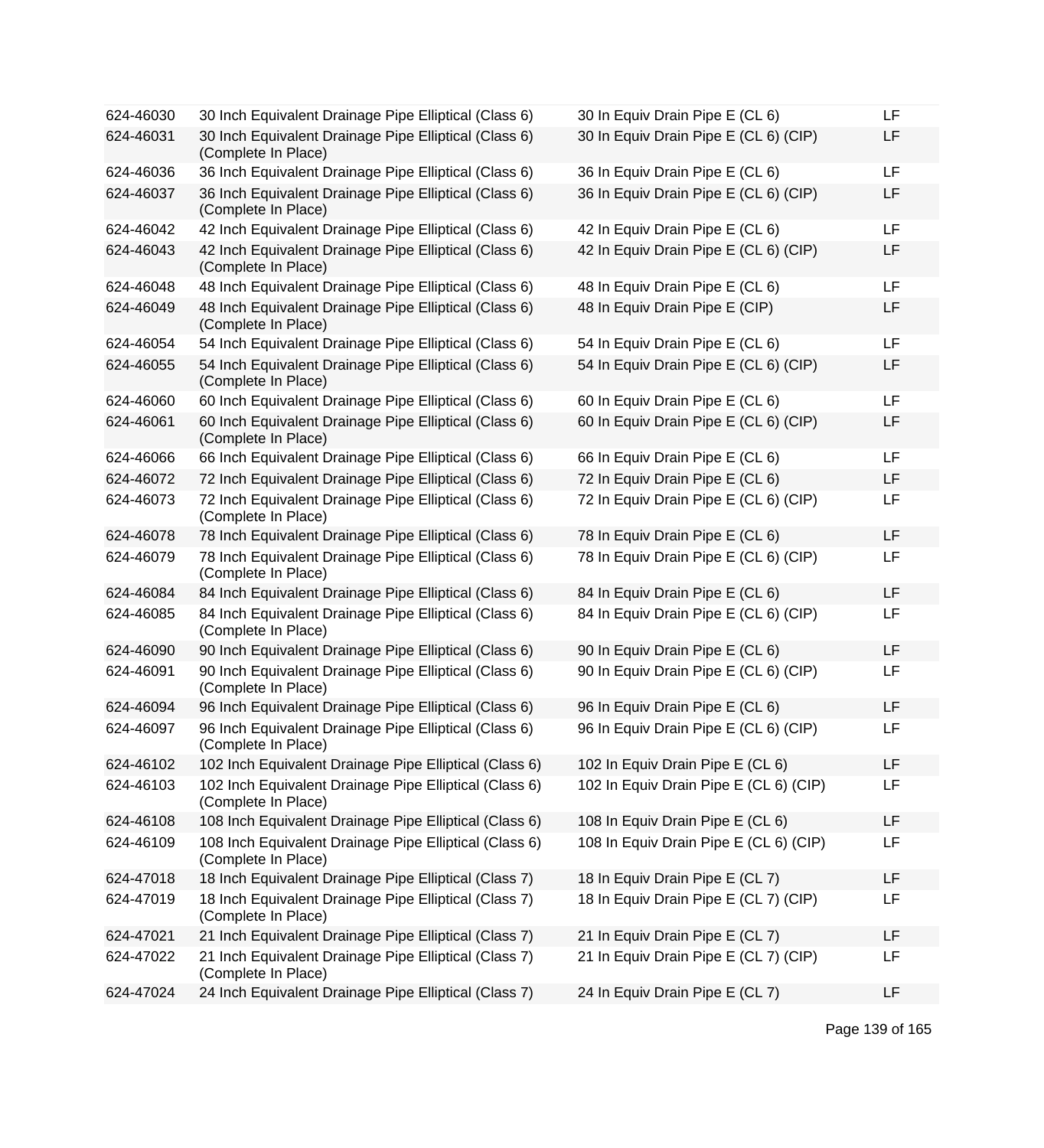| | | | |
|---|---|---|---|
| 624-46030 | 30 Inch Equivalent Drainage Pipe Elliptical (Class 6) | 30 In Equiv Drain Pipe E (CL 6) | LF |
| 624-46031 | 30 Inch Equivalent Drainage Pipe Elliptical (Class 6) (Complete In Place) | 30 In Equiv Drain Pipe E (CL 6) (CIP) | LF |
| 624-46036 | 36 Inch Equivalent Drainage Pipe Elliptical (Class 6) | 36 In Equiv Drain Pipe E (CL 6) | LF |
| 624-46037 | 36 Inch Equivalent Drainage Pipe Elliptical (Class 6) (Complete In Place) | 36 In Equiv Drain Pipe E (CL 6) (CIP) | LF |
| 624-46042 | 42 Inch Equivalent Drainage Pipe Elliptical (Class 6) | 42 In Equiv Drain Pipe E (CL 6) | LF |
| 624-46043 | 42 Inch Equivalent Drainage Pipe Elliptical (Class 6) (Complete In Place) | 42 In Equiv Drain Pipe E (CL 6) (CIP) | LF |
| 624-46048 | 48 Inch Equivalent Drainage Pipe Elliptical (Class 6) | 48 In Equiv Drain Pipe E (CL 6) | LF |
| 624-46049 | 48 Inch Equivalent Drainage Pipe Elliptical (Class 6) (Complete In Place) | 48 In Equiv Drain Pipe E (CIP) | LF |
| 624-46054 | 54 Inch Equivalent Drainage Pipe Elliptical (Class 6) | 54 In Equiv Drain Pipe E (CL 6) | LF |
| 624-46055 | 54 Inch Equivalent Drainage Pipe Elliptical (Class 6) (Complete In Place) | 54 In Equiv Drain Pipe E (CL 6) (CIP) | LF |
| 624-46060 | 60 Inch Equivalent Drainage Pipe Elliptical (Class 6) | 60 In Equiv Drain Pipe E (CL 6) | LF |
| 624-46061 | 60 Inch Equivalent Drainage Pipe Elliptical (Class 6) (Complete In Place) | 60 In Equiv Drain Pipe E (CL 6) (CIP) | LF |
| 624-46066 | 66 Inch Equivalent Drainage Pipe Elliptical (Class 6) | 66 In Equiv Drain Pipe E (CL 6) | LF |
| 624-46072 | 72 Inch Equivalent Drainage Pipe Elliptical (Class 6) | 72 In Equiv Drain Pipe E (CL 6) | LF |
| 624-46073 | 72 Inch Equivalent Drainage Pipe Elliptical (Class 6) (Complete In Place) | 72 In Equiv Drain Pipe E (CL 6) (CIP) | LF |
| 624-46078 | 78 Inch Equivalent Drainage Pipe Elliptical (Class 6) | 78 In Equiv Drain Pipe E (CL 6) | LF |
| 624-46079 | 78 Inch Equivalent Drainage Pipe Elliptical (Class 6) (Complete In Place) | 78 In Equiv Drain Pipe E (CL 6) (CIP) | LF |
| 624-46084 | 84 Inch Equivalent Drainage Pipe Elliptical (Class 6) | 84 In Equiv Drain Pipe E (CL 6) | LF |
| 624-46085 | 84 Inch Equivalent Drainage Pipe Elliptical (Class 6) (Complete In Place) | 84 In Equiv Drain Pipe E (CL 6) (CIP) | LF |
| 624-46090 | 90 Inch Equivalent Drainage Pipe Elliptical (Class 6) | 90 In Equiv Drain Pipe E (CL 6) | LF |
| 624-46091 | 90 Inch Equivalent Drainage Pipe Elliptical (Class 6) (Complete In Place) | 90 In Equiv Drain Pipe E (CL 6) (CIP) | LF |
| 624-46094 | 96 Inch Equivalent Drainage Pipe Elliptical (Class 6) | 96 In Equiv Drain Pipe E (CL 6) | LF |
| 624-46097 | 96 Inch Equivalent Drainage Pipe Elliptical (Class 6) (Complete In Place) | 96 In Equiv Drain Pipe E (CL 6) (CIP) | LF |
| 624-46102 | 102 Inch Equivalent Drainage Pipe Elliptical (Class 6) | 102 In Equiv Drain Pipe E (CL 6) | LF |
| 624-46103 | 102 Inch Equivalent Drainage Pipe Elliptical (Class 6) (Complete In Place) | 102 In Equiv Drain Pipe E (CL 6) (CIP) | LF |
| 624-46108 | 108 Inch Equivalent Drainage Pipe Elliptical (Class 6) | 108 In Equiv Drain Pipe E (CL 6) | LF |
| 624-46109 | 108 Inch Equivalent Drainage Pipe Elliptical (Class 6) (Complete In Place) | 108 In Equiv Drain Pipe E (CL 6) (CIP) | LF |
| 624-47018 | 18 Inch Equivalent Drainage Pipe Elliptical (Class 7) | 18 In Equiv Drain Pipe E (CL 7) | LF |
| 624-47019 | 18 Inch Equivalent Drainage Pipe Elliptical (Class 7) (Complete In Place) | 18 In Equiv Drain Pipe E (CL 7) (CIP) | LF |
| 624-47021 | 21 Inch Equivalent Drainage Pipe Elliptical (Class 7) | 21 In Equiv Drain Pipe E (CL 7) | LF |
| 624-47022 | 21 Inch Equivalent Drainage Pipe Elliptical (Class 7) (Complete In Place) | 21 In Equiv Drain Pipe E (CL 7) (CIP) | LF |
| 624-47024 | 24 Inch Equivalent Drainage Pipe Elliptical (Class 7) | 24 In Equiv Drain Pipe E (CL 7) | LF |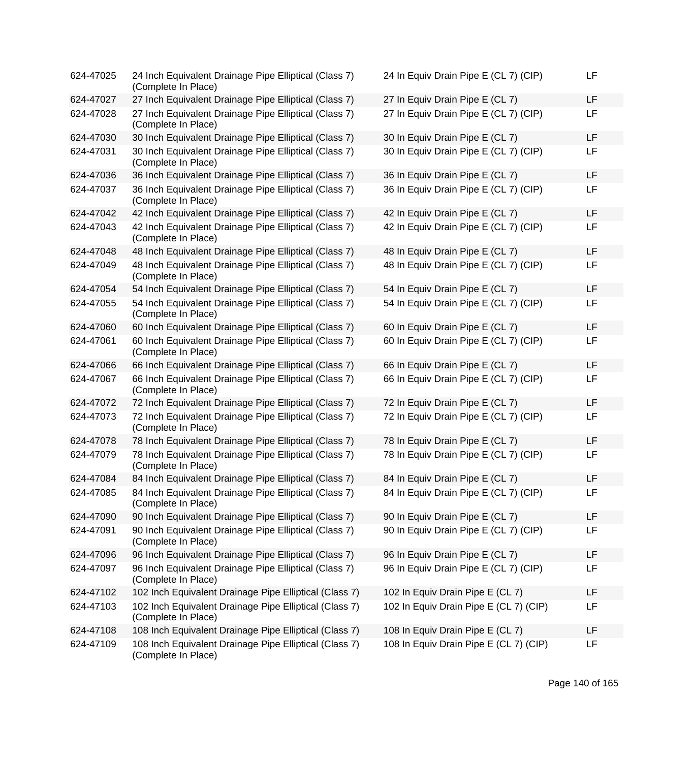| | | | |
|---|---|---|---|
| 624-47025 | 24 Inch Equivalent Drainage Pipe Elliptical (Class 7) (Complete In Place) | 24 In Equiv Drain Pipe E (CL 7) (CIP) | LF |
| 624-47027 | 27 Inch Equivalent Drainage Pipe Elliptical (Class 7) | 27 In Equiv Drain Pipe E (CL 7) | LF |
| 624-47028 | 27 Inch Equivalent Drainage Pipe Elliptical (Class 7) (Complete In Place) | 27 In Equiv Drain Pipe E (CL 7) (CIP) | LF |
| 624-47030 | 30 Inch Equivalent Drainage Pipe Elliptical (Class 7) | 30 In Equiv Drain Pipe E (CL 7) | LF |
| 624-47031 | 30 Inch Equivalent Drainage Pipe Elliptical (Class 7) (Complete In Place) | 30 In Equiv Drain Pipe E (CL 7) (CIP) | LF |
| 624-47036 | 36 Inch Equivalent Drainage Pipe Elliptical (Class 7) | 36 In Equiv Drain Pipe E (CL 7) | LF |
| 624-47037 | 36 Inch Equivalent Drainage Pipe Elliptical (Class 7) (Complete In Place) | 36 In Equiv Drain Pipe E (CL 7) (CIP) | LF |
| 624-47042 | 42 Inch Equivalent Drainage Pipe Elliptical (Class 7) | 42 In Equiv Drain Pipe E (CL 7) | LF |
| 624-47043 | 42 Inch Equivalent Drainage Pipe Elliptical (Class 7) (Complete In Place) | 42 In Equiv Drain Pipe E (CL 7) (CIP) | LF |
| 624-47048 | 48 Inch Equivalent Drainage Pipe Elliptical (Class 7) | 48 In Equiv Drain Pipe E (CL 7) | LF |
| 624-47049 | 48 Inch Equivalent Drainage Pipe Elliptical (Class 7) (Complete In Place) | 48 In Equiv Drain Pipe E (CL 7) (CIP) | LF |
| 624-47054 | 54 Inch Equivalent Drainage Pipe Elliptical (Class 7) | 54 In Equiv Drain Pipe E (CL 7) | LF |
| 624-47055 | 54 Inch Equivalent Drainage Pipe Elliptical (Class 7) (Complete In Place) | 54 In Equiv Drain Pipe E (CL 7) (CIP) | LF |
| 624-47060 | 60 Inch Equivalent Drainage Pipe Elliptical (Class 7) | 60 In Equiv Drain Pipe E (CL 7) | LF |
| 624-47061 | 60 Inch Equivalent Drainage Pipe Elliptical (Class 7) (Complete In Place) | 60 In Equiv Drain Pipe E (CL 7) (CIP) | LF |
| 624-47066 | 66 Inch Equivalent Drainage Pipe Elliptical (Class 7) | 66 In Equiv Drain Pipe E (CL 7) | LF |
| 624-47067 | 66 Inch Equivalent Drainage Pipe Elliptical (Class 7) (Complete In Place) | 66 In Equiv Drain Pipe E (CL 7) (CIP) | LF |
| 624-47072 | 72 Inch Equivalent Drainage Pipe Elliptical (Class 7) | 72 In Equiv Drain Pipe E (CL 7) | LF |
| 624-47073 | 72 Inch Equivalent Drainage Pipe Elliptical (Class 7) (Complete In Place) | 72 In Equiv Drain Pipe E (CL 7) (CIP) | LF |
| 624-47078 | 78 Inch Equivalent Drainage Pipe Elliptical (Class 7) | 78 In Equiv Drain Pipe E (CL 7) | LF |
| 624-47079 | 78 Inch Equivalent Drainage Pipe Elliptical (Class 7) (Complete In Place) | 78 In Equiv Drain Pipe E (CL 7) (CIP) | LF |
| 624-47084 | 84 Inch Equivalent Drainage Pipe Elliptical (Class 7) | 84 In Equiv Drain Pipe E (CL 7) | LF |
| 624-47085 | 84 Inch Equivalent Drainage Pipe Elliptical (Class 7) (Complete In Place) | 84 In Equiv Drain Pipe E (CL 7) (CIP) | LF |
| 624-47090 | 90 Inch Equivalent Drainage Pipe Elliptical (Class 7) | 90 In Equiv Drain Pipe E (CL 7) | LF |
| 624-47091 | 90 Inch Equivalent Drainage Pipe Elliptical (Class 7) (Complete In Place) | 90 In Equiv Drain Pipe E (CL 7) (CIP) | LF |
| 624-47096 | 96 Inch Equivalent Drainage Pipe Elliptical (Class 7) | 96 In Equiv Drain Pipe E (CL 7) | LF |
| 624-47097 | 96 Inch Equivalent Drainage Pipe Elliptical (Class 7) (Complete In Place) | 96 In Equiv Drain Pipe E (CL 7) (CIP) | LF |
| 624-47102 | 102 Inch Equivalent Drainage Pipe Elliptical (Class 7) | 102 In Equiv Drain Pipe E (CL 7) | LF |
| 624-47103 | 102 Inch Equivalent Drainage Pipe Elliptical (Class 7) (Complete In Place) | 102 In Equiv Drain Pipe E (CL 7) (CIP) | LF |
| 624-47108 | 108 Inch Equivalent Drainage Pipe Elliptical (Class 7) | 108 In Equiv Drain Pipe E (CL 7) | LF |
| 624-47109 | 108 Inch Equivalent Drainage Pipe Elliptical (Class 7) (Complete In Place) | 108 In Equiv Drain Pipe E (CL 7) (CIP) | LF |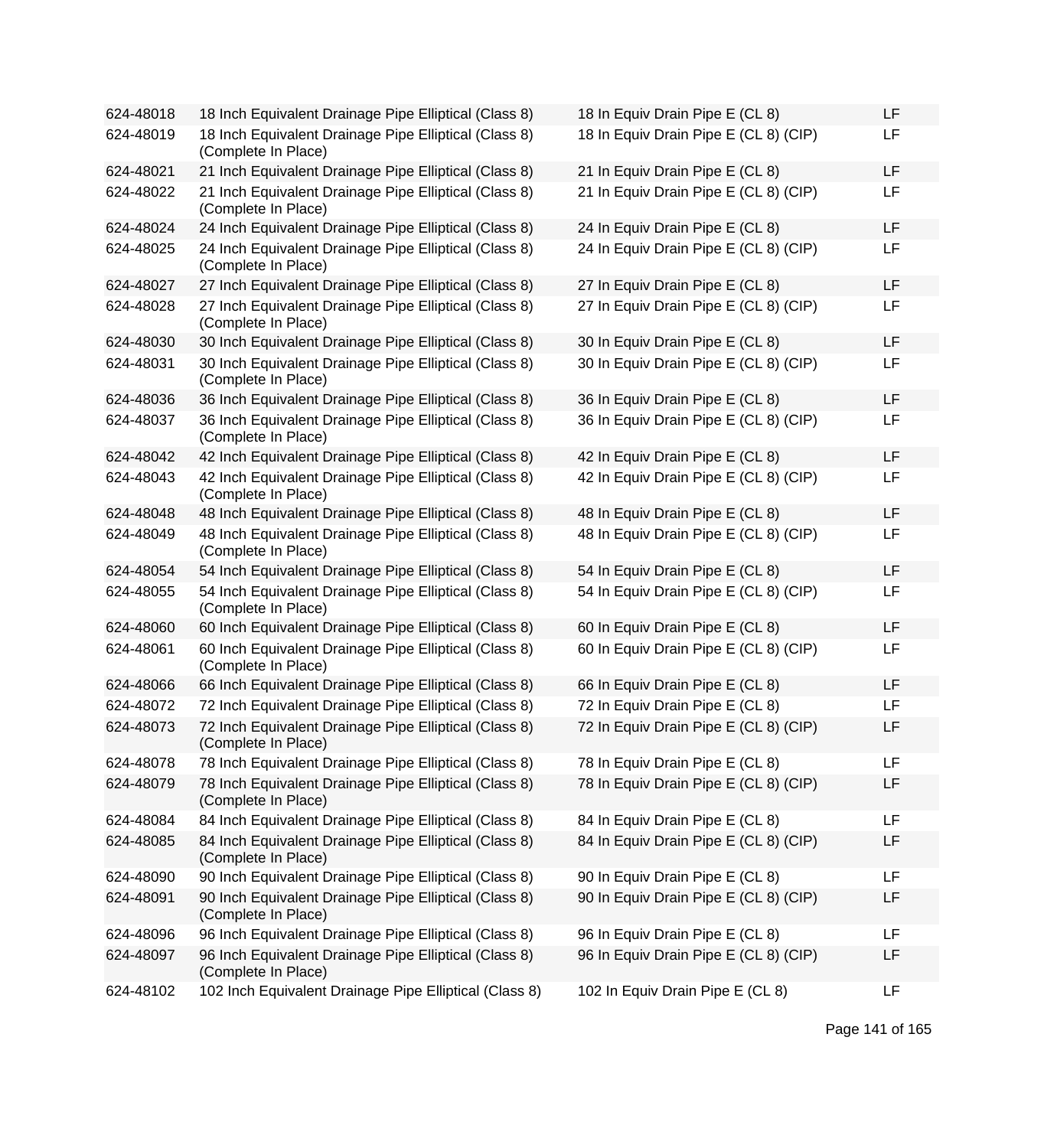| | | | |
|---|---|---|---|
| 624-48018 | 18 Inch Equivalent Drainage Pipe Elliptical (Class 8) | 18 In Equiv Drain Pipe E (CL 8) | LF |
| 624-48019 | 18 Inch Equivalent Drainage Pipe Elliptical (Class 8) (Complete In Place) | 18 In Equiv Drain Pipe E (CL 8) (CIP) | LF |
| 624-48021 | 21 Inch Equivalent Drainage Pipe Elliptical (Class 8) | 21 In Equiv Drain Pipe E (CL 8) | LF |
| 624-48022 | 21 Inch Equivalent Drainage Pipe Elliptical (Class 8) (Complete In Place) | 21 In Equiv Drain Pipe E (CL 8) (CIP) | LF |
| 624-48024 | 24 Inch Equivalent Drainage Pipe Elliptical (Class 8) | 24 In Equiv Drain Pipe E (CL 8) | LF |
| 624-48025 | 24 Inch Equivalent Drainage Pipe Elliptical (Class 8) (Complete In Place) | 24 In Equiv Drain Pipe E (CL 8) (CIP) | LF |
| 624-48027 | 27 Inch Equivalent Drainage Pipe Elliptical (Class 8) | 27 In Equiv Drain Pipe E (CL 8) | LF |
| 624-48028 | 27 Inch Equivalent Drainage Pipe Elliptical (Class 8) (Complete In Place) | 27 In Equiv Drain Pipe E (CL 8) (CIP) | LF |
| 624-48030 | 30 Inch Equivalent Drainage Pipe Elliptical (Class 8) | 30 In Equiv Drain Pipe E (CL 8) | LF |
| 624-48031 | 30 Inch Equivalent Drainage Pipe Elliptical (Class 8) (Complete In Place) | 30 In Equiv Drain Pipe E (CL 8) (CIP) | LF |
| 624-48036 | 36 Inch Equivalent Drainage Pipe Elliptical (Class 8) | 36 In Equiv Drain Pipe E (CL 8) | LF |
| 624-48037 | 36 Inch Equivalent Drainage Pipe Elliptical (Class 8) (Complete In Place) | 36 In Equiv Drain Pipe E (CL 8) (CIP) | LF |
| 624-48042 | 42 Inch Equivalent Drainage Pipe Elliptical (Class 8) | 42 In Equiv Drain Pipe E (CL 8) | LF |
| 624-48043 | 42 Inch Equivalent Drainage Pipe Elliptical (Class 8) (Complete In Place) | 42 In Equiv Drain Pipe E (CL 8) (CIP) | LF |
| 624-48048 | 48 Inch Equivalent Drainage Pipe Elliptical (Class 8) | 48 In Equiv Drain Pipe E (CL 8) | LF |
| 624-48049 | 48 Inch Equivalent Drainage Pipe Elliptical (Class 8) (Complete In Place) | 48 In Equiv Drain Pipe E (CL 8) (CIP) | LF |
| 624-48054 | 54 Inch Equivalent Drainage Pipe Elliptical (Class 8) | 54 In Equiv Drain Pipe E (CL 8) | LF |
| 624-48055 | 54 Inch Equivalent Drainage Pipe Elliptical (Class 8) (Complete In Place) | 54 In Equiv Drain Pipe E (CL 8) (CIP) | LF |
| 624-48060 | 60 Inch Equivalent Drainage Pipe Elliptical (Class 8) | 60 In Equiv Drain Pipe E (CL 8) | LF |
| 624-48061 | 60 Inch Equivalent Drainage Pipe Elliptical (Class 8) (Complete In Place) | 60 In Equiv Drain Pipe E (CL 8) (CIP) | LF |
| 624-48066 | 66 Inch Equivalent Drainage Pipe Elliptical (Class 8) | 66 In Equiv Drain Pipe E (CL 8) | LF |
| 624-48072 | 72 Inch Equivalent Drainage Pipe Elliptical (Class 8) | 72 In Equiv Drain Pipe E (CL 8) | LF |
| 624-48073 | 72 Inch Equivalent Drainage Pipe Elliptical (Class 8) (Complete In Place) | 72 In Equiv Drain Pipe E (CL 8) (CIP) | LF |
| 624-48078 | 78 Inch Equivalent Drainage Pipe Elliptical (Class 8) | 78 In Equiv Drain Pipe E (CL 8) | LF |
| 624-48079 | 78 Inch Equivalent Drainage Pipe Elliptical (Class 8) (Complete In Place) | 78 In Equiv Drain Pipe E (CL 8) (CIP) | LF |
| 624-48084 | 84 Inch Equivalent Drainage Pipe Elliptical (Class 8) | 84 In Equiv Drain Pipe E (CL 8) | LF |
| 624-48085 | 84 Inch Equivalent Drainage Pipe Elliptical (Class 8) (Complete In Place) | 84 In Equiv Drain Pipe E (CL 8) (CIP) | LF |
| 624-48090 | 90 Inch Equivalent Drainage Pipe Elliptical (Class 8) | 90 In Equiv Drain Pipe E (CL 8) | LF |
| 624-48091 | 90 Inch Equivalent Drainage Pipe Elliptical (Class 8) (Complete In Place) | 90 In Equiv Drain Pipe E (CL 8) (CIP) | LF |
| 624-48096 | 96 Inch Equivalent Drainage Pipe Elliptical (Class 8) | 96 In Equiv Drain Pipe E (CL 8) | LF |
| 624-48097 | 96 Inch Equivalent Drainage Pipe Elliptical (Class 8) (Complete In Place) | 96 In Equiv Drain Pipe E (CL 8) (CIP) | LF |
| 624-48102 | 102 Inch Equivalent Drainage Pipe Elliptical (Class 8) | 102 In Equiv Drain Pipe E (CL 8) | LF |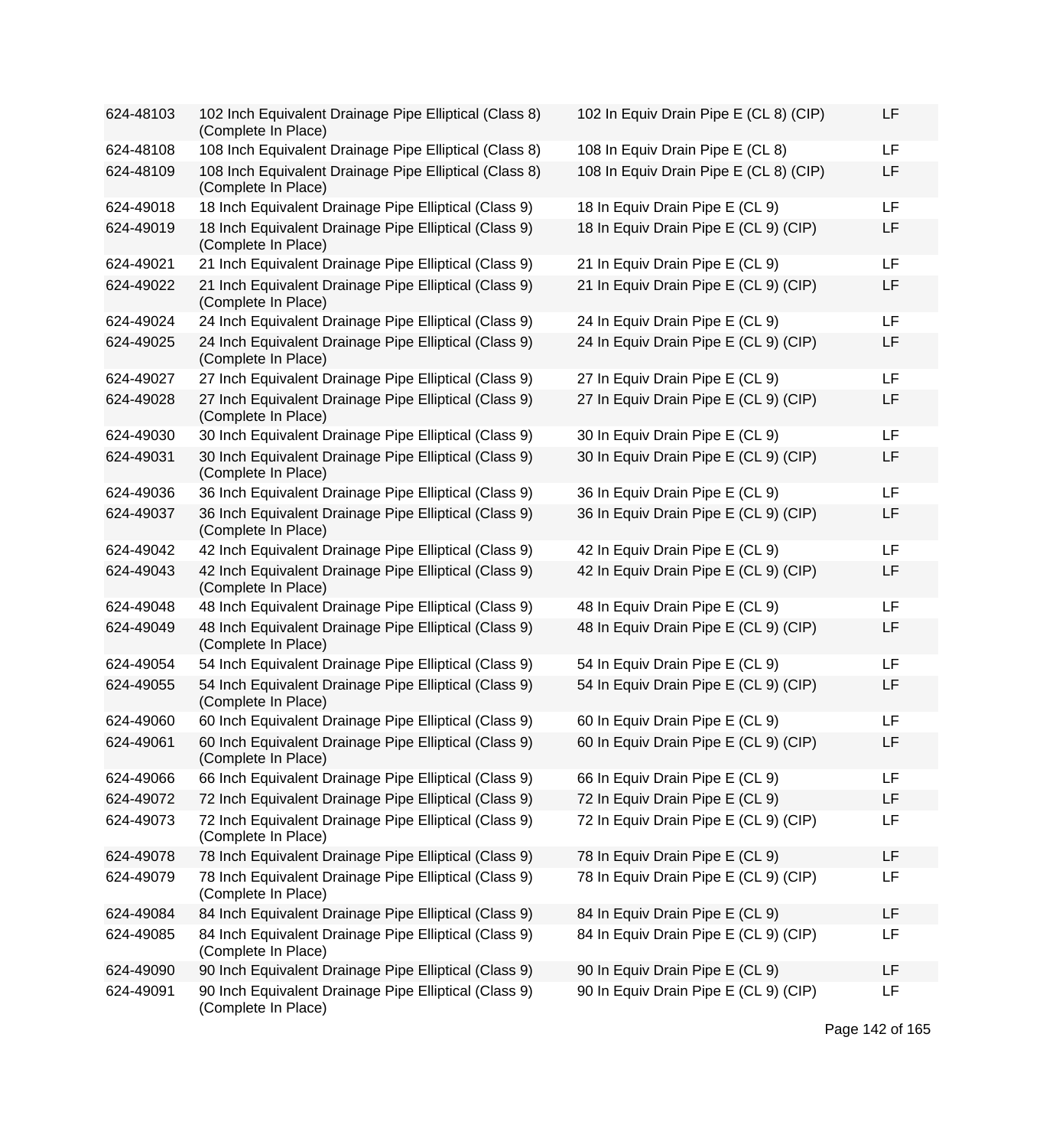| | | | |
|---|---|---|---|
| 624-48103 | 102 Inch Equivalent Drainage Pipe Elliptical (Class 8) (Complete In Place) | 102 In Equiv Drain Pipe E (CL 8) (CIP) | LF |
| 624-48108 | 108 Inch Equivalent Drainage Pipe Elliptical (Class 8) | 108 In Equiv Drain Pipe E (CL 8) | LF |
| 624-48109 | 108 Inch Equivalent Drainage Pipe Elliptical (Class 8) (Complete In Place) | 108 In Equiv Drain Pipe E (CL 8) (CIP) | LF |
| 624-49018 | 18 Inch Equivalent Drainage Pipe Elliptical (Class 9) | 18 In Equiv Drain Pipe E (CL 9) | LF |
| 624-49019 | 18 Inch Equivalent Drainage Pipe Elliptical (Class 9) (Complete In Place) | 18 In Equiv Drain Pipe E (CL 9) (CIP) | LF |
| 624-49021 | 21 Inch Equivalent Drainage Pipe Elliptical (Class 9) | 21 In Equiv Drain Pipe E (CL 9) | LF |
| 624-49022 | 21 Inch Equivalent Drainage Pipe Elliptical (Class 9) (Complete In Place) | 21 In Equiv Drain Pipe E (CL 9) (CIP) | LF |
| 624-49024 | 24 Inch Equivalent Drainage Pipe Elliptical (Class 9) | 24 In Equiv Drain Pipe E (CL 9) | LF |
| 624-49025 | 24 Inch Equivalent Drainage Pipe Elliptical (Class 9) (Complete In Place) | 24 In Equiv Drain Pipe E (CL 9) (CIP) | LF |
| 624-49027 | 27 Inch Equivalent Drainage Pipe Elliptical (Class 9) | 27 In Equiv Drain Pipe E (CL 9) | LF |
| 624-49028 | 27 Inch Equivalent Drainage Pipe Elliptical (Class 9) (Complete In Place) | 27 In Equiv Drain Pipe E (CL 9) (CIP) | LF |
| 624-49030 | 30 Inch Equivalent Drainage Pipe Elliptical (Class 9) | 30 In Equiv Drain Pipe E (CL 9) | LF |
| 624-49031 | 30 Inch Equivalent Drainage Pipe Elliptical (Class 9) (Complete In Place) | 30 In Equiv Drain Pipe E (CL 9) (CIP) | LF |
| 624-49036 | 36 Inch Equivalent Drainage Pipe Elliptical (Class 9) | 36 In Equiv Drain Pipe E (CL 9) | LF |
| 624-49037 | 36 Inch Equivalent Drainage Pipe Elliptical (Class 9) (Complete In Place) | 36 In Equiv Drain Pipe E (CL 9) (CIP) | LF |
| 624-49042 | 42 Inch Equivalent Drainage Pipe Elliptical (Class 9) | 42 In Equiv Drain Pipe E (CL 9) | LF |
| 624-49043 | 42 Inch Equivalent Drainage Pipe Elliptical (Class 9) (Complete In Place) | 42 In Equiv Drain Pipe E (CL 9) (CIP) | LF |
| 624-49048 | 48 Inch Equivalent Drainage Pipe Elliptical (Class 9) | 48 In Equiv Drain Pipe E (CL 9) | LF |
| 624-49049 | 48 Inch Equivalent Drainage Pipe Elliptical (Class 9) (Complete In Place) | 48 In Equiv Drain Pipe E (CL 9) (CIP) | LF |
| 624-49054 | 54 Inch Equivalent Drainage Pipe Elliptical (Class 9) | 54 In Equiv Drain Pipe E (CL 9) | LF |
| 624-49055 | 54 Inch Equivalent Drainage Pipe Elliptical (Class 9) (Complete In Place) | 54 In Equiv Drain Pipe E (CL 9) (CIP) | LF |
| 624-49060 | 60 Inch Equivalent Drainage Pipe Elliptical (Class 9) | 60 In Equiv Drain Pipe E (CL 9) | LF |
| 624-49061 | 60 Inch Equivalent Drainage Pipe Elliptical (Class 9) (Complete In Place) | 60 In Equiv Drain Pipe E (CL 9) (CIP) | LF |
| 624-49066 | 66 Inch Equivalent Drainage Pipe Elliptical (Class 9) | 66 In Equiv Drain Pipe E (CL 9) | LF |
| 624-49072 | 72 Inch Equivalent Drainage Pipe Elliptical (Class 9) | 72 In Equiv Drain Pipe E (CL 9) | LF |
| 624-49073 | 72 Inch Equivalent Drainage Pipe Elliptical (Class 9) (Complete In Place) | 72 In Equiv Drain Pipe E (CL 9) (CIP) | LF |
| 624-49078 | 78 Inch Equivalent Drainage Pipe Elliptical (Class 9) | 78 In Equiv Drain Pipe E (CL 9) | LF |
| 624-49079 | 78 Inch Equivalent Drainage Pipe Elliptical (Class 9) (Complete In Place) | 78 In Equiv Drain Pipe E (CL 9) (CIP) | LF |
| 624-49084 | 84 Inch Equivalent Drainage Pipe Elliptical (Class 9) | 84 In Equiv Drain Pipe E (CL 9) | LF |
| 624-49085 | 84 Inch Equivalent Drainage Pipe Elliptical (Class 9) (Complete In Place) | 84 In Equiv Drain Pipe E (CL 9) (CIP) | LF |
| 624-49090 | 90 Inch Equivalent Drainage Pipe Elliptical (Class 9) | 90 In Equiv Drain Pipe E (CL 9) | LF |
| 624-49091 | 90 Inch Equivalent Drainage Pipe Elliptical (Class 9) (Complete In Place) | 90 In Equiv Drain Pipe E (CL 9) (CIP) | LF |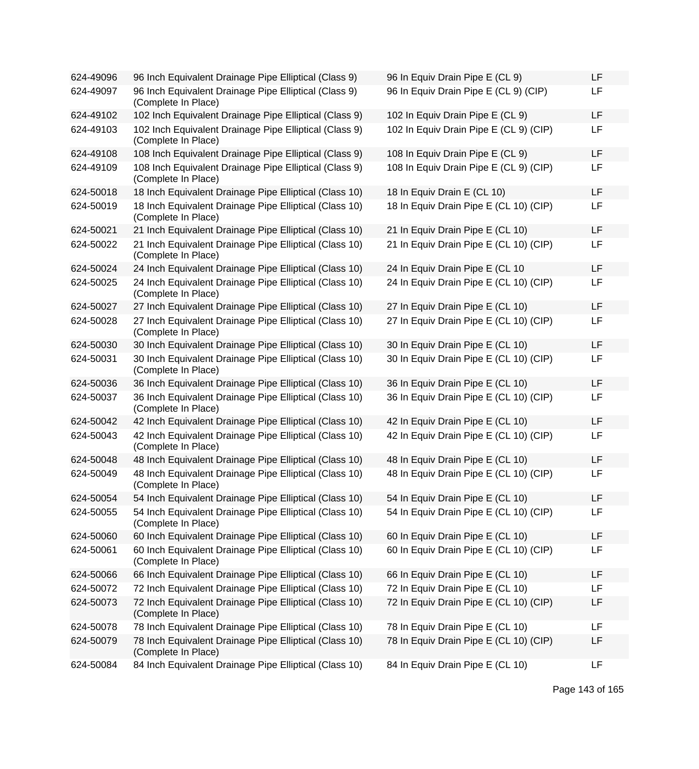| | | | |
|---|---|---|---|
| 624-49096 | 96 Inch Equivalent Drainage Pipe Elliptical (Class 9) | 96 In Equiv Drain Pipe E (CL 9) | LF |
| 624-49097 | 96 Inch Equivalent Drainage Pipe Elliptical (Class 9) (Complete In Place) | 96 In Equiv Drain Pipe E (CL 9) (CIP) | LF |
| 624-49102 | 102 Inch Equivalent Drainage Pipe Elliptical (Class 9) | 102 In Equiv Drain Pipe E (CL 9) | LF |
| 624-49103 | 102 Inch Equivalent Drainage Pipe Elliptical (Class 9) (Complete In Place) | 102 In Equiv Drain Pipe E (CL 9) (CIP) | LF |
| 624-49108 | 108 Inch Equivalent Drainage Pipe Elliptical (Class 9) | 108 In Equiv Drain Pipe E (CL 9) | LF |
| 624-49109 | 108 Inch Equivalent Drainage Pipe Elliptical (Class 9) (Complete In Place) | 108 In Equiv Drain Pipe E (CL 9) (CIP) | LF |
| 624-50018 | 18 Inch Equivalent Drainage Pipe Elliptical (Class 10) | 18 In Equiv Drain E (CL 10) | LF |
| 624-50019 | 18 Inch Equivalent Drainage Pipe Elliptical (Class 10) (Complete In Place) | 18 In Equiv Drain Pipe E (CL 10) (CIP) | LF |
| 624-50021 | 21 Inch Equivalent Drainage Pipe Elliptical (Class 10) | 21 In Equiv Drain Pipe E (CL 10) | LF |
| 624-50022 | 21 Inch Equivalent Drainage Pipe Elliptical (Class 10) (Complete In Place) | 21 In Equiv Drain Pipe E (CL 10) (CIP) | LF |
| 624-50024 | 24 Inch Equivalent Drainage Pipe Elliptical (Class 10) | 24 In Equiv Drain Pipe E (CL 10 | LF |
| 624-50025 | 24 Inch Equivalent Drainage Pipe Elliptical (Class 10) (Complete In Place) | 24 In Equiv Drain Pipe E (CL 10) (CIP) | LF |
| 624-50027 | 27 Inch Equivalent Drainage Pipe Elliptical (Class 10) | 27 In Equiv Drain Pipe E (CL 10) | LF |
| 624-50028 | 27 Inch Equivalent Drainage Pipe Elliptical (Class 10) (Complete In Place) | 27 In Equiv Drain Pipe E (CL 10) (CIP) | LF |
| 624-50030 | 30 Inch Equivalent Drainage Pipe Elliptical (Class 10) | 30 In Equiv Drain Pipe E (CL 10) | LF |
| 624-50031 | 30 Inch Equivalent Drainage Pipe Elliptical (Class 10) (Complete In Place) | 30 In Equiv Drain Pipe E (CL 10) (CIP) | LF |
| 624-50036 | 36 Inch Equivalent Drainage Pipe Elliptical (Class 10) | 36 In Equiv Drain Pipe E (CL 10) | LF |
| 624-50037 | 36 Inch Equivalent Drainage Pipe Elliptical (Class 10) (Complete In Place) | 36 In Equiv Drain Pipe E (CL 10) (CIP) | LF |
| 624-50042 | 42 Inch Equivalent Drainage Pipe Elliptical (Class 10) | 42 In Equiv Drain Pipe E (CL 10) | LF |
| 624-50043 | 42 Inch Equivalent Drainage Pipe Elliptical (Class 10) (Complete In Place) | 42 In Equiv Drain Pipe E (CL 10) (CIP) | LF |
| 624-50048 | 48 Inch Equivalent Drainage Pipe Elliptical (Class 10) | 48 In Equiv Drain Pipe E (CL 10) | LF |
| 624-50049 | 48 Inch Equivalent Drainage Pipe Elliptical (Class 10) (Complete In Place) | 48 In Equiv Drain Pipe E (CL 10) (CIP) | LF |
| 624-50054 | 54 Inch Equivalent Drainage Pipe Elliptical (Class 10) | 54 In Equiv Drain Pipe E (CL 10) | LF |
| 624-50055 | 54 Inch Equivalent Drainage Pipe Elliptical (Class 10) (Complete In Place) | 54 In Equiv Drain Pipe E (CL 10) (CIP) | LF |
| 624-50060 | 60 Inch Equivalent Drainage Pipe Elliptical (Class 10) | 60 In Equiv Drain Pipe E (CL 10) | LF |
| 624-50061 | 60 Inch Equivalent Drainage Pipe Elliptical (Class 10) (Complete In Place) | 60 In Equiv Drain Pipe E (CL 10) (CIP) | LF |
| 624-50066 | 66 Inch Equivalent Drainage Pipe Elliptical (Class 10) | 66 In Equiv Drain Pipe E (CL 10) | LF |
| 624-50072 | 72 Inch Equivalent Drainage Pipe Elliptical (Class 10) | 72 In Equiv Drain Pipe E (CL 10) | LF |
| 624-50073 | 72 Inch Equivalent Drainage Pipe Elliptical (Class 10) (Complete In Place) | 72 In Equiv Drain Pipe E (CL 10) (CIP) | LF |
| 624-50078 | 78 Inch Equivalent Drainage Pipe Elliptical (Class 10) | 78 In Equiv Drain Pipe E (CL 10) | LF |
| 624-50079 | 78 Inch Equivalent Drainage Pipe Elliptical (Class 10) (Complete In Place) | 78 In Equiv Drain Pipe E (CL 10) (CIP) | LF |
| 624-50084 | 84 Inch Equivalent Drainage Pipe Elliptical (Class 10) | 84 In Equiv Drain Pipe E (CL 10) | LF |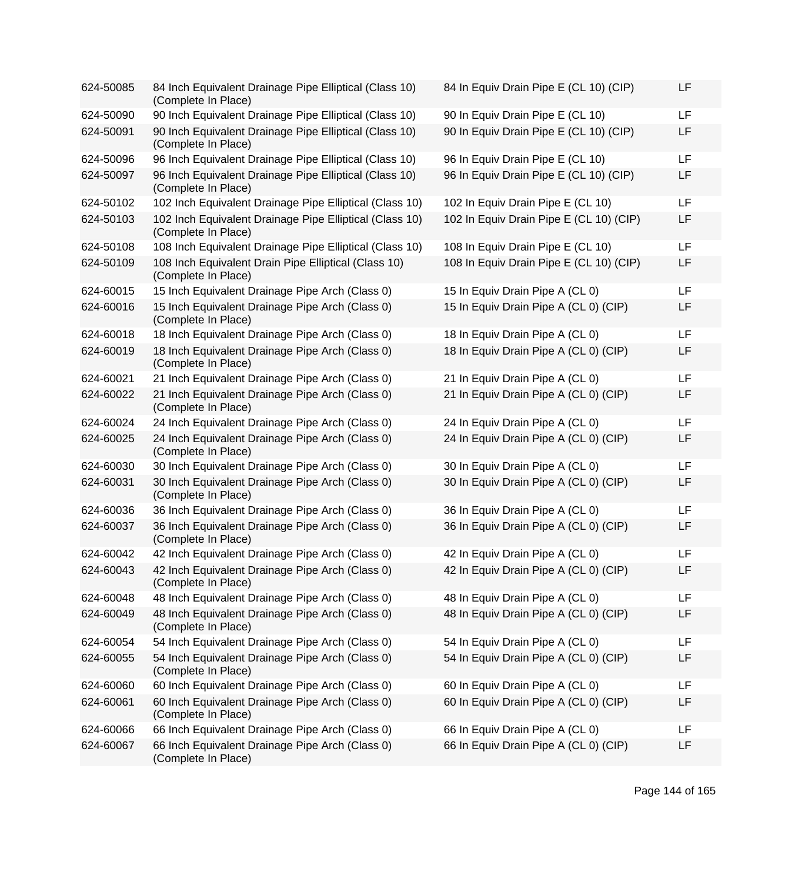| | | | |
|---|---|---|---|
| 624-50085 | 84 Inch Equivalent Drainage Pipe Elliptical (Class 10) (Complete In Place) | 84 In Equiv Drain Pipe E (CL 10) (CIP) | LF |
| 624-50090 | 90 Inch Equivalent Drainage Pipe Elliptical (Class 10) | 90 In Equiv Drain Pipe E (CL 10) | LF |
| 624-50091 | 90 Inch Equivalent Drainage Pipe Elliptical (Class 10) (Complete In Place) | 90 In Equiv Drain Pipe E (CL 10) (CIP) | LF |
| 624-50096 | 96 Inch Equivalent Drainage Pipe Elliptical (Class 10) | 96 In Equiv Drain Pipe E (CL 10) | LF |
| 624-50097 | 96 Inch Equivalent Drainage Pipe Elliptical (Class 10) (Complete In Place) | 96 In Equiv Drain Pipe E (CL 10) (CIP) | LF |
| 624-50102 | 102 Inch Equivalent Drainage Pipe Elliptical (Class 10) | 102 In Equiv Drain Pipe E (CL 10) | LF |
| 624-50103 | 102 Inch Equivalent Drainage Pipe Elliptical (Class 10) (Complete In Place) | 102 In Equiv Drain Pipe E (CL 10) (CIP) | LF |
| 624-50108 | 108 Inch Equivalent Drainage Pipe Elliptical (Class 10) | 108 In Equiv Drain Pipe E (CL 10) | LF |
| 624-50109 | 108 Inch Equivalent Drain Pipe Elliptical (Class 10) (Complete In Place) | 108 In Equiv Drain Pipe E (CL 10) (CIP) | LF |
| 624-60015 | 15 Inch Equivalent Drainage Pipe Arch (Class 0) | 15 In Equiv Drain Pipe A (CL 0) | LF |
| 624-60016 | 15 Inch Equivalent Drainage Pipe Arch (Class 0) (Complete In Place) | 15 In Equiv Drain Pipe A (CL 0) (CIP) | LF |
| 624-60018 | 18 Inch Equivalent Drainage Pipe Arch (Class 0) | 18 In Equiv Drain Pipe A (CL 0) | LF |
| 624-60019 | 18 Inch Equivalent Drainage Pipe Arch (Class 0) (Complete In Place) | 18 In Equiv Drain Pipe A (CL 0) (CIP) | LF |
| 624-60021 | 21 Inch Equivalent Drainage Pipe Arch (Class 0) | 21 In Equiv Drain Pipe A (CL 0) | LF |
| 624-60022 | 21 Inch Equivalent Drainage Pipe Arch (Class 0) (Complete In Place) | 21 In Equiv Drain Pipe A (CL 0) (CIP) | LF |
| 624-60024 | 24 Inch Equivalent Drainage Pipe Arch (Class 0) | 24 In Equiv Drain Pipe A (CL 0) | LF |
| 624-60025 | 24 Inch Equivalent Drainage Pipe Arch (Class 0) (Complete In Place) | 24 In Equiv Drain Pipe A (CL 0) (CIP) | LF |
| 624-60030 | 30 Inch Equivalent Drainage Pipe Arch (Class 0) | 30 In Equiv Drain Pipe A (CL 0) | LF |
| 624-60031 | 30 Inch Equivalent Drainage Pipe Arch (Class 0) (Complete In Place) | 30 In Equiv Drain Pipe A (CL 0) (CIP) | LF |
| 624-60036 | 36 Inch Equivalent Drainage Pipe Arch (Class 0) | 36 In Equiv Drain Pipe A (CL 0) | LF |
| 624-60037 | 36 Inch Equivalent Drainage Pipe Arch (Class 0) (Complete In Place) | 36 In Equiv Drain Pipe A (CL 0) (CIP) | LF |
| 624-60042 | 42 Inch Equivalent Drainage Pipe Arch (Class 0) | 42 In Equiv Drain Pipe A (CL 0) | LF |
| 624-60043 | 42 Inch Equivalent Drainage Pipe Arch (Class 0) (Complete In Place) | 42 In Equiv Drain Pipe A (CL 0) (CIP) | LF |
| 624-60048 | 48 Inch Equivalent Drainage Pipe Arch (Class 0) | 48 In Equiv Drain Pipe A (CL 0) | LF |
| 624-60049 | 48 Inch Equivalent Drainage Pipe Arch (Class 0) (Complete In Place) | 48 In Equiv Drain Pipe A (CL 0) (CIP) | LF |
| 624-60054 | 54 Inch Equivalent Drainage Pipe Arch (Class 0) | 54 In Equiv Drain Pipe A (CL 0) | LF |
| 624-60055 | 54 Inch Equivalent Drainage Pipe Arch (Class 0) (Complete In Place) | 54 In Equiv Drain Pipe A (CL 0) (CIP) | LF |
| 624-60060 | 60 Inch Equivalent Drainage Pipe Arch (Class 0) | 60 In Equiv Drain Pipe A (CL 0) | LF |
| 624-60061 | 60 Inch Equivalent Drainage Pipe Arch (Class 0) (Complete In Place) | 60 In Equiv Drain Pipe A (CL 0) (CIP) | LF |
| 624-60066 | 66 Inch Equivalent Drainage Pipe Arch (Class 0) | 66 In Equiv Drain Pipe A (CL 0) | LF |
| 624-60067 | 66 Inch Equivalent Drainage Pipe Arch (Class 0) (Complete In Place) | 66 In Equiv Drain Pipe A (CL 0) (CIP) | LF |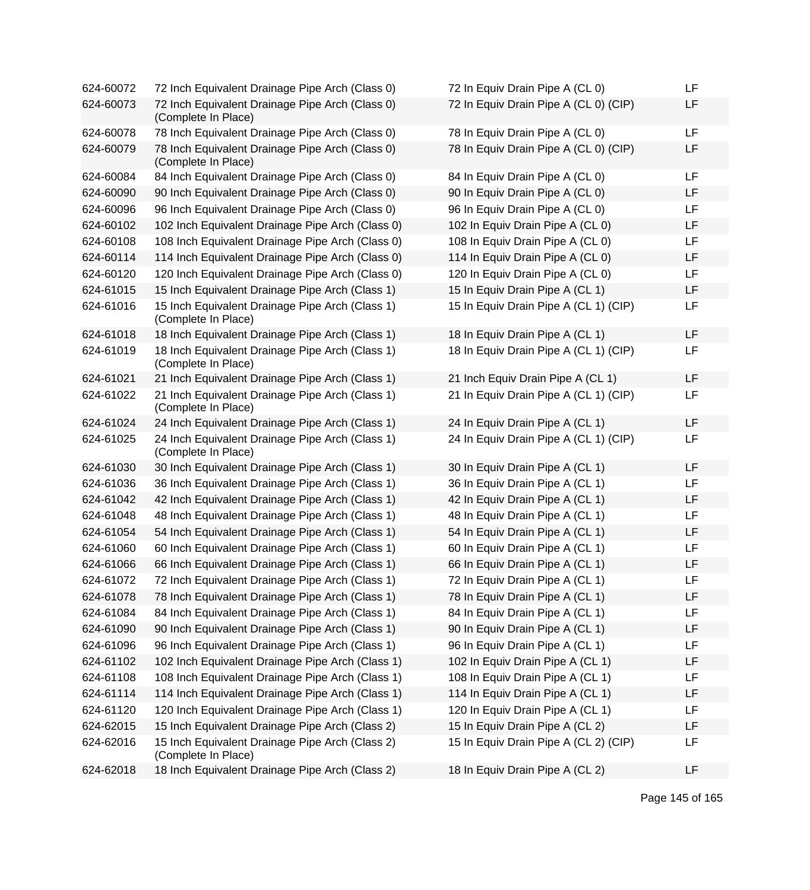| | | | |
|---|---|---|---|
| 624-60072 | 72 Inch Equivalent Drainage Pipe Arch (Class 0) | 72 In Equiv Drain Pipe A (CL 0) | LF |
| 624-60073 | 72 Inch Equivalent Drainage Pipe Arch (Class 0) (Complete In Place) | 72 In Equiv Drain Pipe A (CL 0) (CIP) | LF |
| 624-60078 | 78 Inch Equivalent Drainage Pipe Arch (Class 0) | 78 In Equiv Drain Pipe A (CL 0) | LF |
| 624-60079 | 78 Inch Equivalent Drainage Pipe Arch (Class 0) (Complete In Place) | 78 In Equiv Drain Pipe A (CL 0) (CIP) | LF |
| 624-60084 | 84 Inch Equivalent Drainage Pipe Arch (Class 0) | 84 In Equiv Drain Pipe A (CL 0) | LF |
| 624-60090 | 90 Inch Equivalent Drainage Pipe Arch (Class 0) | 90 In Equiv Drain Pipe A (CL 0) | LF |
| 624-60096 | 96 Inch Equivalent Drainage Pipe Arch (Class 0) | 96 In Equiv Drain Pipe A (CL 0) | LF |
| 624-60102 | 102 Inch Equivalent Drainage Pipe Arch (Class 0) | 102 In Equiv Drain Pipe A (CL 0) | LF |
| 624-60108 | 108 Inch Equivalent Drainage Pipe Arch (Class 0) | 108 In Equiv Drain Pipe A (CL 0) | LF |
| 624-60114 | 114 Inch Equivalent Drainage Pipe Arch (Class 0) | 114 In Equiv Drain Pipe A (CL 0) | LF |
| 624-60120 | 120 Inch Equivalent Drainage Pipe Arch (Class 0) | 120 In Equiv Drain Pipe A (CL 0) | LF |
| 624-61015 | 15 Inch Equivalent Drainage Pipe Arch (Class 1) | 15 In Equiv Drain Pipe A (CL 1) | LF |
| 624-61016 | 15 Inch Equivalent Drainage Pipe Arch (Class 1) (Complete In Place) | 15 In Equiv Drain Pipe A (CL 1) (CIP) | LF |
| 624-61018 | 18 Inch Equivalent Drainage Pipe Arch (Class 1) | 18 In Equiv Drain Pipe A (CL 1) | LF |
| 624-61019 | 18 Inch Equivalent Drainage Pipe Arch (Class 1) (Complete In Place) | 18 In Equiv Drain Pipe A (CL 1) (CIP) | LF |
| 624-61021 | 21 Inch Equivalent Drainage Pipe Arch (Class 1) | 21 Inch Equiv Drain Pipe A (CL 1) | LF |
| 624-61022 | 21 Inch Equivalent Drainage Pipe Arch (Class 1) (Complete In Place) | 21 In Equiv Drain Pipe A (CL 1) (CIP) | LF |
| 624-61024 | 24 Inch Equivalent Drainage Pipe Arch (Class 1) | 24 In Equiv Drain Pipe A (CL 1) | LF |
| 624-61025 | 24 Inch Equivalent Drainage Pipe Arch (Class 1) (Complete In Place) | 24 In Equiv Drain Pipe A (CL 1) (CIP) | LF |
| 624-61030 | 30 Inch Equivalent Drainage Pipe Arch (Class 1) | 30 In Equiv Drain Pipe A (CL 1) | LF |
| 624-61036 | 36 Inch Equivalent Drainage Pipe Arch (Class 1) | 36 In Equiv Drain Pipe A (CL 1) | LF |
| 624-61042 | 42 Inch Equivalent Drainage Pipe Arch (Class 1) | 42 In Equiv Drain Pipe A (CL 1) | LF |
| 624-61048 | 48 Inch Equivalent Drainage Pipe Arch (Class 1) | 48 In Equiv Drain Pipe A (CL 1) | LF |
| 624-61054 | 54 Inch Equivalent Drainage Pipe Arch (Class 1) | 54 In Equiv Drain Pipe A (CL 1) | LF |
| 624-61060 | 60 Inch Equivalent Drainage Pipe Arch (Class 1) | 60 In Equiv Drain Pipe A (CL 1) | LF |
| 624-61066 | 66 Inch Equivalent Drainage Pipe Arch (Class 1) | 66 In Equiv Drain Pipe A (CL 1) | LF |
| 624-61072 | 72 Inch Equivalent Drainage Pipe Arch (Class 1) | 72 In Equiv Drain Pipe A (CL 1) | LF |
| 624-61078 | 78 Inch Equivalent Drainage Pipe Arch (Class 1) | 78 In Equiv Drain Pipe A (CL 1) | LF |
| 624-61084 | 84 Inch Equivalent Drainage Pipe Arch (Class 1) | 84 In Equiv Drain Pipe A (CL 1) | LF |
| 624-61090 | 90 Inch Equivalent Drainage Pipe Arch (Class 1) | 90 In Equiv Drain Pipe A (CL 1) | LF |
| 624-61096 | 96 Inch Equivalent Drainage Pipe Arch (Class 1) | 96 In Equiv Drain Pipe A (CL 1) | LF |
| 624-61102 | 102 Inch Equivalent Drainage Pipe Arch (Class 1) | 102 In Equiv Drain Pipe A (CL 1) | LF |
| 624-61108 | 108 Inch Equivalent Drainage Pipe Arch (Class 1) | 108 In Equiv Drain Pipe A (CL 1) | LF |
| 624-61114 | 114 Inch Equivalent Drainage Pipe Arch (Class 1) | 114 In Equiv Drain Pipe A (CL 1) | LF |
| 624-61120 | 120 Inch Equivalent Drainage Pipe Arch (Class 1) | 120 In Equiv Drain Pipe A (CL 1) | LF |
| 624-62015 | 15 Inch Equivalent Drainage Pipe Arch (Class 2) | 15 In Equiv Drain Pipe A (CL 2) | LF |
| 624-62016 | 15 Inch Equivalent Drainage Pipe Arch (Class 2) (Complete In Place) | 15 In Equiv Drain Pipe A (CL 2) (CIP) | LF |
| 624-62018 | 18 Inch Equivalent Drainage Pipe Arch (Class 2) | 18 In Equiv Drain Pipe A (CL 2) | LF |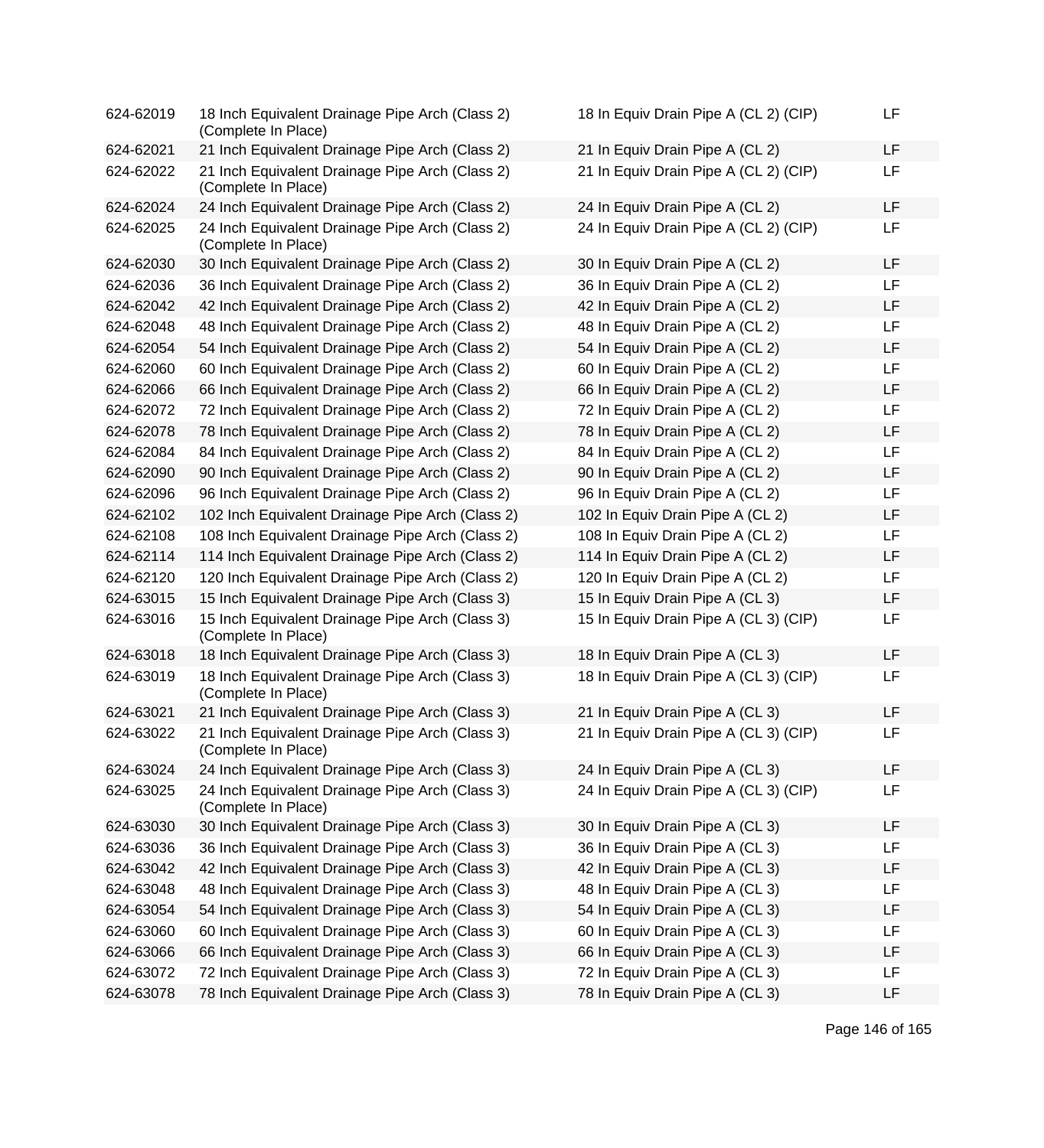| | | | |
|---|---|---|---|
| 624-62019 | 18 Inch Equivalent Drainage Pipe Arch (Class 2) (Complete In Place) | 18 In Equiv Drain Pipe A (CL 2) (CIP) | LF |
| 624-62021 | 21 Inch Equivalent Drainage Pipe Arch (Class 2) | 21 In Equiv Drain Pipe A (CL 2) | LF |
| 624-62022 | 21 Inch Equivalent Drainage Pipe Arch (Class 2) (Complete In Place) | 21 In Equiv Drain Pipe A (CL 2) (CIP) | LF |
| 624-62024 | 24 Inch Equivalent Drainage Pipe Arch (Class 2) | 24 In Equiv Drain Pipe A (CL 2) | LF |
| 624-62025 | 24 Inch Equivalent Drainage Pipe Arch (Class 2) (Complete In Place) | 24 In Equiv Drain Pipe A (CL 2) (CIP) | LF |
| 624-62030 | 30 Inch Equivalent Drainage Pipe Arch (Class 2) | 30 In Equiv Drain Pipe A (CL 2) | LF |
| 624-62036 | 36 Inch Equivalent Drainage Pipe Arch (Class 2) | 36 In Equiv Drain Pipe A (CL 2) | LF |
| 624-62042 | 42 Inch Equivalent Drainage Pipe Arch (Class 2) | 42 In Equiv Drain Pipe A (CL 2) | LF |
| 624-62048 | 48 Inch Equivalent Drainage Pipe Arch (Class 2) | 48 In Equiv Drain Pipe A (CL 2) | LF |
| 624-62054 | 54 Inch Equivalent Drainage Pipe Arch (Class 2) | 54 In Equiv Drain Pipe A (CL 2) | LF |
| 624-62060 | 60 Inch Equivalent Drainage Pipe Arch (Class 2) | 60 In Equiv Drain Pipe A (CL 2) | LF |
| 624-62066 | 66 Inch Equivalent Drainage Pipe Arch (Class 2) | 66 In Equiv Drain Pipe A (CL 2) | LF |
| 624-62072 | 72 Inch Equivalent Drainage Pipe Arch (Class 2) | 72 In Equiv Drain Pipe A (CL 2) | LF |
| 624-62078 | 78 Inch Equivalent Drainage Pipe Arch (Class 2) | 78 In Equiv Drain Pipe A (CL 2) | LF |
| 624-62084 | 84 Inch Equivalent Drainage Pipe Arch (Class 2) | 84 In Equiv Drain Pipe A (CL 2) | LF |
| 624-62090 | 90 Inch Equivalent Drainage Pipe Arch (Class 2) | 90 In Equiv Drain Pipe A (CL 2) | LF |
| 624-62096 | 96 Inch Equivalent Drainage Pipe Arch (Class 2) | 96 In Equiv Drain Pipe A (CL 2) | LF |
| 624-62102 | 102 Inch Equivalent Drainage Pipe Arch (Class 2) | 102 In Equiv Drain Pipe A (CL 2) | LF |
| 624-62108 | 108 Inch Equivalent Drainage Pipe Arch (Class 2) | 108 In Equiv Drain Pipe A (CL 2) | LF |
| 624-62114 | 114 Inch Equivalent Drainage Pipe Arch (Class 2) | 114 In Equiv Drain Pipe A (CL 2) | LF |
| 624-62120 | 120 Inch Equivalent Drainage Pipe Arch (Class 2) | 120 In Equiv Drain Pipe A (CL 2) | LF |
| 624-63015 | 15 Inch Equivalent Drainage Pipe Arch (Class 3) | 15 In Equiv Drain Pipe A (CL 3) | LF |
| 624-63016 | 15 Inch Equivalent Drainage Pipe Arch (Class 3) (Complete In Place) | 15 In Equiv Drain Pipe A (CL 3) (CIP) | LF |
| 624-63018 | 18 Inch Equivalent Drainage Pipe Arch (Class 3) | 18 In Equiv Drain Pipe A (CL 3) | LF |
| 624-63019 | 18 Inch Equivalent Drainage Pipe Arch (Class 3) (Complete In Place) | 18 In Equiv Drain Pipe A (CL 3) (CIP) | LF |
| 624-63021 | 21 Inch Equivalent Drainage Pipe Arch (Class 3) | 21 In Equiv Drain Pipe A (CL 3) | LF |
| 624-63022 | 21 Inch Equivalent Drainage Pipe Arch (Class 3) (Complete In Place) | 21 In Equiv Drain Pipe A (CL 3) (CIP) | LF |
| 624-63024 | 24 Inch Equivalent Drainage Pipe Arch (Class 3) | 24 In Equiv Drain Pipe A (CL 3) | LF |
| 624-63025 | 24 Inch Equivalent Drainage Pipe Arch (Class 3) (Complete In Place) | 24 In Equiv Drain Pipe A (CL 3) (CIP) | LF |
| 624-63030 | 30 Inch Equivalent Drainage Pipe Arch (Class 3) | 30 In Equiv Drain Pipe A (CL 3) | LF |
| 624-63036 | 36 Inch Equivalent Drainage Pipe Arch (Class 3) | 36 In Equiv Drain Pipe A (CL 3) | LF |
| 624-63042 | 42 Inch Equivalent Drainage Pipe Arch (Class 3) | 42 In Equiv Drain Pipe A (CL 3) | LF |
| 624-63048 | 48 Inch Equivalent Drainage Pipe Arch (Class 3) | 48 In Equiv Drain Pipe A (CL 3) | LF |
| 624-63054 | 54 Inch Equivalent Drainage Pipe Arch (Class 3) | 54 In Equiv Drain Pipe A (CL 3) | LF |
| 624-63060 | 60 Inch Equivalent Drainage Pipe Arch (Class 3) | 60 In Equiv Drain Pipe A (CL 3) | LF |
| 624-63066 | 66 Inch Equivalent Drainage Pipe Arch (Class 3) | 66 In Equiv Drain Pipe A (CL 3) | LF |
| 624-63072 | 72 Inch Equivalent Drainage Pipe Arch (Class 3) | 72 In Equiv Drain Pipe A (CL 3) | LF |
| 624-63078 | 78 Inch Equivalent Drainage Pipe Arch (Class 3) | 78 In Equiv Drain Pipe A (CL 3) | LF |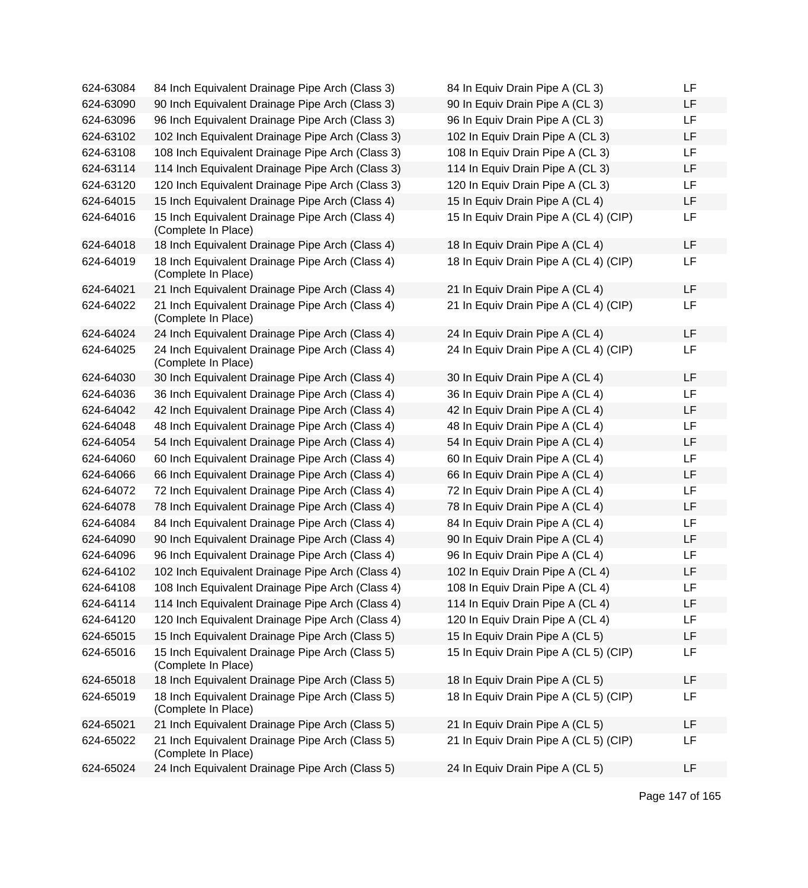| | | | |
|---|---|---|---|
| 624-63084 | 84 Inch Equivalent Drainage Pipe Arch (Class 3) | 84 In Equiv Drain Pipe A (CL 3) | LF |
| 624-63090 | 90 Inch Equivalent Drainage Pipe Arch (Class 3) | 90 In Equiv Drain Pipe A (CL 3) | LF |
| 624-63096 | 96 Inch Equivalent Drainage Pipe Arch (Class 3) | 96 In Equiv Drain Pipe A (CL 3) | LF |
| 624-63102 | 102 Inch Equivalent Drainage Pipe Arch (Class 3) | 102 In Equiv Drain Pipe A (CL 3) | LF |
| 624-63108 | 108 Inch Equivalent Drainage Pipe Arch (Class 3) | 108 In Equiv Drain Pipe A (CL 3) | LF |
| 624-63114 | 114 Inch Equivalent Drainage Pipe Arch (Class 3) | 114 In Equiv Drain Pipe A (CL 3) | LF |
| 624-63120 | 120 Inch Equivalent Drainage Pipe Arch (Class 3) | 120 In Equiv Drain Pipe A (CL 3) | LF |
| 624-64015 | 15 Inch Equivalent Drainage Pipe Arch (Class 4) | 15 In Equiv Drain Pipe A (CL 4) | LF |
| 624-64016 | 15 Inch Equivalent Drainage Pipe Arch (Class 4) (Complete In Place) | 15 In Equiv Drain Pipe A (CL 4) (CIP) | LF |
| 624-64018 | 18 Inch Equivalent Drainage Pipe Arch (Class 4) | 18 In Equiv Drain Pipe A (CL 4) | LF |
| 624-64019 | 18 Inch Equivalent Drainage Pipe Arch (Class 4) (Complete In Place) | 18 In Equiv Drain Pipe A (CL 4) (CIP) | LF |
| 624-64021 | 21 Inch Equivalent Drainage Pipe Arch (Class 4) | 21 In Equiv Drain Pipe A (CL 4) | LF |
| 624-64022 | 21 Inch Equivalent Drainage Pipe Arch (Class 4) (Complete In Place) | 21 In Equiv Drain Pipe A (CL 4) (CIP) | LF |
| 624-64024 | 24 Inch Equivalent Drainage Pipe Arch (Class 4) | 24 In Equiv Drain Pipe A (CL 4) | LF |
| 624-64025 | 24 Inch Equivalent Drainage Pipe Arch (Class 4) (Complete In Place) | 24 In Equiv Drain Pipe A (CL 4) (CIP) | LF |
| 624-64030 | 30 Inch Equivalent Drainage Pipe Arch (Class 4) | 30 In Equiv Drain Pipe A (CL 4) | LF |
| 624-64036 | 36 Inch Equivalent Drainage Pipe Arch (Class 4) | 36 In Equiv Drain Pipe A (CL 4) | LF |
| 624-64042 | 42 Inch Equivalent Drainage Pipe Arch (Class 4) | 42 In Equiv Drain Pipe A (CL 4) | LF |
| 624-64048 | 48 Inch Equivalent Drainage Pipe Arch (Class 4) | 48 In Equiv Drain Pipe A (CL 4) | LF |
| 624-64054 | 54 Inch Equivalent Drainage Pipe Arch (Class 4) | 54 In Equiv Drain Pipe A (CL 4) | LF |
| 624-64060 | 60 Inch Equivalent Drainage Pipe Arch (Class 4) | 60 In Equiv Drain Pipe A (CL 4) | LF |
| 624-64066 | 66 Inch Equivalent Drainage Pipe Arch (Class 4) | 66 In Equiv Drain Pipe A (CL 4) | LF |
| 624-64072 | 72 Inch Equivalent Drainage Pipe Arch (Class 4) | 72 In Equiv Drain Pipe A (CL 4) | LF |
| 624-64078 | 78 Inch Equivalent Drainage Pipe Arch (Class 4) | 78 In Equiv Drain Pipe A (CL 4) | LF |
| 624-64084 | 84 Inch Equivalent Drainage Pipe Arch (Class 4) | 84 In Equiv Drain Pipe A (CL 4) | LF |
| 624-64090 | 90 Inch Equivalent Drainage Pipe Arch (Class 4) | 90 In Equiv Drain Pipe A (CL 4) | LF |
| 624-64096 | 96 Inch Equivalent Drainage Pipe Arch (Class 4) | 96 In Equiv Drain Pipe A (CL 4) | LF |
| 624-64102 | 102 Inch Equivalent Drainage Pipe Arch (Class 4) | 102 In Equiv Drain Pipe A (CL 4) | LF |
| 624-64108 | 108 Inch Equivalent Drainage Pipe Arch (Class 4) | 108 In Equiv Drain Pipe A (CL 4) | LF |
| 624-64114 | 114 Inch Equivalent Drainage Pipe Arch (Class 4) | 114 In Equiv Drain Pipe A (CL 4) | LF |
| 624-64120 | 120 Inch Equivalent Drainage Pipe Arch (Class 4) | 120 In Equiv Drain Pipe A (CL 4) | LF |
| 624-65015 | 15 Inch Equivalent Drainage Pipe Arch (Class 5) | 15 In Equiv Drain Pipe A (CL 5) | LF |
| 624-65016 | 15 Inch Equivalent Drainage Pipe Arch (Class 5) (Complete In Place) | 15 In Equiv Drain Pipe A (CL 5) (CIP) | LF |
| 624-65018 | 18 Inch Equivalent Drainage Pipe Arch (Class 5) | 18 In Equiv Drain Pipe A (CL 5) | LF |
| 624-65019 | 18 Inch Equivalent Drainage Pipe Arch (Class 5) (Complete In Place) | 18 In Equiv Drain Pipe A (CL 5) (CIP) | LF |
| 624-65021 | 21 Inch Equivalent Drainage Pipe Arch (Class 5) | 21 In Equiv Drain Pipe A (CL 5) | LF |
| 624-65022 | 21 Inch Equivalent Drainage Pipe Arch (Class 5) (Complete In Place) | 21 In Equiv Drain Pipe A (CL 5) (CIP) | LF |
| 624-65024 | 24 Inch Equivalent Drainage Pipe Arch (Class 5) | 24 In Equiv Drain Pipe A (CL 5) | LF |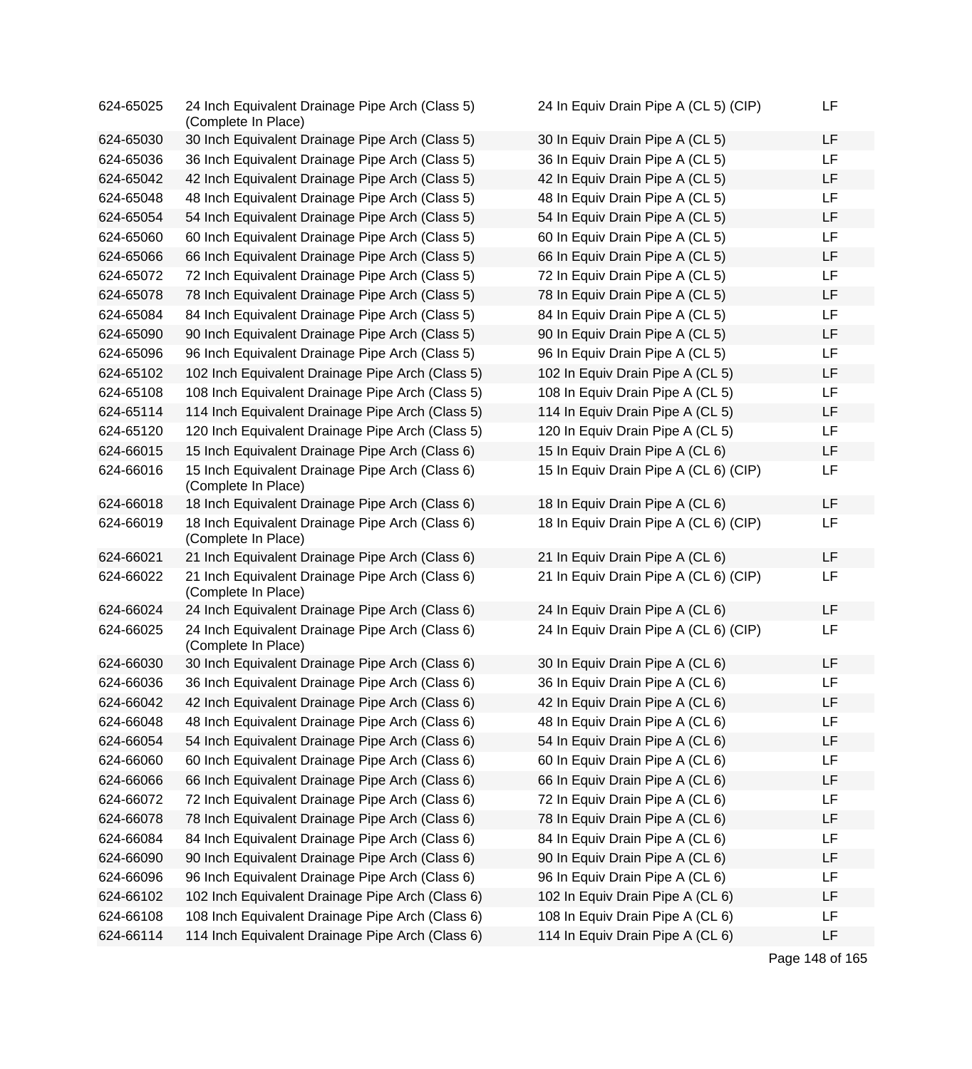| | | | |
|---|---|---|---|
| 624-65025 | 24 Inch Equivalent Drainage Pipe Arch (Class 5) (Complete In Place) | 24 In Equiv Drain Pipe A (CL 5) (CIP) | LF |
| 624-65030 | 30 Inch Equivalent Drainage Pipe Arch (Class 5) | 30 In Equiv Drain Pipe A (CL 5) | LF |
| 624-65036 | 36 Inch Equivalent Drainage Pipe Arch (Class 5) | 36 In Equiv Drain Pipe A (CL 5) | LF |
| 624-65042 | 42 Inch Equivalent Drainage Pipe Arch (Class 5) | 42 In Equiv Drain Pipe A (CL 5) | LF |
| 624-65048 | 48 Inch Equivalent Drainage Pipe Arch (Class 5) | 48 In Equiv Drain Pipe A (CL 5) | LF |
| 624-65054 | 54 Inch Equivalent Drainage Pipe Arch (Class 5) | 54 In Equiv Drain Pipe A (CL 5) | LF |
| 624-65060 | 60 Inch Equivalent Drainage Pipe Arch (Class 5) | 60 In Equiv Drain Pipe A (CL 5) | LF |
| 624-65066 | 66 Inch Equivalent Drainage Pipe Arch (Class 5) | 66 In Equiv Drain Pipe A (CL 5) | LF |
| 624-65072 | 72 Inch Equivalent Drainage Pipe Arch (Class 5) | 72 In Equiv Drain Pipe A (CL 5) | LF |
| 624-65078 | 78 Inch Equivalent Drainage Pipe Arch (Class 5) | 78 In Equiv Drain Pipe A (CL 5) | LF |
| 624-65084 | 84 Inch Equivalent Drainage Pipe Arch (Class 5) | 84 In Equiv Drain Pipe A (CL 5) | LF |
| 624-65090 | 90 Inch Equivalent Drainage Pipe Arch (Class 5) | 90 In Equiv Drain Pipe A (CL 5) | LF |
| 624-65096 | 96 Inch Equivalent Drainage Pipe Arch (Class 5) | 96 In Equiv Drain Pipe A (CL 5) | LF |
| 624-65102 | 102 Inch Equivalent Drainage Pipe Arch (Class 5) | 102 In Equiv Drain Pipe A (CL 5) | LF |
| 624-65108 | 108 Inch Equivalent Drainage Pipe Arch (Class 5) | 108 In Equiv Drain Pipe A (CL 5) | LF |
| 624-65114 | 114 Inch Equivalent Drainage Pipe Arch (Class 5) | 114 In Equiv Drain Pipe A (CL 5) | LF |
| 624-65120 | 120 Inch Equivalent Drainage Pipe Arch (Class 5) | 120 In Equiv Drain Pipe A (CL 5) | LF |
| 624-66015 | 15 Inch Equivalent Drainage Pipe Arch (Class 6) | 15 In Equiv Drain Pipe A (CL 6) | LF |
| 624-66016 | 15 Inch Equivalent Drainage Pipe Arch (Class 6) (Complete In Place) | 15 In Equiv Drain Pipe A (CL 6) (CIP) | LF |
| 624-66018 | 18 Inch Equivalent Drainage Pipe Arch (Class 6) | 18 In Equiv Drain Pipe A (CL 6) | LF |
| 624-66019 | 18 Inch Equivalent Drainage Pipe Arch (Class 6) (Complete In Place) | 18 In Equiv Drain Pipe A (CL 6) (CIP) | LF |
| 624-66021 | 21 Inch Equivalent Drainage Pipe Arch (Class 6) | 21 In Equiv Drain Pipe A (CL 6) | LF |
| 624-66022 | 21 Inch Equivalent Drainage Pipe Arch (Class 6) (Complete In Place) | 21 In Equiv Drain Pipe A (CL 6) (CIP) | LF |
| 624-66024 | 24 Inch Equivalent Drainage Pipe Arch (Class 6) | 24 In Equiv Drain Pipe A (CL 6) | LF |
| 624-66025 | 24 Inch Equivalent Drainage Pipe Arch (Class 6) (Complete In Place) | 24 In Equiv Drain Pipe A (CL 6) (CIP) | LF |
| 624-66030 | 30 Inch Equivalent Drainage Pipe Arch (Class 6) | 30 In Equiv Drain Pipe A (CL 6) | LF |
| 624-66036 | 36 Inch Equivalent Drainage Pipe Arch (Class 6) | 36 In Equiv Drain Pipe A (CL 6) | LF |
| 624-66042 | 42 Inch Equivalent Drainage Pipe Arch (Class 6) | 42 In Equiv Drain Pipe A (CL 6) | LF |
| 624-66048 | 48 Inch Equivalent Drainage Pipe Arch (Class 6) | 48 In Equiv Drain Pipe A (CL 6) | LF |
| 624-66054 | 54 Inch Equivalent Drainage Pipe Arch (Class 6) | 54 In Equiv Drain Pipe A (CL 6) | LF |
| 624-66060 | 60 Inch Equivalent Drainage Pipe Arch (Class 6) | 60 In Equiv Drain Pipe A (CL 6) | LF |
| 624-66066 | 66 Inch Equivalent Drainage Pipe Arch (Class 6) | 66 In Equiv Drain Pipe A (CL 6) | LF |
| 624-66072 | 72 Inch Equivalent Drainage Pipe Arch (Class 6) | 72 In Equiv Drain Pipe A (CL 6) | LF |
| 624-66078 | 78 Inch Equivalent Drainage Pipe Arch (Class 6) | 78 In Equiv Drain Pipe A (CL 6) | LF |
| 624-66084 | 84 Inch Equivalent Drainage Pipe Arch (Class 6) | 84 In Equiv Drain Pipe A (CL 6) | LF |
| 624-66090 | 90 Inch Equivalent Drainage Pipe Arch (Class 6) | 90 In Equiv Drain Pipe A (CL 6) | LF |
| 624-66096 | 96 Inch Equivalent Drainage Pipe Arch (Class 6) | 96 In Equiv Drain Pipe A (CL 6) | LF |
| 624-66102 | 102 Inch Equivalent Drainage Pipe Arch (Class 6) | 102 In Equiv Drain Pipe A (CL 6) | LF |
| 624-66108 | 108 Inch Equivalent Drainage Pipe Arch (Class 6) | 108 In Equiv Drain Pipe A (CL 6) | LF |
| 624-66114 | 114 Inch Equivalent Drainage Pipe Arch (Class 6) | 114 In Equiv Drain Pipe A (CL 6) | LF |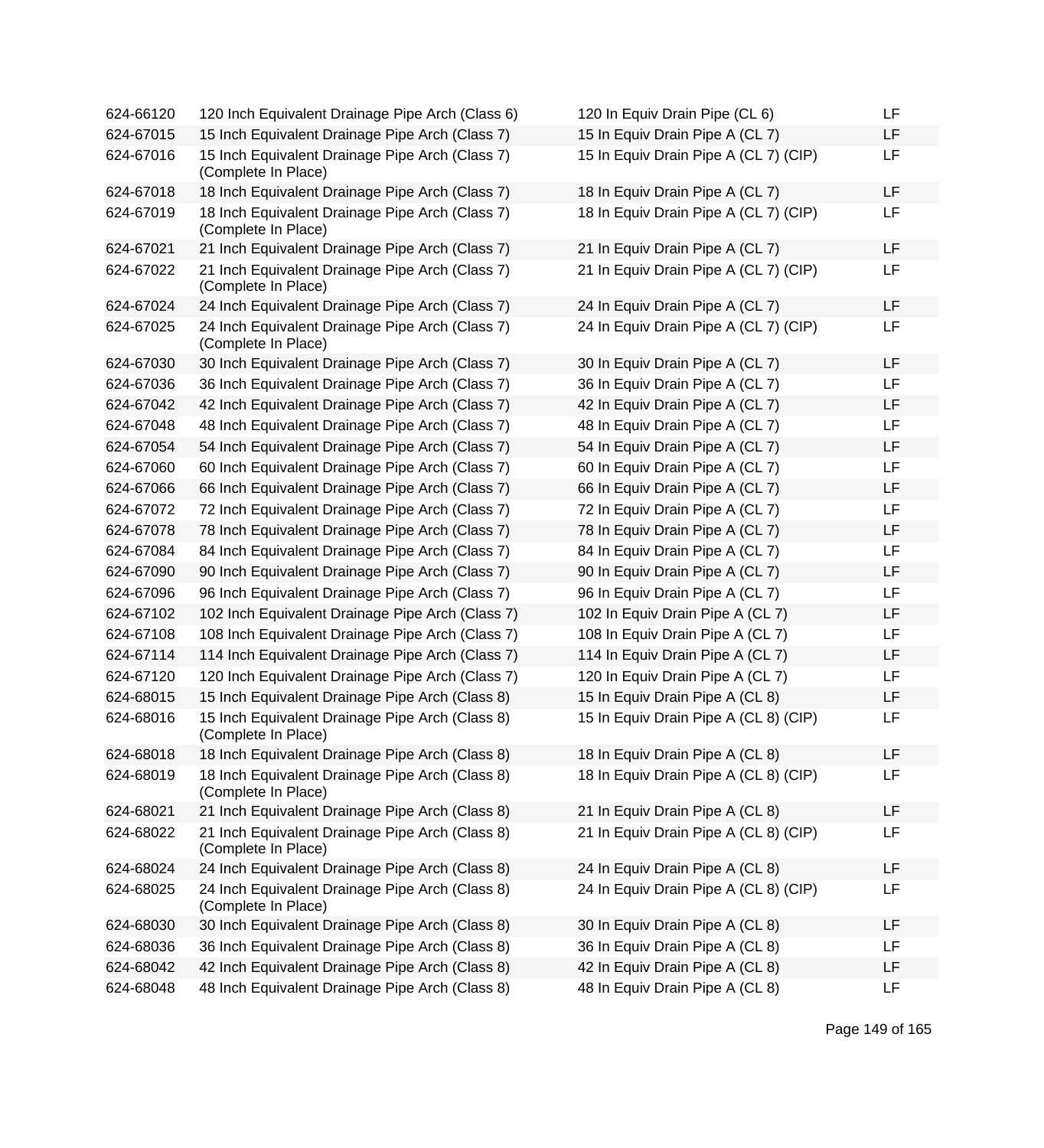| | | | |
|---|---|---|---|
| 624-66120 | 120 Inch Equivalent Drainage Pipe Arch (Class 6) | 120 In Equiv Drain Pipe (CL 6) | LF |
| 624-67015 | 15 Inch Equivalent Drainage Pipe Arch (Class 7) | 15 In Equiv Drain Pipe A (CL 7) | LF |
| 624-67016 | 15 Inch Equivalent Drainage Pipe Arch (Class 7) (Complete In Place) | 15 In Equiv Drain Pipe A (CL 7) (CIP) | LF |
| 624-67018 | 18 Inch Equivalent Drainage Pipe Arch (Class 7) | 18 In Equiv Drain Pipe A (CL 7) | LF |
| 624-67019 | 18 Inch Equivalent Drainage Pipe Arch (Class 7) (Complete In Place) | 18 In Equiv Drain Pipe A (CL 7) (CIP) | LF |
| 624-67021 | 21 Inch Equivalent Drainage Pipe Arch (Class 7) | 21 In Equiv Drain Pipe A (CL 7) | LF |
| 624-67022 | 21 Inch Equivalent Drainage Pipe Arch (Class 7) (Complete In Place) | 21 In Equiv Drain Pipe A (CL 7) (CIP) | LF |
| 624-67024 | 24 Inch Equivalent Drainage Pipe Arch (Class 7) | 24 In Equiv Drain Pipe A (CL 7) | LF |
| 624-67025 | 24 Inch Equivalent Drainage Pipe Arch (Class 7) (Complete In Place) | 24 In Equiv Drain Pipe A (CL 7) (CIP) | LF |
| 624-67030 | 30 Inch Equivalent Drainage Pipe Arch (Class 7) | 30 In Equiv Drain Pipe A (CL 7) | LF |
| 624-67036 | 36 Inch Equivalent Drainage Pipe Arch (Class 7) | 36 In Equiv Drain Pipe A (CL 7) | LF |
| 624-67042 | 42 Inch Equivalent Drainage Pipe Arch (Class 7) | 42 In Equiv Drain Pipe A (CL 7) | LF |
| 624-67048 | 48 Inch Equivalent Drainage Pipe Arch (Class 7) | 48 In Equiv Drain Pipe A (CL 7) | LF |
| 624-67054 | 54 Inch Equivalent Drainage Pipe Arch (Class 7) | 54 In Equiv Drain Pipe A (CL 7) | LF |
| 624-67060 | 60 Inch Equivalent Drainage Pipe Arch (Class 7) | 60 In Equiv Drain Pipe A (CL 7) | LF |
| 624-67066 | 66 Inch Equivalent Drainage Pipe Arch (Class 7) | 66 In Equiv Drain Pipe A (CL 7) | LF |
| 624-67072 | 72 Inch Equivalent Drainage Pipe Arch (Class 7) | 72 In Equiv Drain Pipe A (CL 7) | LF |
| 624-67078 | 78 Inch Equivalent Drainage Pipe Arch (Class 7) | 78 In Equiv Drain Pipe A (CL 7) | LF |
| 624-67084 | 84 Inch Equivalent Drainage Pipe Arch (Class 7) | 84 In Equiv Drain Pipe A (CL 7) | LF |
| 624-67090 | 90 Inch Equivalent Drainage Pipe Arch (Class 7) | 90 In Equiv Drain Pipe A (CL 7) | LF |
| 624-67096 | 96 Inch Equivalent Drainage Pipe Arch (Class 7) | 96 In Equiv Drain Pipe A (CL 7) | LF |
| 624-67102 | 102 Inch Equivalent Drainage Pipe Arch (Class 7) | 102 In Equiv Drain Pipe A (CL 7) | LF |
| 624-67108 | 108 Inch Equivalent Drainage Pipe Arch (Class 7) | 108 In Equiv Drain Pipe A (CL 7) | LF |
| 624-67114 | 114 Inch Equivalent Drainage Pipe Arch (Class 7) | 114 In Equiv Drain Pipe A (CL 7) | LF |
| 624-67120 | 120 Inch Equivalent Drainage Pipe Arch (Class 7) | 120 In Equiv Drain Pipe A (CL 7) | LF |
| 624-68015 | 15 Inch Equivalent Drainage Pipe Arch (Class 8) | 15 In Equiv Drain Pipe A (CL 8) | LF |
| 624-68016 | 15 Inch Equivalent Drainage Pipe Arch (Class 8) (Complete In Place) | 15 In Equiv Drain Pipe A (CL 8) (CIP) | LF |
| 624-68018 | 18 Inch Equivalent Drainage Pipe Arch (Class 8) | 18 In Equiv Drain Pipe A (CL 8) | LF |
| 624-68019 | 18 Inch Equivalent Drainage Pipe Arch (Class 8) (Complete In Place) | 18 In Equiv Drain Pipe A (CL 8) (CIP) | LF |
| 624-68021 | 21 Inch Equivalent Drainage Pipe Arch (Class 8) | 21 In Equiv Drain Pipe A (CL 8) | LF |
| 624-68022 | 21 Inch Equivalent Drainage Pipe Arch (Class 8) (Complete In Place) | 21 In Equiv Drain Pipe A (CL 8) (CIP) | LF |
| 624-68024 | 24 Inch Equivalent Drainage Pipe Arch (Class 8) | 24 In Equiv Drain Pipe A (CL 8) | LF |
| 624-68025 | 24 Inch Equivalent Drainage Pipe Arch (Class 8) (Complete In Place) | 24 In Equiv Drain Pipe A (CL 8) (CIP) | LF |
| 624-68030 | 30 Inch Equivalent Drainage Pipe Arch (Class 8) | 30 In Equiv Drain Pipe A (CL 8) | LF |
| 624-68036 | 36 Inch Equivalent Drainage Pipe Arch (Class 8) | 36 In Equiv Drain Pipe A (CL 8) | LF |
| 624-68042 | 42 Inch Equivalent Drainage Pipe Arch (Class 8) | 42 In Equiv Drain Pipe A (CL 8) | LF |
| 624-68048 | 48 Inch Equivalent Drainage Pipe Arch (Class 8) | 48 In Equiv Drain Pipe A (CL 8) | LF |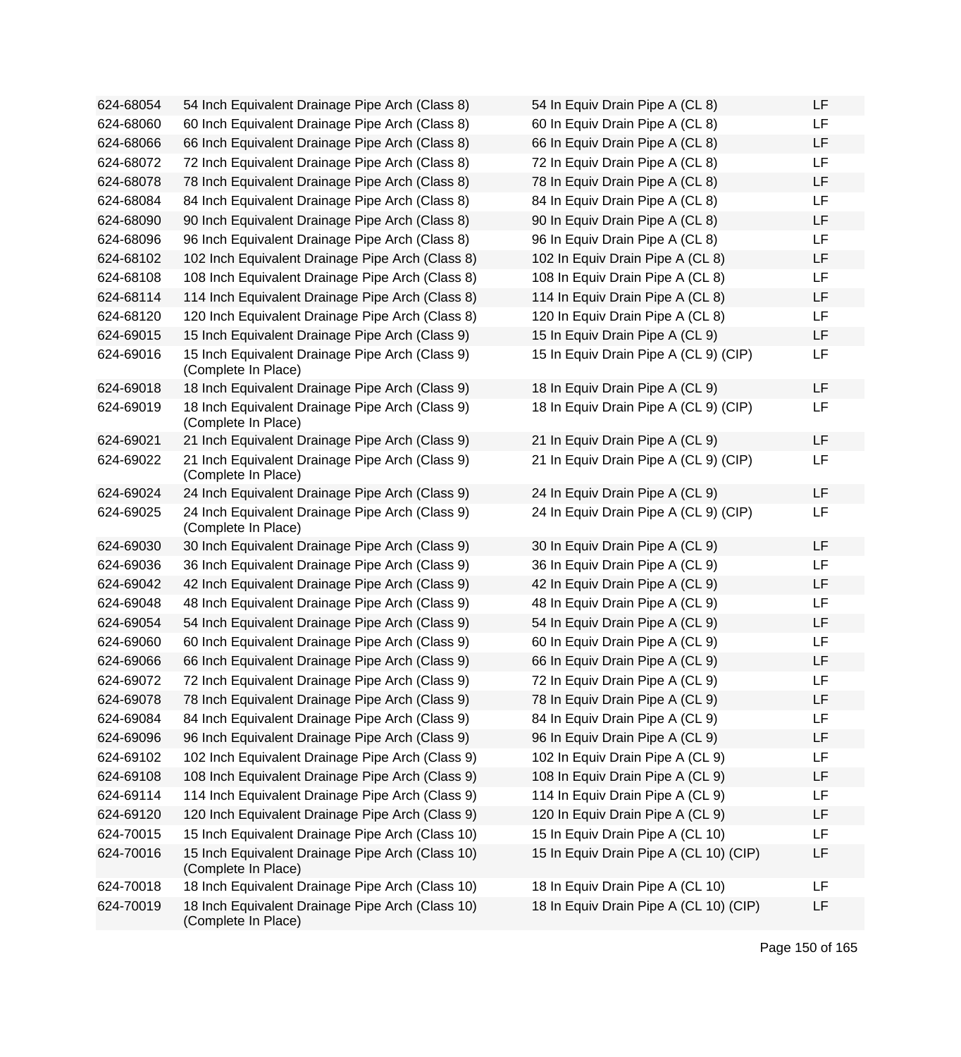| | | | |
|---|---|---|---|
| 624-68054 | 54 Inch Equivalent Drainage Pipe Arch (Class 8) | 54 In Equiv Drain Pipe A (CL 8) | LF |
| 624-68060 | 60 Inch Equivalent Drainage Pipe Arch (Class 8) | 60 In Equiv Drain Pipe A (CL 8) | LF |
| 624-68066 | 66 Inch Equivalent Drainage Pipe Arch (Class 8) | 66 In Equiv Drain Pipe A (CL 8) | LF |
| 624-68072 | 72 Inch Equivalent Drainage Pipe Arch (Class 8) | 72 In Equiv Drain Pipe A (CL 8) | LF |
| 624-68078 | 78 Inch Equivalent Drainage Pipe Arch (Class 8) | 78 In Equiv Drain Pipe A (CL 8) | LF |
| 624-68084 | 84 Inch Equivalent Drainage Pipe Arch (Class 8) | 84 In Equiv Drain Pipe A (CL 8) | LF |
| 624-68090 | 90 Inch Equivalent Drainage Pipe Arch (Class 8) | 90 In Equiv Drain Pipe A (CL 8) | LF |
| 624-68096 | 96 Inch Equivalent Drainage Pipe Arch (Class 8) | 96 In Equiv Drain Pipe A (CL 8) | LF |
| 624-68102 | 102 Inch Equivalent Drainage Pipe Arch (Class 8) | 102 In Equiv Drain Pipe A (CL 8) | LF |
| 624-68108 | 108 Inch Equivalent Drainage Pipe Arch (Class 8) | 108 In Equiv Drain Pipe A (CL 8) | LF |
| 624-68114 | 114 Inch Equivalent Drainage Pipe Arch (Class 8) | 114 In Equiv Drain Pipe A (CL 8) | LF |
| 624-68120 | 120 Inch Equivalent Drainage Pipe Arch (Class 8) | 120 In Equiv Drain Pipe A (CL 8) | LF |
| 624-69015 | 15 Inch Equivalent Drainage Pipe Arch (Class 9) | 15 In Equiv Drain Pipe A (CL 9) | LF |
| 624-69016 | 15 Inch Equivalent Drainage Pipe Arch (Class 9) (Complete In Place) | 15 In Equiv Drain Pipe A (CL 9) (CIP) | LF |
| 624-69018 | 18 Inch Equivalent Drainage Pipe Arch (Class 9) | 18 In Equiv Drain Pipe A (CL 9) | LF |
| 624-69019 | 18 Inch Equivalent Drainage Pipe Arch (Class 9) (Complete In Place) | 18 In Equiv Drain Pipe A (CL 9) (CIP) | LF |
| 624-69021 | 21 Inch Equivalent Drainage Pipe Arch (Class 9) | 21 In Equiv Drain Pipe A (CL 9) | LF |
| 624-69022 | 21 Inch Equivalent Drainage Pipe Arch (Class 9) (Complete In Place) | 21 In Equiv Drain Pipe A (CL 9) (CIP) | LF |
| 624-69024 | 24 Inch Equivalent Drainage Pipe Arch (Class 9) | 24 In Equiv Drain Pipe A (CL 9) | LF |
| 624-69025 | 24 Inch Equivalent Drainage Pipe Arch (Class 9) (Complete In Place) | 24 In Equiv Drain Pipe A (CL 9) (CIP) | LF |
| 624-69030 | 30 Inch Equivalent Drainage Pipe Arch (Class 9) | 30 In Equiv Drain Pipe A (CL 9) | LF |
| 624-69036 | 36 Inch Equivalent Drainage Pipe Arch (Class 9) | 36 In Equiv Drain Pipe A (CL 9) | LF |
| 624-69042 | 42 Inch Equivalent Drainage Pipe Arch (Class 9) | 42 In Equiv Drain Pipe A (CL 9) | LF |
| 624-69048 | 48 Inch Equivalent Drainage Pipe Arch (Class 9) | 48 In Equiv Drain Pipe A (CL 9) | LF |
| 624-69054 | 54 Inch Equivalent Drainage Pipe Arch (Class 9) | 54 In Equiv Drain Pipe A (CL 9) | LF |
| 624-69060 | 60 Inch Equivalent Drainage Pipe Arch (Class 9) | 60 In Equiv Drain Pipe A (CL 9) | LF |
| 624-69066 | 66 Inch Equivalent Drainage Pipe Arch (Class 9) | 66 In Equiv Drain Pipe A (CL 9) | LF |
| 624-69072 | 72 Inch Equivalent Drainage Pipe Arch (Class 9) | 72 In Equiv Drain Pipe A (CL 9) | LF |
| 624-69078 | 78 Inch Equivalent Drainage Pipe Arch (Class 9) | 78 In Equiv Drain Pipe A (CL 9) | LF |
| 624-69084 | 84 Inch Equivalent Drainage Pipe Arch (Class 9) | 84 In Equiv Drain Pipe A (CL 9) | LF |
| 624-69096 | 96 Inch Equivalent Drainage Pipe Arch (Class 9) | 96 In Equiv Drain Pipe A (CL 9) | LF |
| 624-69102 | 102 Inch Equivalent Drainage Pipe Arch (Class 9) | 102 In Equiv Drain Pipe A (CL 9) | LF |
| 624-69108 | 108 Inch Equivalent Drainage Pipe Arch (Class 9) | 108 In Equiv Drain Pipe A (CL 9) | LF |
| 624-69114 | 114 Inch Equivalent Drainage Pipe Arch (Class 9) | 114 In Equiv Drain Pipe A (CL 9) | LF |
| 624-69120 | 120 Inch Equivalent Drainage Pipe Arch (Class 9) | 120 In Equiv Drain Pipe A (CL 9) | LF |
| 624-70015 | 15 Inch Equivalent Drainage Pipe Arch (Class 10) | 15 In Equiv Drain Pipe A (CL 10) | LF |
| 624-70016 | 15 Inch Equivalent Drainage Pipe Arch (Class 10) (Complete In Place) | 15 In Equiv Drain Pipe A (CL 10) (CIP) | LF |
| 624-70018 | 18 Inch Equivalent Drainage Pipe Arch (Class 10) | 18 In Equiv Drain Pipe A (CL 10) | LF |
| 624-70019 | 18 Inch Equivalent Drainage Pipe Arch (Class 10) (Complete In Place) | 18 In Equiv Drain Pipe A (CL 10) (CIP) | LF |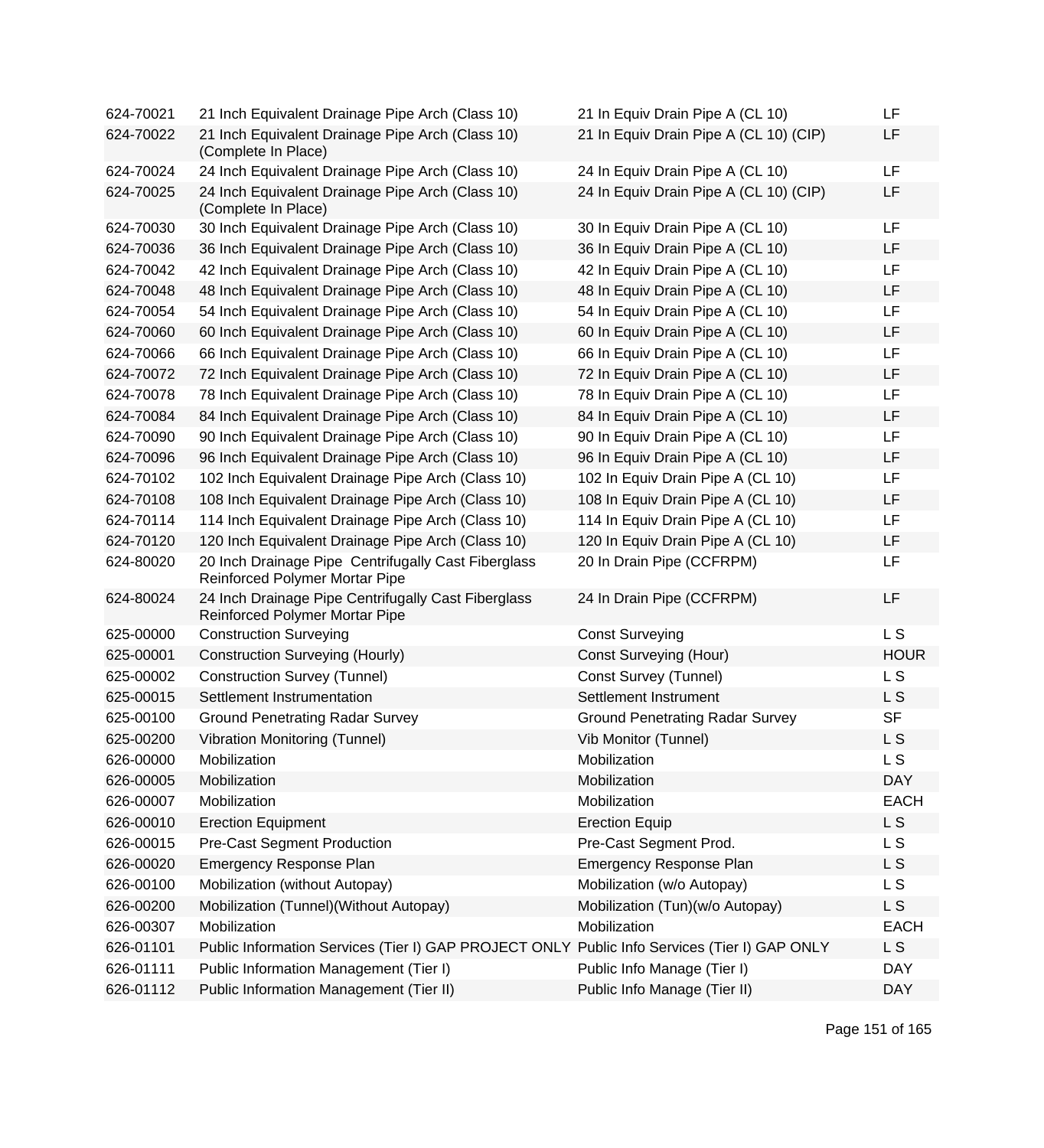| | | | |
|---|---|---|---|
| 624-70021 | 21 Inch Equivalent Drainage Pipe Arch (Class 10) | 21 In Equiv Drain Pipe A (CL 10) | LF |
| 624-70022 | 21 Inch Equivalent Drainage Pipe Arch (Class 10) (Complete In Place) | 21 In Equiv Drain Pipe A (CL 10) (CIP) | LF |
| 624-70024 | 24 Inch Equivalent Drainage Pipe Arch (Class 10) | 24 In Equiv Drain Pipe A (CL 10) | LF |
| 624-70025 | 24 Inch Equivalent Drainage Pipe Arch (Class 10) (Complete In Place) | 24 In Equiv Drain Pipe A (CL 10) (CIP) | LF |
| 624-70030 | 30 Inch Equivalent Drainage Pipe Arch (Class 10) | 30 In Equiv Drain Pipe A (CL 10) | LF |
| 624-70036 | 36 Inch Equivalent Drainage Pipe Arch (Class 10) | 36 In Equiv Drain Pipe A (CL 10) | LF |
| 624-70042 | 42 Inch Equivalent Drainage Pipe Arch (Class 10) | 42 In Equiv Drain Pipe A (CL 10) | LF |
| 624-70048 | 48 Inch Equivalent Drainage Pipe Arch (Class 10) | 48 In Equiv Drain Pipe A (CL 10) | LF |
| 624-70054 | 54 Inch Equivalent Drainage Pipe Arch (Class 10) | 54 In Equiv Drain Pipe A (CL 10) | LF |
| 624-70060 | 60 Inch Equivalent Drainage Pipe Arch (Class 10) | 60 In Equiv Drain Pipe A (CL 10) | LF |
| 624-70066 | 66 Inch Equivalent Drainage Pipe Arch (Class 10) | 66 In Equiv Drain Pipe A (CL 10) | LF |
| 624-70072 | 72 Inch Equivalent Drainage Pipe Arch (Class 10) | 72 In Equiv Drain Pipe A (CL 10) | LF |
| 624-70078 | 78 Inch Equivalent Drainage Pipe Arch (Class 10) | 78 In Equiv Drain Pipe A (CL 10) | LF |
| 624-70084 | 84 Inch Equivalent Drainage Pipe Arch (Class 10) | 84 In Equiv Drain Pipe A (CL 10) | LF |
| 624-70090 | 90 Inch Equivalent Drainage Pipe Arch (Class 10) | 90 In Equiv Drain Pipe A (CL 10) | LF |
| 624-70096 | 96 Inch Equivalent Drainage Pipe Arch (Class 10) | 96 In Equiv Drain Pipe A (CL 10) | LF |
| 624-70102 | 102 Inch Equivalent Drainage Pipe Arch (Class 10) | 102 In Equiv Drain Pipe A (CL 10) | LF |
| 624-70108 | 108 Inch Equivalent Drainage Pipe Arch (Class 10) | 108 In Equiv Drain Pipe A (CL 10) | LF |
| 624-70114 | 114 Inch Equivalent Drainage Pipe Arch (Class 10) | 114 In Equiv Drain Pipe A (CL 10) | LF |
| 624-70120 | 120 Inch Equivalent Drainage Pipe Arch (Class 10) | 120 In Equiv Drain Pipe A (CL 10) | LF |
| 624-80020 | 20 Inch Drainage Pipe Centrifugally Cast Fiberglass Reinforced Polymer Mortar Pipe | 20 In Drain Pipe (CCFRPM) | LF |
| 624-80024 | 24 Inch Drainage Pipe Centrifugally Cast Fiberglass Reinforced Polymer Mortar Pipe | 24 In Drain Pipe (CCFRPM) | LF |
| 625-00000 | Construction Surveying | Const Surveying | L S |
| 625-00001 | Construction Surveying (Hourly) | Const Surveying (Hour) | HOUR |
| 625-00002 | Construction Survey (Tunnel) | Const Survey (Tunnel) | L S |
| 625-00015 | Settlement Instrumentation | Settlement Instrument | L S |
| 625-00100 | Ground Penetrating Radar Survey | Ground Penetrating Radar Survey | SF |
| 625-00200 | Vibration Monitoring (Tunnel) | Vib Monitor (Tunnel) | L S |
| 626-00000 | Mobilization | Mobilization | L S |
| 626-00005 | Mobilization | Mobilization | DAY |
| 626-00007 | Mobilization | Mobilization | EACH |
| 626-00010 | Erection Equipment | Erection Equip | L S |
| 626-00015 | Pre-Cast Segment Production | Pre-Cast Segment Prod. | L S |
| 626-00020 | Emergency Response Plan | Emergency Response Plan | L S |
| 626-00100 | Mobilization (without Autopay) | Mobilization (w/o Autopay) | L S |
| 626-00200 | Mobilization (Tunnel)(Without Autopay) | Mobilization (Tun)(w/o Autopay) | L S |
| 626-00307 | Mobilization | Mobilization | EACH |
| 626-01101 | Public Information Services (Tier I) GAP PROJECT ONLY | Public Info Services (Tier I) GAP ONLY | L S |
| 626-01111 | Public Information Management (Tier I) | Public Info Manage (Tier I) | DAY |
| 626-01112 | Public Information Management (Tier II) | Public Info Manage (Tier II) | DAY |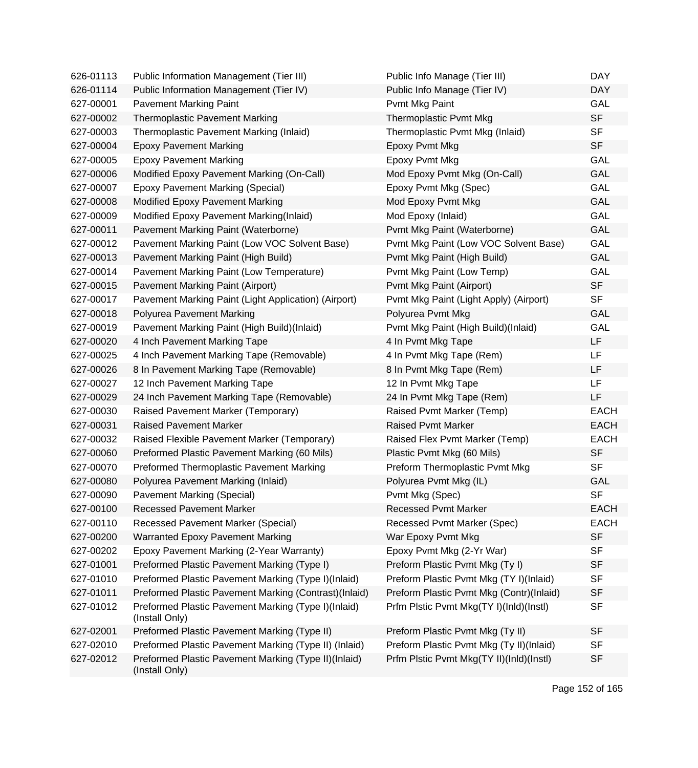| | | | |
|---|---|---|---|
| 626-01113 | Public Information Management (Tier III) | Public Info Manage (Tier III) | DAY |
| 626-01114 | Public Information Management (Tier IV) | Public Info Manage (Tier IV) | DAY |
| 627-00001 | Pavement Marking Paint | Pvmt Mkg Paint | GAL |
| 627-00002 | Thermoplastic Pavement Marking | Thermoplastic Pvmt Mkg | SF |
| 627-00003 | Thermoplastic Pavement Marking (Inlaid) | Thermoplastic Pvmt Mkg (Inlaid) | SF |
| 627-00004 | Epoxy Pavement Marking | Epoxy Pvmt Mkg | SF |
| 627-00005 | Epoxy Pavement Marking | Epoxy Pvmt Mkg | GAL |
| 627-00006 | Modified Epoxy Pavement Marking (On-Call) | Mod Epoxy Pvmt Mkg (On-Call) | GAL |
| 627-00007 | Epoxy Pavement Marking (Special) | Epoxy Pvmt Mkg (Spec) | GAL |
| 627-00008 | Modified Epoxy Pavement Marking | Mod Epoxy Pvmt Mkg | GAL |
| 627-00009 | Modified Epoxy Pavement Marking(Inlaid) | Mod Epoxy (Inlaid) | GAL |
| 627-00011 | Pavement Marking Paint (Waterborne) | Pvmt Mkg Paint (Waterborne) | GAL |
| 627-00012 | Pavement Marking Paint (Low VOC Solvent Base) | Pvmt Mkg Paint (Low VOC Solvent Base) | GAL |
| 627-00013 | Pavement Marking Paint (High Build) | Pvmt Mkg Paint (High Build) | GAL |
| 627-00014 | Pavement Marking Paint (Low Temperature) | Pvmt Mkg Paint (Low Temp) | GAL |
| 627-00015 | Pavement Marking Paint (Airport) | Pvmt Mkg Paint (Airport) | SF |
| 627-00017 | Pavement Marking Paint (Light Application) (Airport) | Pvmt Mkg Paint (Light Apply) (Airport) | SF |
| 627-00018 | Polyurea Pavement Marking | Polyurea Pvmt Mkg | GAL |
| 627-00019 | Pavement Marking Paint (High Build)(Inlaid) | Pvmt Mkg Paint (High Build)(Inlaid) | GAL |
| 627-00020 | 4 Inch Pavement Marking Tape | 4 In Pvmt Mkg Tape | LF |
| 627-00025 | 4 Inch Pavement Marking Tape (Removable) | 4 In Pvmt Mkg Tape (Rem) | LF |
| 627-00026 | 8 In Pavement Marking Tape (Removable) | 8 In Pvmt Mkg Tape (Rem) | LF |
| 627-00027 | 12 Inch Pavement Marking Tape | 12 In Pvmt Mkg Tape | LF |
| 627-00029 | 24 Inch Pavement Marking Tape (Removable) | 24 In Pvmt Mkg Tape (Rem) | LF |
| 627-00030 | Raised Pavement Marker (Temporary) | Raised Pvmt Marker (Temp) | EACH |
| 627-00031 | Raised Pavement Marker | Raised Pvmt Marker | EACH |
| 627-00032 | Raised Flexible Pavement Marker (Temporary) | Raised Flex Pvmt Marker (Temp) | EACH |
| 627-00060 | Preformed Plastic Pavement Marking (60 Mils) | Plastic Pvmt Mkg (60 Mils) | SF |
| 627-00070 | Preformed Thermoplastic Pavement Marking | Preform Thermoplastic Pvmt Mkg | SF |
| 627-00080 | Polyurea Pavement Marking (Inlaid) | Polyurea Pvmt Mkg (IL) | GAL |
| 627-00090 | Pavement Marking (Special) | Pvmt Mkg (Spec) | SF |
| 627-00100 | Recessed Pavement Marker | Recessed Pvmt Marker | EACH |
| 627-00110 | Recessed Pavement Marker (Special) | Recessed Pvmt Marker (Spec) | EACH |
| 627-00200 | Warranted Epoxy Pavement Marking | War Epoxy Pvmt Mkg | SF |
| 627-00202 | Epoxy Pavement Marking (2-Year Warranty) | Epoxy Pvmt Mkg (2-Yr War) | SF |
| 627-01001 | Preformed Plastic Pavement Marking (Type I) | Preform Plastic Pvmt Mkg (Ty I) | SF |
| 627-01010 | Preformed Plastic Pavement Marking (Type I)(Inlaid) | Preform Plastic Pvmt Mkg (TY I)(Inlaid) | SF |
| 627-01011 | Preformed Plastic Pavement Marking (Contrast)(Inlaid) | Preform Plastic Pvmt Mkg (Contr)(Inlaid) | SF |
| 627-01012 | Preformed Plastic Pavement Marking (Type I)(Inlaid) (Install Only) | Prfm Plstic Pvmt Mkg(TY I)(Inld)(Instl) | SF |
| 627-02001 | Preformed Plastic Pavement Marking (Type II) | Preform Plastic Pvmt Mkg (Ty II) | SF |
| 627-02010 | Preformed Plastic Pavement Marking (Type II) (Inlaid) | Preform Plastic Pvmt Mkg (Ty II)(Inlaid) | SF |
| 627-02012 | Preformed Plastic Pavement Marking (Type II)(Inlaid) (Install Only) | Prfm Plstic Pvmt Mkg(TY II)(Inld)(Instl) | SF |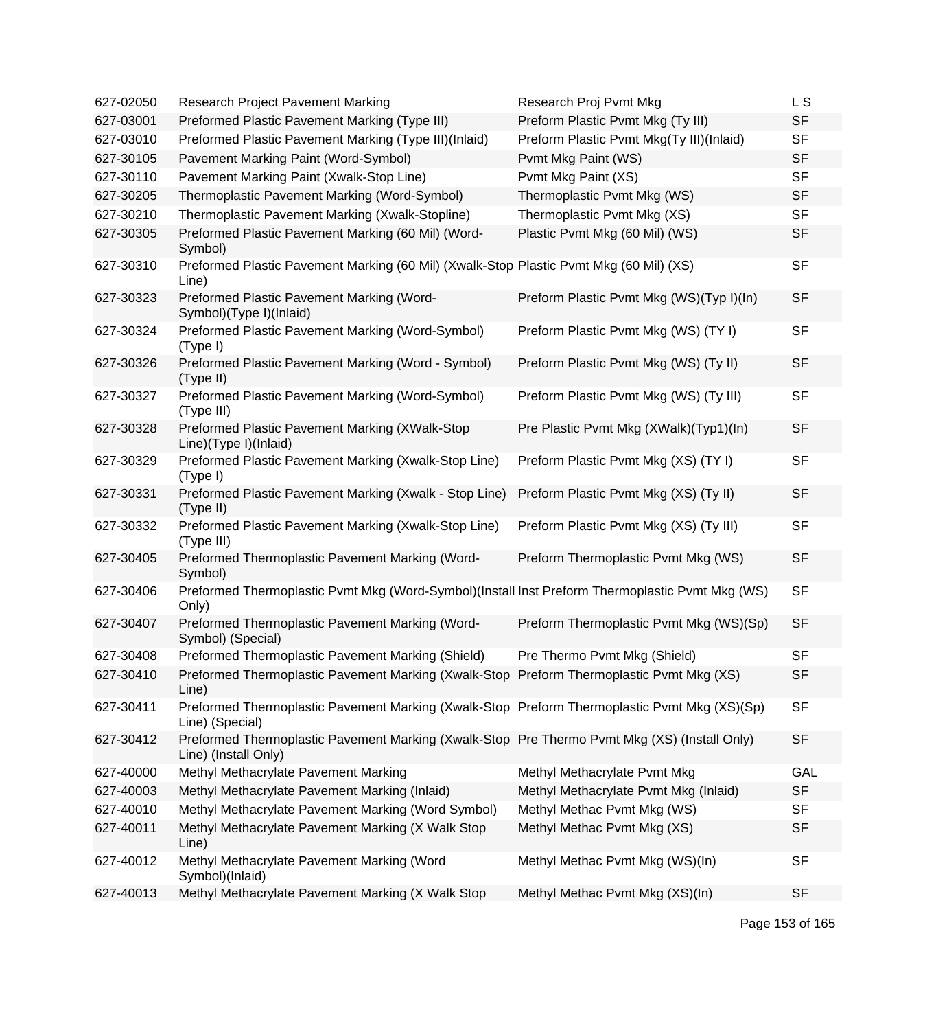| | | | |
|---|---|---|---|
| 627-02050 | Research Project Pavement Marking | Research Proj Pvmt Mkg | L S |
| 627-03001 | Preformed Plastic Pavement Marking (Type III) | Preform Plastic Pvmt Mkg (Ty III) | SF |
| 627-03010 | Preformed Plastic Pavement Marking (Type III)(Inlaid) | Preform Plastic Pvmt Mkg(Ty III)(Inlaid) | SF |
| 627-30105 | Pavement Marking Paint (Word-Symbol) | Pvmt Mkg Paint (WS) | SF |
| 627-30110 | Pavement Marking Paint (Xwalk-Stop Line) | Pvmt Mkg Paint (XS) | SF |
| 627-30205 | Thermoplastic Pavement Marking (Word-Symbol) | Thermoplastic Pvmt Mkg (WS) | SF |
| 627-30210 | Thermoplastic Pavement Marking (Xwalk-Stopline) | Thermoplastic Pvmt Mkg (XS) | SF |
| 627-30305 | Preformed Plastic Pavement Marking (60 Mil) (Word-Symbol) | Plastic Pvmt Mkg (60 Mil) (WS) | SF |
| 627-30310 | Preformed Plastic Pavement Marking (60 Mil) (Xwalk-Stop Line) | Plastic Pvmt Mkg (60 Mil) (XS) | SF |
| 627-30323 | Preformed Plastic Pavement Marking (Word-Symbol)(Type I)(Inlaid) | Preform Plastic Pvmt Mkg (WS)(Typ I)(In) | SF |
| 627-30324 | Preformed Plastic Pavement Marking (Word-Symbol) (Type I) | Preform Plastic Pvmt Mkg (WS) (TY I) | SF |
| 627-30326 | Preformed Plastic Pavement Marking (Word - Symbol) (Type II) | Preform Plastic Pvmt Mkg (WS) (Ty II) | SF |
| 627-30327 | Preformed Plastic Pavement Marking (Word-Symbol) (Type III) | Preform Plastic Pvmt Mkg (WS) (Ty III) | SF |
| 627-30328 | Preformed Plastic Pavement Marking (XWalk-Stop Line)(Type I)(Inlaid) | Pre Plastic Pvmt Mkg (XWalk)(Typ1)(In) | SF |
| 627-30329 | Preformed Plastic Pavement Marking (Xwalk-Stop Line) (Type I) | Preform Plastic Pvmt Mkg (XS) (TY I) | SF |
| 627-30331 | Preformed Plastic Pavement Marking (Xwalk - Stop Line) (Type II) | Preform Plastic Pvmt Mkg (XS) (Ty II) | SF |
| 627-30332 | Preformed Plastic Pavement Marking (Xwalk-Stop Line) (Type III) | Preform Plastic Pvmt Mkg (XS) (Ty III) | SF |
| 627-30405 | Preformed Thermoplastic Pavement Marking (Word-Symbol) | Preform Thermoplastic Pvmt Mkg (WS) | SF |
| 627-30406 | Preformed Thermoplastic Pvmt Mkg (Word-Symbol)(Install Only) | Inst Preform Thermoplastic Pvmt Mkg (WS) | SF |
| 627-30407 | Preformed Thermoplastic Pavement Marking (Word-Symbol) (Special) | Preform Thermoplastic Pvmt Mkg (WS)(Sp) | SF |
| 627-30408 | Preformed Thermoplastic Pavement Marking (Shield) | Pre Thermo Pvmt Mkg (Shield) | SF |
| 627-30410 | Preformed Thermoplastic Pavement Marking (Xwalk-Stop Line) | Preform Thermoplastic Pvmt Mkg (XS) | SF |
| 627-30411 | Preformed Thermoplastic Pavement Marking (Xwalk-Stop Line) (Special) | Preform Thermoplastic Pvmt Mkg (XS)(Sp) | SF |
| 627-30412 | Preformed Thermoplastic Pavement Marking (Xwalk-Stop Line) (Install Only) | Pre Thermo Pvmt Mkg (XS) (Install Only) | SF |
| 627-40000 | Methyl Methacrylate Pavement Marking | Methyl Methacrylate Pvmt Mkg | GAL |
| 627-40003 | Methyl Methacrylate Pavement Marking (Inlaid) | Methyl Methacrylate Pvmt Mkg (Inlaid) | SF |
| 627-40010 | Methyl Methacrylate Pavement Marking (Word Symbol) | Methyl Methac Pvmt Mkg (WS) | SF |
| 627-40011 | Methyl Methacrylate Pavement Marking (X Walk Stop Line) | Methyl Methac Pvmt Mkg (XS) | SF |
| 627-40012 | Methyl Methacrylate Pavement Marking (Word Symbol)(Inlaid) | Methyl Methac Pvmt Mkg (WS)(In) | SF |
| 627-40013 | Methyl Methacrylate Pavement Marking (X Walk Stop | Methyl Methac Pvmt Mkg (XS)(In) | SF |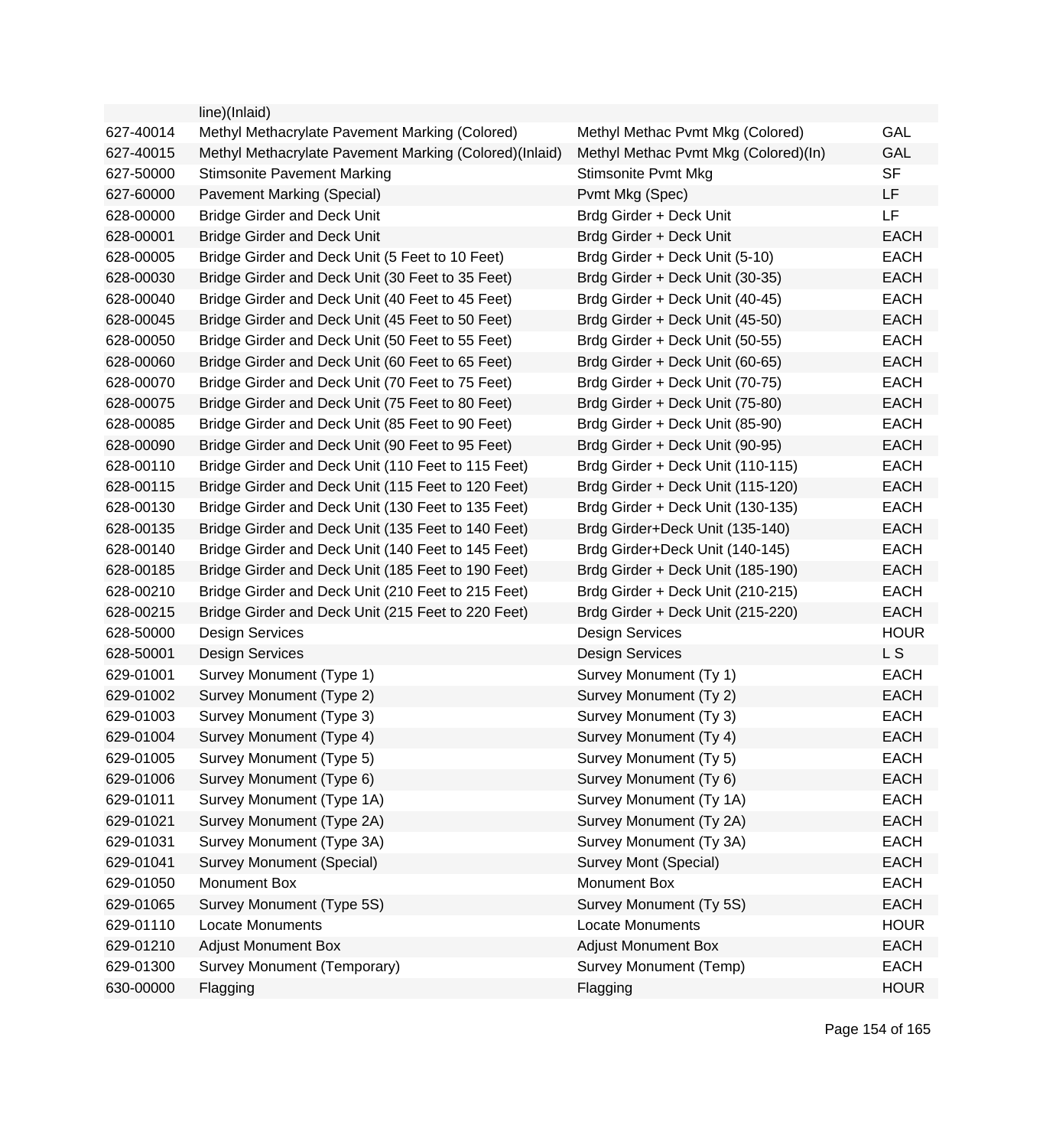| | | | |
|---|---|---|---|
| | line)(Inlaid) | | |
| 627-40014 | Methyl Methacrylate Pavement Marking (Colored) | Methyl Methac Pvmt Mkg (Colored) | GAL |
| 627-40015 | Methyl Methacrylate Pavement Marking (Colored)(Inlaid) | Methyl Methac Pvmt Mkg (Colored)(In) | GAL |
| 627-50000 | Stimsonite Pavement Marking | Stimsonite Pvmt Mkg | SF |
| 627-60000 | Pavement Marking (Special) | Pvmt Mkg (Spec) | LF |
| 628-00000 | Bridge Girder and Deck Unit | Brdg Girder + Deck Unit | LF |
| 628-00001 | Bridge Girder and Deck Unit | Brdg Girder + Deck Unit | EACH |
| 628-00005 | Bridge Girder and Deck Unit (5 Feet to 10 Feet) | Brdg Girder + Deck Unit (5-10) | EACH |
| 628-00030 | Bridge Girder and Deck Unit (30 Feet to 35 Feet) | Brdg Girder + Deck Unit (30-35) | EACH |
| 628-00040 | Bridge Girder and Deck Unit (40 Feet to 45 Feet) | Brdg Girder + Deck Unit (40-45) | EACH |
| 628-00045 | Bridge Girder and Deck Unit (45 Feet to 50 Feet) | Brdg Girder + Deck Unit (45-50) | EACH |
| 628-00050 | Bridge Girder and Deck Unit (50 Feet to 55 Feet) | Brdg Girder + Deck Unit (50-55) | EACH |
| 628-00060 | Bridge Girder and Deck Unit (60 Feet to 65 Feet) | Brdg Girder + Deck Unit (60-65) | EACH |
| 628-00070 | Bridge Girder and Deck Unit (70 Feet to 75 Feet) | Brdg Girder + Deck Unit (70-75) | EACH |
| 628-00075 | Bridge Girder and Deck Unit (75 Feet to 80 Feet) | Brdg Girder + Deck Unit (75-80) | EACH |
| 628-00085 | Bridge Girder and Deck Unit (85 Feet to 90 Feet) | Brdg Girder + Deck Unit (85-90) | EACH |
| 628-00090 | Bridge Girder and Deck Unit (90 Feet to 95 Feet) | Brdg Girder + Deck Unit (90-95) | EACH |
| 628-00110 | Bridge Girder and Deck Unit (110 Feet to 115 Feet) | Brdg Girder + Deck Unit (110-115) | EACH |
| 628-00115 | Bridge Girder and Deck Unit (115 Feet to 120 Feet) | Brdg Girder + Deck Unit (115-120) | EACH |
| 628-00130 | Bridge Girder and Deck Unit (130 Feet to 135 Feet) | Brdg Girder + Deck Unit (130-135) | EACH |
| 628-00135 | Bridge Girder and Deck Unit (135 Feet to 140 Feet) | Brdg Girder+Deck Unit (135-140) | EACH |
| 628-00140 | Bridge Girder and Deck Unit (140 Feet to 145 Feet) | Brdg Girder+Deck Unit (140-145) | EACH |
| 628-00185 | Bridge Girder and Deck Unit (185 Feet to 190 Feet) | Brdg Girder + Deck Unit (185-190) | EACH |
| 628-00210 | Bridge Girder and Deck Unit (210 Feet to 215 Feet) | Brdg Girder + Deck Unit (210-215) | EACH |
| 628-00215 | Bridge Girder and Deck Unit (215 Feet to 220 Feet) | Brdg Girder + Deck Unit (215-220) | EACH |
| 628-50000 | Design Services | Design Services | HOUR |
| 628-50001 | Design Services | Design Services | L S |
| 629-01001 | Survey Monument (Type 1) | Survey Monument (Ty 1) | EACH |
| 629-01002 | Survey Monument (Type 2) | Survey Monument (Ty 2) | EACH |
| 629-01003 | Survey Monument (Type 3) | Survey Monument (Ty 3) | EACH |
| 629-01004 | Survey Monument (Type 4) | Survey Monument (Ty 4) | EACH |
| 629-01005 | Survey Monument (Type 5) | Survey Monument (Ty 5) | EACH |
| 629-01006 | Survey Monument (Type 6) | Survey Monument (Ty 6) | EACH |
| 629-01011 | Survey Monument (Type 1A) | Survey Monument (Ty 1A) | EACH |
| 629-01021 | Survey Monument (Type 2A) | Survey Monument (Ty 2A) | EACH |
| 629-01031 | Survey Monument (Type 3A) | Survey Monument (Ty 3A) | EACH |
| 629-01041 | Survey Monument (Special) | Survey Mont (Special) | EACH |
| 629-01050 | Monument Box | Monument Box | EACH |
| 629-01065 | Survey Monument (Type 5S) | Survey Monument (Ty 5S) | EACH |
| 629-01110 | Locate Monuments | Locate Monuments | HOUR |
| 629-01210 | Adjust Monument Box | Adjust Monument Box | EACH |
| 629-01300 | Survey Monument (Temporary) | Survey Monument (Temp) | EACH |
| 630-00000 | Flagging | Flagging | HOUR |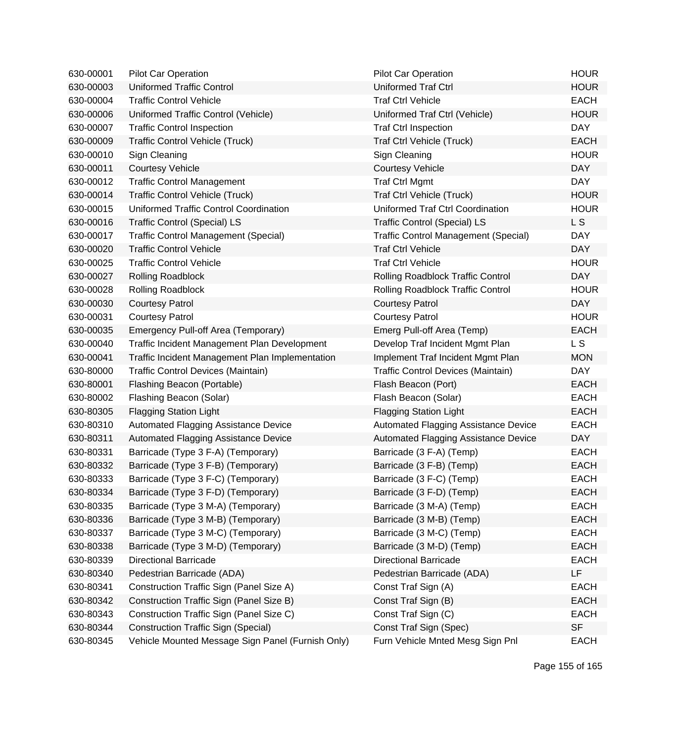| | | | |
|---|---|---|---|
| 630-00001 | Pilot Car Operation | Pilot Car Operation | HOUR |
| 630-00003 | Uniformed Traffic Control | Uniformed Traf Ctrl | HOUR |
| 630-00004 | Traffic Control Vehicle | Traf Ctrl Vehicle | EACH |
| 630-00006 | Uniformed Traffic Control (Vehicle) | Uniformed Traf Ctrl (Vehicle) | HOUR |
| 630-00007 | Traffic Control Inspection | Traf Ctrl Inspection | DAY |
| 630-00009 | Traffic Control Vehicle (Truck) | Traf Ctrl Vehicle (Truck) | EACH |
| 630-00010 | Sign Cleaning | Sign Cleaning | HOUR |
| 630-00011 | Courtesy Vehicle | Courtesy Vehicle | DAY |
| 630-00012 | Traffic Control Management | Traf Ctrl Mgmt | DAY |
| 630-00014 | Traffic Control Vehicle (Truck) | Traf Ctrl Vehicle (Truck) | HOUR |
| 630-00015 | Uniformed Traffic Control Coordination | Uniformed Traf Ctrl Coordination | HOUR |
| 630-00016 | Traffic Control (Special) LS | Traffic Control (Special) LS | L S |
| 630-00017 | Traffic Control Management (Special) | Traffic Control Management (Special) | DAY |
| 630-00020 | Traffic Control Vehicle | Traf Ctrl Vehicle | DAY |
| 630-00025 | Traffic Control Vehicle | Traf Ctrl Vehicle | HOUR |
| 630-00027 | Rolling Roadblock | Rolling Roadblock Traffic Control | DAY |
| 630-00028 | Rolling Roadblock | Rolling Roadblock Traffic Control | HOUR |
| 630-00030 | Courtesy Patrol | Courtesy Patrol | DAY |
| 630-00031 | Courtesy Patrol | Courtesy Patrol | HOUR |
| 630-00035 | Emergency Pull-off Area (Temporary) | Emerg Pull-off Area (Temp) | EACH |
| 630-00040 | Traffic Incident Management Plan Development | Develop Traf Incident Mgmt Plan | L S |
| 630-00041 | Traffic Incident Management Plan Implementation | Implement Traf Incident Mgmt Plan | MON |
| 630-80000 | Traffic Control Devices (Maintain) | Traffic Control Devices (Maintain) | DAY |
| 630-80001 | Flashing Beacon (Portable) | Flash Beacon (Port) | EACH |
| 630-80002 | Flashing Beacon (Solar) | Flash Beacon (Solar) | EACH |
| 630-80305 | Flagging Station Light | Flagging Station Light | EACH |
| 630-80310 | Automated Flagging Assistance Device | Automated Flagging Assistance Device | EACH |
| 630-80311 | Automated Flagging Assistance Device | Automated Flagging Assistance Device | DAY |
| 630-80331 | Barricade (Type 3 F-A) (Temporary) | Barricade (3 F-A) (Temp) | EACH |
| 630-80332 | Barricade (Type 3 F-B) (Temporary) | Barricade (3 F-B) (Temp) | EACH |
| 630-80333 | Barricade (Type 3 F-C) (Temporary) | Barricade (3 F-C) (Temp) | EACH |
| 630-80334 | Barricade (Type 3 F-D) (Temporary) | Barricade (3 F-D) (Temp) | EACH |
| 630-80335 | Barricade (Type 3 M-A) (Temporary) | Barricade (3 M-A) (Temp) | EACH |
| 630-80336 | Barricade (Type 3 M-B) (Temporary) | Barricade (3 M-B) (Temp) | EACH |
| 630-80337 | Barricade (Type 3 M-C) (Temporary) | Barricade (3 M-C) (Temp) | EACH |
| 630-80338 | Barricade (Type 3 M-D) (Temporary) | Barricade (3 M-D) (Temp) | EACH |
| 630-80339 | Directional Barricade | Directional Barricade | EACH |
| 630-80340 | Pedestrian Barricade (ADA) | Pedestrian Barricade (ADA) | LF |
| 630-80341 | Construction Traffic Sign (Panel Size A) | Const Traf Sign (A) | EACH |
| 630-80342 | Construction Traffic Sign (Panel Size B) | Const Traf Sign (B) | EACH |
| 630-80343 | Construction Traffic Sign (Panel Size C) | Const Traf Sign (C) | EACH |
| 630-80344 | Construction Traffic Sign (Special) | Const Traf Sign (Spec) | SF |
| 630-80345 | Vehicle Mounted Message Sign Panel (Furnish Only) | Furn Vehicle Mnted Mesg Sign Pnl | EACH |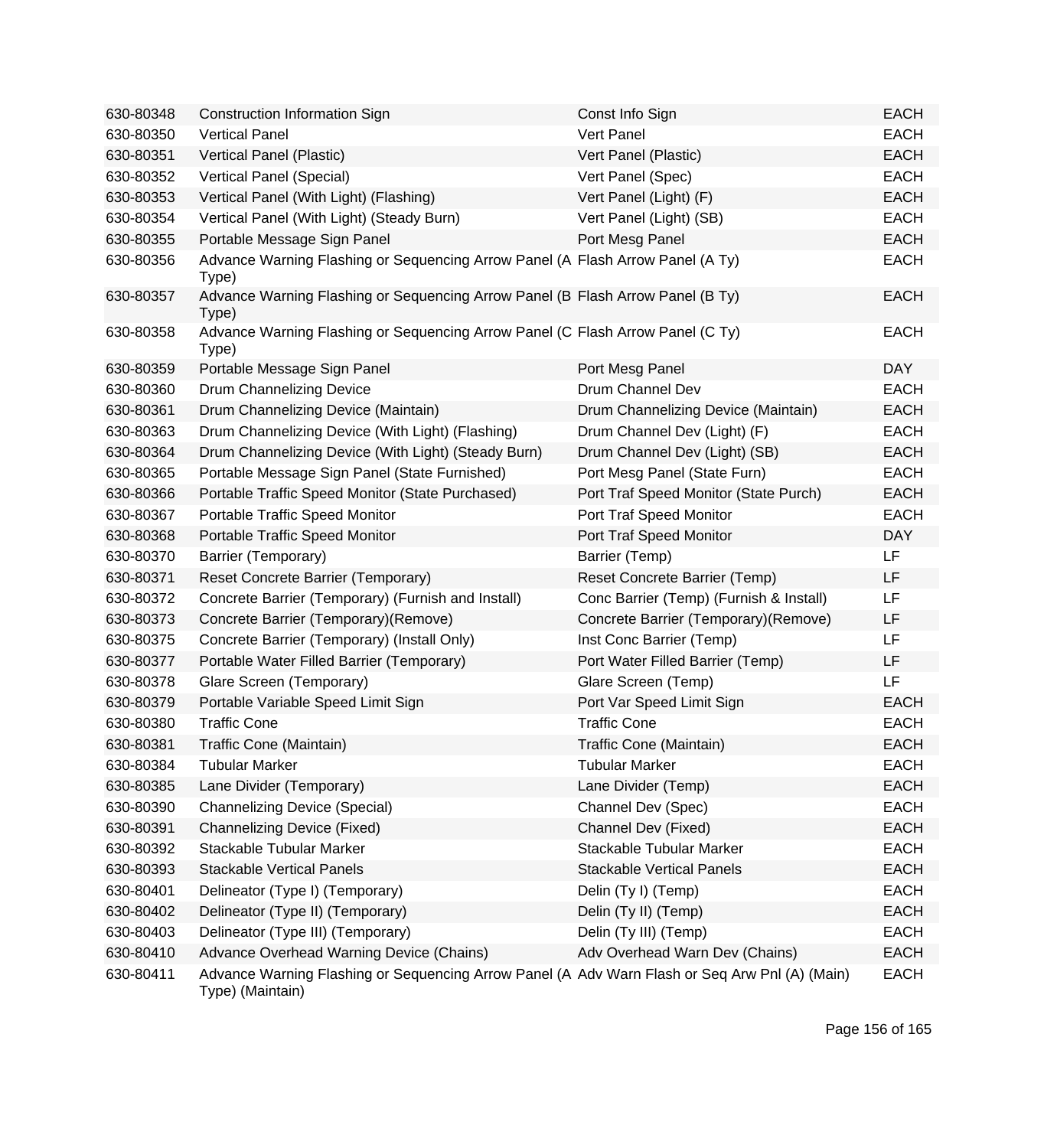| | | | |
|---|---|---|---|
| 630-80348 | Construction Information Sign | Const Info Sign | EACH |
| 630-80350 | Vertical Panel | Vert Panel | EACH |
| 630-80351 | Vertical Panel (Plastic) | Vert Panel (Plastic) | EACH |
| 630-80352 | Vertical Panel (Special) | Vert Panel (Spec) | EACH |
| 630-80353 | Vertical Panel (With Light) (Flashing) | Vert Panel (Light) (F) | EACH |
| 630-80354 | Vertical Panel (With Light) (Steady Burn) | Vert Panel (Light) (SB) | EACH |
| 630-80355 | Portable Message Sign Panel | Port Mesg Panel | EACH |
| 630-80356 | Advance Warning Flashing or Sequencing Arrow Panel (A Type) | Flash Arrow Panel (A Ty) | EACH |
| 630-80357 | Advance Warning Flashing or Sequencing Arrow Panel (B Type) | Flash Arrow Panel (B Ty) | EACH |
| 630-80358 | Advance Warning Flashing or Sequencing Arrow Panel (C Type) | Flash Arrow Panel (C Ty) | EACH |
| 630-80359 | Portable Message Sign Panel | Port Mesg Panel | DAY |
| 630-80360 | Drum Channelizing Device | Drum Channel Dev | EACH |
| 630-80361 | Drum Channelizing Device (Maintain) | Drum Channelizing Device (Maintain) | EACH |
| 630-80363 | Drum Channelizing Device (With Light) (Flashing) | Drum Channel Dev (Light) (F) | EACH |
| 630-80364 | Drum Channelizing Device (With Light) (Steady Burn) | Drum Channel Dev (Light) (SB) | EACH |
| 630-80365 | Portable Message Sign Panel (State Furnished) | Port Mesg Panel (State Furn) | EACH |
| 630-80366 | Portable Traffic Speed Monitor (State Purchased) | Port Traf Speed Monitor (State Purch) | EACH |
| 630-80367 | Portable Traffic Speed Monitor | Port Traf Speed Monitor | EACH |
| 630-80368 | Portable Traffic Speed Monitor | Port Traf Speed Monitor | DAY |
| 630-80370 | Barrier (Temporary) | Barrier (Temp) | LF |
| 630-80371 | Reset Concrete Barrier (Temporary) | Reset Concrete Barrier (Temp) | LF |
| 630-80372 | Concrete Barrier (Temporary) (Furnish and Install) | Conc Barrier (Temp) (Furnish & Install) | LF |
| 630-80373 | Concrete Barrier (Temporary)(Remove) | Concrete Barrier (Temporary)(Remove) | LF |
| 630-80375 | Concrete Barrier (Temporary) (Install Only) | Inst Conc Barrier (Temp) | LF |
| 630-80377 | Portable Water Filled Barrier (Temporary) | Port Water Filled Barrier (Temp) | LF |
| 630-80378 | Glare Screen (Temporary) | Glare Screen (Temp) | LF |
| 630-80379 | Portable Variable Speed Limit Sign | Port Var Speed Limit Sign | EACH |
| 630-80380 | Traffic Cone | Traffic Cone | EACH |
| 630-80381 | Traffic Cone (Maintain) | Traffic Cone (Maintain) | EACH |
| 630-80384 | Tubular Marker | Tubular Marker | EACH |
| 630-80385 | Lane Divider (Temporary) | Lane Divider (Temp) | EACH |
| 630-80390 | Channelizing Device (Special) | Channel Dev (Spec) | EACH |
| 630-80391 | Channelizing Device (Fixed) | Channel Dev (Fixed) | EACH |
| 630-80392 | Stackable Tubular Marker | Stackable Tubular Marker | EACH |
| 630-80393 | Stackable Vertical Panels | Stackable Vertical Panels | EACH |
| 630-80401 | Delineator (Type I) (Temporary) | Delin (Ty I) (Temp) | EACH |
| 630-80402 | Delineator (Type II) (Temporary) | Delin (Ty II) (Temp) | EACH |
| 630-80403 | Delineator (Type III) (Temporary) | Delin (Ty III) (Temp) | EACH |
| 630-80410 | Advance Overhead Warning Device (Chains) | Adv Overhead Warn Dev (Chains) | EACH |
| 630-80411 | Advance Warning Flashing or Sequencing Arrow Panel (A Type) (Maintain) | Adv Warn Flash or Seq Arw Pnl (A) (Main) | EACH |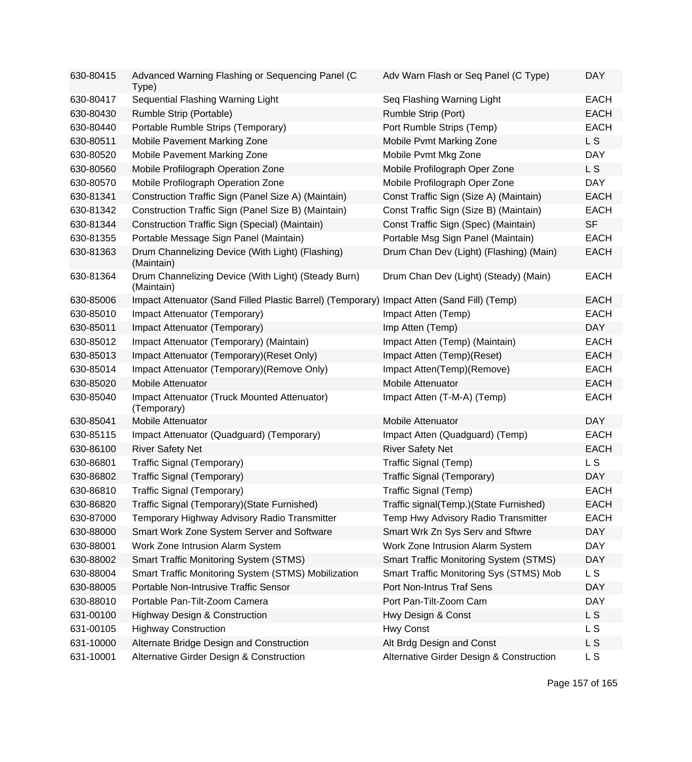| 630-80415 | Advanced Warning Flashing or Sequencing Panel (C Type) | Adv Warn Flash or Seq Panel (C Type) | DAY |
|---|---|---|---|
| 630-80417 | Sequential Flashing Warning Light | Seq Flashing Warning Light | EACH |
| 630-80430 | Rumble Strip (Portable) | Rumble Strip (Port) | EACH |
| 630-80440 | Portable Rumble Strips (Temporary) | Port Rumble Strips (Temp) | EACH |
| 630-80511 | Mobile Pavement Marking Zone | Mobile Pvmt Marking Zone | L S |
| 630-80520 | Mobile Pavement Marking Zone | Mobile Pvmt Mkg Zone | DAY |
| 630-80560 | Mobile Profilograph Operation Zone | Mobile Profilograph Oper Zone | L S |
| 630-80570 | Mobile Profilograph Operation Zone | Mobile Profilograph Oper Zone | DAY |
| 630-81341 | Construction Traffic Sign (Panel Size A) (Maintain) | Const Traffic Sign (Size A) (Maintain) | EACH |
| 630-81342 | Construction Traffic Sign (Panel Size B) (Maintain) | Const Traffic Sign (Size B) (Maintain) | EACH |
| 630-81344 | Construction Traffic Sign (Special) (Maintain) | Const Traffic Sign (Spec) (Maintain) | SF |
| 630-81355 | Portable Message Sign Panel (Maintain) | Portable Msg Sign Panel (Maintain) | EACH |
| 630-81363 | Drum Channelizing Device (With Light) (Flashing) (Maintain) | Drum Chan Dev (Light) (Flashing) (Main) | EACH |
| 630-81364 | Drum Channelizing Device (With Light) (Steady Burn) (Maintain) | Drum Chan Dev (Light) (Steady) (Main) | EACH |
| 630-85006 | Impact Attenuator (Sand Filled Plastic Barrel) (Temporary) | Impact Atten (Sand Fill) (Temp) | EACH |
| 630-85010 | Impact Attenuator (Temporary) | Impact Atten (Temp) | EACH |
| 630-85011 | Impact Attenuator (Temporary) | Imp Atten (Temp) | DAY |
| 630-85012 | Impact Attenuator (Temporary) (Maintain) | Impact Atten (Temp) (Maintain) | EACH |
| 630-85013 | Impact Attenuator (Temporary)(Reset Only) | Impact Atten (Temp)(Reset) | EACH |
| 630-85014 | Impact Attenuator (Temporary)(Remove Only) | Impact Atten(Temp)(Remove) | EACH |
| 630-85020 | Mobile Attenuator | Mobile Attenuator | EACH |
| 630-85040 | Impact Attenuator (Truck Mounted Attenuator) (Temporary) | Impact Atten (T-M-A) (Temp) | EACH |
| 630-85041 | Mobile Attenuator | Mobile Attenuator | DAY |
| 630-85115 | Impact Attenuator (Quadguard) (Temporary) | Impact Atten (Quadguard) (Temp) | EACH |
| 630-86100 | River Safety Net | River Safety Net | EACH |
| 630-86801 | Traffic Signal (Temporary) | Traffic Signal (Temp) | L S |
| 630-86802 | Traffic Signal (Temporary) | Traffic Signal (Temporary) | DAY |
| 630-86810 | Traffic Signal (Temporary) | Traffic Signal (Temp) | EACH |
| 630-86820 | Traffic Signal (Temporary)(State Furnished) | Traffic signal(Temp.)(State Furnished) | EACH |
| 630-87000 | Temporary Highway Advisory Radio Transmitter | Temp Hwy Advisory Radio Transmitter | EACH |
| 630-88000 | Smart Work Zone System Server and Software | Smart Wrk Zn Sys Serv and Sftwre | DAY |
| 630-88001 | Work Zone Intrusion Alarm System | Work Zone Intrusion Alarm System | DAY |
| 630-88002 | Smart Traffic Monitoring System (STMS) | Smart Traffic Monitoring System (STMS) | DAY |
| 630-88004 | Smart Traffic Monitoring System (STMS) Mobilization | Smart Traffic Monitoring Sys (STMS) Mob | L S |
| 630-88005 | Portable Non-Intrusive Traffic Sensor | Port Non-Intrus Traf Sens | DAY |
| 630-88010 | Portable Pan-Tilt-Zoom Camera | Port Pan-Tilt-Zoom Cam | DAY |
| 631-00100 | Highway Design & Construction | Hwy Design & Const | L S |
| 631-00105 | Highway Construction | Hwy Const | L S |
| 631-10000 | Alternate Bridge Design and Construction | Alt Brdg Design and Const | L S |
| 631-10001 | Alternative Girder Design & Construction | Alternative Girder Design & Construction | L S |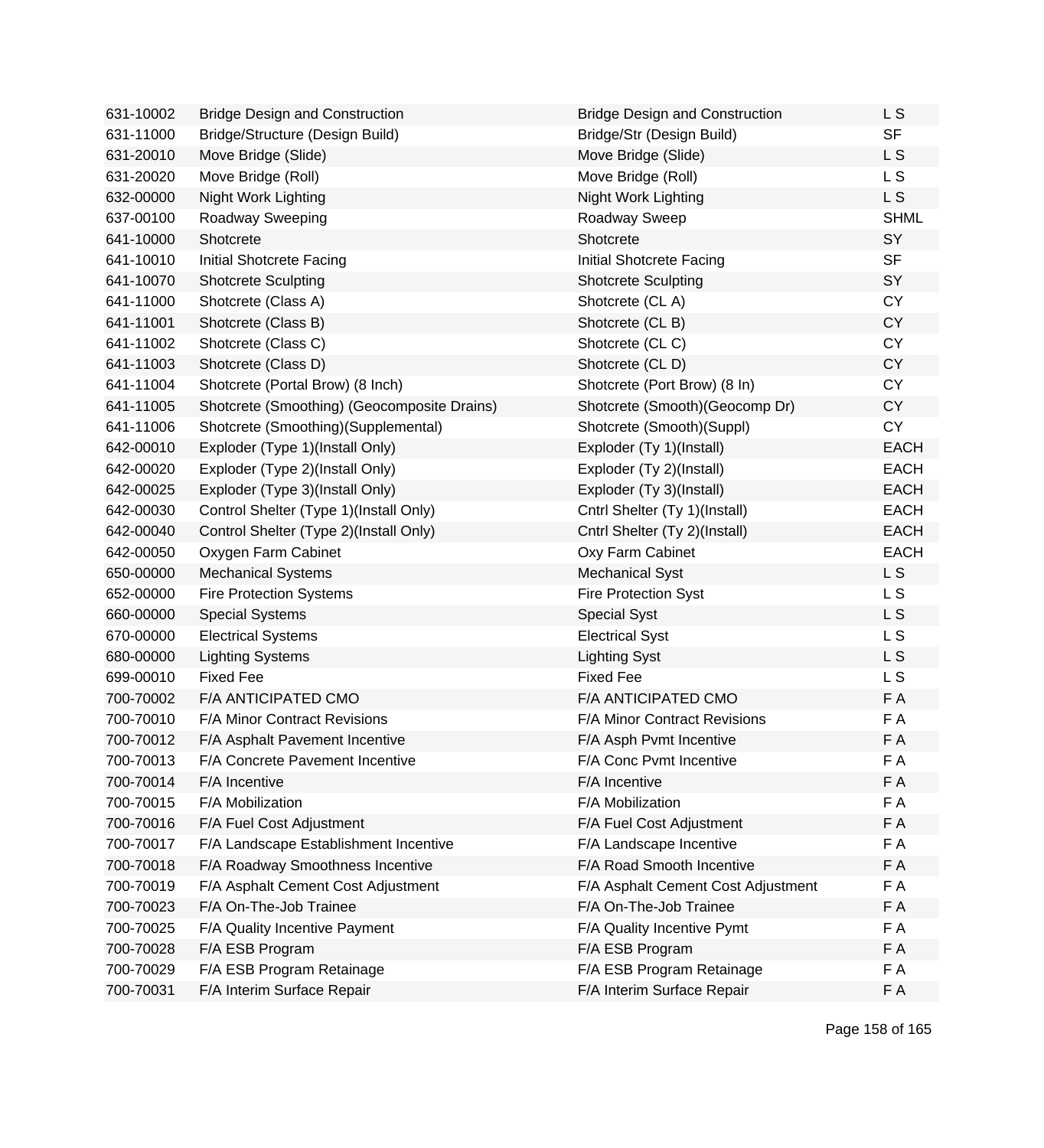| | | | |
|---|---|---|---|
| 631-10002 | Bridge Design and Construction | Bridge Design and Construction | L S |
| 631-11000 | Bridge/Structure (Design Build) | Bridge/Str (Design Build) | SF |
| 631-20010 | Move Bridge (Slide) | Move Bridge (Slide) | L S |
| 631-20020 | Move Bridge (Roll) | Move Bridge (Roll) | L S |
| 632-00000 | Night Work Lighting | Night Work Lighting | L S |
| 637-00100 | Roadway Sweeping | Roadway Sweep | SHML |
| 641-10000 | Shotcrete | Shotcrete | SY |
| 641-10010 | Initial Shotcrete Facing | Initial Shotcrete Facing | SF |
| 641-10070 | Shotcrete Sculpting | Shotcrete Sculpting | SY |
| 641-11000 | Shotcrete (Class A) | Shotcrete (CL A) | CY |
| 641-11001 | Shotcrete (Class B) | Shotcrete (CL B) | CY |
| 641-11002 | Shotcrete (Class C) | Shotcrete (CL C) | CY |
| 641-11003 | Shotcrete (Class D) | Shotcrete (CL D) | CY |
| 641-11004 | Shotcrete (Portal Brow) (8 Inch) | Shotcrete (Port Brow) (8 In) | CY |
| 641-11005 | Shotcrete (Smoothing) (Geocomposite Drains) | Shotcrete (Smooth)(Geocomp Dr) | CY |
| 641-11006 | Shotcrete (Smoothing)(Supplemental) | Shotcrete (Smooth)(Suppl) | CY |
| 642-00010 | Exploder (Type 1)(Install Only) | Exploder (Ty 1)(Install) | EACH |
| 642-00020 | Exploder (Type 2)(Install Only) | Exploder (Ty 2)(Install) | EACH |
| 642-00025 | Exploder (Type 3)(Install Only) | Exploder (Ty 3)(Install) | EACH |
| 642-00030 | Control Shelter (Type 1)(Install Only) | Cntrl Shelter (Ty 1)(Install) | EACH |
| 642-00040 | Control Shelter (Type 2)(Install Only) | Cntrl Shelter (Ty 2)(Install) | EACH |
| 642-00050 | Oxygen Farm Cabinet | Oxy Farm Cabinet | EACH |
| 650-00000 | Mechanical Systems | Mechanical Syst | L S |
| 652-00000 | Fire Protection Systems | Fire Protection Syst | L S |
| 660-00000 | Special Systems | Special Syst | L S |
| 670-00000 | Electrical Systems | Electrical Syst | L S |
| 680-00000 | Lighting Systems | Lighting Syst | L S |
| 699-00010 | Fixed Fee | Fixed Fee | L S |
| 700-70002 | F/A ANTICIPATED CMO | F/A ANTICIPATED CMO | F A |
| 700-70010 | F/A Minor Contract Revisions | F/A Minor Contract Revisions | F A |
| 700-70012 | F/A Asphalt Pavement Incentive | F/A Asph Pvmt Incentive | F A |
| 700-70013 | F/A Concrete Pavement Incentive | F/A Conc Pvmt Incentive | F A |
| 700-70014 | F/A Incentive | F/A Incentive | F A |
| 700-70015 | F/A Mobilization | F/A Mobilization | F A |
| 700-70016 | F/A Fuel Cost Adjustment | F/A Fuel Cost Adjustment | F A |
| 700-70017 | F/A Landscape Establishment Incentive | F/A Landscape Incentive | F A |
| 700-70018 | F/A Roadway Smoothness Incentive | F/A Road Smooth Incentive | F A |
| 700-70019 | F/A Asphalt Cement Cost Adjustment | F/A Asphalt Cement Cost Adjustment | F A |
| 700-70023 | F/A On-The-Job Trainee | F/A On-The-Job Trainee | F A |
| 700-70025 | F/A Quality Incentive Payment | F/A Quality Incentive Pymt | F A |
| 700-70028 | F/A ESB Program | F/A ESB Program | F A |
| 700-70029 | F/A ESB Program Retainage | F/A ESB Program Retainage | F A |
| 700-70031 | F/A Interim Surface Repair | F/A Interim Surface Repair | F A |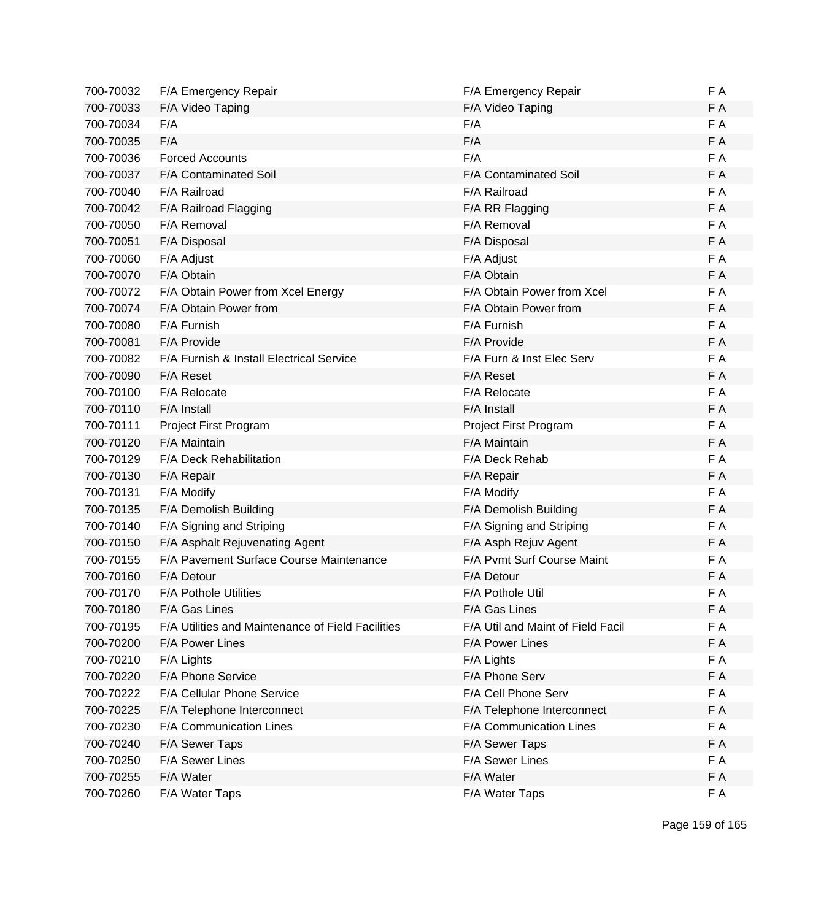| | | | |
|---|---|---|---|
| 700-70032 | F/A Emergency Repair | F/A Emergency Repair | F A |
| 700-70033 | F/A Video Taping | F/A Video Taping | F A |
| 700-70034 | F/A | F/A | F A |
| 700-70035 | F/A | F/A | F A |
| 700-70036 | Forced Accounts | F/A | F A |
| 700-70037 | F/A Contaminated Soil | F/A Contaminated Soil | F A |
| 700-70040 | F/A Railroad | F/A Railroad | F A |
| 700-70042 | F/A Railroad Flagging | F/A RR Flagging | F A |
| 700-70050 | F/A Removal | F/A Removal | F A |
| 700-70051 | F/A Disposal | F/A Disposal | F A |
| 700-70060 | F/A Adjust | F/A Adjust | F A |
| 700-70070 | F/A Obtain | F/A Obtain | F A |
| 700-70072 | F/A Obtain Power from Xcel Energy | F/A Obtain Power from Xcel | F A |
| 700-70074 | F/A Obtain Power from | F/A Obtain Power from | F A |
| 700-70080 | F/A Furnish | F/A Furnish | F A |
| 700-70081 | F/A Provide | F/A Provide | F A |
| 700-70082 | F/A Furnish & Install Electrical Service | F/A Furn & Inst Elec Serv | F A |
| 700-70090 | F/A Reset | F/A Reset | F A |
| 700-70100 | F/A Relocate | F/A Relocate | F A |
| 700-70110 | F/A Install | F/A Install | F A |
| 700-70111 | Project First Program | Project First Program | F A |
| 700-70120 | F/A Maintain | F/A Maintain | F A |
| 700-70129 | F/A Deck Rehabilitation | F/A Deck Rehab | F A |
| 700-70130 | F/A Repair | F/A Repair | F A |
| 700-70131 | F/A Modify | F/A Modify | F A |
| 700-70135 | F/A Demolish Building | F/A Demolish Building | F A |
| 700-70140 | F/A Signing and Striping | F/A Signing and Striping | F A |
| 700-70150 | F/A Asphalt Rejuvenating Agent | F/A Asph Rejuv Agent | F A |
| 700-70155 | F/A Pavement Surface Course Maintenance | F/A Pvmt Surf Course Maint | F A |
| 700-70160 | F/A Detour | F/A Detour | F A |
| 700-70170 | F/A Pothole Utilities | F/A Pothole Util | F A |
| 700-70180 | F/A Gas Lines | F/A Gas Lines | F A |
| 700-70195 | F/A Utilities and Maintenance of Field Facilities | F/A Util and Maint of Field Facil | F A |
| 700-70200 | F/A Power Lines | F/A Power Lines | F A |
| 700-70210 | F/A Lights | F/A Lights | F A |
| 700-70220 | F/A Phone Service | F/A Phone Serv | F A |
| 700-70222 | F/A Cellular Phone Service | F/A Cell Phone Serv | F A |
| 700-70225 | F/A Telephone Interconnect | F/A Telephone Interconnect | F A |
| 700-70230 | F/A Communication Lines | F/A Communication Lines | F A |
| 700-70240 | F/A Sewer Taps | F/A Sewer Taps | F A |
| 700-70250 | F/A Sewer Lines | F/A Sewer Lines | F A |
| 700-70255 | F/A Water | F/A Water | F A |
| 700-70260 | F/A Water Taps | F/A Water Taps | F A |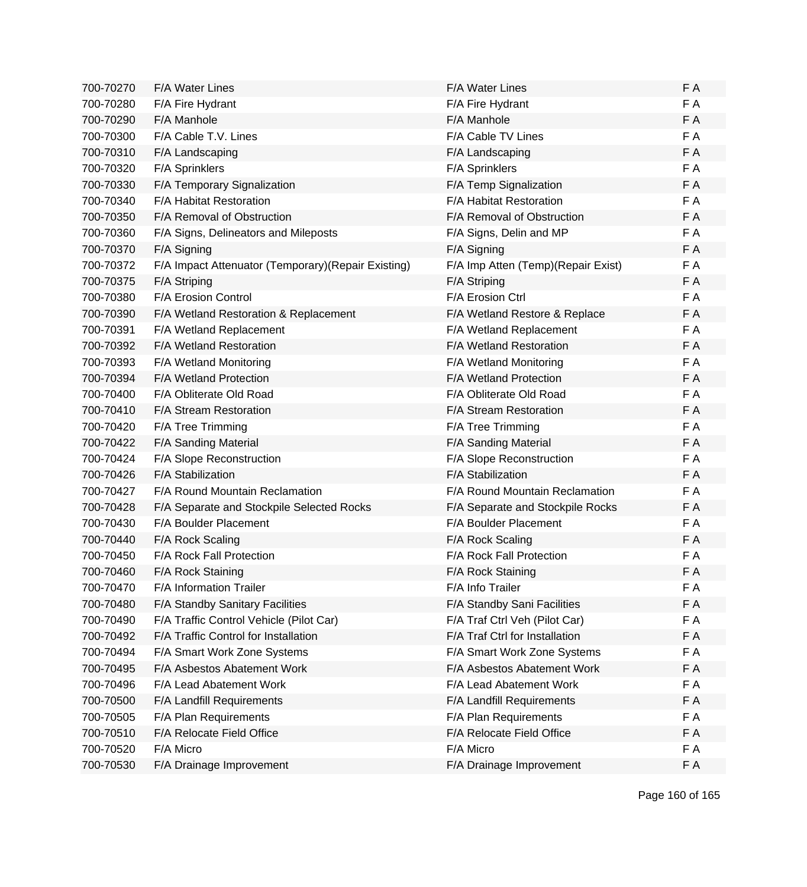| | | | |
|---|---|---|---|
| 700-70270 | F/A Water Lines | F/A Water Lines | F A |
| 700-70280 | F/A Fire Hydrant | F/A Fire Hydrant | F A |
| 700-70290 | F/A Manhole | F/A Manhole | F A |
| 700-70300 | F/A Cable T.V. Lines | F/A Cable TV Lines | F A |
| 700-70310 | F/A Landscaping | F/A Landscaping | F A |
| 700-70320 | F/A Sprinklers | F/A Sprinklers | F A |
| 700-70330 | F/A Temporary Signalization | F/A Temp Signalization | F A |
| 700-70340 | F/A Habitat Restoration | F/A Habitat Restoration | F A |
| 700-70350 | F/A Removal of Obstruction | F/A Removal of Obstruction | F A |
| 700-70360 | F/A Signs, Delineators and Mileposts | F/A Signs, Delin and MP | F A |
| 700-70370 | F/A Signing | F/A Signing | F A |
| 700-70372 | F/A Impact Attenuator (Temporary)(Repair Existing) | F/A Imp Atten (Temp)(Repair Exist) | F A |
| 700-70375 | F/A Striping | F/A Striping | F A |
| 700-70380 | F/A Erosion Control | F/A Erosion Ctrl | F A |
| 700-70390 | F/A Wetland Restoration & Replacement | F/A Wetland Restore & Replace | F A |
| 700-70391 | F/A Wetland Replacement | F/A Wetland Replacement | F A |
| 700-70392 | F/A Wetland Restoration | F/A Wetland Restoration | F A |
| 700-70393 | F/A Wetland Monitoring | F/A Wetland Monitoring | F A |
| 700-70394 | F/A Wetland Protection | F/A Wetland Protection | F A |
| 700-70400 | F/A Obliterate Old Road | F/A Obliterate Old Road | F A |
| 700-70410 | F/A Stream Restoration | F/A Stream Restoration | F A |
| 700-70420 | F/A Tree Trimming | F/A Tree Trimming | F A |
| 700-70422 | F/A Sanding Material | F/A Sanding Material | F A |
| 700-70424 | F/A Slope Reconstruction | F/A Slope Reconstruction | F A |
| 700-70426 | F/A Stabilization | F/A Stabilization | F A |
| 700-70427 | F/A Round Mountain Reclamation | F/A Round Mountain Reclamation | F A |
| 700-70428 | F/A Separate and Stockpile Selected Rocks | F/A Separate and Stockpile Rocks | F A |
| 700-70430 | F/A Boulder Placement | F/A Boulder Placement | F A |
| 700-70440 | F/A Rock Scaling | F/A Rock Scaling | F A |
| 700-70450 | F/A Rock Fall Protection | F/A Rock Fall Protection | F A |
| 700-70460 | F/A Rock Staining | F/A Rock Staining | F A |
| 700-70470 | F/A Information Trailer | F/A Info Trailer | F A |
| 700-70480 | F/A Standby Sanitary Facilities | F/A Standby Sani Facilities | F A |
| 700-70490 | F/A Traffic Control Vehicle (Pilot Car) | F/A Traf Ctrl Veh (Pilot Car) | F A |
| 700-70492 | F/A Traffic Control for Installation | F/A Traf Ctrl for Installation | F A |
| 700-70494 | F/A Smart Work Zone Systems | F/A Smart Work Zone Systems | F A |
| 700-70495 | F/A Asbestos Abatement Work | F/A Asbestos Abatement Work | F A |
| 700-70496 | F/A Lead Abatement Work | F/A Lead Abatement Work | F A |
| 700-70500 | F/A Landfill Requirements | F/A Landfill Requirements | F A |
| 700-70505 | F/A Plan Requirements | F/A Plan Requirements | F A |
| 700-70510 | F/A Relocate Field Office | F/A Relocate Field Office | F A |
| 700-70520 | F/A Micro | F/A Micro | F A |
| 700-70530 | F/A Drainage Improvement | F/A Drainage Improvement | F A |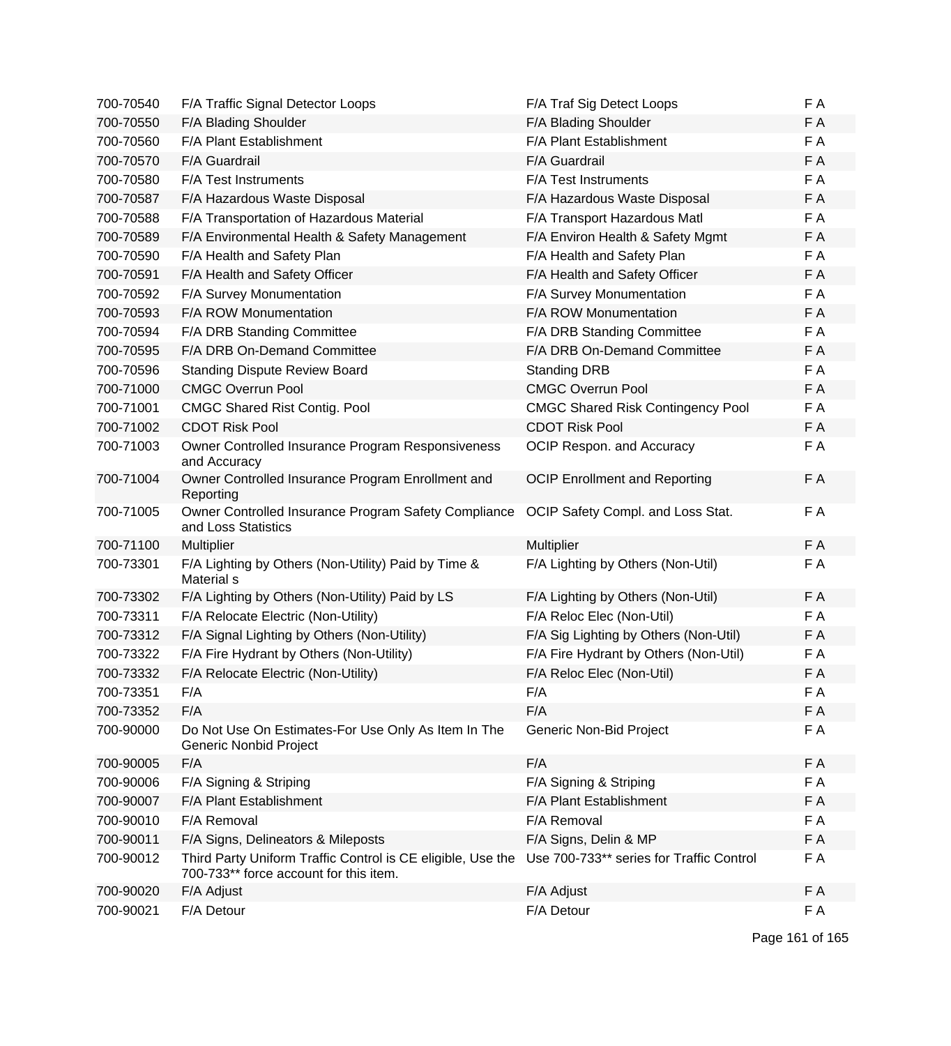| | | | |
|---|---|---|---|
| 700-70540 | F/A Traffic Signal Detector Loops | F/A Traf Sig Detect Loops | F A |
| 700-70550 | F/A Blading Shoulder | F/A Blading Shoulder | F A |
| 700-70560 | F/A Plant Establishment | F/A Plant Establishment | F A |
| 700-70570 | F/A Guardrail | F/A Guardrail | F A |
| 700-70580 | F/A Test Instruments | F/A Test Instruments | F A |
| 700-70587 | F/A Hazardous Waste Disposal | F/A Hazardous Waste Disposal | F A |
| 700-70588 | F/A Transportation of Hazardous Material | F/A Transport Hazardous Matl | F A |
| 700-70589 | F/A Environmental Health & Safety Management | F/A Environ Health & Safety Mgmt | F A |
| 700-70590 | F/A Health and Safety Plan | F/A Health and Safety Plan | F A |
| 700-70591 | F/A Health and Safety Officer | F/A Health and Safety Officer | F A |
| 700-70592 | F/A Survey Monumentation | F/A Survey Monumentation | F A |
| 700-70593 | F/A ROW Monumentation | F/A ROW Monumentation | F A |
| 700-70594 | F/A DRB Standing Committee | F/A DRB Standing Committee | F A |
| 700-70595 | F/A DRB On-Demand Committee | F/A DRB On-Demand Committee | F A |
| 700-70596 | Standing Dispute Review Board | Standing DRB | F A |
| 700-71000 | CMGC Overrun Pool | CMGC Overrun Pool | F A |
| 700-71001 | CMGC Shared Rist Contig. Pool | CMGC Shared Risk Contingency Pool | F A |
| 700-71002 | CDOT Risk Pool | CDOT Risk Pool | F A |
| 700-71003 | Owner Controlled Insurance Program Responsiveness and Accuracy | OCIP Respon. and Accuracy | F A |
| 700-71004 | Owner Controlled Insurance Program Enrollment and Reporting | OCIP Enrollment and Reporting | F A |
| 700-71005 | Owner Controlled Insurance Program Safety Compliance and Loss Statistics | OCIP Safety Compl. and Loss Stat. | F A |
| 700-71100 | Multiplier | Multiplier | F A |
| 700-73301 | F/A Lighting by Others (Non-Utility) Paid by Time & Material s | F/A Lighting by Others (Non-Util) | F A |
| 700-73302 | F/A Lighting by Others (Non-Utility) Paid by LS | F/A Lighting by Others (Non-Util) | F A |
| 700-73311 | F/A Relocate Electric (Non-Utility) | F/A Reloc Elec (Non-Util) | F A |
| 700-73312 | F/A Signal Lighting by Others (Non-Utility) | F/A Sig Lighting by Others (Non-Util) | F A |
| 700-73322 | F/A Fire Hydrant by Others (Non-Utility) | F/A Fire Hydrant by Others (Non-Util) | F A |
| 700-73332 | F/A Relocate Electric (Non-Utility) | F/A Reloc Elec (Non-Util) | F A |
| 700-73351 | F/A | F/A | F A |
| 700-73352 | F/A | F/A | F A |
| 700-90000 | Do Not Use On Estimates-For Use Only As Item In The Generic Nonbid Project | Generic Non-Bid Project | F A |
| 700-90005 | F/A | F/A | F A |
| 700-90006 | F/A Signing & Striping | F/A Signing & Striping | F A |
| 700-90007 | F/A Plant Establishment | F/A Plant Establishment | F A |
| 700-90010 | F/A Removal | F/A Removal | F A |
| 700-90011 | F/A Signs, Delineators & Mileposts | F/A Signs, Delin & MP | F A |
| 700-90012 | Third Party Uniform Traffic Control is CE eligible, Use the 700-733** force account for this item. | Use 700-733** series for Traffic Control | F A |
| 700-90020 | F/A Adjust | F/A Adjust | F A |
| 700-90021 | F/A Detour | F/A Detour | F A |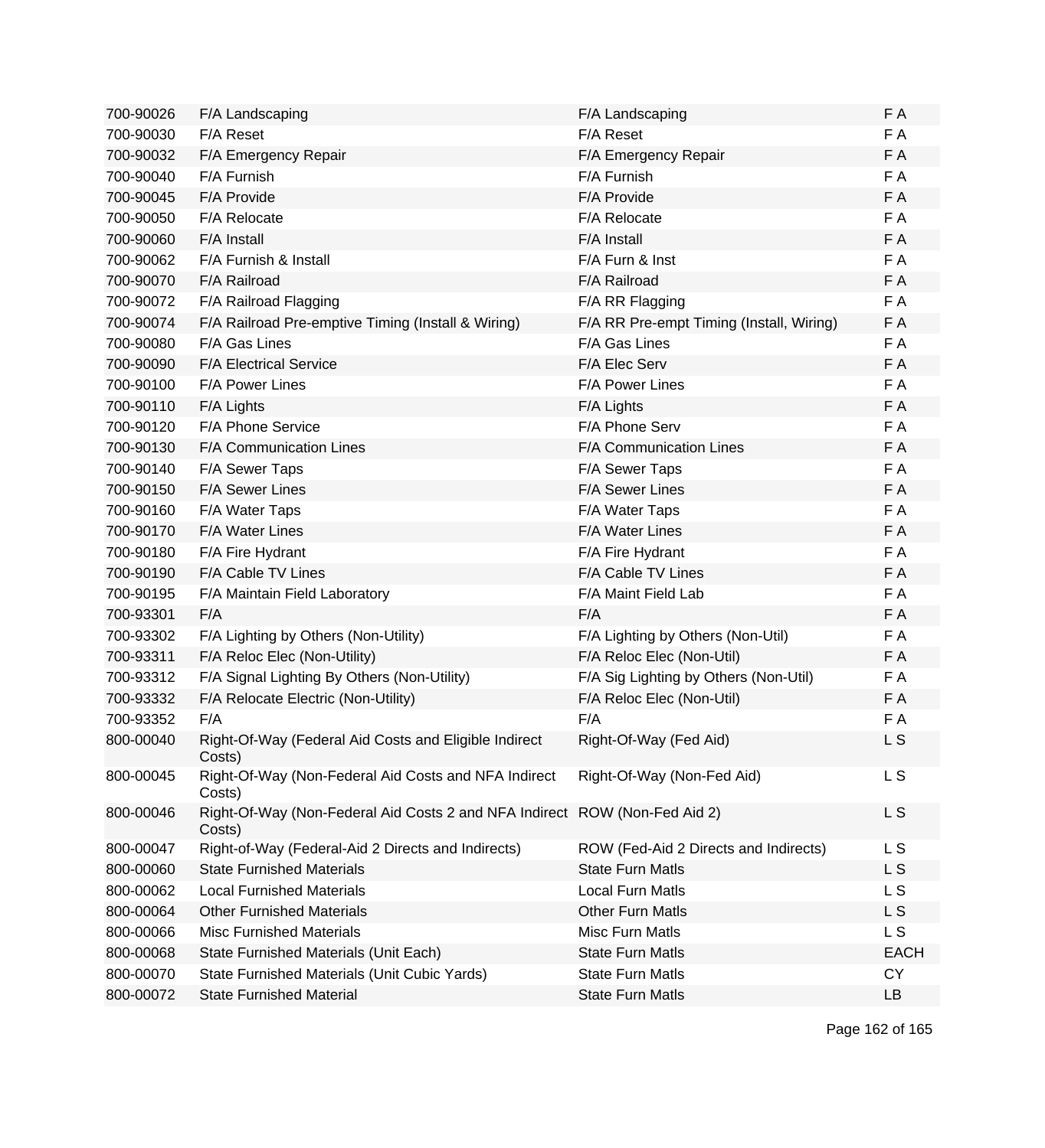| | | | |
|---|---|---|---|
| 700-90026 | F/A Landscaping | F/A Landscaping | F A |
| 700-90030 | F/A Reset | F/A Reset | F A |
| 700-90032 | F/A Emergency Repair | F/A Emergency Repair | F A |
| 700-90040 | F/A Furnish | F/A Furnish | F A |
| 700-90045 | F/A Provide | F/A Provide | F A |
| 700-90050 | F/A Relocate | F/A Relocate | F A |
| 700-90060 | F/A Install | F/A Install | F A |
| 700-90062 | F/A Furnish & Install | F/A Furn & Inst | F A |
| 700-90070 | F/A Railroad | F/A Railroad | F A |
| 700-90072 | F/A Railroad Flagging | F/A RR Flagging | F A |
| 700-90074 | F/A Railroad Pre-emptive Timing (Install & Wiring) | F/A RR Pre-empt Timing (Install, Wiring) | F A |
| 700-90080 | F/A Gas Lines | F/A Gas Lines | F A |
| 700-90090 | F/A Electrical Service | F/A Elec Serv | F A |
| 700-90100 | F/A Power Lines | F/A Power Lines | F A |
| 700-90110 | F/A Lights | F/A Lights | F A |
| 700-90120 | F/A Phone Service | F/A Phone Serv | F A |
| 700-90130 | F/A Communication Lines | F/A Communication Lines | F A |
| 700-90140 | F/A Sewer Taps | F/A Sewer Taps | F A |
| 700-90150 | F/A Sewer Lines | F/A Sewer Lines | F A |
| 700-90160 | F/A Water Taps | F/A Water Taps | F A |
| 700-90170 | F/A Water Lines | F/A Water Lines | F A |
| 700-90180 | F/A Fire Hydrant | F/A Fire Hydrant | F A |
| 700-90190 | F/A Cable TV Lines | F/A Cable TV Lines | F A |
| 700-90195 | F/A Maintain Field Laboratory | F/A Maint Field Lab | F A |
| 700-93301 | F/A | F/A | F A |
| 700-93302 | F/A Lighting by Others (Non-Utility) | F/A Lighting by Others (Non-Util) | F A |
| 700-93311 | F/A Reloc Elec (Non-Utility) | F/A Reloc Elec (Non-Util) | F A |
| 700-93312 | F/A Signal Lighting By Others (Non-Utility) | F/A Sig Lighting by Others (Non-Util) | F A |
| 700-93332 | F/A Relocate Electric (Non-Utility) | F/A Reloc Elec (Non-Util) | F A |
| 700-93352 | F/A | F/A | F A |
| 800-00040 | Right-Of-Way (Federal Aid Costs and Eligible Indirect Costs) | Right-Of-Way (Fed Aid) | L S |
| 800-00045 | Right-Of-Way (Non-Federal Aid Costs and NFA Indirect Costs) | Right-Of-Way (Non-Fed Aid) | L S |
| 800-00046 | Right-Of-Way (Non-Federal Aid Costs 2 and NFA Indirect Costs) | ROW (Non-Fed Aid 2) | L S |
| 800-00047 | Right-of-Way (Federal-Aid 2 Directs and Indirects) | ROW (Fed-Aid 2 Directs and Indirects) | L S |
| 800-00060 | State Furnished Materials | State Furn Matls | L S |
| 800-00062 | Local Furnished Materials | Local Furn Matls | L S |
| 800-00064 | Other Furnished Materials | Other Furn Matls | L S |
| 800-00066 | Misc Furnished Materials | Misc Furn Matls | L S |
| 800-00068 | State Furnished Materials (Unit Each) | State Furn Matls | EACH |
| 800-00070 | State Furnished Materials (Unit Cubic Yards) | State Furn Matls | CY |
| 800-00072 | State Furnished Material | State Furn Matls | LB |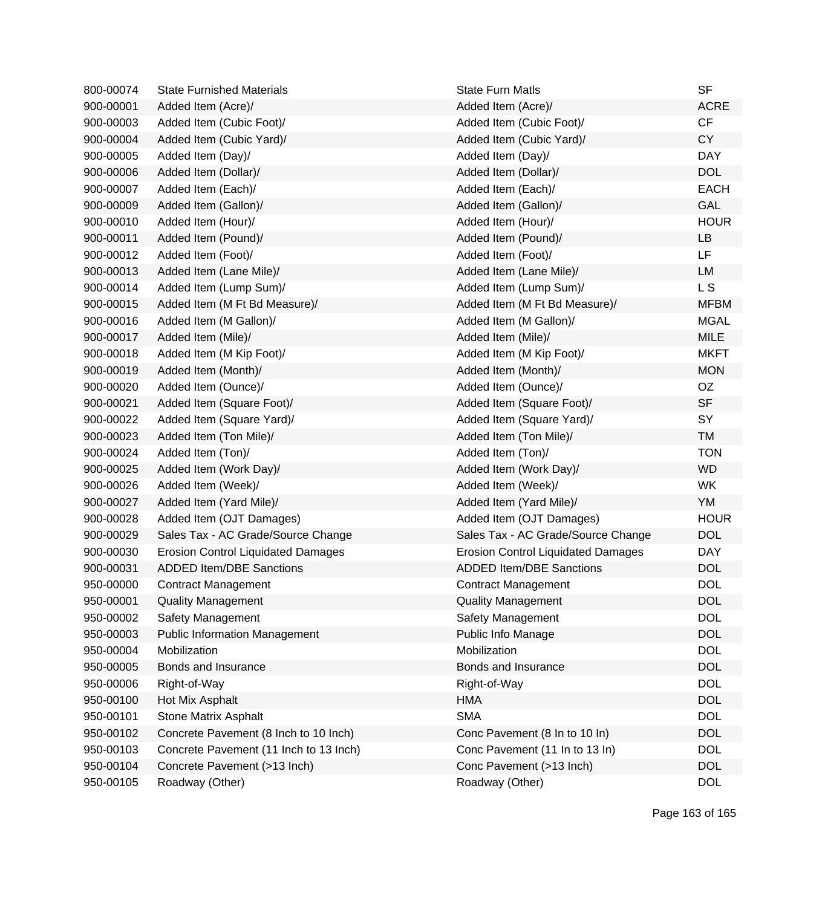| | | | |
|---|---|---|---|
| 800-00074 | State Furnished Materials | State Furn Matls | SF |
| 900-00001 | Added Item (Acre)/ | Added Item (Acre)/ | ACRE |
| 900-00003 | Added Item (Cubic Foot)/ | Added Item (Cubic Foot)/ | CF |
| 900-00004 | Added Item (Cubic Yard)/ | Added Item (Cubic Yard)/ | CY |
| 900-00005 | Added Item (Day)/ | Added Item (Day)/ | DAY |
| 900-00006 | Added Item (Dollar)/ | Added Item (Dollar)/ | DOL |
| 900-00007 | Added Item (Each)/ | Added Item (Each)/ | EACH |
| 900-00009 | Added Item (Gallon)/ | Added Item (Gallon)/ | GAL |
| 900-00010 | Added Item (Hour)/ | Added Item (Hour)/ | HOUR |
| 900-00011 | Added Item (Pound)/ | Added Item (Pound)/ | LB |
| 900-00012 | Added Item (Foot)/ | Added Item (Foot)/ | LF |
| 900-00013 | Added Item (Lane Mile)/ | Added Item (Lane Mile)/ | LM |
| 900-00014 | Added Item (Lump Sum)/ | Added Item (Lump Sum)/ | L S |
| 900-00015 | Added Item (M Ft Bd Measure)/ | Added Item (M Ft Bd Measure)/ | MFBM |
| 900-00016 | Added Item (M Gallon)/ | Added Item (M Gallon)/ | MGAL |
| 900-00017 | Added Item (Mile)/ | Added Item (Mile)/ | MILE |
| 900-00018 | Added Item (M Kip Foot)/ | Added Item (M Kip Foot)/ | MKFT |
| 900-00019 | Added Item (Month)/ | Added Item (Month)/ | MON |
| 900-00020 | Added Item (Ounce)/ | Added Item (Ounce)/ | OZ |
| 900-00021 | Added Item (Square Foot)/ | Added Item (Square Foot)/ | SF |
| 900-00022 | Added Item (Square Yard)/ | Added Item (Square Yard)/ | SY |
| 900-00023 | Added Item (Ton Mile)/ | Added Item (Ton Mile)/ | TM |
| 900-00024 | Added Item (Ton)/ | Added Item (Ton)/ | TON |
| 900-00025 | Added Item (Work Day)/ | Added Item (Work Day)/ | WD |
| 900-00026 | Added Item (Week)/ | Added Item (Week)/ | WK |
| 900-00027 | Added Item (Yard Mile)/ | Added Item (Yard Mile)/ | YM |
| 900-00028 | Added Item (OJT Damages) | Added Item (OJT Damages) | HOUR |
| 900-00029 | Sales Tax - AC Grade/Source Change | Sales Tax - AC Grade/Source Change | DOL |
| 900-00030 | Erosion Control Liquidated Damages | Erosion Control Liquidated Damages | DAY |
| 900-00031 | ADDED Item/DBE Sanctions | ADDED Item/DBE Sanctions | DOL |
| 950-00000 | Contract Management | Contract Management | DOL |
| 950-00001 | Quality Management | Quality Management | DOL |
| 950-00002 | Safety Management | Safety Management | DOL |
| 950-00003 | Public Information Management | Public Info Manage | DOL |
| 950-00004 | Mobilization | Mobilization | DOL |
| 950-00005 | Bonds and Insurance | Bonds and Insurance | DOL |
| 950-00006 | Right-of-Way | Right-of-Way | DOL |
| 950-00100 | Hot Mix Asphalt | HMA | DOL |
| 950-00101 | Stone Matrix Asphalt | SMA | DOL |
| 950-00102 | Concrete Pavement (8 Inch to 10 Inch) | Conc Pavement (8 In to 10 In) | DOL |
| 950-00103 | Concrete Pavement (11 Inch to 13 Inch) | Conc Pavement (11 In to 13 In) | DOL |
| 950-00104 | Concrete Pavement (>13 Inch) | Conc Pavement (>13 Inch) | DOL |
| 950-00105 | Roadway (Other) | Roadway (Other) | DOL |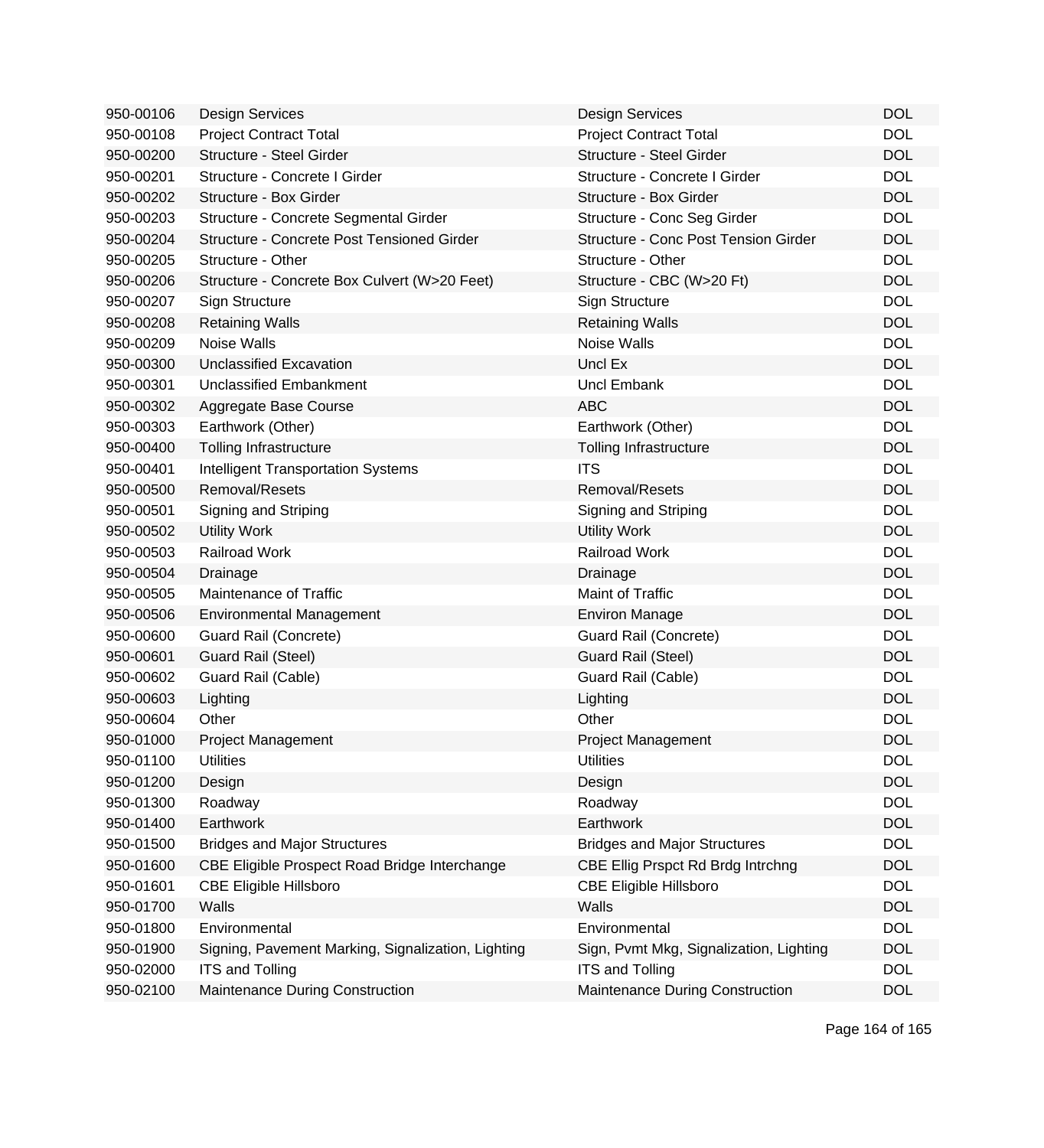| | | | |
|---|---|---|---|
| 950-00106 | Design Services | Design Services | DOL |
| 950-00108 | Project Contract Total | Project Contract Total | DOL |
| 950-00200 | Structure - Steel Girder | Structure - Steel Girder | DOL |
| 950-00201 | Structure - Concrete I Girder | Structure - Concrete I Girder | DOL |
| 950-00202 | Structure - Box Girder | Structure - Box Girder | DOL |
| 950-00203 | Structure - Concrete Segmental Girder | Structure - Conc Seg Girder | DOL |
| 950-00204 | Structure - Concrete Post Tensioned Girder | Structure - Conc Post Tension Girder | DOL |
| 950-00205 | Structure - Other | Structure - Other | DOL |
| 950-00206 | Structure - Concrete Box Culvert (W>20 Feet) | Structure - CBC (W>20 Ft) | DOL |
| 950-00207 | Sign Structure | Sign Structure | DOL |
| 950-00208 | Retaining Walls | Retaining Walls | DOL |
| 950-00209 | Noise Walls | Noise Walls | DOL |
| 950-00300 | Unclassified Excavation | Uncl Ex | DOL |
| 950-00301 | Unclassified Embankment | Uncl Embank | DOL |
| 950-00302 | Aggregate Base Course | ABC | DOL |
| 950-00303 | Earthwork (Other) | Earthwork (Other) | DOL |
| 950-00400 | Tolling Infrastructure | Tolling Infrastructure | DOL |
| 950-00401 | Intelligent Transportation Systems | ITS | DOL |
| 950-00500 | Removal/Resets | Removal/Resets | DOL |
| 950-00501 | Signing and Striping | Signing and Striping | DOL |
| 950-00502 | Utility Work | Utility Work | DOL |
| 950-00503 | Railroad Work | Railroad Work | DOL |
| 950-00504 | Drainage | Drainage | DOL |
| 950-00505 | Maintenance of Traffic | Maint of Traffic | DOL |
| 950-00506 | Environmental Management | Environ Manage | DOL |
| 950-00600 | Guard Rail (Concrete) | Guard Rail (Concrete) | DOL |
| 950-00601 | Guard Rail (Steel) | Guard Rail (Steel) | DOL |
| 950-00602 | Guard Rail (Cable) | Guard Rail (Cable) | DOL |
| 950-00603 | Lighting | Lighting | DOL |
| 950-00604 | Other | Other | DOL |
| 950-01000 | Project Management | Project Management | DOL |
| 950-01100 | Utilities | Utilities | DOL |
| 950-01200 | Design | Design | DOL |
| 950-01300 | Roadway | Roadway | DOL |
| 950-01400 | Earthwork | Earthwork | DOL |
| 950-01500 | Bridges and Major Structures | Bridges and Major Structures | DOL |
| 950-01600 | CBE Eligible Prospect Road Bridge Interchange | CBE Ellig Prspct Rd Brdg Intrchng | DOL |
| 950-01601 | CBE Eligible Hillsboro | CBE Eligible Hillsboro | DOL |
| 950-01700 | Walls | Walls | DOL |
| 950-01800 | Environmental | Environmental | DOL |
| 950-01900 | Signing, Pavement Marking, Signalization, Lighting | Sign, Pvmt Mkg, Signalization, Lighting | DOL |
| 950-02000 | ITS and Tolling | ITS and Tolling | DOL |
| 950-02100 | Maintenance During Construction | Maintenance During Construction | DOL |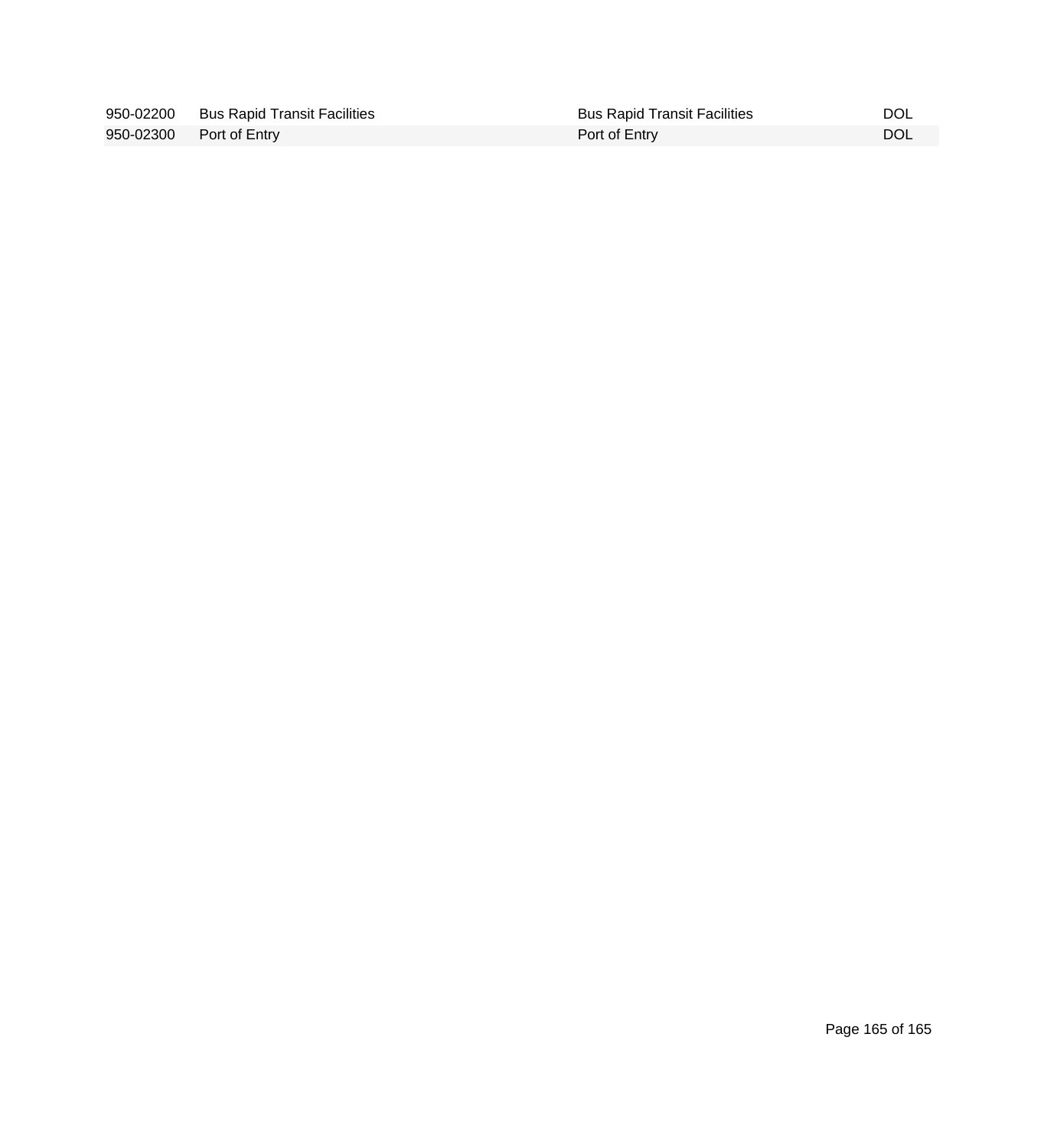| | | | |
|---|---|---|---|
| 950-02200 | Bus Rapid Transit Facilities | Bus Rapid Transit Facilities | DOL |
| 950-02300 | Port of Entry | Port of Entry | DOL |